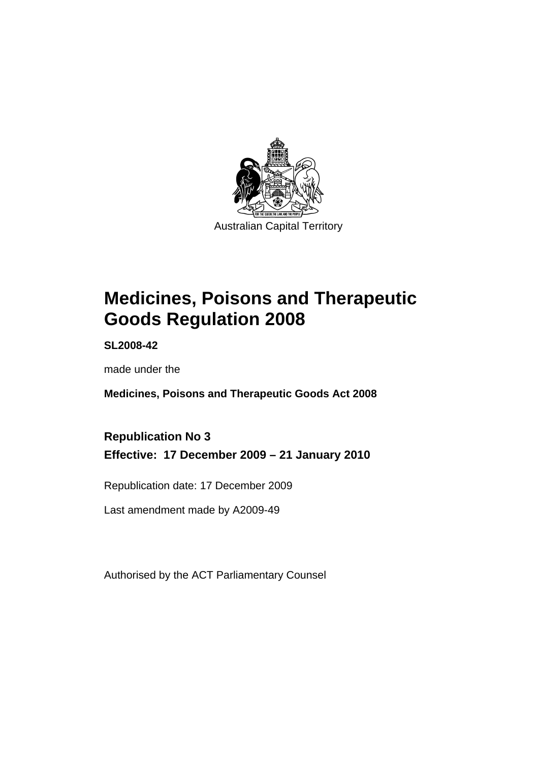Australian Capital Territory

# Medicines, Poisons and Therapeutic Goods Regulation 2008

**SL2008-42**

made under the

**Medicines, Poisons and Therapeutic Goods Act 2008**

## Republication No 3

## Effective: 17 December 2009 – 21 January 2010

Republication date: 17 December 2009

Last amendment made by A2009-49

Authorised by the ACT Parliamentary Counsel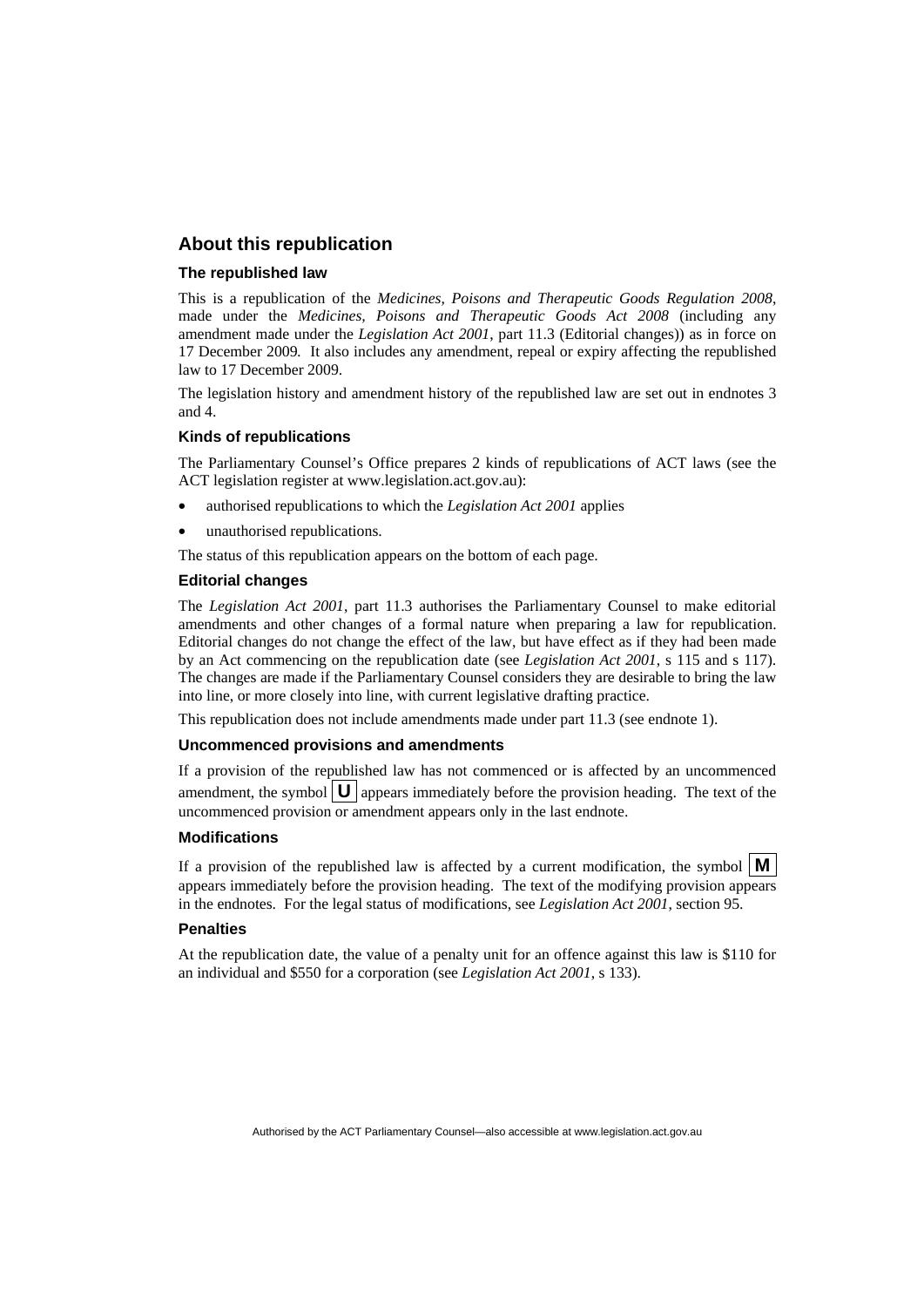## About this republication

### The republished law

This is a republication of the *Medicines, Poisons and Therapeutic Goods Regulation 2008*, made under the *Medicines, Poisons and Therapeutic Goods Act 2008* (including any amendment made under the *Legislation Act 2001*, part 11.3 (Editorial changes)) as in force on 17 December 2009*.* It also includes any amendment, repeal or expiry affecting the republished law to 17 December 2009.

The legislation history and amendment history of the republished law are set out in endnotes 3 and 4.

### Kinds of republications

The Parliamentary Counsel's Office prepares 2 kinds of republications of ACT laws (see the ACT legislation register at www.legislation.act.gov.au):

- authorised republications to which the *Legislation Act 2001* applies
- unauthorised republications.

The status of this republication appears on the bottom of each page.

### Editorial changes

The *Legislation Act 2001*, part 11.3 authorises the Parliamentary Counsel to make editorial amendments and other changes of a formal nature when preparing a law for republication. Editorial changes do not change the effect of the law, but have effect as if they had been made by an Act commencing on the republication date (see *Legislation Act 2001*, s 115 and s 117). The changes are made if the Parliamentary Counsel considers they are desirable to bring the law into line, or more closely into line, with current legislative drafting practice.

This republication does not include amendments made under part 11.3 (see endnote 1).

### Uncommenced provisions and amendments

If a provision of the republished law has not commenced or is affected by an uncommenced amendment, the symbol **U** appears immediately before the provision heading. The text of the uncommenced provision or amendment appears only in the last endnote.

### Modifications

If a provision of the republished law is affected by a current modification, the symbol **M** appears immediately before the provision heading. The text of the modifying provision appears in the endnotes. For the legal status of modifications, see *Legislation Act 2001*, section 95.

### Penalties

At the republication date, the value of a penalty unit for an offence against this law is $110 for an individual and $550 for a corporation (see *Legislation Act 2001*, s 133).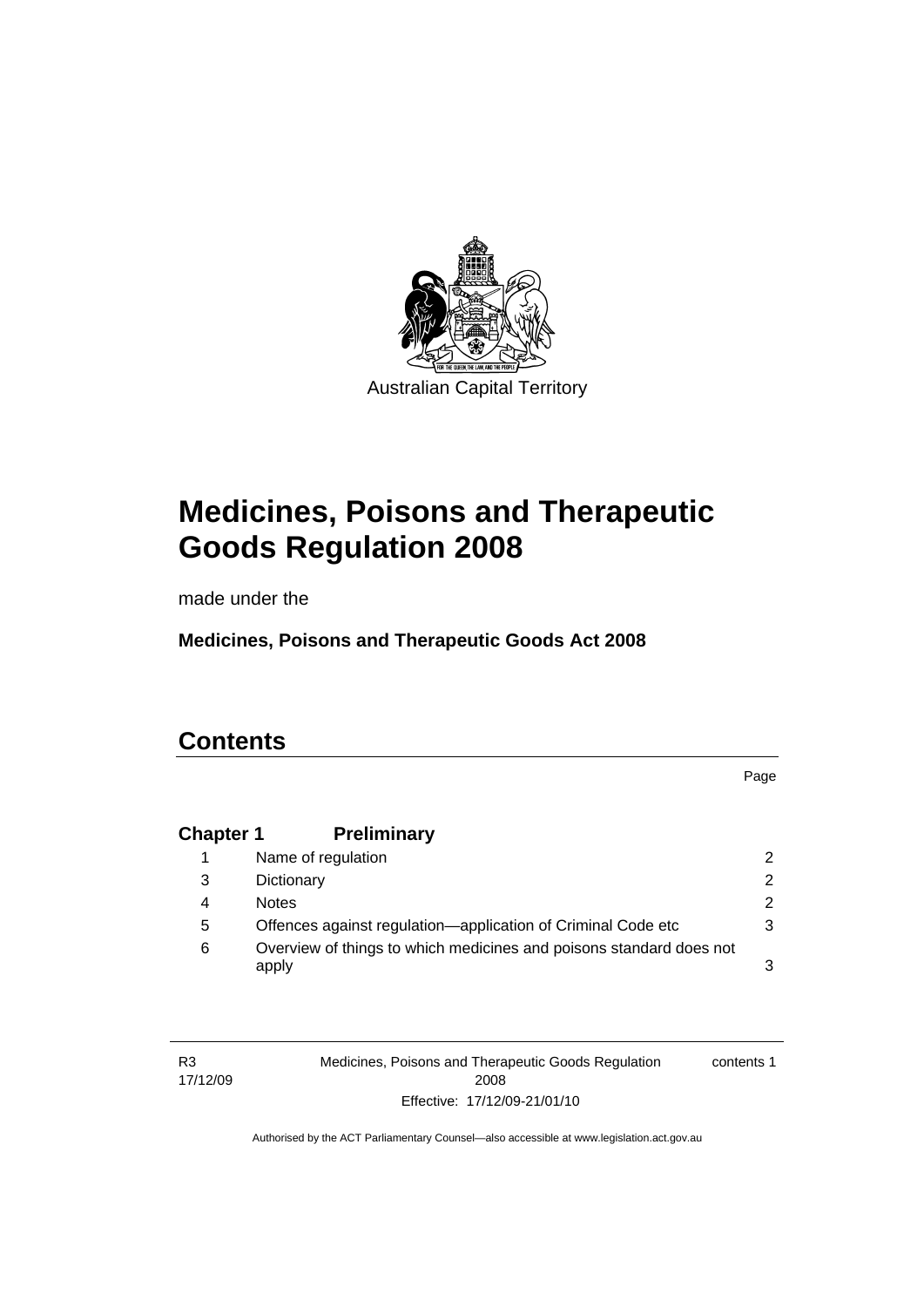Australian Capital Territory

# Medicines, Poisons and Therapeutic Goods Regulation 2008

made under the

**Medicines, Poisons and Therapeutic Goods Act 2008**

## Contents

| | | Page |
|---|---|---|
| **Chapter 1** | **Preliminary** | |
| 1 | Name of regulation | 2 |
| 3 | Dictionary | 2 |
| 4 | Notes | 2 |
| 5 | Offences against regulation—application of Criminal Code etc | 3 |
| 6 | Overview of things to which medicines and poisons standard does not apply | 3 |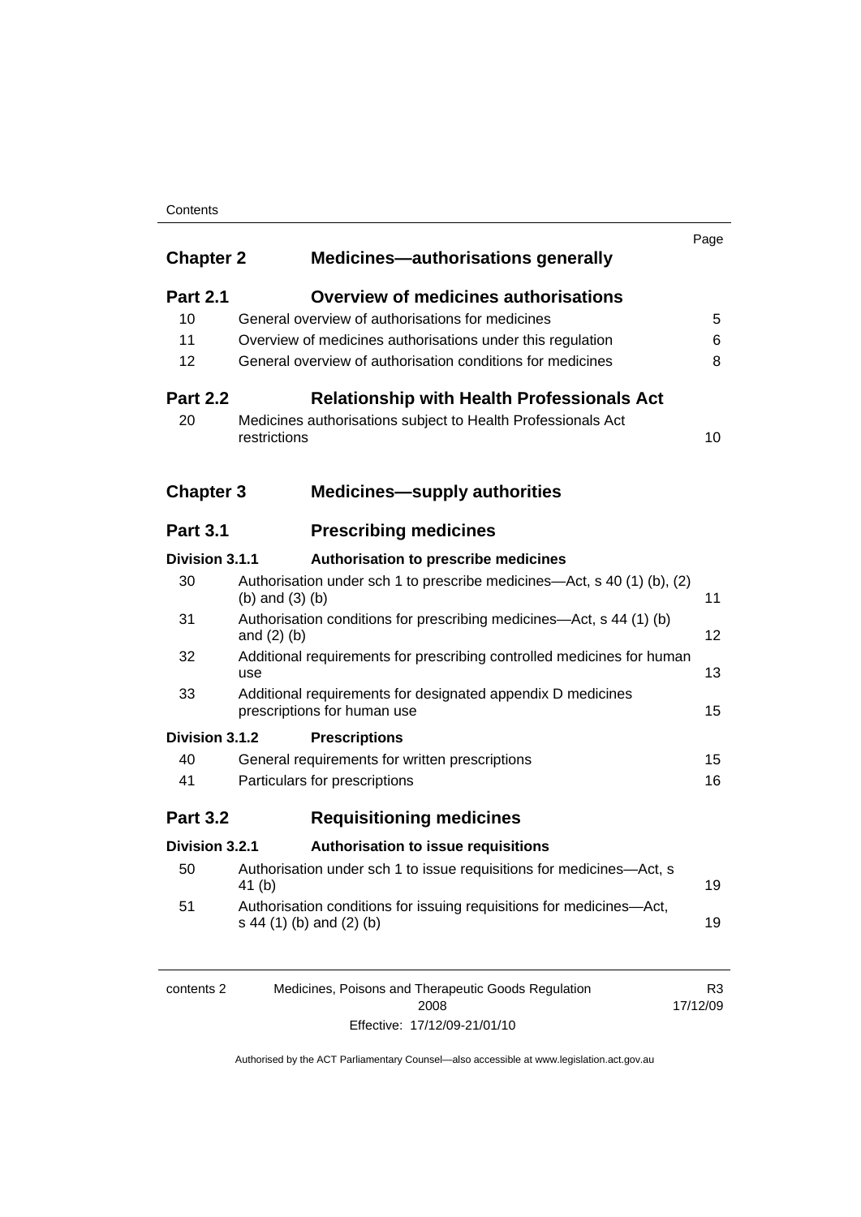| | | Page |
|---|---|---|
| **Chapter 2** | **Medicines—authorisations generally** | |
| **Part 2.1** | **Overview of medicines authorisations** | |
| 10 | General overview of authorisations for medicines | 5 |
| 11 | Overview of medicines authorisations under this regulation | 6 |
| 12 | General overview of authorisation conditions for medicines | 8 |
| **Part 2.2** | **Relationship with Health Professionals Act** | |
| 20 | Medicines authorisations subject to Health Professionals Act restrictions | 10 |
| **Chapter 3** | **Medicines—supply authorities** | |
| **Part 3.1** | **Prescribing medicines** | |
| **Division 3.1.1** | **Authorisation to prescribe medicines** | |
| 30 | Authorisation under sch 1 to prescribe medicines—Act, s 40 (1) (b), (2) (b) and (3) (b) | 11 |
| 31 | Authorisation conditions for prescribing medicines—Act, s 44 (1) (b) and (2) (b) | 12 |
| 32 | Additional requirements for prescribing controlled medicines for human use | 13 |
| 33 | Additional requirements for designated appendix D medicines prescriptions for human use | 15 |
| **Division 3.1.2** | **Prescriptions** | |
| 40 | General requirements for written prescriptions | 15 |
| 41 | Particulars for prescriptions | 16 |
| **Part 3.2** | **Requisitioning medicines** | |
| **Division 3.2.1** | **Authorisation to issue requisitions** | |
| 50 | Authorisation under sch 1 to issue requisitions for medicines—Act, s 41 (b) | 19 |
| 51 | Authorisation conditions for issuing requisitions for medicines—Act, s 44 (1) (b) and (2) (b) | 19 |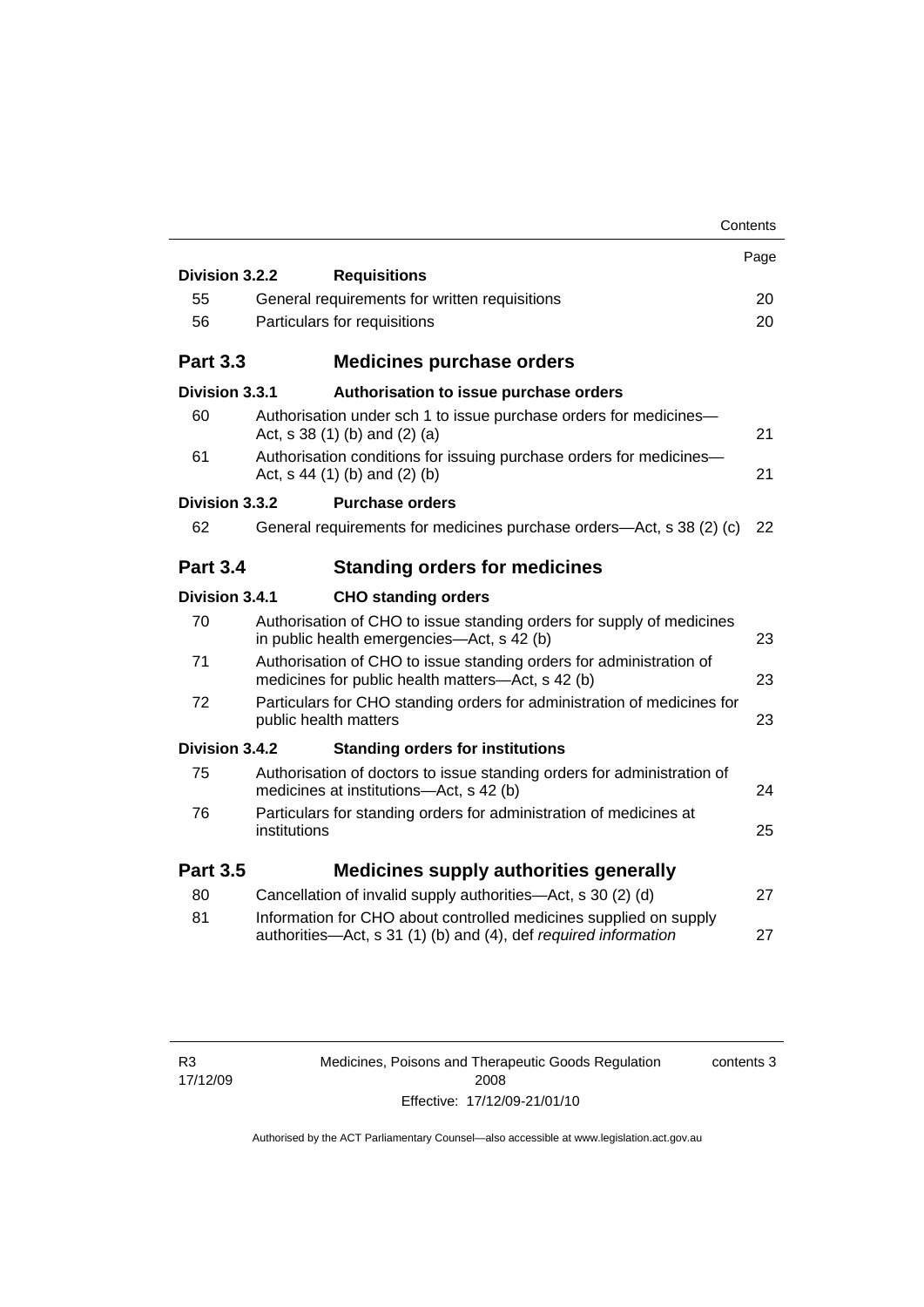| | | Page |
|---|---|---|
| **Division 3.2.2** | **Requisitions** | |
| 55 | General requirements for written requisitions | 20 |
| 56 | Particulars for requisitions | 20 |
| **Part 3.3** | **Medicines purchase orders** | |
| **Division 3.3.1** | **Authorisation to issue purchase orders** | |
| 60 | Authorisation under sch 1 to issue purchase orders for medicines—Act, s 38 (1) (b) and (2) (a) | 21 |
| 61 | Authorisation conditions for issuing purchase orders for medicines—Act, s 44 (1) (b) and (2) (b) | 21 |
| **Division 3.3.2** | **Purchase orders** | |
| 62 | General requirements for medicines purchase orders—Act, s 38 (2) (c) | 22 |
| **Part 3.4** | **Standing orders for medicines** | |
| **Division 3.4.1** | **CHO standing orders** | |
| 70 | Authorisation of CHO to issue standing orders for supply of medicines in public health emergencies—Act, s 42 (b) | 23 |
| 71 | Authorisation of CHO to issue standing orders for administration of medicines for public health matters—Act, s 42 (b) | 23 |
| 72 | Particulars for CHO standing orders for administration of medicines for public health matters | 23 |
| **Division 3.4.2** | **Standing orders for institutions** | |
| 75 | Authorisation of doctors to issue standing orders for administration of medicines at institutions—Act, s 42 (b) | 24 |
| 76 | Particulars for standing orders for administration of medicines at institutions | 25 |
| **Part 3.5** | **Medicines supply authorities generally** | |
| 80 | Cancellation of invalid supply authorities—Act, s 30 (2) (d) | 27 |
| 81 | Information for CHO about controlled medicines supplied on supply authorities—Act, s 31 (1) (b) and (4), def *required information* | 27 |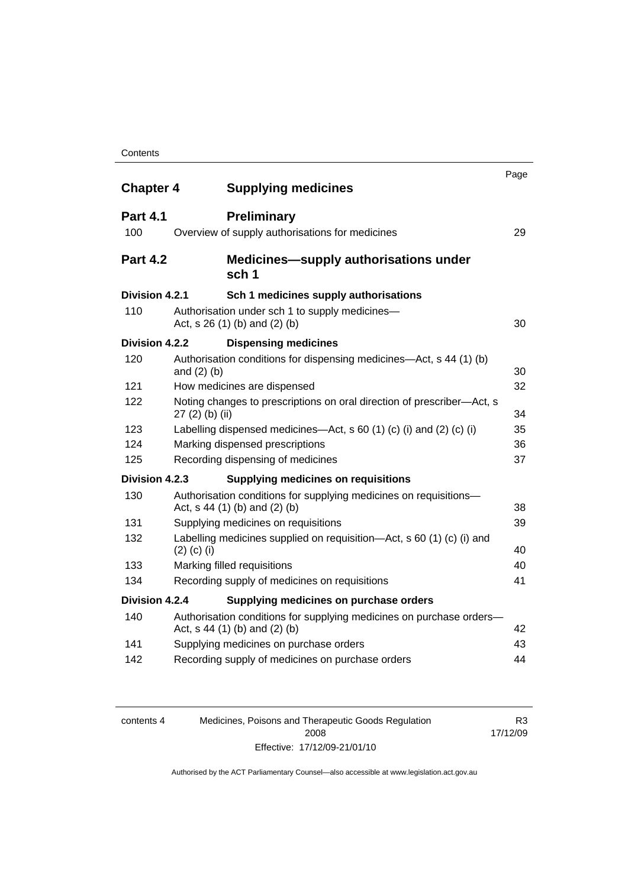| | | Page |
|---|---|---|
| **Chapter 4** | **Supplying medicines** | |
| **Part 4.1** | **Preliminary** | |
| 100 | Overview of supply authorisations for medicines | 29 |
| **Part 4.2** | **Medicines—supply authorisations under sch 1** | |
| **Division 4.2.1** | **Sch 1 medicines supply authorisations** | |
| 110 | Authorisation under sch 1 to supply medicines—Act, s 26 (1) (b) and (2) (b) | 30 |
| **Division 4.2.2** | **Dispensing medicines** | |
| 120 | Authorisation conditions for dispensing medicines—Act, s 44 (1) (b) and (2) (b) | 30 |
| 121 | How medicines are dispensed | 32 |
| 122 | Noting changes to prescriptions on oral direction of prescriber—Act, s 27 (2) (b) (ii) | 34 |
| 123 | Labelling dispensed medicines—Act, s 60 (1) (c) (i) and (2) (c) (i) | 35 |
| 124 | Marking dispensed prescriptions | 36 |
| 125 | Recording dispensing of medicines | 37 |
| **Division 4.2.3** | **Supplying medicines on requisitions** | |
| 130 | Authorisation conditions for supplying medicines on requisitions—Act, s 44 (1) (b) and (2) (b) | 38 |
| 131 | Supplying medicines on requisitions | 39 |
| 132 | Labelling medicines supplied on requisition—Act, s 60 (1) (c) (i) and (2) (c) (i) | 40 |
| 133 | Marking filled requisitions | 40 |
| 134 | Recording supply of medicines on requisitions | 41 |
| **Division 4.2.4** | **Supplying medicines on purchase orders** | |
| 140 | Authorisation conditions for supplying medicines on purchase orders—Act, s 44 (1) (b) and (2) (b) | 42 |
| 141 | Supplying medicines on purchase orders | 43 |
| 142 | Recording supply of medicines on purchase orders | 44 |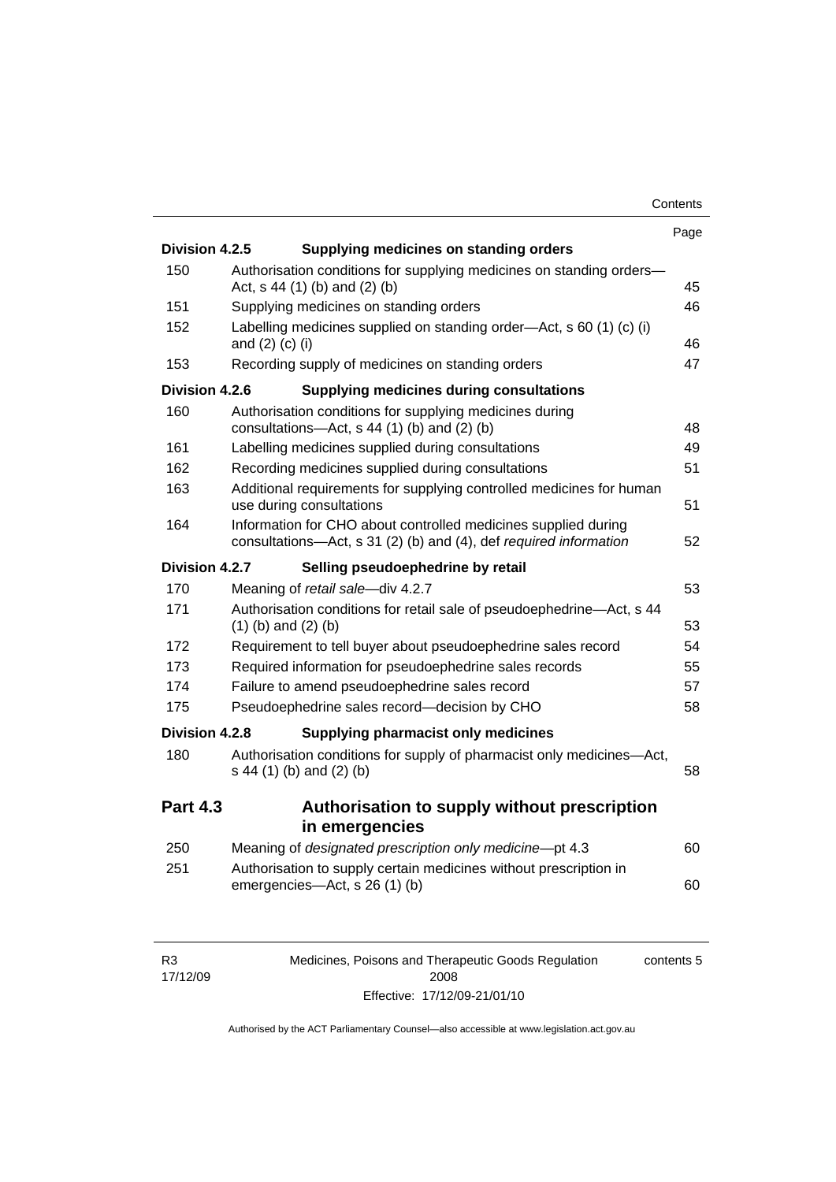| | | Page |
|---|---|---|
| **Division 4.2.5** | **Supplying medicines on standing orders** | |
| 150 | Authorisation conditions for supplying medicines on standing orders—Act, s 44 (1) (b) and (2) (b) | 45 |
| 151 | Supplying medicines on standing orders | 46 |
| 152 | Labelling medicines supplied on standing order—Act, s 60 (1) (c) (i) and (2) (c) (i) | 46 |
| 153 | Recording supply of medicines on standing orders | 47 |
| **Division 4.2.6** | **Supplying medicines during consultations** | |
| 160 | Authorisation conditions for supplying medicines during consultations—Act, s 44 (1) (b) and (2) (b) | 48 |
| 161 | Labelling medicines supplied during consultations | 49 |
| 162 | Recording medicines supplied during consultations | 51 |
| 163 | Additional requirements for supplying controlled medicines for human use during consultations | 51 |
| 164 | Information for CHO about controlled medicines supplied during consultations—Act, s 31 (2) (b) and (4), def *required information* | 52 |
| **Division 4.2.7** | **Selling pseudoephedrine by retail** | |
| 170 | Meaning of *retail sale*—div 4.2.7 | 53 |
| 171 | Authorisation conditions for retail sale of pseudoephedrine—Act, s 44 (1) (b) and (2) (b) | 53 |
| 172 | Requirement to tell buyer about pseudoephedrine sales record | 54 |
| 173 | Required information for pseudoephedrine sales records | 55 |
| 174 | Failure to amend pseudoephedrine sales record | 57 |
| 175 | Pseudoephedrine sales record—decision by CHO | 58 |
| **Division 4.2.8** | **Supplying pharmacist only medicines** | |
| 180 | Authorisation conditions for supply of pharmacist only medicines—Act, s 44 (1) (b) and (2) (b) | 58 |
| **Part 4.3** | **Authorisation to supply without prescription in emergencies** | |
| 250 | Meaning of *designated prescription only medicine*—pt 4.3 | 60 |
| 251 | Authorisation to supply certain medicines without prescription in emergencies—Act, s 26 (1) (b) | 60 |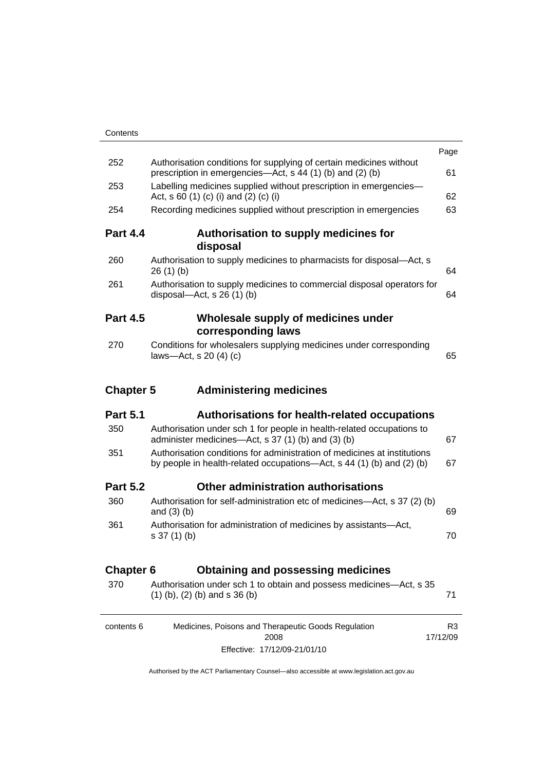| | | Page |
|---|---|---|
| 252 | Authorisation conditions for supplying of certain medicines without prescription in emergencies—Act, s 44 (1) (b) and (2) (b) | 61 |
| 253 | Labelling medicines supplied without prescription in emergencies—Act, s 60 (1) (c) (i) and (2) (c) (i) | 62 |
| 254 | Recording medicines supplied without prescription in emergencies | 63 |

## Part 4.4 Authorisation to supply medicines for disposal

| | | |
|---|---|---|
| 260 | Authorisation to supply medicines to pharmacists for disposal—Act, s 26 (1) (b) | 64 |
| 261 | Authorisation to supply medicines to commercial disposal operators for disposal—Act, s 26 (1) (b) | 64 |

## Part 4.5 Wholesale supply of medicines under corresponding laws

| | | |
|---|---|---|
| 270 | Conditions for wholesalers supplying medicines under corresponding laws—Act, s 20 (4) (c) | 65 |

# Chapter 5 Administering medicines

## Part 5.1 Authorisations for health-related occupations

| | | |
|---|---|---|
| 350 | Authorisation under sch 1 for people in health-related occupations to administer medicines—Act, s 37 (1) (b) and (3) (b) | 67 |
| 351 | Authorisation conditions for administration of medicines at institutions by people in health-related occupations—Act, s 44 (1) (b) and (2) (b) | 67 |

## Part 5.2 Other administration authorisations

| | | |
|---|---|---|
| 360 | Authorisation for self-administration etc of medicines—Act, s 37 (2) (b) and (3) (b) | 69 |
| 361 | Authorisation for administration of medicines by assistants—Act, s 37 (1) (b) | 70 |

# Chapter 6 Obtaining and possessing medicines

| | | |
|---|---|---|
| 370 | Authorisation under sch 1 to obtain and possess medicines—Act, s 35 (1) (b), (2) (b) and s 36 (b) | 71 |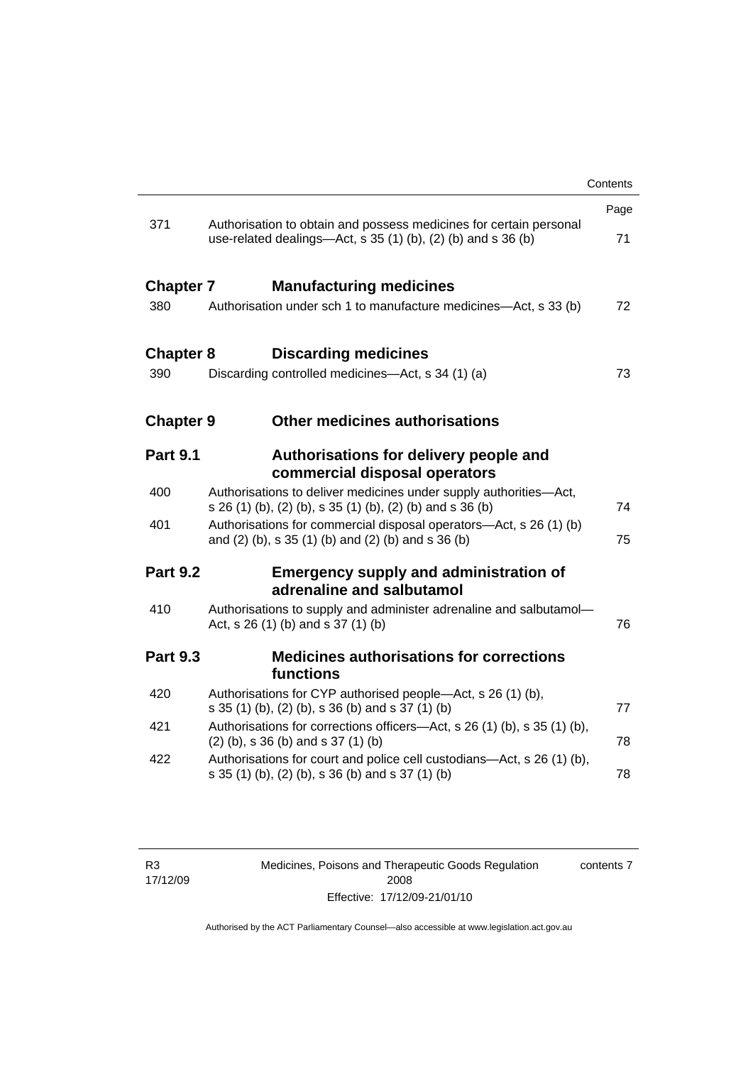| | | Page |
|---|---|---|
| 371 | Authorisation to obtain and possess medicines for certain personal use-related dealings—Act, s 35 (1) (b), (2) (b) and s 36 (b) | 71 |
| **Chapter 7** | **Manufacturing medicines** | |
| 380 | Authorisation under sch 1 to manufacture medicines—Act, s 33 (b) | 72 |
| **Chapter 8** | **Discarding medicines** | |
| 390 | Discarding controlled medicines—Act, s 34 (1) (a) | 73 |
| **Chapter 9** | **Other medicines authorisations** | |
| **Part 9.1** | **Authorisations for delivery people and commercial disposal operators** | |
| 400 | Authorisations to deliver medicines under supply authorities—Act, s 26 (1) (b), (2) (b), s 35 (1) (b), (2) (b) and s 36 (b) | 74 |
| 401 | Authorisations for commercial disposal operators—Act, s 26 (1) (b) and (2) (b), s 35 (1) (b) and (2) (b) and s 36 (b) | 75 |
| **Part 9.2** | **Emergency supply and administration of adrenaline and salbutamol** | |
| 410 | Authorisations to supply and administer adrenaline and salbutamol—Act, s 26 (1) (b) and s 37 (1) (b) | 76 |
| **Part 9.3** | **Medicines authorisations for corrections functions** | |
| 420 | Authorisations for CYP authorised people—Act, s 26 (1) (b), s 35 (1) (b), (2) (b), s 36 (b) and s 37 (1) (b) | 77 |
| 421 | Authorisations for corrections officers—Act, s 26 (1) (b), s 35 (1) (b), (2) (b), s 36 (b) and s 37 (1) (b) | 78 |
| 422 | Authorisations for court and police cell custodians—Act, s 26 (1) (b), s 35 (1) (b), (2) (b), s 36 (b) and s 37 (1) (b) | 78 |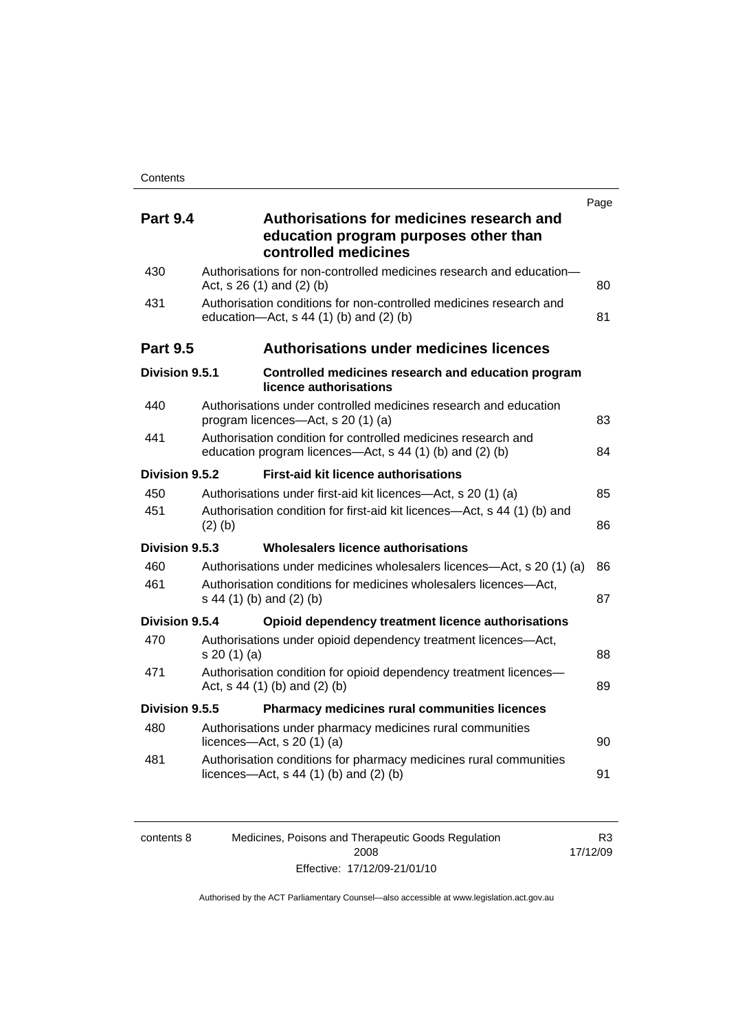| | | Page |
|---|---|---|
| **Part 9.4** | **Authorisations for medicines research and education program purposes other than controlled medicines** | |
| 430 | Authorisations for non-controlled medicines research and education—Act, s 26 (1) and (2) (b) | 80 |
| 431 | Authorisation conditions for non-controlled medicines research and education—Act, s 44 (1) (b) and (2) (b) | 81 |
| **Part 9.5** | **Authorisations under medicines licences** | |
| **Division 9.5.1** | **Controlled medicines research and education program licence authorisations** | |
| 440 | Authorisations under controlled medicines research and education program licences—Act, s 20 (1) (a) | 83 |
| 441 | Authorisation condition for controlled medicines research and education program licences—Act, s 44 (1) (b) and (2) (b) | 84 |
| **Division 9.5.2** | **First-aid kit licence authorisations** | |
| 450 | Authorisations under first-aid kit licences—Act, s 20 (1) (a) | 85 |
| 451 | Authorisation condition for first-aid kit licences—Act, s 44 (1) (b) and (2) (b) | 86 |
| **Division 9.5.3** | **Wholesalers licence authorisations** | |
| 460 | Authorisations under medicines wholesalers licences—Act, s 20 (1) (a) | 86 |
| 461 | Authorisation conditions for medicines wholesalers licences—Act, s 44 (1) (b) and (2) (b) | 87 |
| **Division 9.5.4** | **Opioid dependency treatment licence authorisations** | |
| 470 | Authorisations under opioid dependency treatment licences—Act, s 20 (1) (a) | 88 |
| 471 | Authorisation condition for opioid dependency treatment licences—Act, s 44 (1) (b) and (2) (b) | 89 |
| **Division 9.5.5** | **Pharmacy medicines rural communities licences** | |
| 480 | Authorisations under pharmacy medicines rural communities licences—Act, s 20 (1) (a) | 90 |
| 481 | Authorisation conditions for pharmacy medicines rural communities licences—Act, s 44 (1) (b) and (2) (b) | 91 |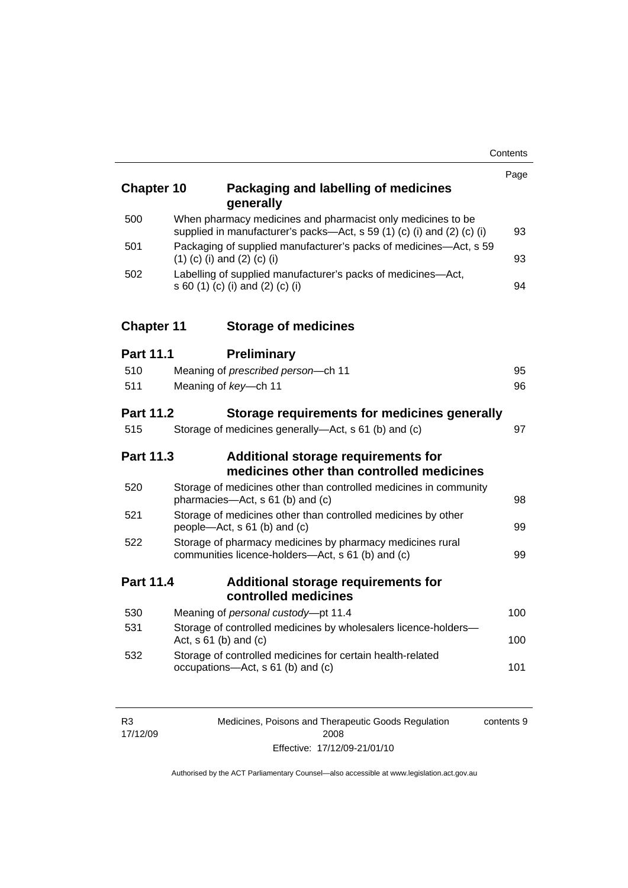| | | Page |
|---|---|---|
| **Chapter 10** | **Packaging and labelling of medicines generally** | |
| 500 | When pharmacy medicines and pharmacist only medicines to be supplied in manufacturer's packs—Act, s 59 (1) (c) (i) and (2) (c) (i) | 93 |
| 501 | Packaging of supplied manufacturer's packs of medicines—Act, s 59 (1) (c) (i) and (2) (c) (i) | 93 |
| 502 | Labelling of supplied manufacturer's packs of medicines—Act, s 60 (1) (c) (i) and (2) (c) (i) | 94 |
| **Chapter 11** | **Storage of medicines** | |
| **Part 11.1** | **Preliminary** | |
| 510 | Meaning of *prescribed person*—ch 11 | 95 |
| 511 | Meaning of *key*—ch 11 | 96 |
| **Part 11.2** | **Storage requirements for medicines generally** | |
| 515 | Storage of medicines generally—Act, s 61 (b) and (c) | 97 |
| **Part 11.3** | **Additional storage requirements for medicines other than controlled medicines** | |
| 520 | Storage of medicines other than controlled medicines in community pharmacies—Act, s 61 (b) and (c) | 98 |
| 521 | Storage of medicines other than controlled medicines by other people—Act, s 61 (b) and (c) | 99 |
| 522 | Storage of pharmacy medicines by pharmacy medicines rural communities licence-holders—Act, s 61 (b) and (c) | 99 |
| **Part 11.4** | **Additional storage requirements for controlled medicines** | |
| 530 | Meaning of *personal custody*—pt 11.4 | 100 |
| 531 | Storage of controlled medicines by wholesalers licence-holders—Act, s 61 (b) and (c) | 100 |
| 532 | Storage of controlled medicines for certain health-related occupations—Act, s 61 (b) and (c) | 101 |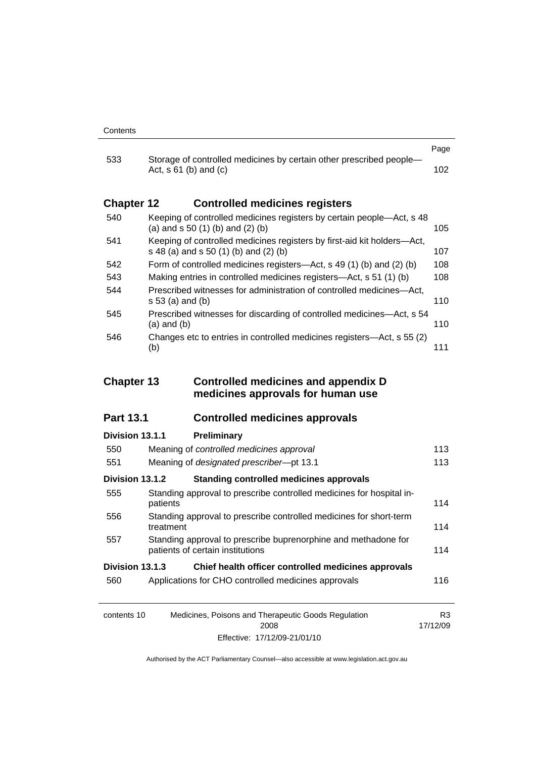| | | Page |
|---|---|---|
| 533 | Storage of controlled medicines by certain other prescribed people—Act, s 61 (b) and (c) | 102 |

## Chapter 12 Controlled medicines registers

| | | |
|---|---|---|
| 540 | Keeping of controlled medicines registers by certain people—Act, s 48 (a) and s 50 (1) (b) and (2) (b) | 105 |
| 541 | Keeping of controlled medicines registers by first-aid kit holders—Act, s 48 (a) and s 50 (1) (b) and (2) (b) | 107 |
| 542 | Form of controlled medicines registers—Act, s 49 (1) (b) and (2) (b) | 108 |
| 543 | Making entries in controlled medicines registers—Act, s 51 (1) (b) | 108 |
| 544 | Prescribed witnesses for administration of controlled medicines—Act, s 53 (a) and (b) | 110 |
| 545 | Prescribed witnesses for discarding of controlled medicines—Act, s 54 (a) and (b) | 110 |
| 546 | Changes etc to entries in controlled medicines registers—Act, s 55 (2) (b) | 111 |

## Chapter 13 Controlled medicines and appendix D medicines approvals for human use

### Part 13.1 Controlled medicines approvals

#### Division 13.1.1 Preliminary

| | | |
|---|---|---|
| 550 | Meaning of *controlled medicines approval* | 113 |
| 551 | Meaning of *designated prescriber*—pt 13.1 | 113 |

#### Division 13.1.2 Standing controlled medicines approvals

| | | |
|---|---|---|
| 555 | Standing approval to prescribe controlled medicines for hospital in-patients | 114 |
| 556 | Standing approval to prescribe controlled medicines for short-term treatment | 114 |
| 557 | Standing approval to prescribe buprenorphine and methadone for patients of certain institutions | 114 |

#### Division 13.1.3 Chief health officer controlled medicines approvals

| | | |
|---|---|---|
| 560 | Applications for CHO controlled medicines approvals | 116 |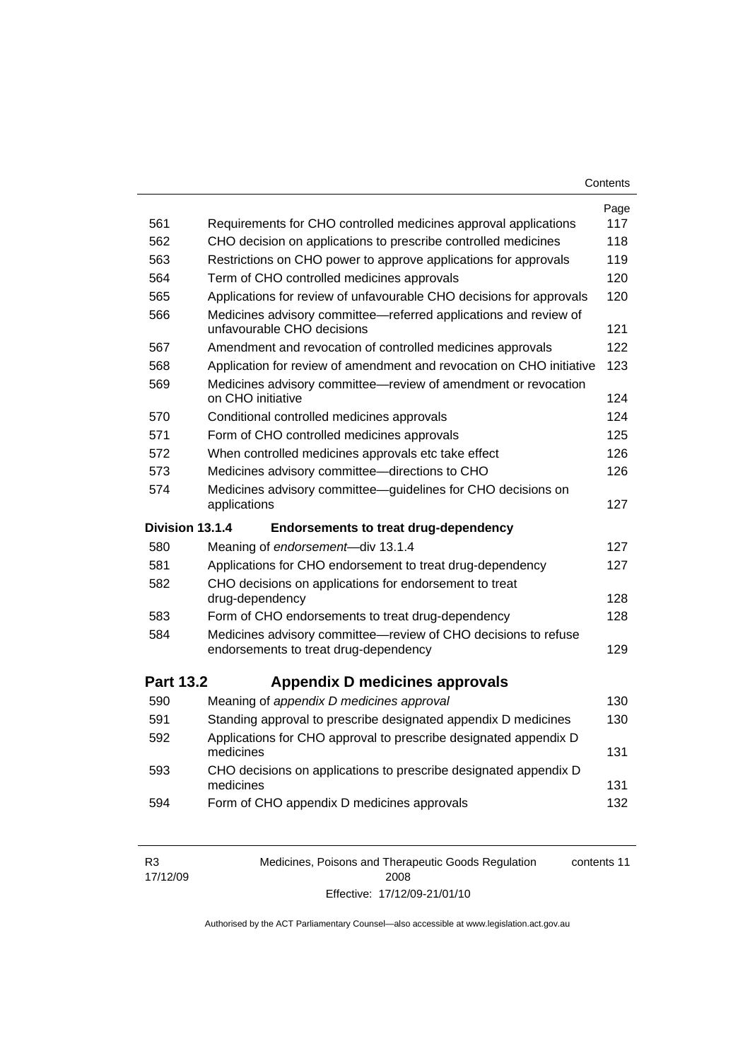| | | Page |
|---|---|---|
| 561 | Requirements for CHO controlled medicines approval applications | 117 |
| 562 | CHO decision on applications to prescribe controlled medicines | 118 |
| 563 | Restrictions on CHO power to approve applications for approvals | 119 |
| 564 | Term of CHO controlled medicines approvals | 120 |
| 565 | Applications for review of unfavourable CHO decisions for approvals | 120 |
| 566 | Medicines advisory committee—referred applications and review of unfavourable CHO decisions | 121 |
| 567 | Amendment and revocation of controlled medicines approvals | 122 |
| 568 | Application for review of amendment and revocation on CHO initiative | 123 |
| 569 | Medicines advisory committee—review of amendment or revocation on CHO initiative | 124 |
| 570 | Conditional controlled medicines approvals | 124 |
| 571 | Form of CHO controlled medicines approvals | 125 |
| 572 | When controlled medicines approvals etc take effect | 126 |
| 573 | Medicines advisory committee—directions to CHO | 126 |
| 574 | Medicines advisory committee—guidelines for CHO decisions on applications | 127 |
| **Division 13.1.4** | **Endorsements to treat drug-dependency** | |
| 580 | Meaning of *endorsement*—div 13.1.4 | 127 |
| 581 | Applications for CHO endorsement to treat drug-dependency | 127 |
| 582 | CHO decisions on applications for endorsement to treat drug-dependency | 128 |
| 583 | Form of CHO endorsements to treat drug-dependency | 128 |
| 584 | Medicines advisory committee—review of CHO decisions to refuse endorsements to treat drug-dependency | 129 |
| **Part 13.2** | **Appendix D medicines approvals** | |
| 590 | Meaning of *appendix D medicines approval* | 130 |
| 591 | Standing approval to prescribe designated appendix D medicines | 130 |
| 592 | Applications for CHO approval to prescribe designated appendix D medicines | 131 |
| 593 | CHO decisions on applications to prescribe designated appendix D medicines | 131 |
| 594 | Form of CHO appendix D medicines approvals | 132 |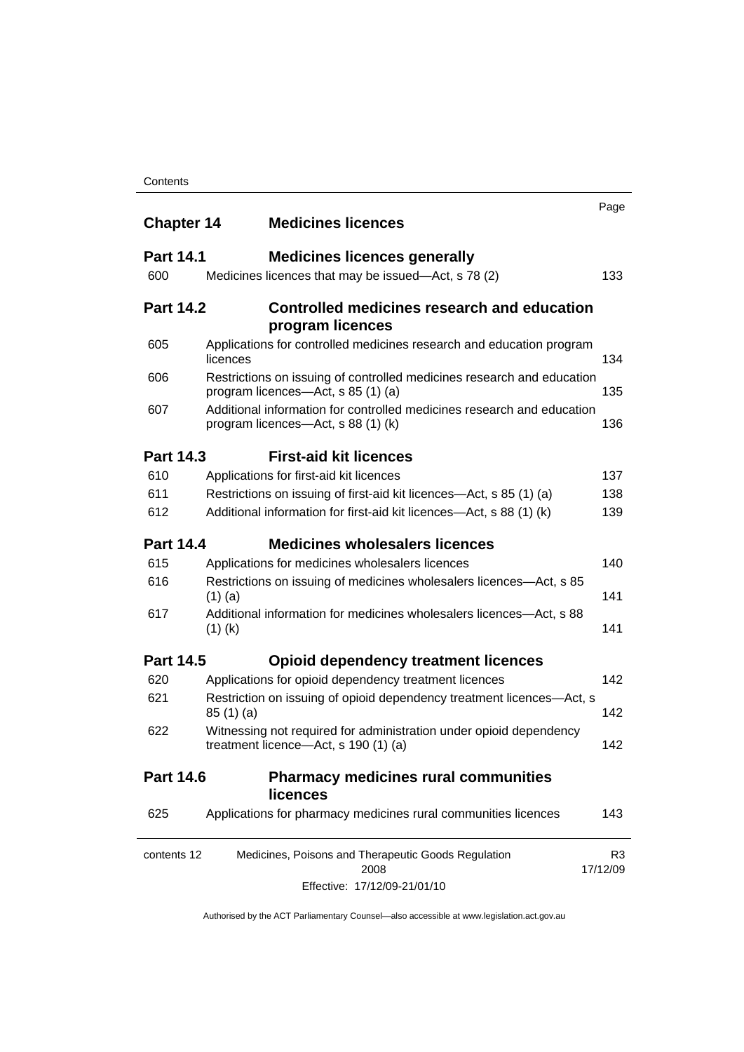| | | Page |
|---|---|---|
| **Chapter 14** | **Medicines licences** | |
| **Part 14.1** | **Medicines licences generally** | |
| 600 | Medicines licences that may be issued—Act, s 78 (2) | 133 |
| **Part 14.2** | **Controlled medicines research and education program licences** | |
| 605 | Applications for controlled medicines research and education program licences | 134 |
| 606 | Restrictions on issuing of controlled medicines research and education program licences—Act, s 85 (1) (a) | 135 |
| 607 | Additional information for controlled medicines research and education program licences—Act, s 88 (1) (k) | 136 |
| **Part 14.3** | **First-aid kit licences** | |
| 610 | Applications for first-aid kit licences | 137 |
| 611 | Restrictions on issuing of first-aid kit licences—Act, s 85 (1) (a) | 138 |
| 612 | Additional information for first-aid kit licences—Act, s 88 (1) (k) | 139 |
| **Part 14.4** | **Medicines wholesalers licences** | |
| 615 | Applications for medicines wholesalers licences | 140 |
| 616 | Restrictions on issuing of medicines wholesalers licences—Act, s 85 (1) (a) | 141 |
| 617 | Additional information for medicines wholesalers licences—Act, s 88 (1) (k) | 141 |
| **Part 14.5** | **Opioid dependency treatment licences** | |
| 620 | Applications for opioid dependency treatment licences | 142 |
| 621 | Restriction on issuing of opioid dependency treatment licences—Act, s 85 (1) (a) | 142 |
| 622 | Witnessing not required for administration under opioid dependency treatment licence—Act, s 190 (1) (a) | 142 |
| **Part 14.6** | **Pharmacy medicines rural communities licences** | |
| 625 | Applications for pharmacy medicines rural communities licences | 143 |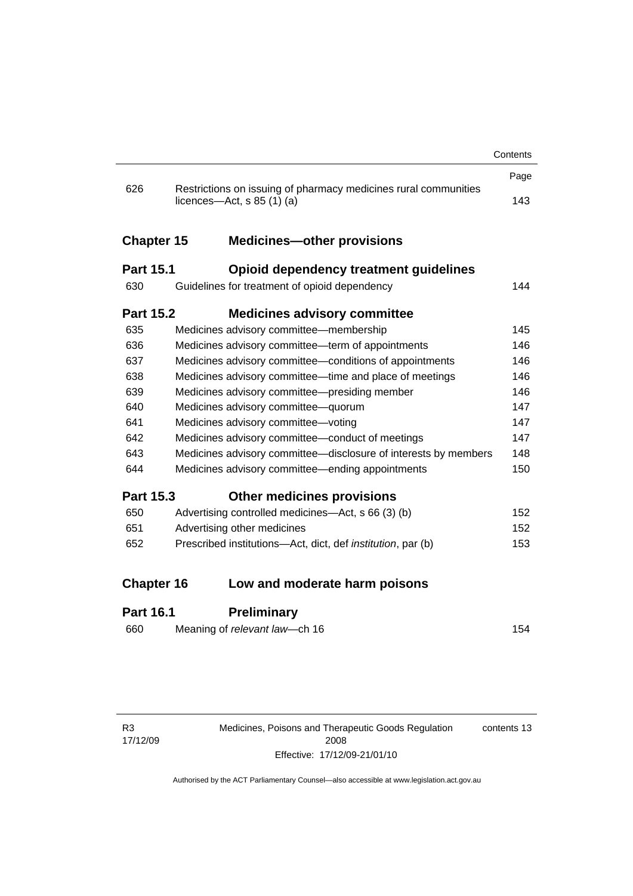| | | Page |
|---|---|---|
| 626 | Restrictions on issuing of pharmacy medicines rural communities licences—Act, s 85 (1) (a) | 143 |

## Chapter 15 Medicines—other provisions

### Part 15.1 Opioid dependency treatment guidelines

| | | |
|---|---|---|
| 630 | Guidelines for treatment of opioid dependency | 144 |

### Part 15.2 Medicines advisory committee

| | | |
|---|---|---|
| 635 | Medicines advisory committee—membership | 145 |
| 636 | Medicines advisory committee—term of appointments | 146 |
| 637 | Medicines advisory committee—conditions of appointments | 146 |
| 638 | Medicines advisory committee—time and place of meetings | 146 |
| 639 | Medicines advisory committee—presiding member | 146 |
| 640 | Medicines advisory committee—quorum | 147 |
| 641 | Medicines advisory committee—voting | 147 |
| 642 | Medicines advisory committee—conduct of meetings | 147 |
| 643 | Medicines advisory committee—disclosure of interests by members | 148 |
| 644 | Medicines advisory committee—ending appointments | 150 |

### Part 15.3 Other medicines provisions

| | | |
|---|---|---|
| 650 | Advertising controlled medicines—Act, s 66 (3) (b) | 152 |
| 651 | Advertising other medicines | 152 |
| 652 | Prescribed institutions—Act, dict, def *institution*, par (b) | 153 |

## Chapter 16 Low and moderate harm poisons

### Part 16.1 Preliminary

| | | |
|---|---|---|
| 660 | Meaning of *relevant law*—ch 16 | 154 |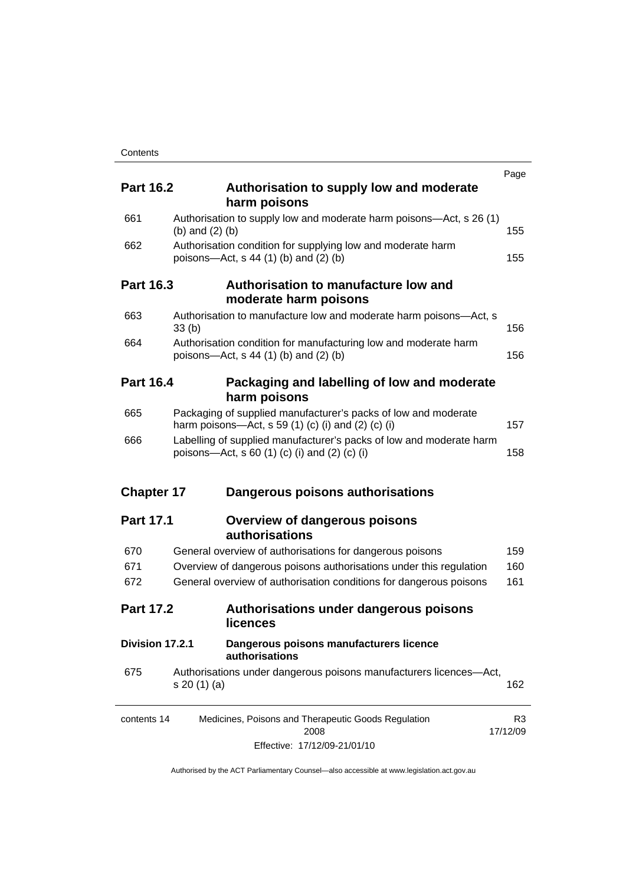| | | Page |
|---|---|---|
| **Part 16.2** | **Authorisation to supply low and moderate harm poisons** | |
| 661 | Authorisation to supply low and moderate harm poisons—Act, s 26 (1) (b) and (2) (b) | 155 |
| 662 | Authorisation condition for supplying low and moderate harm poisons—Act, s 44 (1) (b) and (2) (b) | 155 |
| **Part 16.3** | **Authorisation to manufacture low and moderate harm poisons** | |
| 663 | Authorisation to manufacture low and moderate harm poisons—Act, s 33 (b) | 156 |
| 664 | Authorisation condition for manufacturing low and moderate harm poisons—Act, s 44 (1) (b) and (2) (b) | 156 |
| **Part 16.4** | **Packaging and labelling of low and moderate harm poisons** | |
| 665 | Packaging of supplied manufacturer's packs of low and moderate harm poisons—Act, s 59 (1) (c) (i) and (2) (c) (i) | 157 |
| 666 | Labelling of supplied manufacturer's packs of low and moderate harm poisons—Act, s 60 (1) (c) (i) and (2) (c) (i) | 158 |
| **Chapter 17** | **Dangerous poisons authorisations** | |
| **Part 17.1** | **Overview of dangerous poisons authorisations** | |
| 670 | General overview of authorisations for dangerous poisons | 159 |
| 671 | Overview of dangerous poisons authorisations under this regulation | 160 |
| 672 | General overview of authorisation conditions for dangerous poisons | 161 |
| **Part 17.2** | **Authorisations under dangerous poisons licences** | |
| **Division 17.2.1** | **Dangerous poisons manufacturers licence authorisations** | |
| 675 | Authorisations under dangerous poisons manufacturers licences—Act, s 20 (1) (a) | 162 |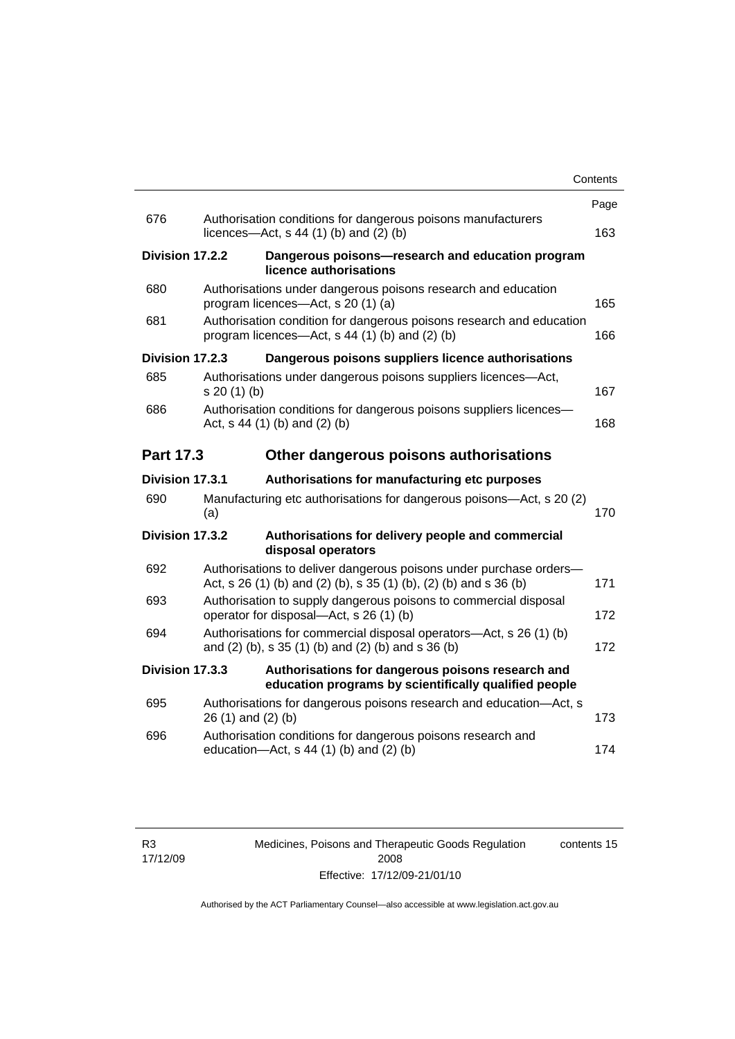| | | Page |
|---|---|---|
| 676 | Authorisation conditions for dangerous poisons manufacturers licences—Act, s 44 (1) (b) and (2) (b) | 163 |
| **Division 17.2.2** | **Dangerous poisons—research and education program licence authorisations** | |
| 680 | Authorisations under dangerous poisons research and education program licences—Act, s 20 (1) (a) | 165 |
| 681 | Authorisation condition for dangerous poisons research and education program licences—Act, s 44 (1) (b) and (2) (b) | 166 |
| **Division 17.2.3** | **Dangerous poisons suppliers licence authorisations** | |
| 685 | Authorisations under dangerous poisons suppliers licences—Act, s 20 (1) (b) | 167 |
| 686 | Authorisation conditions for dangerous poisons suppliers licences—Act, s 44 (1) (b) and (2) (b) | 168 |
| **Part 17.3** | **Other dangerous poisons authorisations** | |
| **Division 17.3.1** | **Authorisations for manufacturing etc purposes** | |
| 690 | Manufacturing etc authorisations for dangerous poisons—Act, s 20 (2) (a) | 170 |
| **Division 17.3.2** | **Authorisations for delivery people and commercial disposal operators** | |
| 692 | Authorisations to deliver dangerous poisons under purchase orders—Act, s 26 (1) (b) and (2) (b), s 35 (1) (b), (2) (b) and s 36 (b) | 171 |
| 693 | Authorisation to supply dangerous poisons to commercial disposal operator for disposal—Act, s 26 (1) (b) | 172 |
| 694 | Authorisations for commercial disposal operators—Act, s 26 (1) (b) and (2) (b), s 35 (1) (b) and (2) (b) and s 36 (b) | 172 |
| **Division 17.3.3** | **Authorisations for dangerous poisons research and education programs by scientifically qualified people** | |
| 695 | Authorisations for dangerous poisons research and education—Act, s 26 (1) and (2) (b) | 173 |
| 696 | Authorisation conditions for dangerous poisons research and education—Act, s 44 (1) (b) and (2) (b) | 174 |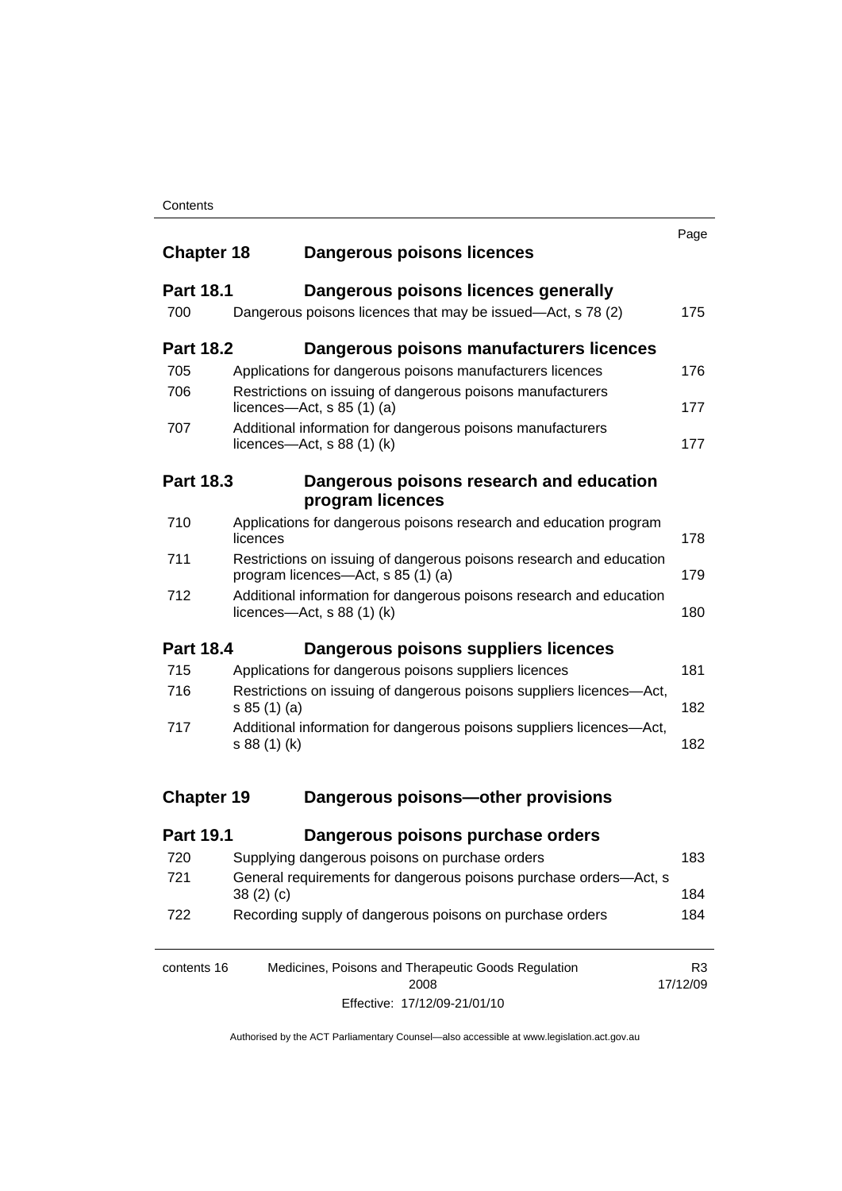| | | Page |
|---|---|---|
| **Chapter 18** | **Dangerous poisons licences** | |
| **Part 18.1** | **Dangerous poisons licences generally** | |
| 700 | Dangerous poisons licences that may be issued—Act, s 78 (2) | 175 |
| **Part 18.2** | **Dangerous poisons manufacturers licences** | |
| 705 | Applications for dangerous poisons manufacturers licences | 176 |
| 706 | Restrictions on issuing of dangerous poisons manufacturers licences—Act, s 85 (1) (a) | 177 |
| 707 | Additional information for dangerous poisons manufacturers licences—Act, s 88 (1) (k) | 177 |
| **Part 18.3** | **Dangerous poisons research and education program licences** | |
| 710 | Applications for dangerous poisons research and education program licences | 178 |
| 711 | Restrictions on issuing of dangerous poisons research and education program licences—Act, s 85 (1) (a) | 179 |
| 712 | Additional information for dangerous poisons research and education licences—Act, s 88 (1) (k) | 180 |
| **Part 18.4** | **Dangerous poisons suppliers licences** | |
| 715 | Applications for dangerous poisons suppliers licences | 181 |
| 716 | Restrictions on issuing of dangerous poisons suppliers licences—Act, s 85 (1) (a) | 182 |
| 717 | Additional information for dangerous poisons suppliers licences—Act, s 88 (1) (k) | 182 |
| **Chapter 19** | **Dangerous poisons—other provisions** | |
| **Part 19.1** | **Dangerous poisons purchase orders** | |
| 720 | Supplying dangerous poisons on purchase orders | 183 |
| 721 | General requirements for dangerous poisons purchase orders—Act, s 38 (2) (c) | 184 |
| 722 | Recording supply of dangerous poisons on purchase orders | 184 |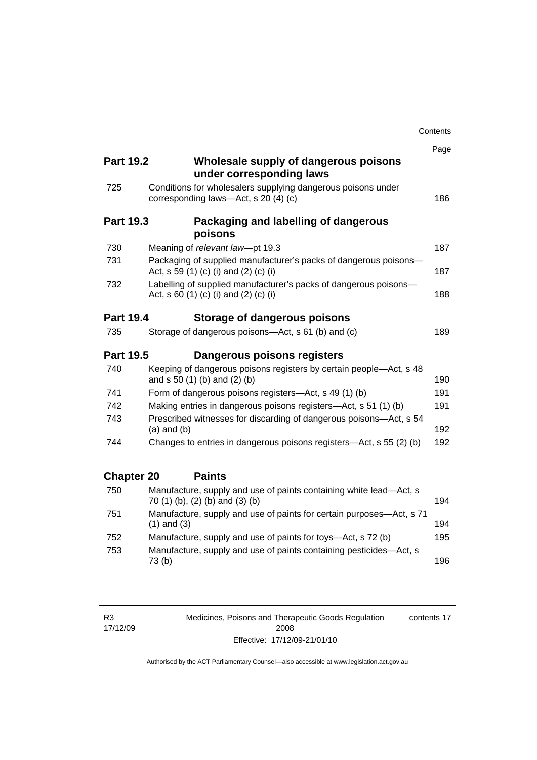| | | Page |
|---|---|---|
| **Part 19.2** | **Wholesale supply of dangerous poisons under corresponding laws** | |
| 725 | Conditions for wholesalers supplying dangerous poisons under corresponding laws—Act, s 20 (4) (c) | 186 |
| **Part 19.3** | **Packaging and labelling of dangerous poisons** | |
| 730 | Meaning of *relevant law*—pt 19.3 | 187 |
| 731 | Packaging of supplied manufacturer's packs of dangerous poisons—Act, s 59 (1) (c) (i) and (2) (c) (i) | 187 |
| 732 | Labelling of supplied manufacturer's packs of dangerous poisons—Act, s 60 (1) (c) (i) and (2) (c) (i) | 188 |
| **Part 19.4** | **Storage of dangerous poisons** | |
| 735 | Storage of dangerous poisons—Act, s 61 (b) and (c) | 189 |
| **Part 19.5** | **Dangerous poisons registers** | |
| 740 | Keeping of dangerous poisons registers by certain people—Act, s 48 and s 50 (1) (b) and (2) (b) | 190 |
| 741 | Form of dangerous poisons registers—Act, s 49 (1) (b) | 191 |
| 742 | Making entries in dangerous poisons registers—Act, s 51 (1) (b) | 191 |
| 743 | Prescribed witnesses for discarding of dangerous poisons—Act, s 54 (a) and (b) | 192 |
| 744 | Changes to entries in dangerous poisons registers—Act, s 55 (2) (b) | 192 |
| **Chapter 20** | **Paints** | |
| 750 | Manufacture, supply and use of paints containing white lead—Act, s 70 (1) (b), (2) (b) and (3) (b) | 194 |
| 751 | Manufacture, supply and use of paints for certain purposes—Act, s 71 (1) and (3) | 194 |
| 752 | Manufacture, supply and use of paints for toys—Act, s 72 (b) | 195 |
| 753 | Manufacture, supply and use of paints containing pesticides—Act, s 73 (b) | 196 |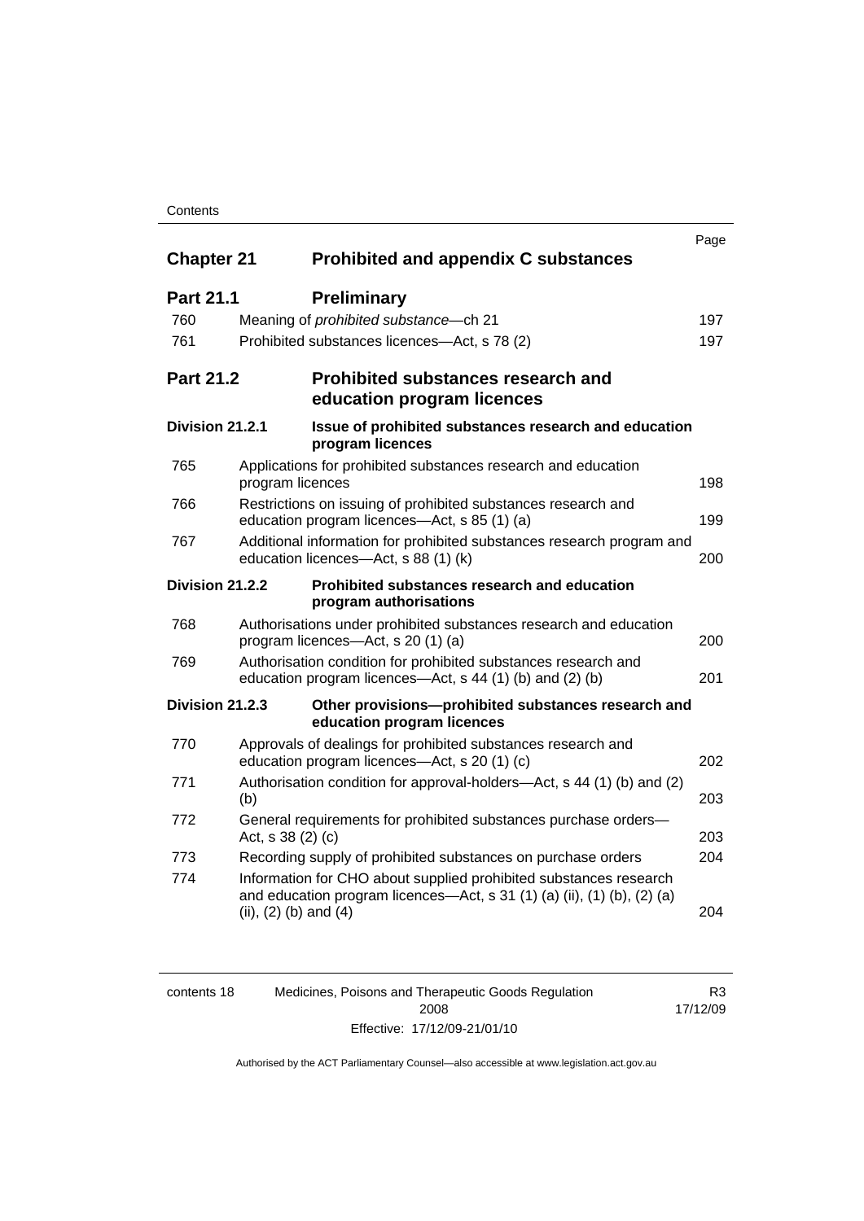| | | Page |
|---|---|---|
| **Chapter 21** | **Prohibited and appendix C substances** | |
| **Part 21.1** | **Preliminary** | |
| 760 | Meaning of *prohibited substance*—ch 21 | 197 |
| 761 | Prohibited substances licences—Act, s 78 (2) | 197 |
| **Part 21.2** | **Prohibited substances research and education program licences** | |
| **Division 21.2.1** | **Issue of prohibited substances research and education program licences** | |
| 765 | Applications for prohibited substances research and education program licences | 198 |
| 766 | Restrictions on issuing of prohibited substances research and education program licences—Act, s 85 (1) (a) | 199 |
| 767 | Additional information for prohibited substances research program and education licences—Act, s 88 (1) (k) | 200 |
| **Division 21.2.2** | **Prohibited substances research and education program authorisations** | |
| 768 | Authorisations under prohibited substances research and education program licences—Act, s 20 (1) (a) | 200 |
| 769 | Authorisation condition for prohibited substances research and education program licences—Act, s 44 (1) (b) and (2) (b) | 201 |
| **Division 21.2.3** | **Other provisions—prohibited substances research and education program licences** | |
| 770 | Approvals of dealings for prohibited substances research and education program licences—Act, s 20 (1) (c) | 202 |
| 771 | Authorisation condition for approval-holders—Act, s 44 (1) (b) and (2) (b) | 203 |
| 772 | General requirements for prohibited substances purchase orders—Act, s 38 (2) (c) | 203 |
| 773 | Recording supply of prohibited substances on purchase orders | 204 |
| 774 | Information for CHO about supplied prohibited substances research and education program licences—Act, s 31 (1) (a) (ii), (1) (b), (2) (a) (ii), (2) (b) and (4) | 204 |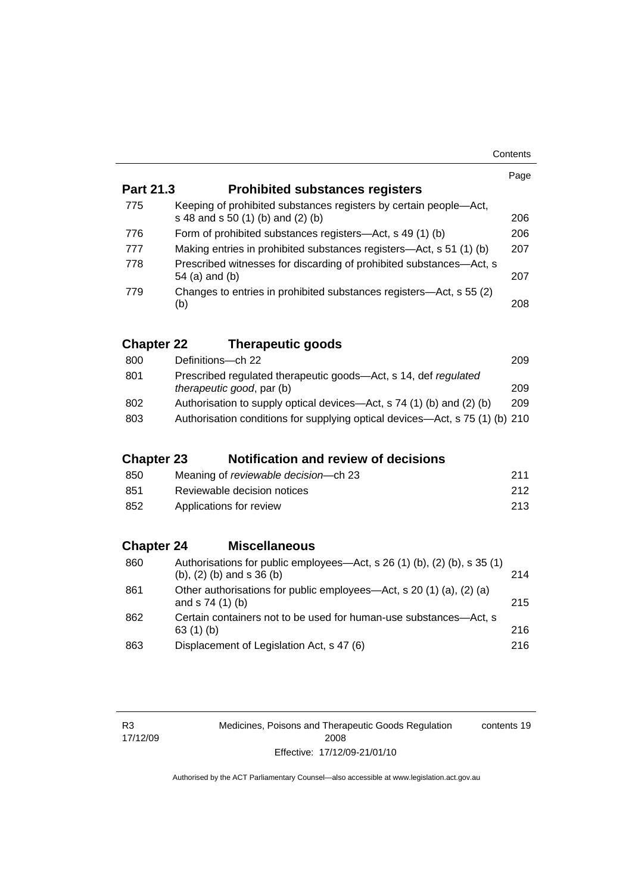| | | Page |
|---|---|---|
| **Part 21.3** | **Prohibited substances registers** | |
| 775 | Keeping of prohibited substances registers by certain people—Act, s 48 and s 50 (1) (b) and (2) (b) | 206 |
| 776 | Form of prohibited substances registers—Act, s 49 (1) (b) | 206 |
| 777 | Making entries in prohibited substances registers—Act, s 51 (1) (b) | 207 |
| 778 | Prescribed witnesses for discarding of prohibited substances—Act, s 54 (a) and (b) | 207 |
| 779 | Changes to entries in prohibited substances registers—Act, s 55 (2) (b) | 208 |
| **Chapter 22** | **Therapeutic goods** | |
| 800 | Definitions—ch 22 | 209 |
| 801 | Prescribed regulated therapeutic goods—Act, s 14, def *regulated therapeutic good*, par (b) | 209 |
| 802 | Authorisation to supply optical devices—Act, s 74 (1) (b) and (2) (b) | 209 |
| 803 | Authorisation conditions for supplying optical devices—Act, s 75 (1) (b) | 210 |
| **Chapter 23** | **Notification and review of decisions** | |
| 850 | Meaning of *reviewable decision*—ch 23 | 211 |
| 851 | Reviewable decision notices | 212 |
| 852 | Applications for review | 213 |
| **Chapter 24** | **Miscellaneous** | |
| 860 | Authorisations for public employees—Act, s 26 (1) (b), (2) (b), s 35 (1) (b), (2) (b) and s 36 (b) | 214 |
| 861 | Other authorisations for public employees—Act, s 20 (1) (a), (2) (a) and s 74 (1) (b) | 215 |
| 862 | Certain containers not to be used for human-use substances—Act, s 63 (1) (b) | 216 |
| 863 | Displacement of Legislation Act, s 47 (6) | 216 |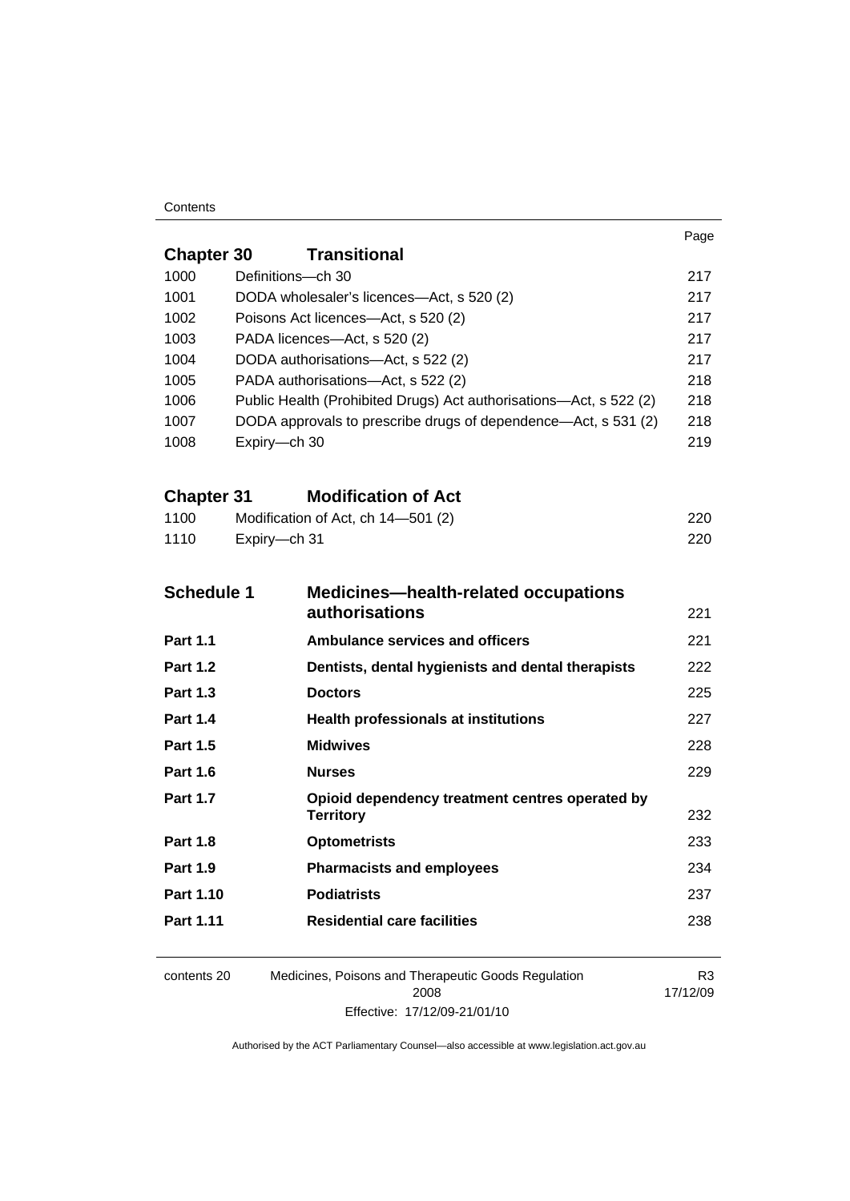| | | Page |
|---|---|---|
| **Chapter 30** | **Transitional** | |
| 1000 | Definitions—ch 30 | 217 |
| 1001 | DODA wholesaler's licences—Act, s 520 (2) | 217 |
| 1002 | Poisons Act licences—Act, s 520 (2) | 217 |
| 1003 | PADA licences—Act, s 520 (2) | 217 |
| 1004 | DODA authorisations—Act, s 522 (2) | 217 |
| 1005 | PADA authorisations—Act, s 522 (2) | 218 |
| 1006 | Public Health (Prohibited Drugs) Act authorisations—Act, s 522 (2) | 218 |
| 1007 | DODA approvals to prescribe drugs of dependence—Act, s 531 (2) | 218 |
| 1008 | Expiry—ch 30 | 219 |

| | | |
|---|---|---|
| **Chapter 31** | **Modification of Act** | |
| 1100 | Modification of Act, ch 14—501 (2) | 220 |
| 1110 | Expiry—ch 31 | 220 |

| | | |
|---|---|---|
| **Schedule 1** | **Medicines—health-related occupations authorisations** | 221 |
| **Part 1.1** | **Ambulance services and officers** | 221 |
| **Part 1.2** | **Dentists, dental hygienists and dental therapists** | 222 |
| **Part 1.3** | **Doctors** | 225 |
| **Part 1.4** | **Health professionals at institutions** | 227 |
| **Part 1.5** | **Midwives** | 228 |
| **Part 1.6** | **Nurses** | 229 |
| **Part 1.7** | **Opioid dependency treatment centres operated by Territory** | 232 |
| **Part 1.8** | **Optometrists** | 233 |
| **Part 1.9** | **Pharmacists and employees** | 234 |
| **Part 1.10** | **Podiatrists** | 237 |
| **Part 1.11** | **Residential care facilities** | 238 |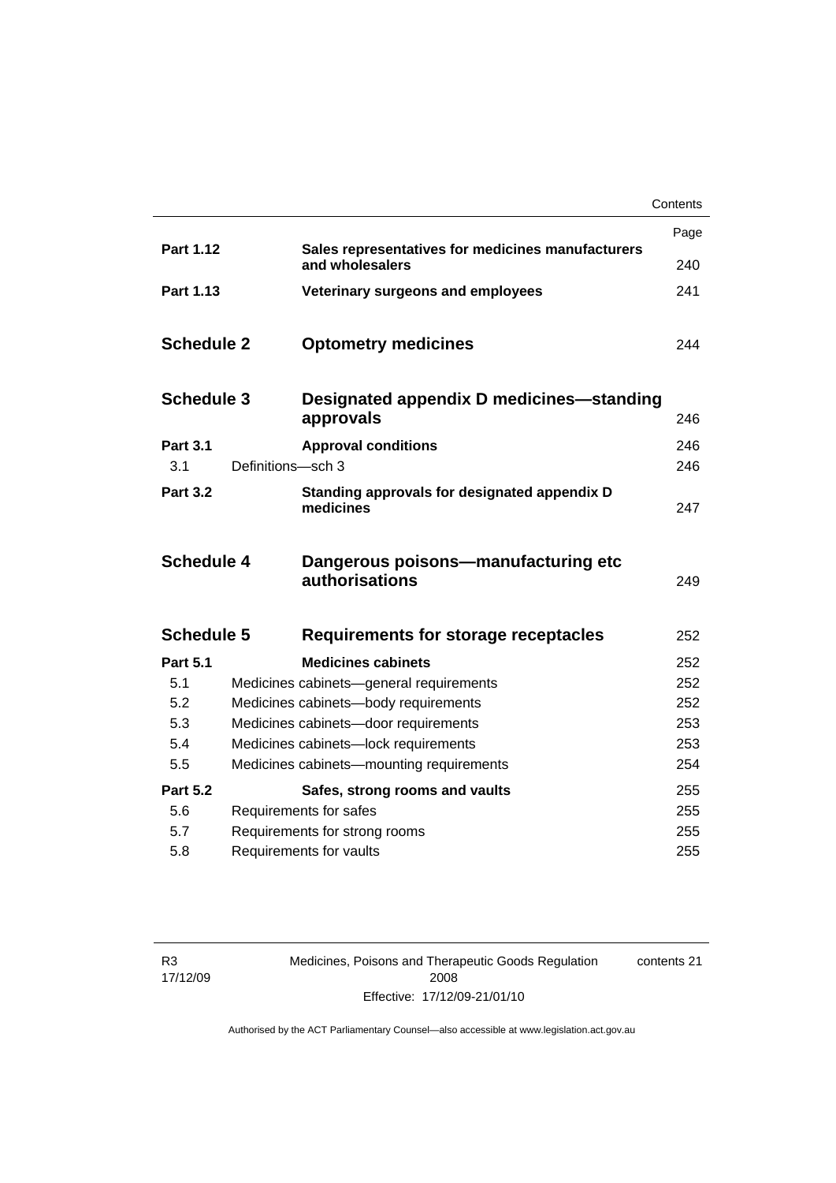| | | Page |
|---|---|---|
| **Part 1.12** | **Sales representatives for medicines manufacturers and wholesalers** | 240 |
| **Part 1.13** | **Veterinary surgeons and employees** | 241 |
| **Schedule 2** | **Optometry medicines** | 244 |
| **Schedule 3** | **Designated appendix D medicines—standing approvals** | 246 |
| **Part 3.1** | **Approval conditions** | 246 |
| 3.1 | Definitions—sch 3 | 246 |
| **Part 3.2** | **Standing approvals for designated appendix D medicines** | 247 |
| **Schedule 4** | **Dangerous poisons—manufacturing etc authorisations** | 249 |
| **Schedule 5** | **Requirements for storage receptacles** | 252 |
| **Part 5.1** | **Medicines cabinets** | 252 |
| 5.1 | Medicines cabinets—general requirements | 252 |
| 5.2 | Medicines cabinets—body requirements | 252 |
| 5.3 | Medicines cabinets—door requirements | 253 |
| 5.4 | Medicines cabinets—lock requirements | 253 |
| 5.5 | Medicines cabinets—mounting requirements | 254 |
| **Part 5.2** | **Safes, strong rooms and vaults** | 255 |
| 5.6 | Requirements for safes | 255 |
| 5.7 | Requirements for strong rooms | 255 |
| 5.8 | Requirements for vaults | 255 |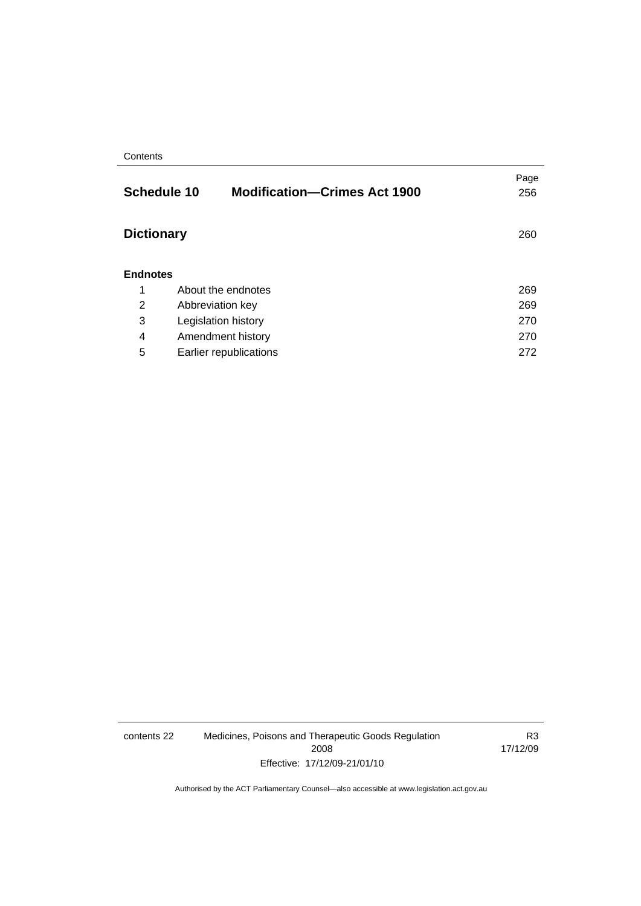| | | Page |
|---|---|---|
| **Schedule 10** | **Modification—Crimes Act 1900** | 256 |
| **Dictionary** | | 260 |
| **Endnotes** | | |
| 1 | About the endnotes | 269 |
| 2 | Abbreviation key | 269 |
| 3 | Legislation history | 270 |
| 4 | Amendment history | 270 |
| 5 | Earlier republications | 272 |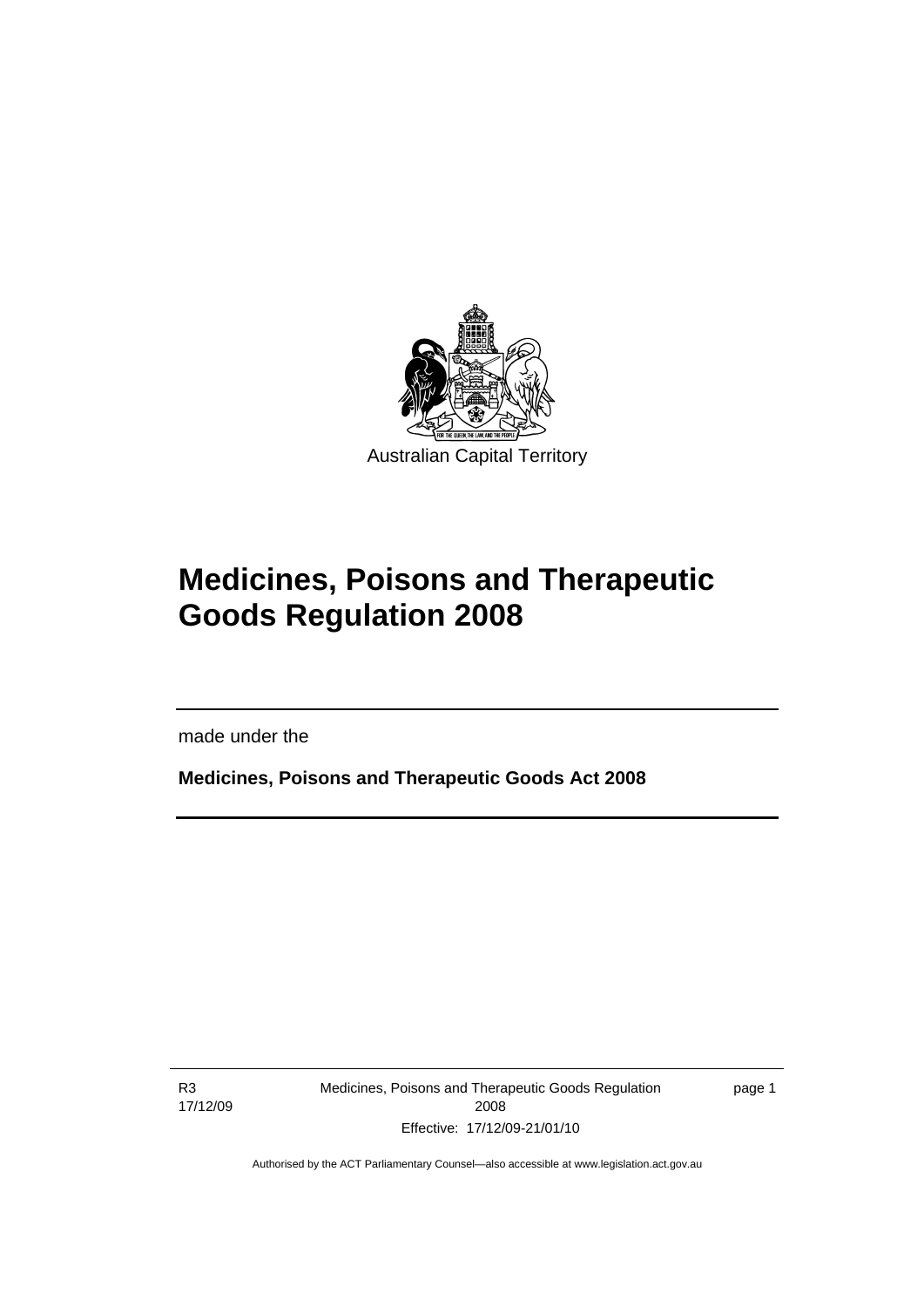Australian Capital Territory

# Medicines, Poisons and Therapeutic Goods Regulation 2008

made under the

**Medicines, Poisons and Therapeutic Goods Act 2008**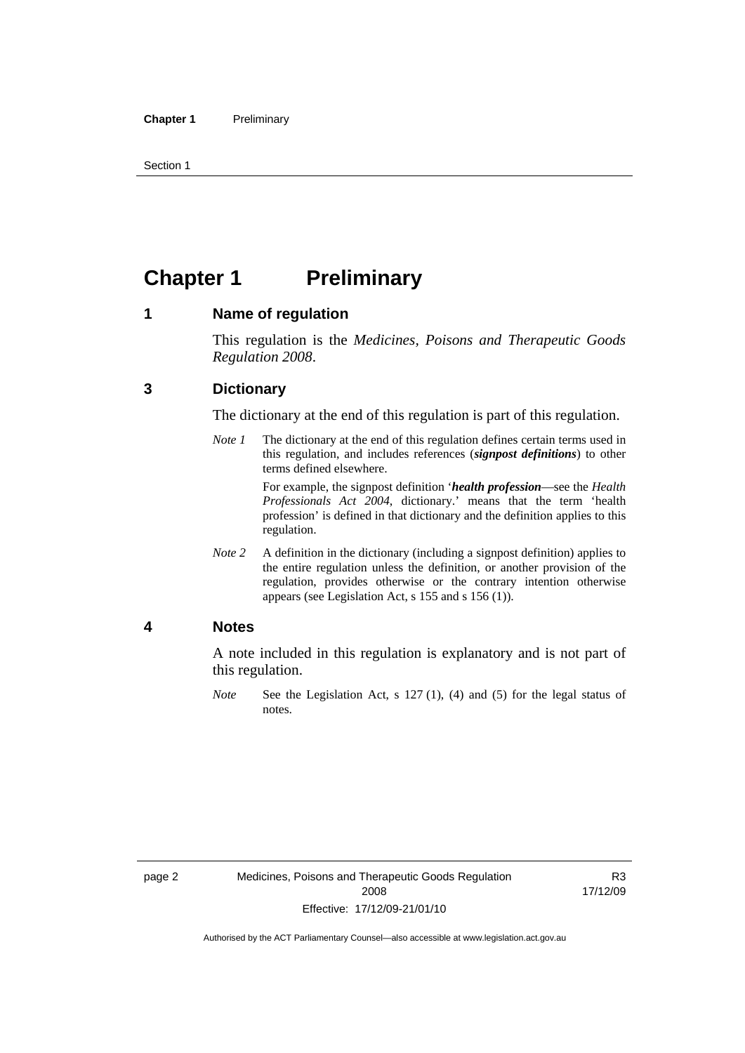# Chapter 1 Preliminary

## 1 Name of regulation

This regulation is the *Medicines, Poisons and Therapeutic Goods Regulation 2008*.

## 3 Dictionary

The dictionary at the end of this regulation is part of this regulation.

*Note 1* The dictionary at the end of this regulation defines certain terms used in this regulation, and includes references (***signpost definitions***) to other terms defined elsewhere.

For example, the signpost definition '***health profession***—see the *Health Professionals Act 2004*, dictionary.' means that the term 'health profession' is defined in that dictionary and the definition applies to this regulation.

*Note 2* A definition in the dictionary (including a signpost definition) applies to the entire regulation unless the definition, or another provision of the regulation, provides otherwise or the contrary intention otherwise appears (see Legislation Act, s 155 and s 156 (1)).

## 4 Notes

A note included in this regulation is explanatory and is not part of this regulation.

*Note* See the Legislation Act, s 127 (1), (4) and (5) for the legal status of notes.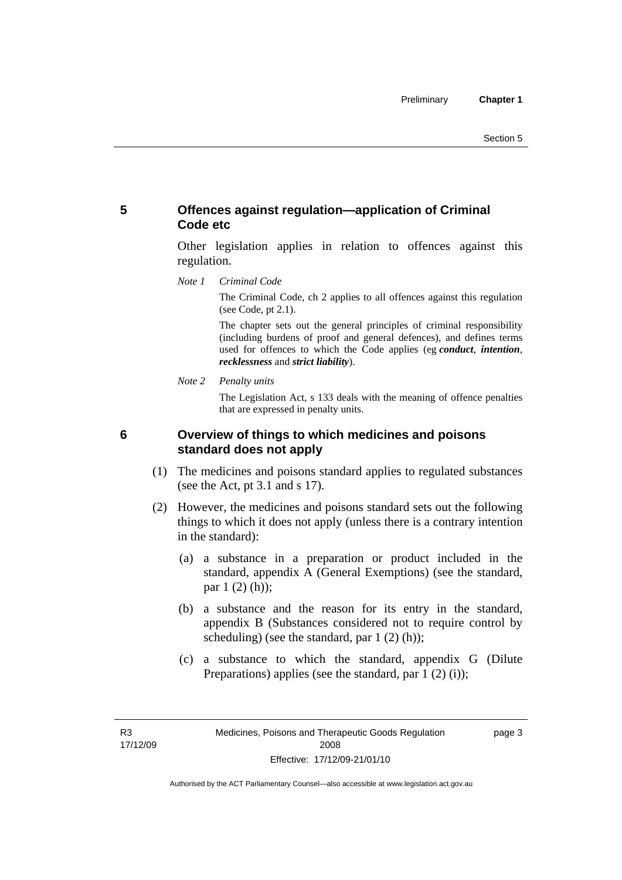## 5 Offences against regulation—application of Criminal Code etc

Other legislation applies in relation to offences against this regulation.

*Note 1 Criminal Code*

The Criminal Code, ch 2 applies to all offences against this regulation (see Code, pt 2.1).

The chapter sets out the general principles of criminal responsibility (including burdens of proof and general defences), and defines terms used for offences to which the Code applies (eg ***conduct***, ***intention***, ***recklessness*** and ***strict liability***).

*Note 2 Penalty units*

The Legislation Act, s 133 deals with the meaning of offence penalties that are expressed in penalty units.

## 6 Overview of things to which medicines and poisons standard does not apply

(1) The medicines and poisons standard applies to regulated substances (see the Act, pt 3.1 and s 17).

(2) However, the medicines and poisons standard sets out the following things to which it does not apply (unless there is a contrary intention in the standard):

(a) a substance in a preparation or product included in the standard, appendix A (General Exemptions) (see the standard, par 1 (2) (h));

(b) a substance and the reason for its entry in the standard, appendix B (Substances considered not to require control by scheduling) (see the standard, par 1 (2) (h));

(c) a substance to which the standard, appendix G (Dilute Preparations) applies (see the standard, par 1 (2) (i));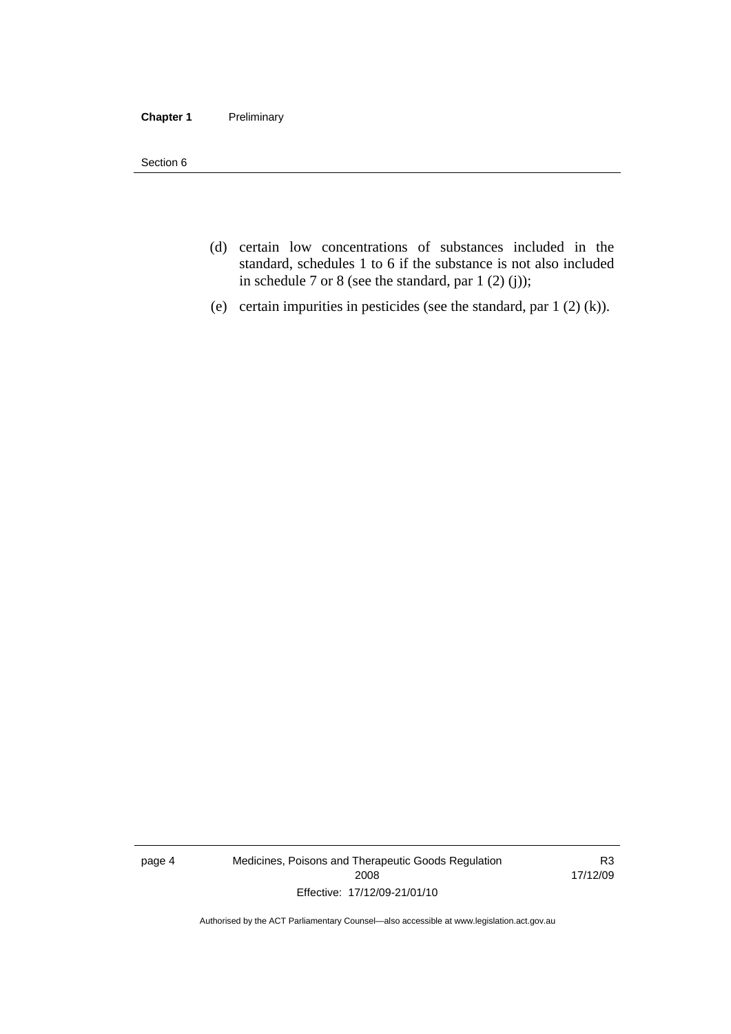(d) certain low concentrations of substances included in the standard, schedules 1 to 6 if the substance is not also included in schedule 7 or 8 (see the standard, par 1 (2) (j));

(e) certain impurities in pesticides (see the standard, par 1 (2) (k)).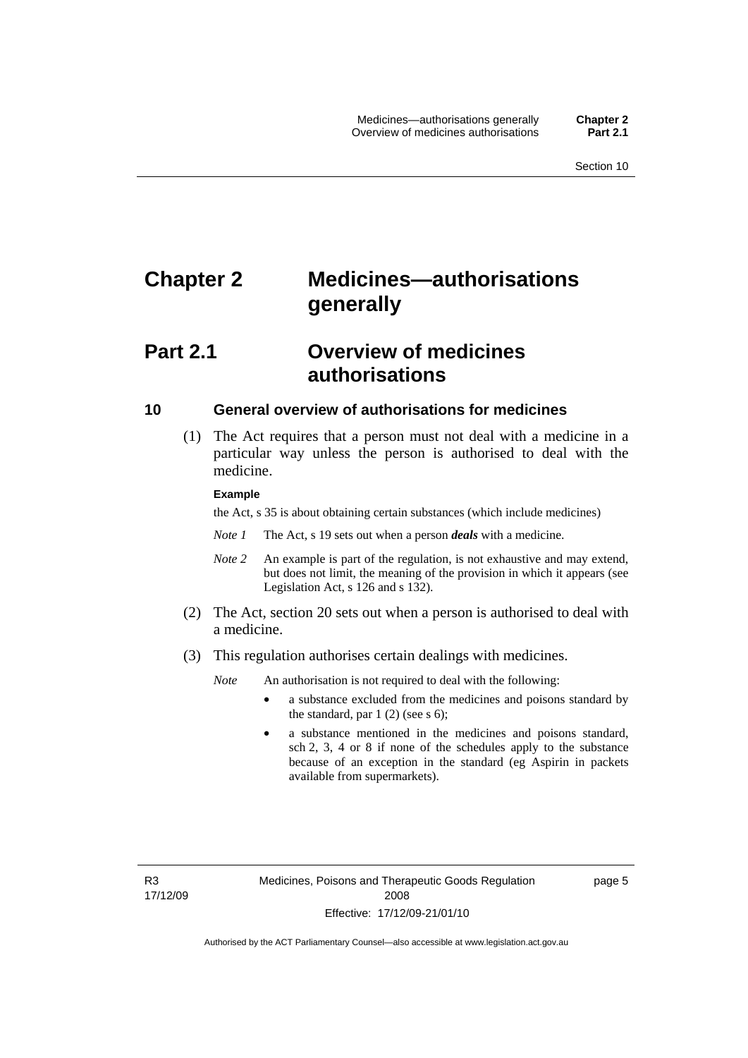# Chapter 2 Medicines—authorisations generally

## Part 2.1 Overview of medicines authorisations

### 10 General overview of authorisations for medicines

(1) The Act requires that a person must not deal with a medicine in a particular way unless the person is authorised to deal with the medicine.

**Example**

the Act, s 35 is about obtaining certain substances (which include medicines)

*Note 1* The Act, s 19 sets out when a person ***deals*** with a medicine.

*Note 2* An example is part of the regulation, is not exhaustive and may extend, but does not limit, the meaning of the provision in which it appears (see Legislation Act, s 126 and s 132).

(2) The Act, section 20 sets out when a person is authorised to deal with a medicine.

(3) This regulation authorises certain dealings with medicines.

*Note* An authorisation is not required to deal with the following:

- a substance excluded from the medicines and poisons standard by the standard, par 1 (2) (see s 6);
- a substance mentioned in the medicines and poisons standard, sch 2, 3, 4 or 8 if none of the schedules apply to the substance because of an exception in the standard (eg Aspirin in packets available from supermarkets).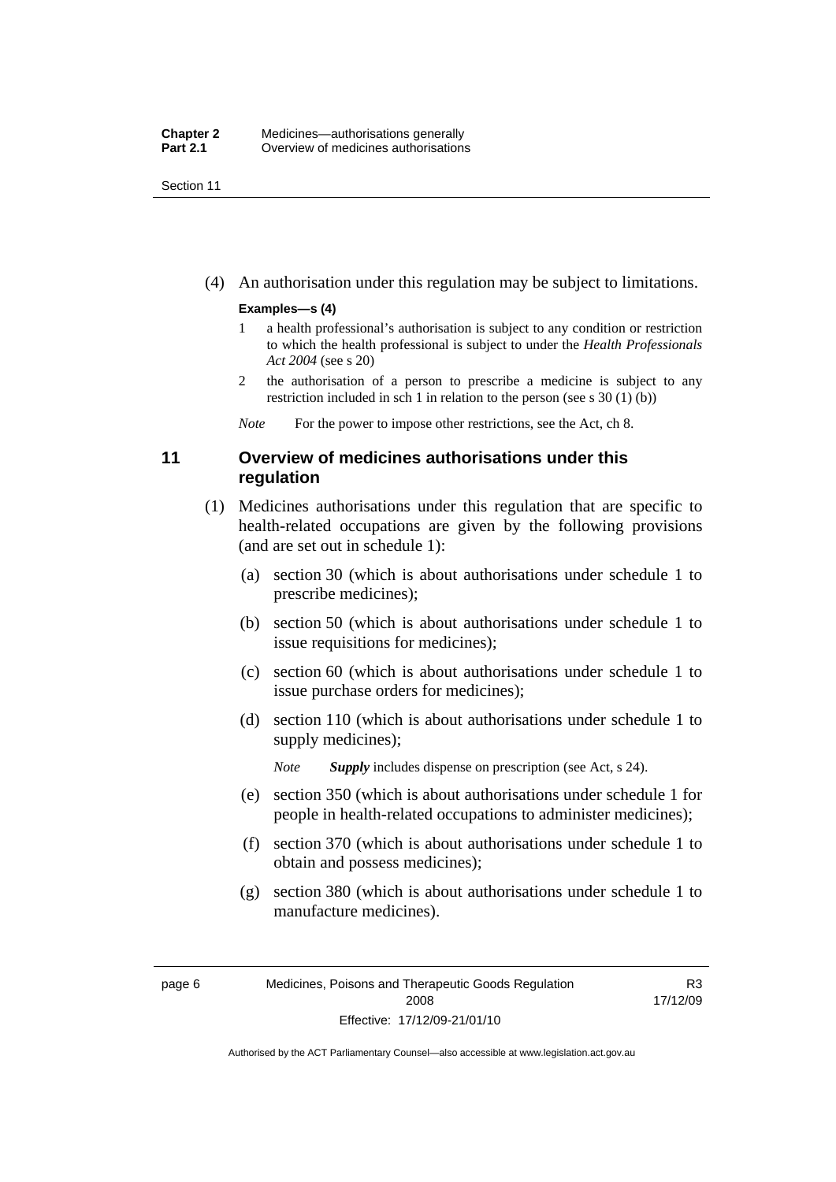(4) An authorisation under this regulation may be subject to limitations.

**Examples—s (4)**

1 a health professional's authorisation is subject to any condition or restriction to which the health professional is subject to under the *Health Professionals Act 2004* (see s 20)

2 the authorisation of a person to prescribe a medicine is subject to any restriction included in sch 1 in relation to the person (see s 30 (1) (b))

*Note* For the power to impose other restrictions, see the Act, ch 8.

## 11 Overview of medicines authorisations under this regulation

(1) Medicines authorisations under this regulation that are specific to health-related occupations are given by the following provisions (and are set out in schedule 1):

(a) section 30 (which is about authorisations under schedule 1 to prescribe medicines);

(b) section 50 (which is about authorisations under schedule 1 to issue requisitions for medicines);

(c) section 60 (which is about authorisations under schedule 1 to issue purchase orders for medicines);

(d) section 110 (which is about authorisations under schedule 1 to supply medicines);

*Note* ***Supply*** includes dispense on prescription (see Act, s 24).

(e) section 350 (which is about authorisations under schedule 1 for people in health-related occupations to administer medicines);

(f) section 370 (which is about authorisations under schedule 1 to obtain and possess medicines);

(g) section 380 (which is about authorisations under schedule 1 to manufacture medicines).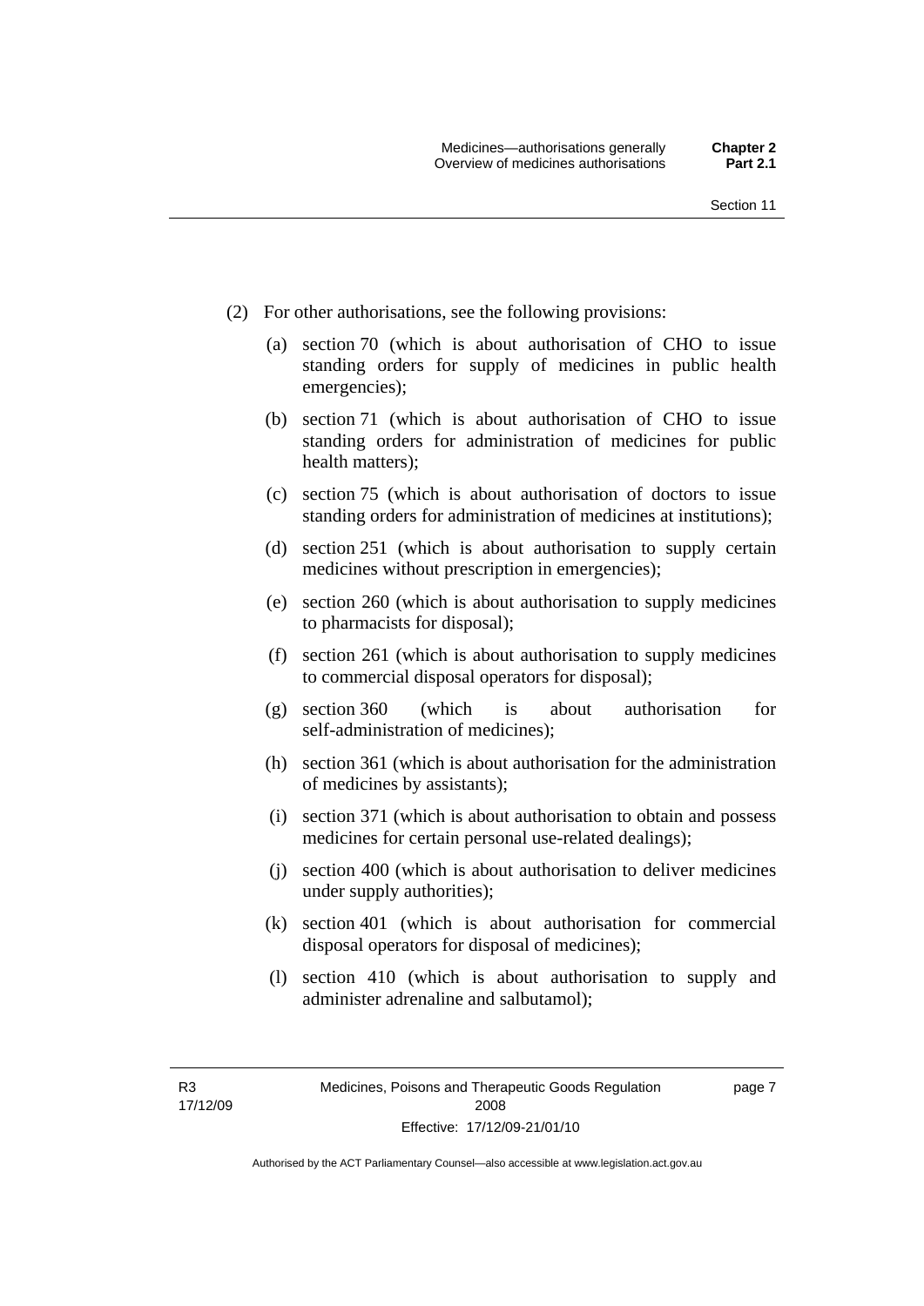(2) For other authorisations, see the following provisions:

(a) section 70 (which is about authorisation of CHO to issue standing orders for supply of medicines in public health emergencies);

(b) section 71 (which is about authorisation of CHO to issue standing orders for administration of medicines for public health matters);

(c) section 75 (which is about authorisation of doctors to issue standing orders for administration of medicines at institutions);

(d) section 251 (which is about authorisation to supply certain medicines without prescription in emergencies);

(e) section 260 (which is about authorisation to supply medicines to pharmacists for disposal);

(f) section 261 (which is about authorisation to supply medicines to commercial disposal operators for disposal);

(g) section 360 (which is about authorisation for self-administration of medicines);

(h) section 361 (which is about authorisation for the administration of medicines by assistants);

(i) section 371 (which is about authorisation to obtain and possess medicines for certain personal use-related dealings);

(j) section 400 (which is about authorisation to deliver medicines under supply authorities);

(k) section 401 (which is about authorisation for commercial disposal operators for disposal of medicines);

(l) section 410 (which is about authorisation to supply and administer adrenaline and salbutamol);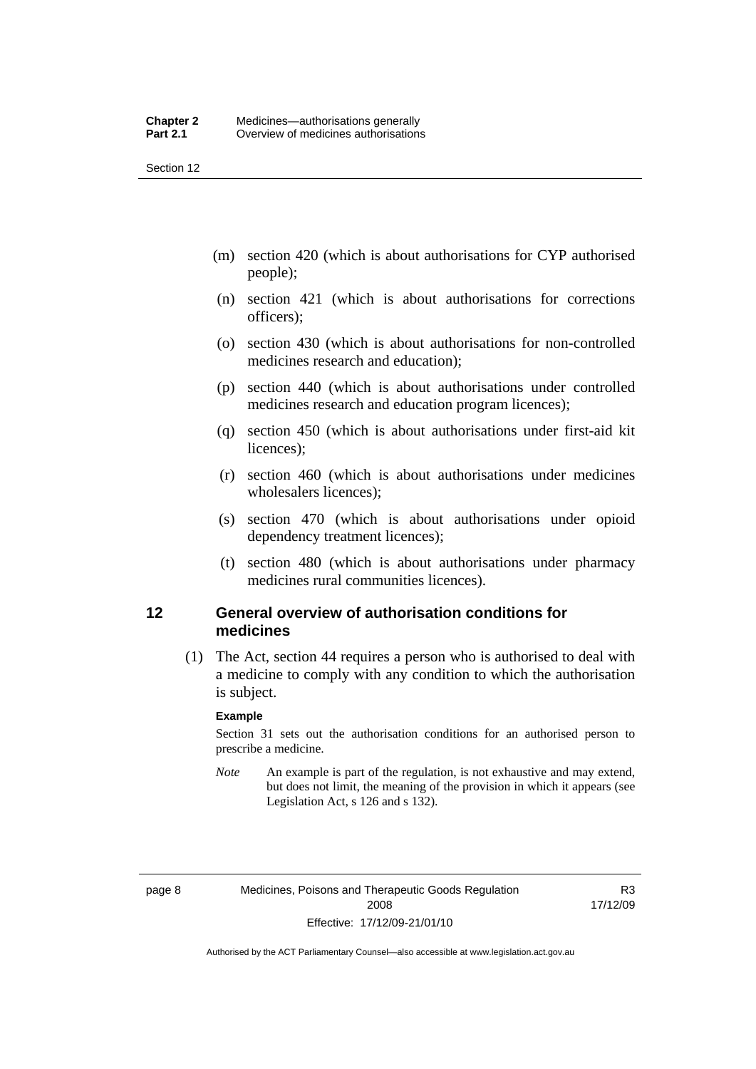(m) section 420 (which is about authorisations for CYP authorised people);

(n) section 421 (which is about authorisations for corrections officers);

(o) section 430 (which is about authorisations for non-controlled medicines research and education);

(p) section 440 (which is about authorisations under controlled medicines research and education program licences);

(q) section 450 (which is about authorisations under first-aid kit licences);

(r) section 460 (which is about authorisations under medicines wholesalers licences);

(s) section 470 (which is about authorisations under opioid dependency treatment licences);

(t) section 480 (which is about authorisations under pharmacy medicines rural communities licences).

## 12 General overview of authorisation conditions for medicines

(1) The Act, section 44 requires a person who is authorised to deal with a medicine to comply with any condition to which the authorisation is subject.

**Example**

Section 31 sets out the authorisation conditions for an authorised person to prescribe a medicine.

*Note* An example is part of the regulation, is not exhaustive and may extend, but does not limit, the meaning of the provision in which it appears (see Legislation Act, s 126 and s 132).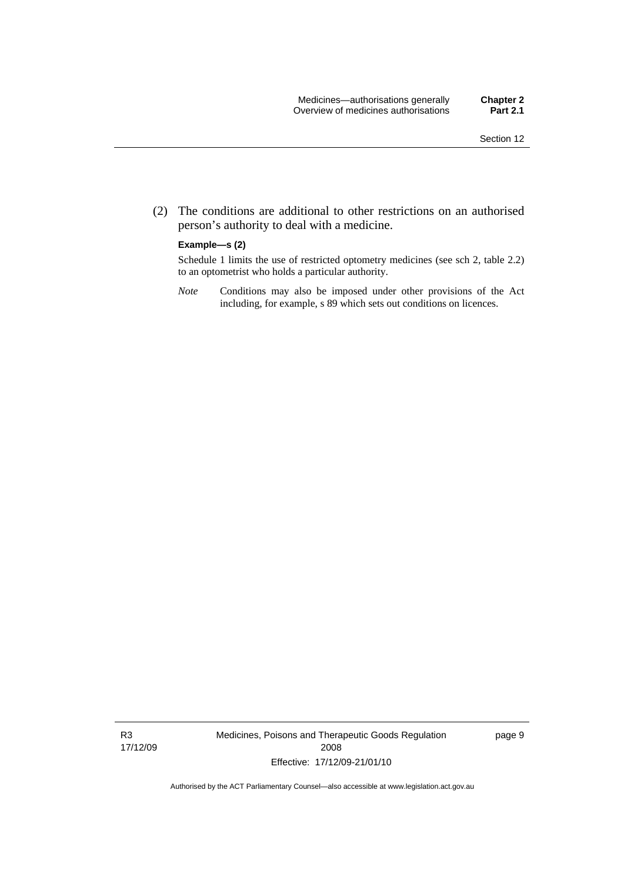(2) The conditions are additional to other restrictions on an authorised person's authority to deal with a medicine.

**Example—s (2)**

Schedule 1 limits the use of restricted optometry medicines (see sch 2, table 2.2) to an optometrist who holds a particular authority.

*Note* Conditions may also be imposed under other provisions of the Act including, for example, s 89 which sets out conditions on licences.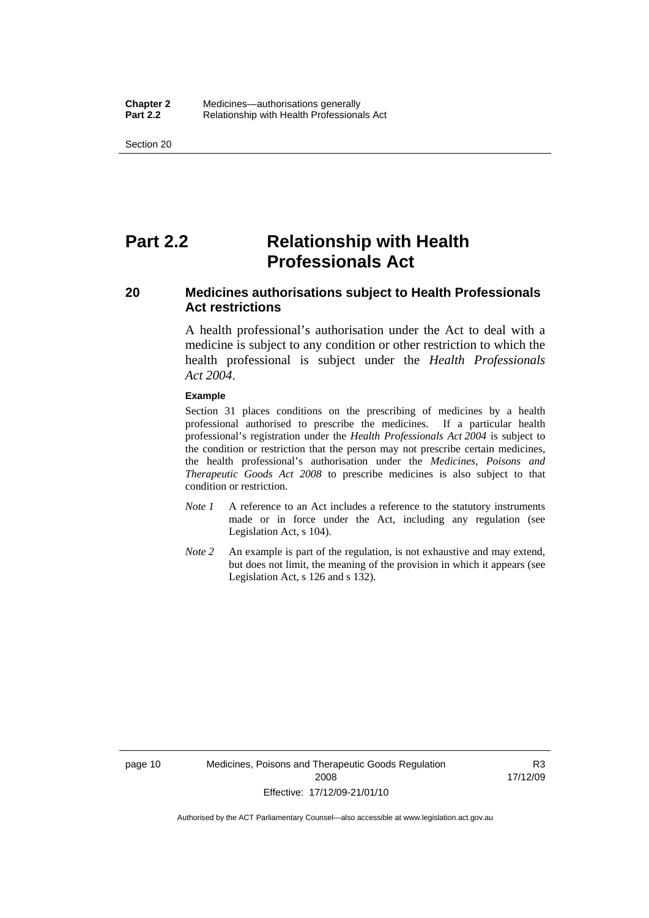# Part 2.2 Relationship with Health Professionals Act

## 20 Medicines authorisations subject to Health Professionals Act restrictions

A health professional's authorisation under the Act to deal with a medicine is subject to any condition or other restriction to which the health professional is subject under the *Health Professionals Act 2004*.

**Example**

Section 31 places conditions on the prescribing of medicines by a health professional authorised to prescribe the medicines. If a particular health professional's registration under the *Health Professionals Act 2004* is subject to the condition or restriction that the person may not prescribe certain medicines, the health professional's authorisation under the *Medicines, Poisons and Therapeutic Goods Act 2008* to prescribe medicines is also subject to that condition or restriction.

*Note 1* A reference to an Act includes a reference to the statutory instruments made or in force under the Act, including any regulation (see Legislation Act, s 104).

*Note 2* An example is part of the regulation, is not exhaustive and may extend, but does not limit, the meaning of the provision in which it appears (see Legislation Act, s 126 and s 132).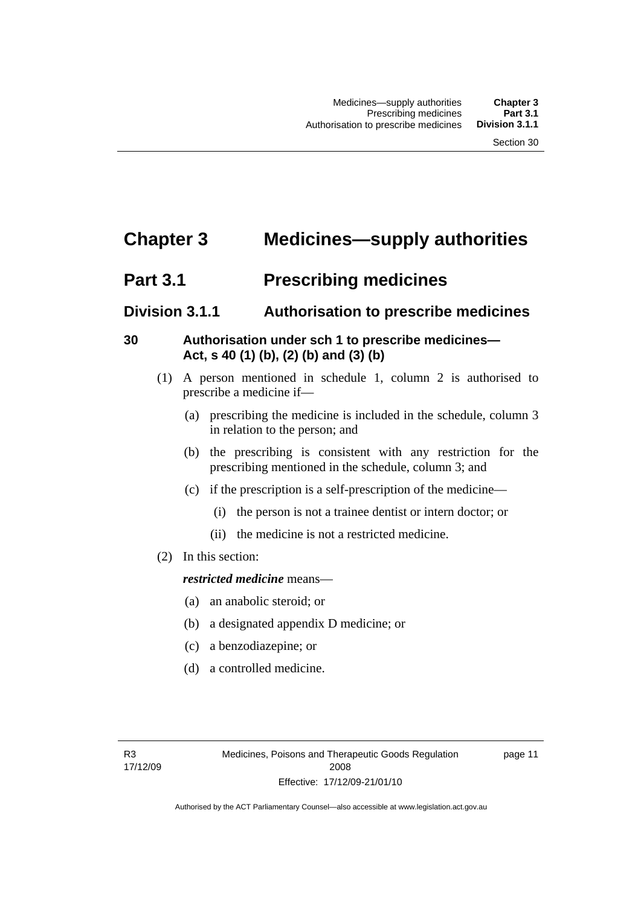# Chapter 3 Medicines—supply authorities

## Part 3.1 Prescribing medicines

### Division 3.1.1 Authorisation to prescribe medicines

#### 30 Authorisation under sch 1 to prescribe medicines—Act, s 40 (1) (b), (2) (b) and (3) (b)

(1) A person mentioned in schedule 1, column 2 is authorised to prescribe a medicine if—

(a) prescribing the medicine is included in the schedule, column 3 in relation to the person; and

(b) the prescribing is consistent with any restriction for the prescribing mentioned in the schedule, column 3; and

(c) if the prescription is a self-prescription of the medicine—

(i) the person is not a trainee dentist or intern doctor; or

(ii) the medicine is not a restricted medicine.

(2) In this section:

***restricted medicine*** means—

(a) an anabolic steroid; or

(b) a designated appendix D medicine; or

(c) a benzodiazepine; or

(d) a controlled medicine.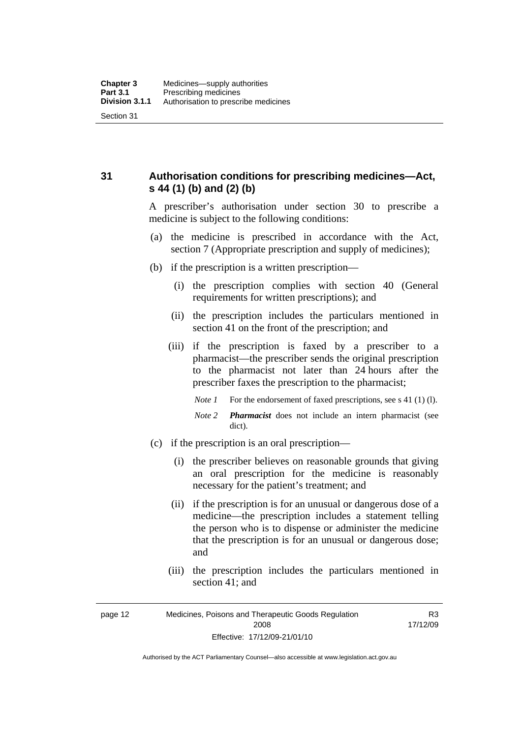## 31 Authorisation conditions for prescribing medicines—Act, s 44 (1) (b) and (2) (b)

A prescriber's authorisation under section 30 to prescribe a medicine is subject to the following conditions:

(a) the medicine is prescribed in accordance with the Act, section 7 (Appropriate prescription and supply of medicines);

(b) if the prescription is a written prescription—

(i) the prescription complies with section 40 (General requirements for written prescriptions); and

(ii) the prescription includes the particulars mentioned in section 41 on the front of the prescription; and

(iii) if the prescription is faxed by a prescriber to a pharmacist—the prescriber sends the original prescription to the pharmacist not later than 24 hours after the prescriber faxes the prescription to the pharmacist;

*Note 1* For the endorsement of faxed prescriptions, see s 41 (1) (l).

*Note 2* ***Pharmacist*** does not include an intern pharmacist (see dict).

(c) if the prescription is an oral prescription—

(i) the prescriber believes on reasonable grounds that giving an oral prescription for the medicine is reasonably necessary for the patient's treatment; and

(ii) if the prescription is for an unusual or dangerous dose of a medicine—the prescription includes a statement telling the person who is to dispense or administer the medicine that the prescription is for an unusual or dangerous dose; and

(iii) the prescription includes the particulars mentioned in section 41; and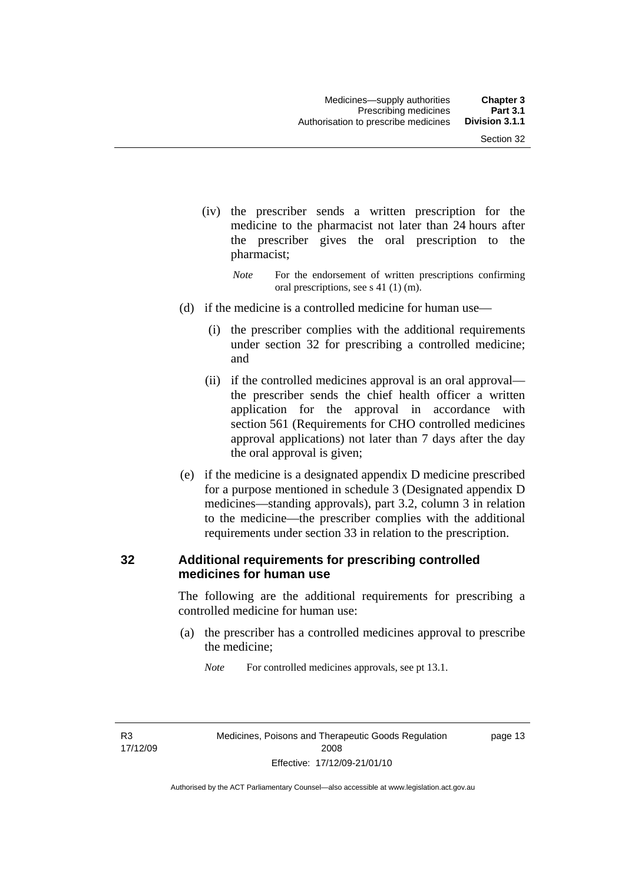(iv) the prescriber sends a written prescription for the medicine to the pharmacist not later than 24 hours after the prescriber gives the oral prescription to the pharmacist;

*Note* For the endorsement of written prescriptions confirming oral prescriptions, see s 41 (1) (m).

(d) if the medicine is a controlled medicine for human use—

(i) the prescriber complies with the additional requirements under section 32 for prescribing a controlled medicine; and

(ii) if the controlled medicines approval is an oral approval—the prescriber sends the chief health officer a written application for the approval in accordance with section 561 (Requirements for CHO controlled medicines approval applications) not later than 7 days after the day the oral approval is given;

(e) if the medicine is a designated appendix D medicine prescribed for a purpose mentioned in schedule 3 (Designated appendix D medicines—standing approvals), part 3.2, column 3 in relation to the medicine—the prescriber complies with the additional requirements under section 33 in relation to the prescription.

## 32 Additional requirements for prescribing controlled medicines for human use

The following are the additional requirements for prescribing a controlled medicine for human use:

(a) the prescriber has a controlled medicines approval to prescribe the medicine;

*Note* For controlled medicines approvals, see pt 13.1.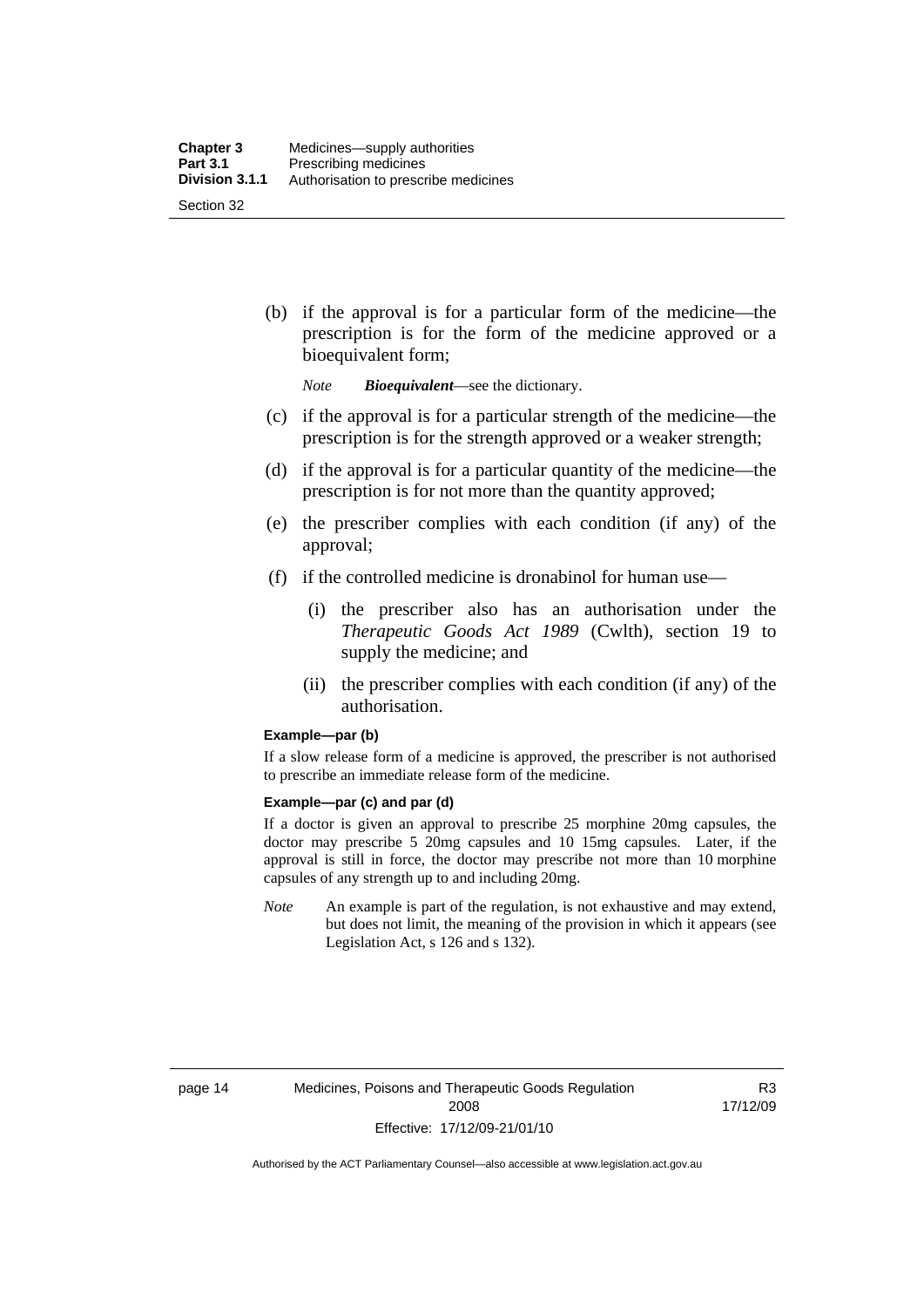(b) if the approval is for a particular form of the medicine—the prescription is for the form of the medicine approved or a bioequivalent form;

*Note* ***Bioequivalent***—see the dictionary.

(c) if the approval is for a particular strength of the medicine—the prescription is for the strength approved or a weaker strength;

(d) if the approval is for a particular quantity of the medicine—the prescription is for not more than the quantity approved;

(e) the prescriber complies with each condition (if any) of the approval;

(f) if the controlled medicine is dronabinol for human use—

(i) the prescriber also has an authorisation under the *Therapeutic Goods Act 1989* (Cwlth), section 19 to supply the medicine; and

(ii) the prescriber complies with each condition (if any) of the authorisation.

**Example—par (b)**

If a slow release form of a medicine is approved, the prescriber is not authorised to prescribe an immediate release form of the medicine.

**Example—par (c) and par (d)**

If a doctor is given an approval to prescribe 25 morphine 20mg capsules, the doctor may prescribe 5 20mg capsules and 10 15mg capsules. Later, if the approval is still in force, the doctor may prescribe not more than 10 morphine capsules of any strength up to and including 20mg.

*Note* An example is part of the regulation, is not exhaustive and may extend, but does not limit, the meaning of the provision in which it appears (see Legislation Act, s 126 and s 132).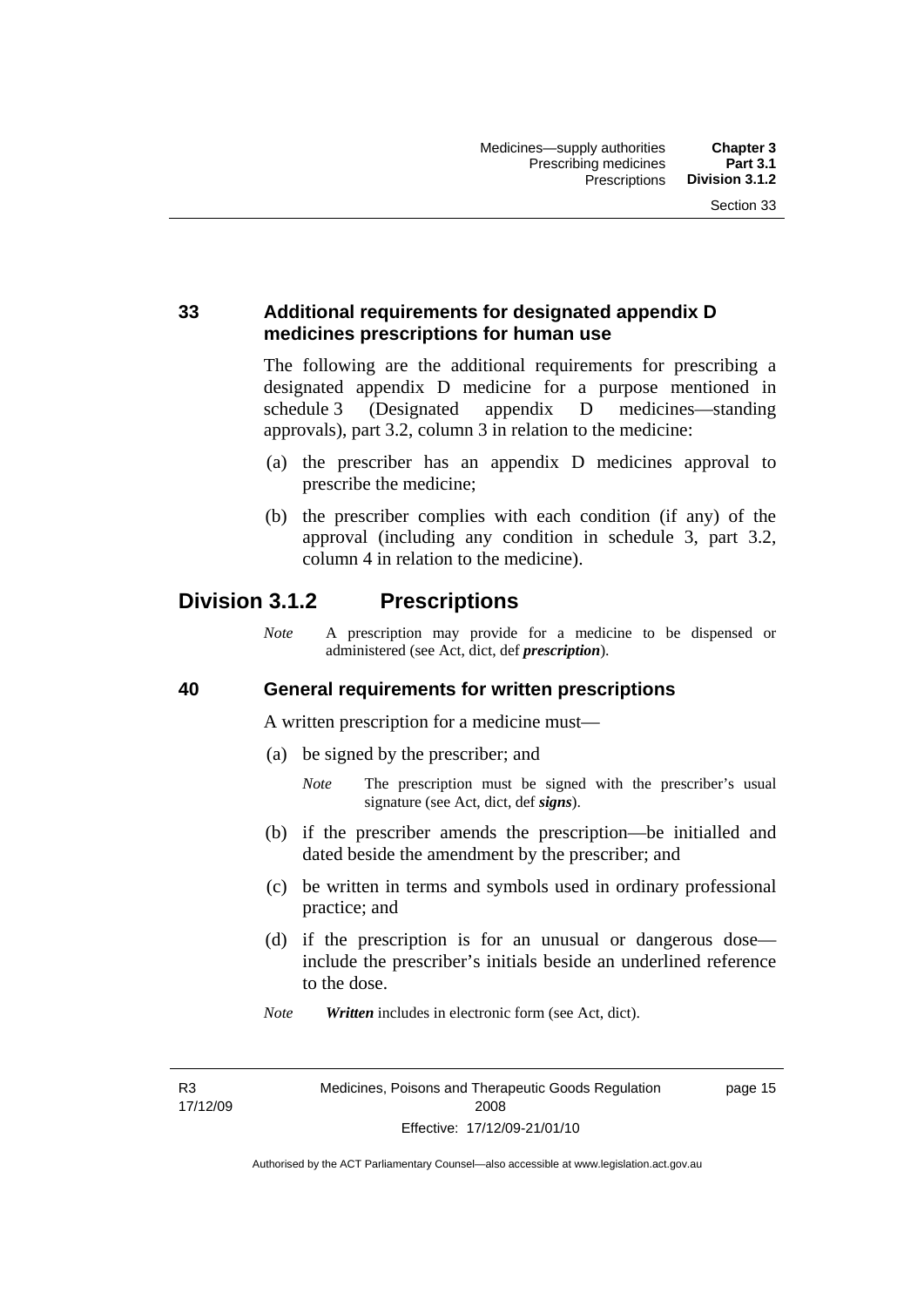### 33 Additional requirements for designated appendix D medicines prescriptions for human use

The following are the additional requirements for prescribing a designated appendix D medicine for a purpose mentioned in schedule 3 (Designated appendix D medicines—standing approvals), part 3.2, column 3 in relation to the medicine:

(a) the prescriber has an appendix D medicines approval to prescribe the medicine;

(b) the prescriber complies with each condition (if any) of the approval (including any condition in schedule 3, part 3.2, column 4 in relation to the medicine).

## Division 3.1.2 Prescriptions

*Note* A prescription may provide for a medicine to be dispensed or administered (see Act, dict, def ***prescription***).

### 40 General requirements for written prescriptions

A written prescription for a medicine must—

(a) be signed by the prescriber; and

*Note* The prescription must be signed with the prescriber's usual signature (see Act, dict, def ***signs***).

(b) if the prescriber amends the prescription—be initialled and dated beside the amendment by the prescriber; and

(c) be written in terms and symbols used in ordinary professional practice; and

(d) if the prescription is for an unusual or dangerous dose—include the prescriber's initials beside an underlined reference to the dose.

*Note* ***Written*** includes in electronic form (see Act, dict).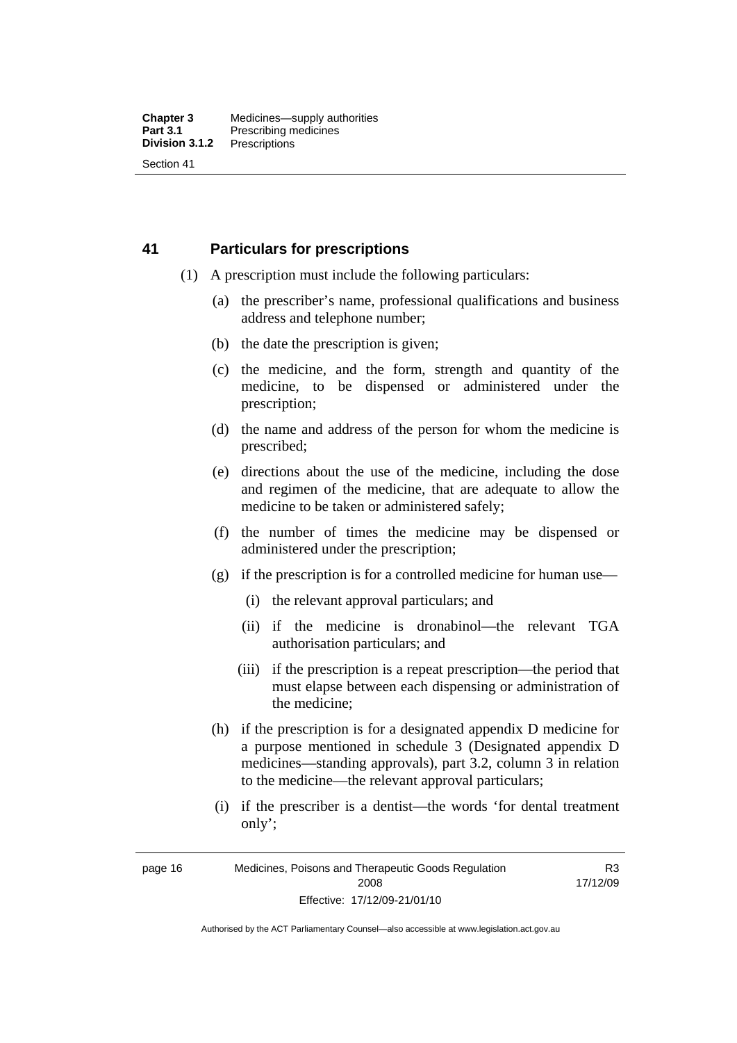## 41 Particulars for prescriptions

(1) A prescription must include the following particulars:

(a) the prescriber's name, professional qualifications and business address and telephone number;

(b) the date the prescription is given;

(c) the medicine, and the form, strength and quantity of the medicine, to be dispensed or administered under the prescription;

(d) the name and address of the person for whom the medicine is prescribed;

(e) directions about the use of the medicine, including the dose and regimen of the medicine, that are adequate to allow the medicine to be taken or administered safely;

(f) the number of times the medicine may be dispensed or administered under the prescription;

(g) if the prescription is for a controlled medicine for human use—

(i) the relevant approval particulars; and

(ii) if the medicine is dronabinol—the relevant TGA authorisation particulars; and

(iii) if the prescription is a repeat prescription—the period that must elapse between each dispensing or administration of the medicine;

(h) if the prescription is for a designated appendix D medicine for a purpose mentioned in schedule 3 (Designated appendix D medicines—standing approvals), part 3.2, column 3 in relation to the medicine—the relevant approval particulars;

(i) if the prescriber is a dentist—the words 'for dental treatment only';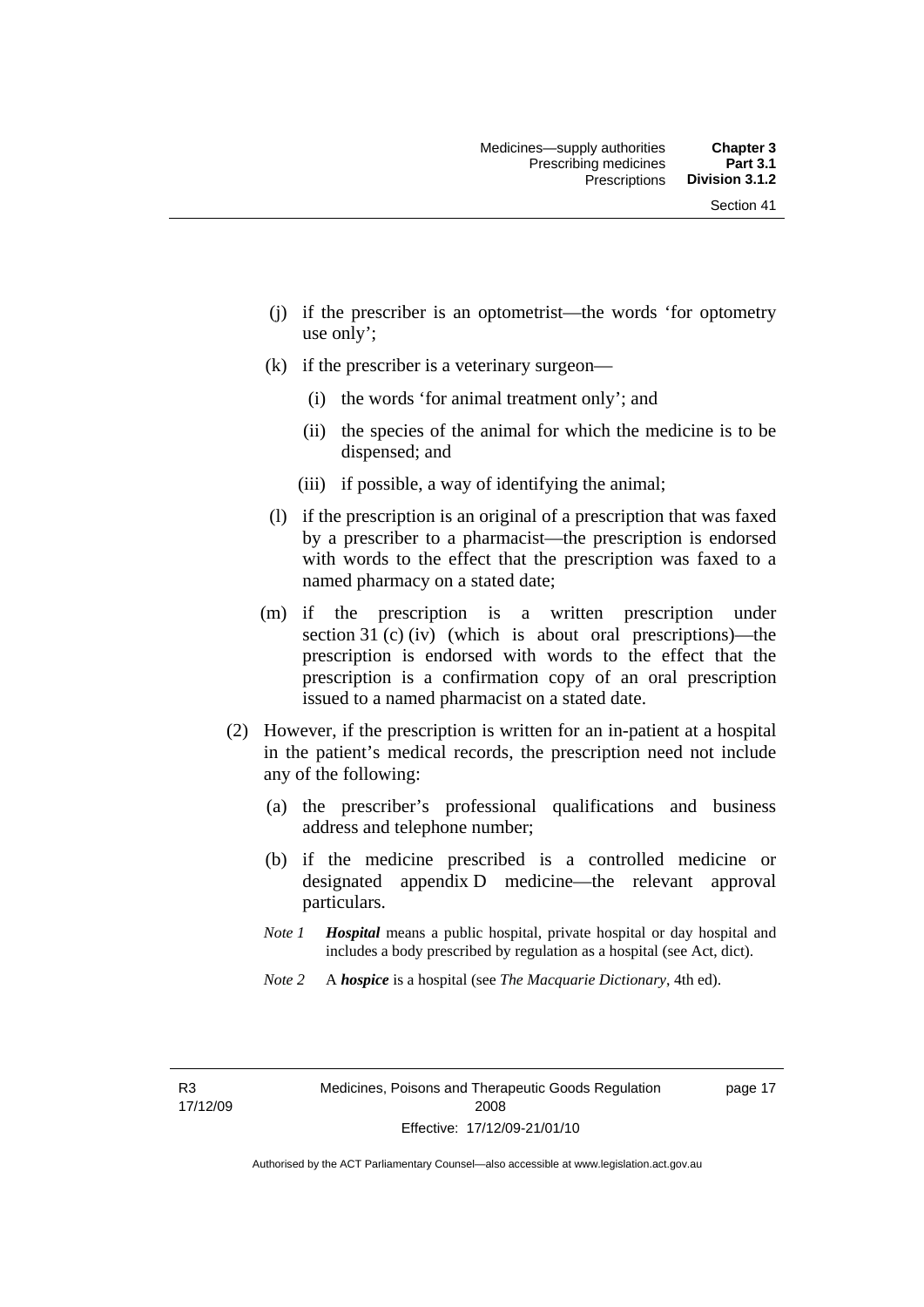(j) if the prescriber is an optometrist—the words 'for optometry use only';

(k) if the prescriber is a veterinary surgeon—

  (i) the words 'for animal treatment only'; and

  (ii) the species of the animal for which the medicine is to be dispensed; and

  (iii) if possible, a way of identifying the animal;

(l) if the prescription is an original of a prescription that was faxed by a prescriber to a pharmacist—the prescription is endorsed with words to the effect that the prescription was faxed to a named pharmacy on a stated date;

(m) if the prescription is a written prescription under section 31 (c) (iv) (which is about oral prescriptions)—the prescription is endorsed with words to the effect that the prescription is a confirmation copy of an oral prescription issued to a named pharmacist on a stated date.

(2) However, if the prescription is written for an in-patient at a hospital in the patient's medical records, the prescription need not include any of the following:

  (a) the prescriber's professional qualifications and business address and telephone number;

  (b) if the medicine prescribed is a controlled medicine or designated appendix D medicine—the relevant approval particulars.

*Note 1* ***Hospital*** means a public hospital, private hospital or day hospital and includes a body prescribed by regulation as a hospital (see Act, dict).

*Note 2* A ***hospice*** is a hospital (see *The Macquarie Dictionary*, 4th ed).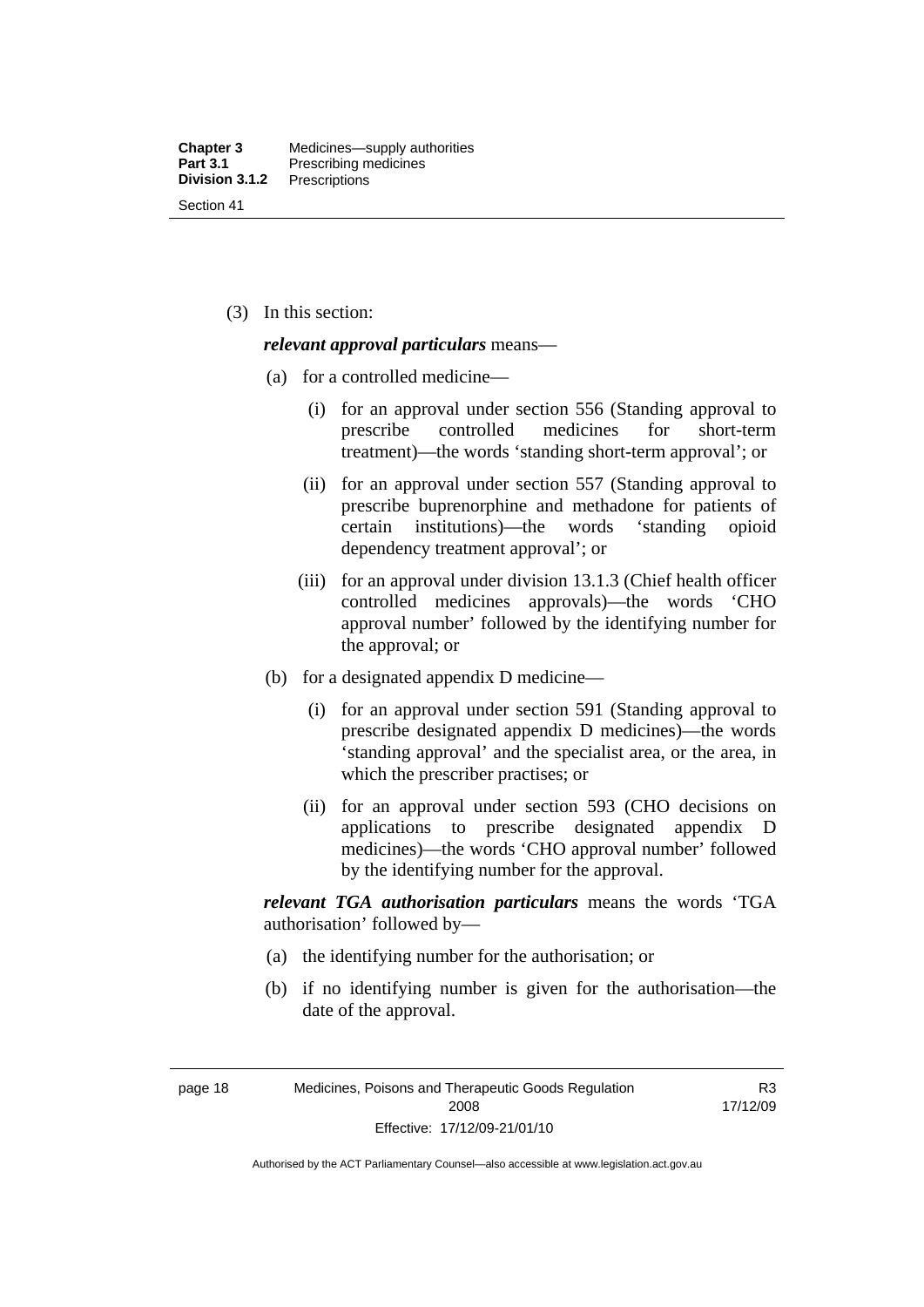(3) In this section:

***relevant approval particulars*** means—

(a) for a controlled medicine—

(i) for an approval under section 556 (Standing approval to prescribe controlled medicines for short-term treatment)—the words 'standing short-term approval'; or

(ii) for an approval under section 557 (Standing approval to prescribe buprenorphine and methadone for patients of certain institutions)—the words 'standing opioid dependency treatment approval'; or

(iii) for an approval under division 13.1.3 (Chief health officer controlled medicines approvals)—the words 'CHO approval number' followed by the identifying number for the approval; or

(b) for a designated appendix D medicine—

(i) for an approval under section 591 (Standing approval to prescribe designated appendix D medicines)—the words 'standing approval' and the specialist area, or the area, in which the prescriber practises; or

(ii) for an approval under section 593 (CHO decisions on applications to prescribe designated appendix D medicines)—the words 'CHO approval number' followed by the identifying number for the approval.

***relevant TGA authorisation particulars*** means the words 'TGA authorisation' followed by—

(a) the identifying number for the authorisation; or

(b) if no identifying number is given for the authorisation—the date of the approval.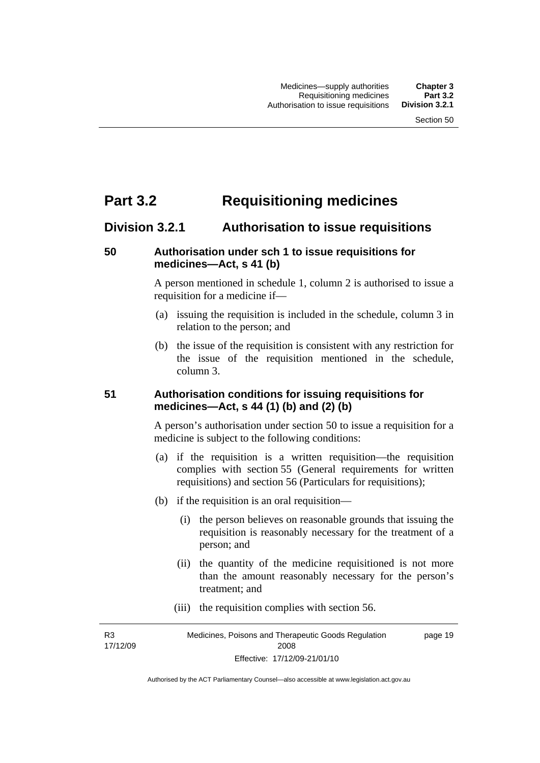# Part 3.2 Requisitioning medicines

## Division 3.2.1 Authorisation to issue requisitions

### 50 Authorisation under sch 1 to issue requisitions for medicines—Act, s 41 (b)

A person mentioned in schedule 1, column 2 is authorised to issue a requisition for a medicine if—

(a) issuing the requisition is included in the schedule, column 3 in relation to the person; and

(b) the issue of the requisition is consistent with any restriction for the issue of the requisition mentioned in the schedule, column 3.

### 51 Authorisation conditions for issuing requisitions for medicines—Act, s 44 (1) (b) and (2) (b)

A person's authorisation under section 50 to issue a requisition for a medicine is subject to the following conditions:

(a) if the requisition is a written requisition—the requisition complies with section 55 (General requirements for written requisitions) and section 56 (Particulars for requisitions);

(b) if the requisition is an oral requisition—

(i) the person believes on reasonable grounds that issuing the requisition is reasonably necessary for the treatment of a person; and

(ii) the quantity of the medicine requisitioned is not more than the amount reasonably necessary for the person's treatment; and

(iii) the requisition complies with section 56.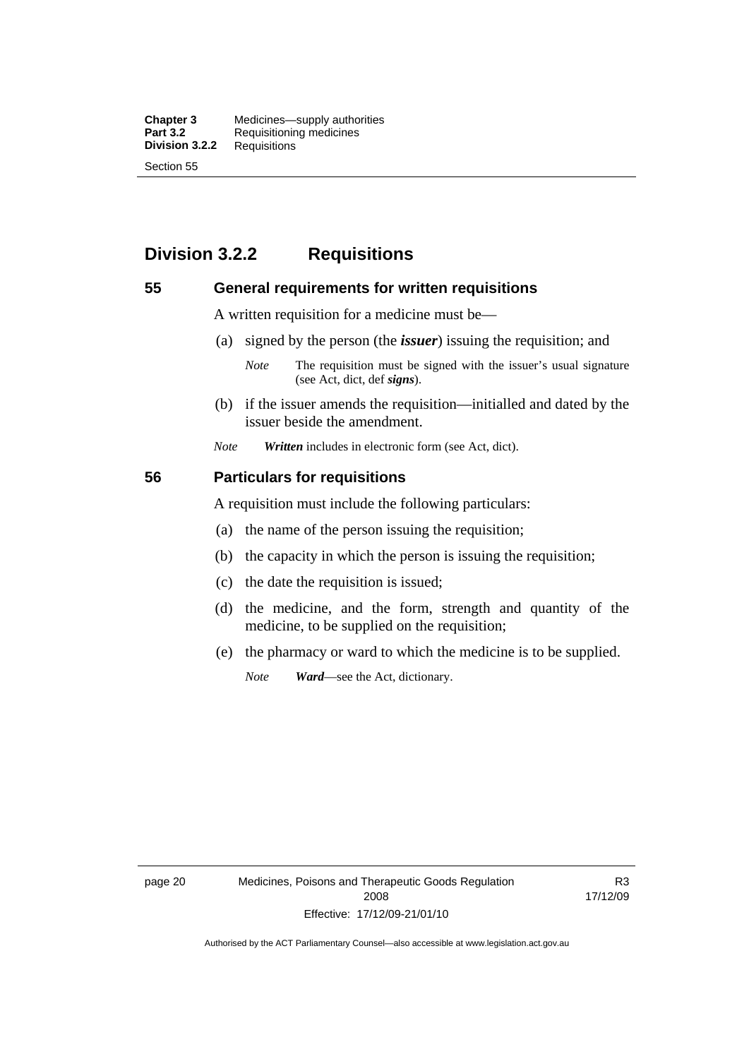## Division 3.2.2 Requisitions

### 55 General requirements for written requisitions

A written requisition for a medicine must be—

(a) signed by the person (the ***issuer***) issuing the requisition; and

*Note* The requisition must be signed with the issuer's usual signature (see Act, dict, def ***signs***).

(b) if the issuer amends the requisition—initialled and dated by the issuer beside the amendment.

*Note* ***Written*** includes in electronic form (see Act, dict).

### 56 Particulars for requisitions

A requisition must include the following particulars:

(a) the name of the person issuing the requisition;

(b) the capacity in which the person is issuing the requisition;

(c) the date the requisition is issued;

(d) the medicine, and the form, strength and quantity of the medicine, to be supplied on the requisition;

(e) the pharmacy or ward to which the medicine is to be supplied.

*Note* ***Ward***—see the Act, dictionary.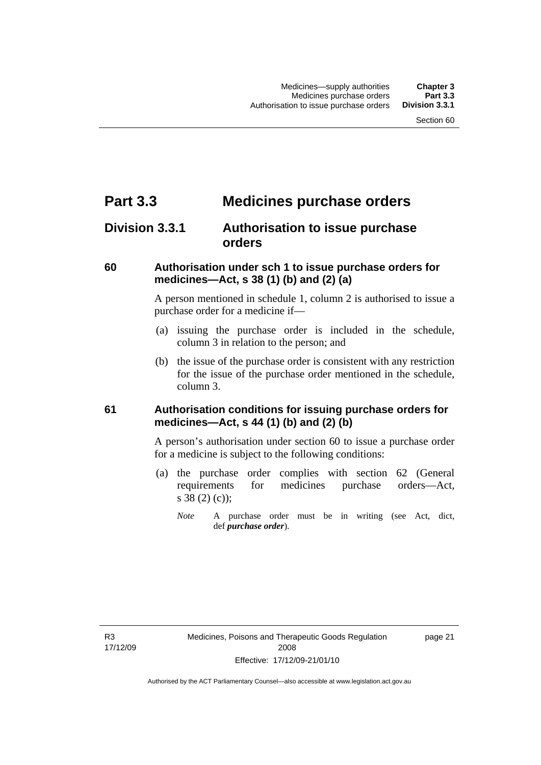# Part 3.3 Medicines purchase orders

## Division 3.3.1 Authorisation to issue purchase orders

### 60 Authorisation under sch 1 to issue purchase orders for medicines—Act, s 38 (1) (b) and (2) (a)

A person mentioned in schedule 1, column 2 is authorised to issue a purchase order for a medicine if—

(a) issuing the purchase order is included in the schedule, column 3 in relation to the person; and

(b) the issue of the purchase order is consistent with any restriction for the issue of the purchase order mentioned in the schedule, column 3.

### 61 Authorisation conditions for issuing purchase orders for medicines—Act, s 44 (1) (b) and (2) (b)

A person's authorisation under section 60 to issue a purchase order for a medicine is subject to the following conditions:

(a) the purchase order complies with section 62 (General requirements for medicines purchase orders—Act, s 38 (2) (c));

*Note* A purchase order must be in writing (see Act, dict, def ***purchase order***).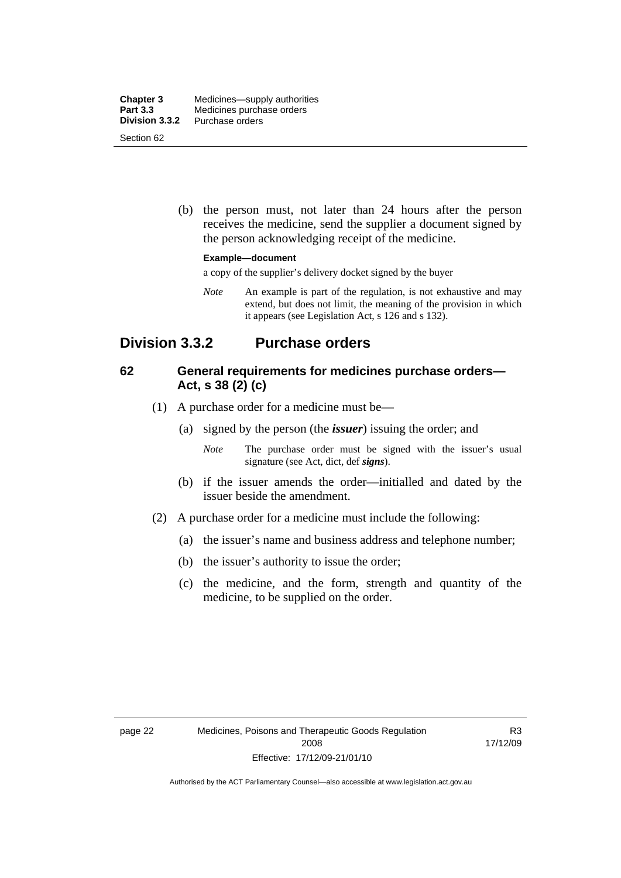(b) the person must, not later than 24 hours after the person receives the medicine, send the supplier a document signed by the person acknowledging receipt of the medicine.

**Example—document**

a copy of the supplier's delivery docket signed by the buyer

*Note* An example is part of the regulation, is not exhaustive and may extend, but does not limit, the meaning of the provision in which it appears (see Legislation Act, s 126 and s 132).

## Division 3.3.2 Purchase orders

### 62 General requirements for medicines purchase orders—Act, s 38 (2) (c)

(1) A purchase order for a medicine must be—

(a) signed by the person (the ***issuer***) issuing the order; and

*Note* The purchase order must be signed with the issuer's usual signature (see Act, dict, def ***signs***).

(b) if the issuer amends the order—initialled and dated by the issuer beside the amendment.

(2) A purchase order for a medicine must include the following:

(a) the issuer's name and business address and telephone number;

(b) the issuer's authority to issue the order;

(c) the medicine, and the form, strength and quantity of the medicine, to be supplied on the order.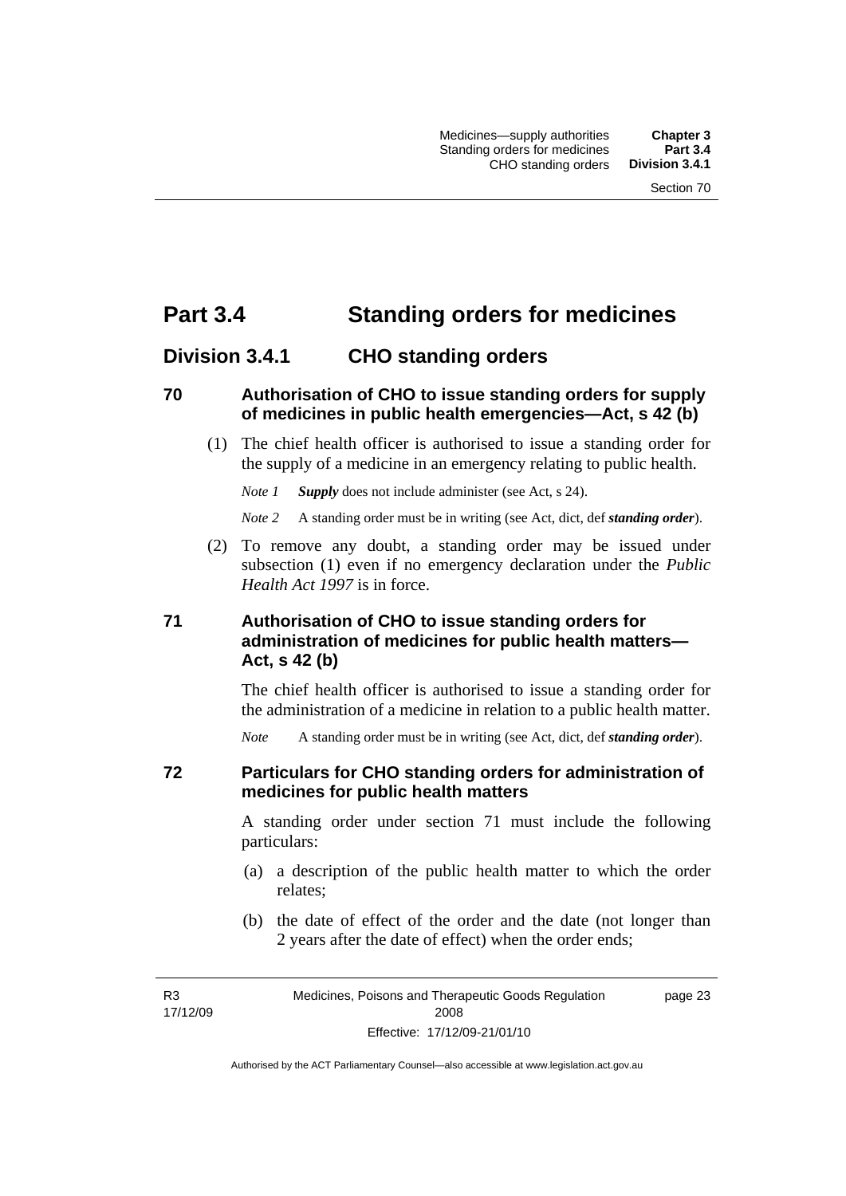# Part 3.4 Standing orders for medicines

## Division 3.4.1 CHO standing orders

### 70 Authorisation of CHO to issue standing orders for supply of medicines in public health emergencies—Act, s 42 (b)

(1) The chief health officer is authorised to issue a standing order for the supply of a medicine in an emergency relating to public health.

*Note 1* ***Supply*** does not include administer (see Act, s 24).

*Note 2* A standing order must be in writing (see Act, dict, def ***standing order***).

(2) To remove any doubt, a standing order may be issued under subsection (1) even if no emergency declaration under the *Public Health Act 1997* is in force.

### 71 Authorisation of CHO to issue standing orders for administration of medicines for public health matters—Act, s 42 (b)

The chief health officer is authorised to issue a standing order for the administration of a medicine in relation to a public health matter.

*Note* A standing order must be in writing (see Act, dict, def ***standing order***).

### 72 Particulars for CHO standing orders for administration of medicines for public health matters

A standing order under section 71 must include the following particulars:

(a) a description of the public health matter to which the order relates;

(b) the date of effect of the order and the date (not longer than 2 years after the date of effect) when the order ends;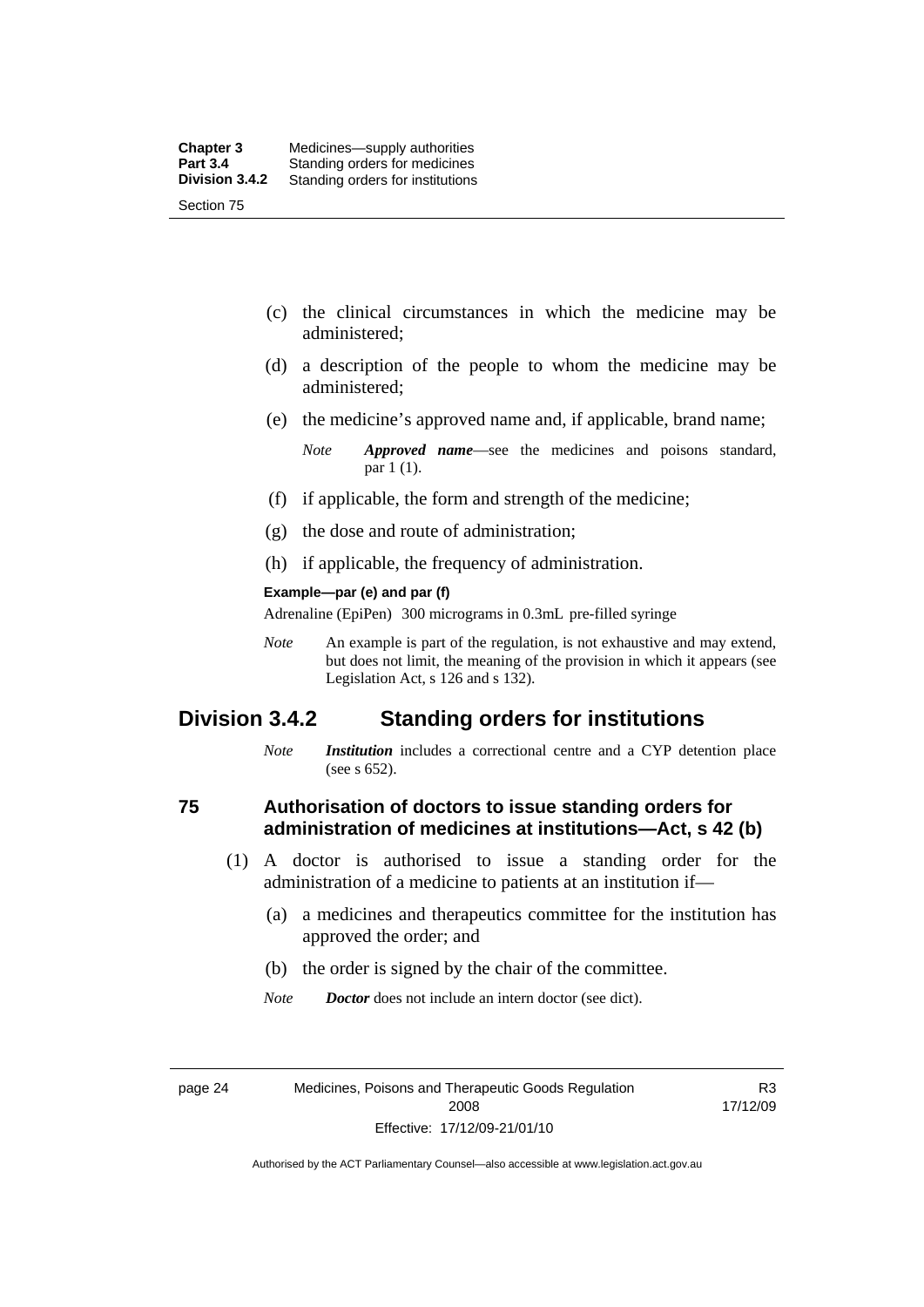(c) the clinical circumstances in which the medicine may be administered;

(d) a description of the people to whom the medicine may be administered;

(e) the medicine's approved name and, if applicable, brand name;

*Note* ***Approved name***—see the medicines and poisons standard, par 1 (1).

(f) if applicable, the form and strength of the medicine;

(g) the dose and route of administration;

(h) if applicable, the frequency of administration.

**Example—par (e) and par (f)**

Adrenaline (EpiPen) 300 micrograms in 0.3mL pre-filled syringe

*Note* An example is part of the regulation, is not exhaustive and may extend, but does not limit, the meaning of the provision in which it appears (see Legislation Act, s 126 and s 132).

## Division 3.4.2 Standing orders for institutions

*Note* ***Institution*** includes a correctional centre and a CYP detention place (see s 652).

### 75 Authorisation of doctors to issue standing orders for administration of medicines at institutions—Act, s 42 (b)

(1) A doctor is authorised to issue a standing order for the administration of a medicine to patients at an institution if—

(a) a medicines and therapeutics committee for the institution has approved the order; and

(b) the order is signed by the chair of the committee.

*Note* ***Doctor*** does not include an intern doctor (see dict).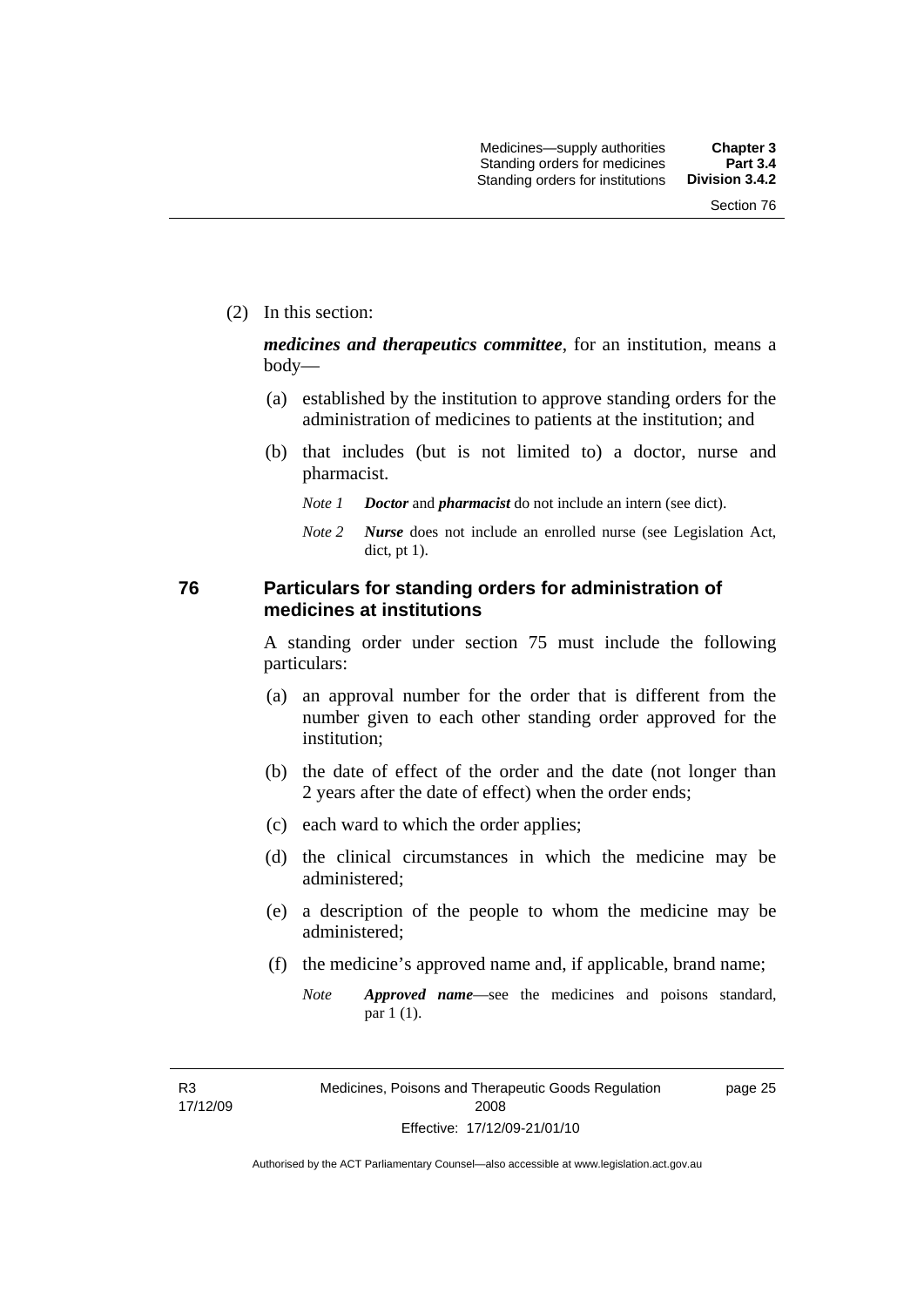(2) In this section:

***medicines and therapeutics committee***, for an institution, means a body—

(a) established by the institution to approve standing orders for the administration of medicines to patients at the institution; and

(b) that includes (but is not limited to) a doctor, nurse and pharmacist.

*Note 1* ***Doctor*** and ***pharmacist*** do not include an intern (see dict).

*Note 2* ***Nurse*** does not include an enrolled nurse (see Legislation Act, dict, pt 1).

## 76 Particulars for standing orders for administration of medicines at institutions

A standing order under section 75 must include the following particulars:

(a) an approval number for the order that is different from the number given to each other standing order approved for the institution;

(b) the date of effect of the order and the date (not longer than 2 years after the date of effect) when the order ends;

(c) each ward to which the order applies;

(d) the clinical circumstances in which the medicine may be administered;

(e) a description of the people to whom the medicine may be administered;

(f) the medicine's approved name and, if applicable, brand name;

*Note* ***Approved name***—see the medicines and poisons standard, par 1 (1).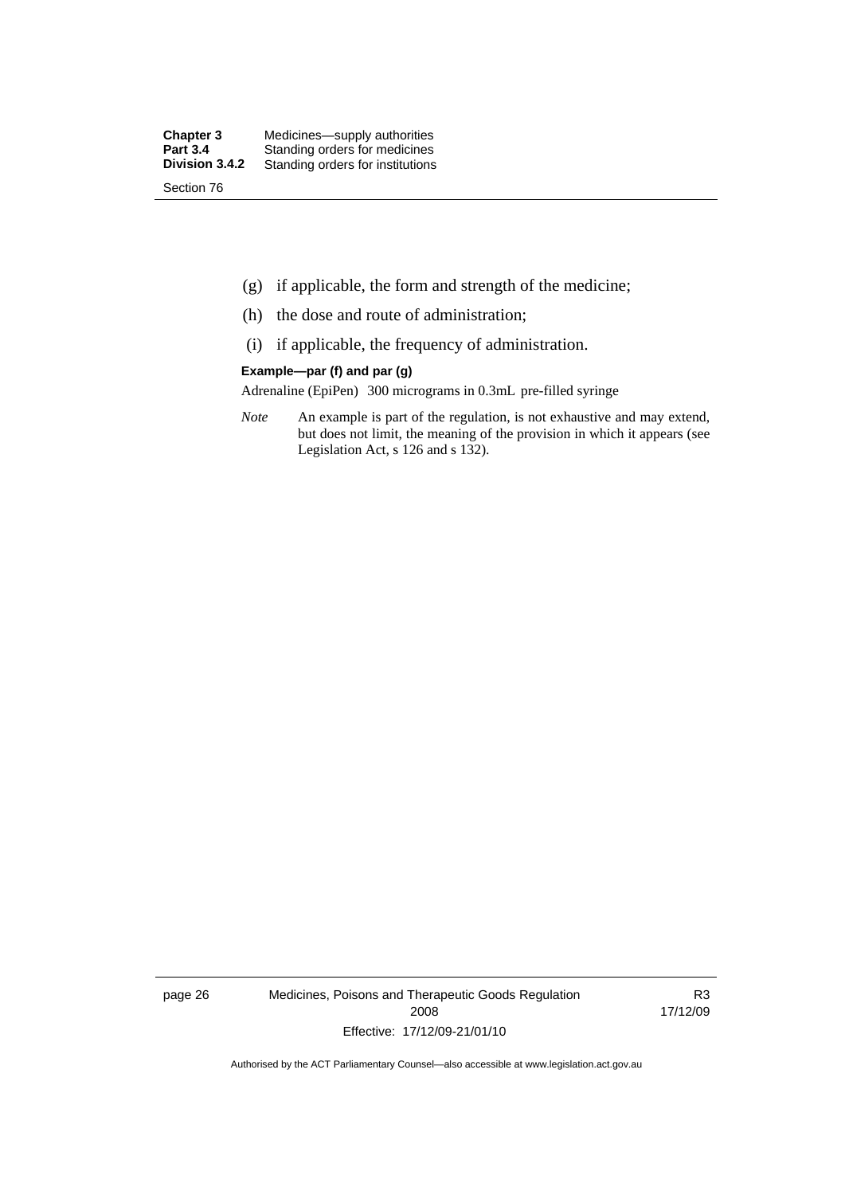(g) if applicable, the form and strength of the medicine;

(h) the dose and route of administration;

(i) if applicable, the frequency of administration.

**Example—par (f) and par (g)**

Adrenaline (EpiPen) 300 micrograms in 0.3mL pre-filled syringe

*Note* An example is part of the regulation, is not exhaustive and may extend, but does not limit, the meaning of the provision in which it appears (see Legislation Act, s 126 and s 132).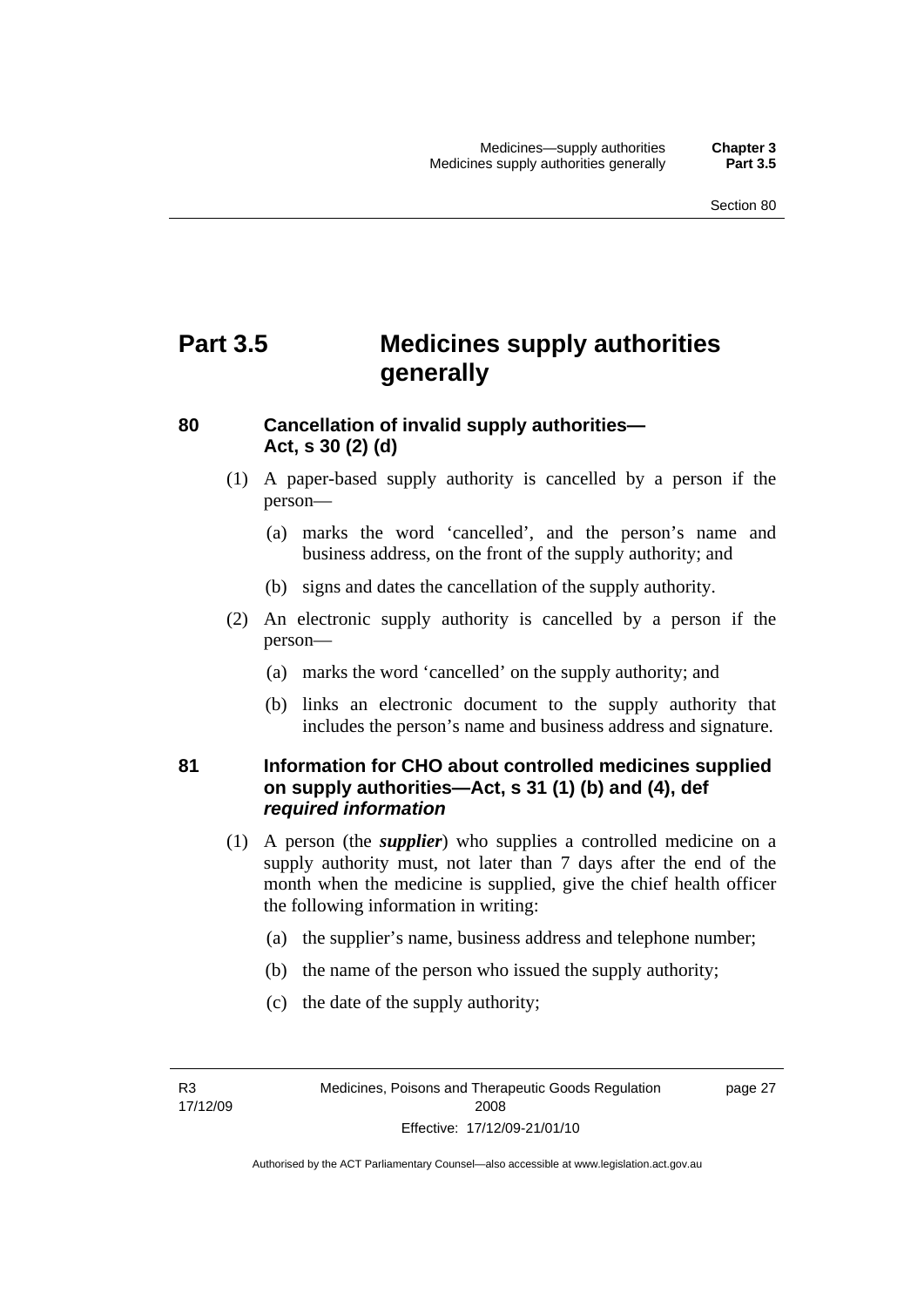# Part 3.5 Medicines supply authorities generally

## 80 Cancellation of invalid supply authorities—Act, s 30 (2) (d)

(1) A paper-based supply authority is cancelled by a person if the person—

(a) marks the word 'cancelled', and the person's name and business address, on the front of the supply authority; and

(b) signs and dates the cancellation of the supply authority.

(2) An electronic supply authority is cancelled by a person if the person—

(a) marks the word 'cancelled' on the supply authority; and

(b) links an electronic document to the supply authority that includes the person's name and business address and signature.

## 81 Information for CHO about controlled medicines supplied on supply authorities—Act, s 31 (1) (b) and (4), def *required information*

(1) A person (the ***supplier***) who supplies a controlled medicine on a supply authority must, not later than 7 days after the end of the month when the medicine is supplied, give the chief health officer the following information in writing:

(a) the supplier's name, business address and telephone number;

(b) the name of the person who issued the supply authority;

(c) the date of the supply authority;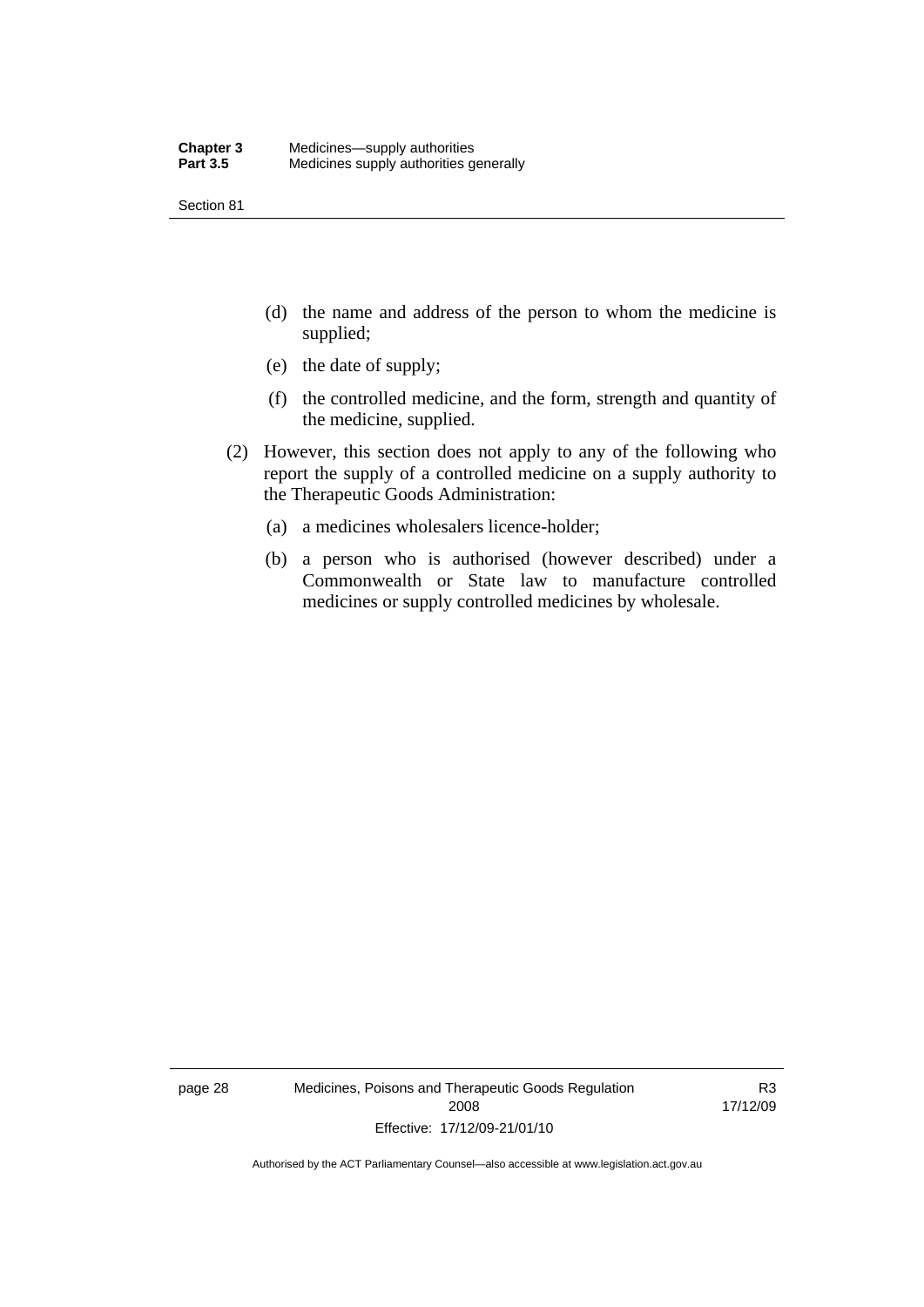(d) the name and address of the person to whom the medicine is supplied;

(e) the date of supply;

(f) the controlled medicine, and the form, strength and quantity of the medicine, supplied.

(2) However, this section does not apply to any of the following who report the supply of a controlled medicine on a supply authority to the Therapeutic Goods Administration:

(a) a medicines wholesalers licence-holder;

(b) a person who is authorised (however described) under a Commonwealth or State law to manufacture controlled medicines or supply controlled medicines by wholesale.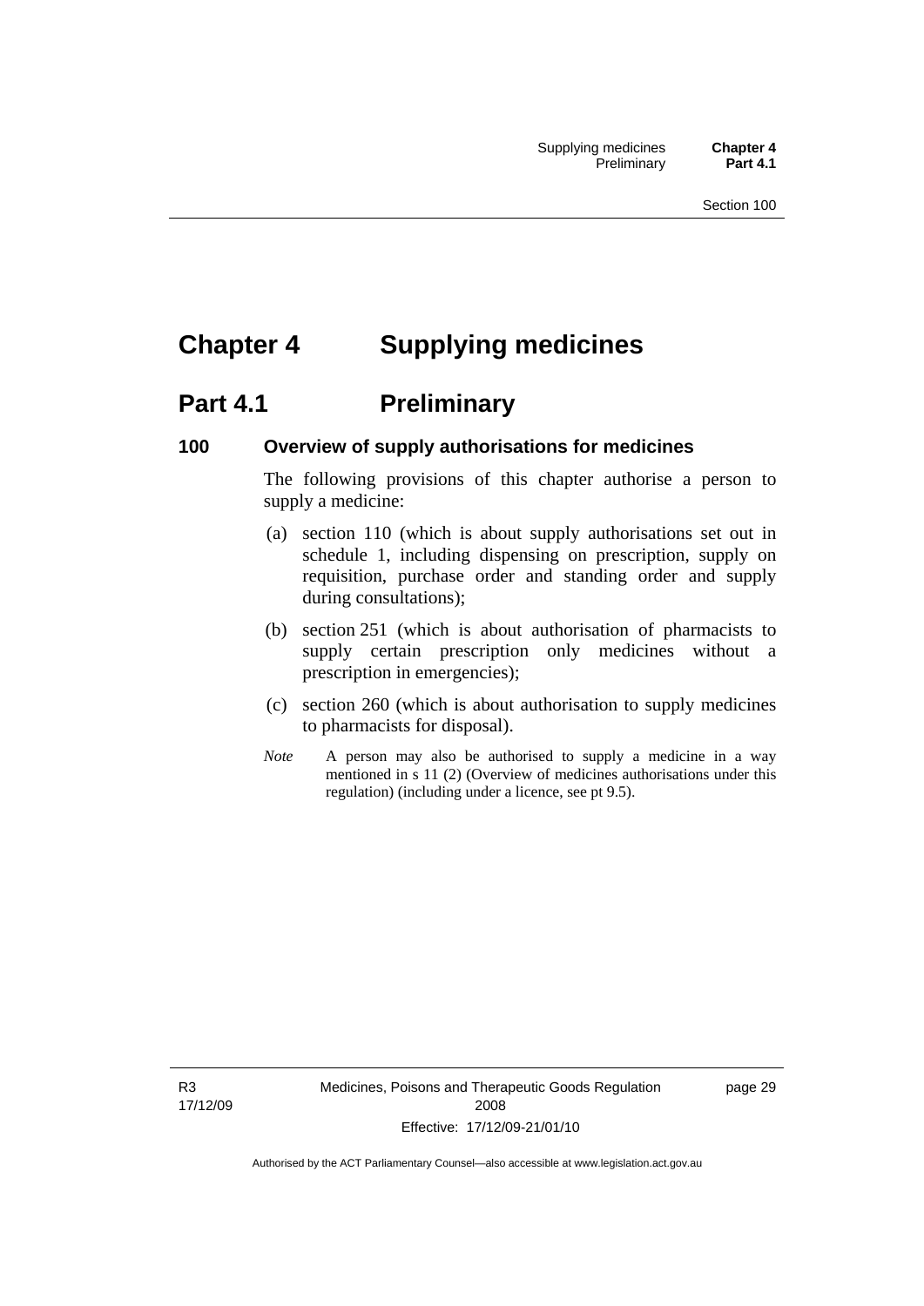# Chapter 4 Supplying medicines

## Part 4.1 Preliminary

### 100 Overview of supply authorisations for medicines

The following provisions of this chapter authorise a person to supply a medicine:

(a) section 110 (which is about supply authorisations set out in schedule 1, including dispensing on prescription, supply on requisition, purchase order and standing order and supply during consultations);

(b) section 251 (which is about authorisation of pharmacists to supply certain prescription only medicines without a prescription in emergencies);

(c) section 260 (which is about authorisation to supply medicines to pharmacists for disposal).

*Note* A person may also be authorised to supply a medicine in a way mentioned in s 11 (2) (Overview of medicines authorisations under this regulation) (including under a licence, see pt 9.5).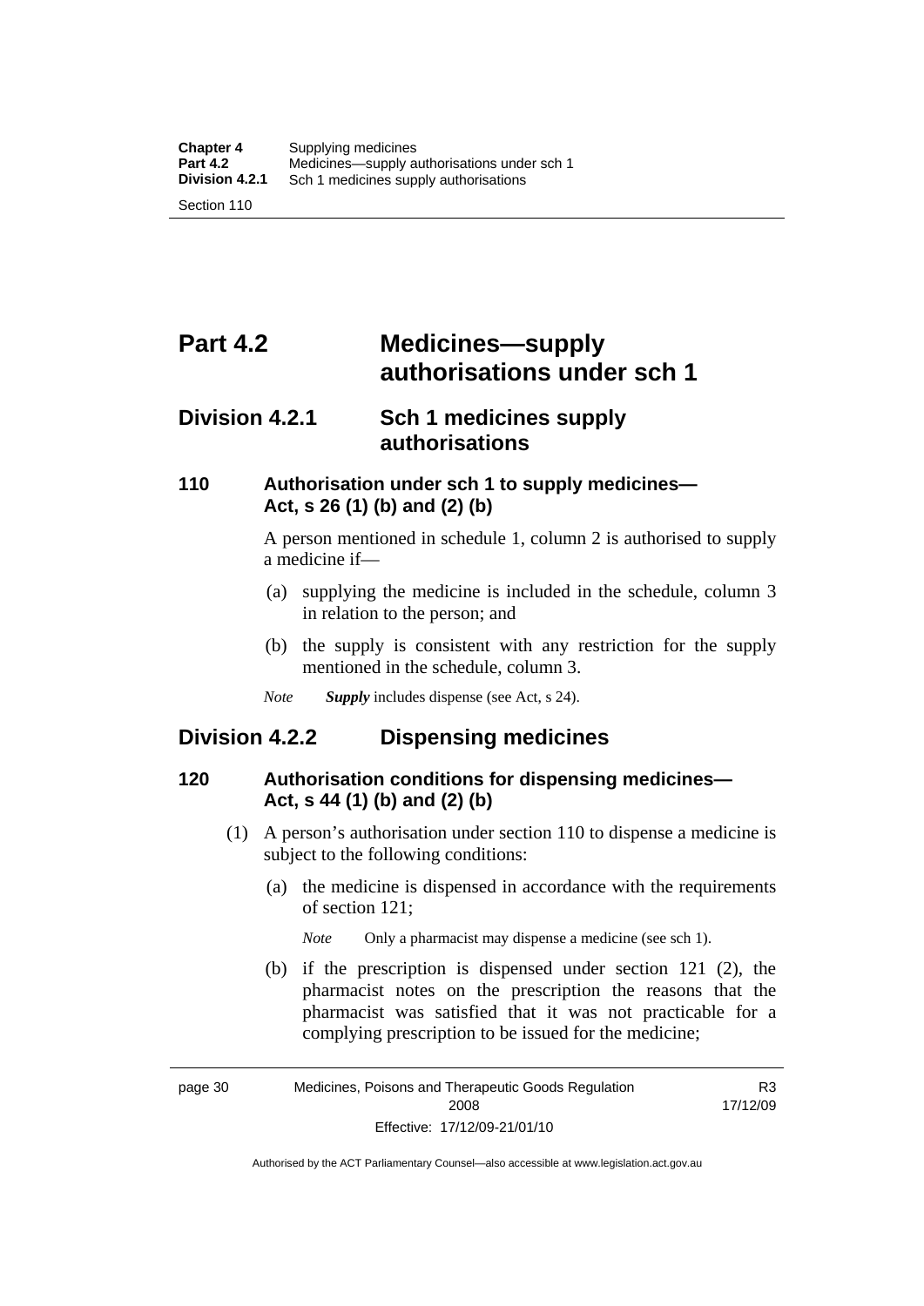# Part 4.2 Medicines—supply authorisations under sch 1

## Division 4.2.1 Sch 1 medicines supply authorisations

### 110 Authorisation under sch 1 to supply medicines—Act, s 26 (1) (b) and (2) (b)

A person mentioned in schedule 1, column 2 is authorised to supply a medicine if—

(a) supplying the medicine is included in the schedule, column 3 in relation to the person; and

(b) the supply is consistent with any restriction for the supply mentioned in the schedule, column 3.

*Note* ***Supply*** includes dispense (see Act, s 24).

## Division 4.2.2 Dispensing medicines

### 120 Authorisation conditions for dispensing medicines—Act, s 44 (1) (b) and (2) (b)

(1) A person's authorisation under section 110 to dispense a medicine is subject to the following conditions:

(a) the medicine is dispensed in accordance with the requirements of section 121;

*Note* Only a pharmacist may dispense a medicine (see sch 1).

(b) if the prescription is dispensed under section 121 (2), the pharmacist notes on the prescription the reasons that the pharmacist was satisfied that it was not practicable for a complying prescription to be issued for the medicine;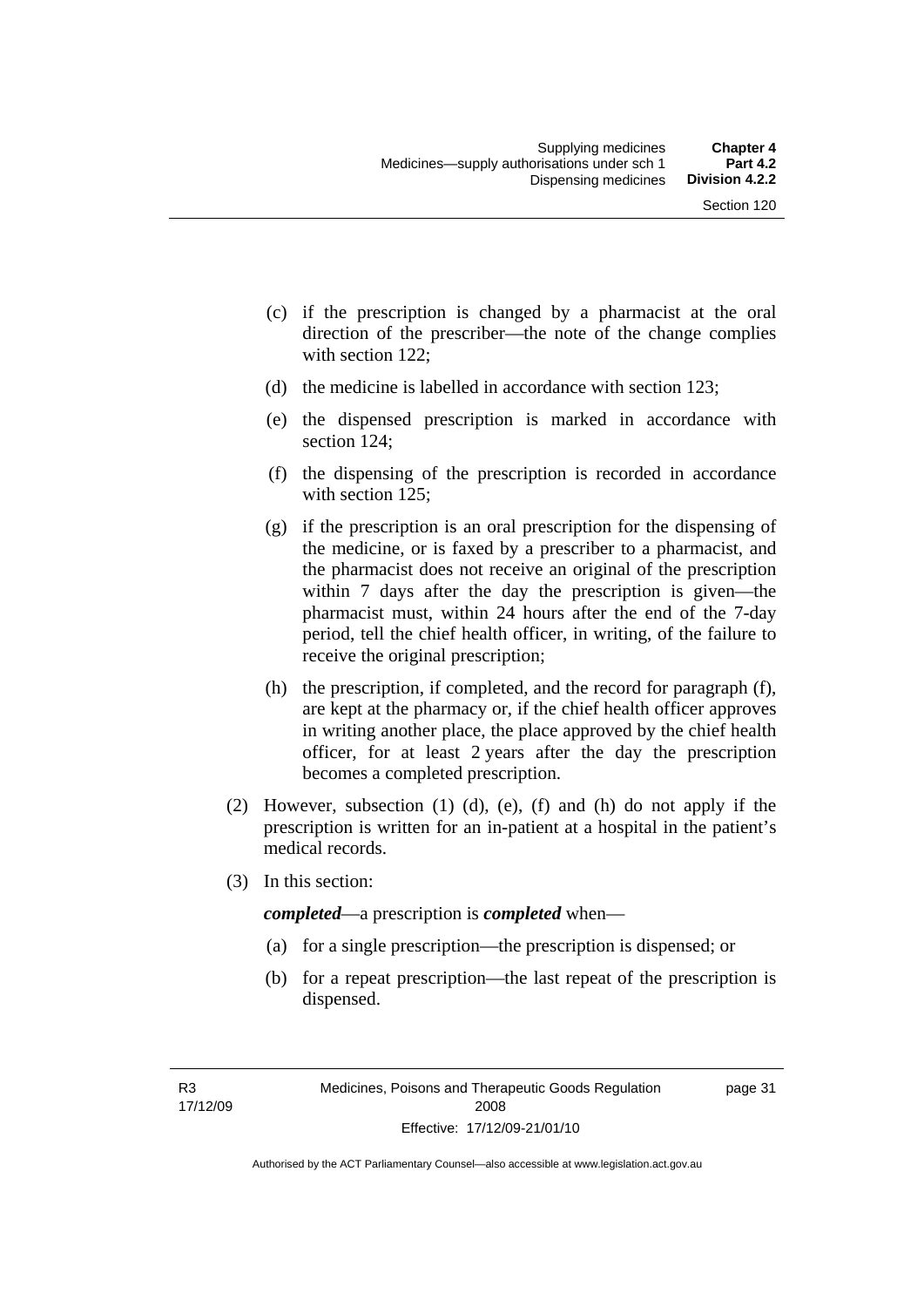(c) if the prescription is changed by a pharmacist at the oral direction of the prescriber—the note of the change complies with section 122;

(d) the medicine is labelled in accordance with section 123;

(e) the dispensed prescription is marked in accordance with section 124;

(f) the dispensing of the prescription is recorded in accordance with section 125;

(g) if the prescription is an oral prescription for the dispensing of the medicine, or is faxed by a prescriber to a pharmacist, and the pharmacist does not receive an original of the prescription within 7 days after the day the prescription is given—the pharmacist must, within 24 hours after the end of the 7-day period, tell the chief health officer, in writing, of the failure to receive the original prescription;

(h) the prescription, if completed, and the record for paragraph (f), are kept at the pharmacy or, if the chief health officer approves in writing another place, the place approved by the chief health officer, for at least 2 years after the day the prescription becomes a completed prescription.

(2) However, subsection (1) (d), (e), (f) and (h) do not apply if the prescription is written for an in-patient at a hospital in the patient's medical records.

(3) In this section:

***completed***—a prescription is ***completed*** when—

(a) for a single prescription—the prescription is dispensed; or

(b) for a repeat prescription—the last repeat of the prescription is dispensed.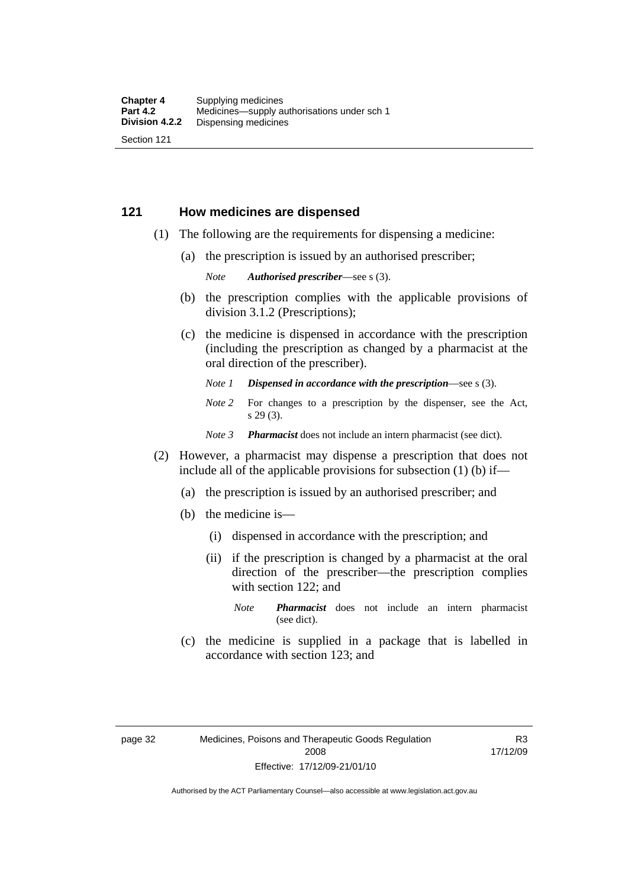## 121 How medicines are dispensed

(1) The following are the requirements for dispensing a medicine:

(a) the prescription is issued by an authorised prescriber;

*Note* ***Authorised prescriber***—see s (3).

(b) the prescription complies with the applicable provisions of division 3.1.2 (Prescriptions);

(c) the medicine is dispensed in accordance with the prescription (including the prescription as changed by a pharmacist at the oral direction of the prescriber).

*Note 1* ***Dispensed in accordance with the prescription***—see s (3).

*Note 2* For changes to a prescription by the dispenser, see the Act, s 29 (3).

*Note 3* ***Pharmacist*** does not include an intern pharmacist (see dict).

(2) However, a pharmacist may dispense a prescription that does not include all of the applicable provisions for subsection (1) (b) if—

(a) the prescription is issued by an authorised prescriber; and

(b) the medicine is—

(i) dispensed in accordance with the prescription; and

(ii) if the prescription is changed by a pharmacist at the oral direction of the prescriber—the prescription complies with section 122; and

*Note* ***Pharmacist*** does not include an intern pharmacist (see dict).

(c) the medicine is supplied in a package that is labelled in accordance with section 123; and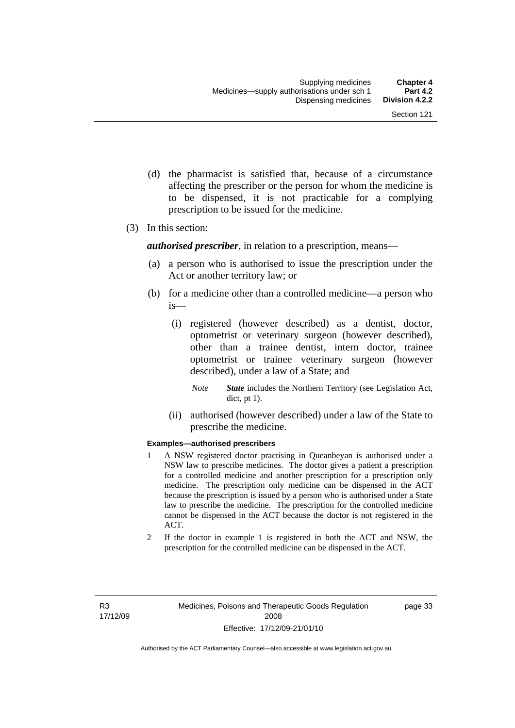(d) the pharmacist is satisfied that, because of a circumstance affecting the prescriber or the person for whom the medicine is to be dispensed, it is not practicable for a complying prescription to be issued for the medicine.

(3) In this section:

***authorised prescriber***, in relation to a prescription, means—

(a) a person who is authorised to issue the prescription under the Act or another territory law; or

(b) for a medicine other than a controlled medicine—a person who is—

(i) registered (however described) as a dentist, doctor, optometrist or veterinary surgeon (however described), other than a trainee dentist, intern doctor, trainee optometrist or trainee veterinary surgeon (however described), under a law of a State; and

*Note* ***State*** includes the Northern Territory (see Legislation Act, dict, pt 1).

(ii) authorised (however described) under a law of the State to prescribe the medicine.

**Examples—authorised prescribers**

1 A NSW registered doctor practising in Queanbeyan is authorised under a NSW law to prescribe medicines. The doctor gives a patient a prescription for a controlled medicine and another prescription for a prescription only medicine. The prescription only medicine can be dispensed in the ACT because the prescription is issued by a person who is authorised under a State law to prescribe the medicine. The prescription for the controlled medicine cannot be dispensed in the ACT because the doctor is not registered in the ACT.

2 If the doctor in example 1 is registered in both the ACT and NSW, the prescription for the controlled medicine can be dispensed in the ACT.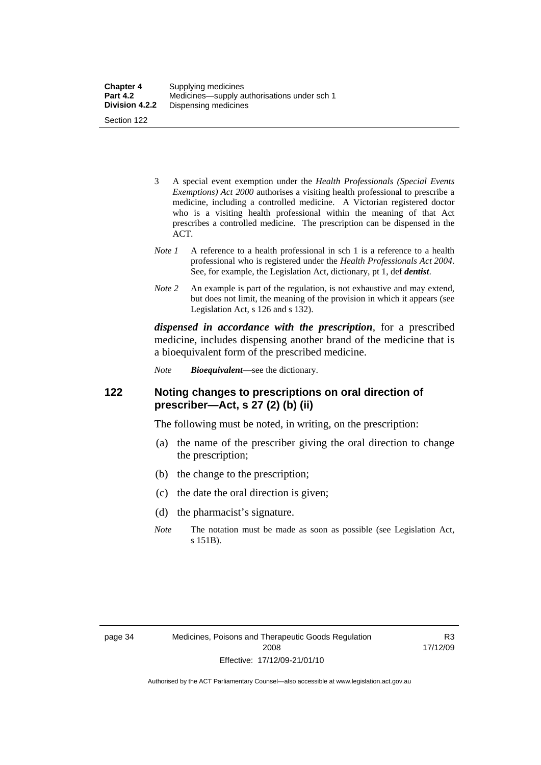3 A special event exemption under the *Health Professionals (Special Events Exemptions) Act 2000* authorises a visiting health professional to prescribe a medicine, including a controlled medicine. A Victorian registered doctor who is a visiting health professional within the meaning of that Act prescribes a controlled medicine. The prescription can be dispensed in the ACT.

*Note 1* A reference to a health professional in sch 1 is a reference to a health professional who is registered under the *Health Professionals Act 2004*. See, for example, the Legislation Act, dictionary, pt 1, def ***dentist***.

*Note 2* An example is part of the regulation, is not exhaustive and may extend, but does not limit, the meaning of the provision in which it appears (see Legislation Act, s 126 and s 132).

***dispensed in accordance with the prescription***, for a prescribed medicine, includes dispensing another brand of the medicine that is a bioequivalent form of the prescribed medicine.

*Note* ***Bioequivalent***—see the dictionary.

## 122 Noting changes to prescriptions on oral direction of prescriber—Act, s 27 (2) (b) (ii)

The following must be noted, in writing, on the prescription:

(a) the name of the prescriber giving the oral direction to change the prescription;

(b) the change to the prescription;

(c) the date the oral direction is given;

(d) the pharmacist's signature.

*Note* The notation must be made as soon as possible (see Legislation Act, s 151B).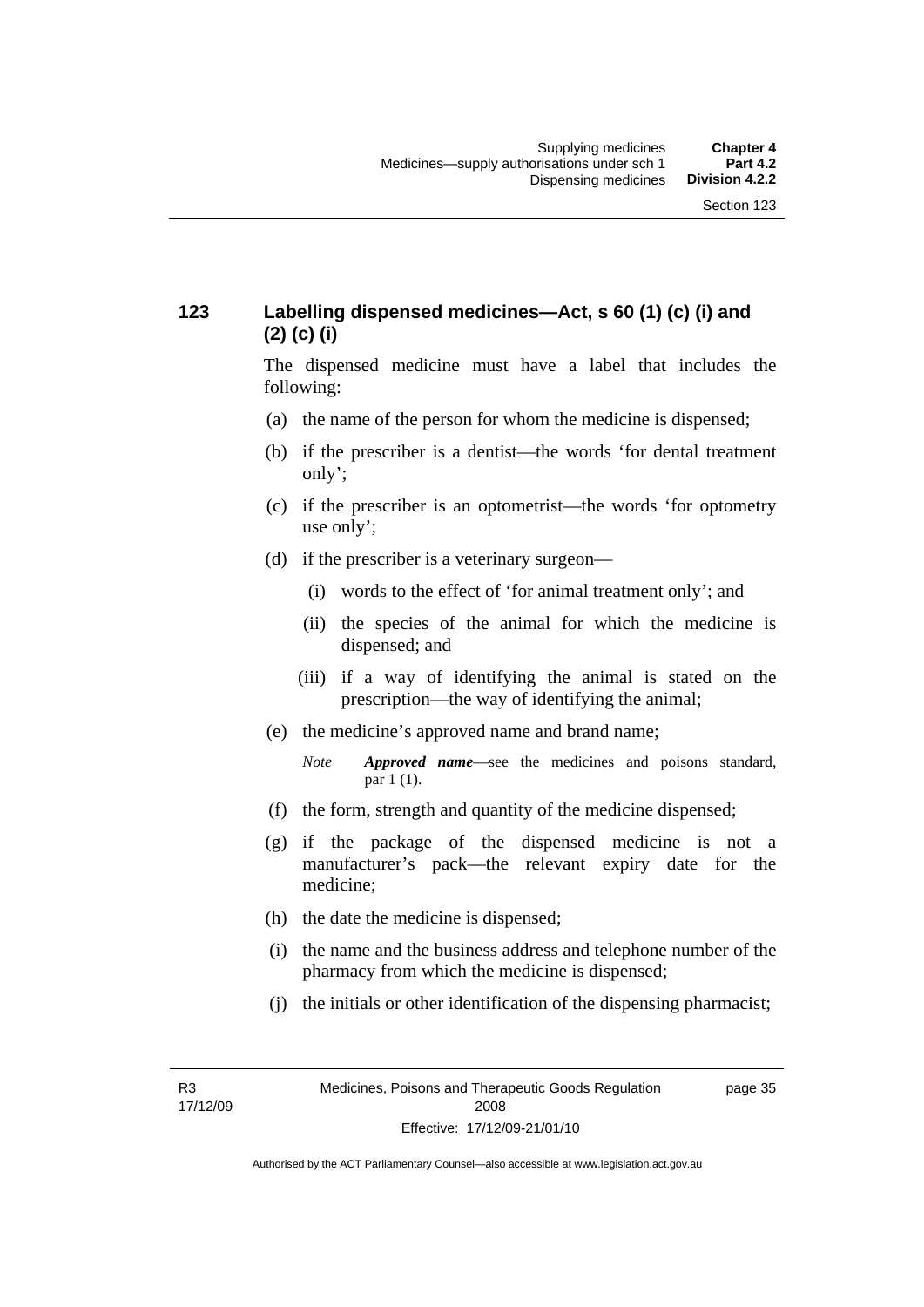## 123 Labelling dispensed medicines—Act, s 60 (1) (c) (i) and (2) (c) (i)

The dispensed medicine must have a label that includes the following:

(a) the name of the person for whom the medicine is dispensed;

(b) if the prescriber is a dentist—the words 'for dental treatment only';

(c) if the prescriber is an optometrist—the words 'for optometry use only';

(d) if the prescriber is a veterinary surgeon—

(i) words to the effect of 'for animal treatment only'; and

(ii) the species of the animal for which the medicine is dispensed; and

(iii) if a way of identifying the animal is stated on the prescription—the way of identifying the animal;

(e) the medicine's approved name and brand name;

*Note* ***Approved name***—see the medicines and poisons standard, par 1 (1).

(f) the form, strength and quantity of the medicine dispensed;

(g) if the package of the dispensed medicine is not a manufacturer's pack—the relevant expiry date for the medicine;

(h) the date the medicine is dispensed;

(i) the name and the business address and telephone number of the pharmacy from which the medicine is dispensed;

(j) the initials or other identification of the dispensing pharmacist;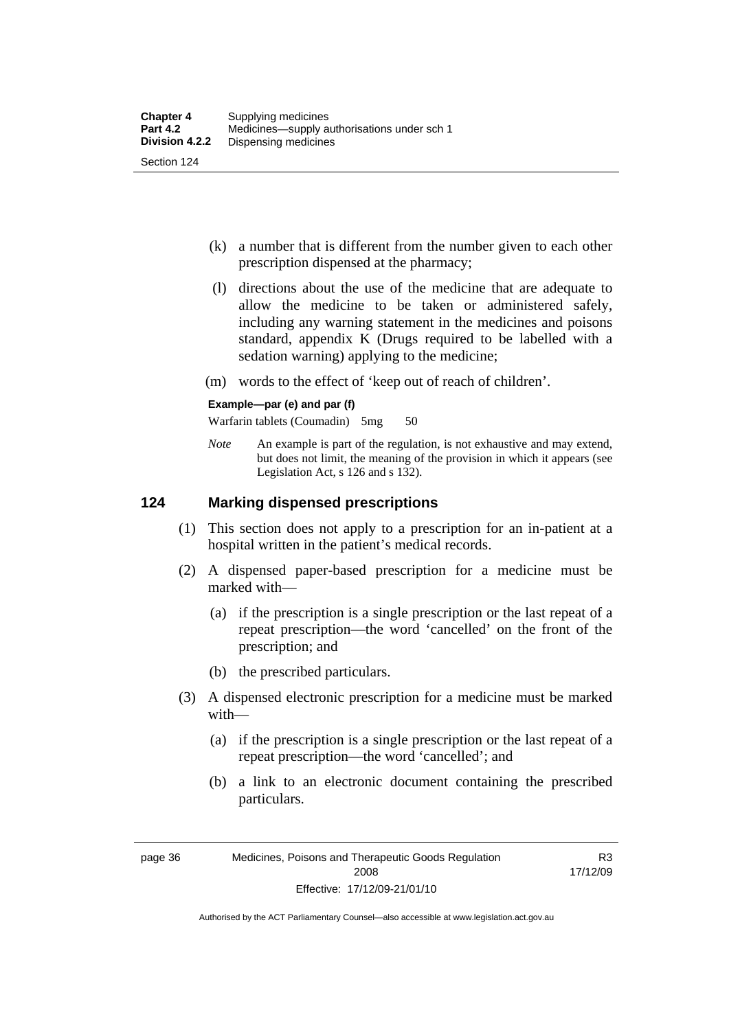(k) a number that is different from the number given to each other prescription dispensed at the pharmacy;

(l) directions about the use of the medicine that are adequate to allow the medicine to be taken or administered safely, including any warning statement in the medicines and poisons standard, appendix K (Drugs required to be labelled with a sedation warning) applying to the medicine;

(m) words to the effect of 'keep out of reach of children'.

**Example—par (e) and par (f)**

Warfarin tablets (Coumadin) 5mg 50

*Note* An example is part of the regulation, is not exhaustive and may extend, but does not limit, the meaning of the provision in which it appears (see Legislation Act, s 126 and s 132).

## 124 Marking dispensed prescriptions

(1) This section does not apply to a prescription for an in-patient at a hospital written in the patient's medical records.

(2) A dispensed paper-based prescription for a medicine must be marked with—

(a) if the prescription is a single prescription or the last repeat of a repeat prescription—the word 'cancelled' on the front of the prescription; and

(b) the prescribed particulars.

(3) A dispensed electronic prescription for a medicine must be marked with—

(a) if the prescription is a single prescription or the last repeat of a repeat prescription—the word 'cancelled'; and

(b) a link to an electronic document containing the prescribed particulars.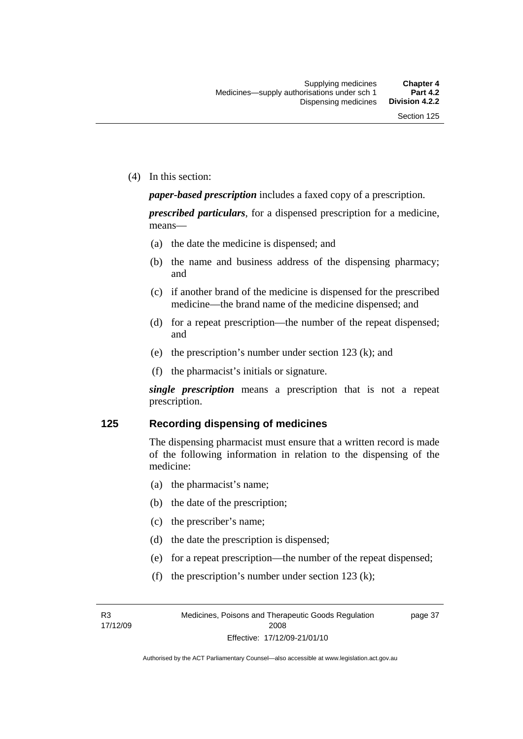(4) In this section:

***paper-based prescription*** includes a faxed copy of a prescription.

***prescribed particulars***, for a dispensed prescription for a medicine, means—

(a) the date the medicine is dispensed; and

(b) the name and business address of the dispensing pharmacy; and

(c) if another brand of the medicine is dispensed for the prescribed medicine—the brand name of the medicine dispensed; and

(d) for a repeat prescription—the number of the repeat dispensed; and

(e) the prescription's number under section 123 (k); and

(f) the pharmacist's initials or signature.

***single prescription*** means a prescription that is not a repeat prescription.

## 125 Recording dispensing of medicines

The dispensing pharmacist must ensure that a written record is made of the following information in relation to the dispensing of the medicine:

(a) the pharmacist's name;

(b) the date of the prescription;

(c) the prescriber's name;

(d) the date the prescription is dispensed;

(e) for a repeat prescription—the number of the repeat dispensed;

(f) the prescription's number under section 123 (k);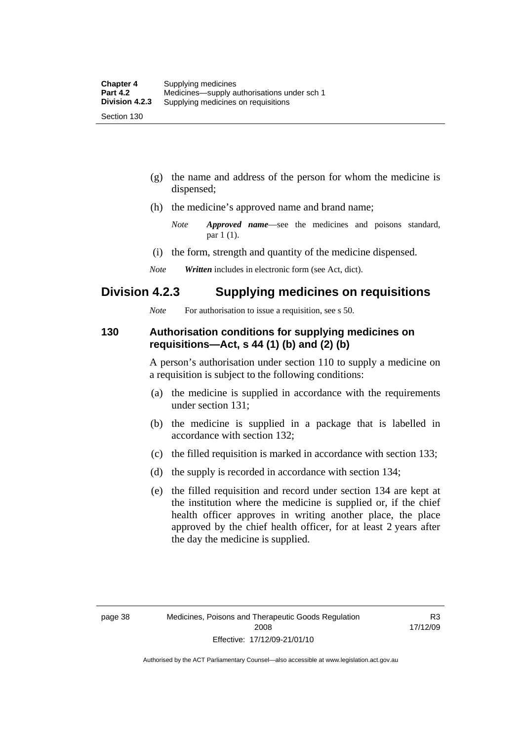(g) the name and address of the person for whom the medicine is dispensed;

(h) the medicine's approved name and brand name;

*Note* ***Approved name***—see the medicines and poisons standard, par 1 (1).

(i) the form, strength and quantity of the medicine dispensed.

*Note* ***Written*** includes in electronic form (see Act, dict).

## Division 4.2.3 Supplying medicines on requisitions

*Note* For authorisation to issue a requisition, see s 50.

### 130 Authorisation conditions for supplying medicines on requisitions—Act, s 44 (1) (b) and (2) (b)

A person's authorisation under section 110 to supply a medicine on a requisition is subject to the following conditions:

(a) the medicine is supplied in accordance with the requirements under section 131;

(b) the medicine is supplied in a package that is labelled in accordance with section 132;

(c) the filled requisition is marked in accordance with section 133;

(d) the supply is recorded in accordance with section 134;

(e) the filled requisition and record under section 134 are kept at the institution where the medicine is supplied or, if the chief health officer approves in writing another place, the place approved by the chief health officer, for at least 2 years after the day the medicine is supplied.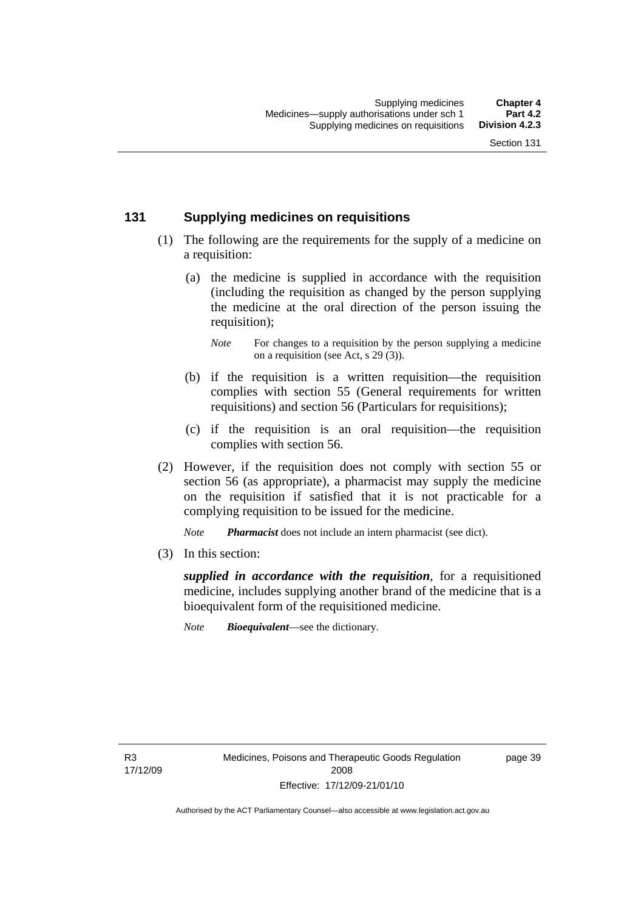## 131 Supplying medicines on requisitions

(1) The following are the requirements for the supply of a medicine on a requisition:

(a) the medicine is supplied in accordance with the requisition (including the requisition as changed by the person supplying the medicine at the oral direction of the person issuing the requisition);

*Note* For changes to a requisition by the person supplying a medicine on a requisition (see Act, s 29 (3)).

(b) if the requisition is a written requisition—the requisition complies with section 55 (General requirements for written requisitions) and section 56 (Particulars for requisitions);

(c) if the requisition is an oral requisition—the requisition complies with section 56.

(2) However, if the requisition does not comply with section 55 or section 56 (as appropriate), a pharmacist may supply the medicine on the requisition if satisfied that it is not practicable for a complying requisition to be issued for the medicine.

*Note* ***Pharmacist*** does not include an intern pharmacist (see dict).

(3) In this section:

***supplied in accordance with the requisition***, for a requisitioned medicine, includes supplying another brand of the medicine that is a bioequivalent form of the requisitioned medicine.

*Note* ***Bioequivalent***—see the dictionary.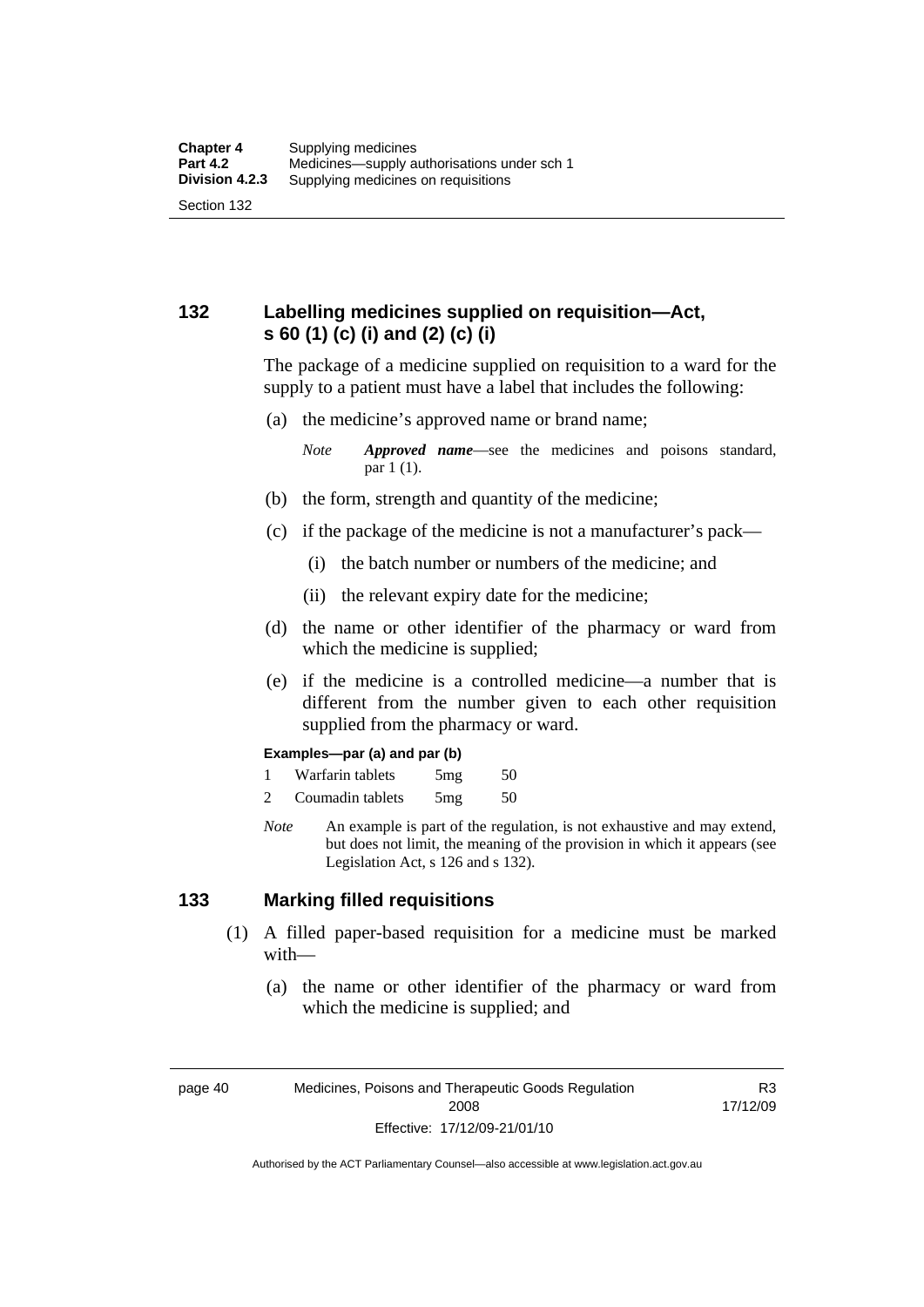## 132 Labelling medicines supplied on requisition—Act, s 60 (1) (c) (i) and (2) (c) (i)

The package of a medicine supplied on requisition to a ward for the supply to a patient must have a label that includes the following:

(a) the medicine's approved name or brand name;

*Note* ***Approved name***—see the medicines and poisons standard, par 1 (1).

(b) the form, strength and quantity of the medicine;

(c) if the package of the medicine is not a manufacturer's pack—

(i) the batch number or numbers of the medicine; and

(ii) the relevant expiry date for the medicine;

(d) the name or other identifier of the pharmacy or ward from which the medicine is supplied;

(e) if the medicine is a controlled medicine—a number that is different from the number given to each other requisition supplied from the pharmacy or ward.

**Examples—par (a) and par (b)**

1 Warfarin tablets 5mg 50

2 Coumadin tablets 5mg 50

*Note* An example is part of the regulation, is not exhaustive and may extend, but does not limit, the meaning of the provision in which it appears (see Legislation Act, s 126 and s 132).

## 133 Marking filled requisitions

(1) A filled paper-based requisition for a medicine must be marked with—

(a) the name or other identifier of the pharmacy or ward from which the medicine is supplied; and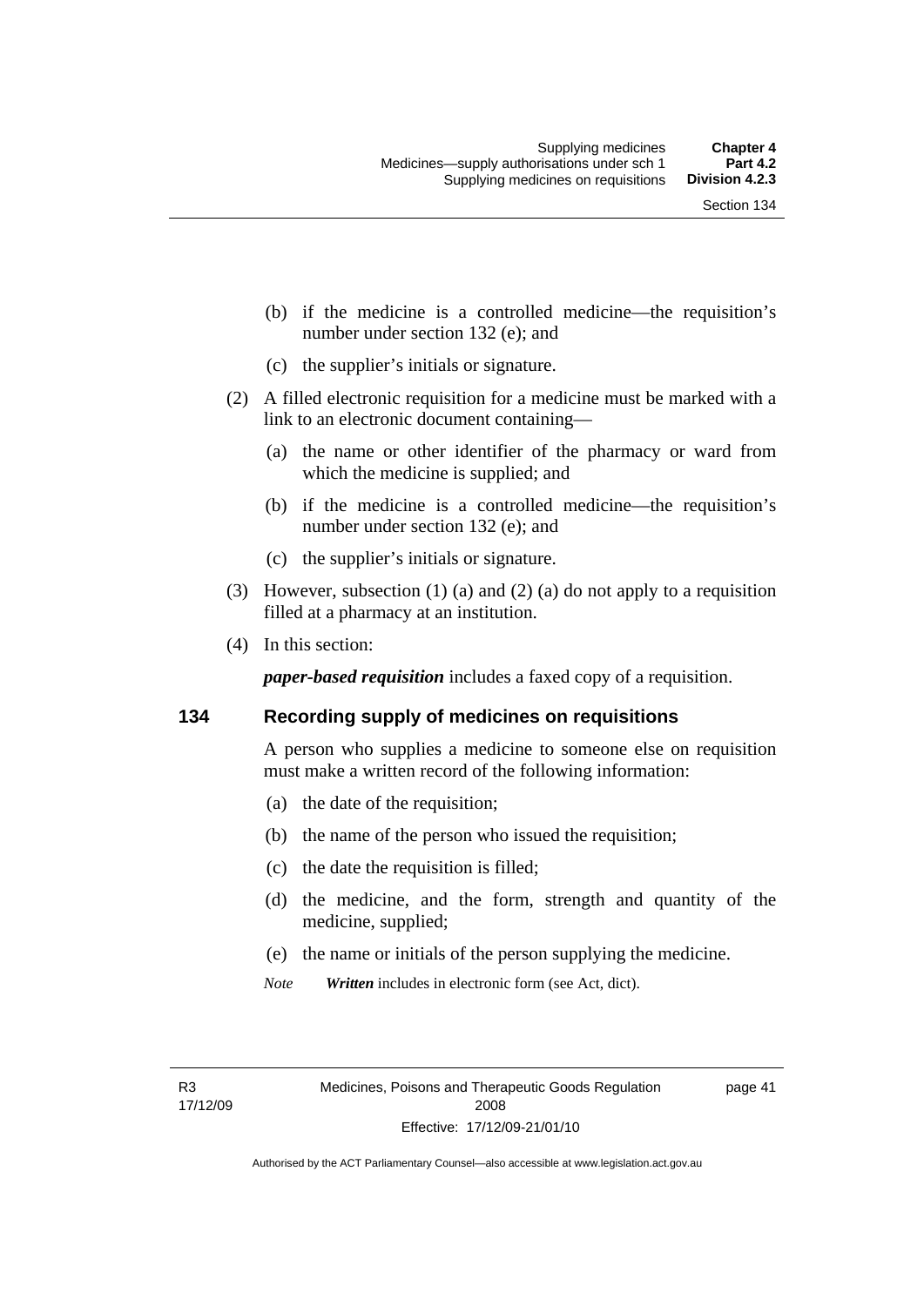(b) if the medicine is a controlled medicine—the requisition's number under section 132 (e); and

(c) the supplier's initials or signature.

(2) A filled electronic requisition for a medicine must be marked with a link to an electronic document containing—

(a) the name or other identifier of the pharmacy or ward from which the medicine is supplied; and

(b) if the medicine is a controlled medicine—the requisition's number under section 132 (e); and

(c) the supplier's initials or signature.

(3) However, subsection (1) (a) and (2) (a) do not apply to a requisition filled at a pharmacy at an institution.

(4) In this section:

***paper-based requisition*** includes a faxed copy of a requisition.

## 134 Recording supply of medicines on requisitions

A person who supplies a medicine to someone else on requisition must make a written record of the following information:

(a) the date of the requisition;

(b) the name of the person who issued the requisition;

(c) the date the requisition is filled;

(d) the medicine, and the form, strength and quantity of the medicine, supplied;

(e) the name or initials of the person supplying the medicine.

*Note* ***Written*** includes in electronic form (see Act, dict).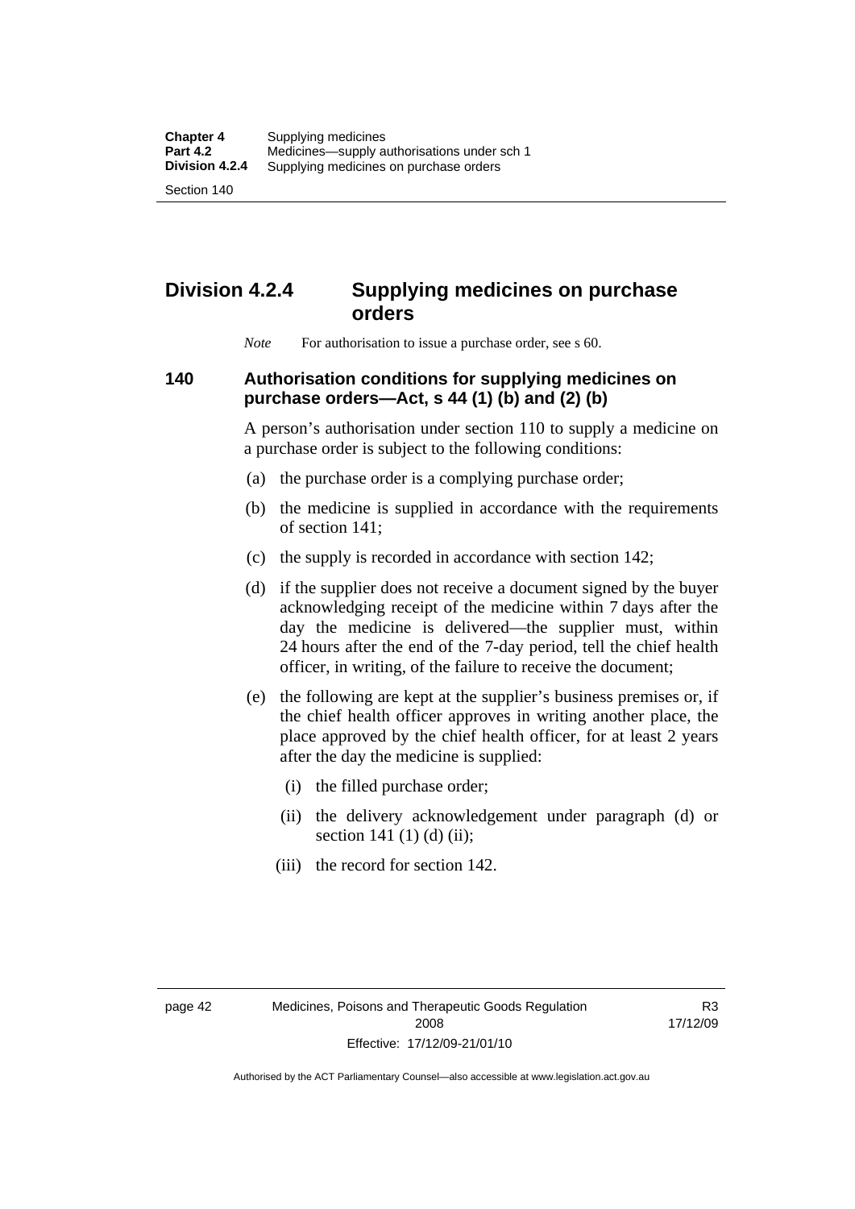## Division 4.2.4 Supplying medicines on purchase orders

*Note* For authorisation to issue a purchase order, see s 60.

### 140 Authorisation conditions for supplying medicines on purchase orders—Act, s 44 (1) (b) and (2) (b)

A person's authorisation under section 110 to supply a medicine on a purchase order is subject to the following conditions:

(a) the purchase order is a complying purchase order;

(b) the medicine is supplied in accordance with the requirements of section 141;

(c) the supply is recorded in accordance with section 142;

(d) if the supplier does not receive a document signed by the buyer acknowledging receipt of the medicine within 7 days after the day the medicine is delivered—the supplier must, within 24 hours after the end of the 7-day period, tell the chief health officer, in writing, of the failure to receive the document;

(e) the following are kept at the supplier's business premises or, if the chief health officer approves in writing another place, the place approved by the chief health officer, for at least 2 years after the day the medicine is supplied:

(i) the filled purchase order;

(ii) the delivery acknowledgement under paragraph (d) or section 141 (1) (d) (ii);

(iii) the record for section 142.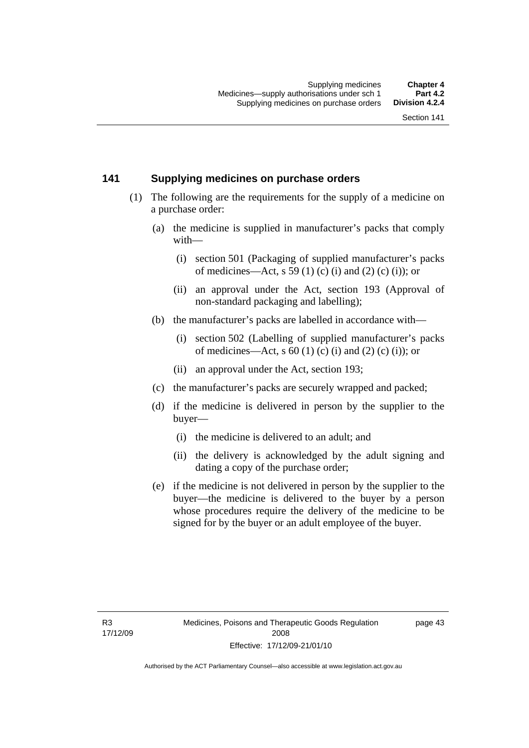## 141 Supplying medicines on purchase orders

(1) The following are the requirements for the supply of a medicine on a purchase order:

(a) the medicine is supplied in manufacturer's packs that comply with—

(i) section 501 (Packaging of supplied manufacturer's packs of medicines—Act, s 59 (1) (c) (i) and (2) (c) (i)); or

(ii) an approval under the Act, section 193 (Approval of non-standard packaging and labelling);

(b) the manufacturer's packs are labelled in accordance with—

(i) section 502 (Labelling of supplied manufacturer's packs of medicines—Act, s 60 (1) (c) (i) and (2) (c) (i)); or

(ii) an approval under the Act, section 193;

(c) the manufacturer's packs are securely wrapped and packed;

(d) if the medicine is delivered in person by the supplier to the buyer—

(i) the medicine is delivered to an adult; and

(ii) the delivery is acknowledged by the adult signing and dating a copy of the purchase order;

(e) if the medicine is not delivered in person by the supplier to the buyer—the medicine is delivered to the buyer by a person whose procedures require the delivery of the medicine to be signed for by the buyer or an adult employee of the buyer.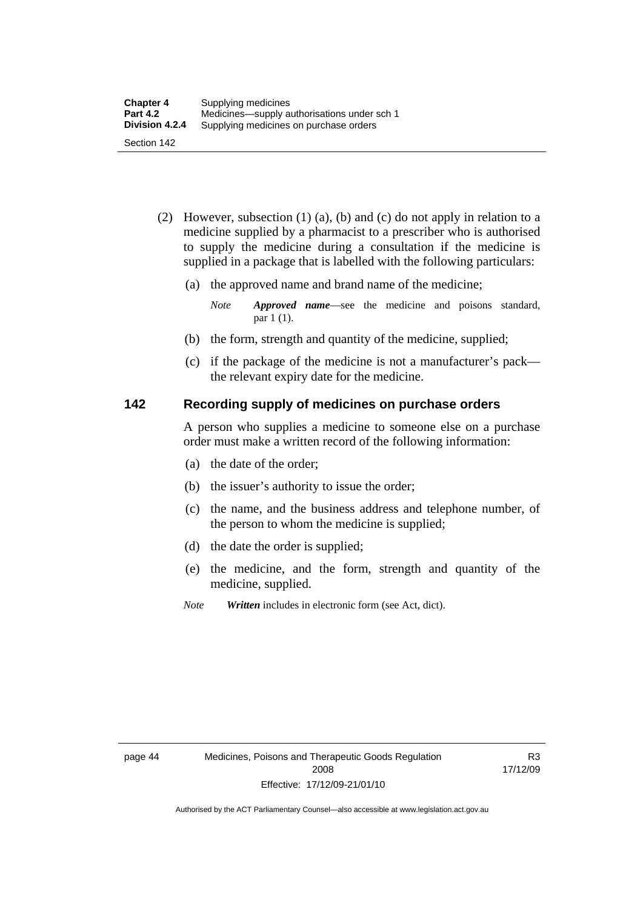(2) However, subsection (1) (a), (b) and (c) do not apply in relation to a medicine supplied by a pharmacist to a prescriber who is authorised to supply the medicine during a consultation if the medicine is supplied in a package that is labelled with the following particulars:

(a) the approved name and brand name of the medicine;

*Note* ***Approved name***—see the medicine and poisons standard, par 1 (1).

(b) the form, strength and quantity of the medicine, supplied;

(c) if the package of the medicine is not a manufacturer's pack—the relevant expiry date for the medicine.

## 142 Recording supply of medicines on purchase orders

A person who supplies a medicine to someone else on a purchase order must make a written record of the following information:

(a) the date of the order;

(b) the issuer's authority to issue the order;

(c) the name, and the business address and telephone number, of the person to whom the medicine is supplied;

(d) the date the order is supplied;

(e) the medicine, and the form, strength and quantity of the medicine, supplied.

*Note* ***Written*** includes in electronic form (see Act, dict).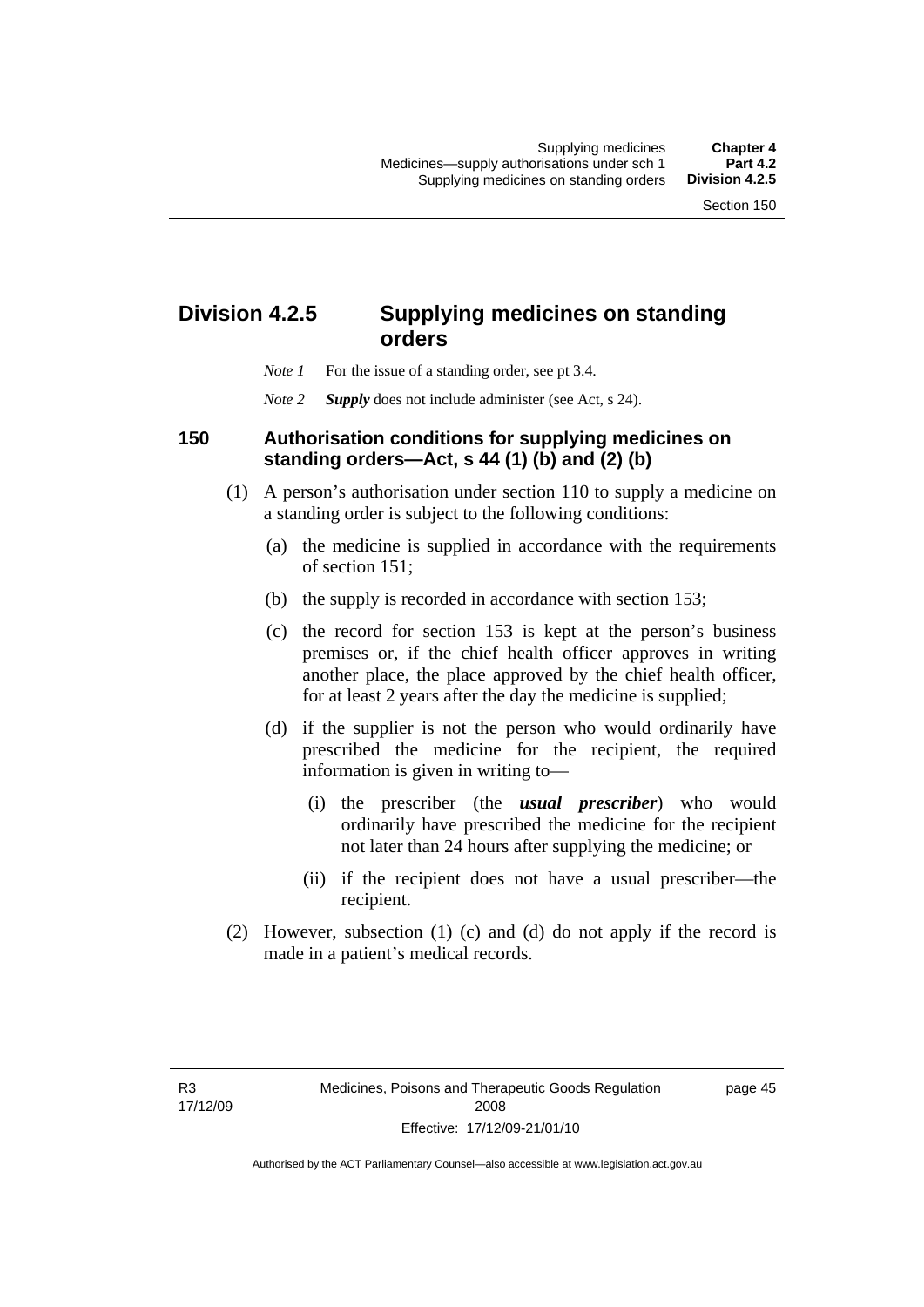# Division 4.2.5 Supplying medicines on standing orders

*Note 1* For the issue of a standing order, see pt 3.4.

*Note 2* ***Supply*** does not include administer (see Act, s 24).

## 150 Authorisation conditions for supplying medicines on standing orders—Act, s 44 (1) (b) and (2) (b)

(1) A person's authorisation under section 110 to supply a medicine on a standing order is subject to the following conditions:

(a) the medicine is supplied in accordance with the requirements of section 151;

(b) the supply is recorded in accordance with section 153;

(c) the record for section 153 is kept at the person's business premises or, if the chief health officer approves in writing another place, the place approved by the chief health officer, for at least 2 years after the day the medicine is supplied;

(d) if the supplier is not the person who would ordinarily have prescribed the medicine for the recipient, the required information is given in writing to—

(i) the prescriber (the ***usual prescriber***) who would ordinarily have prescribed the medicine for the recipient not later than 24 hours after supplying the medicine; or

(ii) if the recipient does not have a usual prescriber—the recipient.

(2) However, subsection (1) (c) and (d) do not apply if the record is made in a patient's medical records.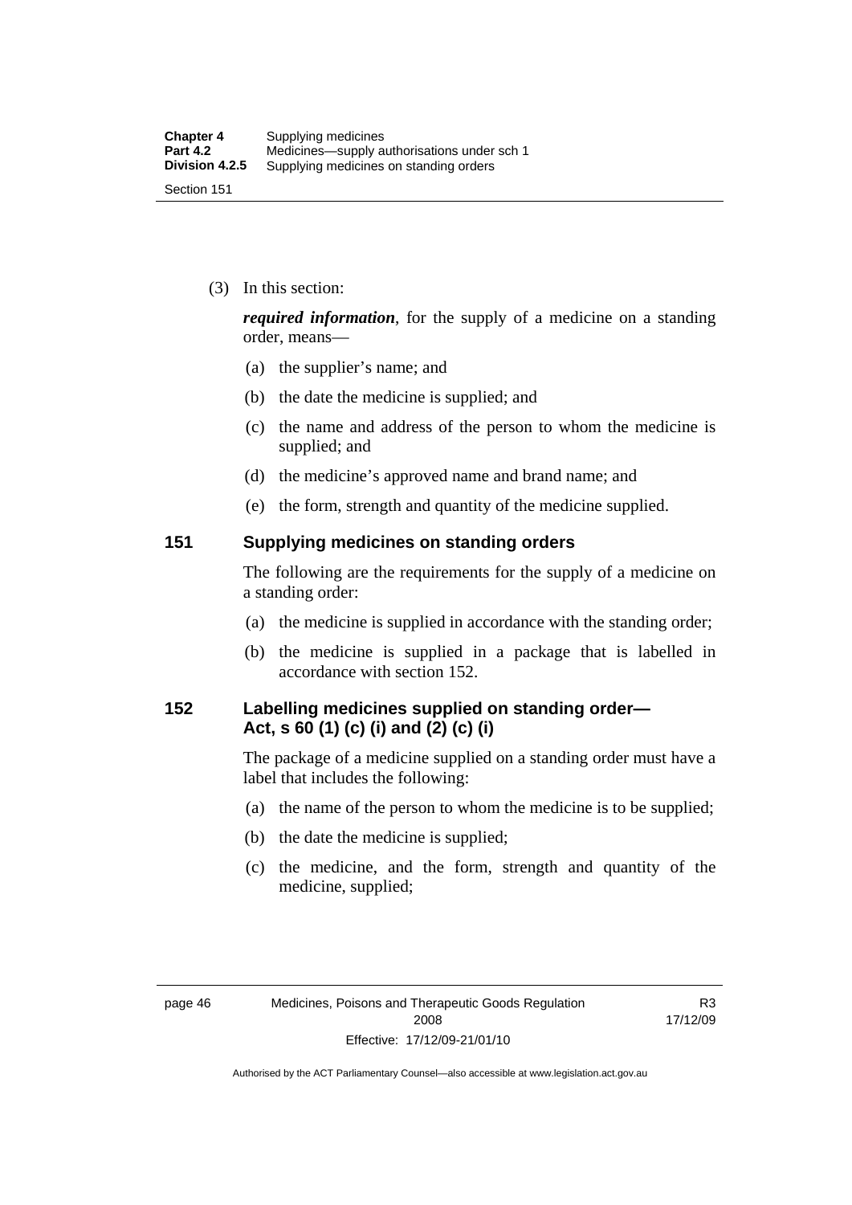(3) In this section:

***required information***, for the supply of a medicine on a standing order, means—

(a) the supplier's name; and

(b) the date the medicine is supplied; and

(c) the name and address of the person to whom the medicine is supplied; and

(d) the medicine's approved name and brand name; and

(e) the form, strength and quantity of the medicine supplied.

## 151 Supplying medicines on standing orders

The following are the requirements for the supply of a medicine on a standing order:

(a) the medicine is supplied in accordance with the standing order;

(b) the medicine is supplied in a package that is labelled in accordance with section 152.

## 152 Labelling medicines supplied on standing order—Act, s 60 (1) (c) (i) and (2) (c) (i)

The package of a medicine supplied on a standing order must have a label that includes the following:

(a) the name of the person to whom the medicine is to be supplied;

(b) the date the medicine is supplied;

(c) the medicine, and the form, strength and quantity of the medicine, supplied;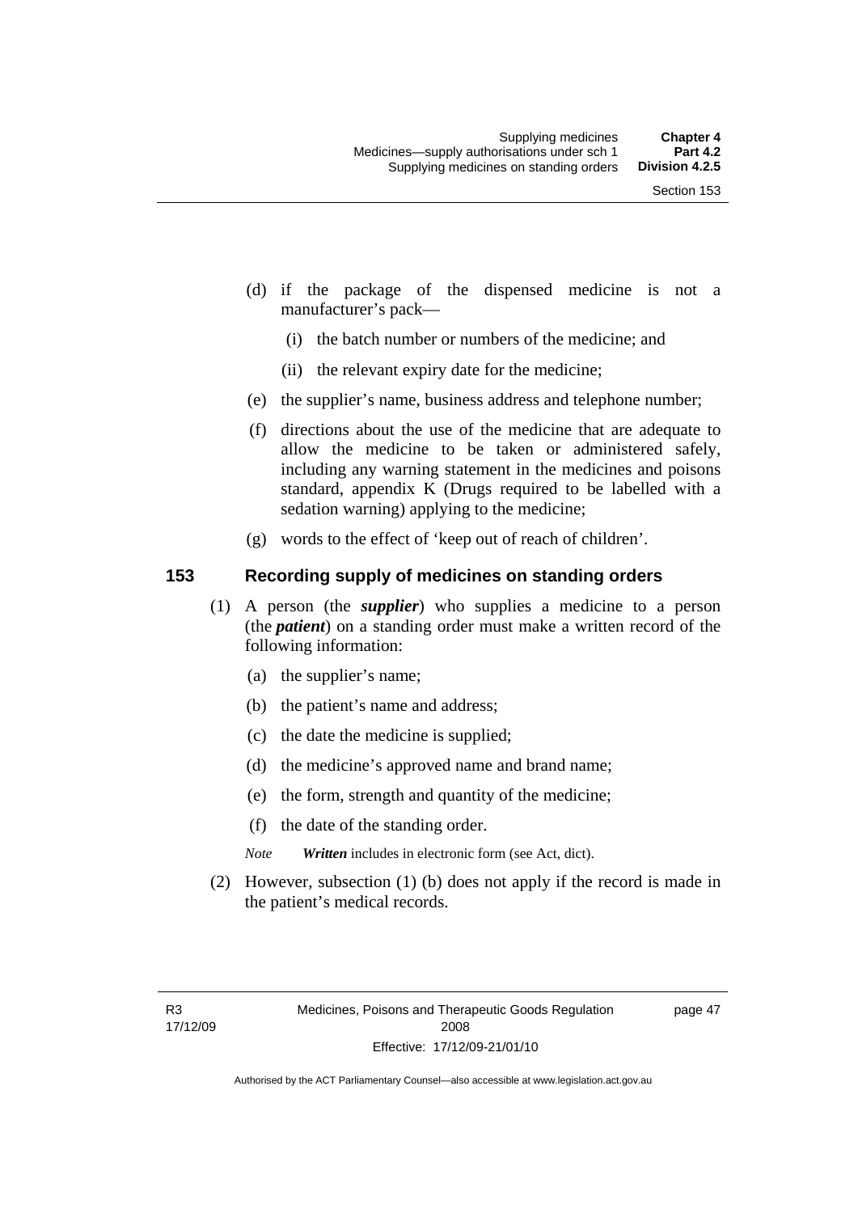(d) if the package of the dispensed medicine is not a manufacturer's pack—

   (i) the batch number or numbers of the medicine; and

   (ii) the relevant expiry date for the medicine;

(e) the supplier's name, business address and telephone number;

(f) directions about the use of the medicine that are adequate to allow the medicine to be taken or administered safely, including any warning statement in the medicines and poisons standard, appendix K (Drugs required to be labelled with a sedation warning) applying to the medicine;

(g) words to the effect of 'keep out of reach of children'.

## 153 Recording supply of medicines on standing orders

(1) A person (the ***supplier***) who supplies a medicine to a person (the ***patient***) on a standing order must make a written record of the following information:

   (a) the supplier's name;

   (b) the patient's name and address;

   (c) the date the medicine is supplied;

   (d) the medicine's approved name and brand name;

   (e) the form, strength and quantity of the medicine;

   (f) the date of the standing order.

   *Note* ***Written*** includes in electronic form (see Act, dict).

(2) However, subsection (1) (b) does not apply if the record is made in the patient's medical records.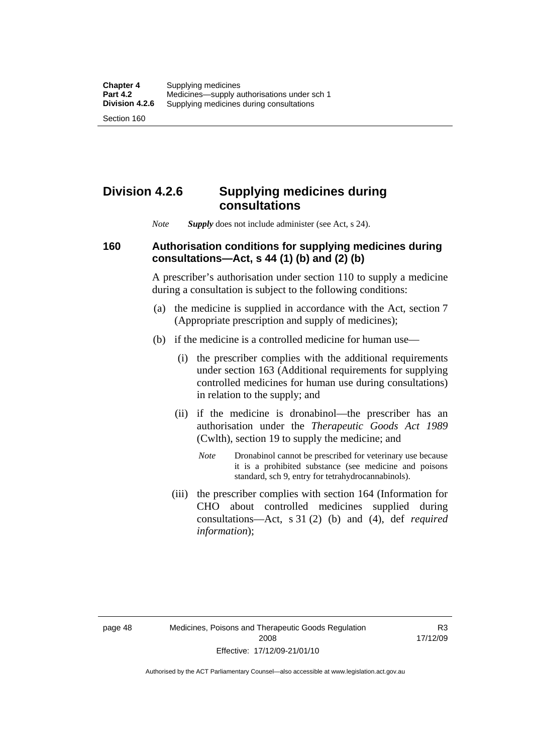## Division 4.2.6 Supplying medicines during consultations

*Note* ***Supply*** does not include administer (see Act, s 24).

### 160 Authorisation conditions for supplying medicines during consultations—Act, s 44 (1) (b) and (2) (b)

A prescriber's authorisation under section 110 to supply a medicine during a consultation is subject to the following conditions:

(a) the medicine is supplied in accordance with the Act, section 7 (Appropriate prescription and supply of medicines);

(b) if the medicine is a controlled medicine for human use—

(i) the prescriber complies with the additional requirements under section 163 (Additional requirements for supplying controlled medicines for human use during consultations) in relation to the supply; and

(ii) if the medicine is dronabinol—the prescriber has an authorisation under the *Therapeutic Goods Act 1989* (Cwlth), section 19 to supply the medicine; and

*Note* Dronabinol cannot be prescribed for veterinary use because it is a prohibited substance (see medicine and poisons standard, sch 9, entry for tetrahydrocannabinols).

(iii) the prescriber complies with section 164 (Information for CHO about controlled medicines supplied during consultations—Act, s 31 (2) (b) and (4), def *required information*);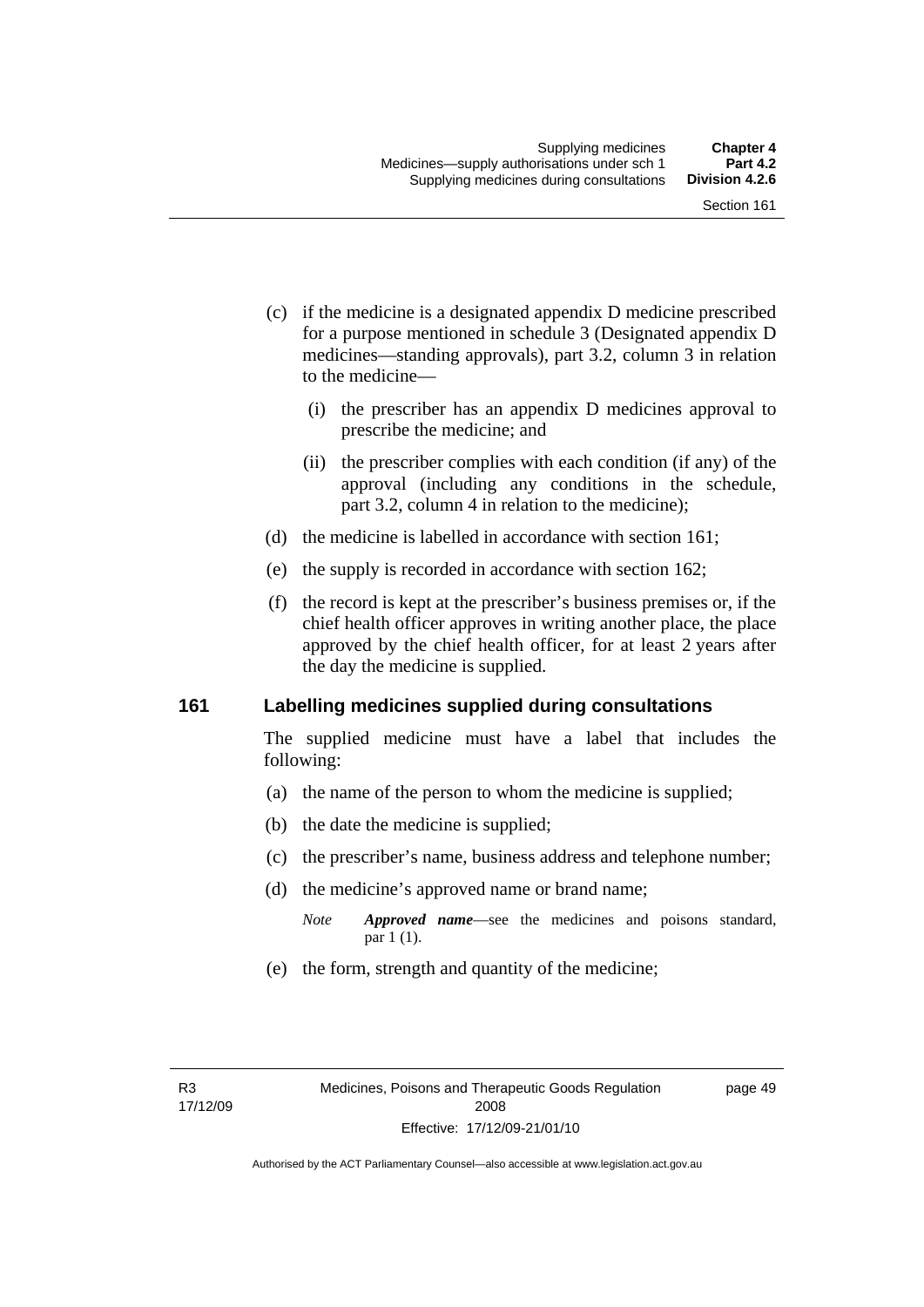(c) if the medicine is a designated appendix D medicine prescribed for a purpose mentioned in schedule 3 (Designated appendix D medicines—standing approvals), part 3.2, column 3 in relation to the medicine—

(i) the prescriber has an appendix D medicines approval to prescribe the medicine; and

(ii) the prescriber complies with each condition (if any) of the approval (including any conditions in the schedule, part 3.2, column 4 in relation to the medicine);

(d) the medicine is labelled in accordance with section 161;

(e) the supply is recorded in accordance with section 162;

(f) the record is kept at the prescriber's business premises or, if the chief health officer approves in writing another place, the place approved by the chief health officer, for at least 2 years after the day the medicine is supplied.

## 161 Labelling medicines supplied during consultations

The supplied medicine must have a label that includes the following:

(a) the name of the person to whom the medicine is supplied;

(b) the date the medicine is supplied;

(c) the prescriber's name, business address and telephone number;

(d) the medicine's approved name or brand name;

*Note* ***Approved name***—see the medicines and poisons standard, par 1 (1).

(e) the form, strength and quantity of the medicine;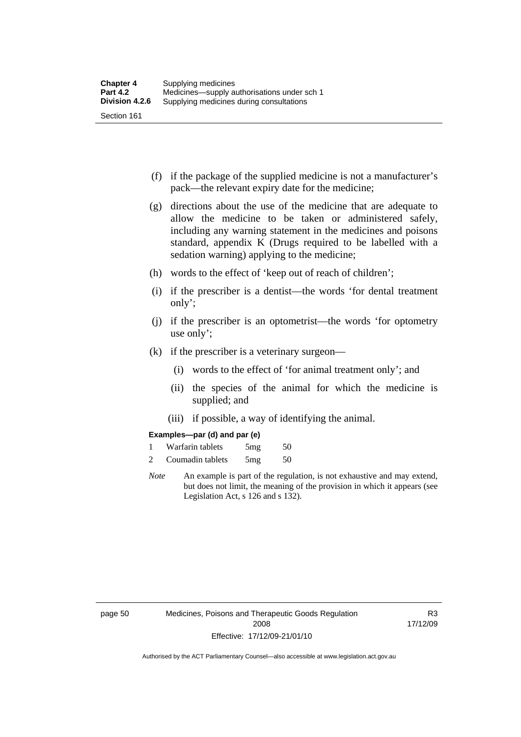(f) if the package of the supplied medicine is not a manufacturer's pack—the relevant expiry date for the medicine;

(g) directions about the use of the medicine that are adequate to allow the medicine to be taken or administered safely, including any warning statement in the medicines and poisons standard, appendix K (Drugs required to be labelled with a sedation warning) applying to the medicine;

(h) words to the effect of 'keep out of reach of children';

(i) if the prescriber is a dentist—the words 'for dental treatment only';

(j) if the prescriber is an optometrist—the words 'for optometry use only';

(k) if the prescriber is a veterinary surgeon—

(i) words to the effect of 'for animal treatment only'; and

(ii) the species of the animal for which the medicine is supplied; and

(iii) if possible, a way of identifying the animal.

**Examples—par (d) and par (e)**

1 Warfarin tablets 5mg 50

2 Coumadin tablets 5mg 50

*Note* An example is part of the regulation, is not exhaustive and may extend, but does not limit, the meaning of the provision in which it appears (see Legislation Act, s 126 and s 132).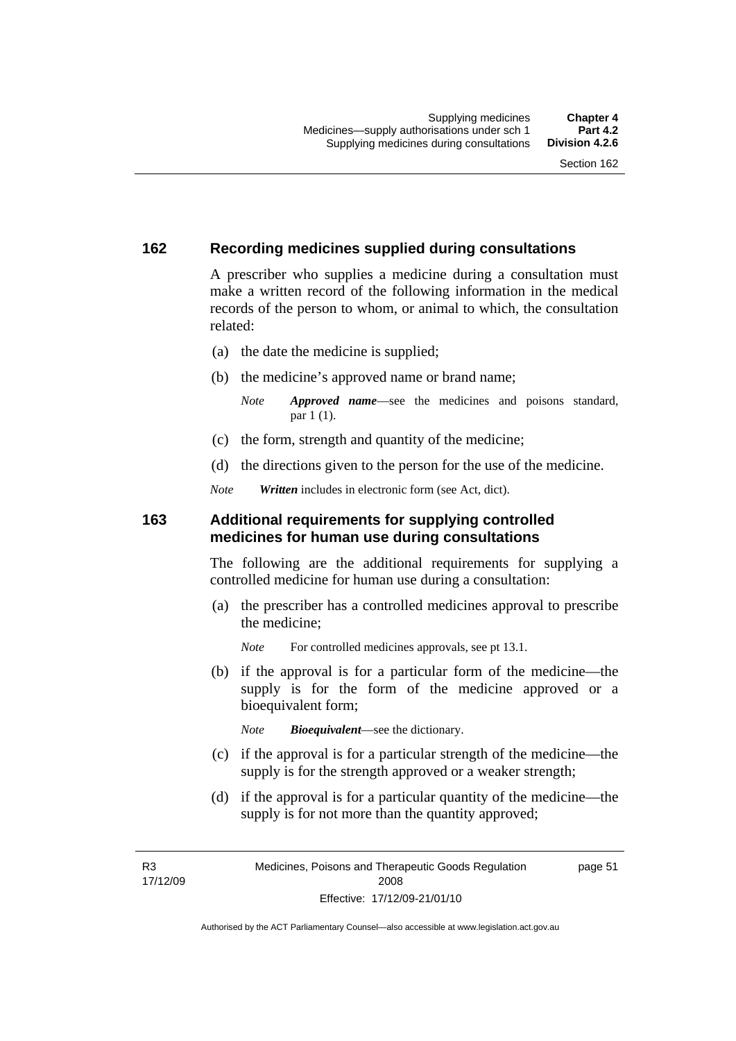## 162 Recording medicines supplied during consultations

A prescriber who supplies a medicine during a consultation must make a written record of the following information in the medical records of the person to whom, or animal to which, the consultation related:

(a) the date the medicine is supplied;

(b) the medicine's approved name or brand name;

*Note* ***Approved name***—see the medicines and poisons standard, par 1 (1).

(c) the form, strength and quantity of the medicine;

(d) the directions given to the person for the use of the medicine.

*Note* ***Written*** includes in electronic form (see Act, dict).

## 163 Additional requirements for supplying controlled medicines for human use during consultations

The following are the additional requirements for supplying a controlled medicine for human use during a consultation:

(a) the prescriber has a controlled medicines approval to prescribe the medicine;

*Note* For controlled medicines approvals, see pt 13.1.

(b) if the approval is for a particular form of the medicine—the supply is for the form of the medicine approved or a bioequivalent form;

*Note* ***Bioequivalent***—see the dictionary.

(c) if the approval is for a particular strength of the medicine—the supply is for the strength approved or a weaker strength;

(d) if the approval is for a particular quantity of the medicine—the supply is for not more than the quantity approved;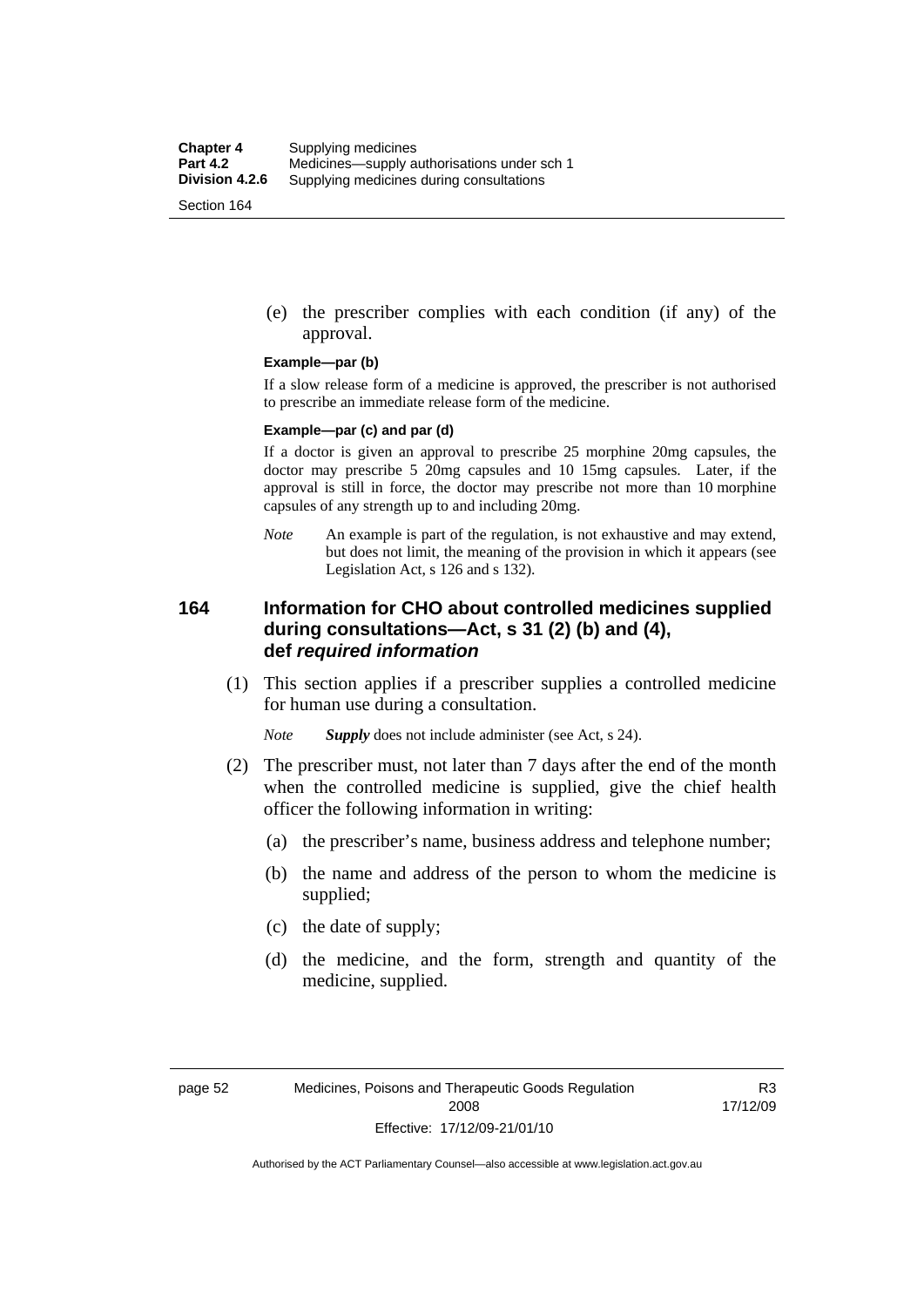(e) the prescriber complies with each condition (if any) of the approval.

**Example—par (b)**

If a slow release form of a medicine is approved, the prescriber is not authorised to prescribe an immediate release form of the medicine.

**Example—par (c) and par (d)**

If a doctor is given an approval to prescribe 25 morphine 20mg capsules, the doctor may prescribe 5 20mg capsules and 10 15mg capsules. Later, if the approval is still in force, the doctor may prescribe not more than 10 morphine capsules of any strength up to and including 20mg.

*Note* An example is part of the regulation, is not exhaustive and may extend, but does not limit, the meaning of the provision in which it appears (see Legislation Act, s 126 and s 132).

## 164 Information for CHO about controlled medicines supplied during consultations—Act, s 31 (2) (b) and (4), def *required information*

(1) This section applies if a prescriber supplies a controlled medicine for human use during a consultation.

*Note* ***Supply*** does not include administer (see Act, s 24).

(2) The prescriber must, not later than 7 days after the end of the month when the controlled medicine is supplied, give the chief health officer the following information in writing:

(a) the prescriber's name, business address and telephone number;

(b) the name and address of the person to whom the medicine is supplied;

(c) the date of supply;

(d) the medicine, and the form, strength and quantity of the medicine, supplied.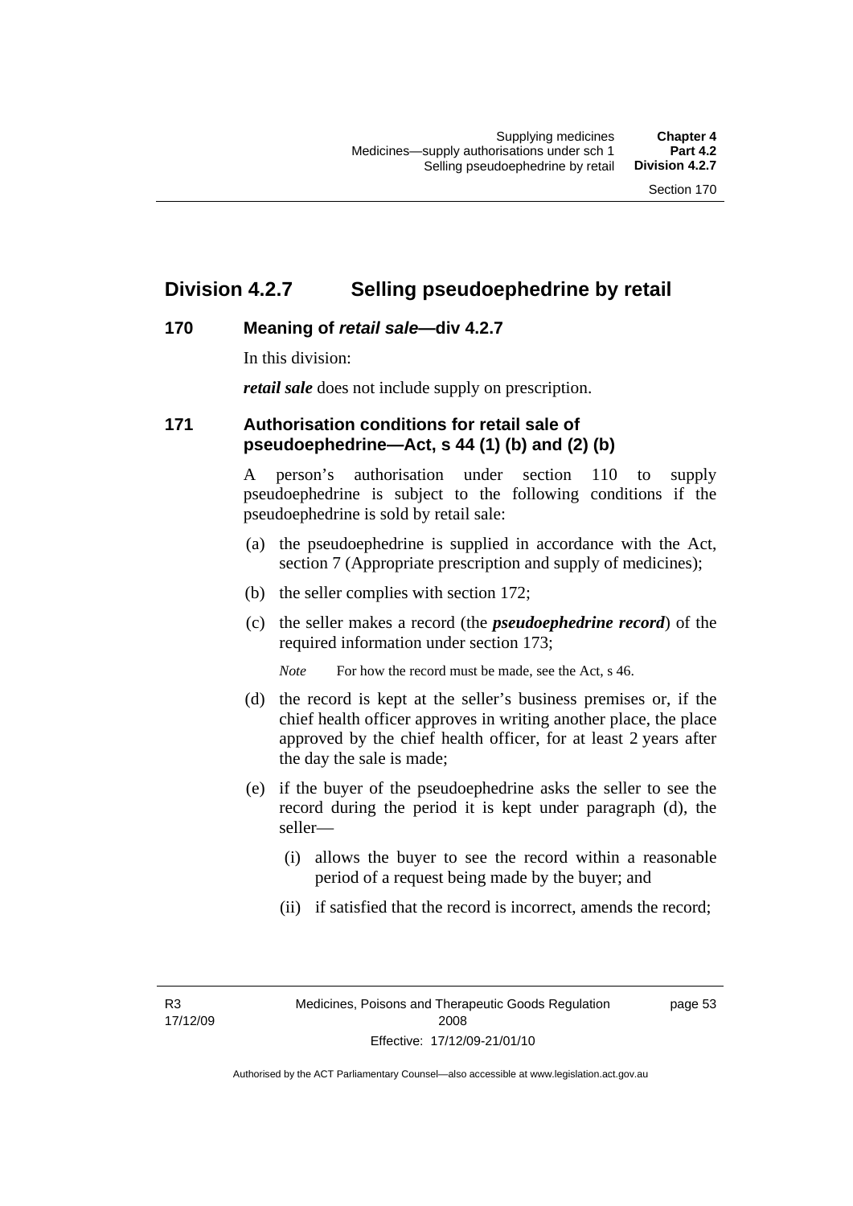## Division 4.2.7 Selling pseudoephedrine by retail

### 170 Meaning of *retail sale*—div 4.2.7

In this division:

***retail sale*** does not include supply on prescription.

### 171 Authorisation conditions for retail sale of pseudoephedrine—Act, s 44 (1) (b) and (2) (b)

A person's authorisation under section 110 to supply pseudoephedrine is subject to the following conditions if the pseudoephedrine is sold by retail sale:

(a) the pseudoephedrine is supplied in accordance with the Act, section 7 (Appropriate prescription and supply of medicines);

(b) the seller complies with section 172;

(c) the seller makes a record (the ***pseudoephedrine record***) of the required information under section 173;

*Note* For how the record must be made, see the Act, s 46.

(d) the record is kept at the seller's business premises or, if the chief health officer approves in writing another place, the place approved by the chief health officer, for at least 2 years after the day the sale is made;

(e) if the buyer of the pseudoephedrine asks the seller to see the record during the period it is kept under paragraph (d), the seller—

(i) allows the buyer to see the record within a reasonable period of a request being made by the buyer; and

(ii) if satisfied that the record is incorrect, amends the record;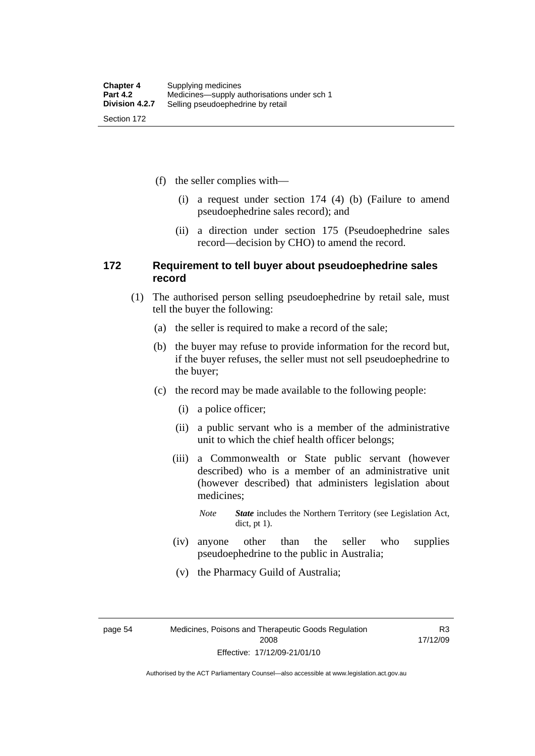(f) the seller complies with—

(i) a request under section 174 (4) (b) (Failure to amend pseudoephedrine sales record); and

(ii) a direction under section 175 (Pseudoephedrine sales record—decision by CHO) to amend the record.

### 172 Requirement to tell buyer about pseudoephedrine sales record

(1) The authorised person selling pseudoephedrine by retail sale, must tell the buyer the following:

(a) the seller is required to make a record of the sale;

(b) the buyer may refuse to provide information for the record but, if the buyer refuses, the seller must not sell pseudoephedrine to the buyer;

(c) the record may be made available to the following people:

(i) a police officer;

(ii) a public servant who is a member of the administrative unit to which the chief health officer belongs;

(iii) a Commonwealth or State public servant (however described) who is a member of an administrative unit (however described) that administers legislation about medicines;

*Note* ***State*** includes the Northern Territory (see Legislation Act, dict, pt 1).

(iv) anyone other than the seller who supplies pseudoephedrine to the public in Australia;

(v) the Pharmacy Guild of Australia;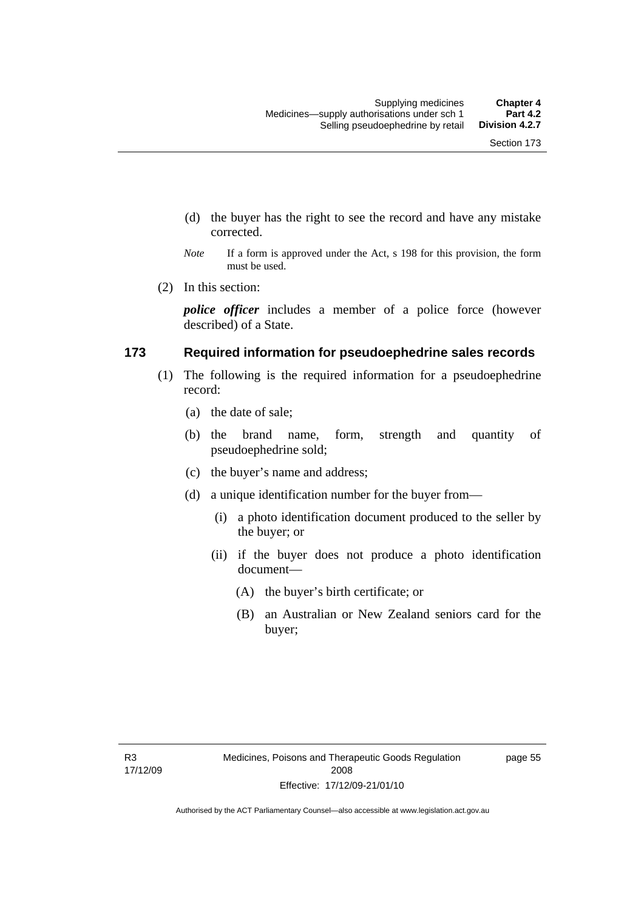(d) the buyer has the right to see the record and have any mistake corrected.

*Note* If a form is approved under the Act, s 198 for this provision, the form must be used.

(2) In this section:

***police officer*** includes a member of a police force (however described) of a State.

### 173 Required information for pseudoephedrine sales records

(1) The following is the required information for a pseudoephedrine record:

(a) the date of sale;

(b) the brand name, form, strength and quantity of pseudoephedrine sold;

(c) the buyer's name and address;

(d) a unique identification number for the buyer from—

(i) a photo identification document produced to the seller by the buyer; or

(ii) if the buyer does not produce a photo identification document—

(A) the buyer's birth certificate; or

(B) an Australian or New Zealand seniors card for the buyer;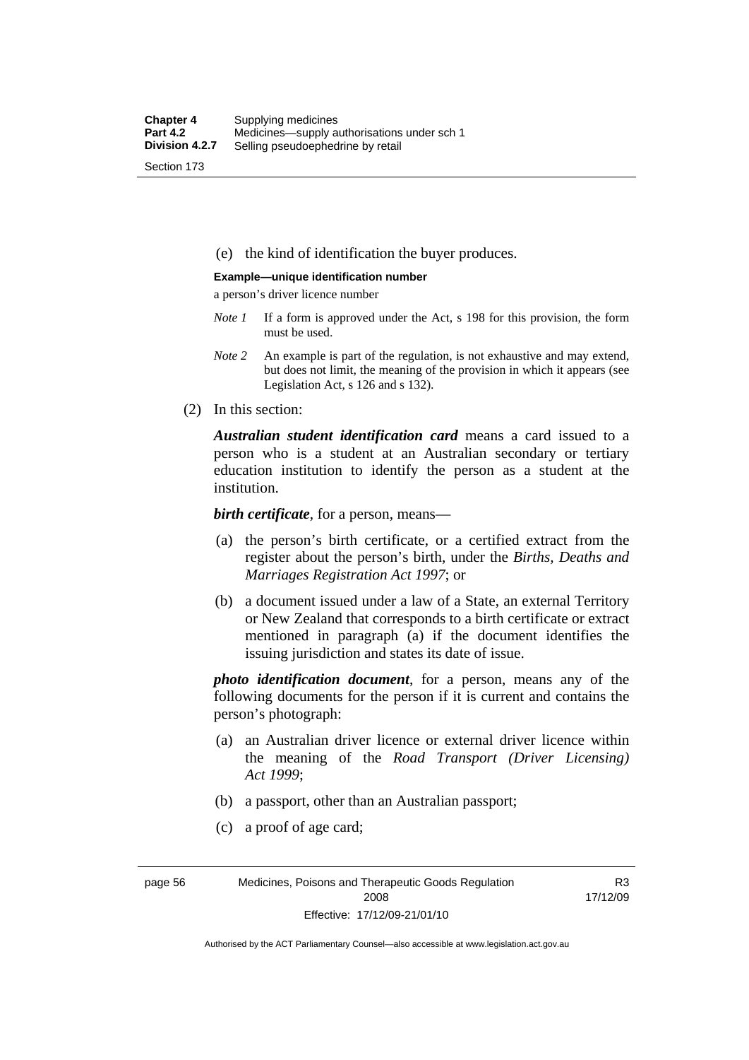(e) the kind of identification the buyer produces.

**Example—unique identification number**

a person's driver licence number

*Note 1* If a form is approved under the Act, s 198 for this provision, the form must be used.

*Note 2* An example is part of the regulation, is not exhaustive and may extend, but does not limit, the meaning of the provision in which it appears (see Legislation Act, s 126 and s 132).

(2) In this section:

***Australian student identification card*** means a card issued to a person who is a student at an Australian secondary or tertiary education institution to identify the person as a student at the institution.

***birth certificate***, for a person, means—

(a) the person's birth certificate, or a certified extract from the register about the person's birth, under the *Births, Deaths and Marriages Registration Act 1997*; or

(b) a document issued under a law of a State, an external Territory or New Zealand that corresponds to a birth certificate or extract mentioned in paragraph (a) if the document identifies the issuing jurisdiction and states its date of issue.

***photo identification document***, for a person, means any of the following documents for the person if it is current and contains the person's photograph:

(a) an Australian driver licence or external driver licence within the meaning of the *Road Transport (Driver Licensing) Act 1999*;

(b) a passport, other than an Australian passport;

(c) a proof of age card;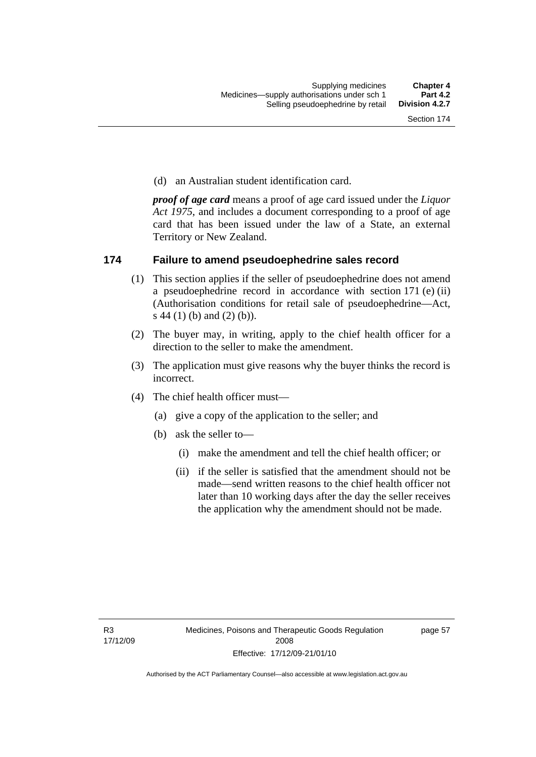(d) an Australian student identification card.

***proof of age card*** means a proof of age card issued under the *Liquor Act 1975*, and includes a document corresponding to a proof of age card that has been issued under the law of a State, an external Territory or New Zealand.

## 174 Failure to amend pseudoephedrine sales record

(1) This section applies if the seller of pseudoephedrine does not amend a pseudoephedrine record in accordance with section 171 (e) (ii) (Authorisation conditions for retail sale of pseudoephedrine—Act, s 44 (1) (b) and (2) (b)).

(2) The buyer may, in writing, apply to the chief health officer for a direction to the seller to make the amendment.

(3) The application must give reasons why the buyer thinks the record is incorrect.

(4) The chief health officer must—

- (a) give a copy of the application to the seller; and
- (b) ask the seller to—
  - (i) make the amendment and tell the chief health officer; or
  - (ii) if the seller is satisfied that the amendment should not be made—send written reasons to the chief health officer not later than 10 working days after the day the seller receives the application why the amendment should not be made.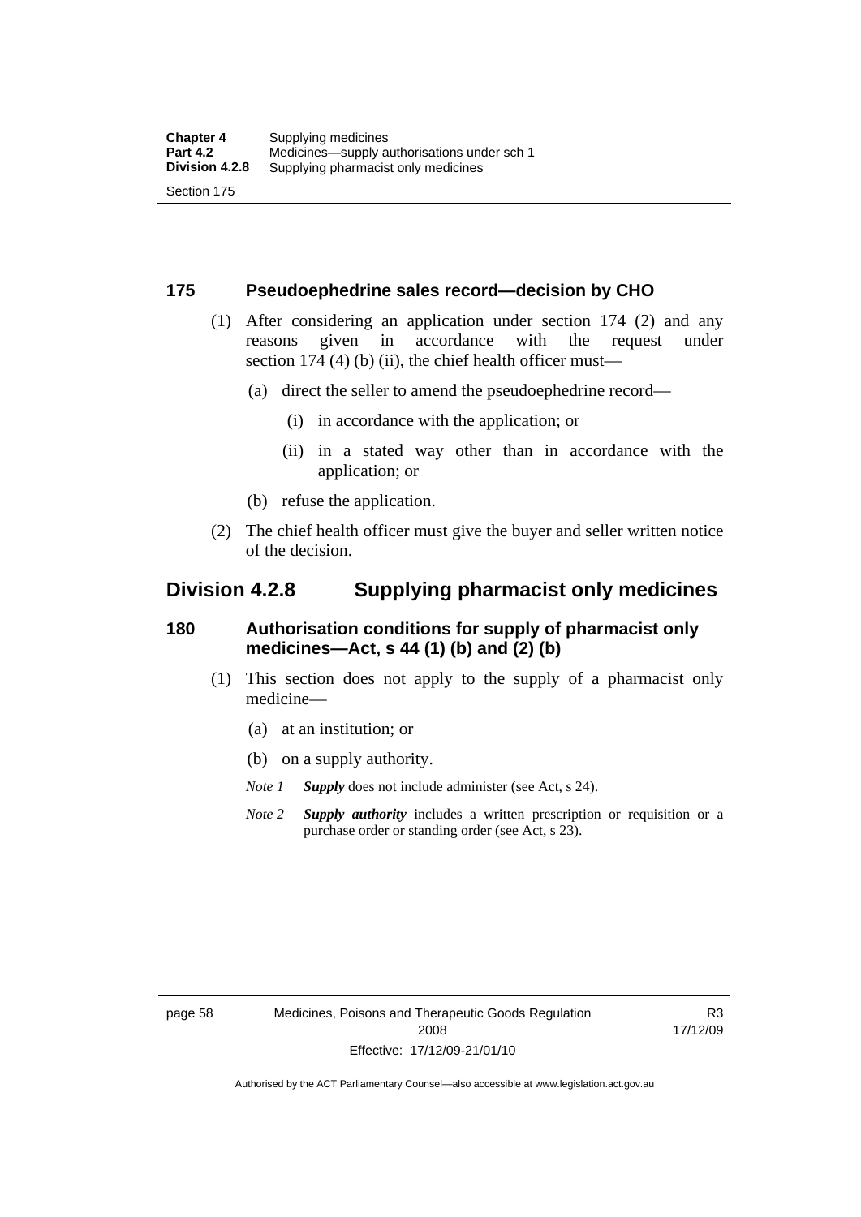### 175 Pseudoephedrine sales record—decision by CHO

(1) After considering an application under section 174 (2) and any reasons given in accordance with the request under section 174 (4) (b) (ii), the chief health officer must—

(a) direct the seller to amend the pseudoephedrine record—

(i) in accordance with the application; or

(ii) in a stated way other than in accordance with the application; or

(b) refuse the application.

(2) The chief health officer must give the buyer and seller written notice of the decision.

## Division 4.2.8 Supplying pharmacist only medicines

### 180 Authorisation conditions for supply of pharmacist only medicines—Act, s 44 (1) (b) and (2) (b)

(1) This section does not apply to the supply of a pharmacist only medicine—

(a) at an institution; or

(b) on a supply authority.

*Note 1* ***Supply*** does not include administer (see Act, s 24).

*Note 2* ***Supply authority*** includes a written prescription or requisition or a purchase order or standing order (see Act, s 23).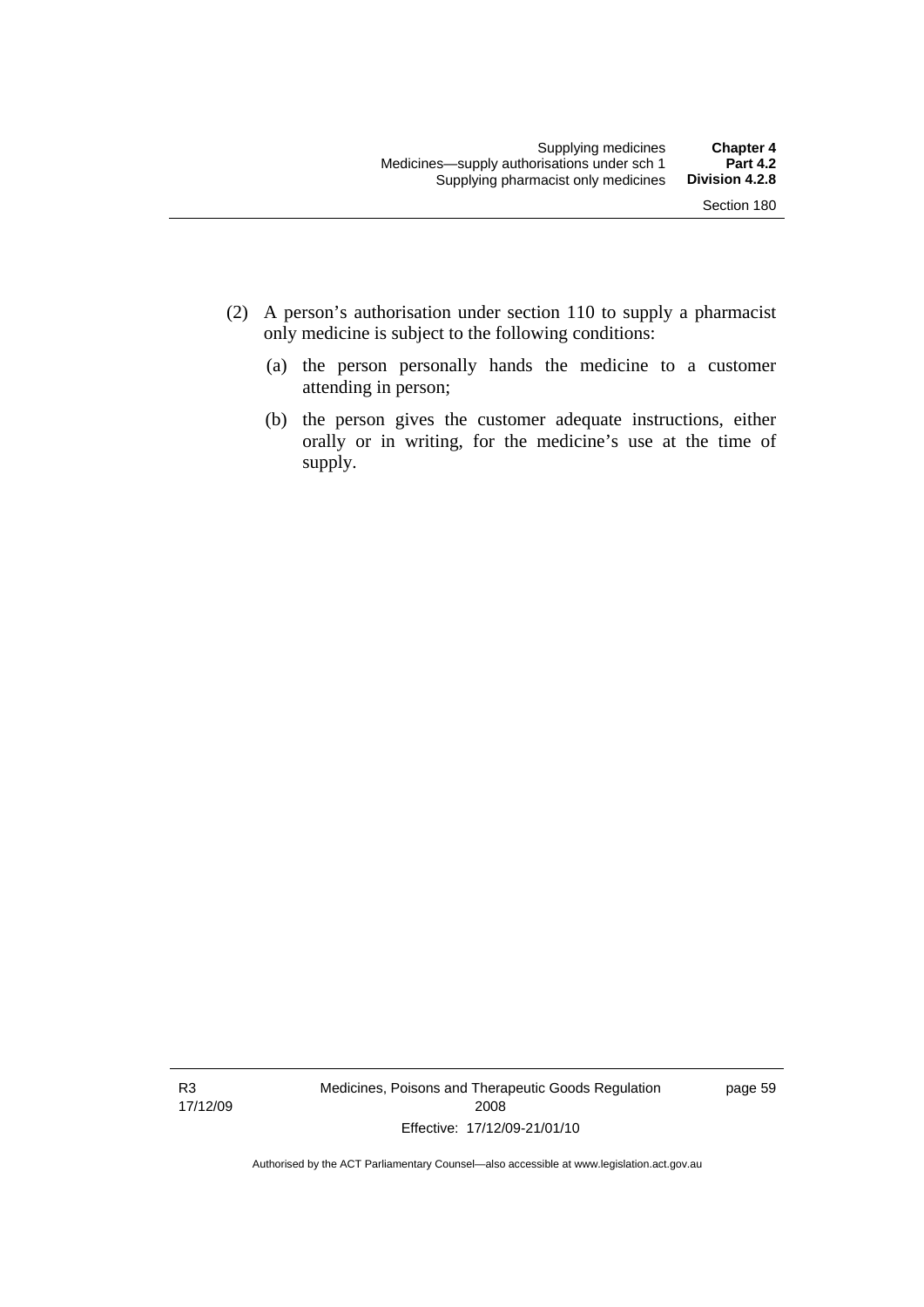(2) A person's authorisation under section 110 to supply a pharmacist only medicine is subject to the following conditions:

(a) the person personally hands the medicine to a customer attending in person;

(b) the person gives the customer adequate instructions, either orally or in writing, for the medicine's use at the time of supply.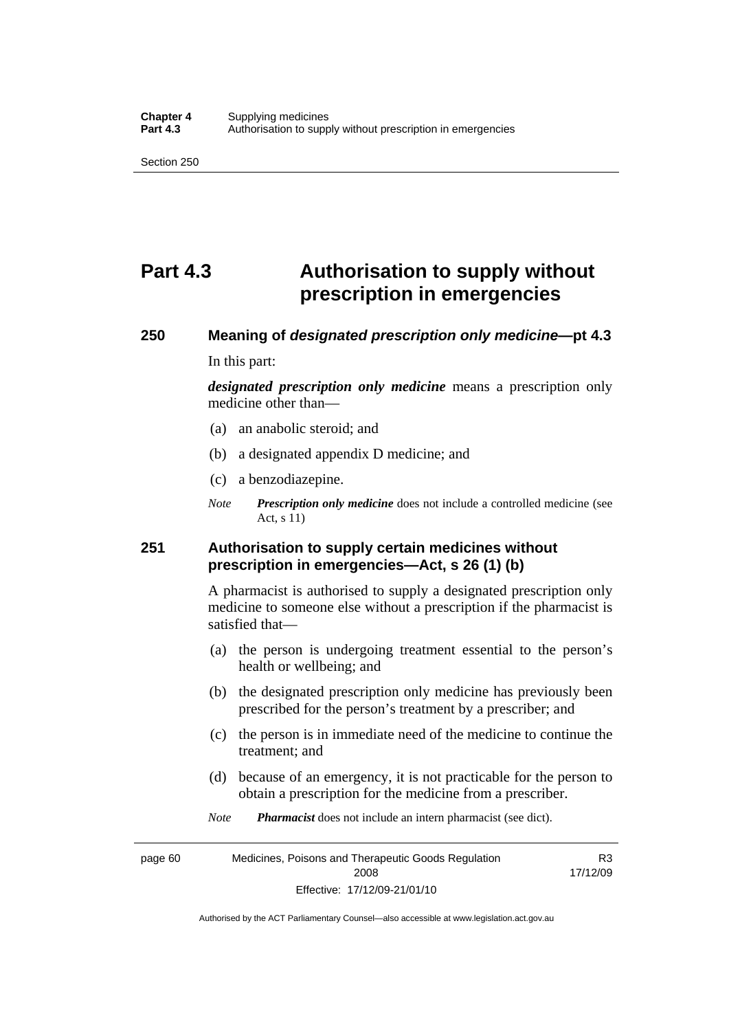# Part 4.3 Authorisation to supply without prescription in emergencies

### 250 Meaning of *designated prescription only medicine*—pt 4.3

In this part:

***designated prescription only medicine*** means a prescription only medicine other than—

(a) an anabolic steroid; and

(b) a designated appendix D medicine; and

(c) a benzodiazepine.

*Note* ***Prescription only medicine*** does not include a controlled medicine (see Act, s 11)

### 251 Authorisation to supply certain medicines without prescription in emergencies—Act, s 26 (1) (b)

A pharmacist is authorised to supply a designated prescription only medicine to someone else without a prescription if the pharmacist is satisfied that—

(a) the person is undergoing treatment essential to the person's health or wellbeing; and

(b) the designated prescription only medicine has previously been prescribed for the person's treatment by a prescriber; and

(c) the person is in immediate need of the medicine to continue the treatment; and

(d) because of an emergency, it is not practicable for the person to obtain a prescription for the medicine from a prescriber.

*Note* ***Pharmacist*** does not include an intern pharmacist (see dict).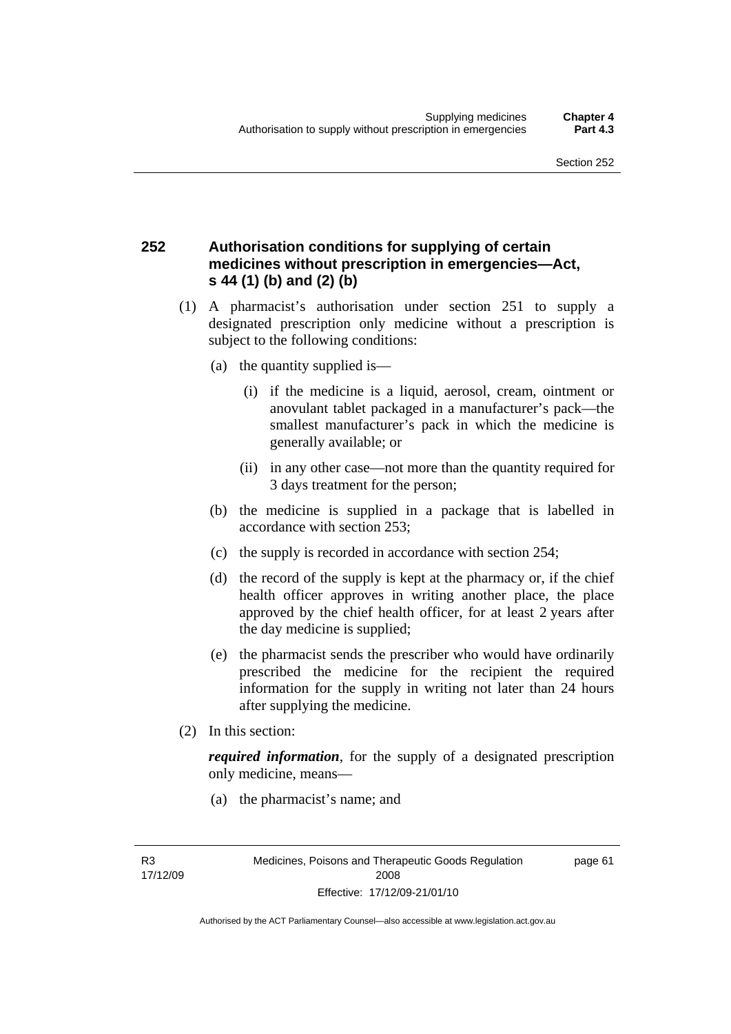## 252 Authorisation conditions for supplying of certain medicines without prescription in emergencies—Act, s 44 (1) (b) and (2) (b)

(1) A pharmacist's authorisation under section 251 to supply a designated prescription only medicine without a prescription is subject to the following conditions:

(a) the quantity supplied is—

(i) if the medicine is a liquid, aerosol, cream, ointment or anovulant tablet packaged in a manufacturer's pack—the smallest manufacturer's pack in which the medicine is generally available; or

(ii) in any other case—not more than the quantity required for 3 days treatment for the person;

(b) the medicine is supplied in a package that is labelled in accordance with section 253;

(c) the supply is recorded in accordance with section 254;

(d) the record of the supply is kept at the pharmacy or, if the chief health officer approves in writing another place, the place approved by the chief health officer, for at least 2 years after the day medicine is supplied;

(e) the pharmacist sends the prescriber who would have ordinarily prescribed the medicine for the recipient the required information for the supply in writing not later than 24 hours after supplying the medicine.

(2) In this section:

***required information***, for the supply of a designated prescription only medicine, means—

(a) the pharmacist's name; and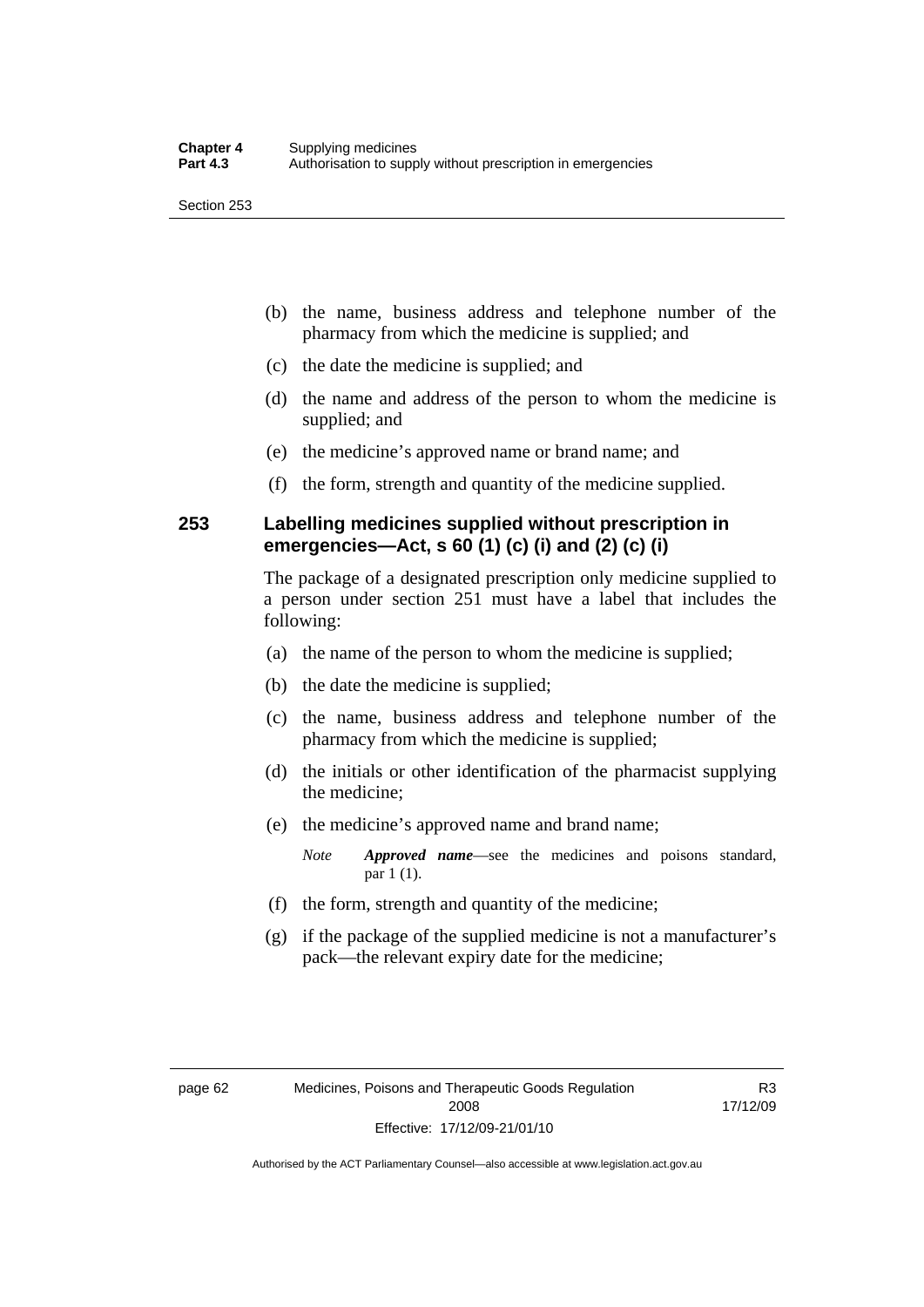(b) the name, business address and telephone number of the pharmacy from which the medicine is supplied; and

(c) the date the medicine is supplied; and

(d) the name and address of the person to whom the medicine is supplied; and

(e) the medicine's approved name or brand name; and

(f) the form, strength and quantity of the medicine supplied.

### 253 Labelling medicines supplied without prescription in emergencies—Act, s 60 (1) (c) (i) and (2) (c) (i)

The package of a designated prescription only medicine supplied to a person under section 251 must have a label that includes the following:

(a) the name of the person to whom the medicine is supplied;

(b) the date the medicine is supplied;

(c) the name, business address and telephone number of the pharmacy from which the medicine is supplied;

(d) the initials or other identification of the pharmacist supplying the medicine;

(e) the medicine's approved name and brand name;

*Note* ***Approved name***—see the medicines and poisons standard, par 1 (1).

(f) the form, strength and quantity of the medicine;

(g) if the package of the supplied medicine is not a manufacturer's pack—the relevant expiry date for the medicine;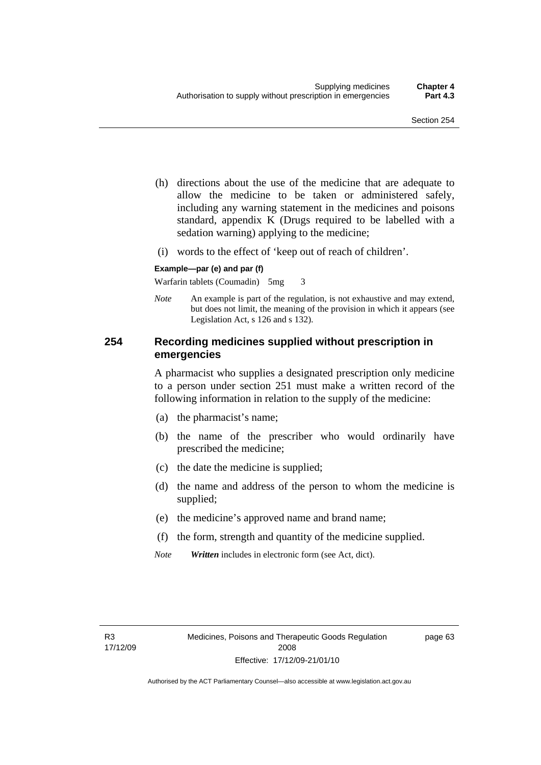(h) directions about the use of the medicine that are adequate to allow the medicine to be taken or administered safely, including any warning statement in the medicines and poisons standard, appendix K (Drugs required to be labelled with a sedation warning) applying to the medicine;

(i) words to the effect of 'keep out of reach of children'.

**Example—par (e) and par (f)**

Warfarin tablets (Coumadin) 5mg 3

*Note* An example is part of the regulation, is not exhaustive and may extend, but does not limit, the meaning of the provision in which it appears (see Legislation Act, s 126 and s 132).

## 254 Recording medicines supplied without prescription in emergencies

A pharmacist who supplies a designated prescription only medicine to a person under section 251 must make a written record of the following information in relation to the supply of the medicine:

(a) the pharmacist's name;

(b) the name of the prescriber who would ordinarily have prescribed the medicine;

(c) the date the medicine is supplied;

(d) the name and address of the person to whom the medicine is supplied;

(e) the medicine's approved name and brand name;

(f) the form, strength and quantity of the medicine supplied.

*Note* ***Written*** includes in electronic form (see Act, dict).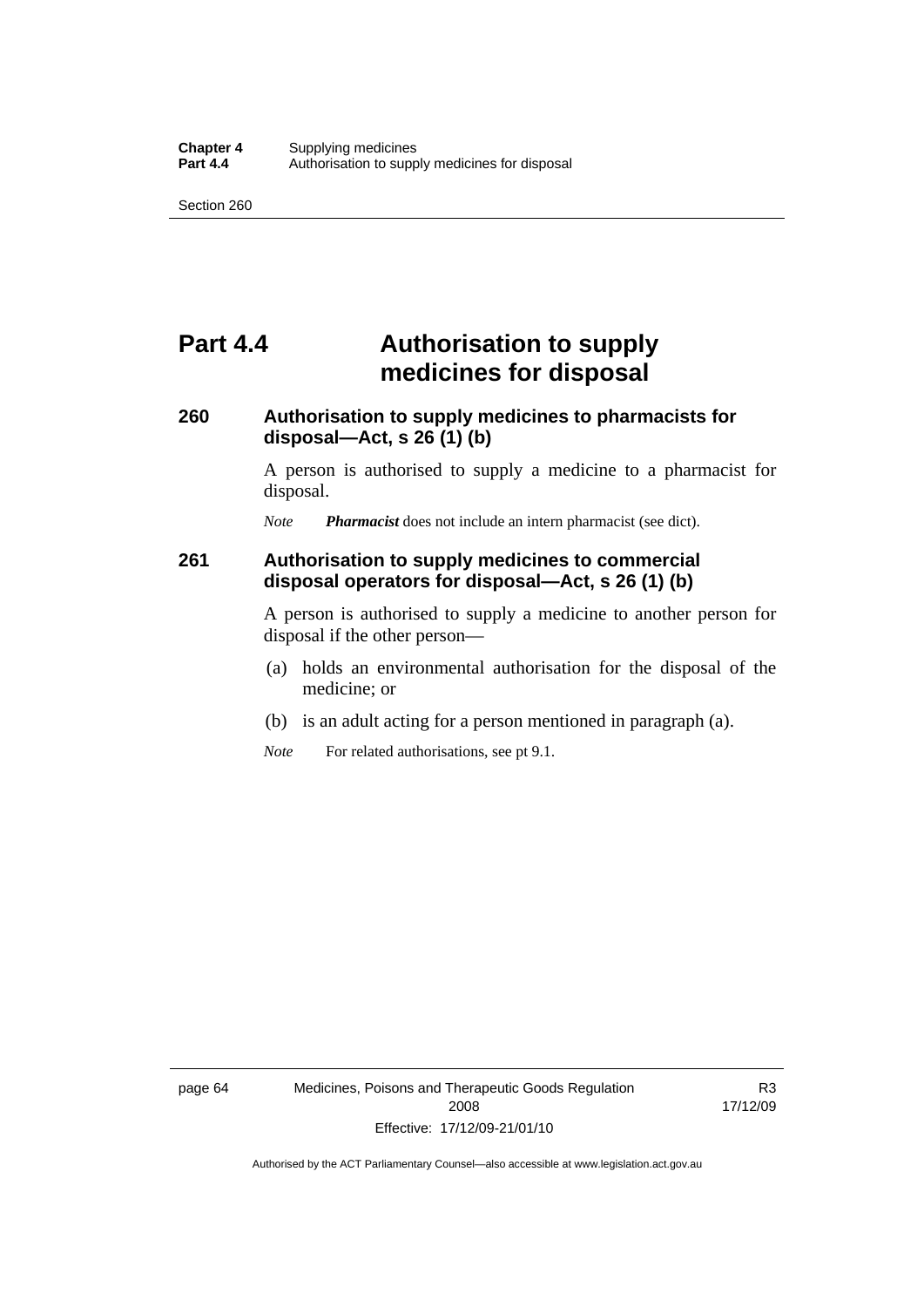# Part 4.4 Authorisation to supply medicines for disposal

## 260 Authorisation to supply medicines to pharmacists for disposal—Act, s 26 (1) (b)

A person is authorised to supply a medicine to a pharmacist for disposal.

*Note* ***Pharmacist*** does not include an intern pharmacist (see dict).

## 261 Authorisation to supply medicines to commercial disposal operators for disposal—Act, s 26 (1) (b)

A person is authorised to supply a medicine to another person for disposal if the other person—

(a) holds an environmental authorisation for the disposal of the medicine; or

(b) is an adult acting for a person mentioned in paragraph (a).

*Note* For related authorisations, see pt 9.1.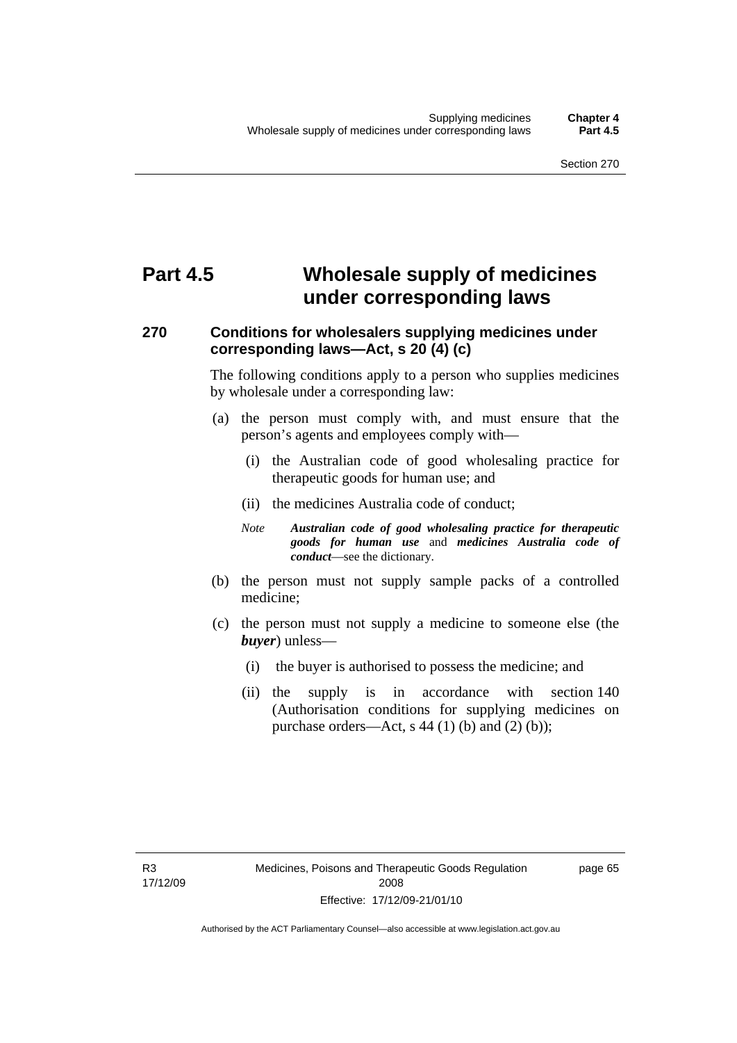# Part 4.5 Wholesale supply of medicines under corresponding laws

### 270 Conditions for wholesalers supplying medicines under corresponding laws—Act, s 20 (4) (c)

The following conditions apply to a person who supplies medicines by wholesale under a corresponding law:

(a) the person must comply with, and must ensure that the person's agents and employees comply with—

  (i) the Australian code of good wholesaling practice for therapeutic goods for human use; and

  (ii) the medicines Australia code of conduct;

  *Note* ***Australian code of good wholesaling practice for therapeutic goods for human use*** and ***medicines Australia code of conduct***—see the dictionary.

(b) the person must not supply sample packs of a controlled medicine;

(c) the person must not supply a medicine to someone else (the ***buyer***) unless—

  (i) the buyer is authorised to possess the medicine; and

  (ii) the supply is in accordance with section 140 (Authorisation conditions for supplying medicines on purchase orders—Act, s 44 (1) (b) and (2) (b));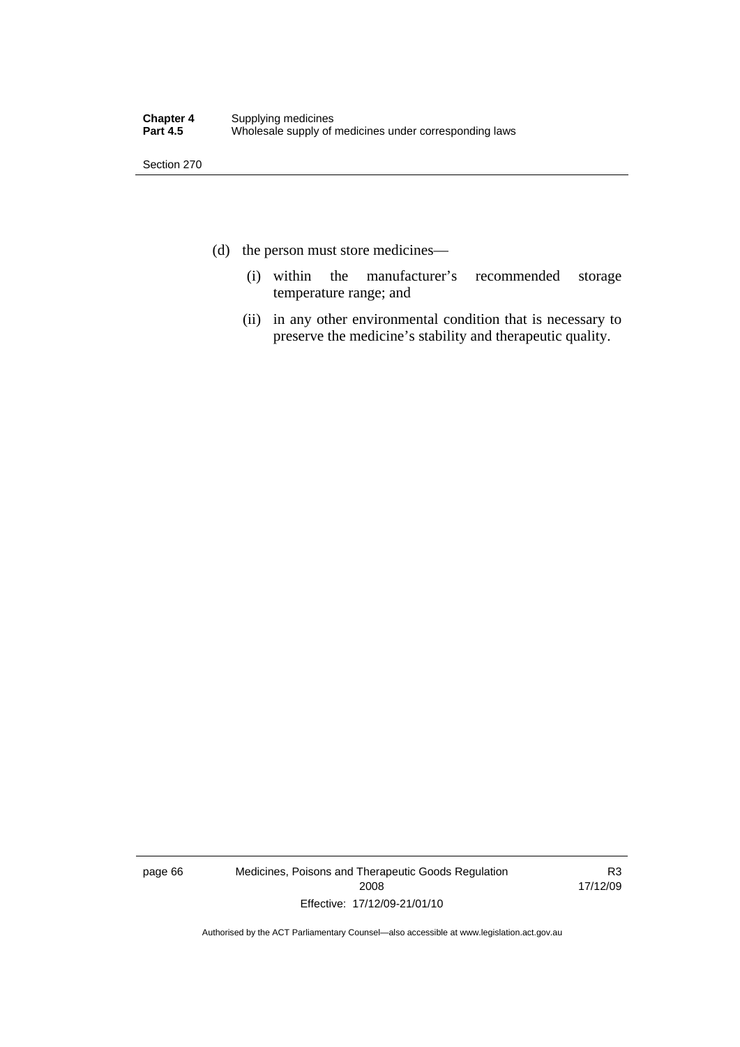(d) the person must store medicines—

(i) within the manufacturer's recommended storage temperature range; and

(ii) in any other environmental condition that is necessary to preserve the medicine's stability and therapeutic quality.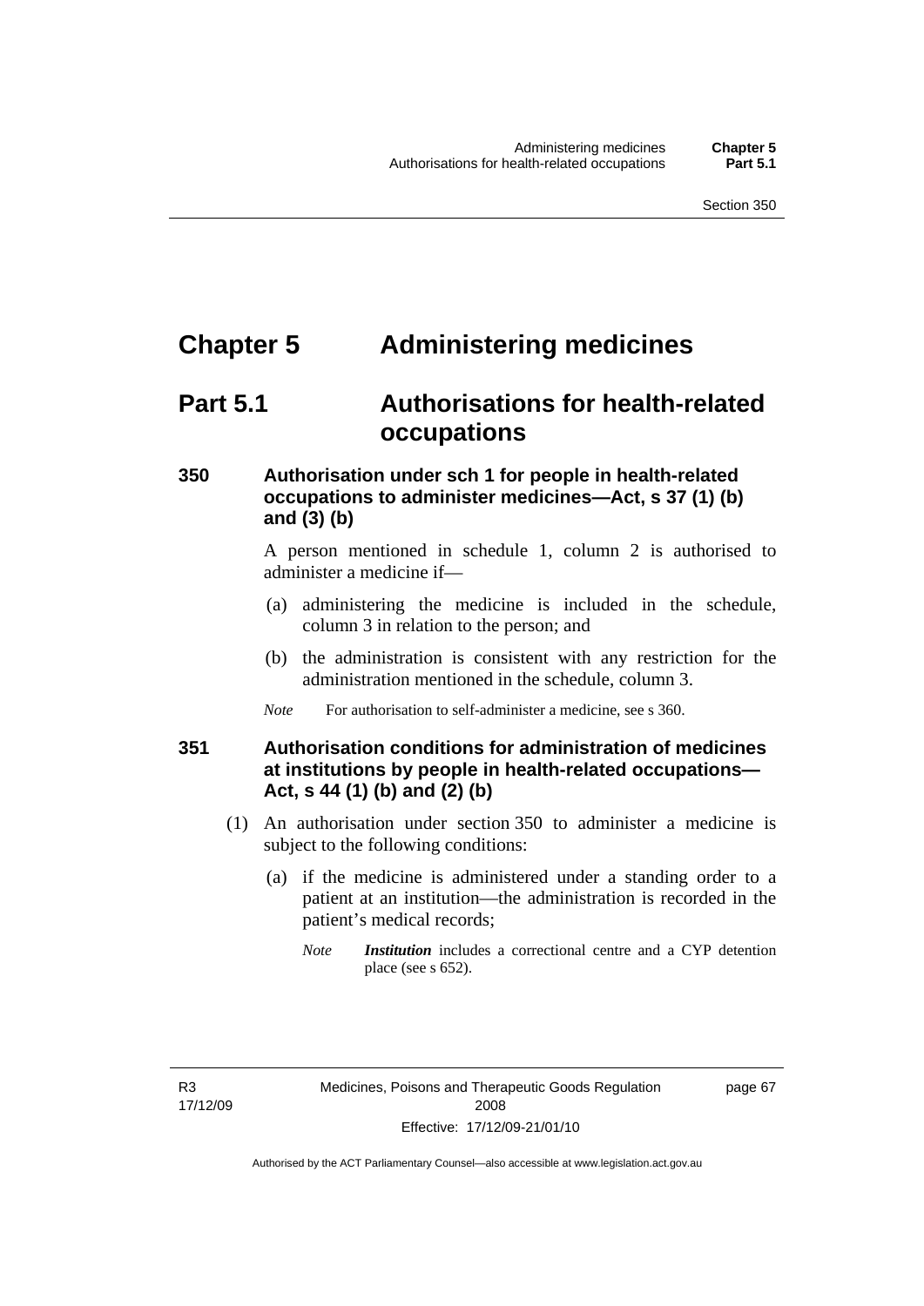# Chapter 5 Administering medicines

## Part 5.1 Authorisations for health-related occupations

### 350 Authorisation under sch 1 for people in health-related occupations to administer medicines—Act, s 37 (1) (b) and (3) (b)

A person mentioned in schedule 1, column 2 is authorised to administer a medicine if—

(a) administering the medicine is included in the schedule, column 3 in relation to the person; and

(b) the administration is consistent with any restriction for the administration mentioned in the schedule, column 3.

*Note* For authorisation to self-administer a medicine, see s 360.

### 351 Authorisation conditions for administration of medicines at institutions by people in health-related occupations—Act, s 44 (1) (b) and (2) (b)

(1) An authorisation under section 350 to administer a medicine is subject to the following conditions:

(a) if the medicine is administered under a standing order to a patient at an institution—the administration is recorded in the patient's medical records;

*Note* ***Institution*** includes a correctional centre and a CYP detention place (see s 652).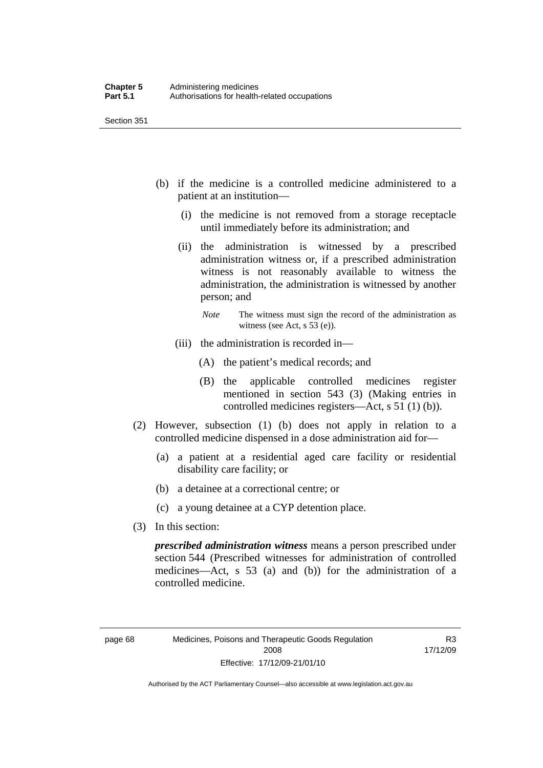(b) if the medicine is a controlled medicine administered to a patient at an institution—

   (i) the medicine is not removed from a storage receptacle until immediately before its administration; and

   (ii) the administration is witnessed by a prescribed administration witness or, if a prescribed administration witness is not reasonably available to witness the administration, the administration is witnessed by another person; and

   *Note* The witness must sign the record of the administration as witness (see Act, s 53 (e)).

   (iii) the administration is recorded in—

      (A) the patient's medical records; and

      (B) the applicable controlled medicines register mentioned in section 543 (3) (Making entries in controlled medicines registers—Act, s 51 (1) (b)).

(2) However, subsection (1) (b) does not apply in relation to a controlled medicine dispensed in a dose administration aid for—

   (a) a patient at a residential aged care facility or residential disability care facility; or

   (b) a detainee at a correctional centre; or

   (c) a young detainee at a CYP detention place.

(3) In this section:

***prescribed administration witness*** means a person prescribed under section 544 (Prescribed witnesses for administration of controlled medicines—Act, s 53 (a) and (b)) for the administration of a controlled medicine.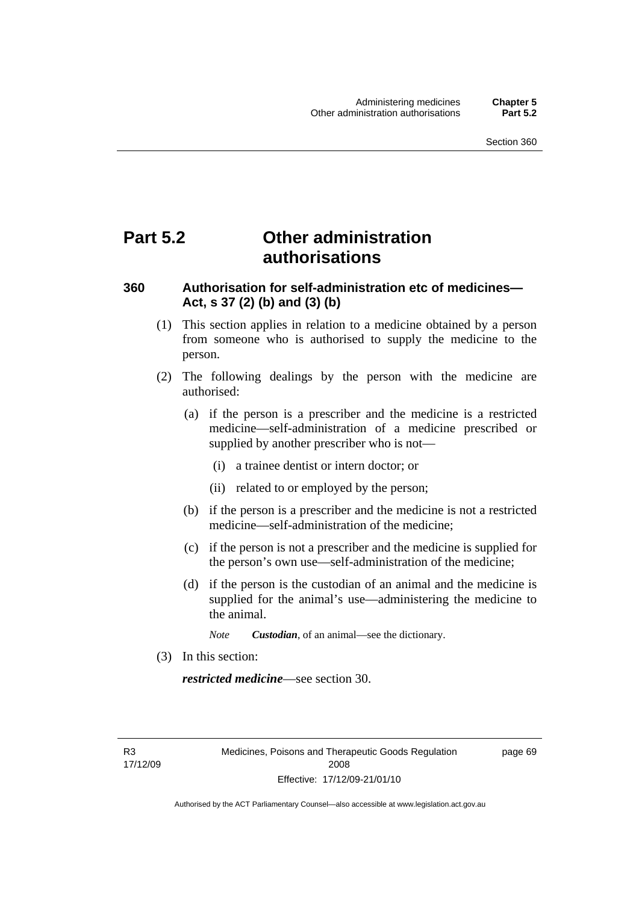# Part 5.2 Other administration authorisations

## 360 Authorisation for self-administration etc of medicines—Act, s 37 (2) (b) and (3) (b)

(1) This section applies in relation to a medicine obtained by a person from someone who is authorised to supply the medicine to the person.

(2) The following dealings by the person with the medicine are authorised:

(a) if the person is a prescriber and the medicine is a restricted medicine—self-administration of a medicine prescribed or supplied by another prescriber who is not—

(i) a trainee dentist or intern doctor; or

(ii) related to or employed by the person;

(b) if the person is a prescriber and the medicine is not a restricted medicine—self-administration of the medicine;

(c) if the person is not a prescriber and the medicine is supplied for the person's own use—self-administration of the medicine;

(d) if the person is the custodian of an animal and the medicine is supplied for the animal's use—administering the medicine to the animal.

*Note* ***Custodian***, of an animal—see the dictionary.

(3) In this section:

***restricted medicine***—see section 30.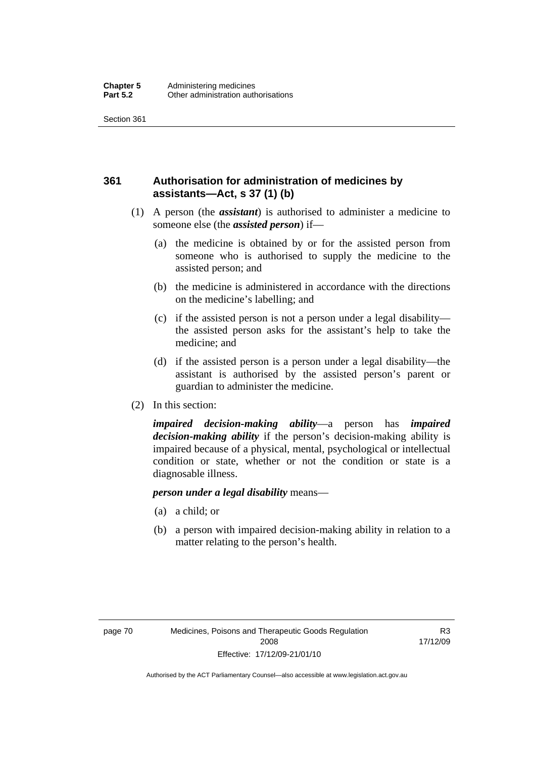## 361 Authorisation for administration of medicines by assistants—Act, s 37 (1) (b)

(1) A person (the ***assistant***) is authorised to administer a medicine to someone else (the ***assisted person***) if—

(a) the medicine is obtained by or for the assisted person from someone who is authorised to supply the medicine to the assisted person; and

(b) the medicine is administered in accordance with the directions on the medicine's labelling; and

(c) if the assisted person is not a person under a legal disability—the assisted person asks for the assistant's help to take the medicine; and

(d) if the assisted person is a person under a legal disability—the assistant is authorised by the assisted person's parent or guardian to administer the medicine.

(2) In this section:

***impaired decision-making ability***—a person has ***impaired decision-making ability*** if the person's decision-making ability is impaired because of a physical, mental, psychological or intellectual condition or state, whether or not the condition or state is a diagnosable illness.

***person under a legal disability*** means—

(a) a child; or

(b) a person with impaired decision-making ability in relation to a matter relating to the person's health.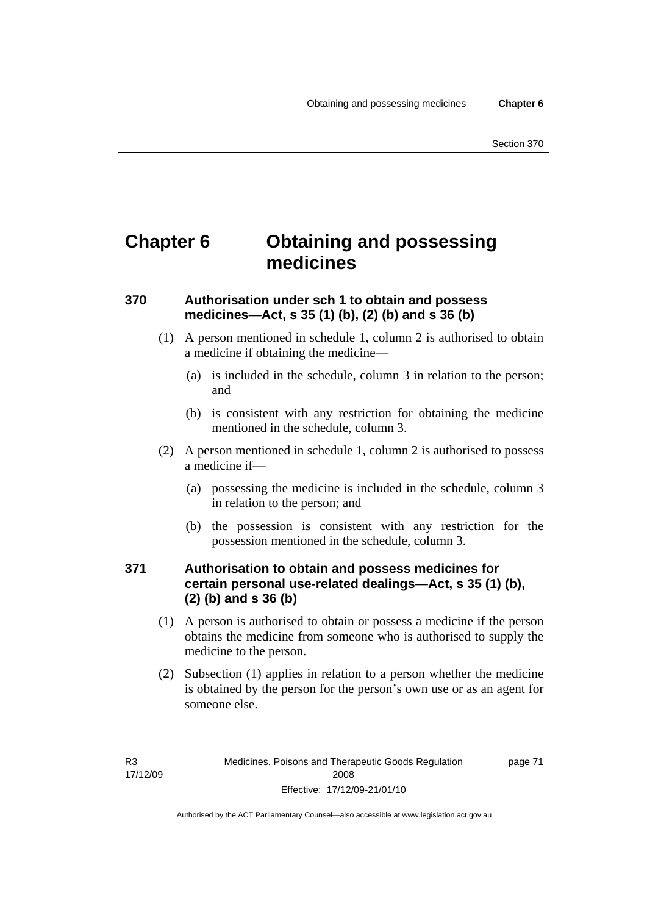# Chapter 6 Obtaining and possessing medicines

## 370 Authorisation under sch 1 to obtain and possess medicines—Act, s 35 (1) (b), (2) (b) and s 36 (b)

(1) A person mentioned in schedule 1, column 2 is authorised to obtain a medicine if obtaining the medicine—

(a) is included in the schedule, column 3 in relation to the person; and

(b) is consistent with any restriction for obtaining the medicine mentioned in the schedule, column 3.

(2) A person mentioned in schedule 1, column 2 is authorised to possess a medicine if—

(a) possessing the medicine is included in the schedule, column 3 in relation to the person; and

(b) the possession is consistent with any restriction for the possession mentioned in the schedule, column 3.

## 371 Authorisation to obtain and possess medicines for certain personal use-related dealings—Act, s 35 (1) (b), (2) (b) and s 36 (b)

(1) A person is authorised to obtain or possess a medicine if the person obtains the medicine from someone who is authorised to supply the medicine to the person.

(2) Subsection (1) applies in relation to a person whether the medicine is obtained by the person for the person's own use or as an agent for someone else.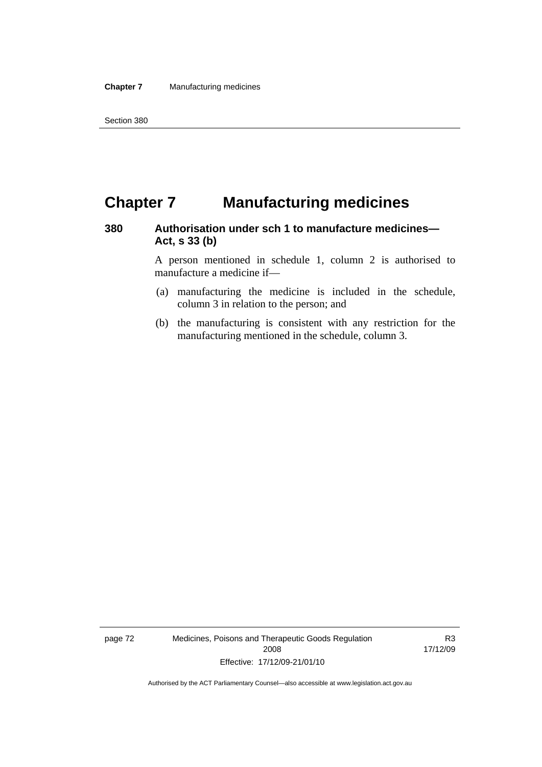# Chapter 7 Manufacturing medicines

## 380 Authorisation under sch 1 to manufacture medicines—Act, s 33 (b)

A person mentioned in schedule 1, column 2 is authorised to manufacture a medicine if—

(a) manufacturing the medicine is included in the schedule, column 3 in relation to the person; and

(b) the manufacturing is consistent with any restriction for the manufacturing mentioned in the schedule, column 3.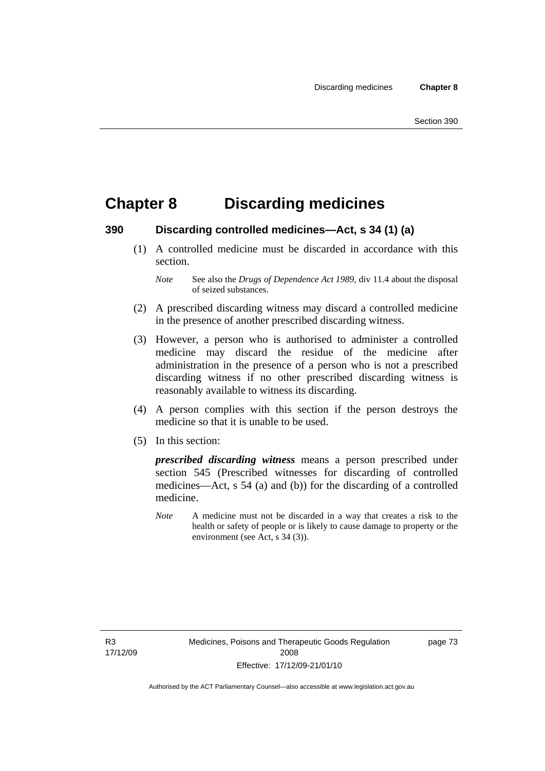# Chapter 8 Discarding medicines

## 390 Discarding controlled medicines—Act, s 34 (1) (a)

(1) A controlled medicine must be discarded in accordance with this section.

*Note* See also the *Drugs of Dependence Act 1989*, div 11.4 about the disposal of seized substances.

(2) A prescribed discarding witness may discard a controlled medicine in the presence of another prescribed discarding witness.

(3) However, a person who is authorised to administer a controlled medicine may discard the residue of the medicine after administration in the presence of a person who is not a prescribed discarding witness if no other prescribed discarding witness is reasonably available to witness its discarding.

(4) A person complies with this section if the person destroys the medicine so that it is unable to be used.

(5) In this section:

***prescribed discarding witness*** means a person prescribed under section 545 (Prescribed witnesses for discarding of controlled medicines—Act, s 54 (a) and (b)) for the discarding of a controlled medicine.

*Note* A medicine must not be discarded in a way that creates a risk to the health or safety of people or is likely to cause damage to property or the environment (see Act, s 34 (3)).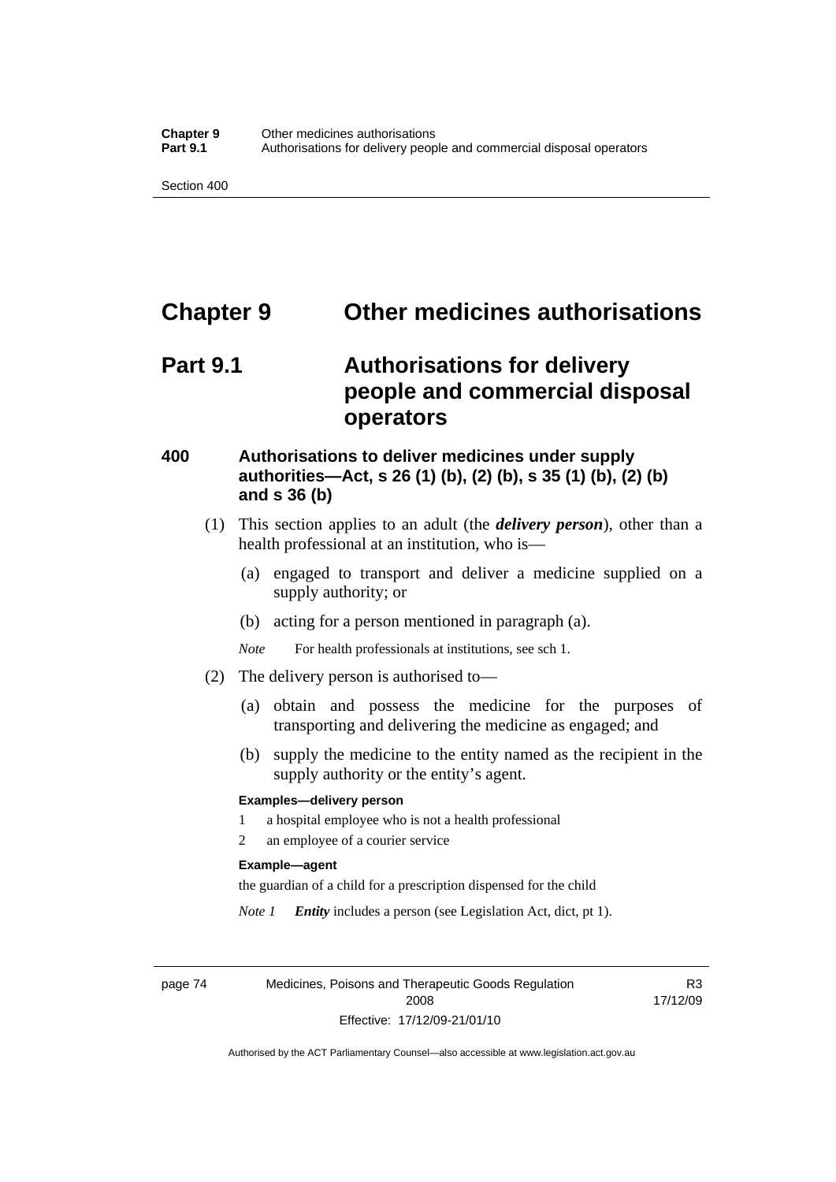# Chapter 9 Other medicines authorisations

## Part 9.1 Authorisations for delivery people and commercial disposal operators

### 400 Authorisations to deliver medicines under supply authorities—Act, s 26 (1) (b), (2) (b), s 35 (1) (b), (2) (b) and s 36 (b)

(1) This section applies to an adult (the ***delivery person***), other than a health professional at an institution, who is—

(a) engaged to transport and deliver a medicine supplied on a supply authority; or

(b) acting for a person mentioned in paragraph (a).

*Note* For health professionals at institutions, see sch 1.

(2) The delivery person is authorised to—

(a) obtain and possess the medicine for the purposes of transporting and delivering the medicine as engaged; and

(b) supply the medicine to the entity named as the recipient in the supply authority or the entity's agent.

**Examples—delivery person**

1 a hospital employee who is not a health professional

2 an employee of a courier service

**Example—agent**

the guardian of a child for a prescription dispensed for the child

*Note 1* ***Entity*** includes a person (see Legislation Act, dict, pt 1).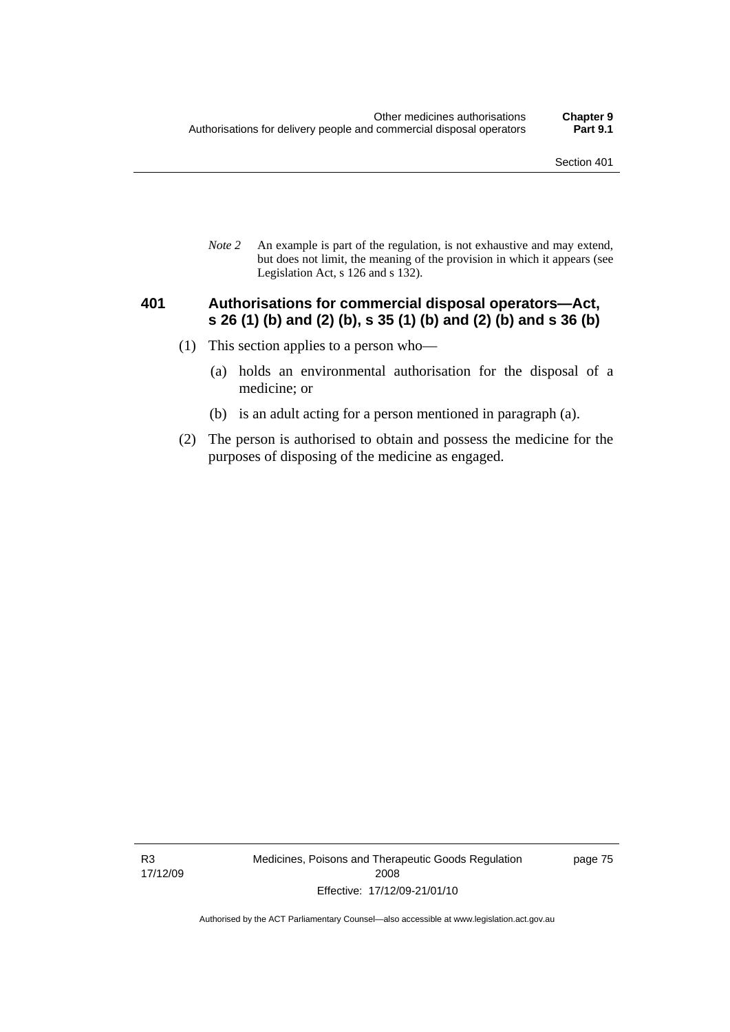*Note 2* An example is part of the regulation, is not exhaustive and may extend, but does not limit, the meaning of the provision in which it appears (see Legislation Act, s 126 and s 132).

### 401 Authorisations for commercial disposal operators—Act, s 26 (1) (b) and (2) (b), s 35 (1) (b) and (2) (b) and s 36 (b)

(1) This section applies to a person who—

(a) holds an environmental authorisation for the disposal of a medicine; or

(b) is an adult acting for a person mentioned in paragraph (a).

(2) The person is authorised to obtain and possess the medicine for the purposes of disposing of the medicine as engaged.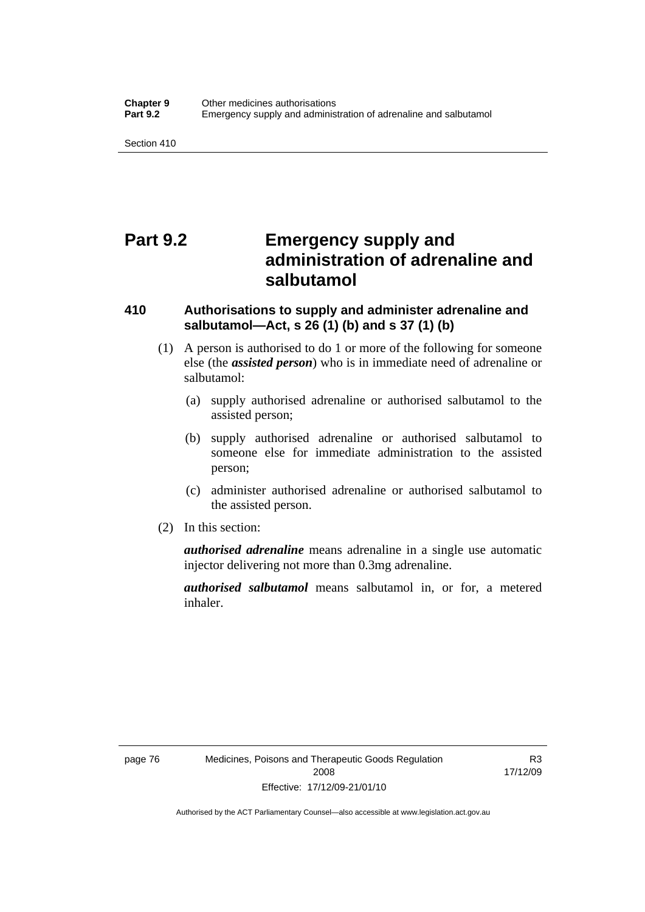# Part 9.2 Emergency supply and administration of adrenaline and salbutamol

## 410 Authorisations to supply and administer adrenaline and salbutamol—Act, s 26 (1) (b) and s 37 (1) (b)

(1) A person is authorised to do 1 or more of the following for someone else (the ***assisted person***) who is in immediate need of adrenaline or salbutamol:

(a) supply authorised adrenaline or authorised salbutamol to the assisted person;

(b) supply authorised adrenaline or authorised salbutamol to someone else for immediate administration to the assisted person;

(c) administer authorised adrenaline or authorised salbutamol to the assisted person.

(2) In this section:

***authorised adrenaline*** means adrenaline in a single use automatic injector delivering not more than 0.3mg adrenaline.

***authorised salbutamol*** means salbutamol in, or for, a metered inhaler.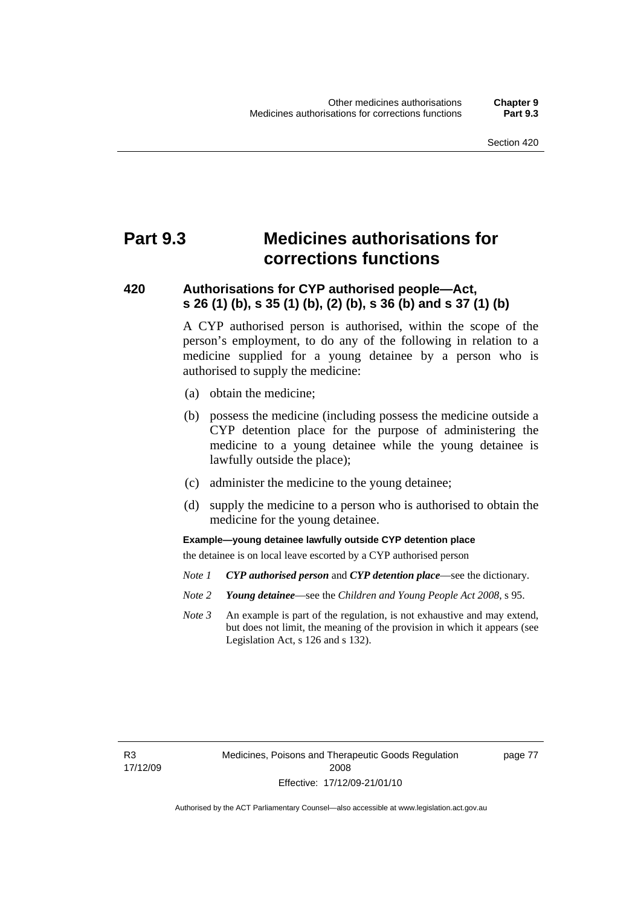# Part 9.3 Medicines authorisations for corrections functions

### 420 Authorisations for CYP authorised people—Act, s 26 (1) (b), s 35 (1) (b), (2) (b), s 36 (b) and s 37 (1) (b)

A CYP authorised person is authorised, within the scope of the person's employment, to do any of the following in relation to a medicine supplied for a young detainee by a person who is authorised to supply the medicine:

(a) obtain the medicine;

(b) possess the medicine (including possess the medicine outside a CYP detention place for the purpose of administering the medicine to a young detainee while the young detainee is lawfully outside the place);

(c) administer the medicine to the young detainee;

(d) supply the medicine to a person who is authorised to obtain the medicine for the young detainee.

**Example—young detainee lawfully outside CYP detention place**

the detainee is on local leave escorted by a CYP authorised person

*Note 1* ***CYP authorised person*** and ***CYP detention place***—see the dictionary.

*Note 2* ***Young detainee***—see the *Children and Young People Act 2008*, s 95.

*Note 3* An example is part of the regulation, is not exhaustive and may extend, but does not limit, the meaning of the provision in which it appears (see Legislation Act, s 126 and s 132).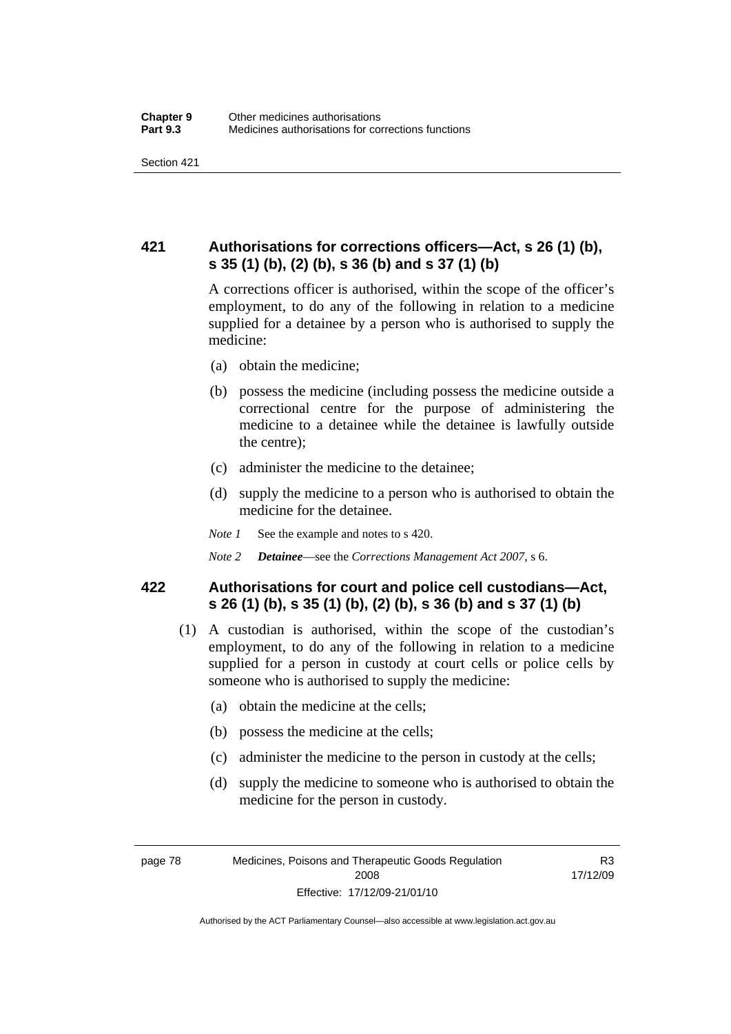## 421 Authorisations for corrections officers—Act, s 26 (1) (b), s 35 (1) (b), (2) (b), s 36 (b) and s 37 (1) (b)

A corrections officer is authorised, within the scope of the officer's employment, to do any of the following in relation to a medicine supplied for a detainee by a person who is authorised to supply the medicine:

(a) obtain the medicine;

(b) possess the medicine (including possess the medicine outside a correctional centre for the purpose of administering the medicine to a detainee while the detainee is lawfully outside the centre);

(c) administer the medicine to the detainee;

(d) supply the medicine to a person who is authorised to obtain the medicine for the detainee.

*Note 1* See the example and notes to s 420.

*Note 2* ***Detainee***—see the *Corrections Management Act 2007*, s 6.

## 422 Authorisations for court and police cell custodians—Act, s 26 (1) (b), s 35 (1) (b), (2) (b), s 36 (b) and s 37 (1) (b)

(1) A custodian is authorised, within the scope of the custodian's employment, to do any of the following in relation to a medicine supplied for a person in custody at court cells or police cells by someone who is authorised to supply the medicine:

(a) obtain the medicine at the cells;

(b) possess the medicine at the cells;

(c) administer the medicine to the person in custody at the cells;

(d) supply the medicine to someone who is authorised to obtain the medicine for the person in custody.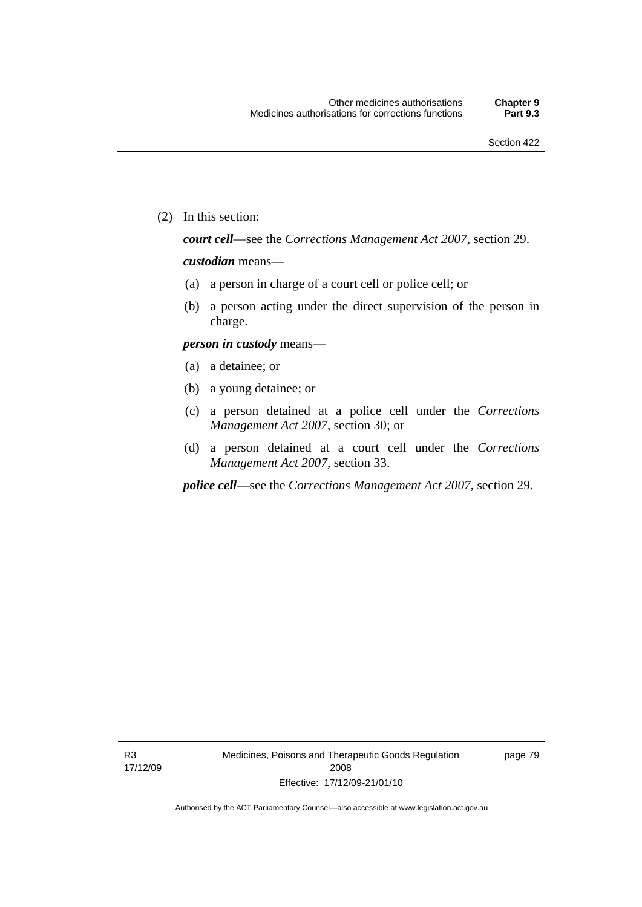(2) In this section:

***court cell***—see the *Corrections Management Act 2007*, section 29.

***custodian*** means—

- (a) a person in charge of a court cell or police cell; or
- (b) a person acting under the direct supervision of the person in charge.

***person in custody*** means—

- (a) a detainee; or
- (b) a young detainee; or
- (c) a person detained at a police cell under the *Corrections Management Act 2007*, section 30; or
- (d) a person detained at a court cell under the *Corrections Management Act 2007*, section 33.

***police cell***—see the *Corrections Management Act 2007*, section 29.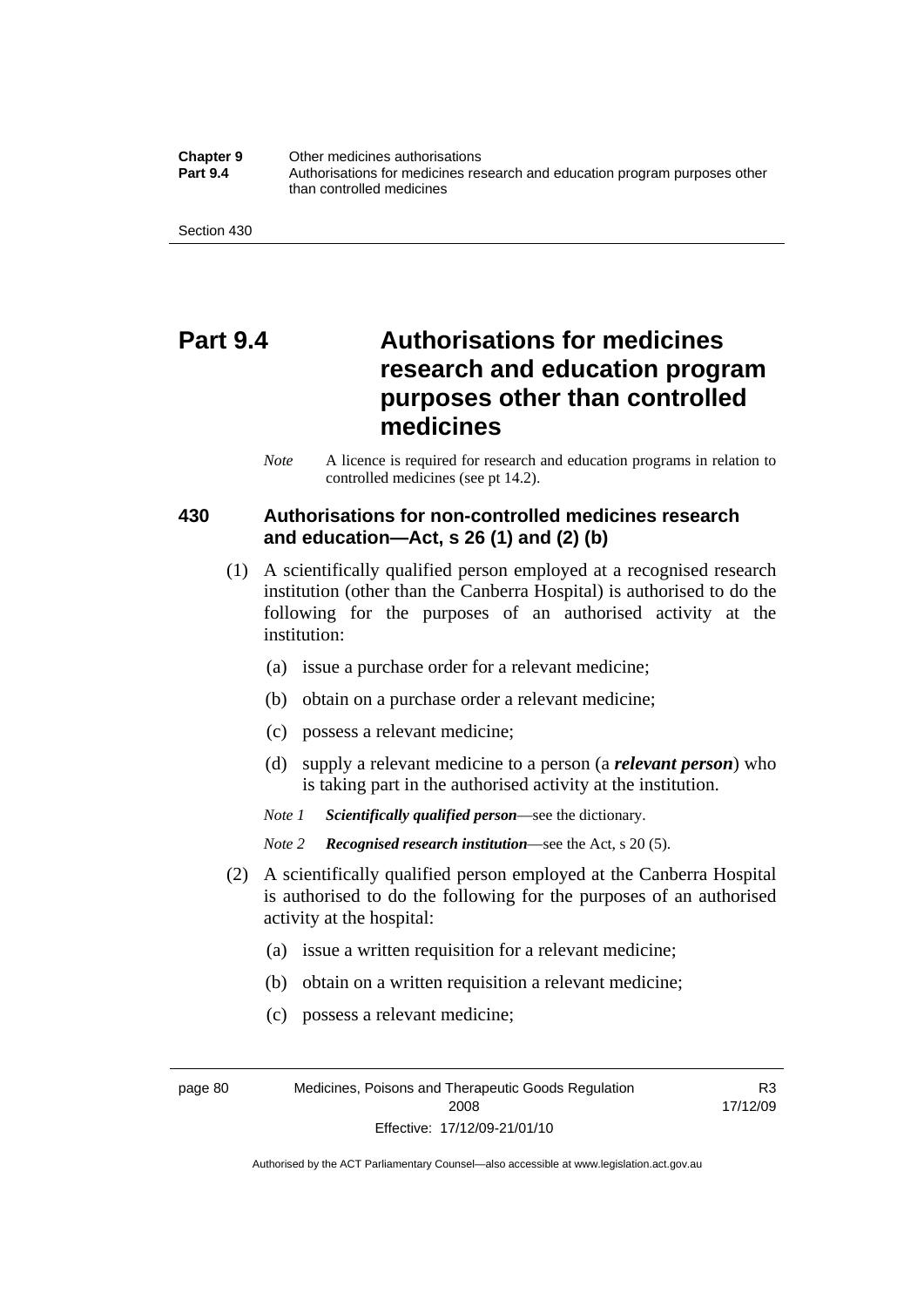# Part 9.4 Authorisations for medicines research and education program purposes other than controlled medicines

*Note* A licence is required for research and education programs in relation to controlled medicines (see pt 14.2).

### 430 Authorisations for non-controlled medicines research and education—Act, s 26 (1) and (2) (b)

(1) A scientifically qualified person employed at a recognised research institution (other than the Canberra Hospital) is authorised to do the following for the purposes of an authorised activity at the institution:

- (a) issue a purchase order for a relevant medicine;
- (b) obtain on a purchase order a relevant medicine;
- (c) possess a relevant medicine;
- (d) supply a relevant medicine to a person (a ***relevant person***) who is taking part in the authorised activity at the institution.

*Note 1* ***Scientifically qualified person***—see the dictionary.

*Note 2* ***Recognised research institution***—see the Act, s 20 (5).

(2) A scientifically qualified person employed at the Canberra Hospital is authorised to do the following for the purposes of an authorised activity at the hospital:

- (a) issue a written requisition for a relevant medicine;
- (b) obtain on a written requisition a relevant medicine;
- (c) possess a relevant medicine;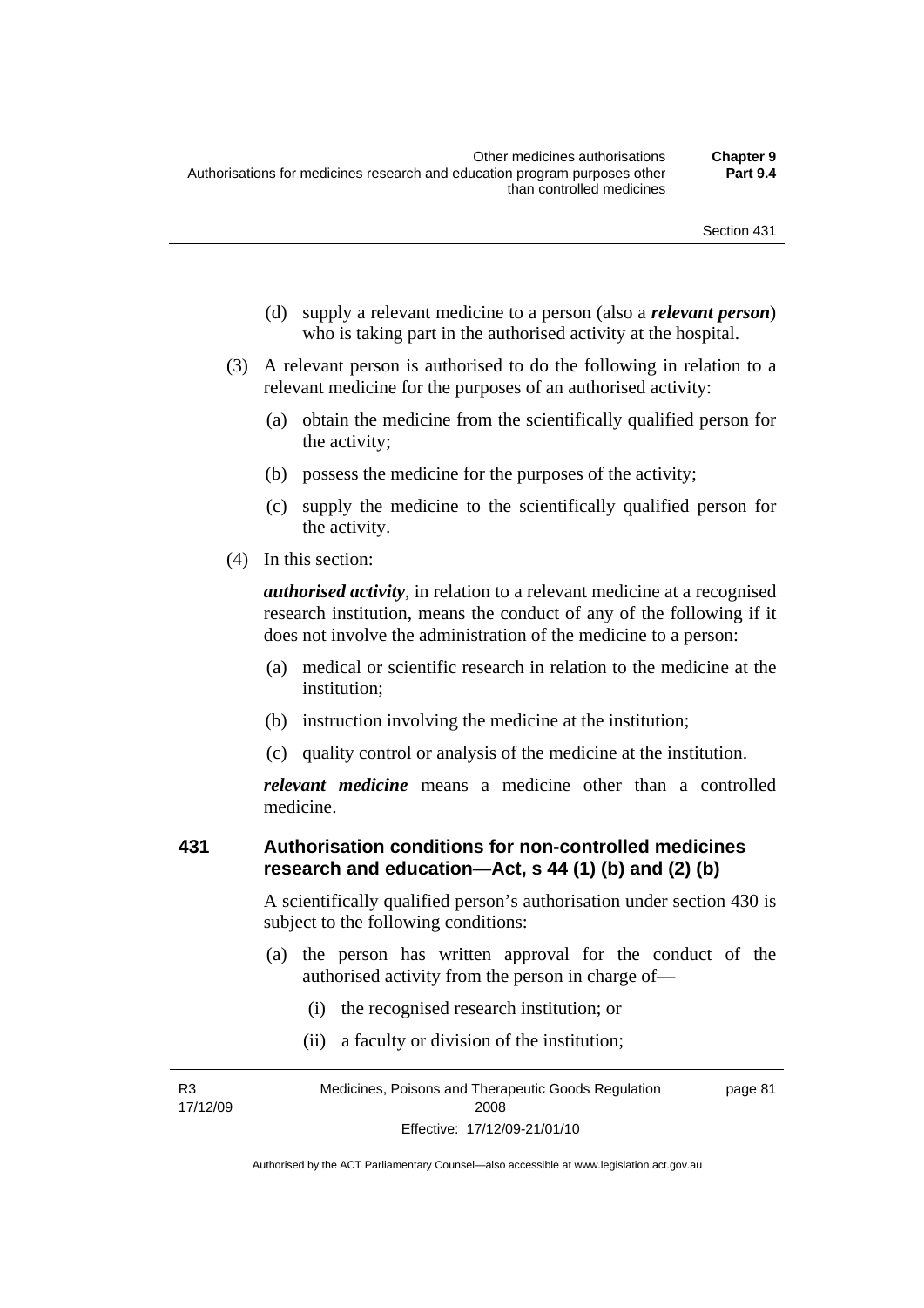(d) supply a relevant medicine to a person (also a ***relevant person***) who is taking part in the authorised activity at the hospital.

(3) A relevant person is authorised to do the following in relation to a relevant medicine for the purposes of an authorised activity:

(a) obtain the medicine from the scientifically qualified person for the activity;

(b) possess the medicine for the purposes of the activity;

(c) supply the medicine to the scientifically qualified person for the activity.

(4) In this section:

***authorised activity***, in relation to a relevant medicine at a recognised research institution, means the conduct of any of the following if it does not involve the administration of the medicine to a person:

(a) medical or scientific research in relation to the medicine at the institution;

(b) instruction involving the medicine at the institution;

(c) quality control or analysis of the medicine at the institution.

***relevant medicine*** means a medicine other than a controlled medicine.

## 431 Authorisation conditions for non-controlled medicines research and education—Act, s 44 (1) (b) and (2) (b)

A scientifically qualified person's authorisation under section 430 is subject to the following conditions:

(a) the person has written approval for the conduct of the authorised activity from the person in charge of—

(i) the recognised research institution; or

(ii) a faculty or division of the institution;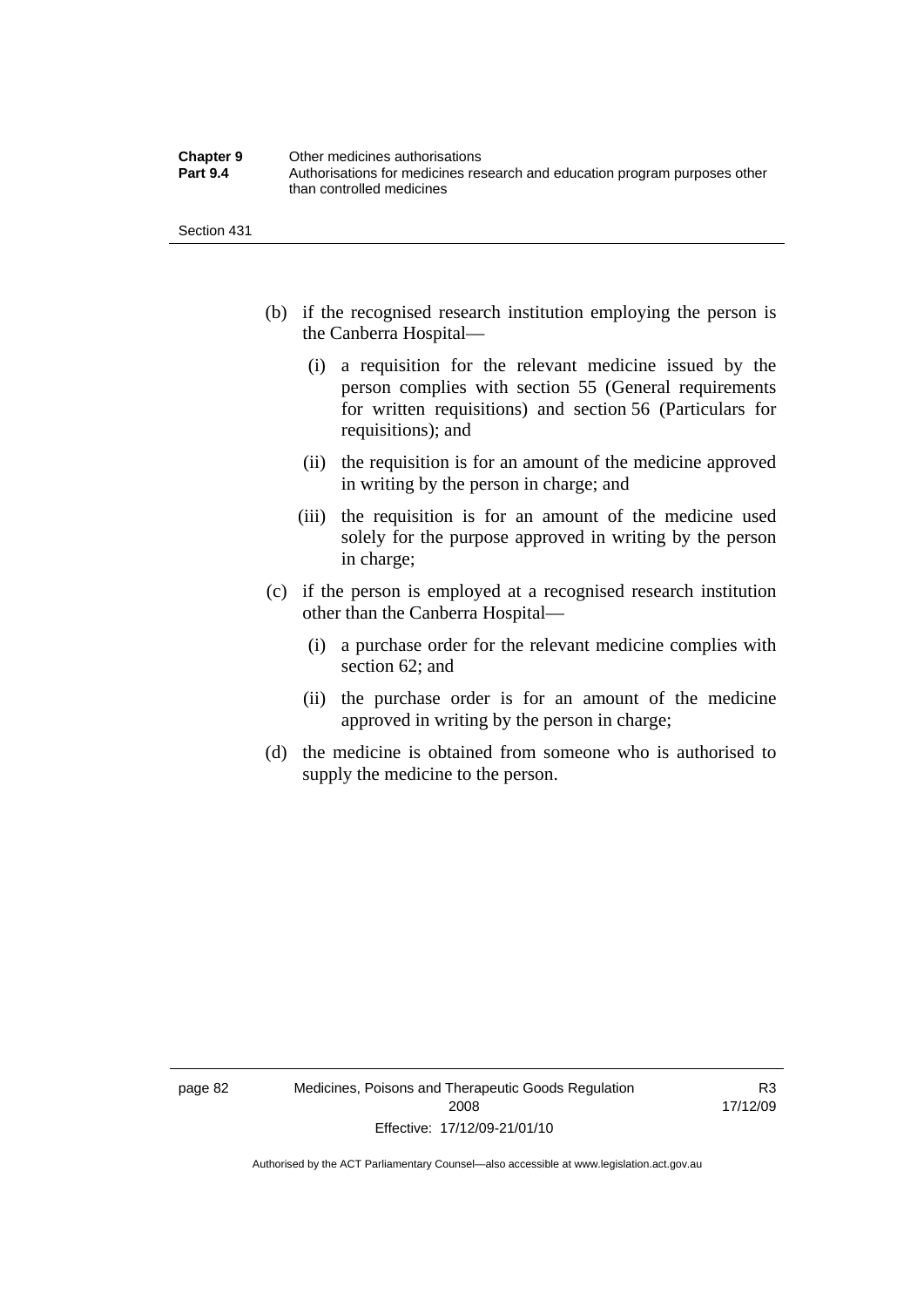(b) if the recognised research institution employing the person is the Canberra Hospital—

  (i) a requisition for the relevant medicine issued by the person complies with section 55 (General requirements for written requisitions) and section 56 (Particulars for requisitions); and

  (ii) the requisition is for an amount of the medicine approved in writing by the person in charge; and

  (iii) the requisition is for an amount of the medicine used solely for the purpose approved in writing by the person in charge;

(c) if the person is employed at a recognised research institution other than the Canberra Hospital—

  (i) a purchase order for the relevant medicine complies with section 62; and

  (ii) the purchase order is for an amount of the medicine approved in writing by the person in charge;

(d) the medicine is obtained from someone who is authorised to supply the medicine to the person.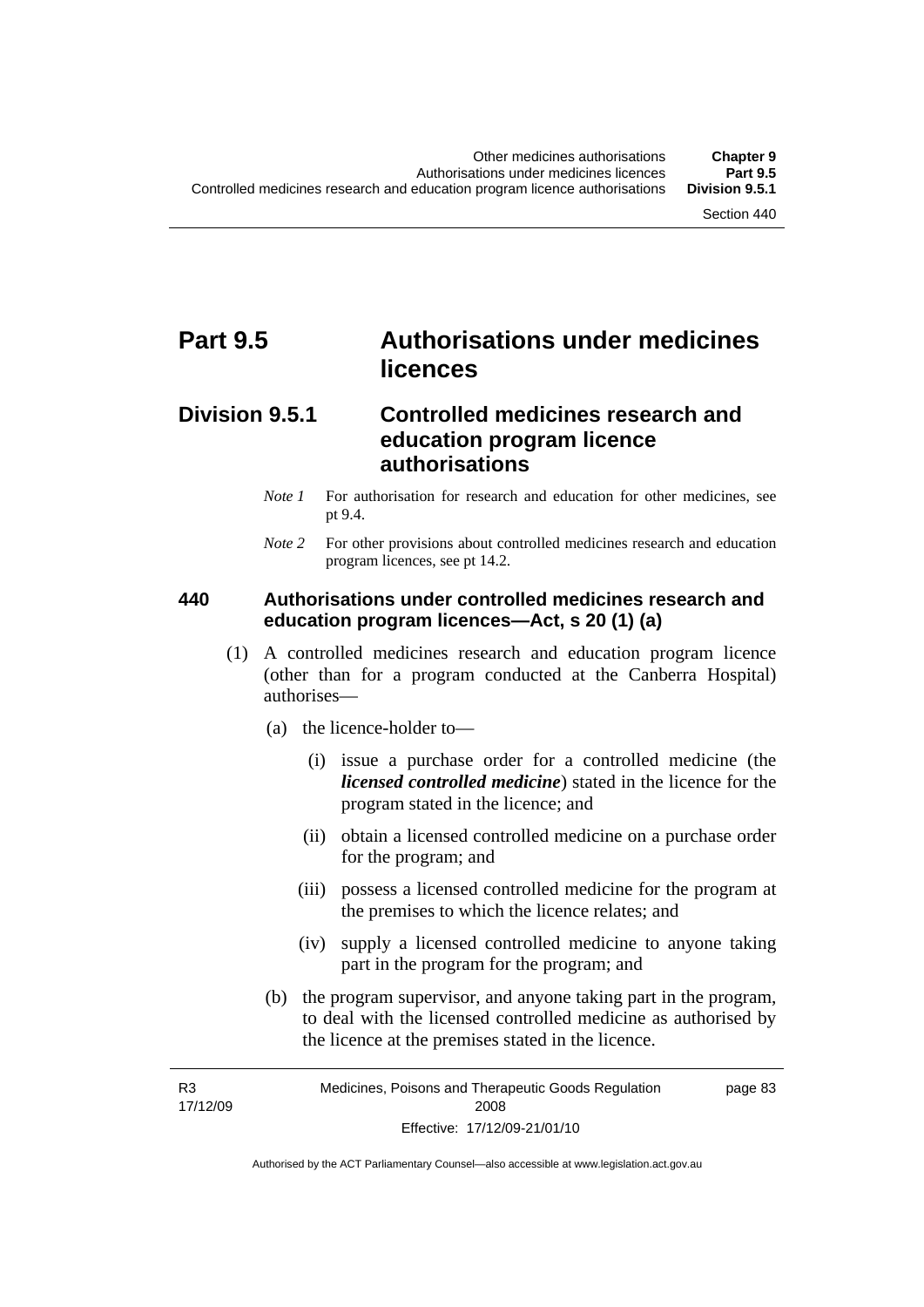# Part 9.5 Authorisations under medicines licences

## Division 9.5.1 Controlled medicines research and education program licence authorisations

*Note 1* For authorisation for research and education for other medicines, see pt 9.4.

*Note 2* For other provisions about controlled medicines research and education program licences, see pt 14.2.

### 440 Authorisations under controlled medicines research and education program licences—Act, s 20 (1) (a)

(1) A controlled medicines research and education program licence (other than for a program conducted at the Canberra Hospital) authorises—

(a) the licence-holder to—

(i) issue a purchase order for a controlled medicine (the ***licensed controlled medicine***) stated in the licence for the program stated in the licence; and

(ii) obtain a licensed controlled medicine on a purchase order for the program; and

(iii) possess a licensed controlled medicine for the program at the premises to which the licence relates; and

(iv) supply a licensed controlled medicine to anyone taking part in the program for the program; and

(b) the program supervisor, and anyone taking part in the program, to deal with the licensed controlled medicine as authorised by the licence at the premises stated in the licence.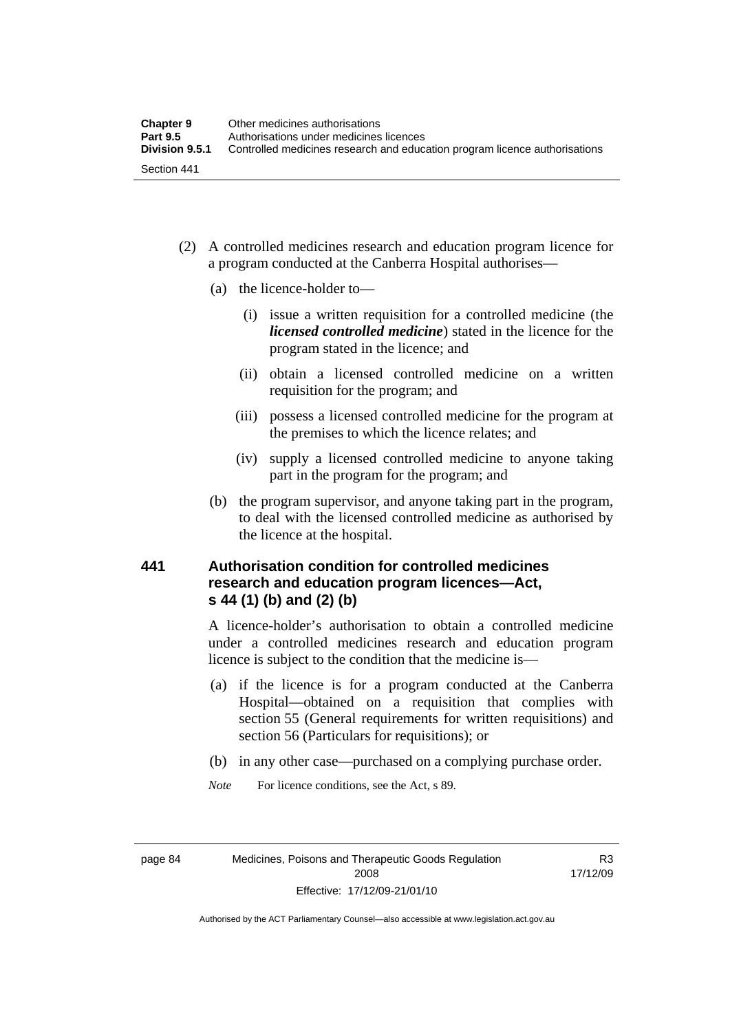(2) A controlled medicines research and education program licence for a program conducted at the Canberra Hospital authorises—

(a) the licence-holder to—

(i) issue a written requisition for a controlled medicine (the ***licensed controlled medicine***) stated in the licence for the program stated in the licence; and

(ii) obtain a licensed controlled medicine on a written requisition for the program; and

(iii) possess a licensed controlled medicine for the program at the premises to which the licence relates; and

(iv) supply a licensed controlled medicine to anyone taking part in the program for the program; and

(b) the program supervisor, and anyone taking part in the program, to deal with the licensed controlled medicine as authorised by the licence at the hospital.

### 441 Authorisation condition for controlled medicines research and education program licences—Act, s 44 (1) (b) and (2) (b)

A licence-holder's authorisation to obtain a controlled medicine under a controlled medicines research and education program licence is subject to the condition that the medicine is—

(a) if the licence is for a program conducted at the Canberra Hospital—obtained on a requisition that complies with section 55 (General requirements for written requisitions) and section 56 (Particulars for requisitions); or

(b) in any other case—purchased on a complying purchase order.

*Note* For licence conditions, see the Act, s 89.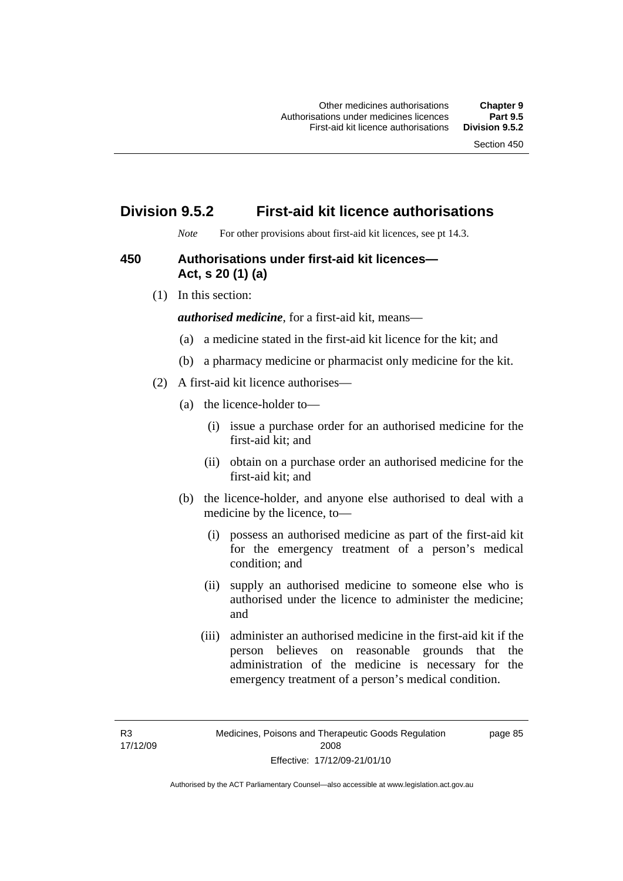## Division 9.5.2 First-aid kit licence authorisations

*Note* For other provisions about first-aid kit licences, see pt 14.3.

### 450 Authorisations under first-aid kit licences—Act, s 20 (1) (a)

(1) In this section:

***authorised medicine***, for a first-aid kit, means—

(a) a medicine stated in the first-aid kit licence for the kit; and

(b) a pharmacy medicine or pharmacist only medicine for the kit.

(2) A first-aid kit licence authorises—

(a) the licence-holder to—

(i) issue a purchase order for an authorised medicine for the first-aid kit; and

(ii) obtain on a purchase order an authorised medicine for the first-aid kit; and

(b) the licence-holder, and anyone else authorised to deal with a medicine by the licence, to—

(i) possess an authorised medicine as part of the first-aid kit for the emergency treatment of a person's medical condition; and

(ii) supply an authorised medicine to someone else who is authorised under the licence to administer the medicine; and

(iii) administer an authorised medicine in the first-aid kit if the person believes on reasonable grounds that the administration of the medicine is necessary for the emergency treatment of a person's medical condition.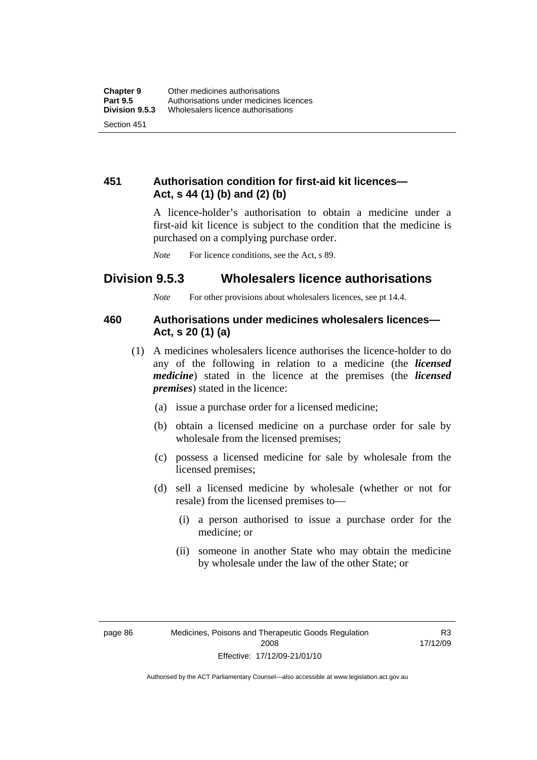## 451 Authorisation condition for first-aid kit licences—Act, s 44 (1) (b) and (2) (b)

A licence-holder's authorisation to obtain a medicine under a first-aid kit licence is subject to the condition that the medicine is purchased on a complying purchase order.

*Note* For licence conditions, see the Act, s 89.

# Division 9.5.3 Wholesalers licence authorisations

*Note* For other provisions about wholesalers licences, see pt 14.4.

## 460 Authorisations under medicines wholesalers licences—Act, s 20 (1) (a)

(1) A medicines wholesalers licence authorises the licence-holder to do any of the following in relation to a medicine (the ***licensed medicine***) stated in the licence at the premises (the ***licensed premises***) stated in the licence:

(a) issue a purchase order for a licensed medicine;

(b) obtain a licensed medicine on a purchase order for sale by wholesale from the licensed premises;

(c) possess a licensed medicine for sale by wholesale from the licensed premises;

(d) sell a licensed medicine by wholesale (whether or not for resale) from the licensed premises to—

(i) a person authorised to issue a purchase order for the medicine; or

(ii) someone in another State who may obtain the medicine by wholesale under the law of the other State; or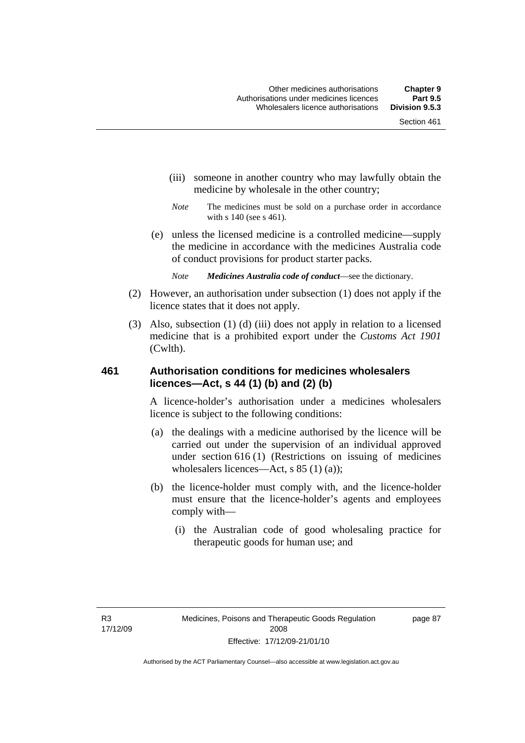(iii) someone in another country who may lawfully obtain the medicine by wholesale in the other country;

*Note* The medicines must be sold on a purchase order in accordance with s 140 (see s 461).

(e) unless the licensed medicine is a controlled medicine—supply the medicine in accordance with the medicines Australia code of conduct provisions for product starter packs.

*Note* ***Medicines Australia code of conduct***—see the dictionary.

(2) However, an authorisation under subsection (1) does not apply if the licence states that it does not apply.

(3) Also, subsection (1) (d) (iii) does not apply in relation to a licensed medicine that is a prohibited export under the *Customs Act 1901* (Cwlth).

### 461 Authorisation conditions for medicines wholesalers licences—Act, s 44 (1) (b) and (2) (b)

A licence-holder's authorisation under a medicines wholesalers licence is subject to the following conditions:

(a) the dealings with a medicine authorised by the licence will be carried out under the supervision of an individual approved under section 616 (1) (Restrictions on issuing of medicines wholesalers licences—Act, s 85 (1) (a));

(b) the licence-holder must comply with, and the licence-holder must ensure that the licence-holder's agents and employees comply with—

(i) the Australian code of good wholesaling practice for therapeutic goods for human use; and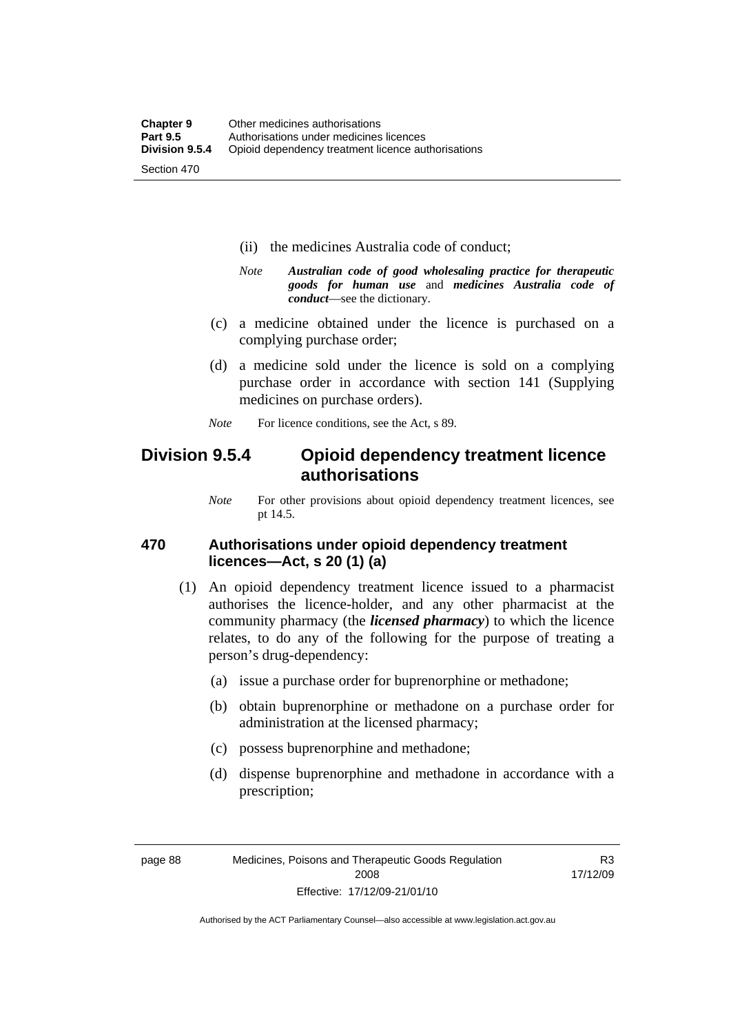(ii) the medicines Australia code of conduct;

*Note* ***Australian code of good wholesaling practice for therapeutic goods for human use*** and ***medicines Australia code of conduct***—see the dictionary.

(c) a medicine obtained under the licence is purchased on a complying purchase order;

(d) a medicine sold under the licence is sold on a complying purchase order in accordance with section 141 (Supplying medicines on purchase orders).

*Note* For licence conditions, see the Act, s 89.

## Division 9.5.4 Opioid dependency treatment licence authorisations

*Note* For other provisions about opioid dependency treatment licences, see pt 14.5.

### 470 Authorisations under opioid dependency treatment licences—Act, s 20 (1) (a)

(1) An opioid dependency treatment licence issued to a pharmacist authorises the licence-holder, and any other pharmacist at the community pharmacy (the ***licensed pharmacy***) to which the licence relates, to do any of the following for the purpose of treating a person's drug-dependency:

(a) issue a purchase order for buprenorphine or methadone;

(b) obtain buprenorphine or methadone on a purchase order for administration at the licensed pharmacy;

(c) possess buprenorphine and methadone;

(d) dispense buprenorphine and methadone in accordance with a prescription;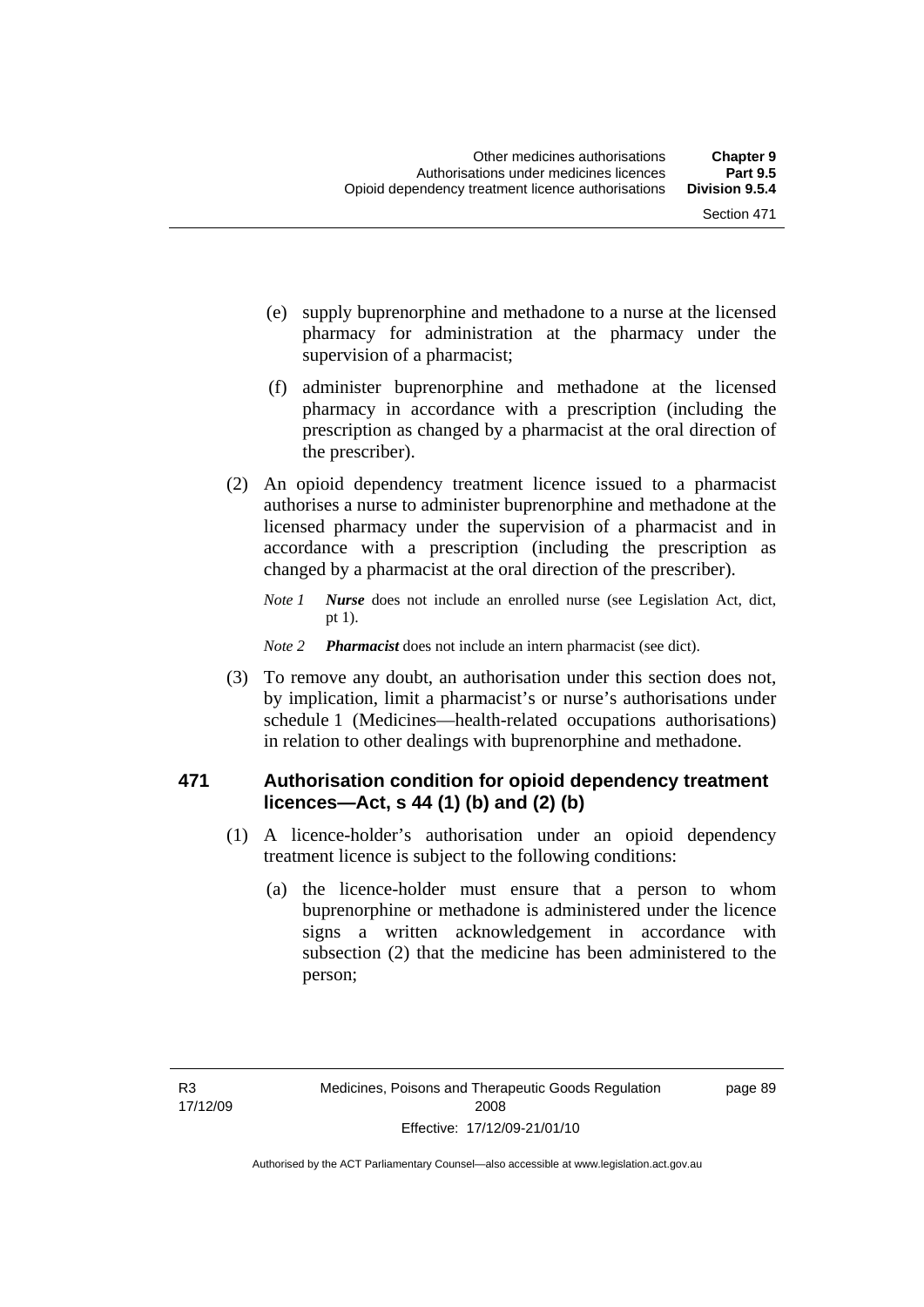(e) supply buprenorphine and methadone to a nurse at the licensed pharmacy for administration at the pharmacy under the supervision of a pharmacist;

(f) administer buprenorphine and methadone at the licensed pharmacy in accordance with a prescription (including the prescription as changed by a pharmacist at the oral direction of the prescriber).

(2) An opioid dependency treatment licence issued to a pharmacist authorises a nurse to administer buprenorphine and methadone at the licensed pharmacy under the supervision of a pharmacist and in accordance with a prescription (including the prescription as changed by a pharmacist at the oral direction of the prescriber).

*Note 1* ***Nurse*** does not include an enrolled nurse (see Legislation Act, dict, pt 1).

*Note 2* ***Pharmacist*** does not include an intern pharmacist (see dict).

(3) To remove any doubt, an authorisation under this section does not, by implication, limit a pharmacist's or nurse's authorisations under schedule 1 (Medicines—health-related occupations authorisations) in relation to other dealings with buprenorphine and methadone.

### 471 Authorisation condition for opioid dependency treatment licences—Act, s 44 (1) (b) and (2) (b)

(1) A licence-holder's authorisation under an opioid dependency treatment licence is subject to the following conditions:

(a) the licence-holder must ensure that a person to whom buprenorphine or methadone is administered under the licence signs a written acknowledgement in accordance with subsection (2) that the medicine has been administered to the person;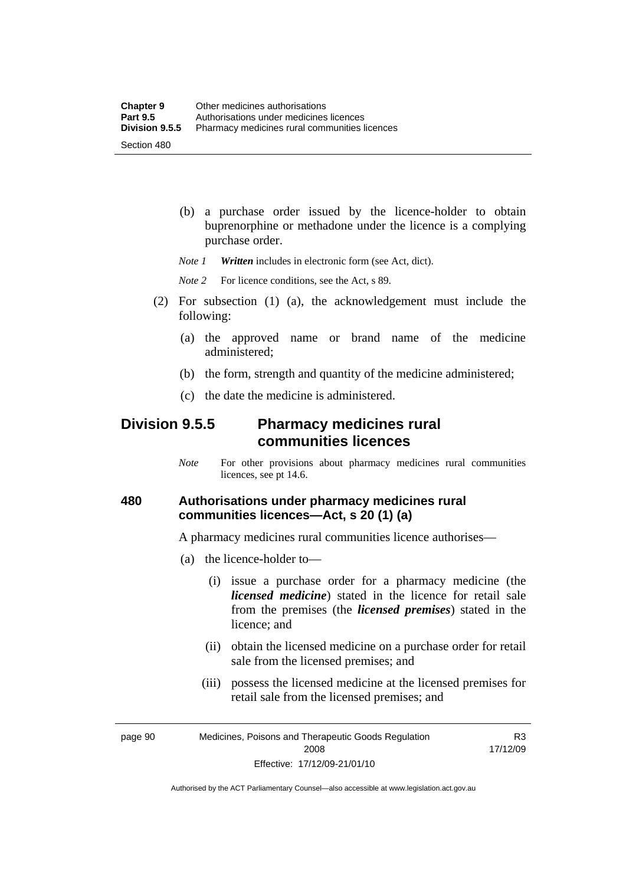(b) a purchase order issued by the licence-holder to obtain buprenorphine or methadone under the licence is a complying purchase order.

*Note 1* ***Written*** includes in electronic form (see Act, dict).

*Note 2* For licence conditions, see the Act, s 89.

(2) For subsection (1) (a), the acknowledgement must include the following:

(a) the approved name or brand name of the medicine administered;

(b) the form, strength and quantity of the medicine administered;

(c) the date the medicine is administered.

## Division 9.5.5 Pharmacy medicines rural communities licences

*Note* For other provisions about pharmacy medicines rural communities licences, see pt 14.6.

### 480 Authorisations under pharmacy medicines rural communities licences—Act, s 20 (1) (a)

A pharmacy medicines rural communities licence authorises—

(a) the licence-holder to—

(i) issue a purchase order for a pharmacy medicine (the ***licensed medicine***) stated in the licence for retail sale from the premises (the ***licensed premises***) stated in the licence; and

(ii) obtain the licensed medicine on a purchase order for retail sale from the licensed premises; and

(iii) possess the licensed medicine at the licensed premises for retail sale from the licensed premises; and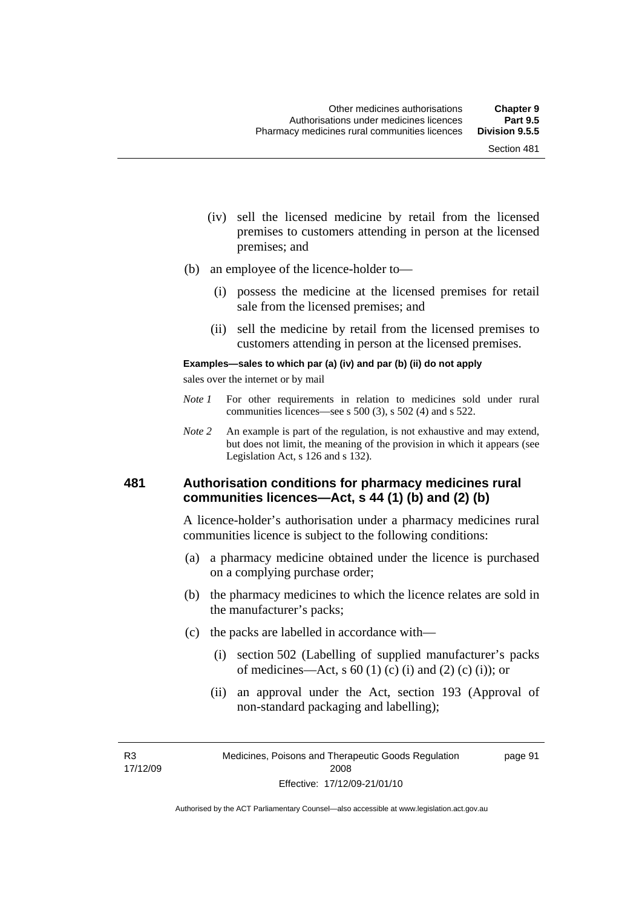(iv) sell the licensed medicine by retail from the licensed premises to customers attending in person at the licensed premises; and

(b) an employee of the licence-holder to—

(i) possess the medicine at the licensed premises for retail sale from the licensed premises; and

(ii) sell the medicine by retail from the licensed premises to customers attending in person at the licensed premises.

**Examples—sales to which par (a) (iv) and par (b) (ii) do not apply**

sales over the internet or by mail

*Note 1* For other requirements in relation to medicines sold under rural communities licences—see s 500 (3), s 502 (4) and s 522.

*Note 2* An example is part of the regulation, is not exhaustive and may extend, but does not limit, the meaning of the provision in which it appears (see Legislation Act, s 126 and s 132).

## 481 Authorisation conditions for pharmacy medicines rural communities licences—Act, s 44 (1) (b) and (2) (b)

A licence-holder's authorisation under a pharmacy medicines rural communities licence is subject to the following conditions:

(a) a pharmacy medicine obtained under the licence is purchased on a complying purchase order;

(b) the pharmacy medicines to which the licence relates are sold in the manufacturer's packs;

(c) the packs are labelled in accordance with—

(i) section 502 (Labelling of supplied manufacturer's packs of medicines—Act, s 60 (1) (c) (i) and (2) (c) (i)); or

(ii) an approval under the Act, section 193 (Approval of non-standard packaging and labelling);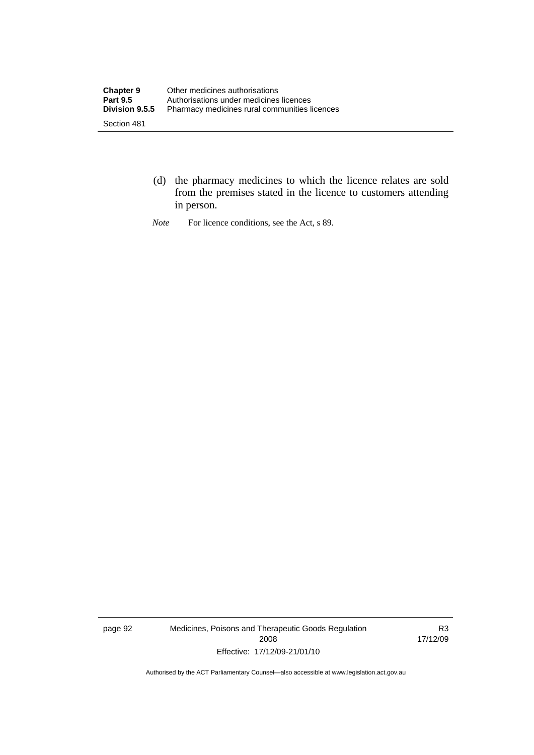(d) the pharmacy medicines to which the licence relates are sold from the premises stated in the licence to customers attending in person.

*Note* For licence conditions, see the Act, s 89.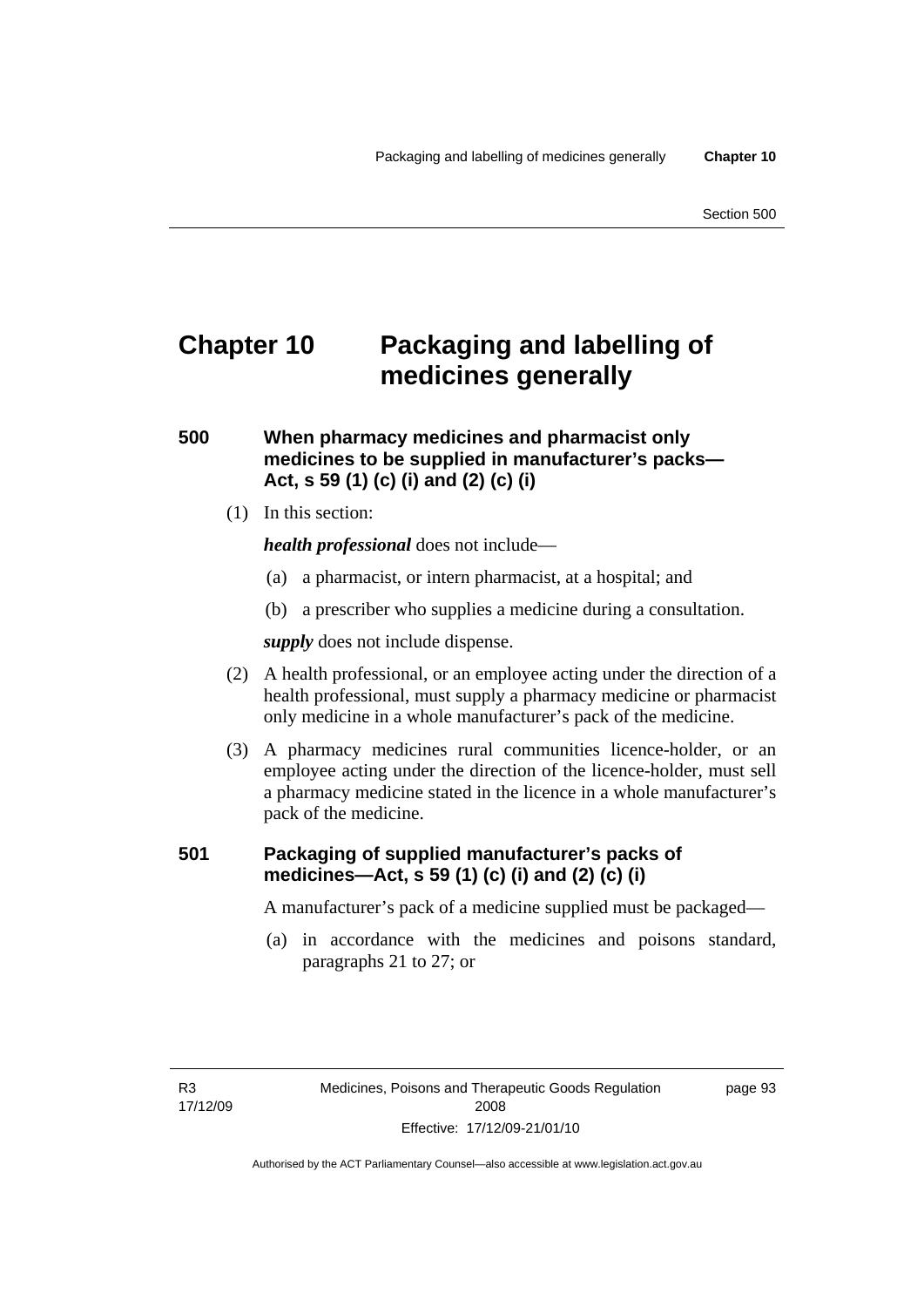# Chapter 10 Packaging and labelling of medicines generally

### 500 When pharmacy medicines and pharmacist only medicines to be supplied in manufacturer's packs—Act, s 59 (1) (c) (i) and (2) (c) (i)

(1) In this section:

***health professional*** does not include—

(a) a pharmacist, or intern pharmacist, at a hospital; and

(b) a prescriber who supplies a medicine during a consultation.

***supply*** does not include dispense.

(2) A health professional, or an employee acting under the direction of a health professional, must supply a pharmacy medicine or pharmacist only medicine in a whole manufacturer's pack of the medicine.

(3) A pharmacy medicines rural communities licence-holder, or an employee acting under the direction of the licence-holder, must sell a pharmacy medicine stated in the licence in a whole manufacturer's pack of the medicine.

### 501 Packaging of supplied manufacturer's packs of medicines—Act, s 59 (1) (c) (i) and (2) (c) (i)

A manufacturer's pack of a medicine supplied must be packaged—

(a) in accordance with the medicines and poisons standard, paragraphs 21 to 27; or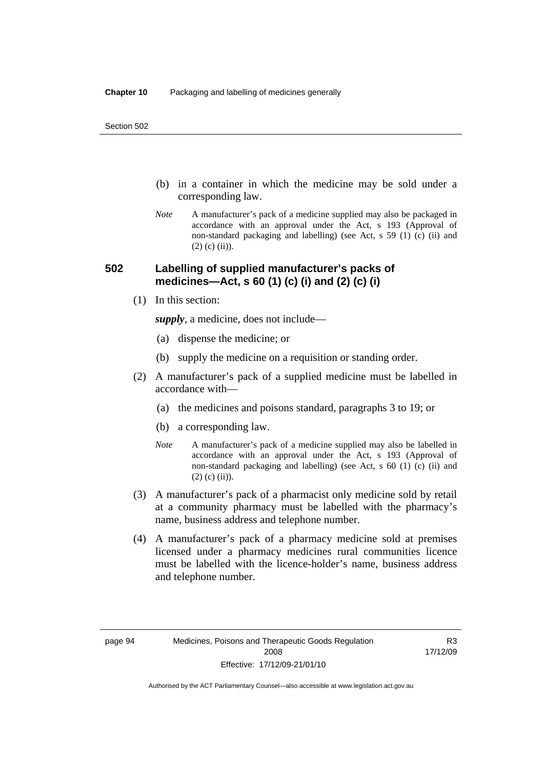(b) in a container in which the medicine may be sold under a corresponding law.

*Note* A manufacturer's pack of a medicine supplied may also be packaged in accordance with an approval under the Act, s 193 (Approval of non-standard packaging and labelling) (see Act, s 59 (1) (c) (ii) and (2) (c) (ii)).

## 502 Labelling of supplied manufacturer's packs of medicines—Act, s 60 (1) (c) (i) and (2) (c) (i)

(1) In this section:

***supply***, a medicine, does not include—

(a) dispense the medicine; or

(b) supply the medicine on a requisition or standing order.

(2) A manufacturer's pack of a supplied medicine must be labelled in accordance with—

(a) the medicines and poisons standard, paragraphs 3 to 19; or

(b) a corresponding law.

*Note* A manufacturer's pack of a medicine supplied may also be labelled in accordance with an approval under the Act, s 193 (Approval of non-standard packaging and labelling) (see Act, s 60 (1) (c) (ii) and (2) (c) (ii)).

(3) A manufacturer's pack of a pharmacist only medicine sold by retail at a community pharmacy must be labelled with the pharmacy's name, business address and telephone number.

(4) A manufacturer's pack of a pharmacy medicine sold at premises licensed under a pharmacy medicines rural communities licence must be labelled with the licence-holder's name, business address and telephone number.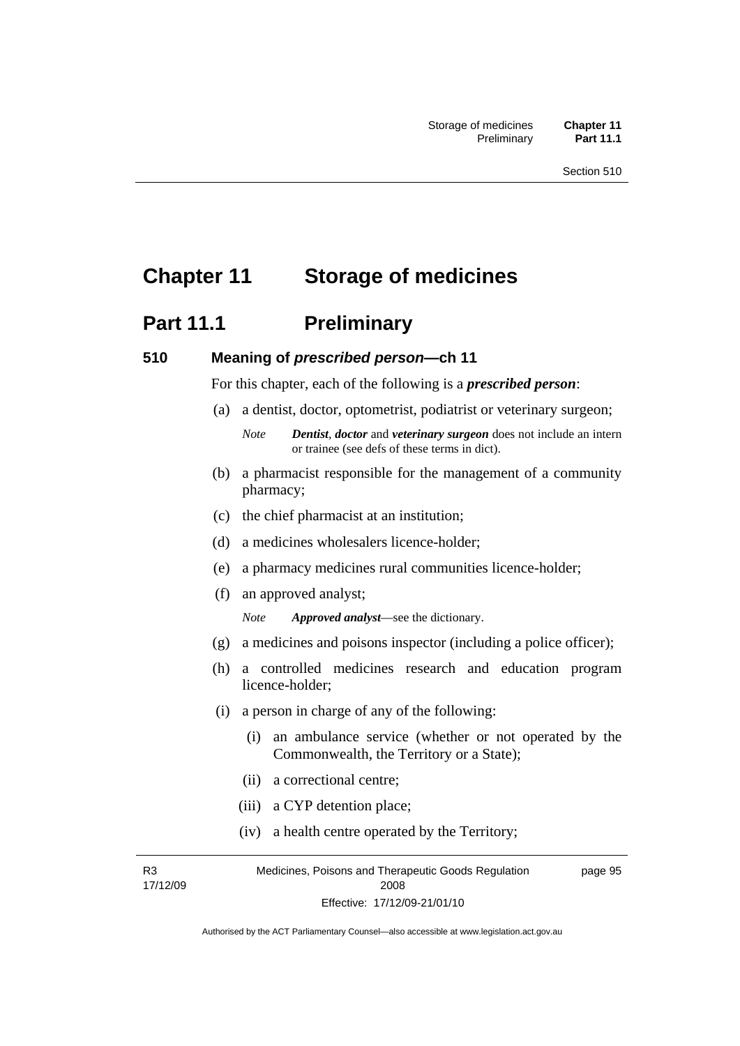# Chapter 11 Storage of medicines

## Part 11.1 Preliminary

### 510 Meaning of *prescribed person*—ch 11

For this chapter, each of the following is a ***prescribed person***:

(a) a dentist, doctor, optometrist, podiatrist or veterinary surgeon;

*Note* ***Dentist***, ***doctor*** and ***veterinary surgeon*** does not include an intern or trainee (see defs of these terms in dict).

(b) a pharmacist responsible for the management of a community pharmacy;

(c) the chief pharmacist at an institution;

(d) a medicines wholesalers licence-holder;

(e) a pharmacy medicines rural communities licence-holder;

(f) an approved analyst;

*Note* ***Approved analyst***—see the dictionary.

(g) a medicines and poisons inspector (including a police officer);

(h) a controlled medicines research and education program licence-holder;

(i) a person in charge of any of the following:

(i) an ambulance service (whether or not operated by the Commonwealth, the Territory or a State);

(ii) a correctional centre;

(iii) a CYP detention place;

(iv) a health centre operated by the Territory;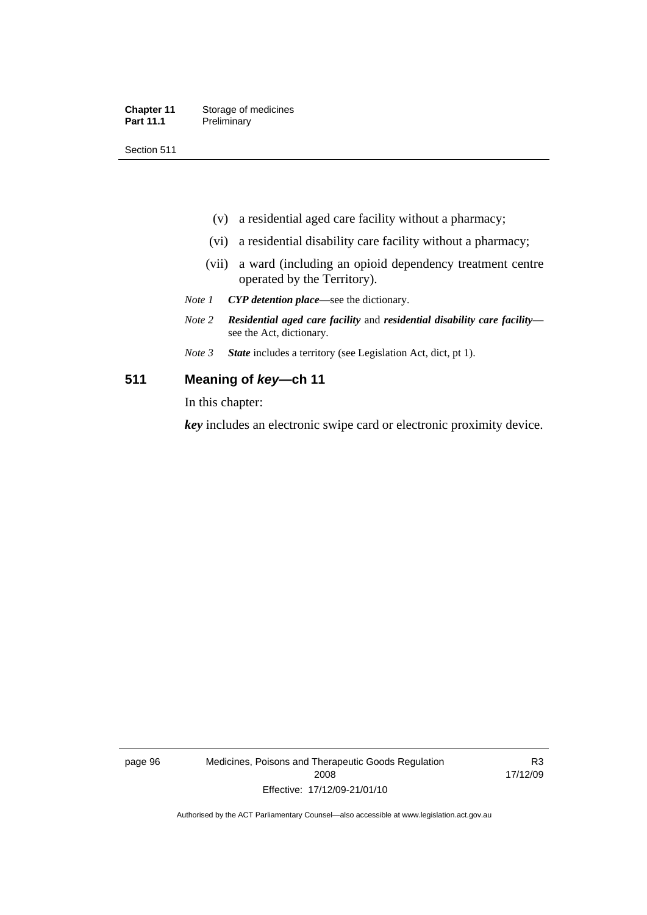(v) a residential aged care facility without a pharmacy;

(vi) a residential disability care facility without a pharmacy;

(vii) a ward (including an opioid dependency treatment centre operated by the Territory).

*Note 1* ***CYP detention place***—see the dictionary.

*Note 2* ***Residential aged care facility*** and ***residential disability care facility***—see the Act, dictionary.

*Note 3* ***State*** includes a territory (see Legislation Act, dict, pt 1).

## 511 Meaning of *key*—ch 11

In this chapter:

***key*** includes an electronic swipe card or electronic proximity device.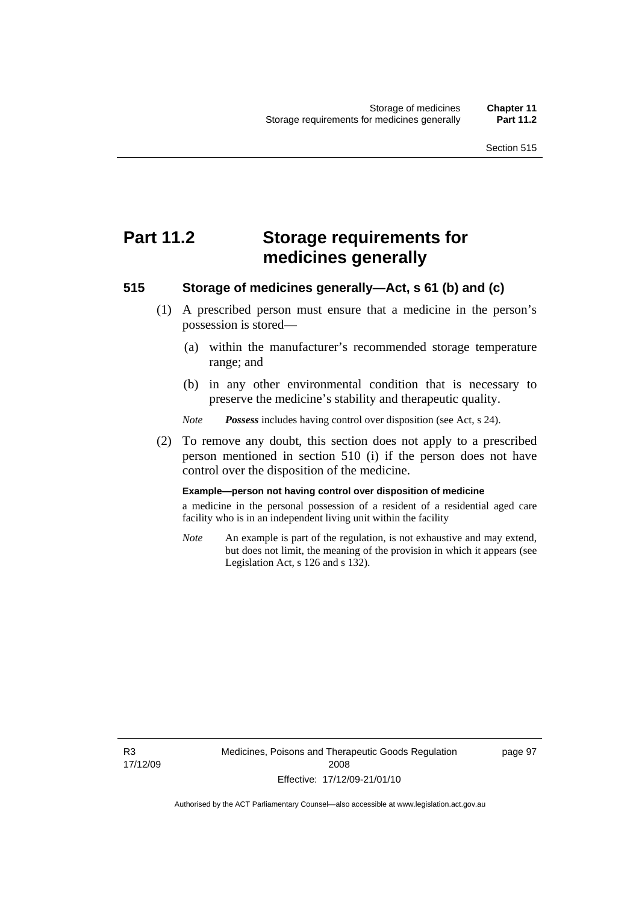# Part 11.2 Storage requirements for medicines generally

## 515 Storage of medicines generally—Act, s 61 (b) and (c)

(1) A prescribed person must ensure that a medicine in the person's possession is stored—

(a) within the manufacturer's recommended storage temperature range; and

(b) in any other environmental condition that is necessary to preserve the medicine's stability and therapeutic quality.

*Note* ***Possess*** includes having control over disposition (see Act, s 24).

(2) To remove any doubt, this section does not apply to a prescribed person mentioned in section 510 (i) if the person does not have control over the disposition of the medicine.

**Example—person not having control over disposition of medicine**

a medicine in the personal possession of a resident of a residential aged care facility who is in an independent living unit within the facility

*Note* An example is part of the regulation, is not exhaustive and may extend, but does not limit, the meaning of the provision in which it appears (see Legislation Act, s 126 and s 132).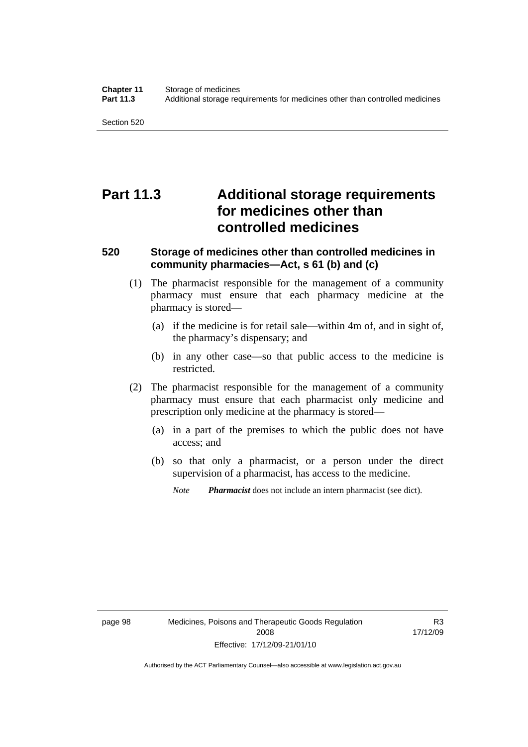# Part 11.3 Additional storage requirements for medicines other than controlled medicines

## 520 Storage of medicines other than controlled medicines in community pharmacies—Act, s 61 (b) and (c)

(1) The pharmacist responsible for the management of a community pharmacy must ensure that each pharmacy medicine at the pharmacy is stored—

(a) if the medicine is for retail sale—within 4m of, and in sight of, the pharmacy's dispensary; and

(b) in any other case—so that public access to the medicine is restricted.

(2) The pharmacist responsible for the management of a community pharmacy must ensure that each pharmacist only medicine and prescription only medicine at the pharmacy is stored—

(a) in a part of the premises to which the public does not have access; and

(b) so that only a pharmacist, or a person under the direct supervision of a pharmacist, has access to the medicine.

*Note* ***Pharmacist*** does not include an intern pharmacist (see dict).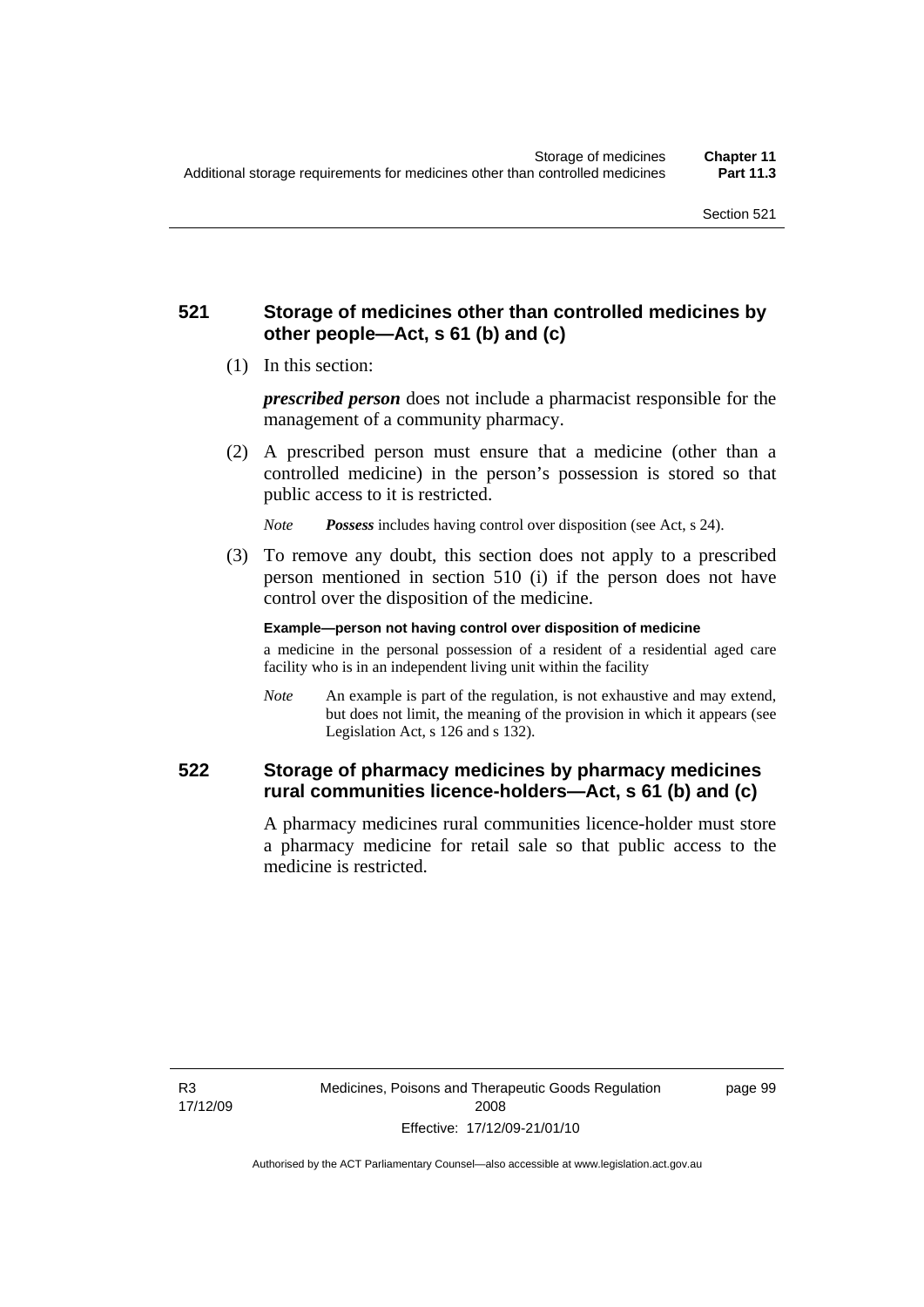### 521 Storage of medicines other than controlled medicines by other people—Act, s 61 (b) and (c)

(1) In this section:

***prescribed person*** does not include a pharmacist responsible for the management of a community pharmacy.

(2) A prescribed person must ensure that a medicine (other than a controlled medicine) in the person's possession is stored so that public access to it is restricted.

*Note* ***Possess*** includes having control over disposition (see Act, s 24).

(3) To remove any doubt, this section does not apply to a prescribed person mentioned in section 510 (i) if the person does not have control over the disposition of the medicine.

**Example—person not having control over disposition of medicine**

a medicine in the personal possession of a resident of a residential aged care facility who is in an independent living unit within the facility

*Note* An example is part of the regulation, is not exhaustive and may extend, but does not limit, the meaning of the provision in which it appears (see Legislation Act, s 126 and s 132).

### 522 Storage of pharmacy medicines by pharmacy medicines rural communities licence-holders—Act, s 61 (b) and (c)

A pharmacy medicines rural communities licence-holder must store a pharmacy medicine for retail sale so that public access to the medicine is restricted.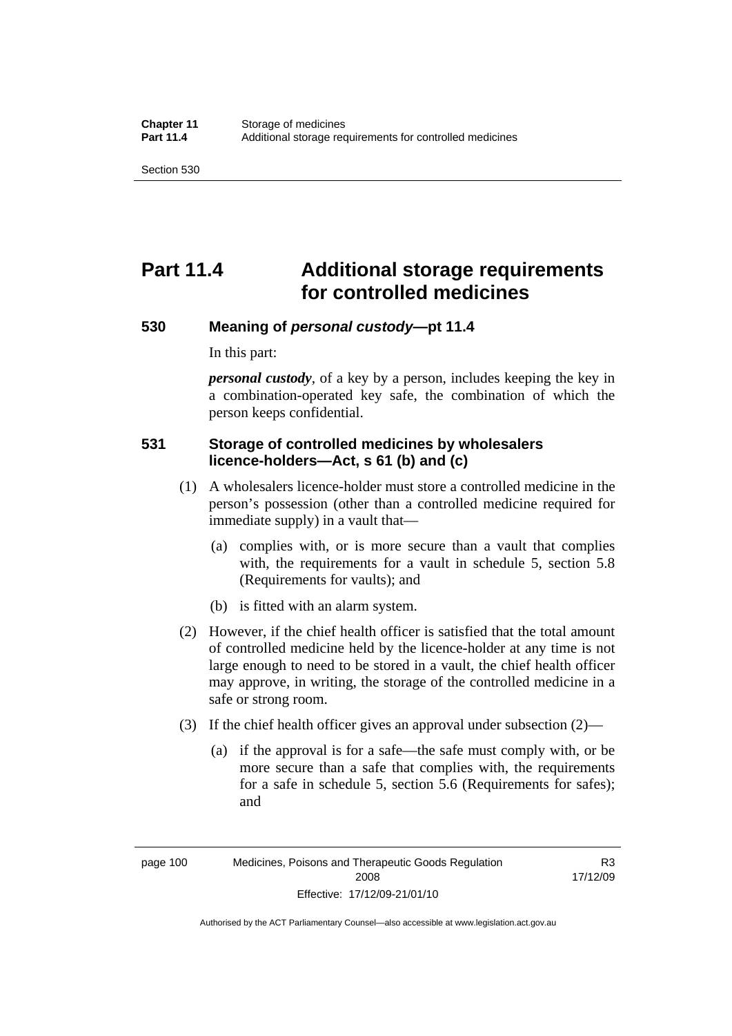# Part 11.4 Additional storage requirements for controlled medicines

## 530 Meaning of *personal custody*—pt 11.4

In this part:

***personal custody***, of a key by a person, includes keeping the key in a combination-operated key safe, the combination of which the person keeps confidential.

## 531 Storage of controlled medicines by wholesalers licence-holders—Act, s 61 (b) and (c)

(1) A wholesalers licence-holder must store a controlled medicine in the person's possession (other than a controlled medicine required for immediate supply) in a vault that—

(a) complies with, or is more secure than a vault that complies with, the requirements for a vault in schedule 5, section 5.8 (Requirements for vaults); and

(b) is fitted with an alarm system.

(2) However, if the chief health officer is satisfied that the total amount of controlled medicine held by the licence-holder at any time is not large enough to need to be stored in a vault, the chief health officer may approve, in writing, the storage of the controlled medicine in a safe or strong room.

(3) If the chief health officer gives an approval under subsection (2)—

(a) if the approval is for a safe—the safe must comply with, or be more secure than a safe that complies with, the requirements for a safe in schedule 5, section 5.6 (Requirements for safes); and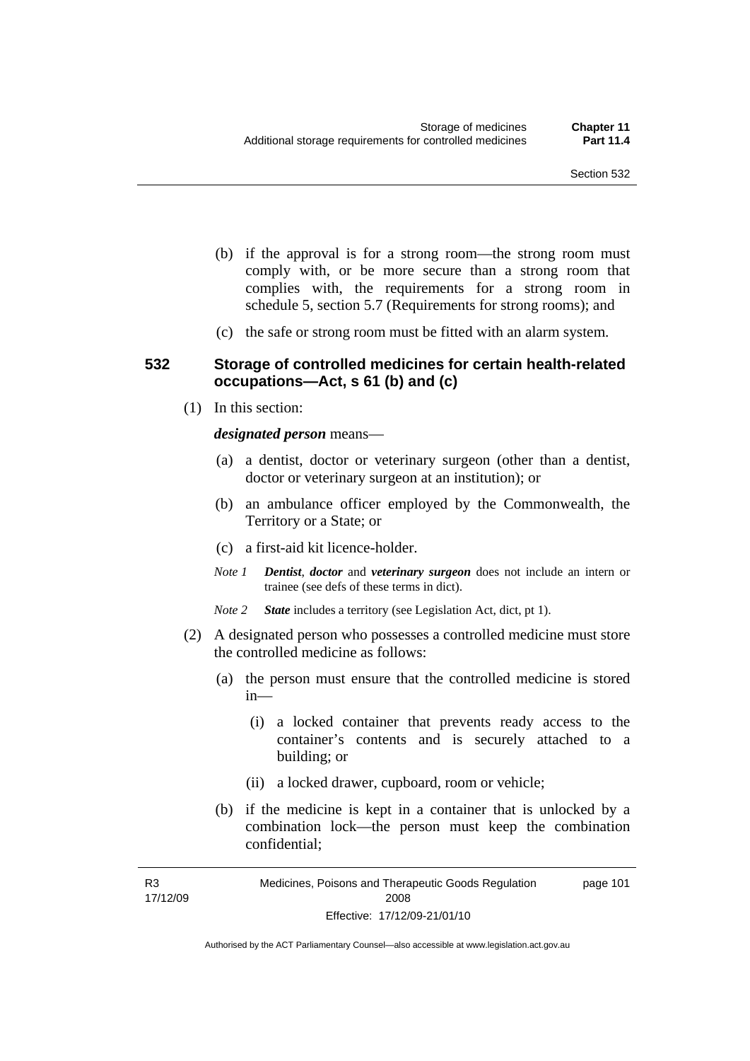(b) if the approval is for a strong room—the strong room must comply with, or be more secure than a strong room that complies with, the requirements for a strong room in schedule 5, section 5.7 (Requirements for strong rooms); and

(c) the safe or strong room must be fitted with an alarm system.

### 532 Storage of controlled medicines for certain health-related occupations—Act, s 61 (b) and (c)

(1) In this section:

***designated person*** means—

(a) a dentist, doctor or veterinary surgeon (other than a dentist, doctor or veterinary surgeon at an institution); or

(b) an ambulance officer employed by the Commonwealth, the Territory or a State; or

(c) a first-aid kit licence-holder.

*Note 1* ***Dentist***, ***doctor*** and ***veterinary surgeon*** does not include an intern or trainee (see defs of these terms in dict).

*Note 2* ***State*** includes a territory (see Legislation Act, dict, pt 1).

(2) A designated person who possesses a controlled medicine must store the controlled medicine as follows:

(a) the person must ensure that the controlled medicine is stored in—

(i) a locked container that prevents ready access to the container's contents and is securely attached to a building; or

(ii) a locked drawer, cupboard, room or vehicle;

(b) if the medicine is kept in a container that is unlocked by a combination lock—the person must keep the combination confidential;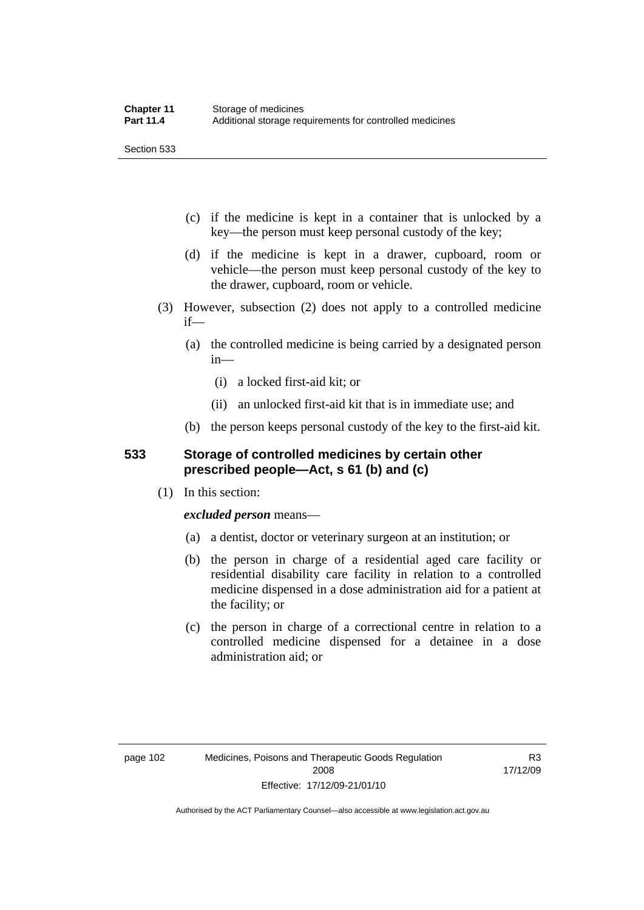(c) if the medicine is kept in a container that is unlocked by a key—the person must keep personal custody of the key;

(d) if the medicine is kept in a drawer, cupboard, room or vehicle—the person must keep personal custody of the key to the drawer, cupboard, room or vehicle.

(3) However, subsection (2) does not apply to a controlled medicine if—

(a) the controlled medicine is being carried by a designated person in—

(i) a locked first-aid kit; or

(ii) an unlocked first-aid kit that is in immediate use; and

(b) the person keeps personal custody of the key to the first-aid kit.

## 533 Storage of controlled medicines by certain other prescribed people—Act, s 61 (b) and (c)

(1) In this section:

***excluded person*** means—

(a) a dentist, doctor or veterinary surgeon at an institution; or

(b) the person in charge of a residential aged care facility or residential disability care facility in relation to a controlled medicine dispensed in a dose administration aid for a patient at the facility; or

(c) the person in charge of a correctional centre in relation to a controlled medicine dispensed for a detainee in a dose administration aid; or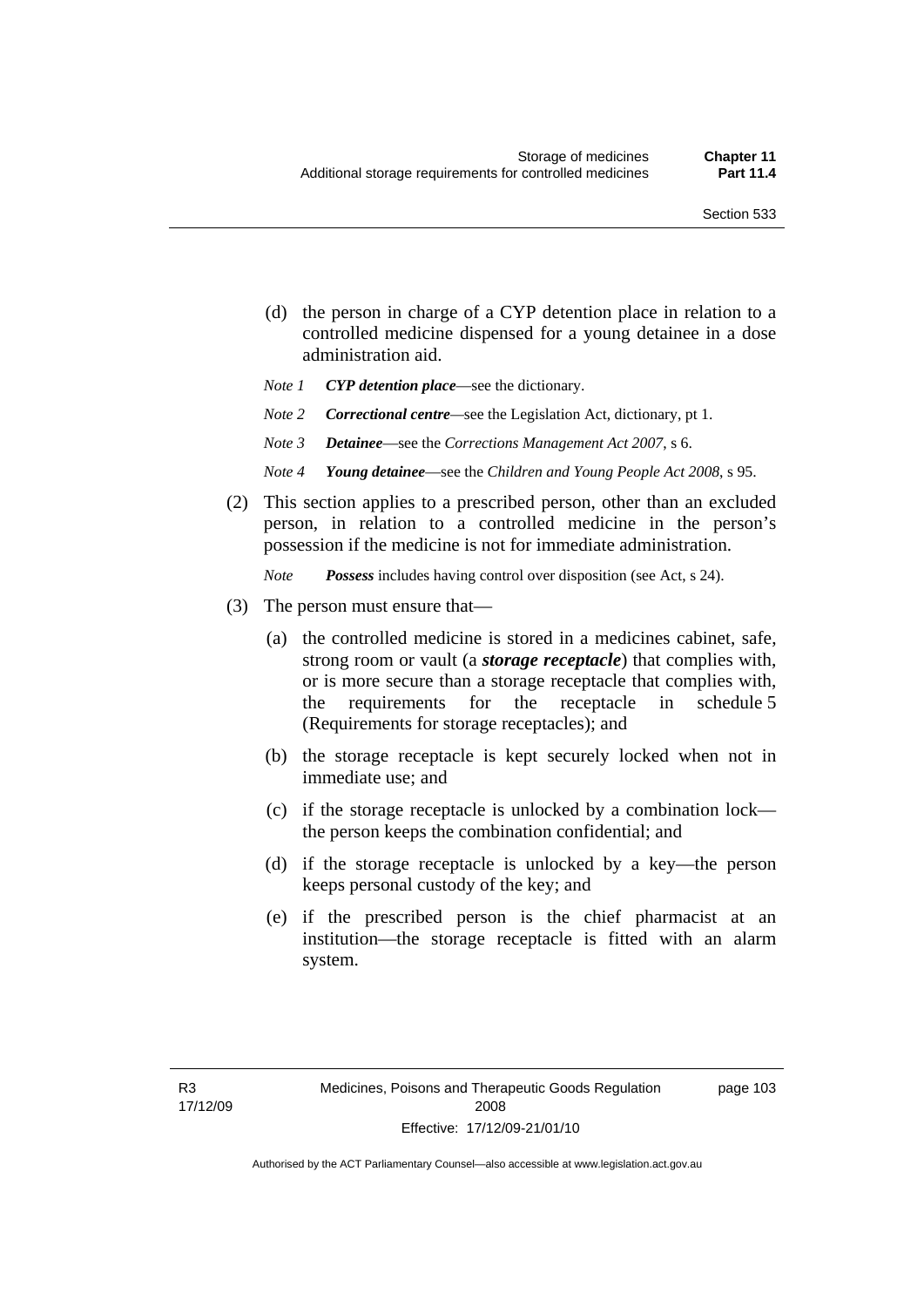(d) the person in charge of a CYP detention place in relation to a controlled medicine dispensed for a young detainee in a dose administration aid.

*Note 1* ***CYP detention place***—see the dictionary.

*Note 2* ***Correctional centre***—see the Legislation Act, dictionary, pt 1.

*Note 3* ***Detainee***—see the *Corrections Management Act 2007*, s 6.

*Note 4* ***Young detainee***—see the *Children and Young People Act 2008*, s 95.

(2) This section applies to a prescribed person, other than an excluded person, in relation to a controlled medicine in the person's possession if the medicine is not for immediate administration.

*Note* ***Possess*** includes having control over disposition (see Act, s 24).

(3) The person must ensure that—

(a) the controlled medicine is stored in a medicines cabinet, safe, strong room or vault (a ***storage receptacle***) that complies with, or is more secure than a storage receptacle that complies with, the requirements for the receptacle in schedule 5 (Requirements for storage receptacles); and

(b) the storage receptacle is kept securely locked when not in immediate use; and

(c) if the storage receptacle is unlocked by a combination lock—the person keeps the combination confidential; and

(d) if the storage receptacle is unlocked by a key—the person keeps personal custody of the key; and

(e) if the prescribed person is the chief pharmacist at an institution—the storage receptacle is fitted with an alarm system.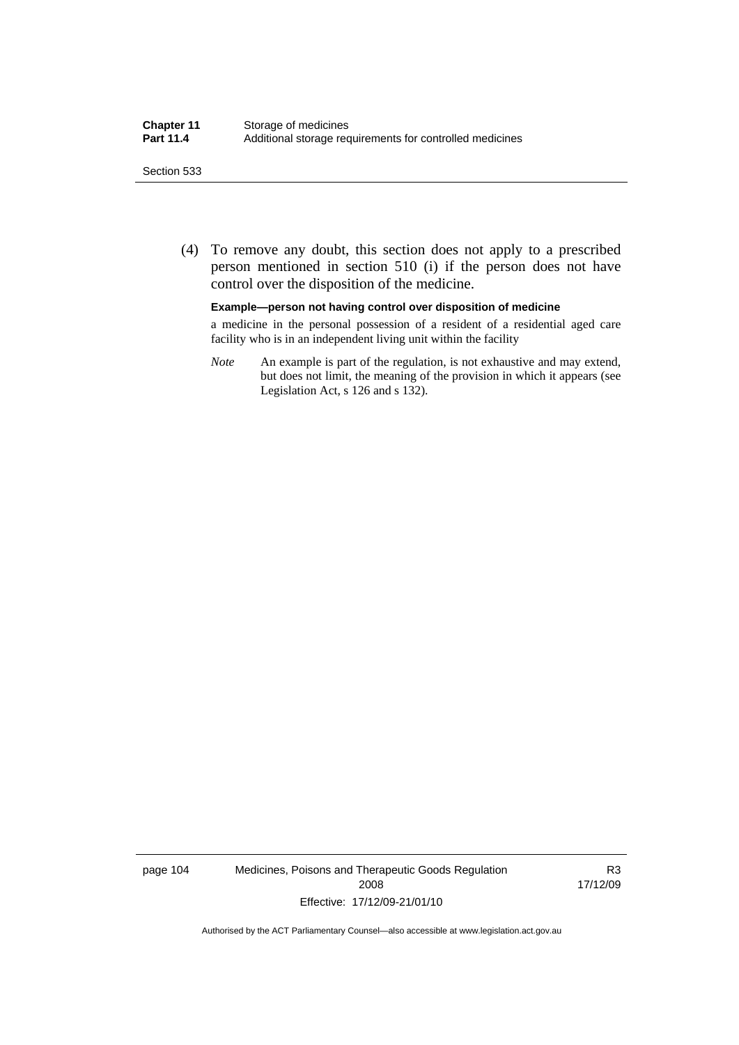(4) To remove any doubt, this section does not apply to a prescribed person mentioned in section 510 (i) if the person does not have control over the disposition of the medicine.

**Example—person not having control over disposition of medicine**

a medicine in the personal possession of a resident of a residential aged care facility who is in an independent living unit within the facility

*Note* An example is part of the regulation, is not exhaustive and may extend, but does not limit, the meaning of the provision in which it appears (see Legislation Act, s 126 and s 132).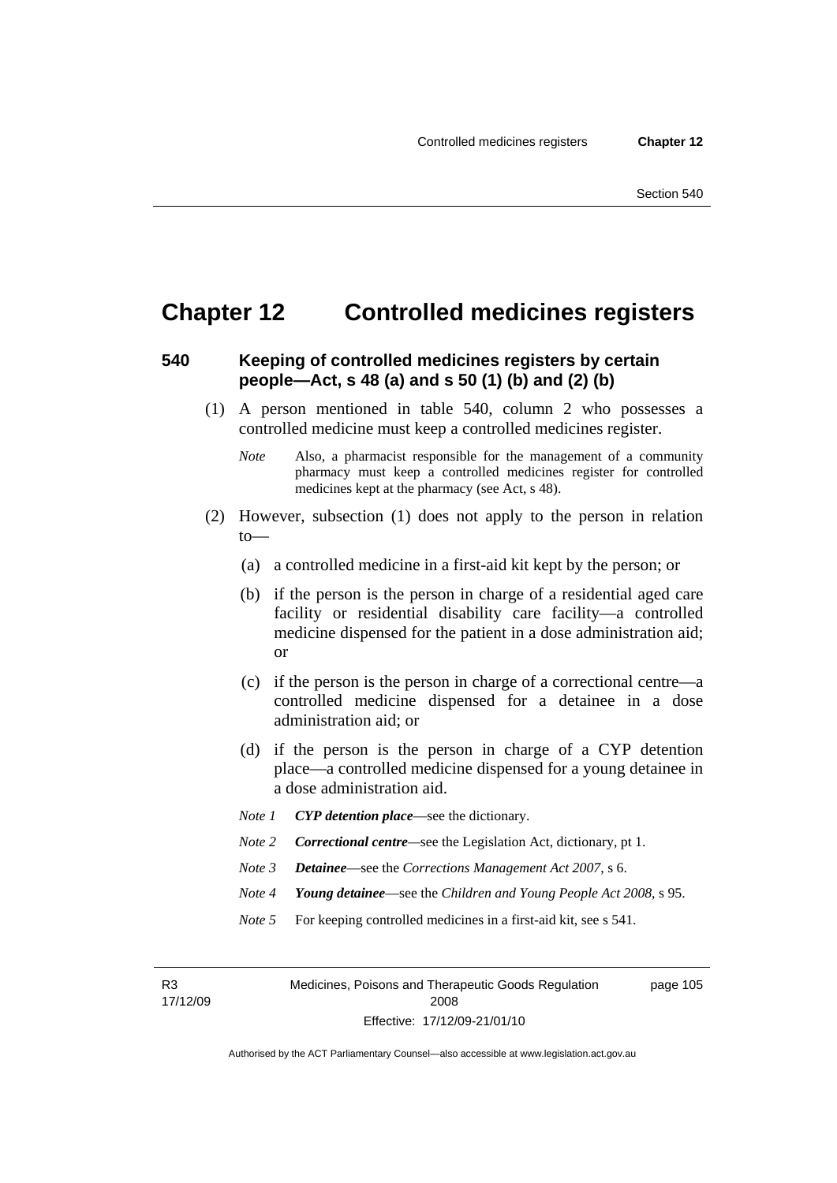# Chapter 12 Controlled medicines registers

## 540 Keeping of controlled medicines registers by certain people—Act, s 48 (a) and s 50 (1) (b) and (2) (b)

(1) A person mentioned in table 540, column 2 who possesses a controlled medicine must keep a controlled medicines register.

*Note* Also, a pharmacist responsible for the management of a community pharmacy must keep a controlled medicines register for controlled medicines kept at the pharmacy (see Act, s 48).

(2) However, subsection (1) does not apply to the person in relation to—

(a) a controlled medicine in a first-aid kit kept by the person; or

(b) if the person is the person in charge of a residential aged care facility or residential disability care facility—a controlled medicine dispensed for the patient in a dose administration aid; or

(c) if the person is the person in charge of a correctional centre—a controlled medicine dispensed for a detainee in a dose administration aid; or

(d) if the person is the person in charge of a CYP detention place—a controlled medicine dispensed for a young detainee in a dose administration aid.

*Note 1* ***CYP detention place***—see the dictionary.

*Note 2* ***Correctional centre***—see the Legislation Act, dictionary, pt 1.

*Note 3* ***Detainee***—see the *Corrections Management Act 2007*, s 6.

*Note 4* ***Young detainee***—see the *Children and Young People Act 2008*, s 95.

*Note 5* For keeping controlled medicines in a first-aid kit, see s 541.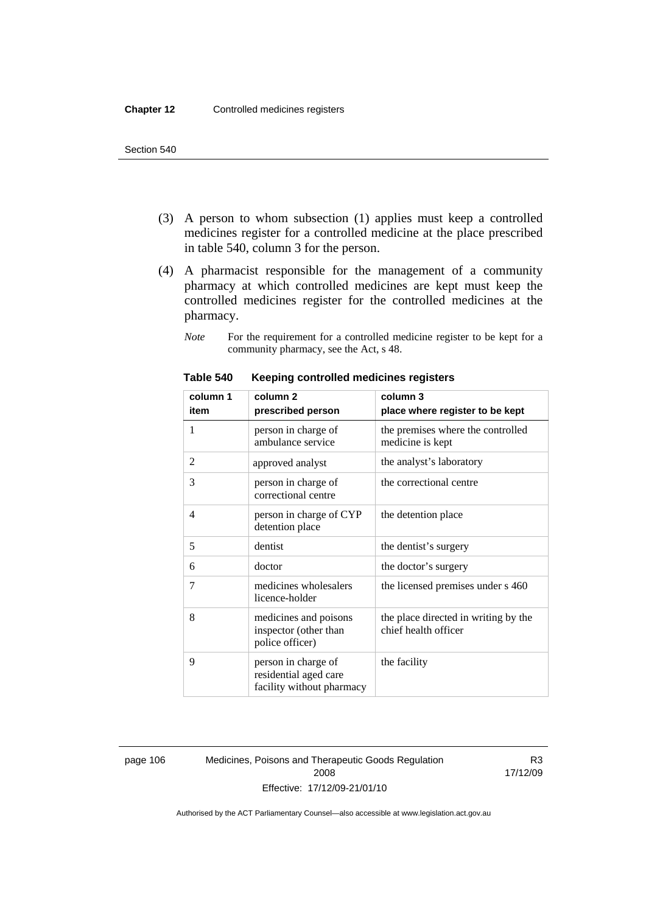(3) A person to whom subsection (1) applies must keep a controlled medicines register for a controlled medicine at the place prescribed in table 540, column 3 for the person.

(4) A pharmacist responsible for the management of a community pharmacy at which controlled medicines are kept must keep the controlled medicines register for the controlled medicines at the pharmacy.

*Note* For the requirement for a controlled medicine register to be kept for a community pharmacy, see the Act, s 48.

**Table 540 Keeping controlled medicines registers**

| column 1<br>item | column 2<br>prescribed person | column 3<br>place where register to be kept |
|---|---|---|
| 1 | person in charge of ambulance service | the premises where the controlled medicine is kept |
| 2 | approved analyst | the analyst's laboratory |
| 3 | person in charge of correctional centre | the correctional centre |
| 4 | person in charge of CYP detention place | the detention place |
| 5 | dentist | the dentist's surgery |
| 6 | doctor | the doctor's surgery |
| 7 | medicines wholesalers licence-holder | the licensed premises under s 460 |
| 8 | medicines and poisons inspector (other than police officer) | the place directed in writing by the chief health officer |
| 9 | person in charge of residential aged care facility without pharmacy | the facility |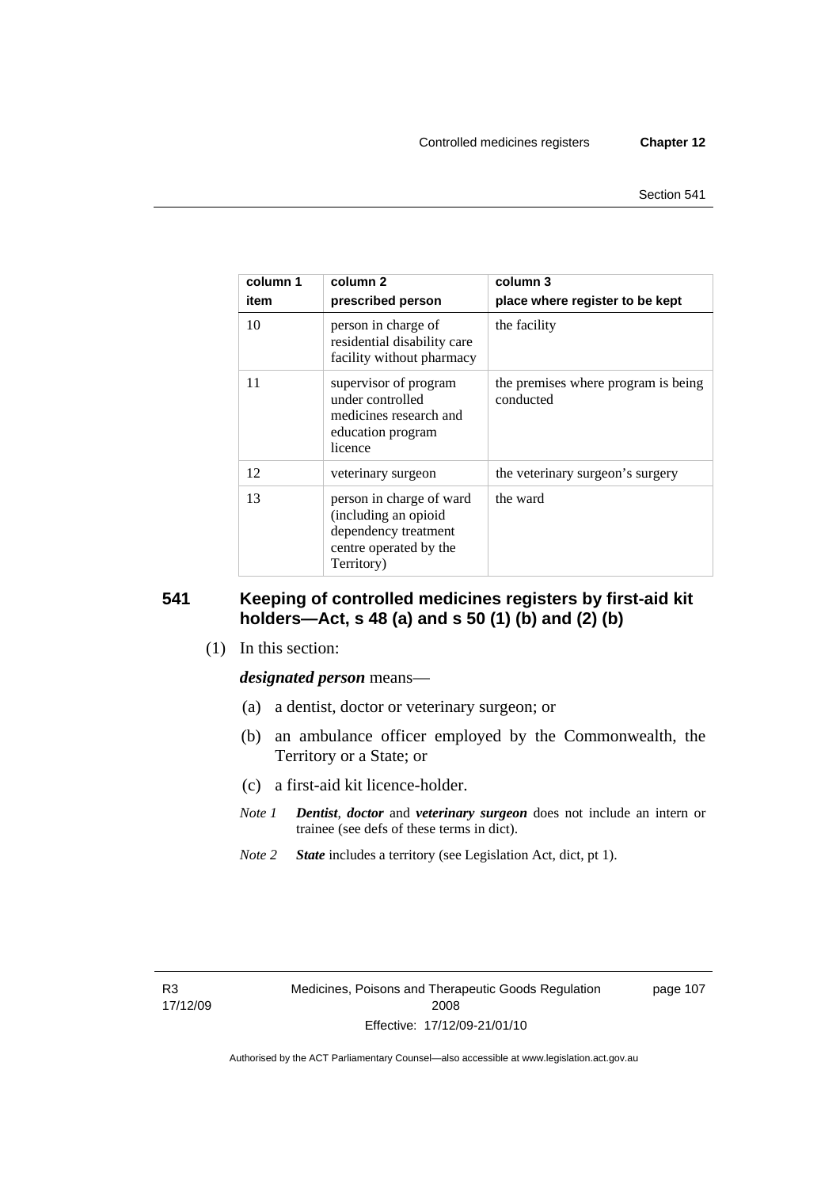| column 1 item | column 2 prescribed person | column 3 place where register to be kept |
|---|---|---|
| 10 | person in charge of residential disability care facility without pharmacy | the facility |
| 11 | supervisor of program under controlled medicines research and education program licence | the premises where program is being conducted |
| 12 | veterinary surgeon | the veterinary surgeon's surgery |
| 13 | person in charge of ward (including an opioid dependency treatment centre operated by the Territory) | the ward |

## 541 Keeping of controlled medicines registers by first-aid kit holders—Act, s 48 (a) and s 50 (1) (b) and (2) (b)

(1) In this section:

***designated person*** means—

(a) a dentist, doctor or veterinary surgeon; or

(b) an ambulance officer employed by the Commonwealth, the Territory or a State; or

(c) a first-aid kit licence-holder.

*Note 1* ***Dentist***, ***doctor*** and ***veterinary surgeon*** does not include an intern or trainee (see defs of these terms in dict).

*Note 2* ***State*** includes a territory (see Legislation Act, dict, pt 1).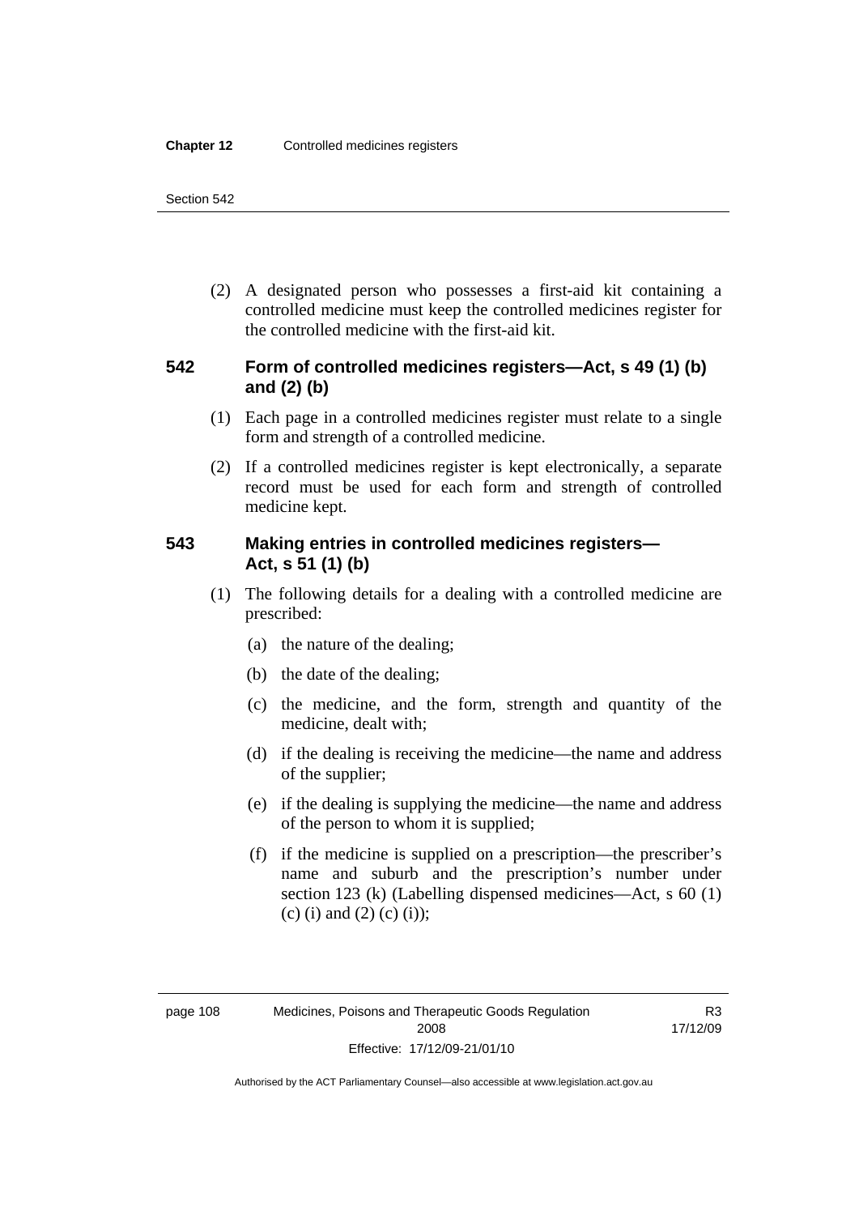(2) A designated person who possesses a first-aid kit containing a controlled medicine must keep the controlled medicines register for the controlled medicine with the first-aid kit.

### 542 Form of controlled medicines registers—Act, s 49 (1) (b) and (2) (b)

(1) Each page in a controlled medicines register must relate to a single form and strength of a controlled medicine.

(2) If a controlled medicines register is kept electronically, a separate record must be used for each form and strength of controlled medicine kept.

### 543 Making entries in controlled medicines registers—Act, s 51 (1) (b)

(1) The following details for a dealing with a controlled medicine are prescribed:

(a) the nature of the dealing;

(b) the date of the dealing;

(c) the medicine, and the form, strength and quantity of the medicine, dealt with;

(d) if the dealing is receiving the medicine—the name and address of the supplier;

(e) if the dealing is supplying the medicine—the name and address of the person to whom it is supplied;

(f) if the medicine is supplied on a prescription—the prescriber's name and suburb and the prescription's number under section 123 (k) (Labelling dispensed medicines—Act, s 60 (1) (c) (i) and (2) (c) (i));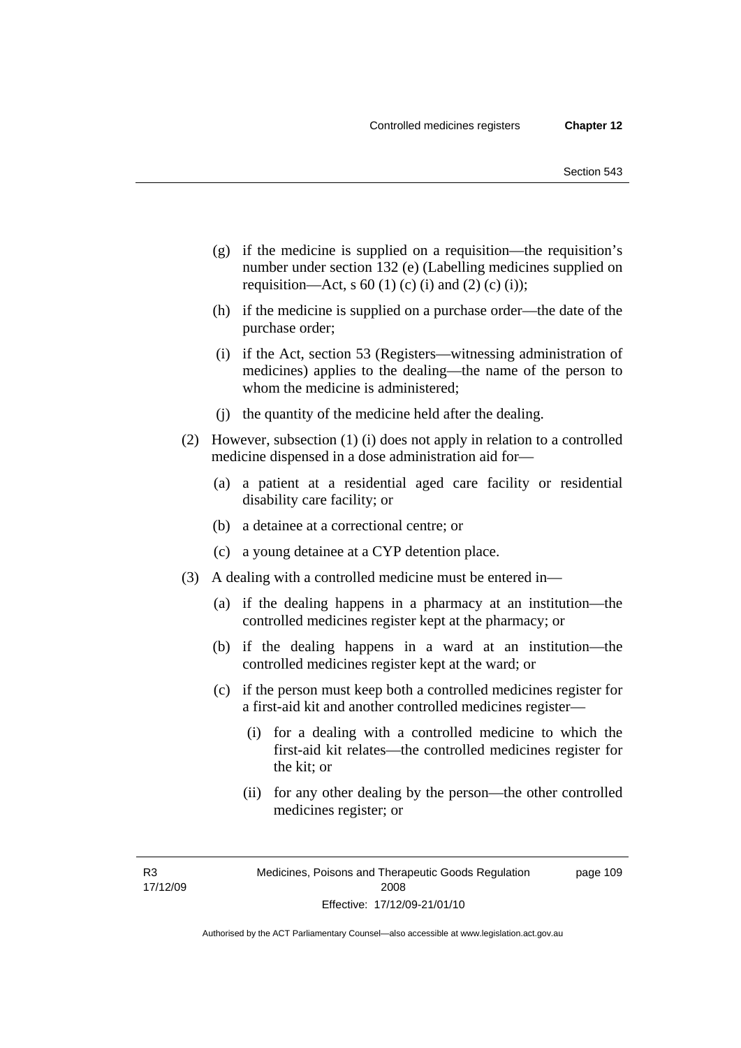(g) if the medicine is supplied on a requisition—the requisition's number under section 132 (e) (Labelling medicines supplied on requisition—Act, s 60 (1) (c) (i) and (2) (c) (i));

(h) if the medicine is supplied on a purchase order—the date of the purchase order;

(i) if the Act, section 53 (Registers—witnessing administration of medicines) applies to the dealing—the name of the person to whom the medicine is administered;

(j) the quantity of the medicine held after the dealing.

(2) However, subsection (1) (i) does not apply in relation to a controlled medicine dispensed in a dose administration aid for—

(a) a patient at a residential aged care facility or residential disability care facility; or

(b) a detainee at a correctional centre; or

(c) a young detainee at a CYP detention place.

(3) A dealing with a controlled medicine must be entered in—

(a) if the dealing happens in a pharmacy at an institution—the controlled medicines register kept at the pharmacy; or

(b) if the dealing happens in a ward at an institution—the controlled medicines register kept at the ward; or

(c) if the person must keep both a controlled medicines register for a first-aid kit and another controlled medicines register—

(i) for a dealing with a controlled medicine to which the first-aid kit relates—the controlled medicines register for the kit; or

(ii) for any other dealing by the person—the other controlled medicines register; or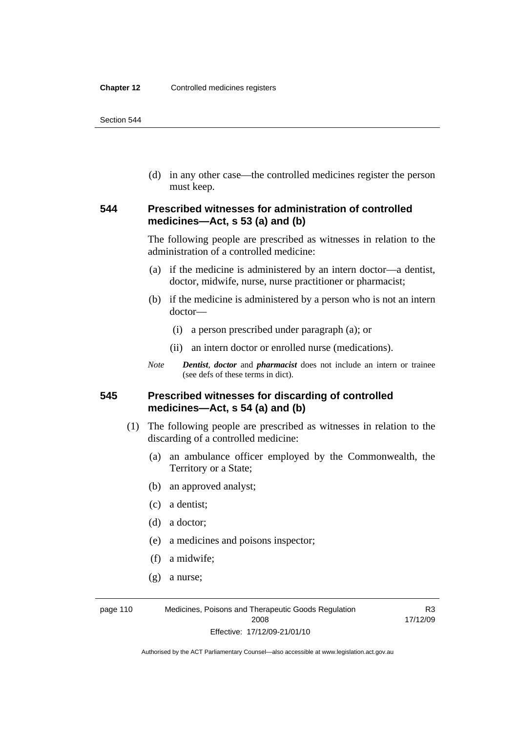(d) in any other case—the controlled medicines register the person must keep.

### 544 Prescribed witnesses for administration of controlled medicines—Act, s 53 (a) and (b)

The following people are prescribed as witnesses in relation to the administration of a controlled medicine:

(a) if the medicine is administered by an intern doctor—a dentist, doctor, midwife, nurse, nurse practitioner or pharmacist;

(b) if the medicine is administered by a person who is not an intern doctor—

(i) a person prescribed under paragraph (a); or

(ii) an intern doctor or enrolled nurse (medications).

*Note* ***Dentist***, ***doctor*** and ***pharmacist*** does not include an intern or trainee (see defs of these terms in dict).

### 545 Prescribed witnesses for discarding of controlled medicines—Act, s 54 (a) and (b)

(1) The following people are prescribed as witnesses in relation to the discarding of a controlled medicine:

(a) an ambulance officer employed by the Commonwealth, the Territory or a State;

(b) an approved analyst;

(c) a dentist;

(d) a doctor;

(e) a medicines and poisons inspector;

(f) a midwife;

(g) a nurse;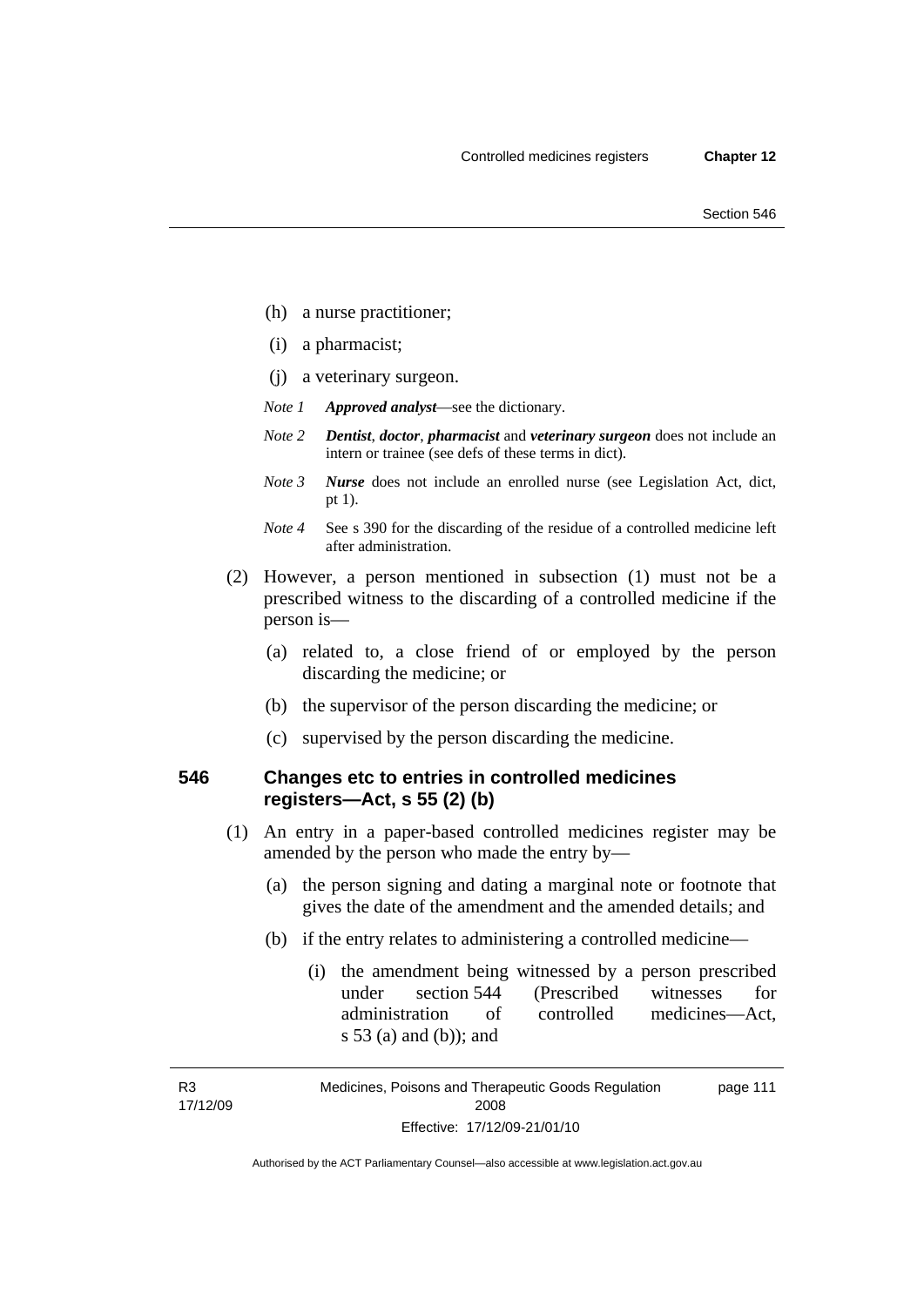(h) a nurse practitioner;

(i) a pharmacist;

(j) a veterinary surgeon.

*Note 1* ***Approved analyst***—see the dictionary.

*Note 2* ***Dentist***, ***doctor***, ***pharmacist*** and ***veterinary surgeon*** does not include an intern or trainee (see defs of these terms in dict).

*Note 3* ***Nurse*** does not include an enrolled nurse (see Legislation Act, dict, pt 1).

*Note 4* See s 390 for the discarding of the residue of a controlled medicine left after administration.

(2) However, a person mentioned in subsection (1) must not be a prescribed witness to the discarding of a controlled medicine if the person is—

(a) related to, a close friend of or employed by the person discarding the medicine; or

(b) the supervisor of the person discarding the medicine; or

(c) supervised by the person discarding the medicine.

## 546 Changes etc to entries in controlled medicines registers—Act, s 55 (2) (b)

(1) An entry in a paper-based controlled medicines register may be amended by the person who made the entry by—

(a) the person signing and dating a marginal note or footnote that gives the date of the amendment and the amended details; and

(b) if the entry relates to administering a controlled medicine—

(i) the amendment being witnessed by a person prescribed under section 544 (Prescribed witnesses for administration of controlled medicines—Act, s 53 (a) and (b)); and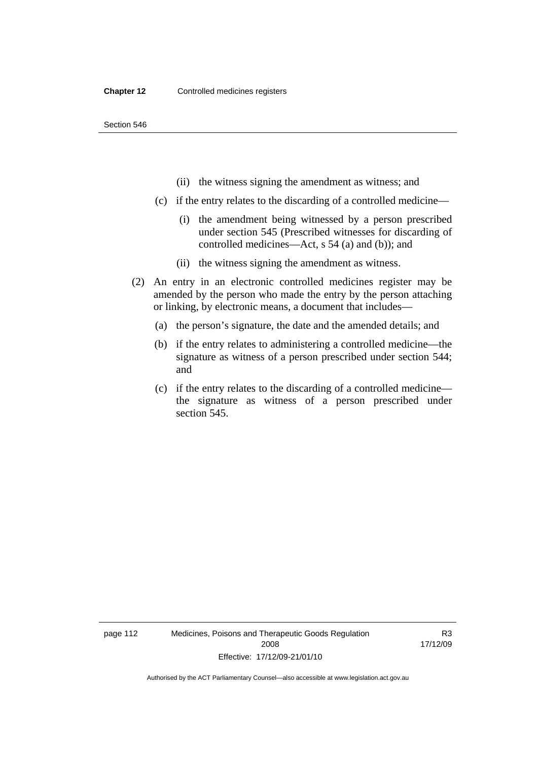(ii) the witness signing the amendment as witness; and

(c) if the entry relates to the discarding of a controlled medicine—

(i) the amendment being witnessed by a person prescribed under section 545 (Prescribed witnesses for discarding of controlled medicines—Act, s 54 (a) and (b)); and

(ii) the witness signing the amendment as witness.

(2) An entry in an electronic controlled medicines register may be amended by the person who made the entry by the person attaching or linking, by electronic means, a document that includes—

(a) the person's signature, the date and the amended details; and

(b) if the entry relates to administering a controlled medicine—the signature as witness of a person prescribed under section 544; and

(c) if the entry relates to the discarding of a controlled medicine—the signature as witness of a person prescribed under section 545.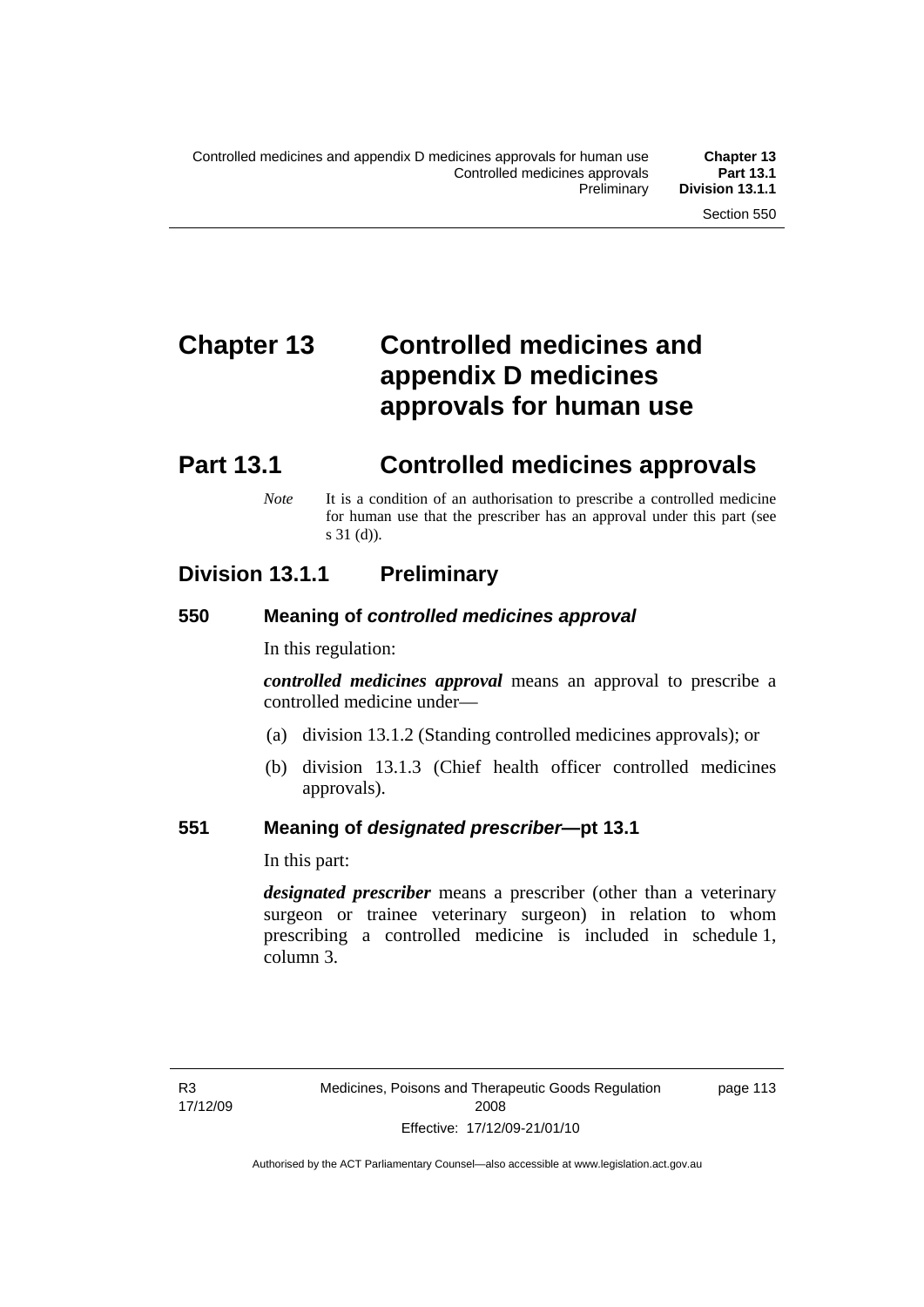# Chapter 13 Controlled medicines and appendix D medicines approvals for human use

## Part 13.1 Controlled medicines approvals

*Note* It is a condition of an authorisation to prescribe a controlled medicine for human use that the prescriber has an approval under this part (see s 31 (d)).

### Division 13.1.1 Preliminary

#### 550 Meaning of *controlled medicines approval*

In this regulation:

***controlled medicines approval*** means an approval to prescribe a controlled medicine under—

(a) division 13.1.2 (Standing controlled medicines approvals); or

(b) division 13.1.3 (Chief health officer controlled medicines approvals).

#### 551 Meaning of *designated prescriber*—pt 13.1

In this part:

***designated prescriber*** means a prescriber (other than a veterinary surgeon or trainee veterinary surgeon) in relation to whom prescribing a controlled medicine is included in schedule 1, column 3.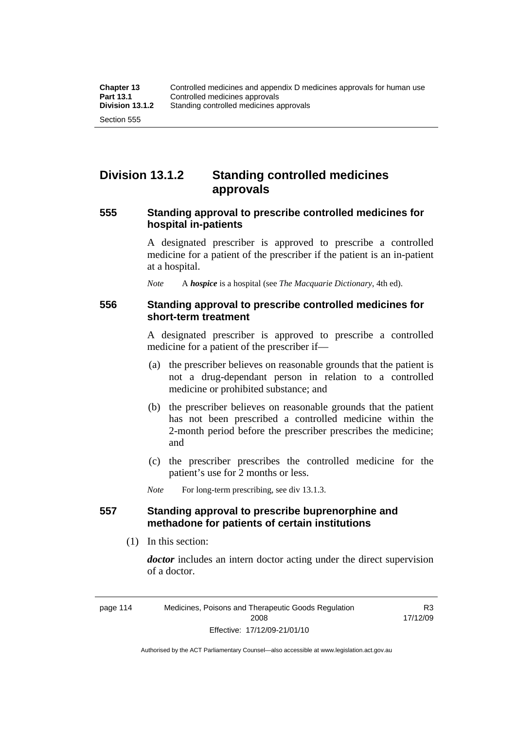## Division 13.1.2 Standing controlled medicines approvals

### 555 Standing approval to prescribe controlled medicines for hospital in-patients

A designated prescriber is approved to prescribe a controlled medicine for a patient of the prescriber if the patient is an in-patient at a hospital.

*Note* A ***hospice*** is a hospital (see *The Macquarie Dictionary*, 4th ed).

### 556 Standing approval to prescribe controlled medicines for short-term treatment

A designated prescriber is approved to prescribe a controlled medicine for a patient of the prescriber if—

(a) the prescriber believes on reasonable grounds that the patient is not a drug-dependant person in relation to a controlled medicine or prohibited substance; and

(b) the prescriber believes on reasonable grounds that the patient has not been prescribed a controlled medicine within the 2-month period before the prescriber prescribes the medicine; and

(c) the prescriber prescribes the controlled medicine for the patient's use for 2 months or less.

*Note* For long-term prescribing, see div 13.1.3.

### 557 Standing approval to prescribe buprenorphine and methadone for patients of certain institutions

(1) In this section:

***doctor*** includes an intern doctor acting under the direct supervision of a doctor.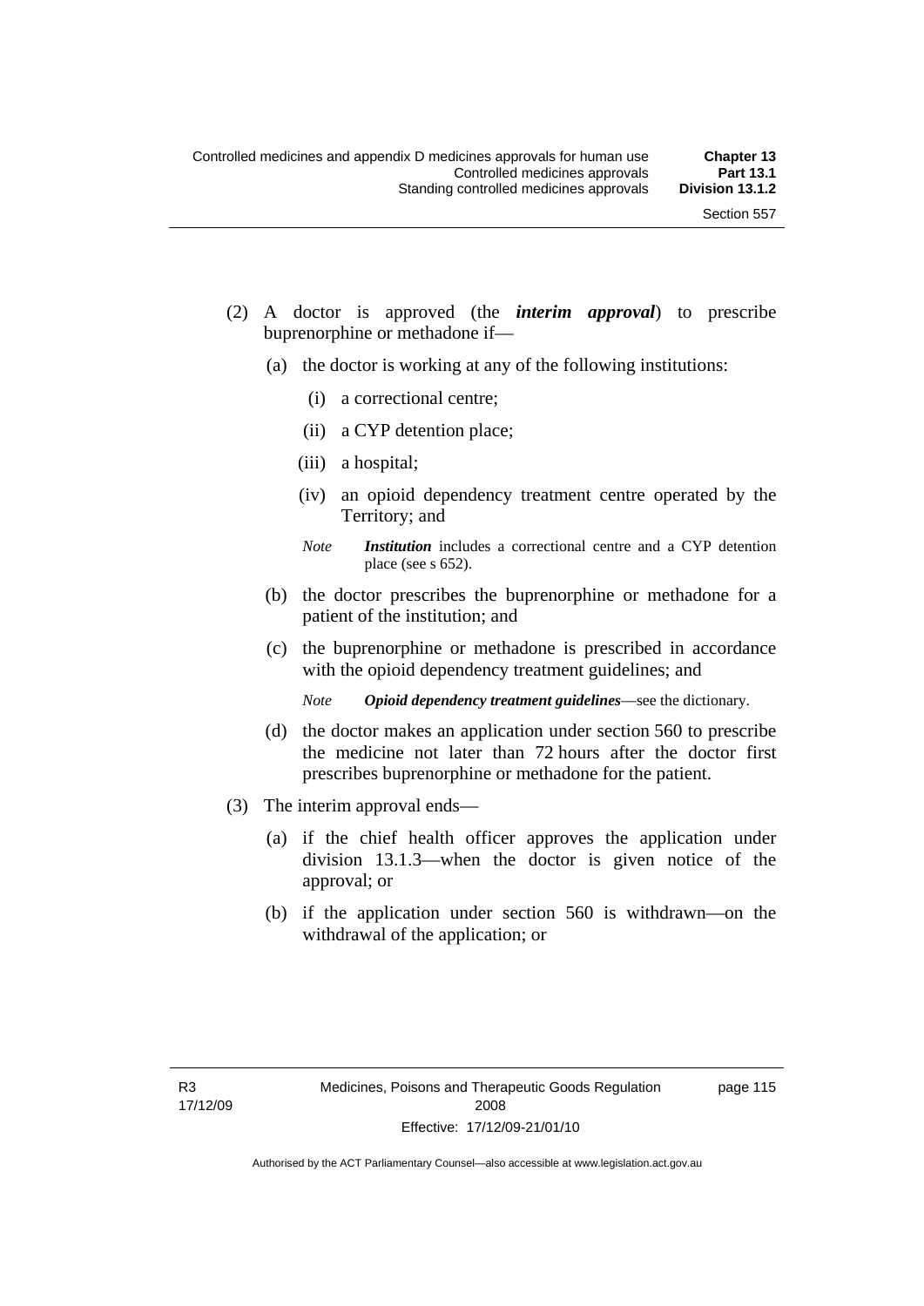(2) A doctor is approved (the ***interim approval***) to prescribe buprenorphine or methadone if—

(a) the doctor is working at any of the following institutions:

(i) a correctional centre;

(ii) a CYP detention place;

(iii) a hospital;

(iv) an opioid dependency treatment centre operated by the Territory; and

*Note* ***Institution*** includes a correctional centre and a CYP detention place (see s 652).

(b) the doctor prescribes the buprenorphine or methadone for a patient of the institution; and

(c) the buprenorphine or methadone is prescribed in accordance with the opioid dependency treatment guidelines; and

*Note* ***Opioid dependency treatment guidelines***—see the dictionary.

(d) the doctor makes an application under section 560 to prescribe the medicine not later than 72 hours after the doctor first prescribes buprenorphine or methadone for the patient.

(3) The interim approval ends—

(a) if the chief health officer approves the application under division 13.1.3—when the doctor is given notice of the approval; or

(b) if the application under section 560 is withdrawn—on the withdrawal of the application; or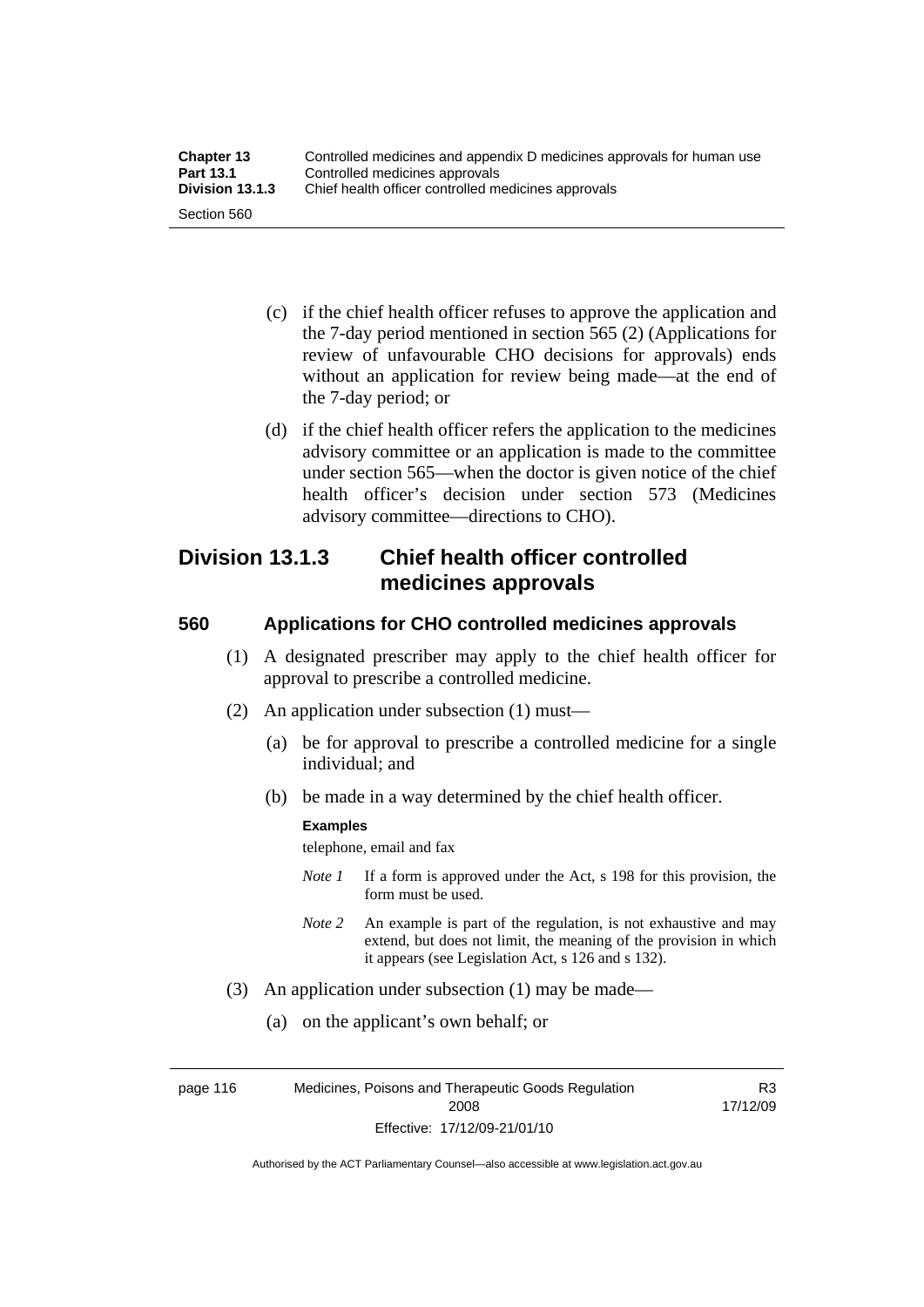(c) if the chief health officer refuses to approve the application and the 7-day period mentioned in section 565 (2) (Applications for review of unfavourable CHO decisions for approvals) ends without an application for review being made—at the end of the 7-day period; or

(d) if the chief health officer refers the application to the medicines advisory committee or an application is made to the committee under section 565—when the doctor is given notice of the chief health officer's decision under section 573 (Medicines advisory committee—directions to CHO).

## Division 13.1.3 Chief health officer controlled medicines approvals

### 560 Applications for CHO controlled medicines approvals

(1) A designated prescriber may apply to the chief health officer for approval to prescribe a controlled medicine.

(2) An application under subsection (1) must—

(a) be for approval to prescribe a controlled medicine for a single individual; and

(b) be made in a way determined by the chief health officer.

**Examples**

telephone, email and fax

*Note 1* If a form is approved under the Act, s 198 for this provision, the form must be used.

*Note 2* An example is part of the regulation, is not exhaustive and may extend, but does not limit, the meaning of the provision in which it appears (see Legislation Act, s 126 and s 132).

(3) An application under subsection (1) may be made—

(a) on the applicant's own behalf; or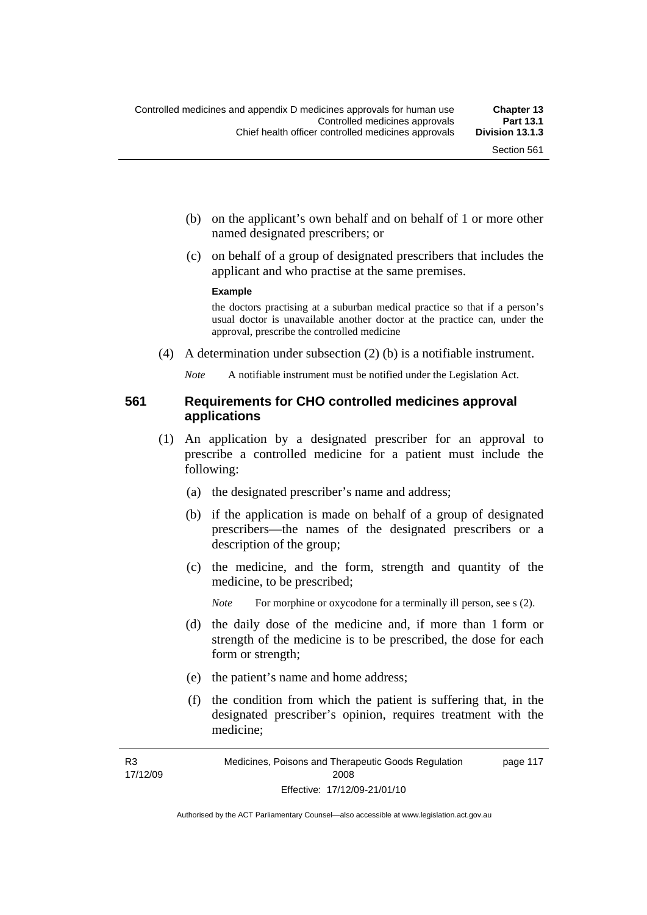(b) on the applicant's own behalf and on behalf of 1 or more other named designated prescribers; or

(c) on behalf of a group of designated prescribers that includes the applicant and who practise at the same premises.

**Example**

the doctors practising at a suburban medical practice so that if a person's usual doctor is unavailable another doctor at the practice can, under the approval, prescribe the controlled medicine

(4) A determination under subsection (2) (b) is a notifiable instrument.

*Note* A notifiable instrument must be notified under the Legislation Act.

### 561 Requirements for CHO controlled medicines approval applications

(1) An application by a designated prescriber for an approval to prescribe a controlled medicine for a patient must include the following:

(a) the designated prescriber's name and address;

(b) if the application is made on behalf of a group of designated prescribers—the names of the designated prescribers or a description of the group;

(c) the medicine, and the form, strength and quantity of the medicine, to be prescribed;

*Note* For morphine or oxycodone for a terminally ill person, see s (2).

(d) the daily dose of the medicine and, if more than 1 form or strength of the medicine is to be prescribed, the dose for each form or strength;

(e) the patient's name and home address;

(f) the condition from which the patient is suffering that, in the designated prescriber's opinion, requires treatment with the medicine;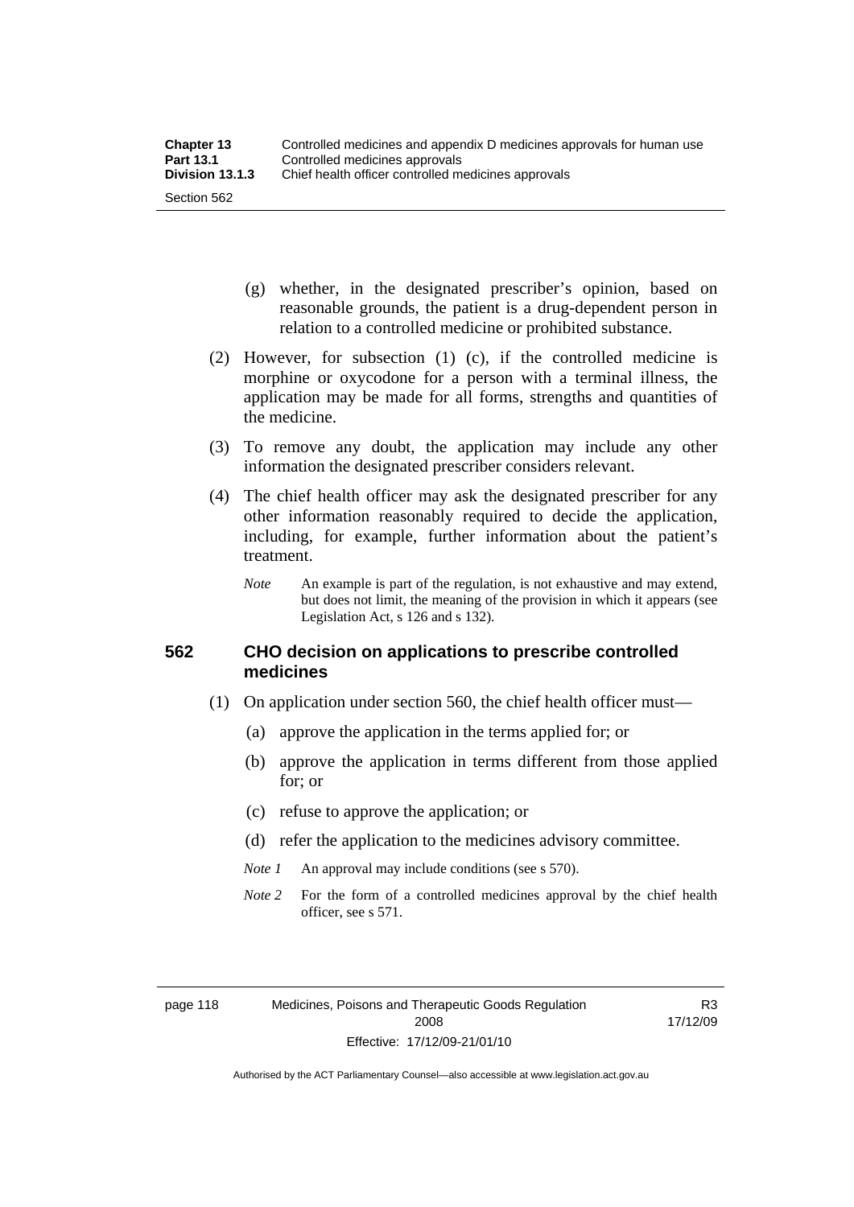(g) whether, in the designated prescriber's opinion, based on reasonable grounds, the patient is a drug-dependent person in relation to a controlled medicine or prohibited substance.

(2) However, for subsection (1) (c), if the controlled medicine is morphine or oxycodone for a person with a terminal illness, the application may be made for all forms, strengths and quantities of the medicine.

(3) To remove any doubt, the application may include any other information the designated prescriber considers relevant.

(4) The chief health officer may ask the designated prescriber for any other information reasonably required to decide the application, including, for example, further information about the patient's treatment.

*Note* An example is part of the regulation, is not exhaustive and may extend, but does not limit, the meaning of the provision in which it appears (see Legislation Act, s 126 and s 132).

### 562 CHO decision on applications to prescribe controlled medicines

(1) On application under section 560, the chief health officer must—

(a) approve the application in the terms applied for; or

(b) approve the application in terms different from those applied for; or

(c) refuse to approve the application; or

(d) refer the application to the medicines advisory committee.

*Note 1* An approval may include conditions (see s 570).

*Note 2* For the form of a controlled medicines approval by the chief health officer, see s 571.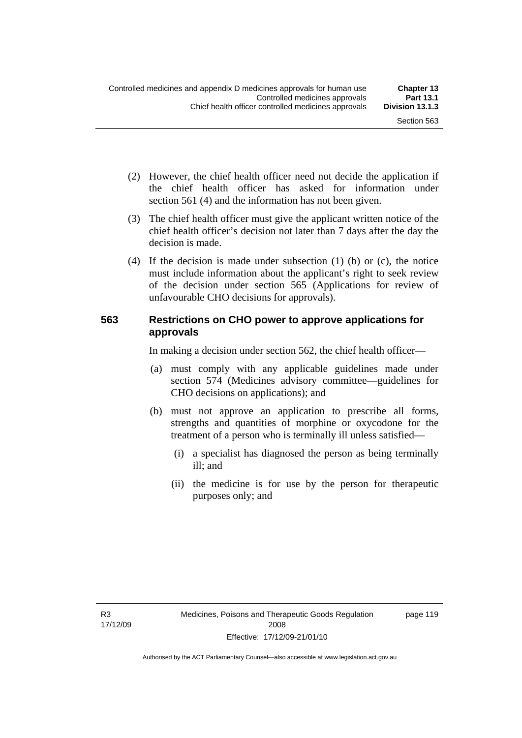(2) However, the chief health officer need not decide the application if the chief health officer has asked for information under section 561 (4) and the information has not been given.

(3) The chief health officer must give the applicant written notice of the chief health officer's decision not later than 7 days after the day the decision is made.

(4) If the decision is made under subsection (1) (b) or (c), the notice must include information about the applicant's right to seek review of the decision under section 565 (Applications for review of unfavourable CHO decisions for approvals).

### 563 Restrictions on CHO power to approve applications for approvals

In making a decision under section 562, the chief health officer—

(a) must comply with any applicable guidelines made under section 574 (Medicines advisory committee—guidelines for CHO decisions on applications); and

(b) must not approve an application to prescribe all forms, strengths and quantities of morphine or oxycodone for the treatment of a person who is terminally ill unless satisfied—

(i) a specialist has diagnosed the person as being terminally ill; and

(ii) the medicine is for use by the person for therapeutic purposes only; and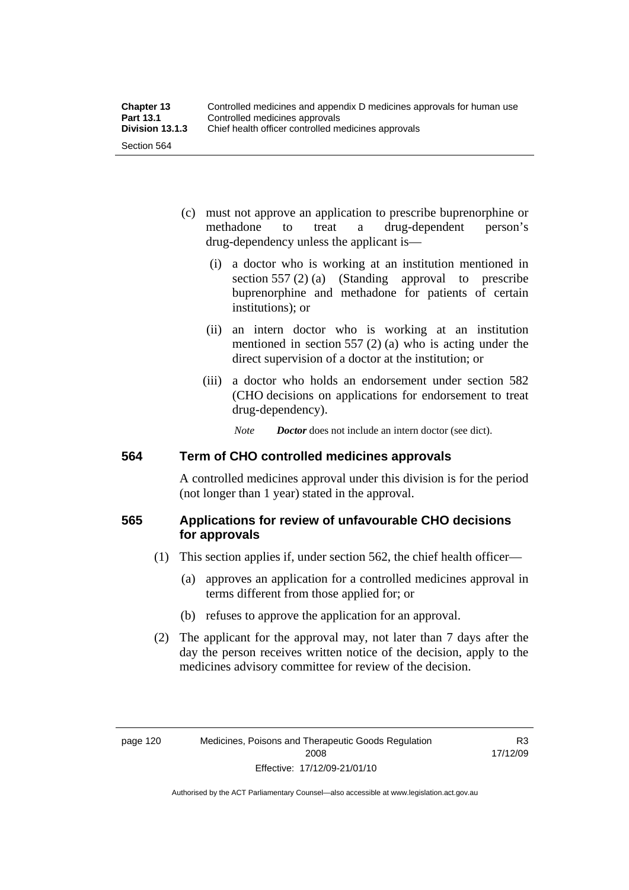(c) must not approve an application to prescribe buprenorphine or methadone to treat a drug-dependent person's drug-dependency unless the applicant is—

  (i) a doctor who is working at an institution mentioned in section 557 (2) (a) (Standing approval to prescribe buprenorphine and methadone for patients of certain institutions); or

  (ii) an intern doctor who is working at an institution mentioned in section 557 (2) (a) who is acting under the direct supervision of a doctor at the institution; or

  (iii) a doctor who holds an endorsement under section 582 (CHO decisions on applications for endorsement to treat drug-dependency).

*Note* ***Doctor*** does not include an intern doctor (see dict).

### 564 Term of CHO controlled medicines approvals

A controlled medicines approval under this division is for the period (not longer than 1 year) stated in the approval.

### 565 Applications for review of unfavourable CHO decisions for approvals

(1) This section applies if, under section 562, the chief health officer—

  (a) approves an application for a controlled medicines approval in terms different from those applied for; or

  (b) refuses to approve the application for an approval.

(2) The applicant for the approval may, not later than 7 days after the day the person receives written notice of the decision, apply to the medicines advisory committee for review of the decision.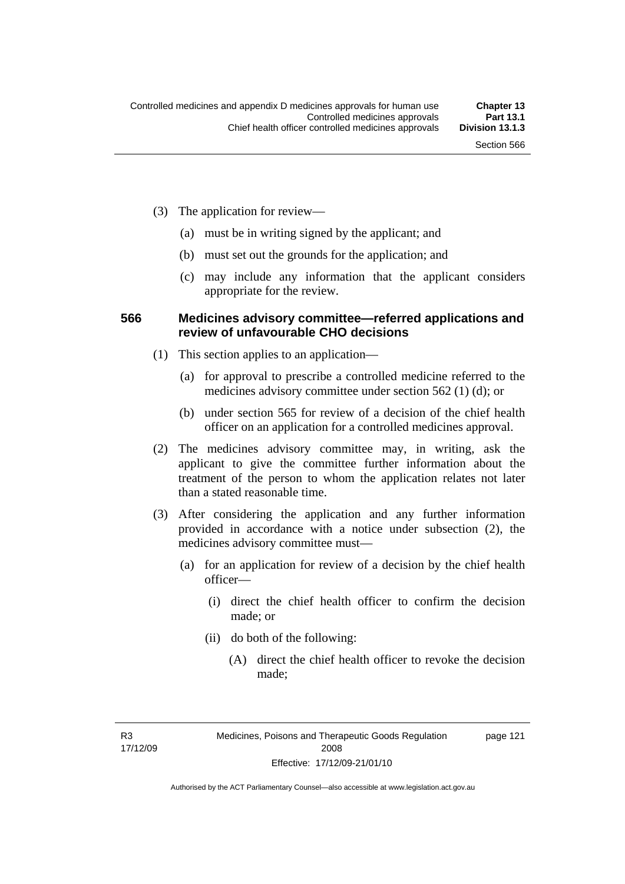(3) The application for review—

- (a) must be in writing signed by the applicant; and
- (b) must set out the grounds for the application; and
- (c) may include any information that the applicant considers appropriate for the review.

### 566 Medicines advisory committee—referred applications and review of unfavourable CHO decisions

(1) This section applies to an application—

- (a) for approval to prescribe a controlled medicine referred to the medicines advisory committee under section 562 (1) (d); or
- (b) under section 565 for review of a decision of the chief health officer on an application for a controlled medicines approval.

(2) The medicines advisory committee may, in writing, ask the applicant to give the committee further information about the treatment of the person to whom the application relates not later than a stated reasonable time.

(3) After considering the application and any further information provided in accordance with a notice under subsection (2), the medicines advisory committee must—

- (a) for an application for review of a decision by the chief health officer—
  - (i) direct the chief health officer to confirm the decision made; or
  - (ii) do both of the following:
    - (A) direct the chief health officer to revoke the decision made;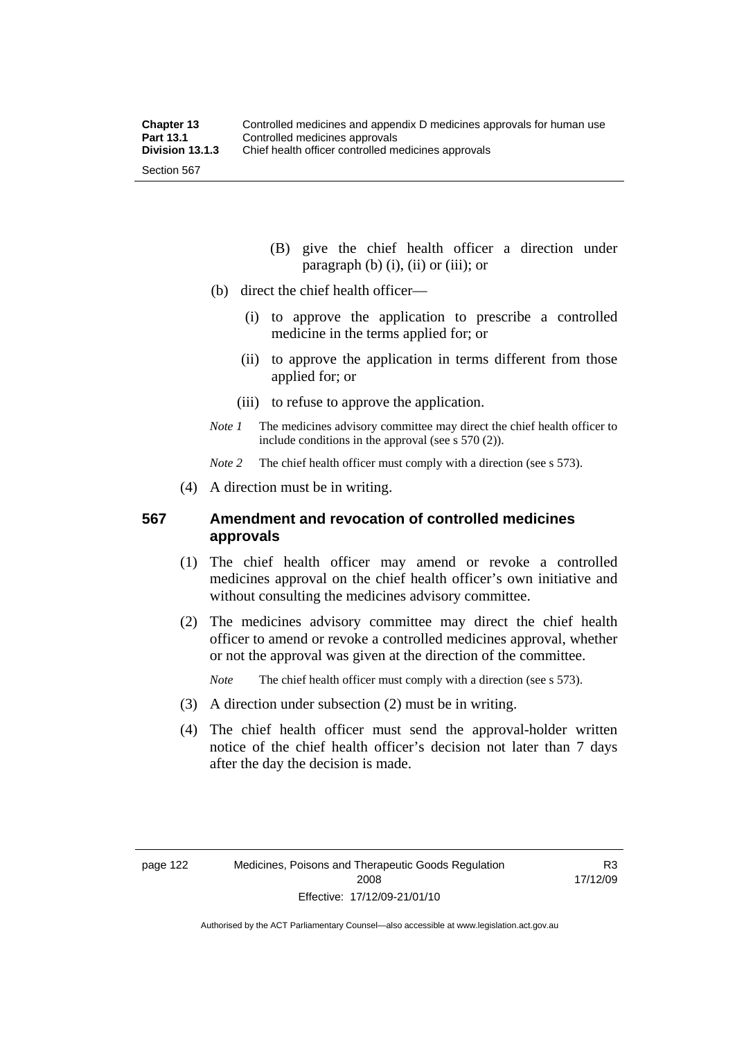(B) give the chief health officer a direction under paragraph (b) (i), (ii) or (iii); or

(b) direct the chief health officer—

(i) to approve the application to prescribe a controlled medicine in the terms applied for; or

(ii) to approve the application in terms different from those applied for; or

(iii) to refuse to approve the application.

*Note 1* The medicines advisory committee may direct the chief health officer to include conditions in the approval (see s 570 (2)).

*Note 2* The chief health officer must comply with a direction (see s 573).

(4) A direction must be in writing.

## 567 Amendment and revocation of controlled medicines approvals

(1) The chief health officer may amend or revoke a controlled medicines approval on the chief health officer's own initiative and without consulting the medicines advisory committee.

(2) The medicines advisory committee may direct the chief health officer to amend or revoke a controlled medicines approval, whether or not the approval was given at the direction of the committee.

*Note* The chief health officer must comply with a direction (see s 573).

(3) A direction under subsection (2) must be in writing.

(4) The chief health officer must send the approval-holder written notice of the chief health officer's decision not later than 7 days after the day the decision is made.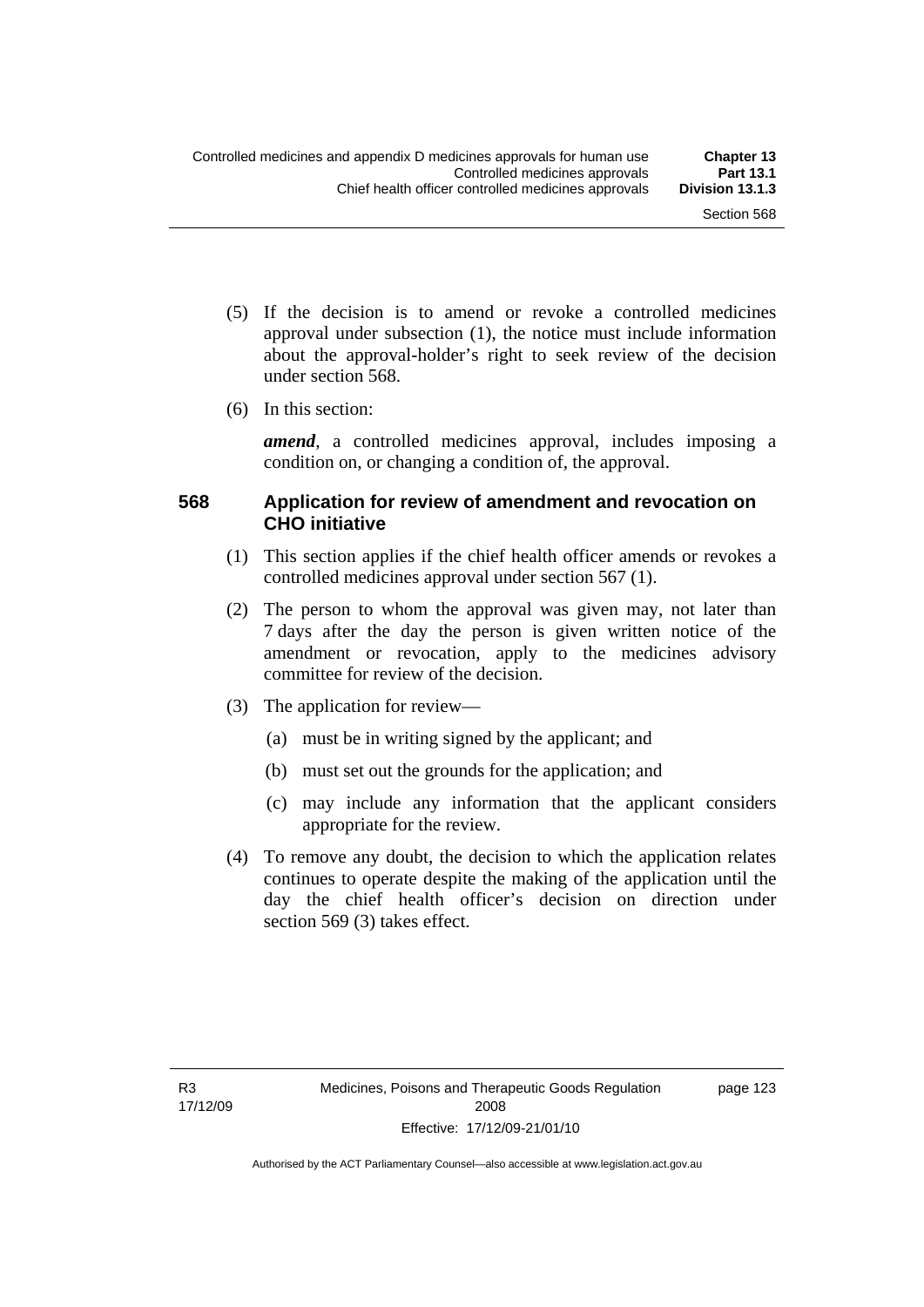(5) If the decision is to amend or revoke a controlled medicines approval under subsection (1), the notice must include information about the approval-holder's right to seek review of the decision under section 568.

(6) In this section:

***amend***, a controlled medicines approval, includes imposing a condition on, or changing a condition of, the approval.

### 568 Application for review of amendment and revocation on CHO initiative

(1) This section applies if the chief health officer amends or revokes a controlled medicines approval under section 567 (1).

(2) The person to whom the approval was given may, not later than 7 days after the day the person is given written notice of the amendment or revocation, apply to the medicines advisory committee for review of the decision.

(3) The application for review—

(a) must be in writing signed by the applicant; and

(b) must set out the grounds for the application; and

(c) may include any information that the applicant considers appropriate for the review.

(4) To remove any doubt, the decision to which the application relates continues to operate despite the making of the application until the day the chief health officer's decision on direction under section 569 (3) takes effect.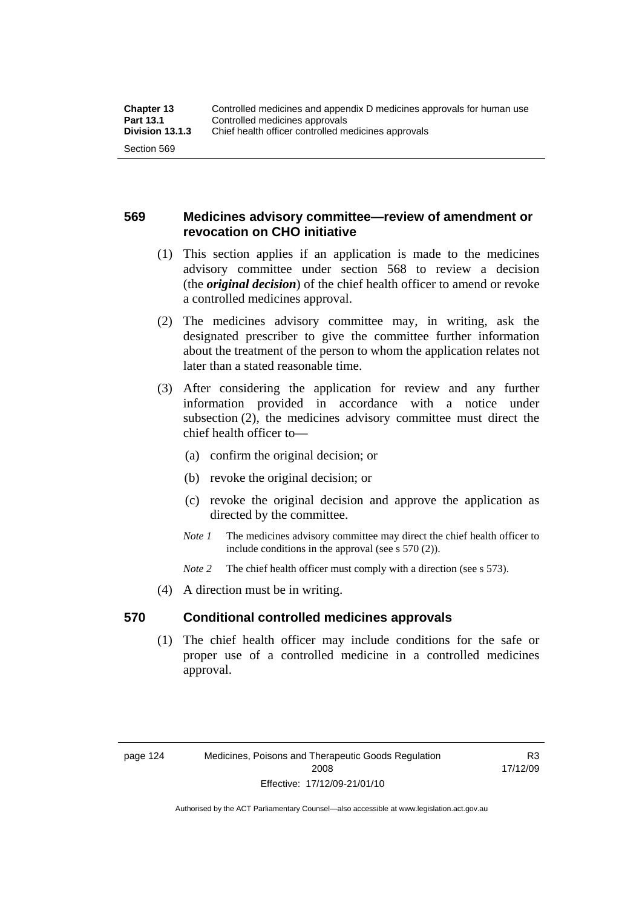## 569 Medicines advisory committee—review of amendment or revocation on CHO initiative

(1) This section applies if an application is made to the medicines advisory committee under section 568 to review a decision (the ***original decision***) of the chief health officer to amend or revoke a controlled medicines approval.

(2) The medicines advisory committee may, in writing, ask the designated prescriber to give the committee further information about the treatment of the person to whom the application relates not later than a stated reasonable time.

(3) After considering the application for review and any further information provided in accordance with a notice under subsection (2), the medicines advisory committee must direct the chief health officer to—

(a) confirm the original decision; or

(b) revoke the original decision; or

(c) revoke the original decision and approve the application as directed by the committee.

*Note 1* The medicines advisory committee may direct the chief health officer to include conditions in the approval (see s 570 (2)).

*Note 2* The chief health officer must comply with a direction (see s 573).

(4) A direction must be in writing.

## 570 Conditional controlled medicines approvals

(1) The chief health officer may include conditions for the safe or proper use of a controlled medicine in a controlled medicines approval.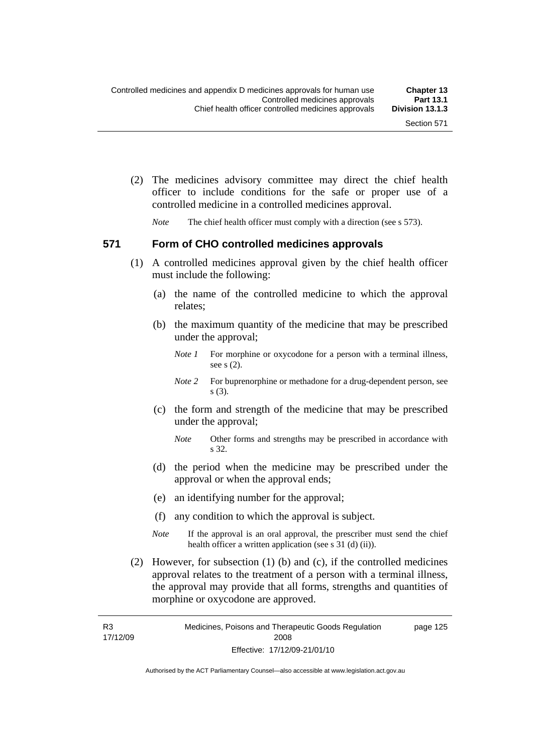(2) The medicines advisory committee may direct the chief health officer to include conditions for the safe or proper use of a controlled medicine in a controlled medicines approval.

*Note* The chief health officer must comply with a direction (see s 573).

## 571 Form of CHO controlled medicines approvals

(1) A controlled medicines approval given by the chief health officer must include the following:

(a) the name of the controlled medicine to which the approval relates;

(b) the maximum quantity of the medicine that may be prescribed under the approval;

*Note 1* For morphine or oxycodone for a person with a terminal illness, see s (2).

*Note 2* For buprenorphine or methadone for a drug-dependent person, see s (3).

(c) the form and strength of the medicine that may be prescribed under the approval;

*Note* Other forms and strengths may be prescribed in accordance with s 32.

(d) the period when the medicine may be prescribed under the approval or when the approval ends;

(e) an identifying number for the approval;

(f) any condition to which the approval is subject.

*Note* If the approval is an oral approval, the prescriber must send the chief health officer a written application (see s 31 (d) (ii)).

(2) However, for subsection (1) (b) and (c), if the controlled medicines approval relates to the treatment of a person with a terminal illness, the approval may provide that all forms, strengths and quantities of morphine or oxycodone are approved.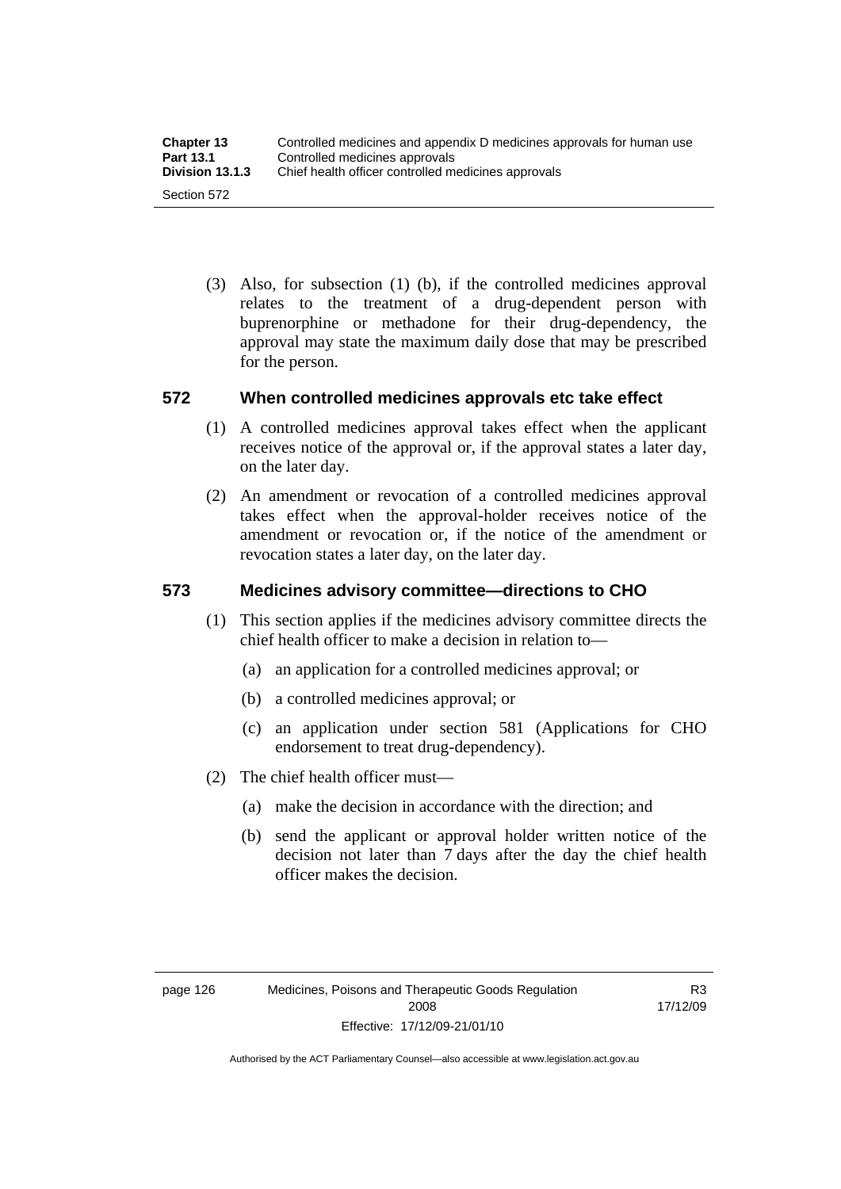(3) Also, for subsection (1) (b), if the controlled medicines approval relates to the treatment of a drug-dependent person with buprenorphine or methadone for their drug-dependency, the approval may state the maximum daily dose that may be prescribed for the person.

## 572 When controlled medicines approvals etc take effect

(1) A controlled medicines approval takes effect when the applicant receives notice of the approval or, if the approval states a later day, on the later day.

(2) An amendment or revocation of a controlled medicines approval takes effect when the approval-holder receives notice of the amendment or revocation or, if the notice of the amendment or revocation states a later day, on the later day.

## 573 Medicines advisory committee—directions to CHO

(1) This section applies if the medicines advisory committee directs the chief health officer to make a decision in relation to—

(a) an application for a controlled medicines approval; or

(b) a controlled medicines approval; or

(c) an application under section 581 (Applications for CHO endorsement to treat drug-dependency).

(2) The chief health officer must—

(a) make the decision in accordance with the direction; and

(b) send the applicant or approval holder written notice of the decision not later than 7 days after the day the chief health officer makes the decision.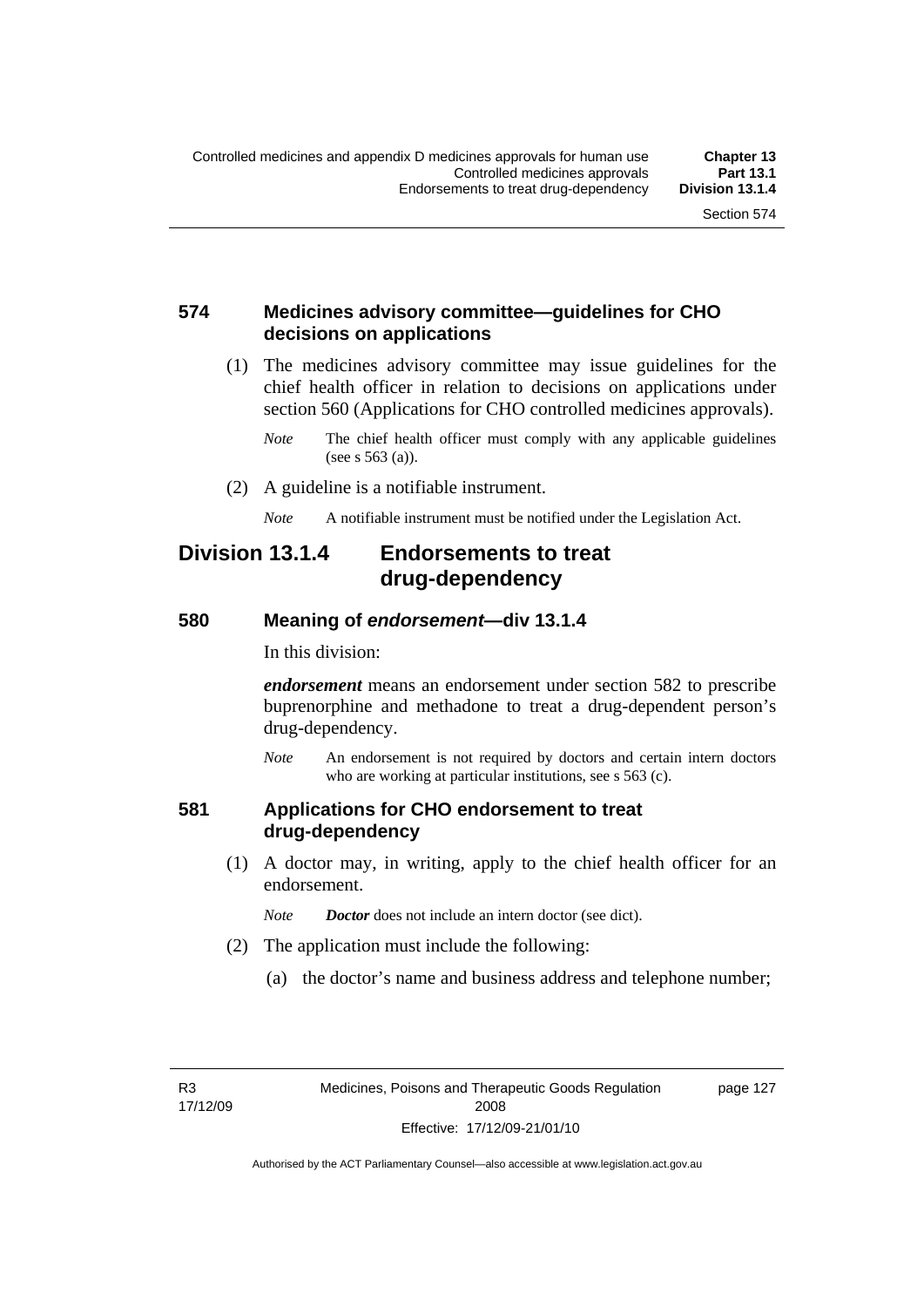### 574 Medicines advisory committee—guidelines for CHO decisions on applications

(1) The medicines advisory committee may issue guidelines for the chief health officer in relation to decisions on applications under section 560 (Applications for CHO controlled medicines approvals).

*Note* The chief health officer must comply with any applicable guidelines (see s 563 (a)).

(2) A guideline is a notifiable instrument.

*Note* A notifiable instrument must be notified under the Legislation Act.

## Division 13.1.4 Endorsements to treat drug-dependency

### 580 Meaning of *endorsement*—div 13.1.4

In this division:

***endorsement*** means an endorsement under section 582 to prescribe buprenorphine and methadone to treat a drug-dependent person's drug-dependency.

*Note* An endorsement is not required by doctors and certain intern doctors who are working at particular institutions, see s 563 (c).

### 581 Applications for CHO endorsement to treat drug-dependency

(1) A doctor may, in writing, apply to the chief health officer for an endorsement.

*Note* ***Doctor*** does not include an intern doctor (see dict).

(2) The application must include the following:

(a) the doctor's name and business address and telephone number;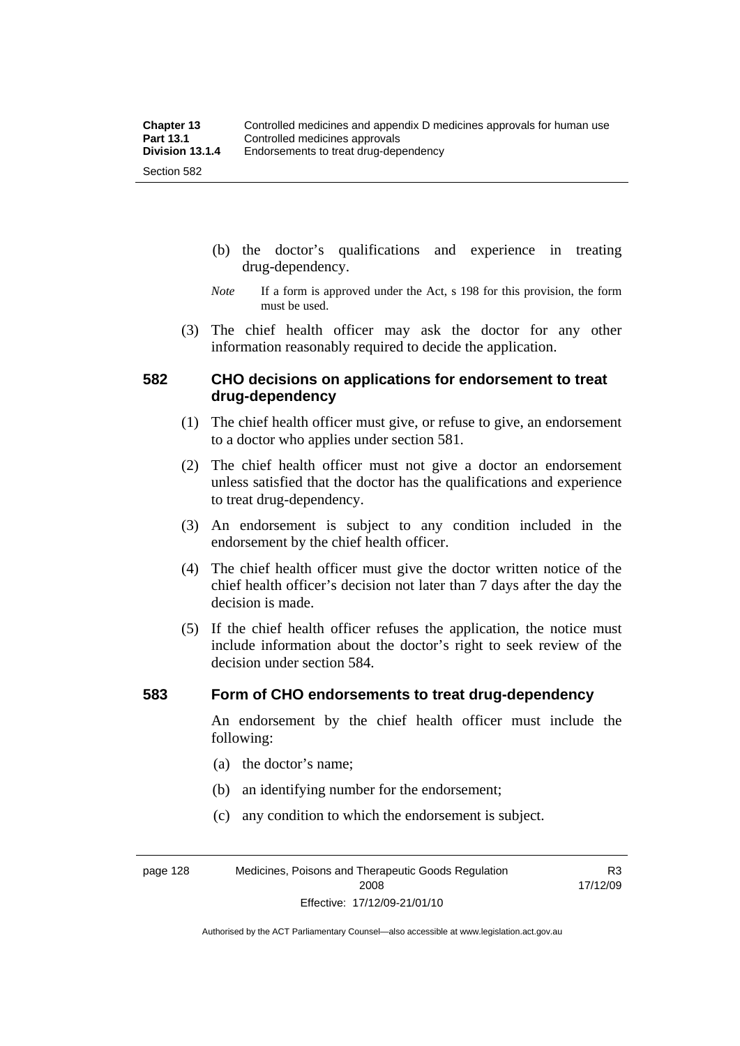(b) the doctor's qualifications and experience in treating drug-dependency.

*Note* If a form is approved under the Act, s 198 for this provision, the form must be used.

(3) The chief health officer may ask the doctor for any other information reasonably required to decide the application.

### 582 CHO decisions on applications for endorsement to treat drug-dependency

(1) The chief health officer must give, or refuse to give, an endorsement to a doctor who applies under section 581.

(2) The chief health officer must not give a doctor an endorsement unless satisfied that the doctor has the qualifications and experience to treat drug-dependency.

(3) An endorsement is subject to any condition included in the endorsement by the chief health officer.

(4) The chief health officer must give the doctor written notice of the chief health officer's decision not later than 7 days after the day the decision is made.

(5) If the chief health officer refuses the application, the notice must include information about the doctor's right to seek review of the decision under section 584.

### 583 Form of CHO endorsements to treat drug-dependency

An endorsement by the chief health officer must include the following:

(a) the doctor's name;

(b) an identifying number for the endorsement;

(c) any condition to which the endorsement is subject.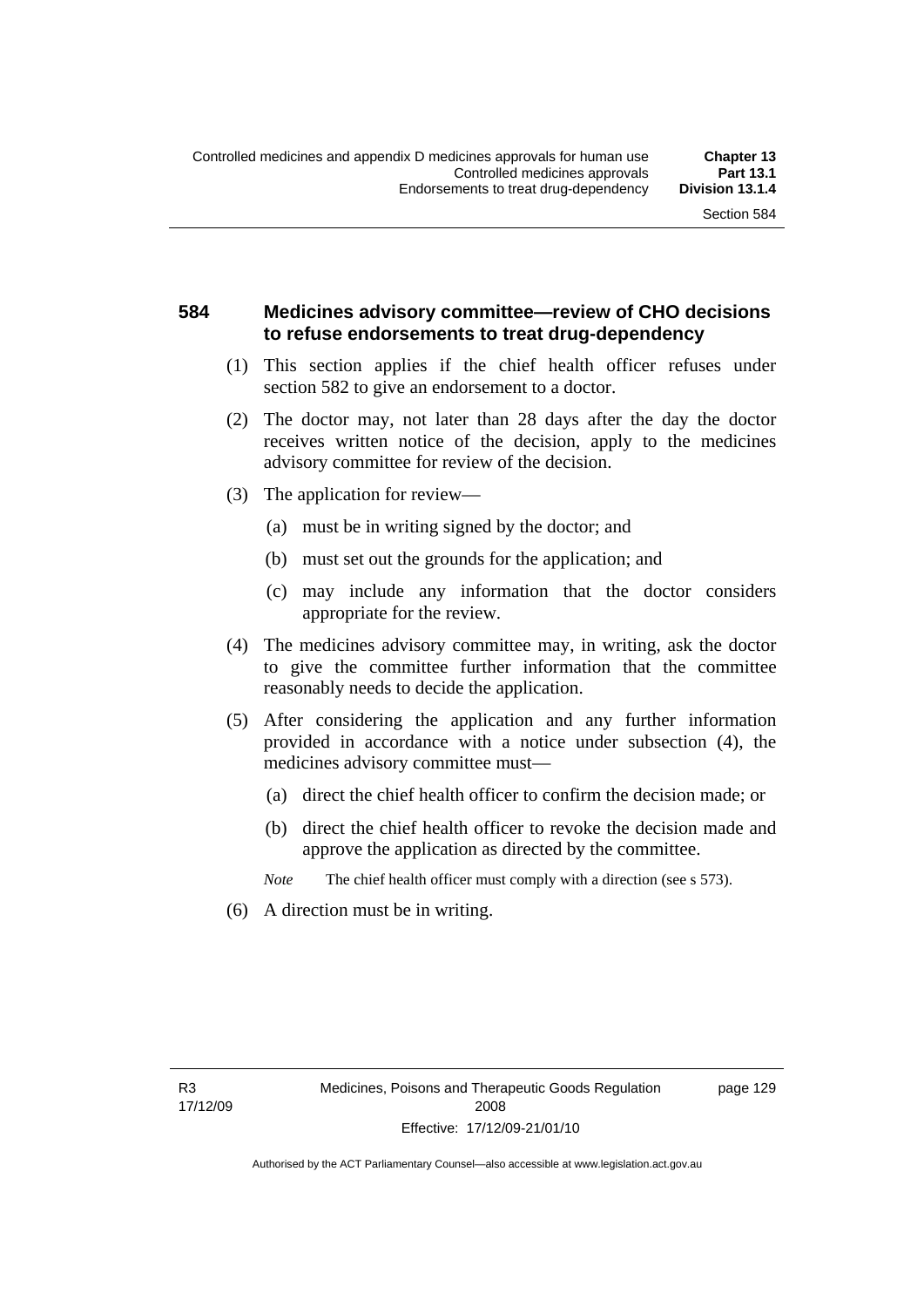### 584 Medicines advisory committee—review of CHO decisions to refuse endorsements to treat drug-dependency

(1) This section applies if the chief health officer refuses under section 582 to give an endorsement to a doctor.

(2) The doctor may, not later than 28 days after the day the doctor receives written notice of the decision, apply to the medicines advisory committee for review of the decision.

(3) The application for review—

(a) must be in writing signed by the doctor; and

(b) must set out the grounds for the application; and

(c) may include any information that the doctor considers appropriate for the review.

(4) The medicines advisory committee may, in writing, ask the doctor to give the committee further information that the committee reasonably needs to decide the application.

(5) After considering the application and any further information provided in accordance with a notice under subsection (4), the medicines advisory committee must—

(a) direct the chief health officer to confirm the decision made; or

(b) direct the chief health officer to revoke the decision made and approve the application as directed by the committee.

*Note* The chief health officer must comply with a direction (see s 573).

(6) A direction must be in writing.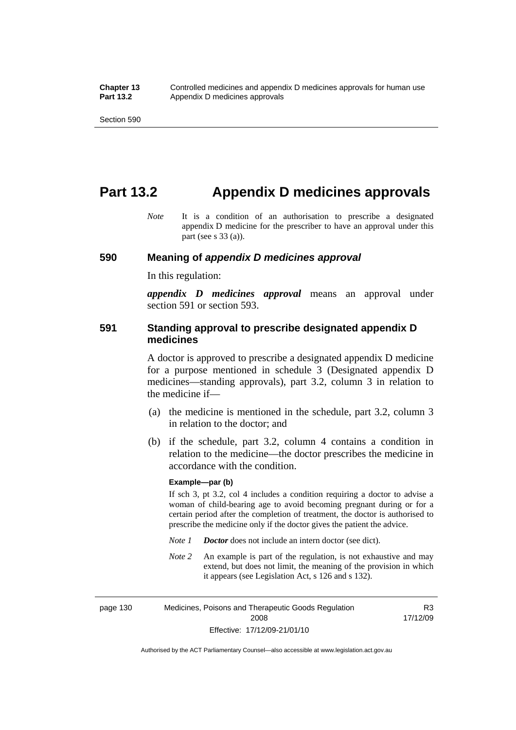# Part 13.2 Appendix D medicines approvals

*Note* It is a condition of an authorisation to prescribe a designated appendix D medicine for the prescriber to have an approval under this part (see s 33 (a)).

## 590 Meaning of *appendix D medicines approval*

In this regulation:

***appendix D medicines approval*** means an approval under section 591 or section 593.

## 591 Standing approval to prescribe designated appendix D medicines

A doctor is approved to prescribe a designated appendix D medicine for a purpose mentioned in schedule 3 (Designated appendix D medicines—standing approvals), part 3.2, column 3 in relation to the medicine if—

(a) the medicine is mentioned in the schedule, part 3.2, column 3 in relation to the doctor; and

(b) if the schedule, part 3.2, column 4 contains a condition in relation to the medicine—the doctor prescribes the medicine in accordance with the condition.

**Example—par (b)**

If sch 3, pt 3.2, col 4 includes a condition requiring a doctor to advise a woman of child-bearing age to avoid becoming pregnant during or for a certain period after the completion of treatment, the doctor is authorised to prescribe the medicine only if the doctor gives the patient the advice.

*Note 1* ***Doctor*** does not include an intern doctor (see dict).

*Note 2* An example is part of the regulation, is not exhaustive and may extend, but does not limit, the meaning of the provision in which it appears (see Legislation Act, s 126 and s 132).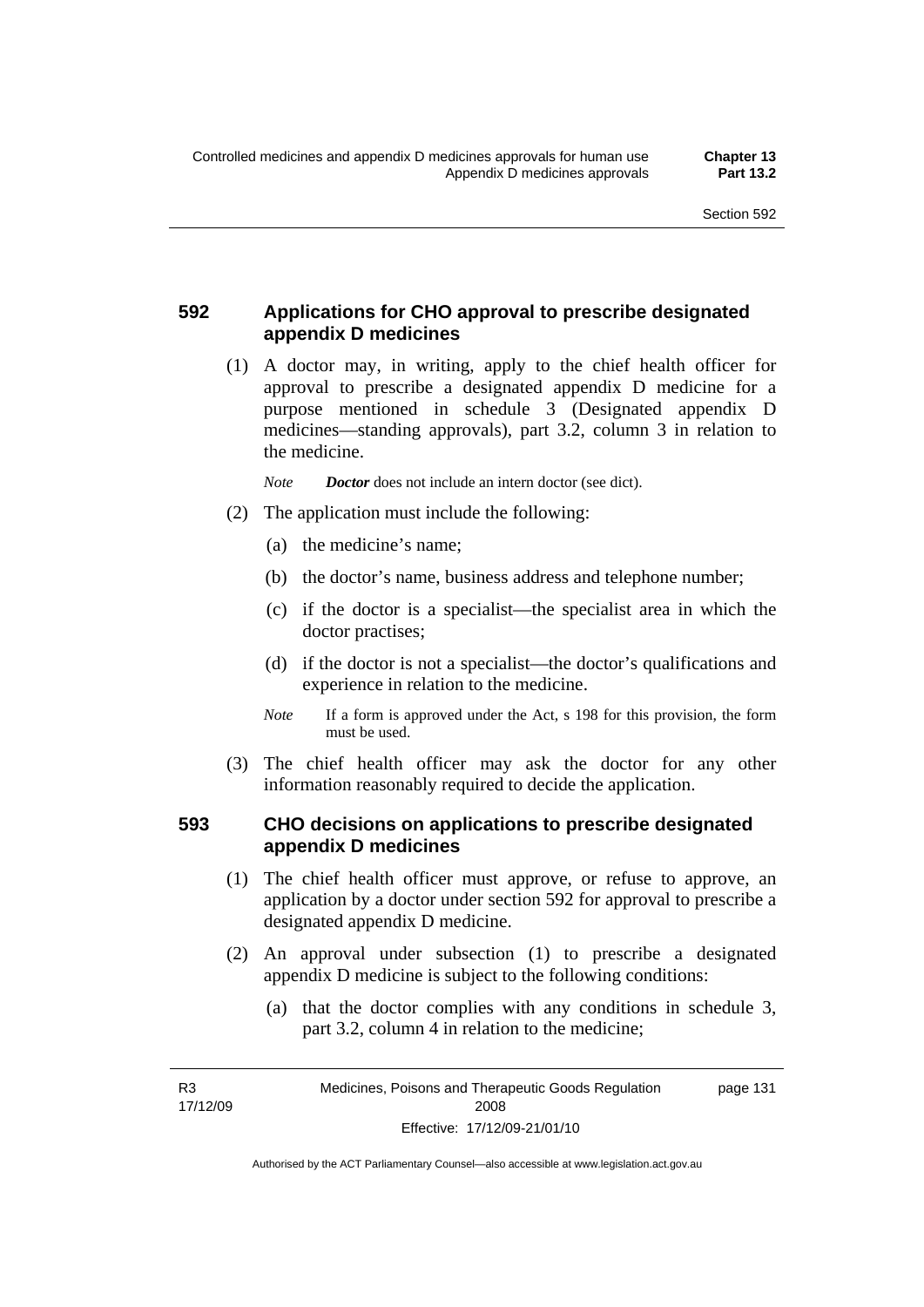## 592 Applications for CHO approval to prescribe designated appendix D medicines

(1) A doctor may, in writing, apply to the chief health officer for approval to prescribe a designated appendix D medicine for a purpose mentioned in schedule 3 (Designated appendix D medicines—standing approvals), part 3.2, column 3 in relation to the medicine.

*Note* ***Doctor*** does not include an intern doctor (see dict).

(2) The application must include the following:

(a) the medicine's name;

(b) the doctor's name, business address and telephone number;

(c) if the doctor is a specialist—the specialist area in which the doctor practises;

(d) if the doctor is not a specialist—the doctor's qualifications and experience in relation to the medicine.

*Note* If a form is approved under the Act, s 198 for this provision, the form must be used.

(3) The chief health officer may ask the doctor for any other information reasonably required to decide the application.

## 593 CHO decisions on applications to prescribe designated appendix D medicines

(1) The chief health officer must approve, or refuse to approve, an application by a doctor under section 592 for approval to prescribe a designated appendix D medicine.

(2) An approval under subsection (1) to prescribe a designated appendix D medicine is subject to the following conditions:

(a) that the doctor complies with any conditions in schedule 3, part 3.2, column 4 in relation to the medicine;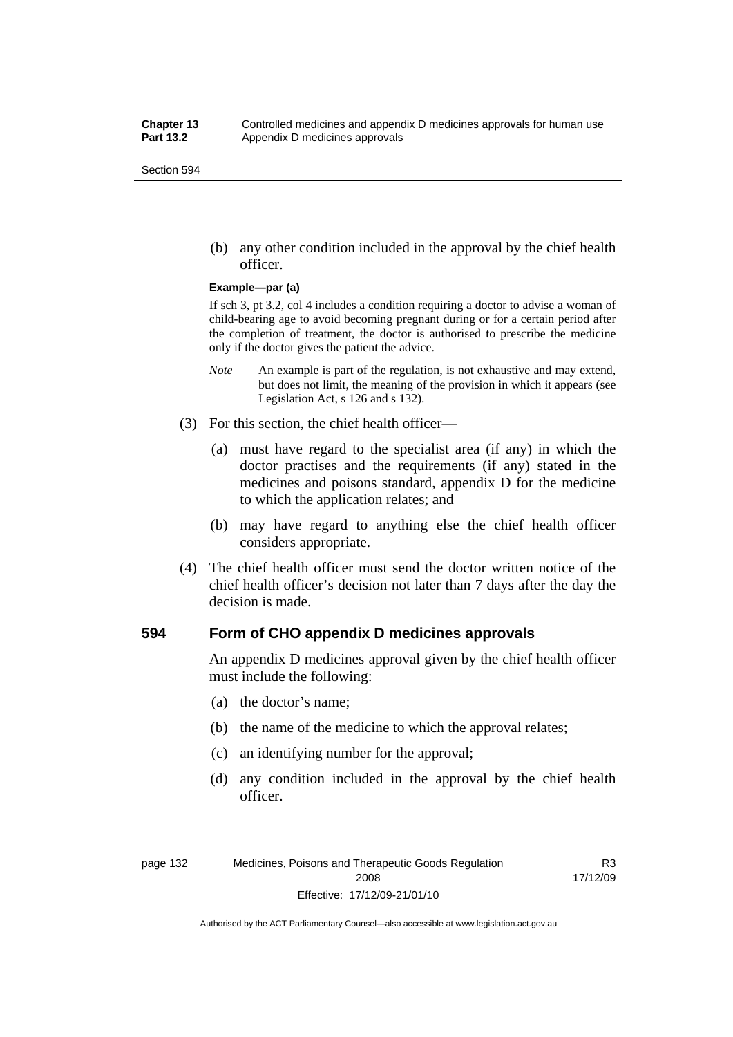(b) any other condition included in the approval by the chief health officer.

**Example—par (a)**

If sch 3, pt 3.2, col 4 includes a condition requiring a doctor to advise a woman of child-bearing age to avoid becoming pregnant during or for a certain period after the completion of treatment, the doctor is authorised to prescribe the medicine only if the doctor gives the patient the advice.

*Note* An example is part of the regulation, is not exhaustive and may extend, but does not limit, the meaning of the provision in which it appears (see Legislation Act, s 126 and s 132).

(3) For this section, the chief health officer—

(a) must have regard to the specialist area (if any) in which the doctor practises and the requirements (if any) stated in the medicines and poisons standard, appendix D for the medicine to which the application relates; and

(b) may have regard to anything else the chief health officer considers appropriate.

(4) The chief health officer must send the doctor written notice of the chief health officer's decision not later than 7 days after the day the decision is made.

## 594 Form of CHO appendix D medicines approvals

An appendix D medicines approval given by the chief health officer must include the following:

(a) the doctor's name;

(b) the name of the medicine to which the approval relates;

(c) an identifying number for the approval;

(d) any condition included in the approval by the chief health officer.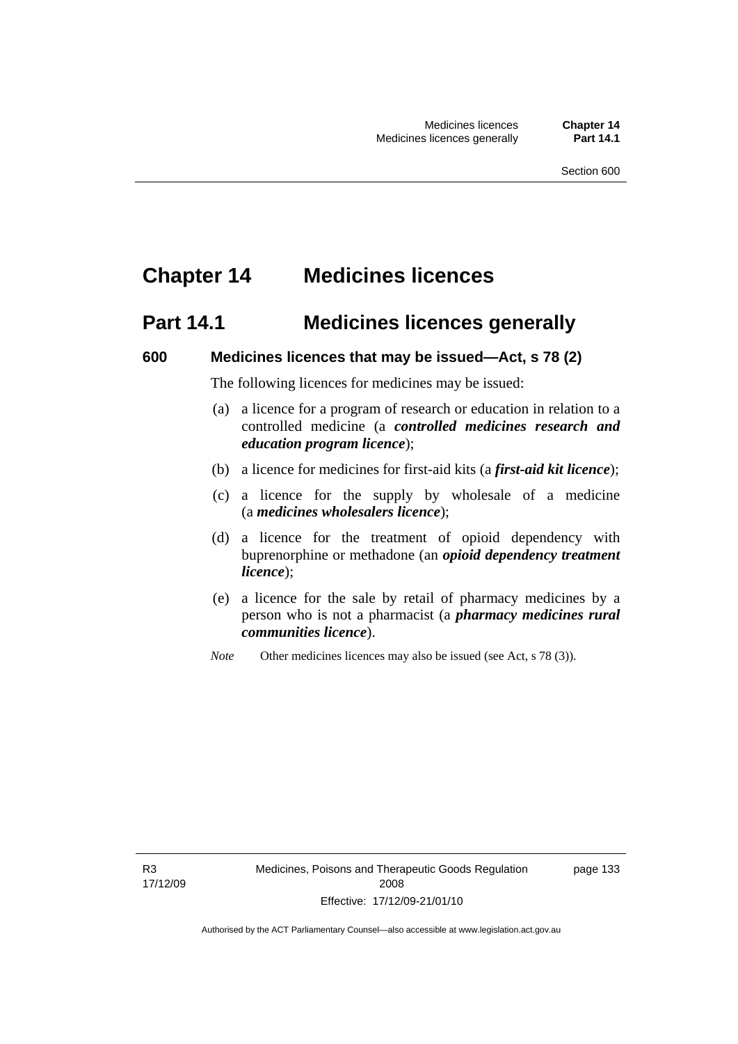# Chapter 14 Medicines licences

## Part 14.1 Medicines licences generally

### 600 Medicines licences that may be issued—Act, s 78 (2)

The following licences for medicines may be issued:

(a) a licence for a program of research or education in relation to a controlled medicine (a ***controlled medicines research and education program licence***);

(b) a licence for medicines for first-aid kits (a ***first-aid kit licence***);

(c) a licence for the supply by wholesale of a medicine (a ***medicines wholesalers licence***);

(d) a licence for the treatment of opioid dependency with buprenorphine or methadone (an ***opioid dependency treatment licence***);

(e) a licence for the sale by retail of pharmacy medicines by a person who is not a pharmacist (a ***pharmacy medicines rural communities licence***).

*Note* Other medicines licences may also be issued (see Act, s 78 (3)).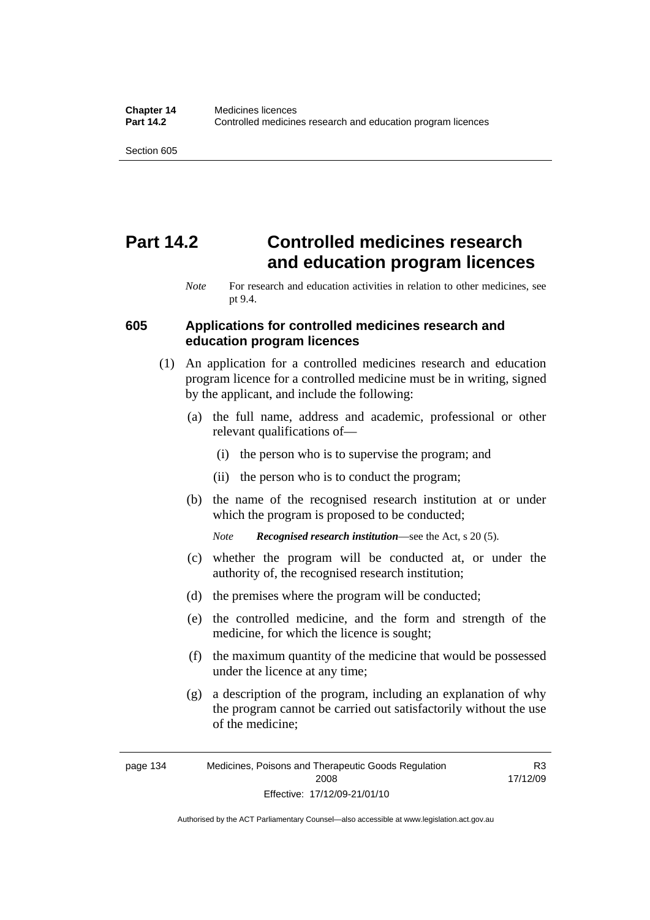# Part 14.2 Controlled medicines research and education program licences

*Note* For research and education activities in relation to other medicines, see pt 9.4.

## 605 Applications for controlled medicines research and education program licences

(1) An application for a controlled medicines research and education program licence for a controlled medicine must be in writing, signed by the applicant, and include the following:

(a) the full name, address and academic, professional or other relevant qualifications of—

(i) the person who is to supervise the program; and

(ii) the person who is to conduct the program;

(b) the name of the recognised research institution at or under which the program is proposed to be conducted;

*Note* ***Recognised research institution***—see the Act, s 20 (5).

(c) whether the program will be conducted at, or under the authority of, the recognised research institution;

(d) the premises where the program will be conducted;

(e) the controlled medicine, and the form and strength of the medicine, for which the licence is sought;

(f) the maximum quantity of the medicine that would be possessed under the licence at any time;

(g) a description of the program, including an explanation of why the program cannot be carried out satisfactorily without the use of the medicine;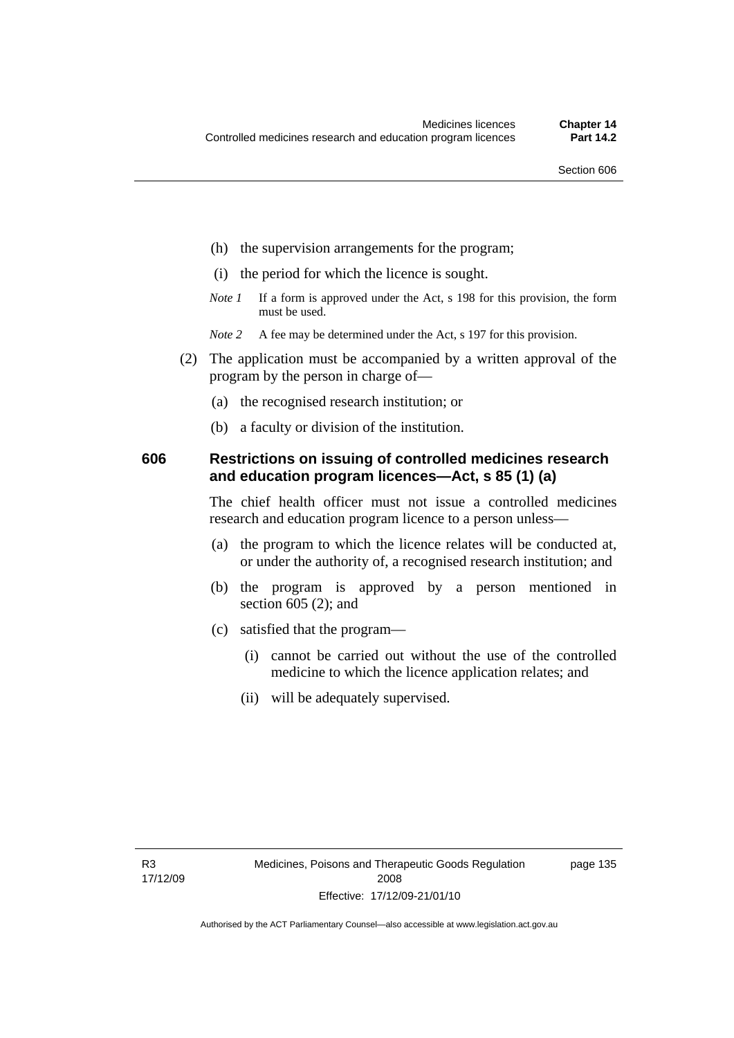(h) the supervision arrangements for the program;

(i) the period for which the licence is sought.

*Note 1* If a form is approved under the Act, s 198 for this provision, the form must be used.

*Note 2* A fee may be determined under the Act, s 197 for this provision.

(2) The application must be accompanied by a written approval of the program by the person in charge of—

(a) the recognised research institution; or

(b) a faculty or division of the institution.

## 606 Restrictions on issuing of controlled medicines research and education program licences—Act, s 85 (1) (a)

The chief health officer must not issue a controlled medicines research and education program licence to a person unless—

(a) the program to which the licence relates will be conducted at, or under the authority of, a recognised research institution; and

(b) the program is approved by a person mentioned in section 605 (2); and

(c) satisfied that the program—

(i) cannot be carried out without the use of the controlled medicine to which the licence application relates; and

(ii) will be adequately supervised.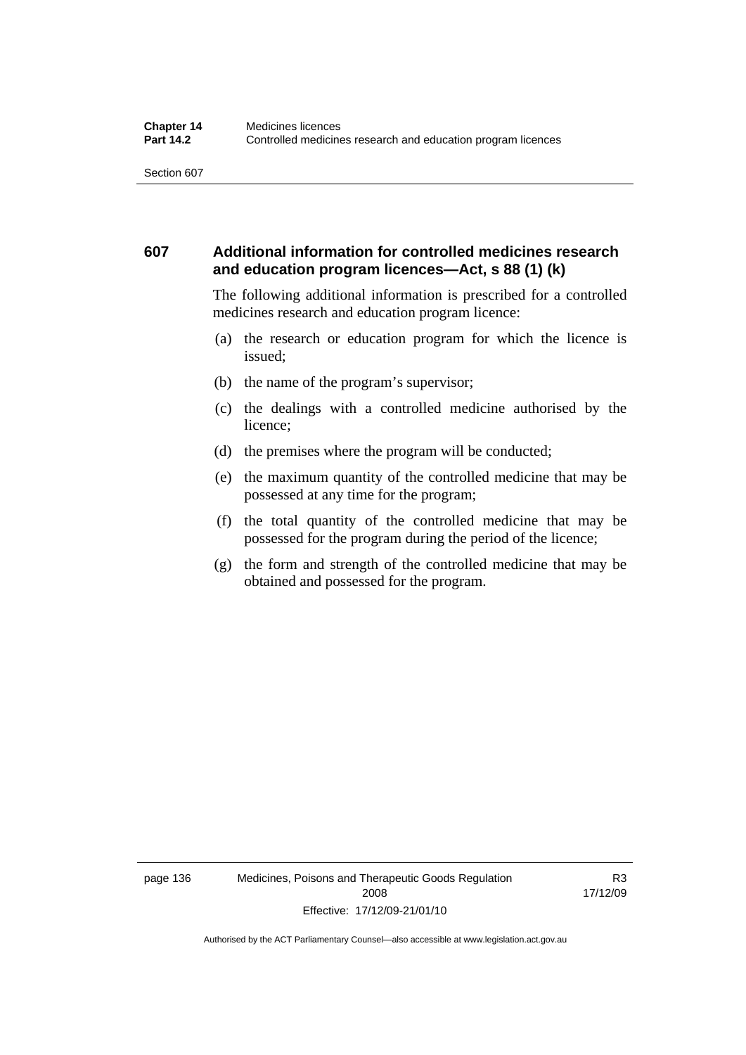## 607 Additional information for controlled medicines research and education program licences—Act, s 88 (1) (k)

The following additional information is prescribed for a controlled medicines research and education program licence:

(a) the research or education program for which the licence is issued;

(b) the name of the program's supervisor;

(c) the dealings with a controlled medicine authorised by the licence;

(d) the premises where the program will be conducted;

(e) the maximum quantity of the controlled medicine that may be possessed at any time for the program;

(f) the total quantity of the controlled medicine that may be possessed for the program during the period of the licence;

(g) the form and strength of the controlled medicine that may be obtained and possessed for the program.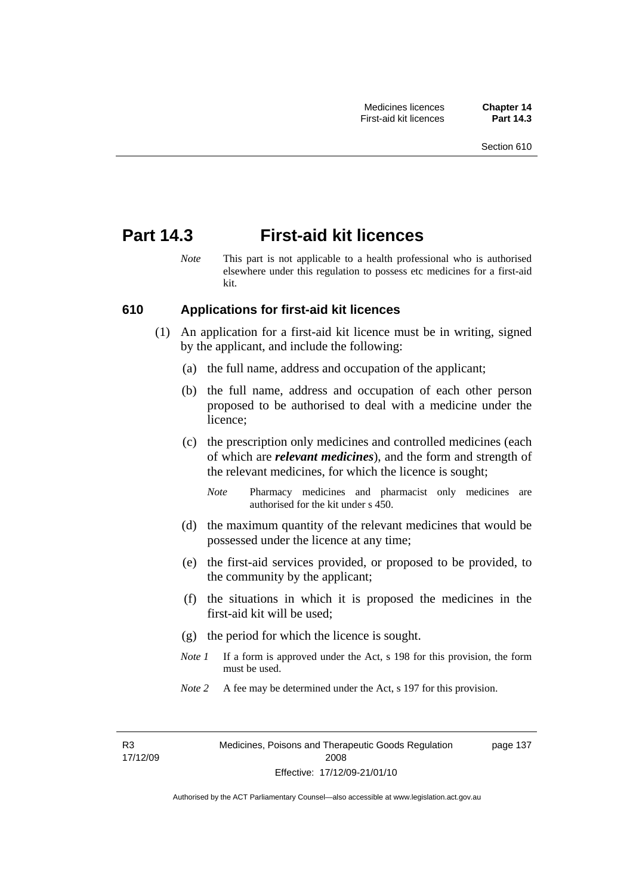# Part 14.3 First-aid kit licences

*Note* This part is not applicable to a health professional who is authorised elsewhere under this regulation to possess etc medicines for a first-aid kit.

## 610 Applications for first-aid kit licences

(1) An application for a first-aid kit licence must be in writing, signed by the applicant, and include the following:

(a) the full name, address and occupation of the applicant;

(b) the full name, address and occupation of each other person proposed to be authorised to deal with a medicine under the licence;

(c) the prescription only medicines and controlled medicines (each of which are ***relevant medicines***), and the form and strength of the relevant medicines, for which the licence is sought;

*Note* Pharmacy medicines and pharmacist only medicines are authorised for the kit under s 450.

(d) the maximum quantity of the relevant medicines that would be possessed under the licence at any time;

(e) the first-aid services provided, or proposed to be provided, to the community by the applicant;

(f) the situations in which it is proposed the medicines in the first-aid kit will be used;

(g) the period for which the licence is sought.

*Note 1* If a form is approved under the Act, s 198 for this provision, the form must be used.

*Note 2* A fee may be determined under the Act, s 197 for this provision.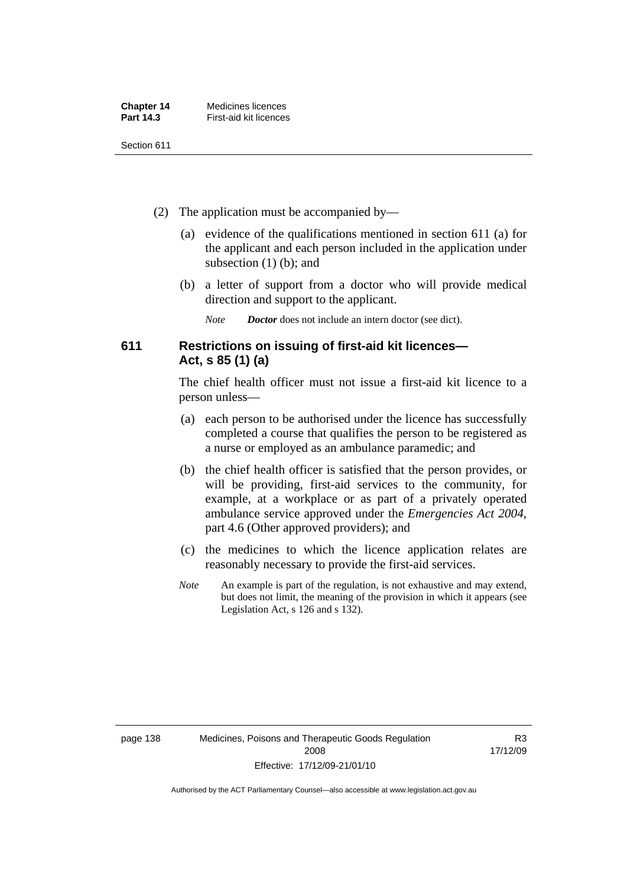(2) The application must be accompanied by—

(a) evidence of the qualifications mentioned in section 611 (a) for the applicant and each person included in the application under subsection (1) (b); and

(b) a letter of support from a doctor who will provide medical direction and support to the applicant.

*Note* ***Doctor*** does not include an intern doctor (see dict).

### 611 Restrictions on issuing of first-aid kit licences—Act, s 85 (1) (a)

The chief health officer must not issue a first-aid kit licence to a person unless—

(a) each person to be authorised under the licence has successfully completed a course that qualifies the person to be registered as a nurse or employed as an ambulance paramedic; and

(b) the chief health officer is satisfied that the person provides, or will be providing, first-aid services to the community, for example, at a workplace or as part of a privately operated ambulance service approved under the *Emergencies Act 2004*, part 4.6 (Other approved providers); and

(c) the medicines to which the licence application relates are reasonably necessary to provide the first-aid services.

*Note* An example is part of the regulation, is not exhaustive and may extend, but does not limit, the meaning of the provision in which it appears (see Legislation Act, s 126 and s 132).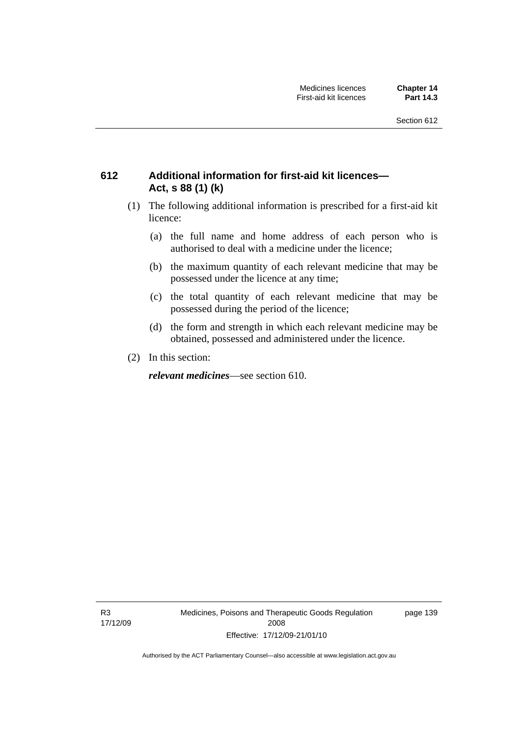## 612 Additional information for first-aid kit licences—Act, s 88 (1) (k)

(1) The following additional information is prescribed for a first-aid kit licence:

(a) the full name and home address of each person who is authorised to deal with a medicine under the licence;

(b) the maximum quantity of each relevant medicine that may be possessed under the licence at any time;

(c) the total quantity of each relevant medicine that may be possessed during the period of the licence;

(d) the form and strength in which each relevant medicine may be obtained, possessed and administered under the licence.

(2) In this section:

***relevant medicines***—see section 610.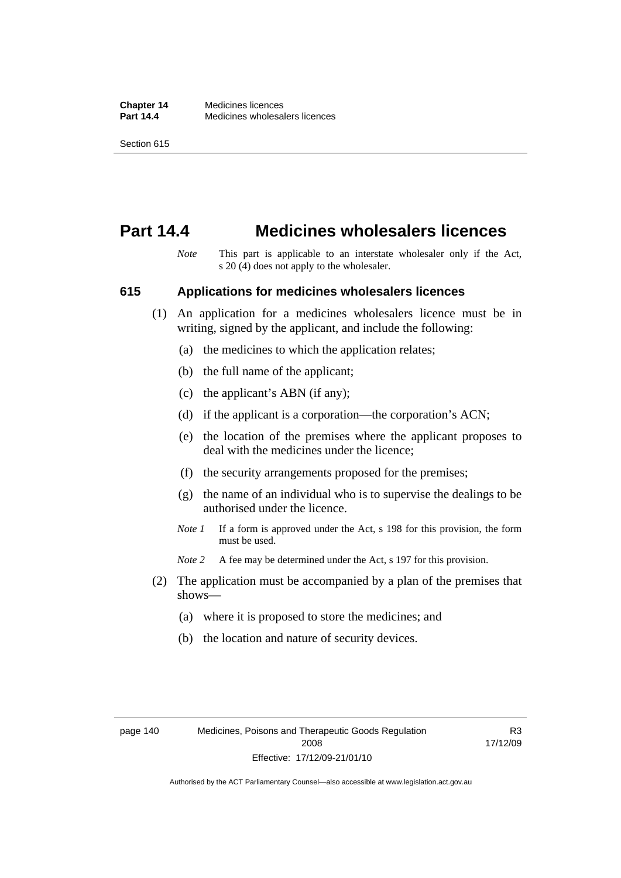# Part 14.4 Medicines wholesalers licences

*Note* This part is applicable to an interstate wholesaler only if the Act, s 20 (4) does not apply to the wholesaler.

## 615 Applications for medicines wholesalers licences

(1) An application for a medicines wholesalers licence must be in writing, signed by the applicant, and include the following:

(a) the medicines to which the application relates;

(b) the full name of the applicant;

(c) the applicant's ABN (if any);

(d) if the applicant is a corporation—the corporation's ACN;

(e) the location of the premises where the applicant proposes to deal with the medicines under the licence;

(f) the security arrangements proposed for the premises;

(g) the name of an individual who is to supervise the dealings to be authorised under the licence.

*Note 1* If a form is approved under the Act, s 198 for this provision, the form must be used.

*Note 2* A fee may be determined under the Act, s 197 for this provision.

(2) The application must be accompanied by a plan of the premises that shows—

(a) where it is proposed to store the medicines; and

(b) the location and nature of security devices.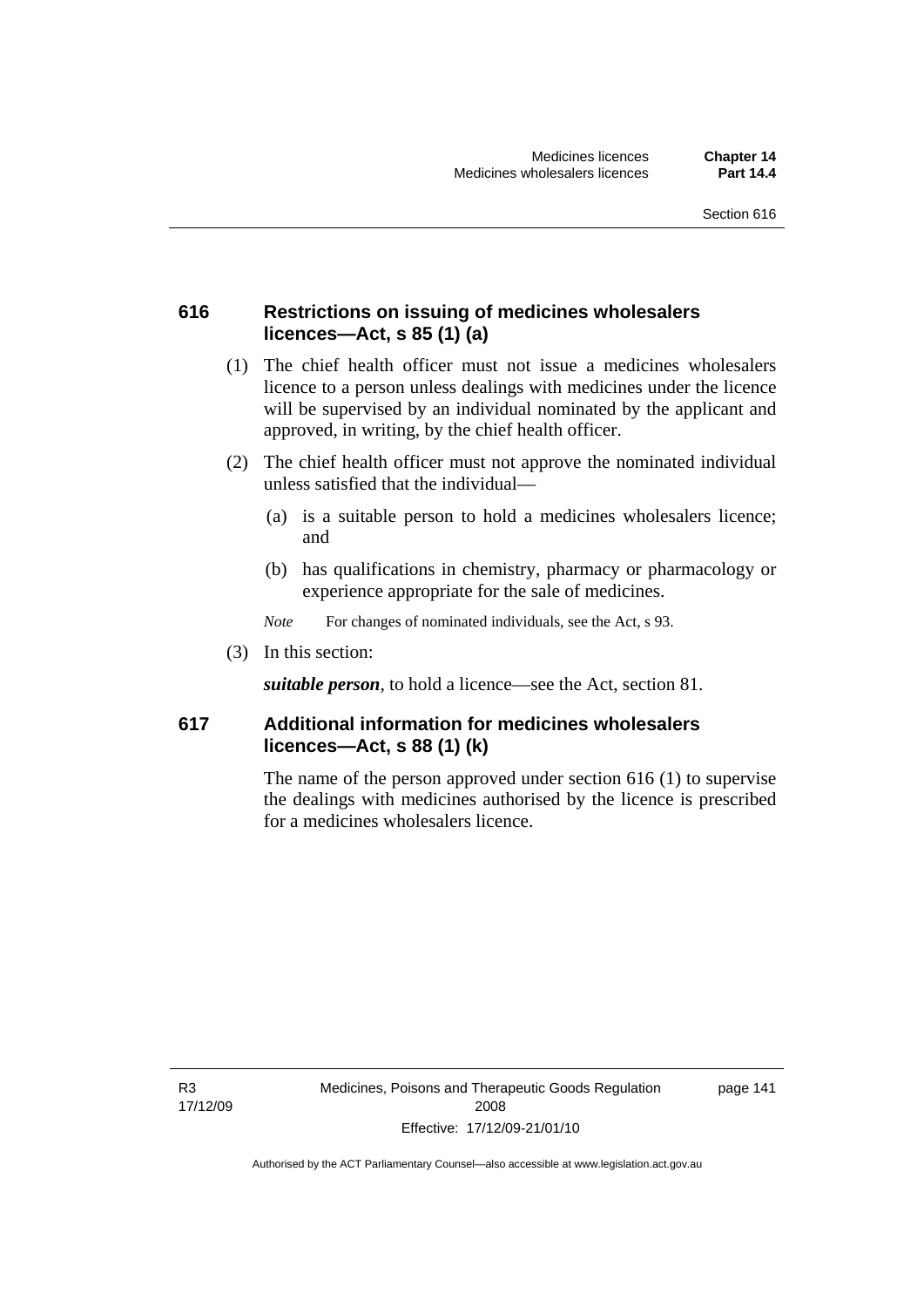## 616 Restrictions on issuing of medicines wholesalers licences—Act, s 85 (1) (a)

(1) The chief health officer must not issue a medicines wholesalers licence to a person unless dealings with medicines under the licence will be supervised by an individual nominated by the applicant and approved, in writing, by the chief health officer.

(2) The chief health officer must not approve the nominated individual unless satisfied that the individual—

(a) is a suitable person to hold a medicines wholesalers licence; and

(b) has qualifications in chemistry, pharmacy or pharmacology or experience appropriate for the sale of medicines.

*Note* For changes of nominated individuals, see the Act, s 93.

(3) In this section:

***suitable person***, to hold a licence—see the Act, section 81.

## 617 Additional information for medicines wholesalers licences—Act, s 88 (1) (k)

The name of the person approved under section 616 (1) to supervise the dealings with medicines authorised by the licence is prescribed for a medicines wholesalers licence.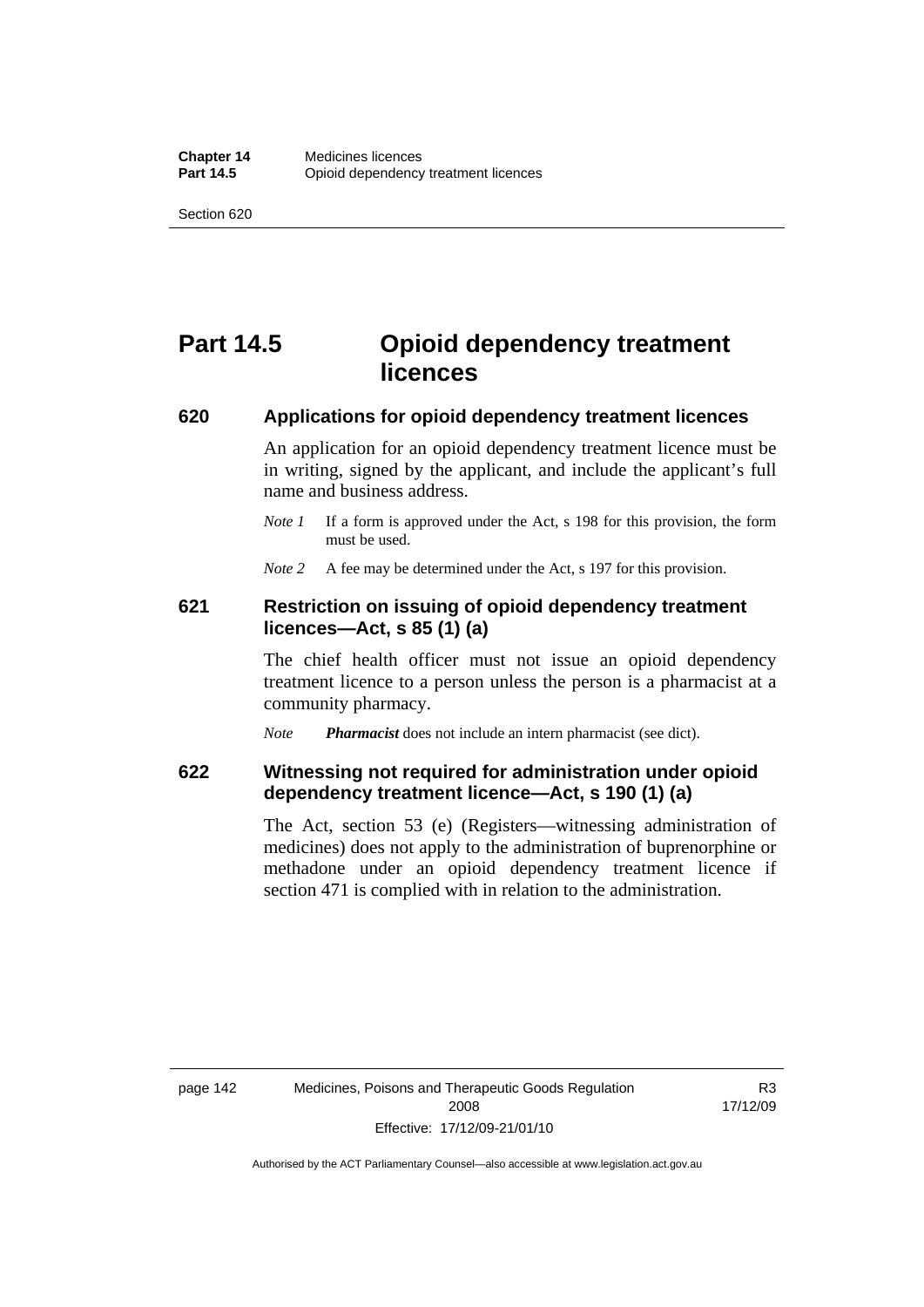# Part 14.5 Opioid dependency treatment licences

### 620 Applications for opioid dependency treatment licences

An application for an opioid dependency treatment licence must be in writing, signed by the applicant, and include the applicant's full name and business address.

*Note 1* If a form is approved under the Act, s 198 for this provision, the form must be used.

*Note 2* A fee may be determined under the Act, s 197 for this provision.

### 621 Restriction on issuing of opioid dependency treatment licences—Act, s 85 (1) (a)

The chief health officer must not issue an opioid dependency treatment licence to a person unless the person is a pharmacist at a community pharmacy.

*Note* ***Pharmacist*** does not include an intern pharmacist (see dict).

### 622 Witnessing not required for administration under opioid dependency treatment licence—Act, s 190 (1) (a)

The Act, section 53 (e) (Registers—witnessing administration of medicines) does not apply to the administration of buprenorphine or methadone under an opioid dependency treatment licence if section 471 is complied with in relation to the administration.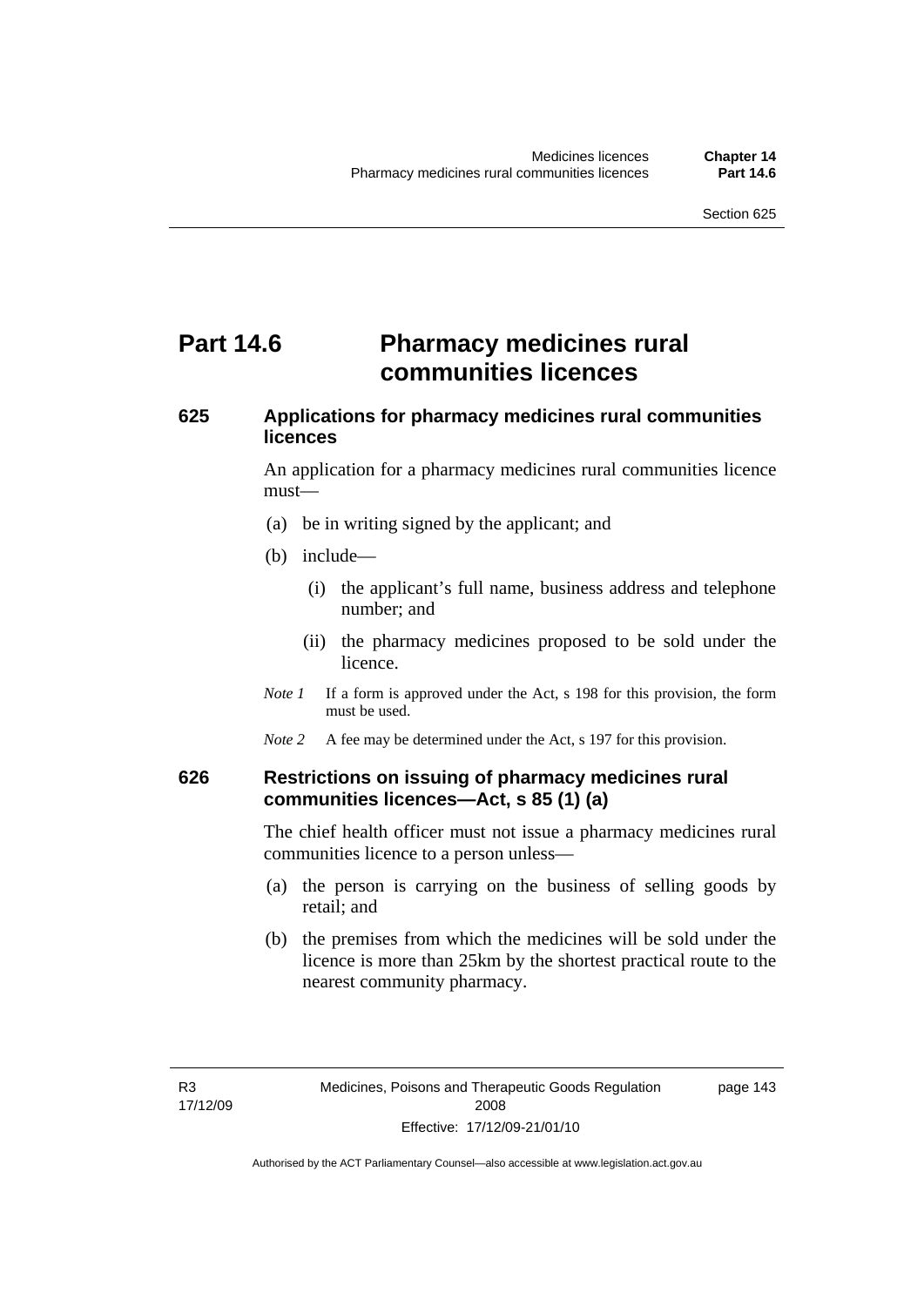# Part 14.6 Pharmacy medicines rural communities licences

## 625 Applications for pharmacy medicines rural communities licences

An application for a pharmacy medicines rural communities licence must—

(a) be in writing signed by the applicant; and

(b) include—

(i) the applicant's full name, business address and telephone number; and

(ii) the pharmacy medicines proposed to be sold under the licence.

*Note 1* If a form is approved under the Act, s 198 for this provision, the form must be used.

*Note 2* A fee may be determined under the Act, s 197 for this provision.

## 626 Restrictions on issuing of pharmacy medicines rural communities licences—Act, s 85 (1) (a)

The chief health officer must not issue a pharmacy medicines rural communities licence to a person unless—

(a) the person is carrying on the business of selling goods by retail; and

(b) the premises from which the medicines will be sold under the licence is more than 25km by the shortest practical route to the nearest community pharmacy.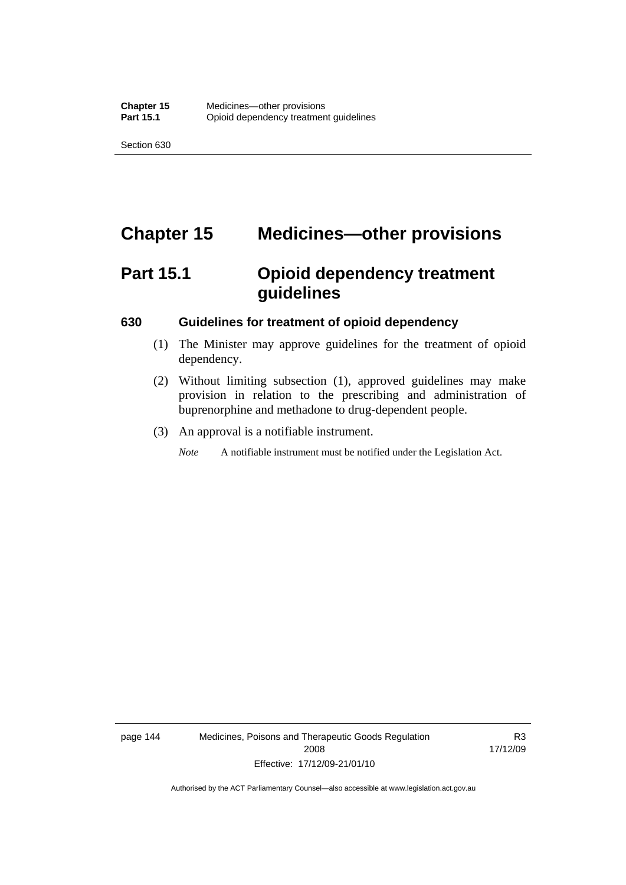# Chapter 15 Medicines—other provisions

## Part 15.1 Opioid dependency treatment guidelines

### 630 Guidelines for treatment of opioid dependency

(1) The Minister may approve guidelines for the treatment of opioid dependency.

(2) Without limiting subsection (1), approved guidelines may make provision in relation to the prescribing and administration of buprenorphine and methadone to drug-dependent people.

(3) An approval is a notifiable instrument.

*Note* A notifiable instrument must be notified under the Legislation Act.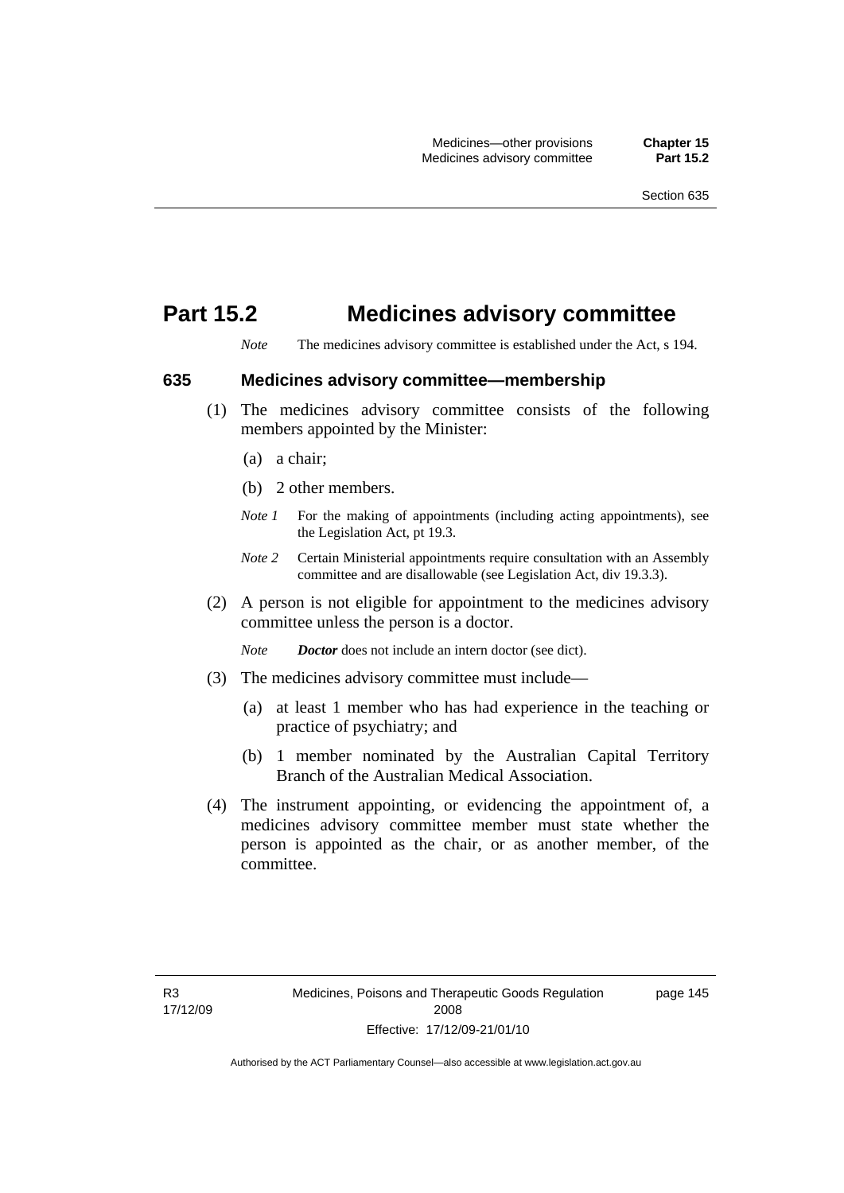# Part 15.2 Medicines advisory committee

*Note* The medicines advisory committee is established under the Act, s 194.

## 635 Medicines advisory committee—membership

(1) The medicines advisory committee consists of the following members appointed by the Minister:

(a) a chair;

(b) 2 other members.

*Note 1* For the making of appointments (including acting appointments), see the Legislation Act, pt 19.3.

*Note 2* Certain Ministerial appointments require consultation with an Assembly committee and are disallowable (see Legislation Act, div 19.3.3).

(2) A person is not eligible for appointment to the medicines advisory committee unless the person is a doctor.

*Note* ***Doctor*** does not include an intern doctor (see dict).

(3) The medicines advisory committee must include—

(a) at least 1 member who has had experience in the teaching or practice of psychiatry; and

(b) 1 member nominated by the Australian Capital Territory Branch of the Australian Medical Association.

(4) The instrument appointing, or evidencing the appointment of, a medicines advisory committee member must state whether the person is appointed as the chair, or as another member, of the committee.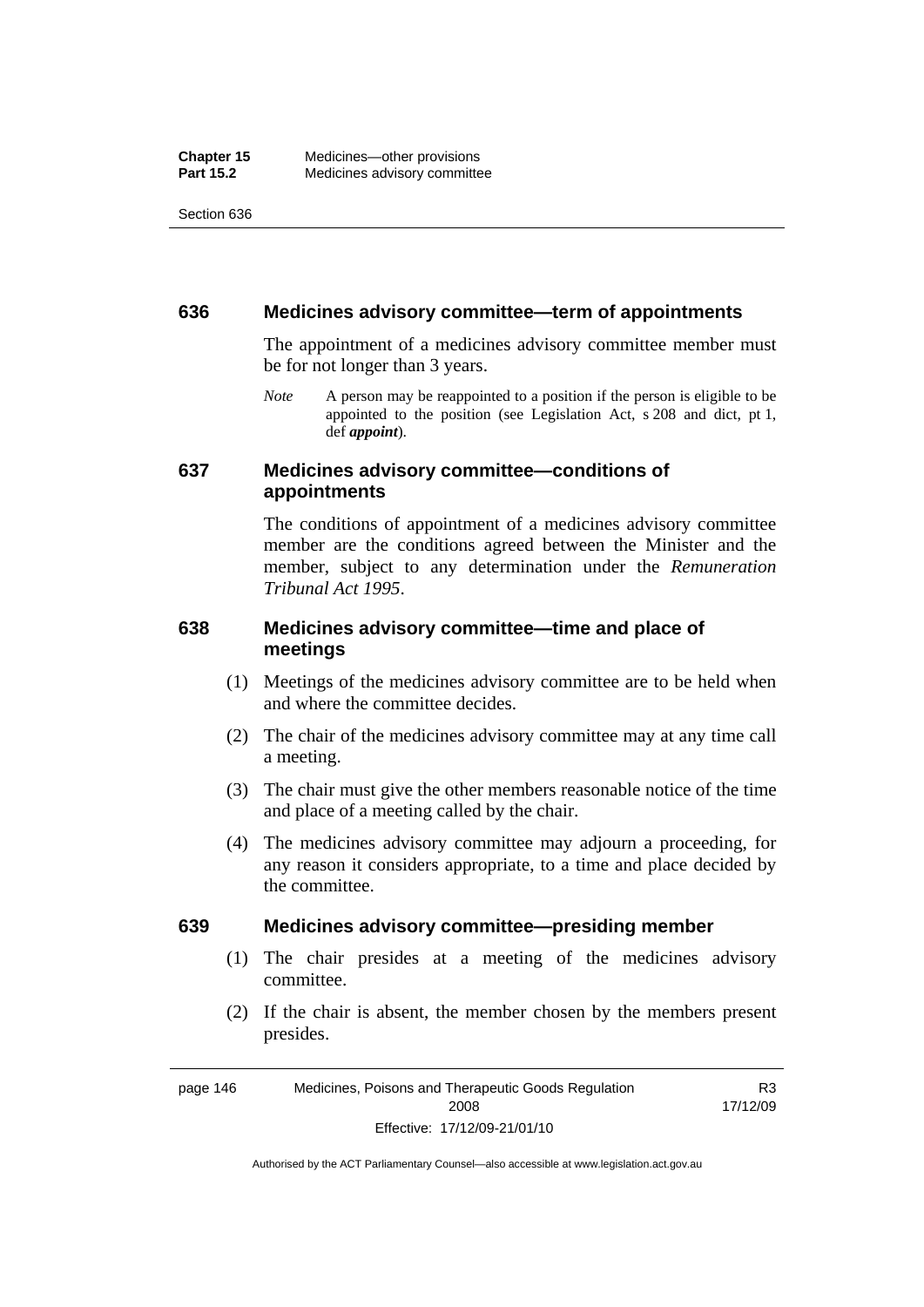## 636 Medicines advisory committee—term of appointments

The appointment of a medicines advisory committee member must be for not longer than 3 years.

*Note* A person may be reappointed to a position if the person is eligible to be appointed to the position (see Legislation Act, s 208 and dict, pt 1, def ***appoint***).

## 637 Medicines advisory committee—conditions of appointments

The conditions of appointment of a medicines advisory committee member are the conditions agreed between the Minister and the member, subject to any determination under the *Remuneration Tribunal Act 1995*.

## 638 Medicines advisory committee—time and place of meetings

(1) Meetings of the medicines advisory committee are to be held when and where the committee decides.

(2) The chair of the medicines advisory committee may at any time call a meeting.

(3) The chair must give the other members reasonable notice of the time and place of a meeting called by the chair.

(4) The medicines advisory committee may adjourn a proceeding, for any reason it considers appropriate, to a time and place decided by the committee.

## 639 Medicines advisory committee—presiding member

(1) The chair presides at a meeting of the medicines advisory committee.

(2) If the chair is absent, the member chosen by the members present presides.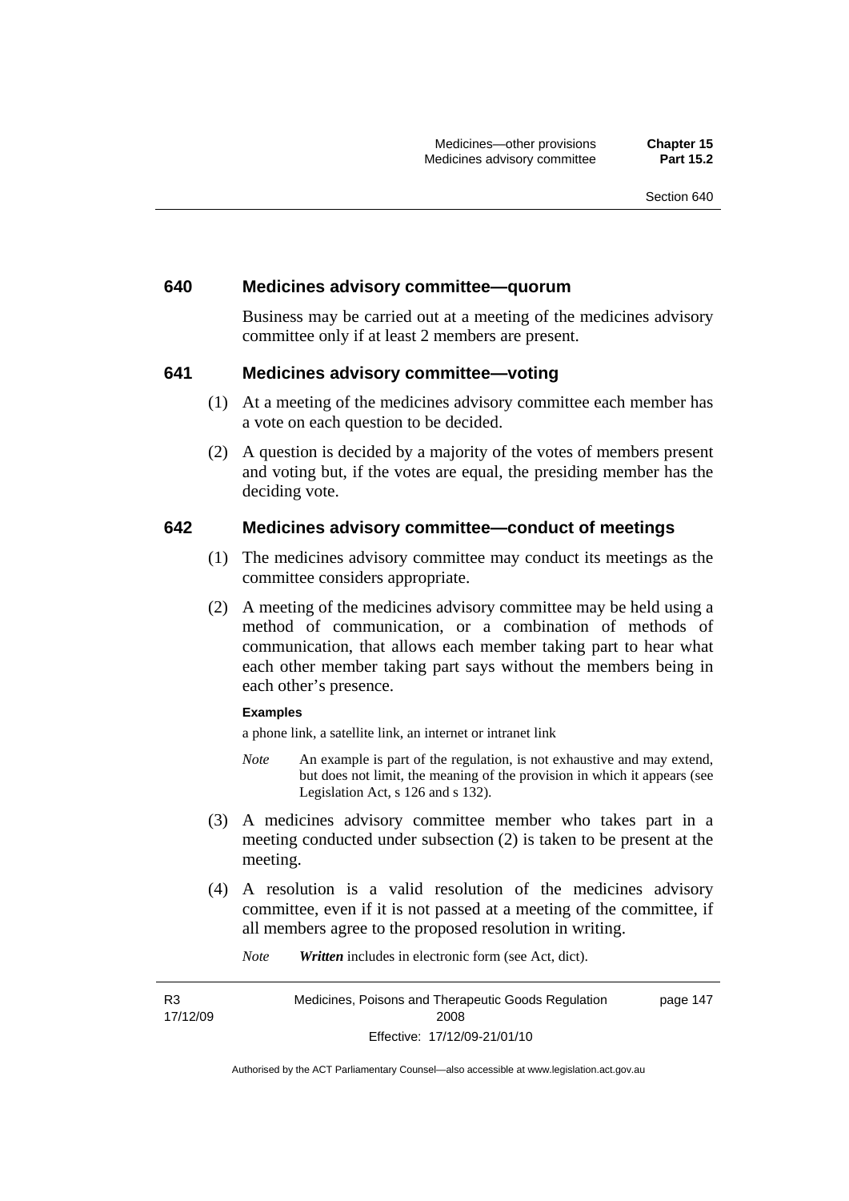### 640 Medicines advisory committee—quorum

Business may be carried out at a meeting of the medicines advisory committee only if at least 2 members are present.

### 641 Medicines advisory committee—voting

(1) At a meeting of the medicines advisory committee each member has a vote on each question to be decided.

(2) A question is decided by a majority of the votes of members present and voting but, if the votes are equal, the presiding member has the deciding vote.

### 642 Medicines advisory committee—conduct of meetings

(1) The medicines advisory committee may conduct its meetings as the committee considers appropriate.

(2) A meeting of the medicines advisory committee may be held using a method of communication, or a combination of methods of communication, that allows each member taking part to hear what each other member taking part says without the members being in each other's presence.

**Examples**

a phone link, a satellite link, an internet or intranet link

*Note* An example is part of the regulation, is not exhaustive and may extend, but does not limit, the meaning of the provision in which it appears (see Legislation Act, s 126 and s 132).

(3) A medicines advisory committee member who takes part in a meeting conducted under subsection (2) is taken to be present at the meeting.

(4) A resolution is a valid resolution of the medicines advisory committee, even if it is not passed at a meeting of the committee, if all members agree to the proposed resolution in writing.

*Note* ***Written*** includes in electronic form (see Act, dict).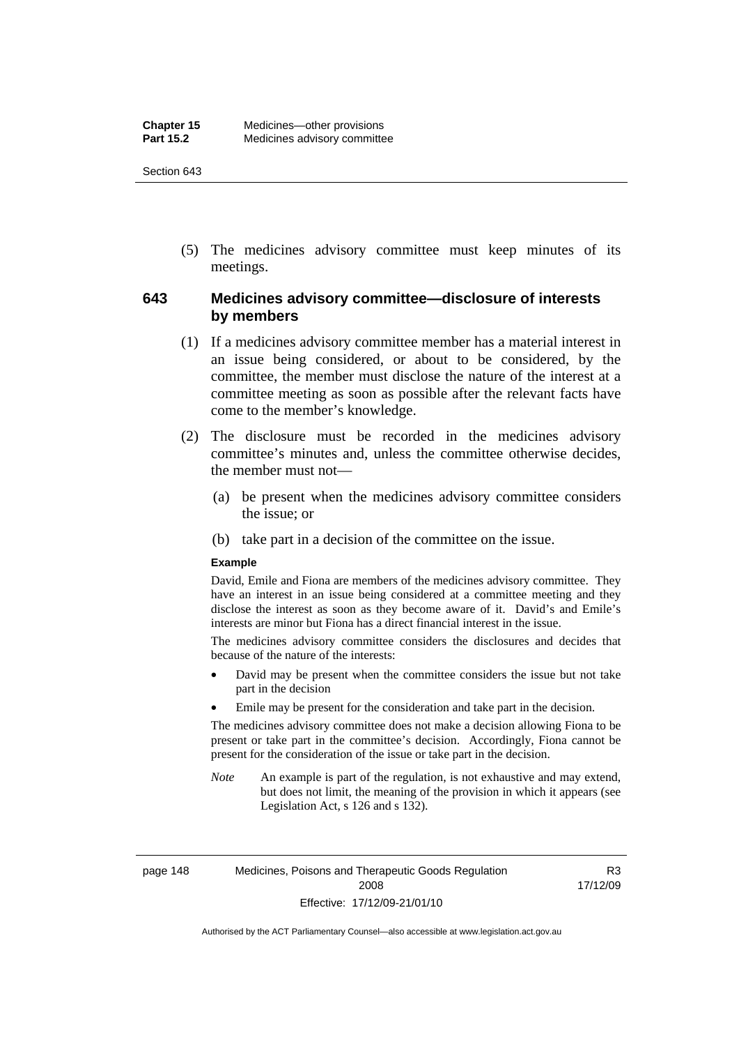(5) The medicines advisory committee must keep minutes of its meetings.

## 643 Medicines advisory committee—disclosure of interests by members

(1) If a medicines advisory committee member has a material interest in an issue being considered, or about to be considered, by the committee, the member must disclose the nature of the interest at a committee meeting as soon as possible after the relevant facts have come to the member's knowledge.

(2) The disclosure must be recorded in the medicines advisory committee's minutes and, unless the committee otherwise decides, the member must not—

(a) be present when the medicines advisory committee considers the issue; or

(b) take part in a decision of the committee on the issue.

**Example**

David, Emile and Fiona are members of the medicines advisory committee. They have an interest in an issue being considered at a committee meeting and they disclose the interest as soon as they become aware of it. David's and Emile's interests are minor but Fiona has a direct financial interest in the issue.

The medicines advisory committee considers the disclosures and decides that because of the nature of the interests:

- David may be present when the committee considers the issue but not take part in the decision
- Emile may be present for the consideration and take part in the decision.

The medicines advisory committee does not make a decision allowing Fiona to be present or take part in the committee's decision. Accordingly, Fiona cannot be present for the consideration of the issue or take part in the decision.

*Note* An example is part of the regulation, is not exhaustive and may extend, but does not limit, the meaning of the provision in which it appears (see Legislation Act, s 126 and s 132).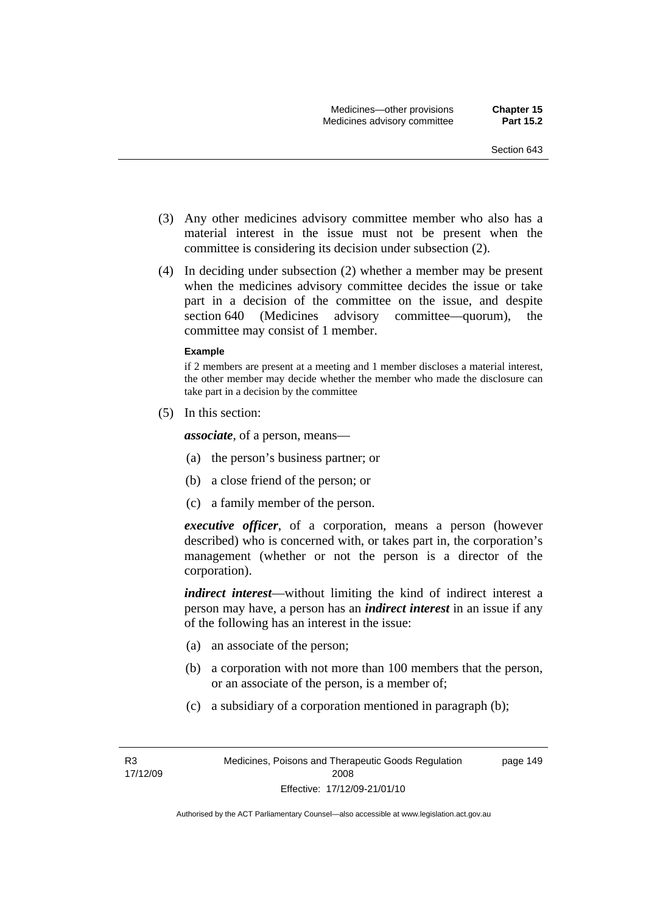(3) Any other medicines advisory committee member who also has a material interest in the issue must not be present when the committee is considering its decision under subsection (2).

(4) In deciding under subsection (2) whether a member may be present when the medicines advisory committee decides the issue or take part in a decision of the committee on the issue, and despite section 640 (Medicines advisory committee—quorum), the committee may consist of 1 member.

**Example**

if 2 members are present at a meeting and 1 member discloses a material interest, the other member may decide whether the member who made the disclosure can take part in a decision by the committee

(5) In this section:

***associate***, of a person, means—

(a) the person's business partner; or

(b) a close friend of the person; or

(c) a family member of the person.

***executive officer***, of a corporation, means a person (however described) who is concerned with, or takes part in, the corporation's management (whether or not the person is a director of the corporation).

***indirect interest***—without limiting the kind of indirect interest a person may have, a person has an ***indirect interest*** in an issue if any of the following has an interest in the issue:

(a) an associate of the person;

(b) a corporation with not more than 100 members that the person, or an associate of the person, is a member of;

(c) a subsidiary of a corporation mentioned in paragraph (b);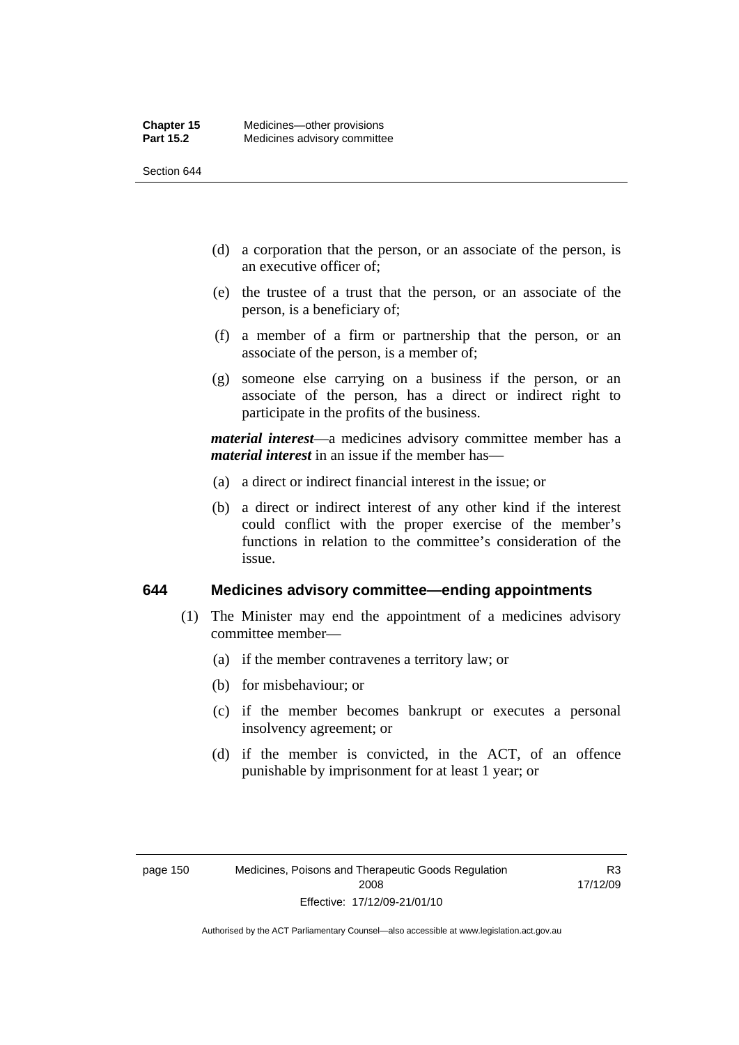(d) a corporation that the person, or an associate of the person, is an executive officer of;

(e) the trustee of a trust that the person, or an associate of the person, is a beneficiary of;

(f) a member of a firm or partnership that the person, or an associate of the person, is a member of;

(g) someone else carrying on a business if the person, or an associate of the person, has a direct or indirect right to participate in the profits of the business.

***material interest***—a medicines advisory committee member has a ***material interest*** in an issue if the member has—

(a) a direct or indirect financial interest in the issue; or

(b) a direct or indirect interest of any other kind if the interest could conflict with the proper exercise of the member's functions in relation to the committee's consideration of the issue.

## 644 Medicines advisory committee—ending appointments

(1) The Minister may end the appointment of a medicines advisory committee member—

(a) if the member contravenes a territory law; or

(b) for misbehaviour; or

(c) if the member becomes bankrupt or executes a personal insolvency agreement; or

(d) if the member is convicted, in the ACT, of an offence punishable by imprisonment for at least 1 year; or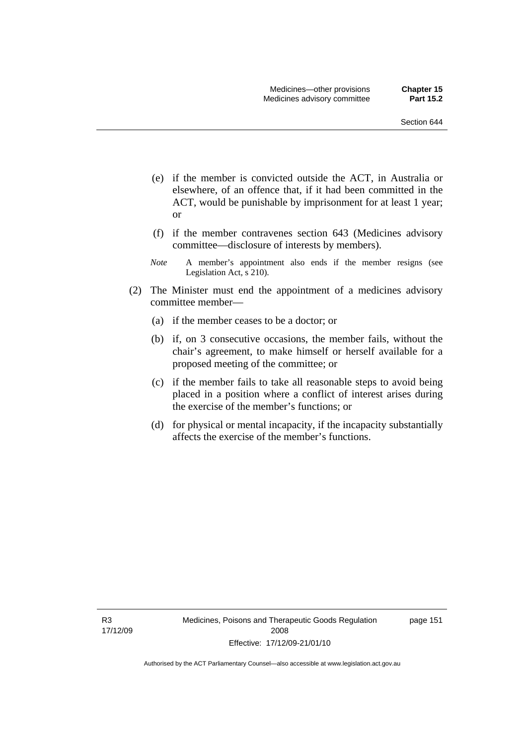(e) if the member is convicted outside the ACT, in Australia or elsewhere, of an offence that, if it had been committed in the ACT, would be punishable by imprisonment for at least 1 year; or

(f) if the member contravenes section 643 (Medicines advisory committee—disclosure of interests by members).

*Note* A member's appointment also ends if the member resigns (see Legislation Act, s 210).

(2) The Minister must end the appointment of a medicines advisory committee member—

(a) if the member ceases to be a doctor; or

(b) if, on 3 consecutive occasions, the member fails, without the chair's agreement, to make himself or herself available for a proposed meeting of the committee; or

(c) if the member fails to take all reasonable steps to avoid being placed in a position where a conflict of interest arises during the exercise of the member's functions; or

(d) for physical or mental incapacity, if the incapacity substantially affects the exercise of the member's functions.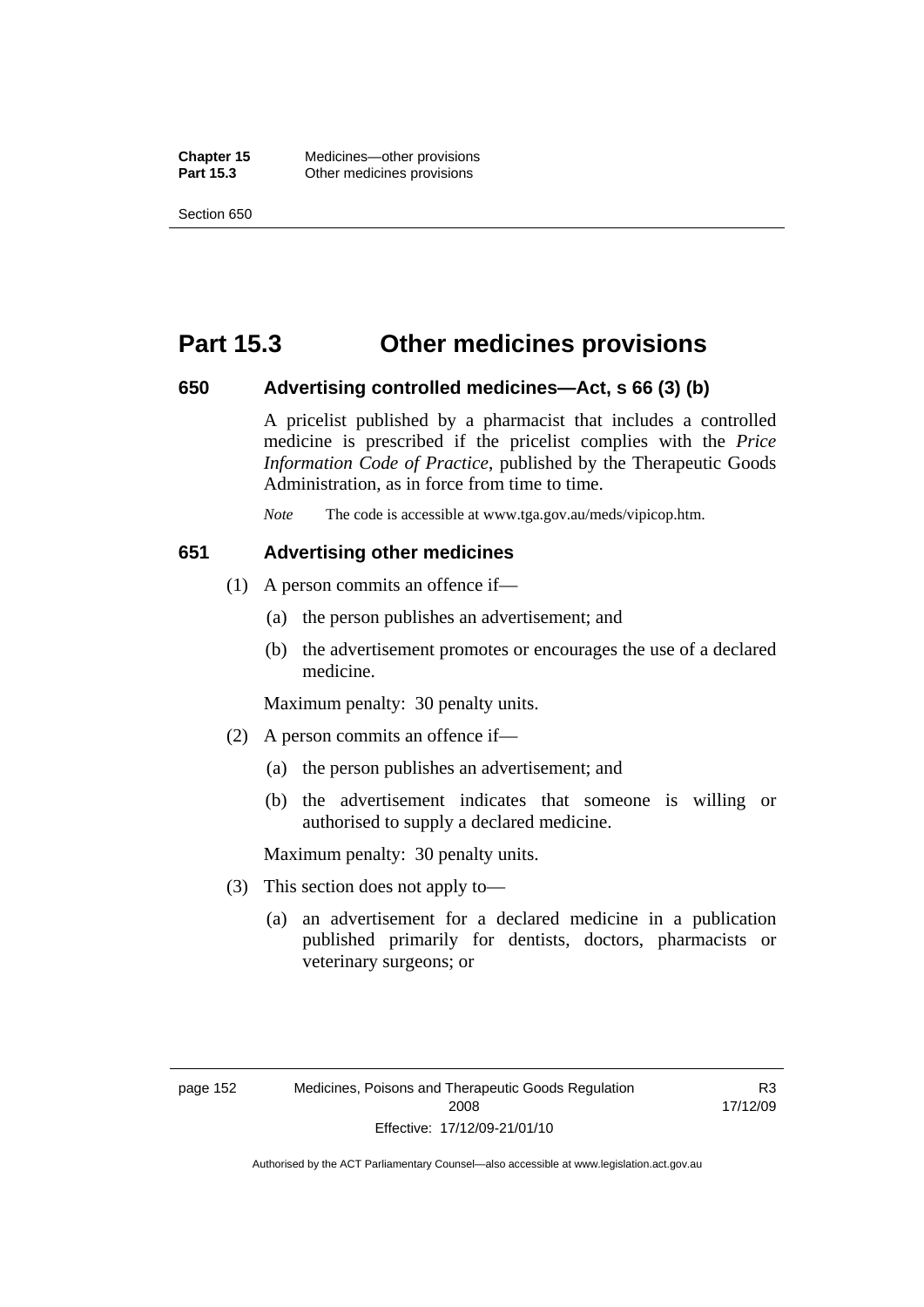# Part 15.3 Other medicines provisions

## 650 Advertising controlled medicines—Act, s 66 (3) (b)

A pricelist published by a pharmacist that includes a controlled medicine is prescribed if the pricelist complies with the *Price Information Code of Practice*, published by the Therapeutic Goods Administration, as in force from time to time.

*Note* The code is accessible at www.tga.gov.au/meds/vipicop.htm.

## 651 Advertising other medicines

(1) A person commits an offence if—

(a) the person publishes an advertisement; and

(b) the advertisement promotes or encourages the use of a declared medicine.

Maximum penalty: 30 penalty units.

(2) A person commits an offence if—

(a) the person publishes an advertisement; and

(b) the advertisement indicates that someone is willing or authorised to supply a declared medicine.

Maximum penalty: 30 penalty units.

(3) This section does not apply to—

(a) an advertisement for a declared medicine in a publication published primarily for dentists, doctors, pharmacists or veterinary surgeons; or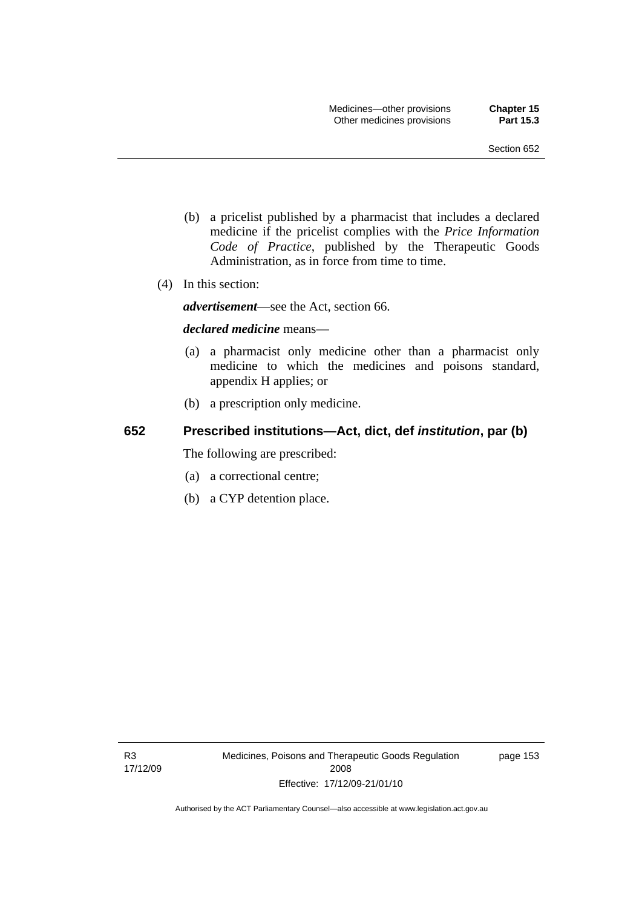(b) a pricelist published by a pharmacist that includes a declared medicine if the pricelist complies with the *Price Information Code of Practice*, published by the Therapeutic Goods Administration, as in force from time to time.

(4) In this section:

***advertisement***—see the Act, section 66.

***declared medicine*** means—

(a) a pharmacist only medicine other than a pharmacist only medicine to which the medicines and poisons standard, appendix H applies; or

(b) a prescription only medicine.

## 652 Prescribed institutions—Act, dict, def *institution*, par (b)

The following are prescribed:

(a) a correctional centre;

(b) a CYP detention place.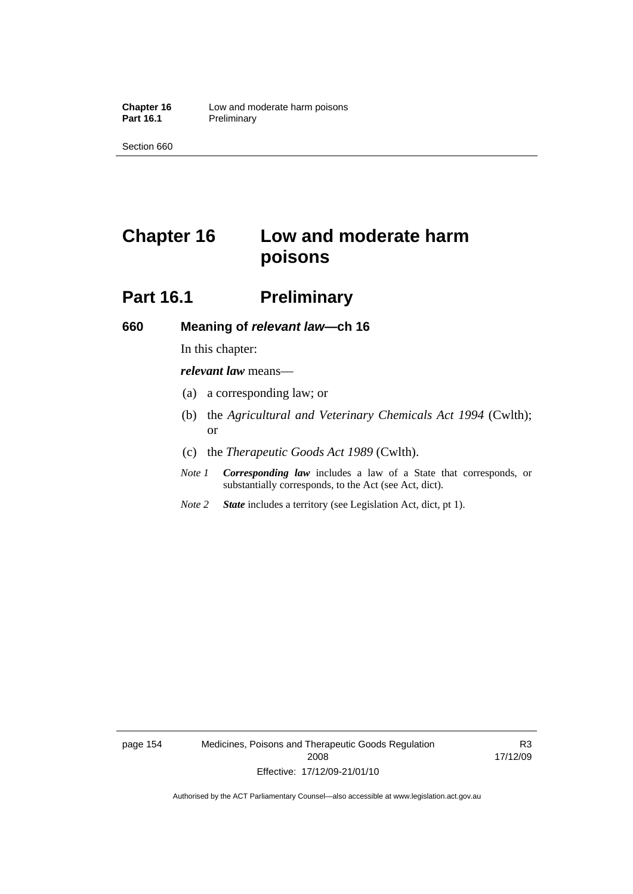# Chapter 16 Low and moderate harm poisons

## Part 16.1 Preliminary

### 660 Meaning of *relevant law*—ch 16

In this chapter:

***relevant law*** means—

(a) a corresponding law; or

(b) the *Agricultural and Veterinary Chemicals Act 1994* (Cwlth); or

(c) the *Therapeutic Goods Act 1989* (Cwlth).

*Note 1* ***Corresponding law*** includes a law of a State that corresponds, or substantially corresponds, to the Act (see Act, dict).

*Note 2* ***State*** includes a territory (see Legislation Act, dict, pt 1).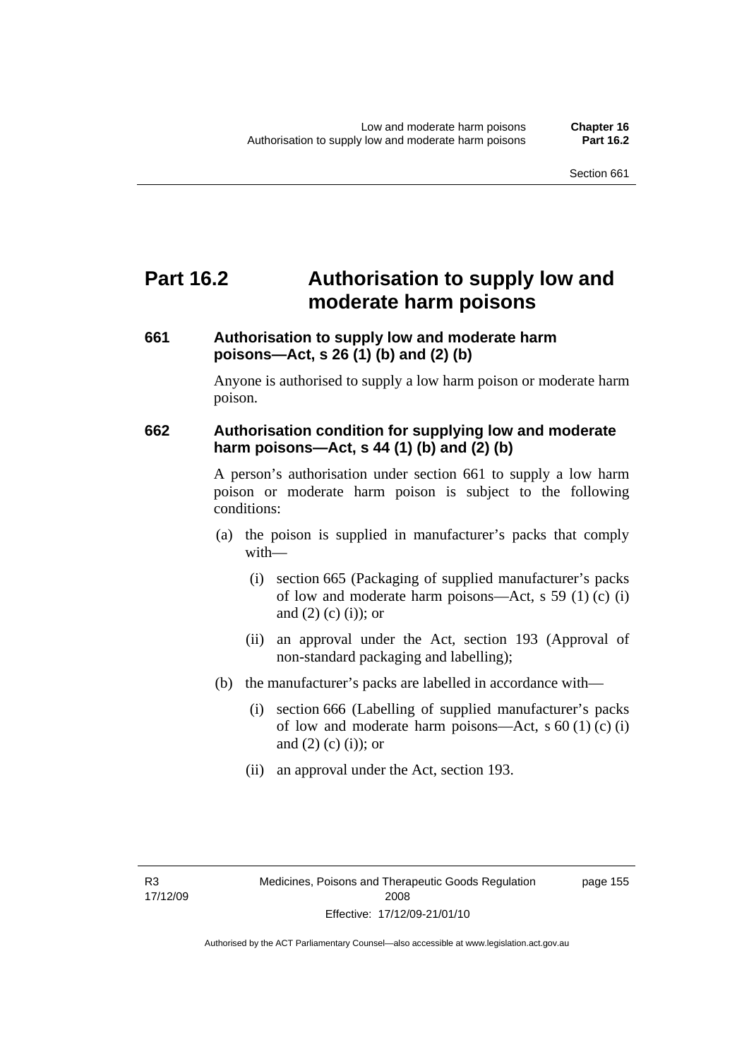# Part 16.2 Authorisation to supply low and moderate harm poisons

### 661 Authorisation to supply low and moderate harm poisons—Act, s 26 (1) (b) and (2) (b)

Anyone is authorised to supply a low harm poison or moderate harm poison.

### 662 Authorisation condition for supplying low and moderate harm poisons—Act, s 44 (1) (b) and (2) (b)

A person's authorisation under section 661 to supply a low harm poison or moderate harm poison is subject to the following conditions:

(a) the poison is supplied in manufacturer's packs that comply with—

(i) section 665 (Packaging of supplied manufacturer's packs of low and moderate harm poisons—Act, s 59 (1) (c) (i) and (2) (c) (i)); or

(ii) an approval under the Act, section 193 (Approval of non-standard packaging and labelling);

(b) the manufacturer's packs are labelled in accordance with—

(i) section 666 (Labelling of supplied manufacturer's packs of low and moderate harm poisons—Act, s 60 (1) (c) (i) and (2) (c) (i)); or

(ii) an approval under the Act, section 193.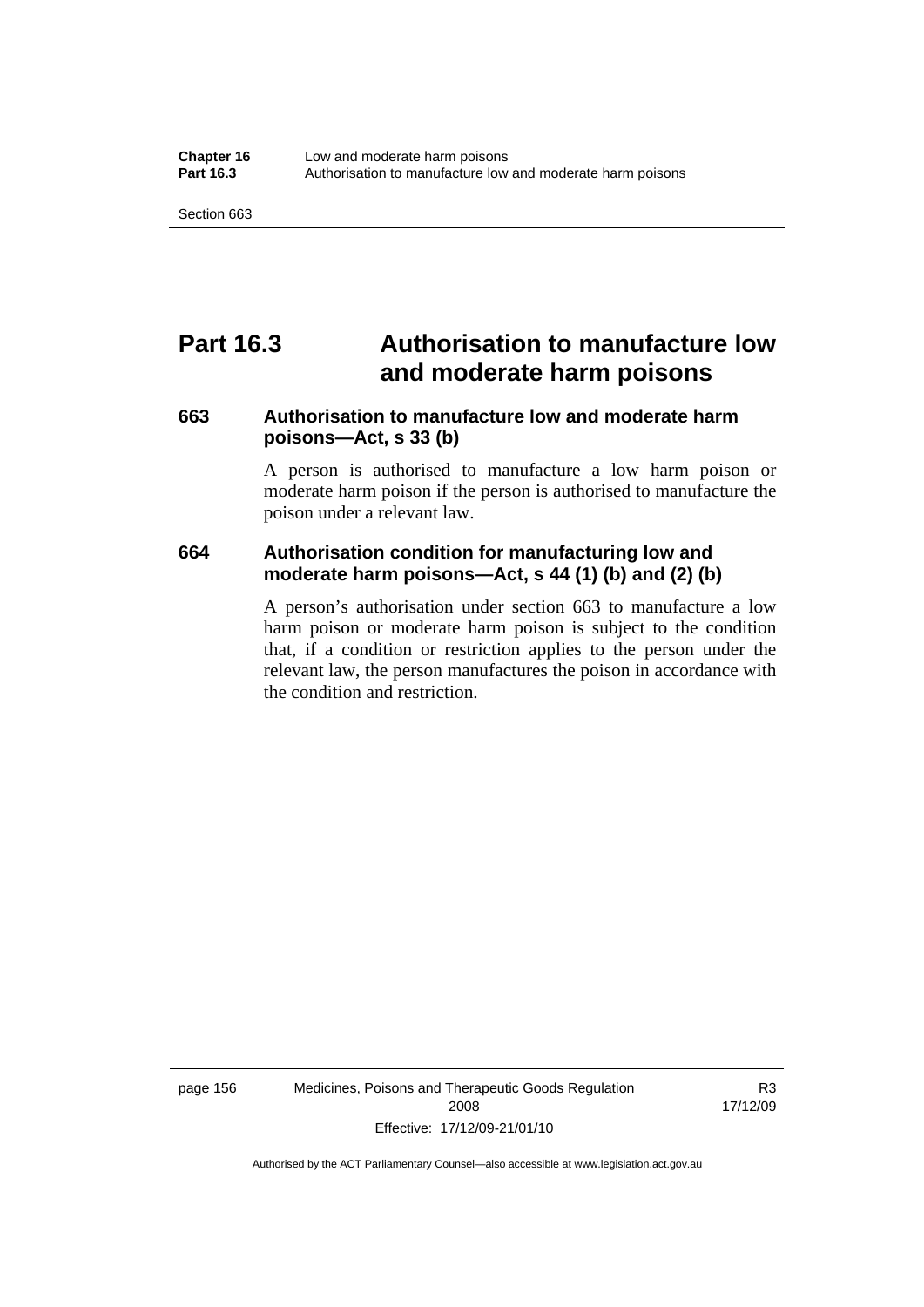# Part 16.3 Authorisation to manufacture low and moderate harm poisons

## 663 Authorisation to manufacture low and moderate harm poisons—Act, s 33 (b)

A person is authorised to manufacture a low harm poison or moderate harm poison if the person is authorised to manufacture the poison under a relevant law.

## 664 Authorisation condition for manufacturing low and moderate harm poisons—Act, s 44 (1) (b) and (2) (b)

A person's authorisation under section 663 to manufacture a low harm poison or moderate harm poison is subject to the condition that, if a condition or restriction applies to the person under the relevant law, the person manufactures the poison in accordance with the condition and restriction.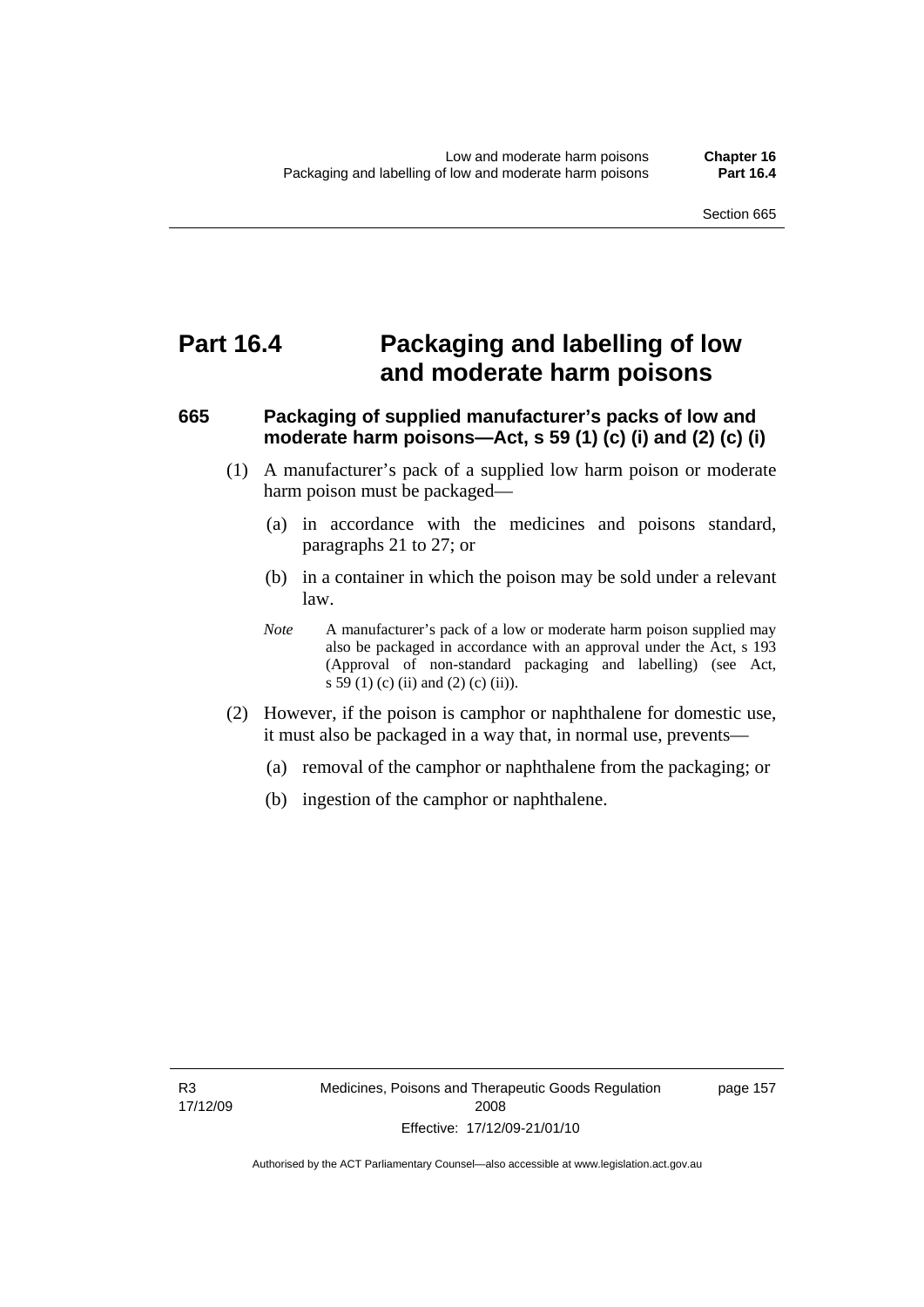# Part 16.4 Packaging and labelling of low and moderate harm poisons

## 665 Packaging of supplied manufacturer's packs of low and moderate harm poisons—Act, s 59 (1) (c) (i) and (2) (c) (i)

(1) A manufacturer's pack of a supplied low harm poison or moderate harm poison must be packaged—

(a) in accordance with the medicines and poisons standard, paragraphs 21 to 27; or

(b) in a container in which the poison may be sold under a relevant law.

*Note* A manufacturer's pack of a low or moderate harm poison supplied may also be packaged in accordance with an approval under the Act, s 193 (Approval of non-standard packaging and labelling) (see Act, s 59 (1) (c) (ii) and (2) (c) (ii)).

(2) However, if the poison is camphor or naphthalene for domestic use, it must also be packaged in a way that, in normal use, prevents—

(a) removal of the camphor or naphthalene from the packaging; or

(b) ingestion of the camphor or naphthalene.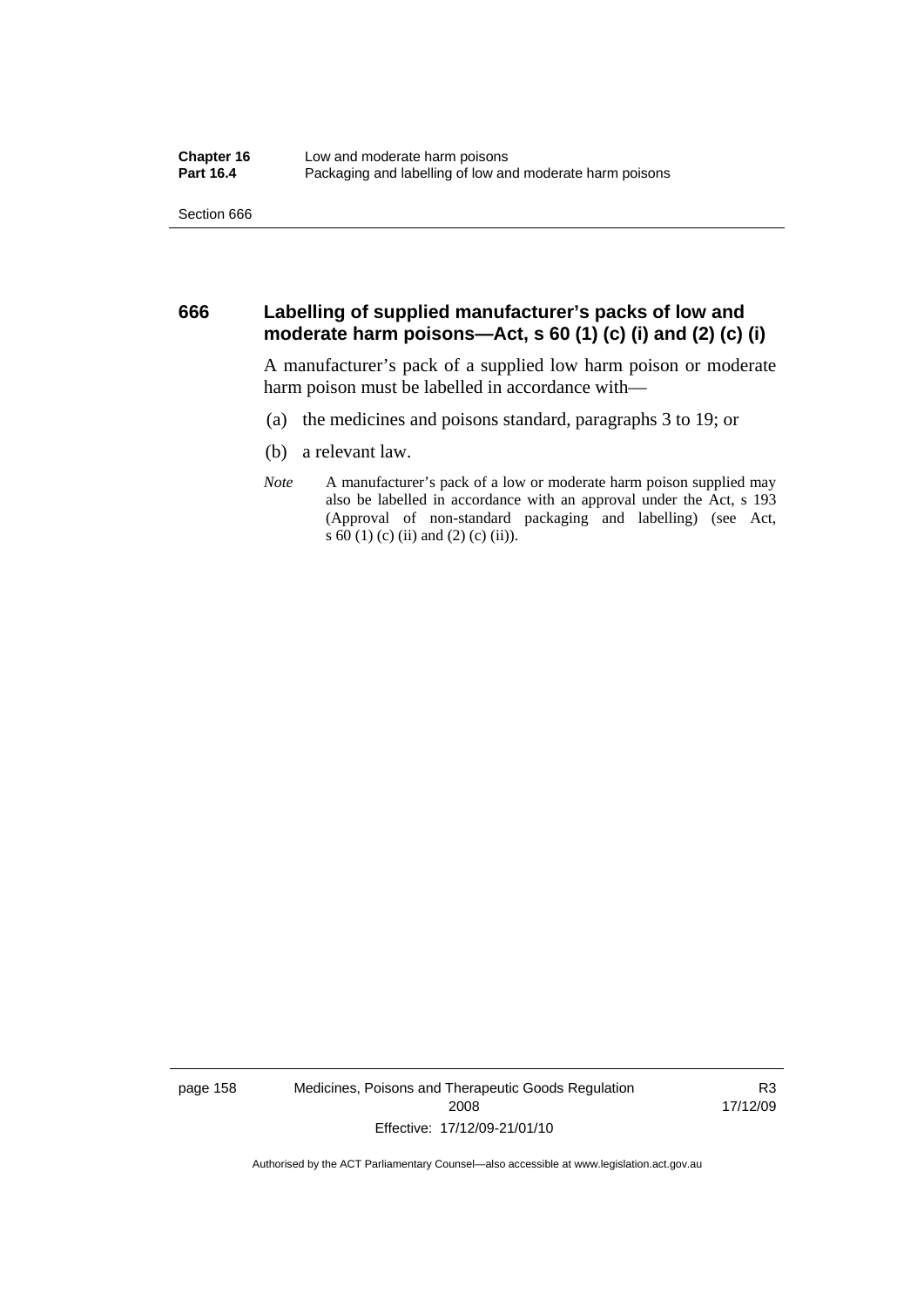## 666 Labelling of supplied manufacturer's packs of low and moderate harm poisons—Act, s 60 (1) (c) (i) and (2) (c) (i)

A manufacturer's pack of a supplied low harm poison or moderate harm poison must be labelled in accordance with—

(a) the medicines and poisons standard, paragraphs 3 to 19; or

(b) a relevant law.

*Note* A manufacturer's pack of a low or moderate harm poison supplied may also be labelled in accordance with an approval under the Act, s 193 (Approval of non-standard packaging and labelling) (see Act, s 60 (1) (c) (ii) and (2) (c) (ii)).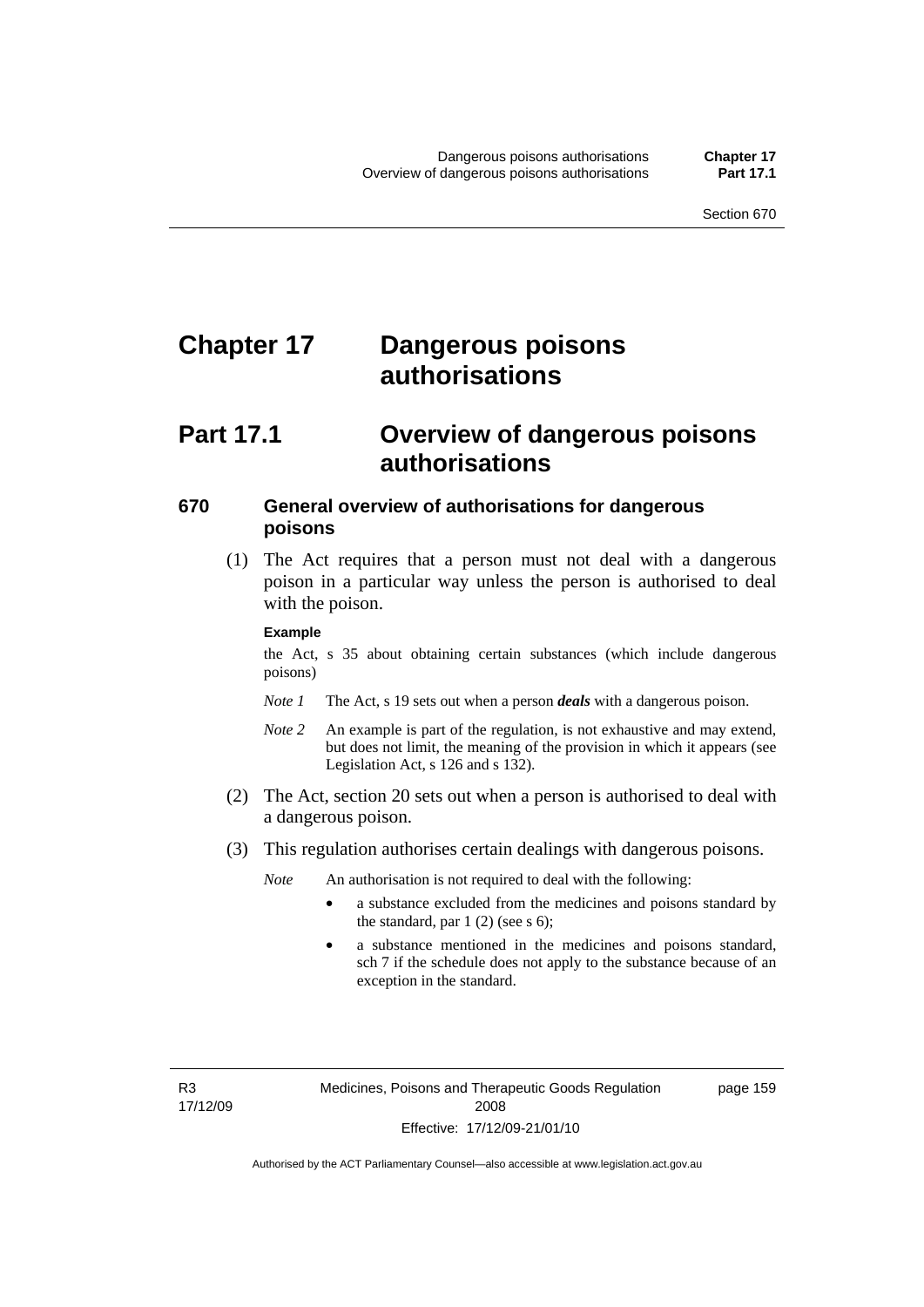# Chapter 17 Dangerous poisons authorisations

# Part 17.1 Overview of dangerous poisons authorisations

### 670 General overview of authorisations for dangerous poisons

(1) The Act requires that a person must not deal with a dangerous poison in a particular way unless the person is authorised to deal with the poison.

**Example**

the Act, s 35 about obtaining certain substances (which include dangerous poisons)

*Note 1* The Act, s 19 sets out when a person ***deals*** with a dangerous poison.

*Note 2* An example is part of the regulation, is not exhaustive and may extend, but does not limit, the meaning of the provision in which it appears (see Legislation Act, s 126 and s 132).

(2) The Act, section 20 sets out when a person is authorised to deal with a dangerous poison.

(3) This regulation authorises certain dealings with dangerous poisons.

*Note* An authorisation is not required to deal with the following:

- a substance excluded from the medicines and poisons standard by the standard, par 1 (2) (see s 6);
- a substance mentioned in the medicines and poisons standard, sch 7 if the schedule does not apply to the substance because of an exception in the standard.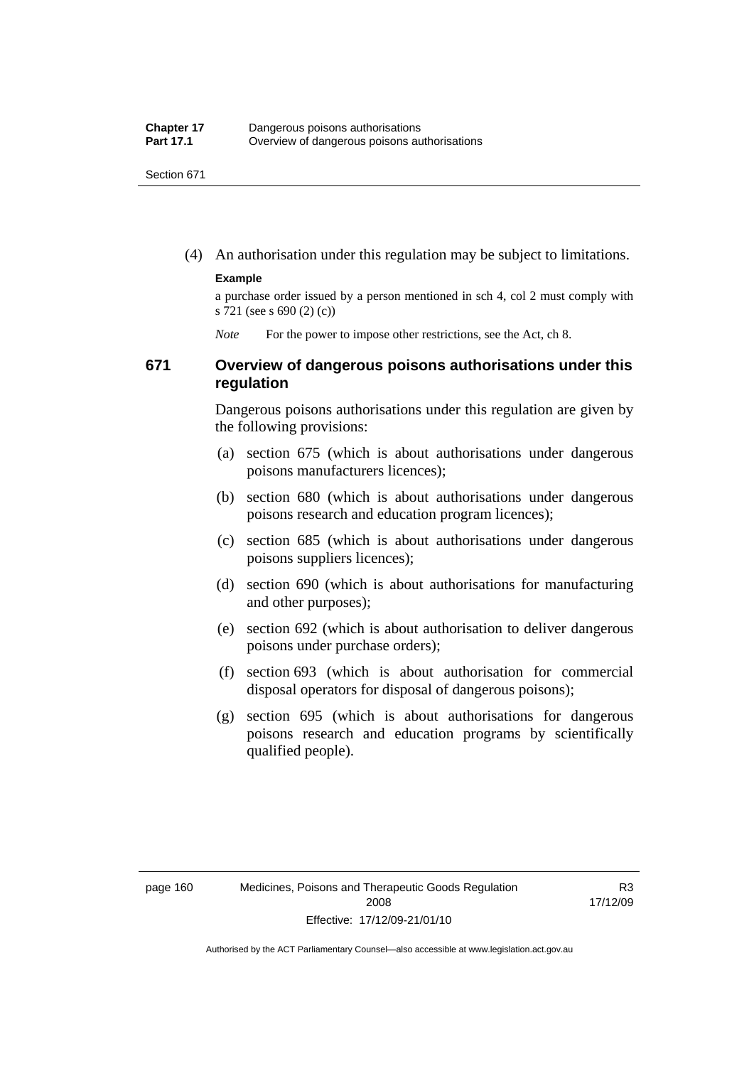(4) An authorisation under this regulation may be subject to limitations.

**Example**

a purchase order issued by a person mentioned in sch 4, col 2 must comply with s 721 (see s 690 (2) (c))

*Note* For the power to impose other restrictions, see the Act, ch 8.

### 671 Overview of dangerous poisons authorisations under this regulation

Dangerous poisons authorisations under this regulation are given by the following provisions:

(a) section 675 (which is about authorisations under dangerous poisons manufacturers licences);

(b) section 680 (which is about authorisations under dangerous poisons research and education program licences);

(c) section 685 (which is about authorisations under dangerous poisons suppliers licences);

(d) section 690 (which is about authorisations for manufacturing and other purposes);

(e) section 692 (which is about authorisation to deliver dangerous poisons under purchase orders);

(f) section 693 (which is about authorisation for commercial disposal operators for disposal of dangerous poisons);

(g) section 695 (which is about authorisations for dangerous poisons research and education programs by scientifically qualified people).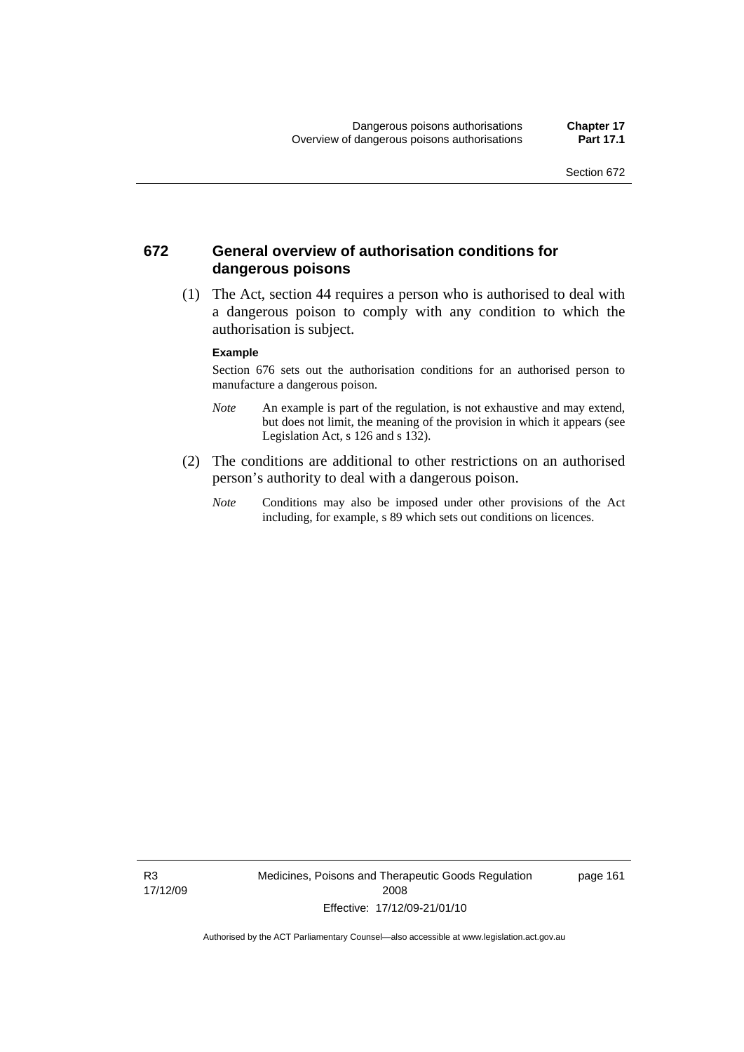## 672 General overview of authorisation conditions for dangerous poisons

(1) The Act, section 44 requires a person who is authorised to deal with a dangerous poison to comply with any condition to which the authorisation is subject.

**Example**

Section 676 sets out the authorisation conditions for an authorised person to manufacture a dangerous poison.

*Note* An example is part of the regulation, is not exhaustive and may extend, but does not limit, the meaning of the provision in which it appears (see Legislation Act, s 126 and s 132).

(2) The conditions are additional to other restrictions on an authorised person's authority to deal with a dangerous poison.

*Note* Conditions may also be imposed under other provisions of the Act including, for example, s 89 which sets out conditions on licences.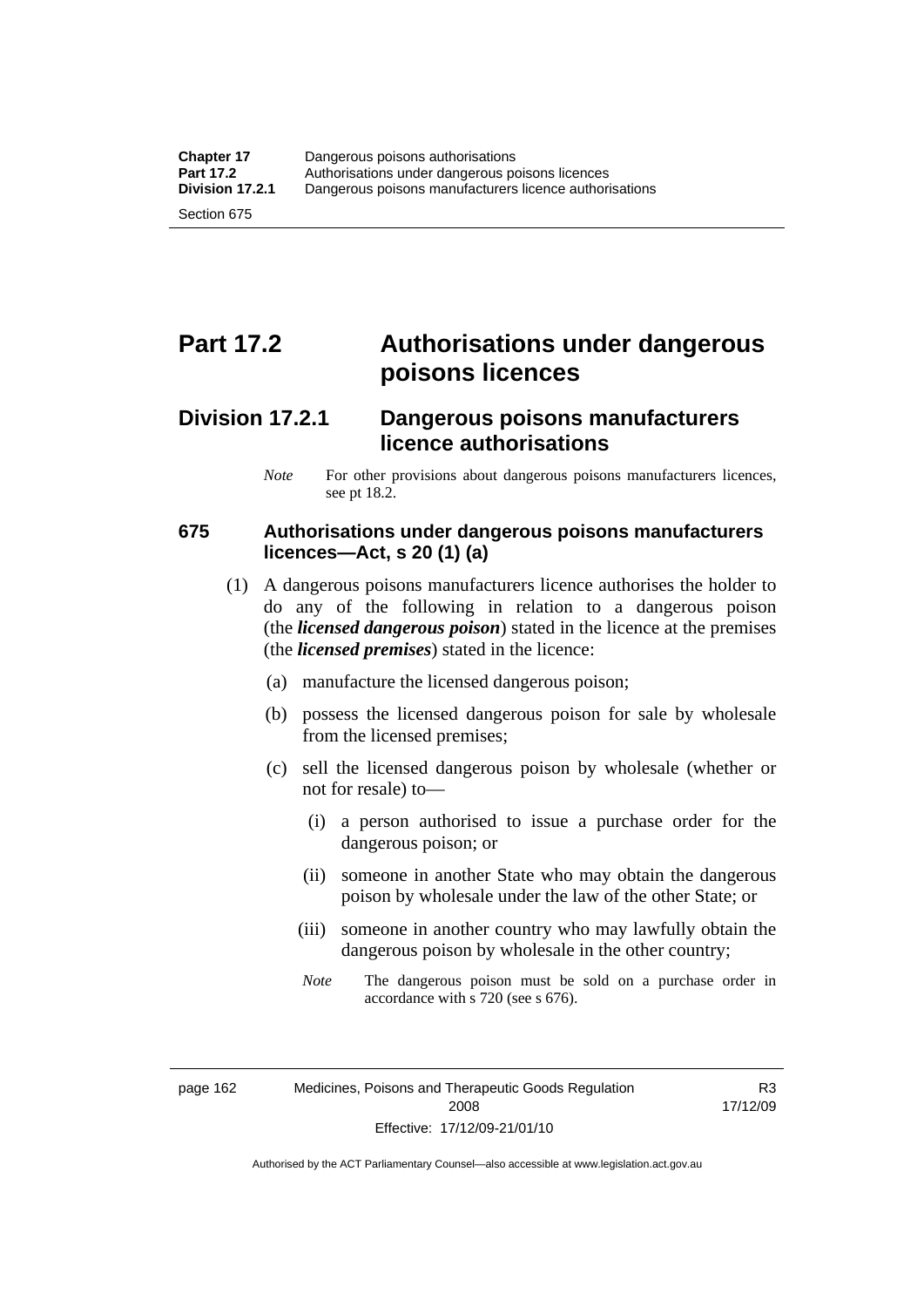# Part 17.2 Authorisations under dangerous poisons licences

## Division 17.2.1 Dangerous poisons manufacturers licence authorisations

*Note* For other provisions about dangerous poisons manufacturers licences, see pt 18.2.

### 675 Authorisations under dangerous poisons manufacturers licences—Act, s 20 (1) (a)

(1) A dangerous poisons manufacturers licence authorises the holder to do any of the following in relation to a dangerous poison (the ***licensed dangerous poison***) stated in the licence at the premises (the ***licensed premises***) stated in the licence:

(a) manufacture the licensed dangerous poison;

(b) possess the licensed dangerous poison for sale by wholesale from the licensed premises;

(c) sell the licensed dangerous poison by wholesale (whether or not for resale) to—

(i) a person authorised to issue a purchase order for the dangerous poison; or

(ii) someone in another State who may obtain the dangerous poison by wholesale under the law of the other State; or

(iii) someone in another country who may lawfully obtain the dangerous poison by wholesale in the other country;

*Note* The dangerous poison must be sold on a purchase order in accordance with s 720 (see s 676).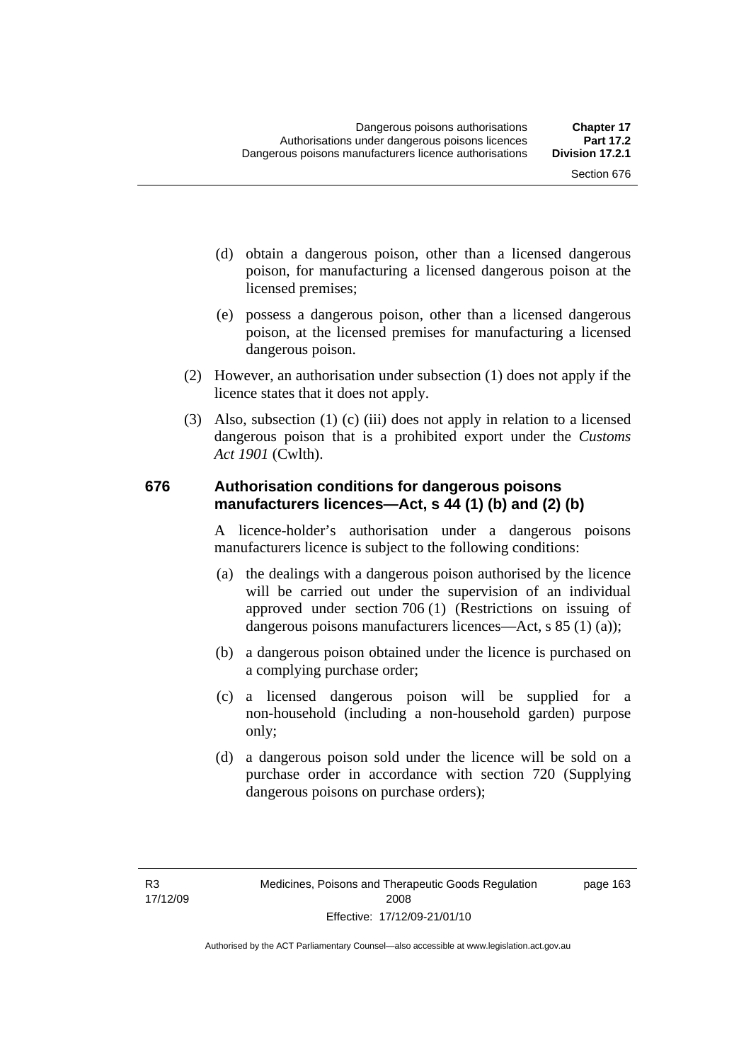(d) obtain a dangerous poison, other than a licensed dangerous poison, for manufacturing a licensed dangerous poison at the licensed premises;

(e) possess a dangerous poison, other than a licensed dangerous poison, at the licensed premises for manufacturing a licensed dangerous poison.

(2) However, an authorisation under subsection (1) does not apply if the licence states that it does not apply.

(3) Also, subsection (1) (c) (iii) does not apply in relation to a licensed dangerous poison that is a prohibited export under the *Customs Act 1901* (Cwlth).

### 676 Authorisation conditions for dangerous poisons manufacturers licences—Act, s 44 (1) (b) and (2) (b)

A licence-holder's authorisation under a dangerous poisons manufacturers licence is subject to the following conditions:

(a) the dealings with a dangerous poison authorised by the licence will be carried out under the supervision of an individual approved under section 706 (1) (Restrictions on issuing of dangerous poisons manufacturers licences—Act, s 85 (1) (a));

(b) a dangerous poison obtained under the licence is purchased on a complying purchase order;

(c) a licensed dangerous poison will be supplied for a non-household (including a non-household garden) purpose only;

(d) a dangerous poison sold under the licence will be sold on a purchase order in accordance with section 720 (Supplying dangerous poisons on purchase orders);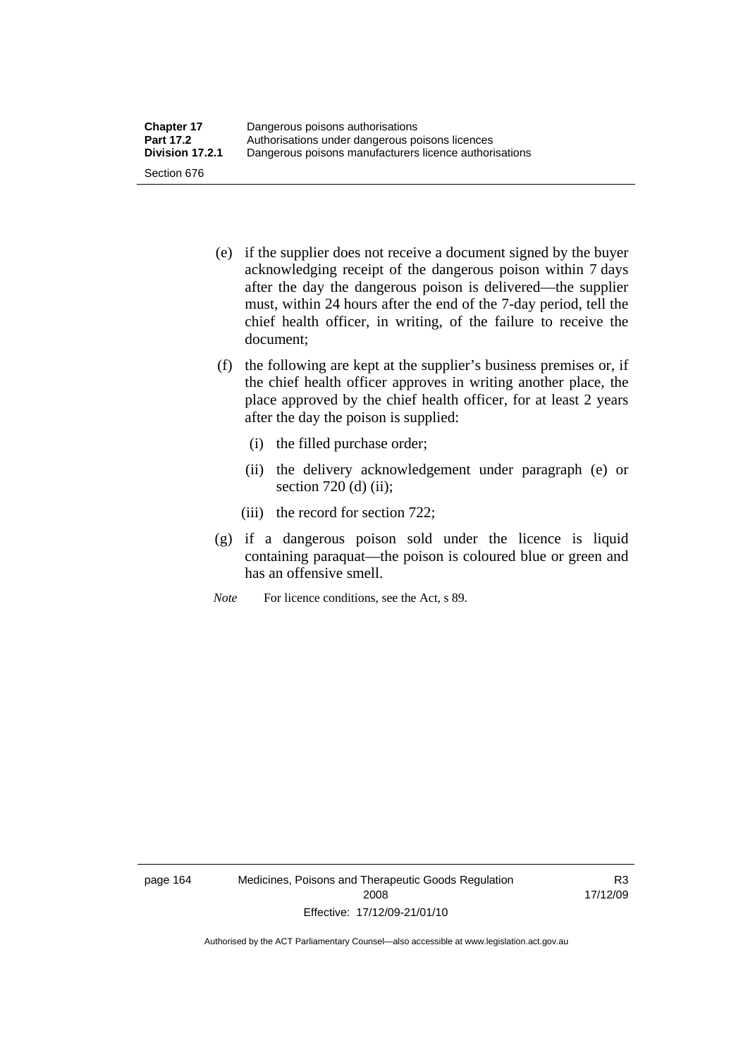(e) if the supplier does not receive a document signed by the buyer acknowledging receipt of the dangerous poison within 7 days after the day the dangerous poison is delivered—the supplier must, within 24 hours after the end of the 7-day period, tell the chief health officer, in writing, of the failure to receive the document;

(f) the following are kept at the supplier's business premises or, if the chief health officer approves in writing another place, the place approved by the chief health officer, for at least 2 years after the day the poison is supplied:

  (i) the filled purchase order;

  (ii) the delivery acknowledgement under paragraph (e) or section 720 (d) (ii);

  (iii) the record for section 722;

(g) if a dangerous poison sold under the licence is liquid containing paraquat—the poison is coloured blue or green and has an offensive smell.

*Note* For licence conditions, see the Act, s 89.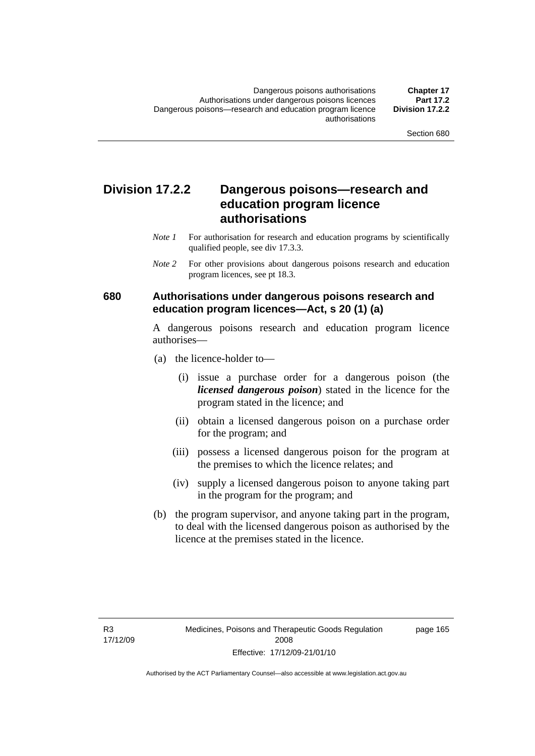## Division 17.2.2 Dangerous poisons—research and education program licence authorisations

*Note 1* For authorisation for research and education programs by scientifically qualified people, see div 17.3.3.

*Note 2* For other provisions about dangerous poisons research and education program licences, see pt 18.3.

### 680 Authorisations under dangerous poisons research and education program licences—Act, s 20 (1) (a)

A dangerous poisons research and education program licence authorises—

(a) the licence-holder to—

  (i) issue a purchase order for a dangerous poison (the ***licensed dangerous poison***) stated in the licence for the program stated in the licence; and

  (ii) obtain a licensed dangerous poison on a purchase order for the program; and

  (iii) possess a licensed dangerous poison for the program at the premises to which the licence relates; and

  (iv) supply a licensed dangerous poison to anyone taking part in the program for the program; and

(b) the program supervisor, and anyone taking part in the program, to deal with the licensed dangerous poison as authorised by the licence at the premises stated in the licence.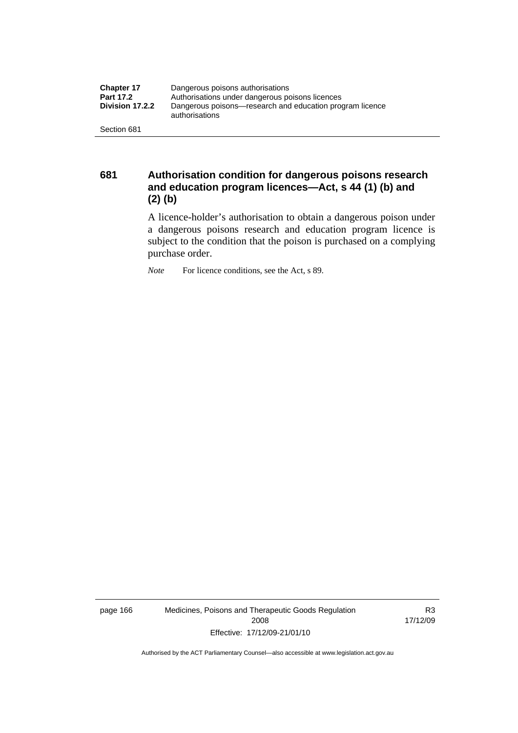## 681 Authorisation condition for dangerous poisons research and education program licences—Act, s 44 (1) (b) and (2) (b)

A licence-holder's authorisation to obtain a dangerous poison under a dangerous poisons research and education program licence is subject to the condition that the poison is purchased on a complying purchase order.

*Note* For licence conditions, see the Act, s 89.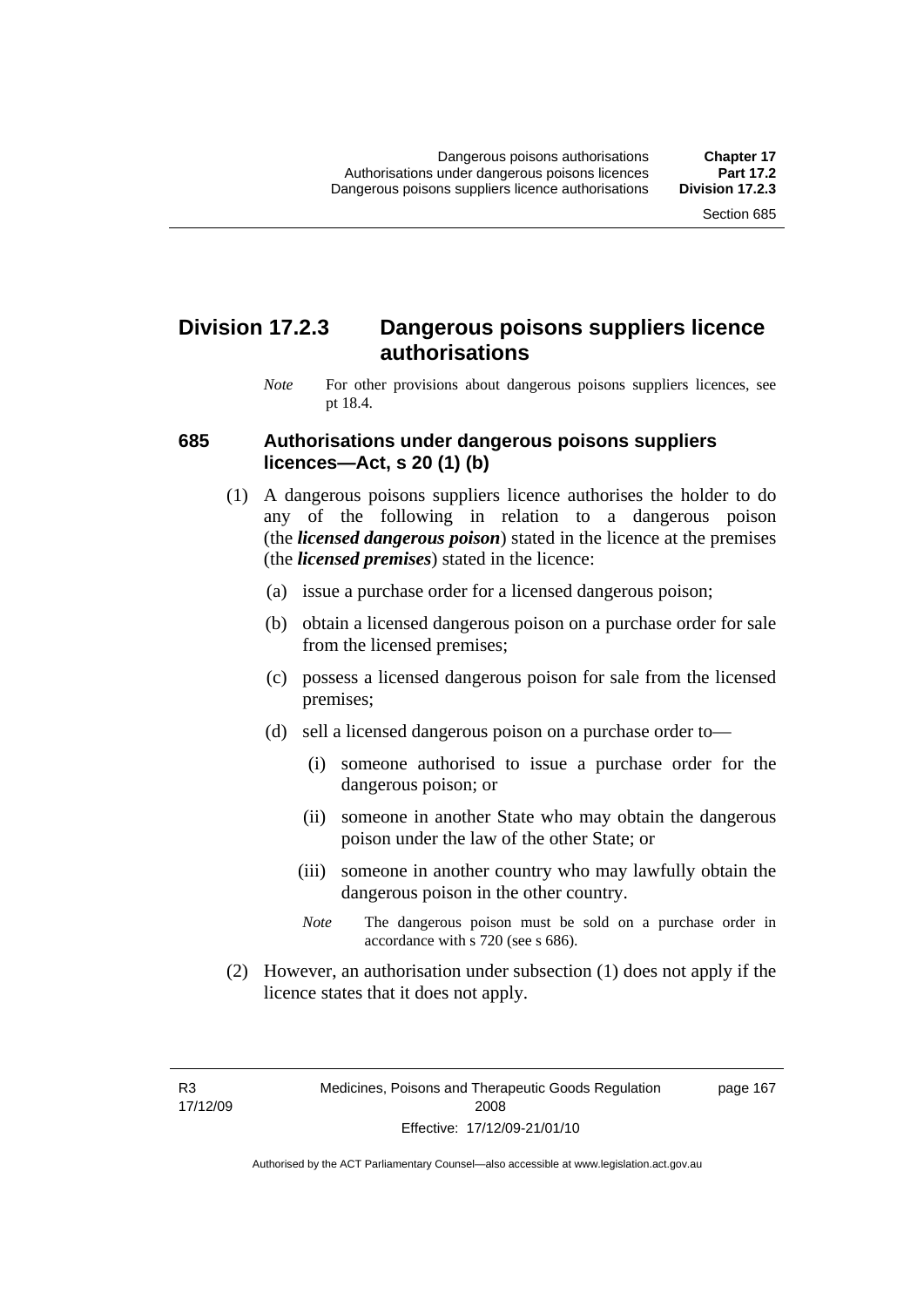## Division 17.2.3 Dangerous poisons suppliers licence authorisations

*Note* For other provisions about dangerous poisons suppliers licences, see pt 18.4.

### 685 Authorisations under dangerous poisons suppliers licences—Act, s 20 (1) (b)

(1) A dangerous poisons suppliers licence authorises the holder to do any of the following in relation to a dangerous poison (the ***licensed dangerous poison***) stated in the licence at the premises (the ***licensed premises***) stated in the licence:

- (a) issue a purchase order for a licensed dangerous poison;
- (b) obtain a licensed dangerous poison on a purchase order for sale from the licensed premises;
- (c) possess a licensed dangerous poison for sale from the licensed premises;
- (d) sell a licensed dangerous poison on a purchase order to—
  - (i) someone authorised to issue a purchase order for the dangerous poison; or
  - (ii) someone in another State who may obtain the dangerous poison under the law of the other State; or
  - (iii) someone in another country who may lawfully obtain the dangerous poison in the other country.

  *Note* The dangerous poison must be sold on a purchase order in accordance with s 720 (see s 686).

(2) However, an authorisation under subsection (1) does not apply if the licence states that it does not apply.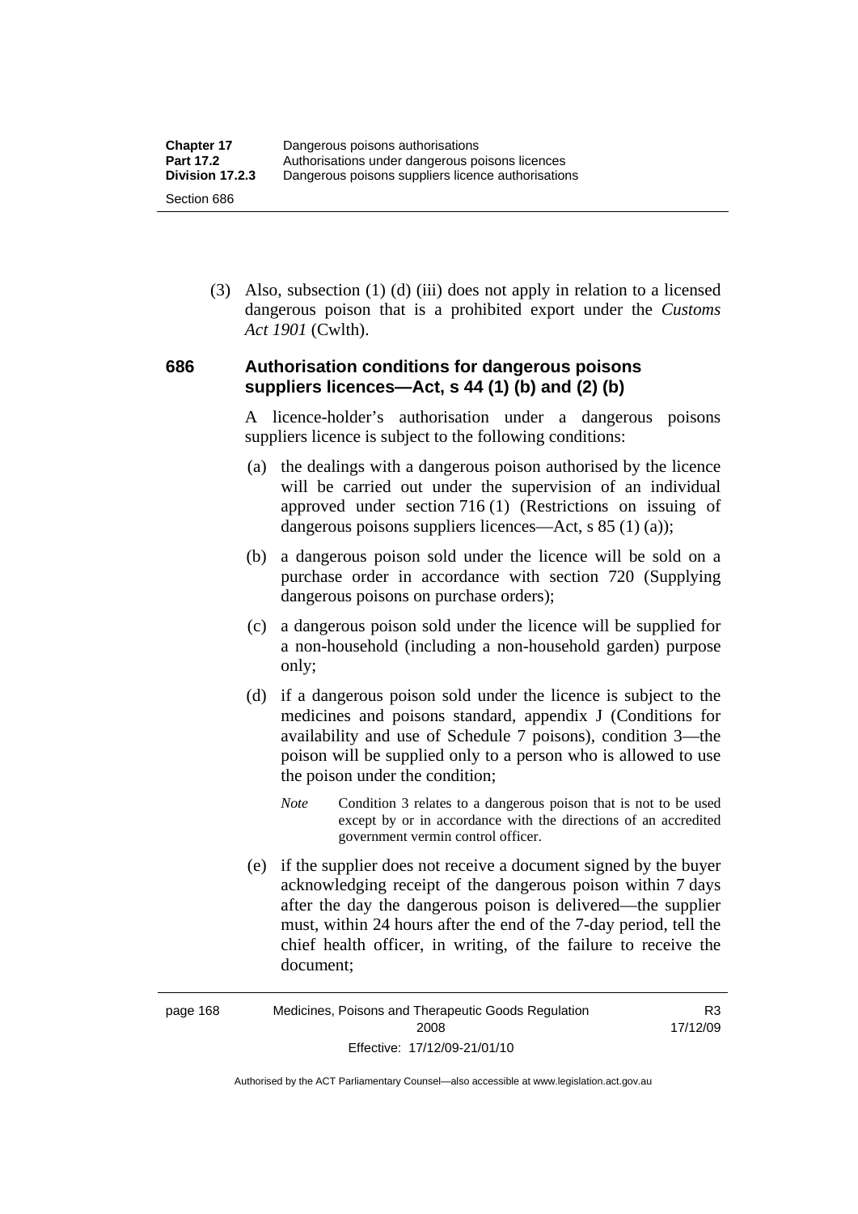(3) Also, subsection (1) (d) (iii) does not apply in relation to a licensed dangerous poison that is a prohibited export under the *Customs Act 1901* (Cwlth).

### 686 Authorisation conditions for dangerous poisons suppliers licences—Act, s 44 (1) (b) and (2) (b)

A licence-holder's authorisation under a dangerous poisons suppliers licence is subject to the following conditions:

(a) the dealings with a dangerous poison authorised by the licence will be carried out under the supervision of an individual approved under section 716 (1) (Restrictions on issuing of dangerous poisons suppliers licences—Act, s 85 (1) (a));

(b) a dangerous poison sold under the licence will be sold on a purchase order in accordance with section 720 (Supplying dangerous poisons on purchase orders);

(c) a dangerous poison sold under the licence will be supplied for a non-household (including a non-household garden) purpose only;

(d) if a dangerous poison sold under the licence is subject to the medicines and poisons standard, appendix J (Conditions for availability and use of Schedule 7 poisons), condition 3—the poison will be supplied only to a person who is allowed to use the poison under the condition;

*Note* Condition 3 relates to a dangerous poison that is not to be used except by or in accordance with the directions of an accredited government vermin control officer.

(e) if the supplier does not receive a document signed by the buyer acknowledging receipt of the dangerous poison within 7 days after the day the dangerous poison is delivered—the supplier must, within 24 hours after the end of the 7-day period, tell the chief health officer, in writing, of the failure to receive the document;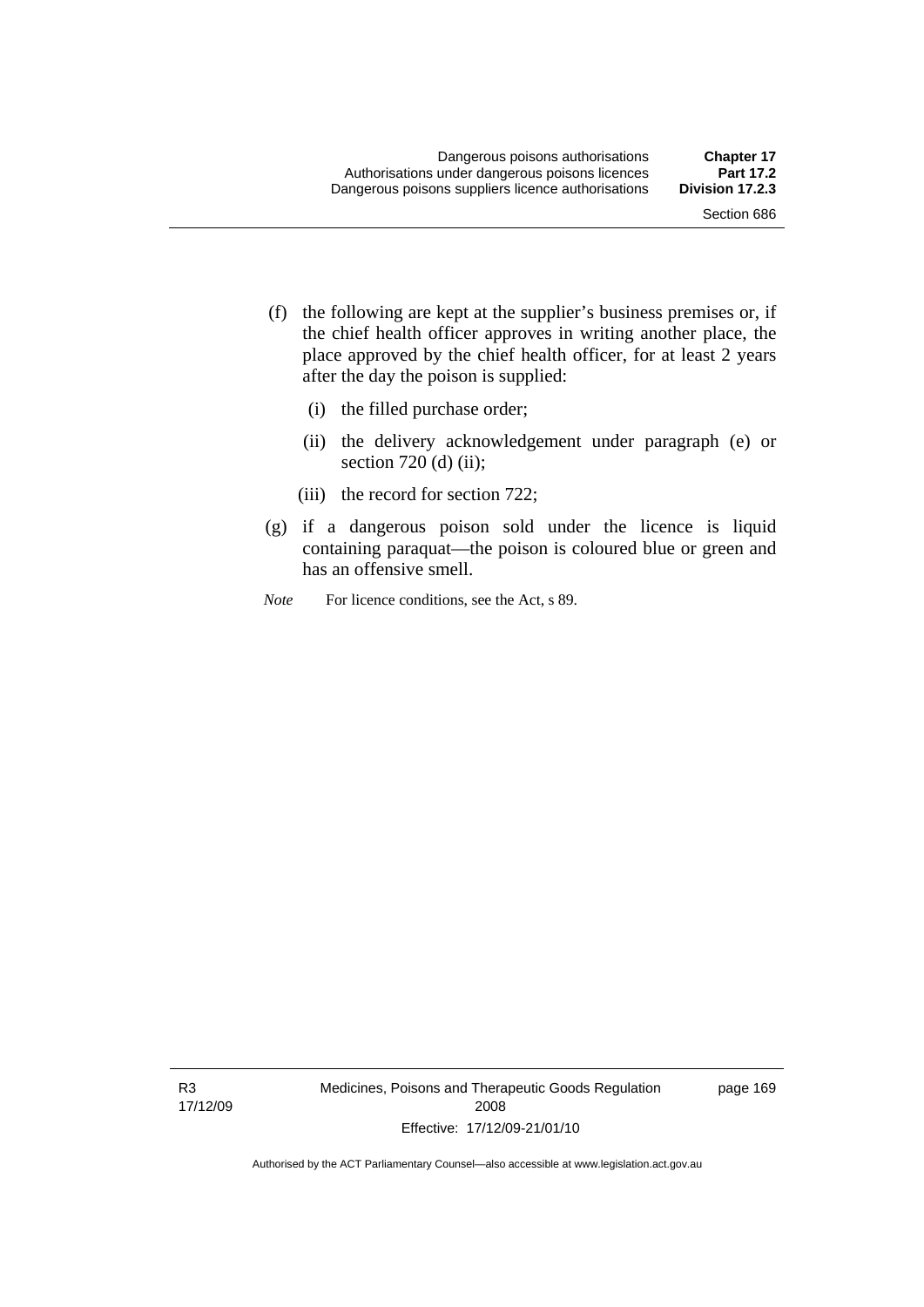(f) the following are kept at the supplier's business premises or, if the chief health officer approves in writing another place, the place approved by the chief health officer, for at least 2 years after the day the poison is supplied:

   (i) the filled purchase order;

   (ii) the delivery acknowledgement under paragraph (e) or section 720 (d) (ii);

   (iii) the record for section 722;

(g) if a dangerous poison sold under the licence is liquid containing paraquat—the poison is coloured blue or green and has an offensive smell.

*Note* For licence conditions, see the Act, s 89.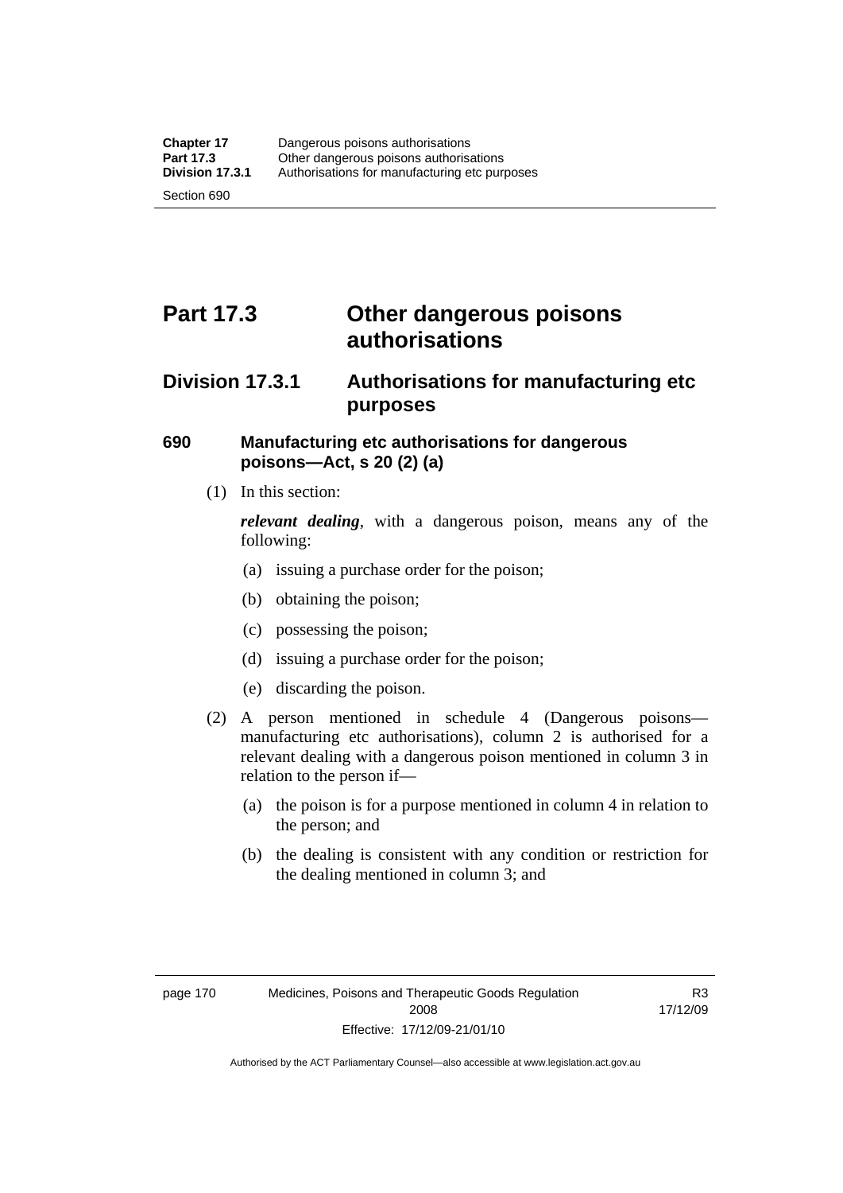# Part 17.3 Other dangerous poisons authorisations

## Division 17.3.1 Authorisations for manufacturing etc purposes

### 690 Manufacturing etc authorisations for dangerous poisons—Act, s 20 (2) (a)

(1) In this section:

***relevant dealing***, with a dangerous poison, means any of the following:

(a) issuing a purchase order for the poison;

(b) obtaining the poison;

(c) possessing the poison;

(d) issuing a purchase order for the poison;

(e) discarding the poison.

(2) A person mentioned in schedule 4 (Dangerous poisons—manufacturing etc authorisations), column 2 is authorised for a relevant dealing with a dangerous poison mentioned in column 3 in relation to the person if—

(a) the poison is for a purpose mentioned in column 4 in relation to the person; and

(b) the dealing is consistent with any condition or restriction for the dealing mentioned in column 3; and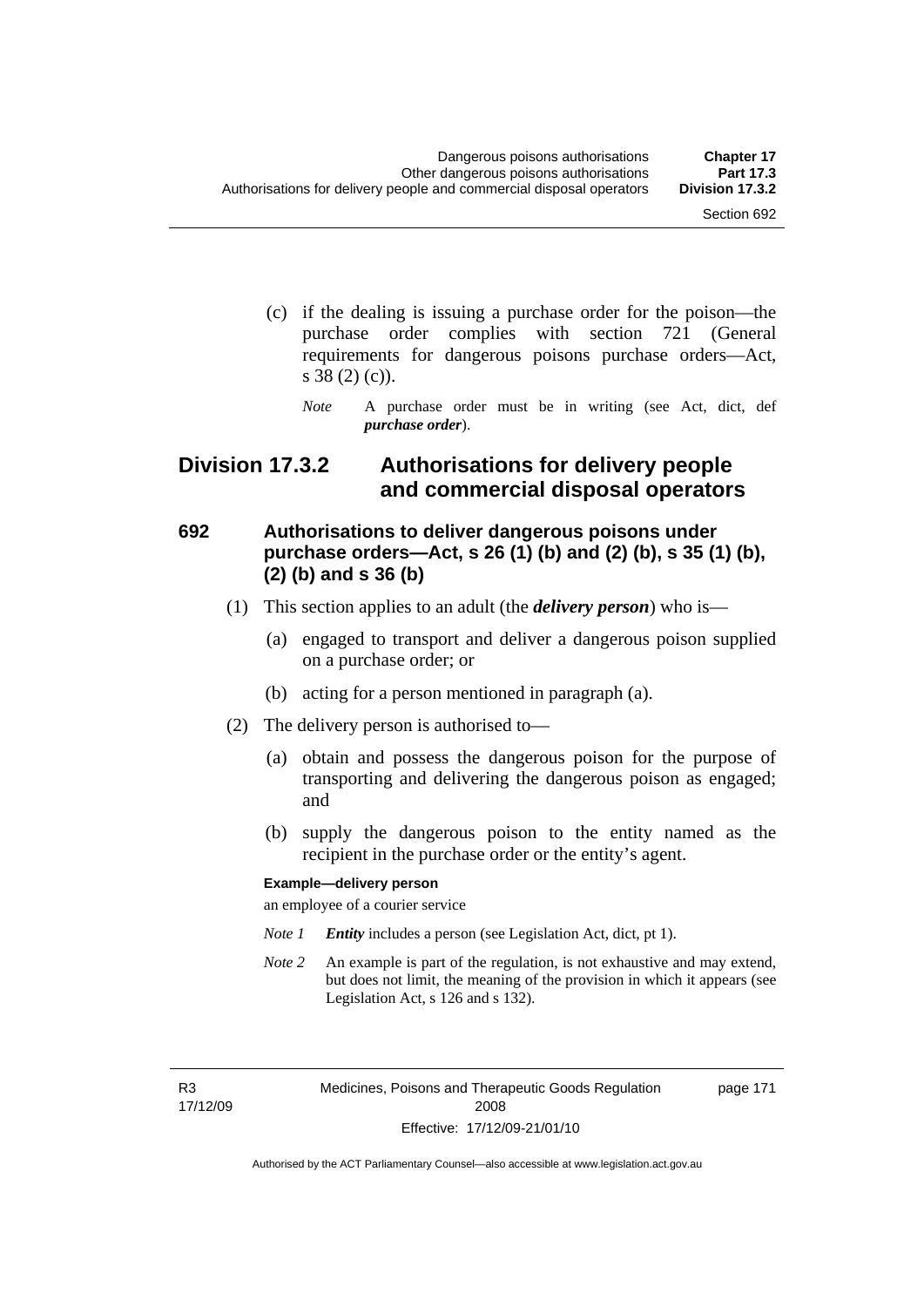(c) if the dealing is issuing a purchase order for the poison—the purchase order complies with section 721 (General requirements for dangerous poisons purchase orders—Act, s 38 (2) (c)).

*Note* A purchase order must be in writing (see Act, dict, def ***purchase order***).

## Division 17.3.2 Authorisations for delivery people and commercial disposal operators

### 692 Authorisations to deliver dangerous poisons under purchase orders—Act, s 26 (1) (b) and (2) (b), s 35 (1) (b), (2) (b) and s 36 (b)

(1) This section applies to an adult (the ***delivery person***) who is—

(a) engaged to transport and deliver a dangerous poison supplied on a purchase order; or

(b) acting for a person mentioned in paragraph (a).

(2) The delivery person is authorised to—

(a) obtain and possess the dangerous poison for the purpose of transporting and delivering the dangerous poison as engaged; and

(b) supply the dangerous poison to the entity named as the recipient in the purchase order or the entity's agent.

**Example—delivery person**

an employee of a courier service

*Note 1* ***Entity*** includes a person (see Legislation Act, dict, pt 1).

*Note 2* An example is part of the regulation, is not exhaustive and may extend, but does not limit, the meaning of the provision in which it appears (see Legislation Act, s 126 and s 132).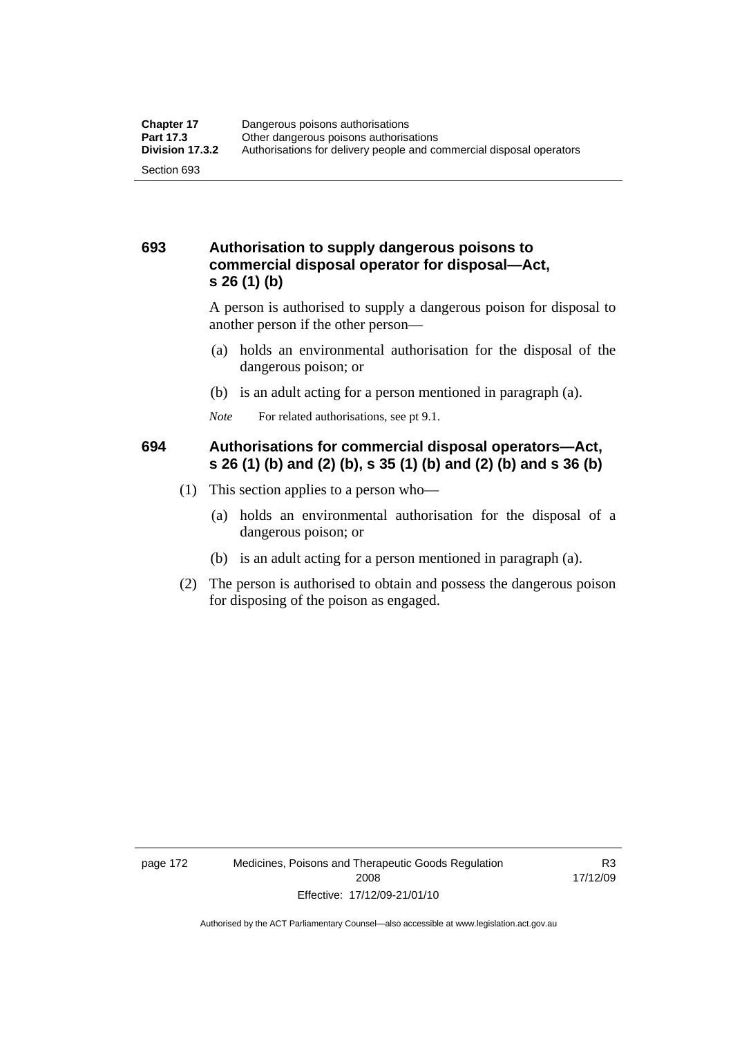## 693 Authorisation to supply dangerous poisons to commercial disposal operator for disposal—Act, s 26 (1) (b)

A person is authorised to supply a dangerous poison for disposal to another person if the other person—

(a) holds an environmental authorisation for the disposal of the dangerous poison; or

(b) is an adult acting for a person mentioned in paragraph (a).

*Note* For related authorisations, see pt 9.1.

## 694 Authorisations for commercial disposal operators—Act, s 26 (1) (b) and (2) (b), s 35 (1) (b) and (2) (b) and s 36 (b)

(1) This section applies to a person who—

(a) holds an environmental authorisation for the disposal of a dangerous poison; or

(b) is an adult acting for a person mentioned in paragraph (a).

(2) The person is authorised to obtain and possess the dangerous poison for disposing of the poison as engaged.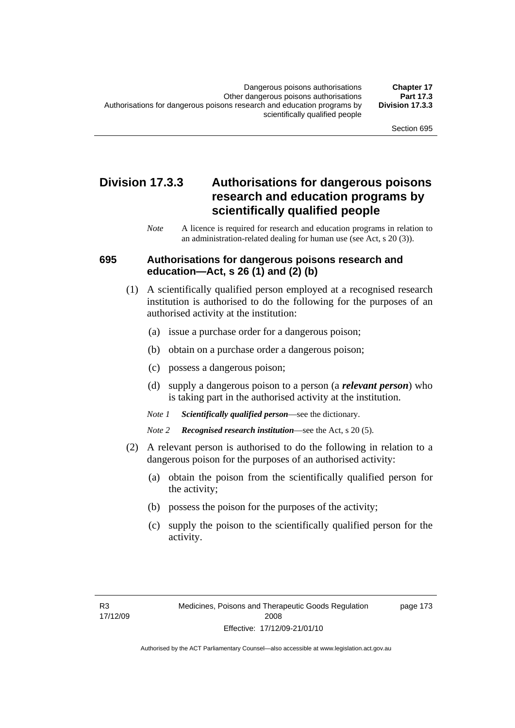## Division 17.3.3 Authorisations for dangerous poisons research and education programs by scientifically qualified people

*Note* A licence is required for research and education programs in relation to an administration-related dealing for human use (see Act, s 20 (3)).

### 695 Authorisations for dangerous poisons research and education—Act, s 26 (1) and (2) (b)

(1) A scientifically qualified person employed at a recognised research institution is authorised to do the following for the purposes of an authorised activity at the institution:

(a) issue a purchase order for a dangerous poison;

(b) obtain on a purchase order a dangerous poison;

(c) possess a dangerous poison;

(d) supply a dangerous poison to a person (a ***relevant person***) who is taking part in the authorised activity at the institution.

*Note 1* ***Scientifically qualified person***—see the dictionary.

*Note 2* ***Recognised research institution***—see the Act, s 20 (5).

(2) A relevant person is authorised to do the following in relation to a dangerous poison for the purposes of an authorised activity:

(a) obtain the poison from the scientifically qualified person for the activity;

(b) possess the poison for the purposes of the activity;

(c) supply the poison to the scientifically qualified person for the activity.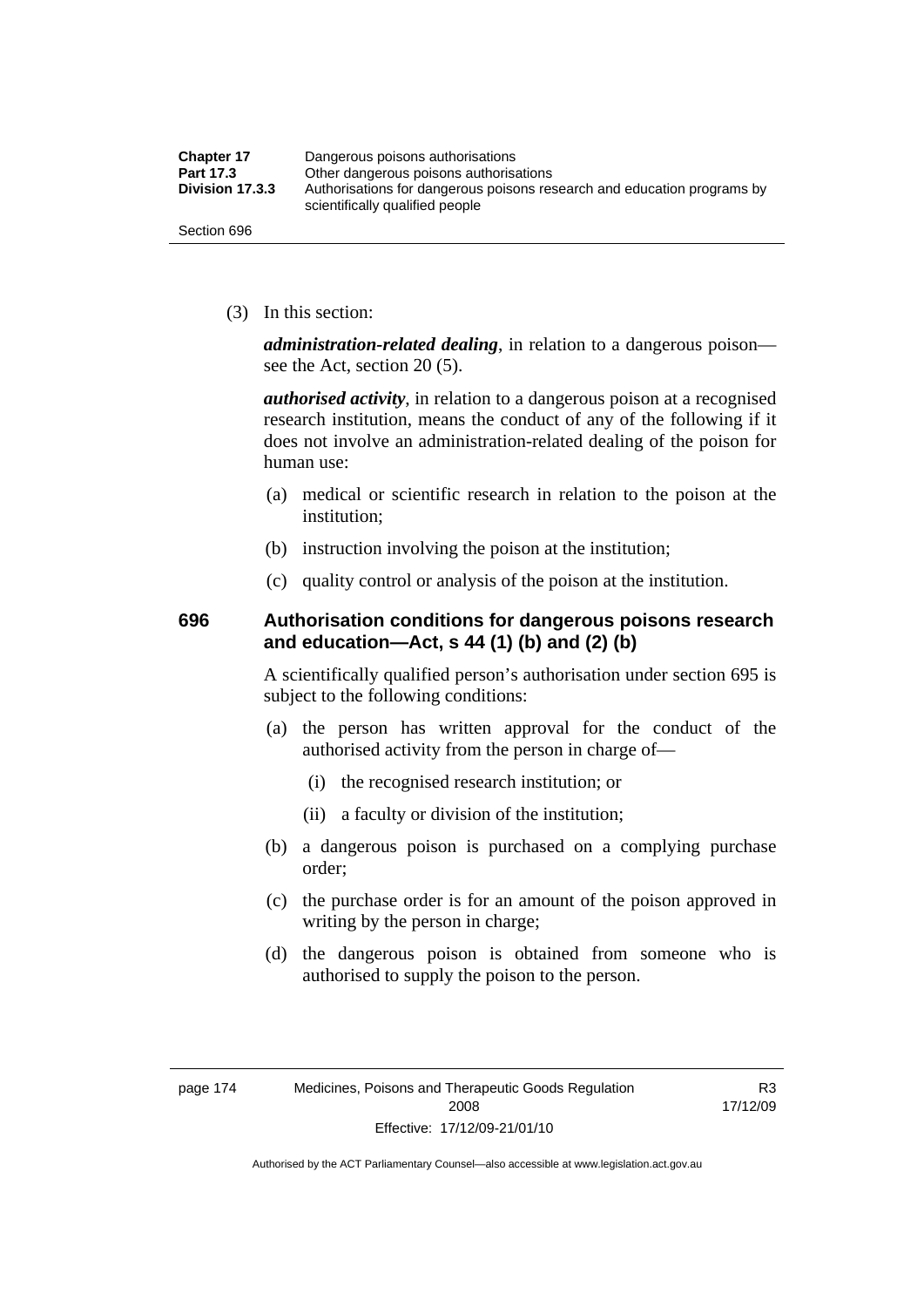(3) In this section:

***administration-related dealing***, in relation to a dangerous poison—see the Act, section 20 (5).

***authorised activity***, in relation to a dangerous poison at a recognised research institution, means the conduct of any of the following if it does not involve an administration-related dealing of the poison for human use:

(a) medical or scientific research in relation to the poison at the institution;

(b) instruction involving the poison at the institution;

(c) quality control or analysis of the poison at the institution.

## 696 Authorisation conditions for dangerous poisons research and education—Act, s 44 (1) (b) and (2) (b)

A scientifically qualified person's authorisation under section 695 is subject to the following conditions:

(a) the person has written approval for the conduct of the authorised activity from the person in charge of—

(i) the recognised research institution; or

(ii) a faculty or division of the institution;

(b) a dangerous poison is purchased on a complying purchase order;

(c) the purchase order is for an amount of the poison approved in writing by the person in charge;

(d) the dangerous poison is obtained from someone who is authorised to supply the poison to the person.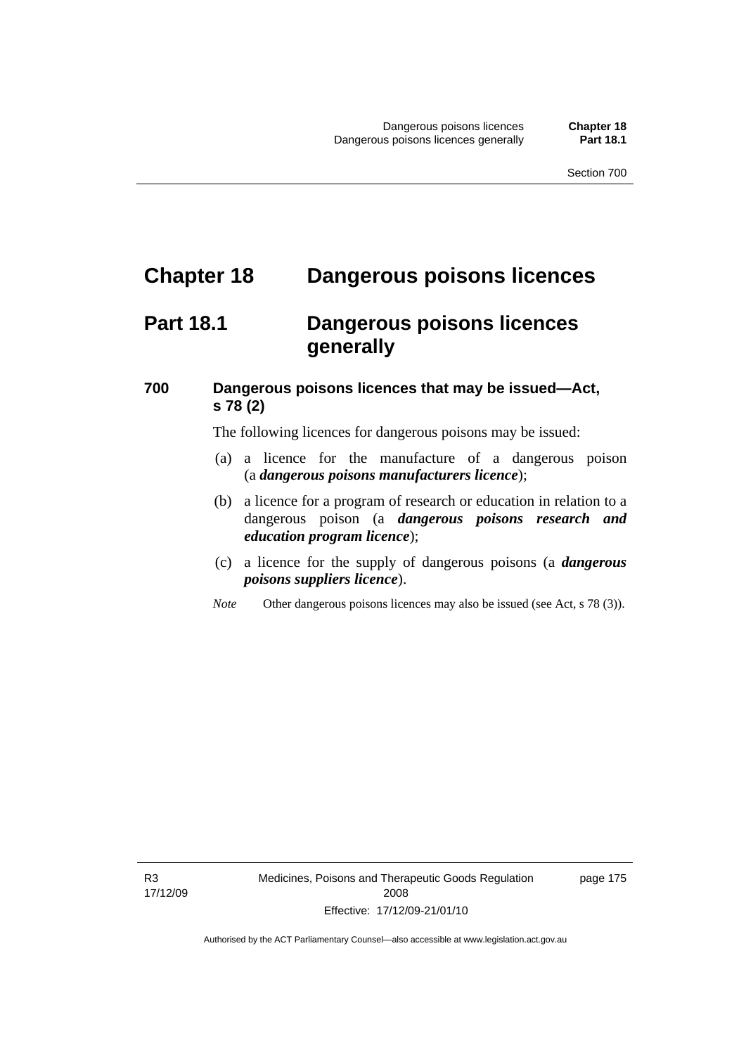# Chapter 18 Dangerous poisons licences

## Part 18.1 Dangerous poisons licences generally

### 700 Dangerous poisons licences that may be issued—Act, s 78 (2)

The following licences for dangerous poisons may be issued:

(a) a licence for the manufacture of a dangerous poison (a ***dangerous poisons manufacturers licence***);

(b) a licence for a program of research or education in relation to a dangerous poison (a ***dangerous poisons research and education program licence***);

(c) a licence for the supply of dangerous poisons (a ***dangerous poisons suppliers licence***).

*Note* Other dangerous poisons licences may also be issued (see Act, s 78 (3)).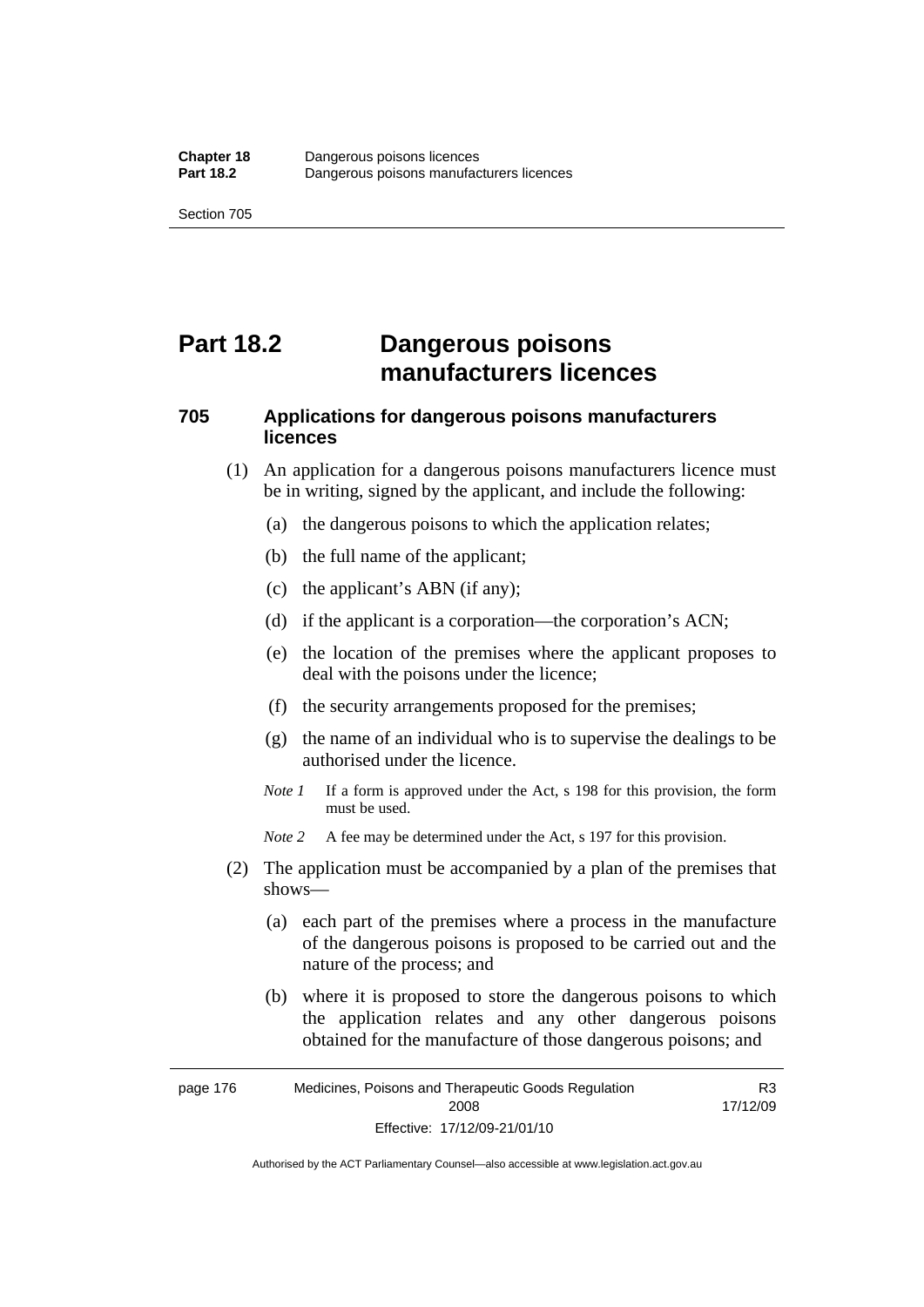# Part 18.2 Dangerous poisons manufacturers licences

## 705 Applications for dangerous poisons manufacturers licences

(1) An application for a dangerous poisons manufacturers licence must be in writing, signed by the applicant, and include the following:

(a) the dangerous poisons to which the application relates;

(b) the full name of the applicant;

(c) the applicant's ABN (if any);

(d) if the applicant is a corporation—the corporation's ACN;

(e) the location of the premises where the applicant proposes to deal with the poisons under the licence;

(f) the security arrangements proposed for the premises;

(g) the name of an individual who is to supervise the dealings to be authorised under the licence.

*Note 1* If a form is approved under the Act, s 198 for this provision, the form must be used.

*Note 2* A fee may be determined under the Act, s 197 for this provision.

(2) The application must be accompanied by a plan of the premises that shows—

(a) each part of the premises where a process in the manufacture of the dangerous poisons is proposed to be carried out and the nature of the process; and

(b) where it is proposed to store the dangerous poisons to which the application relates and any other dangerous poisons obtained for the manufacture of those dangerous poisons; and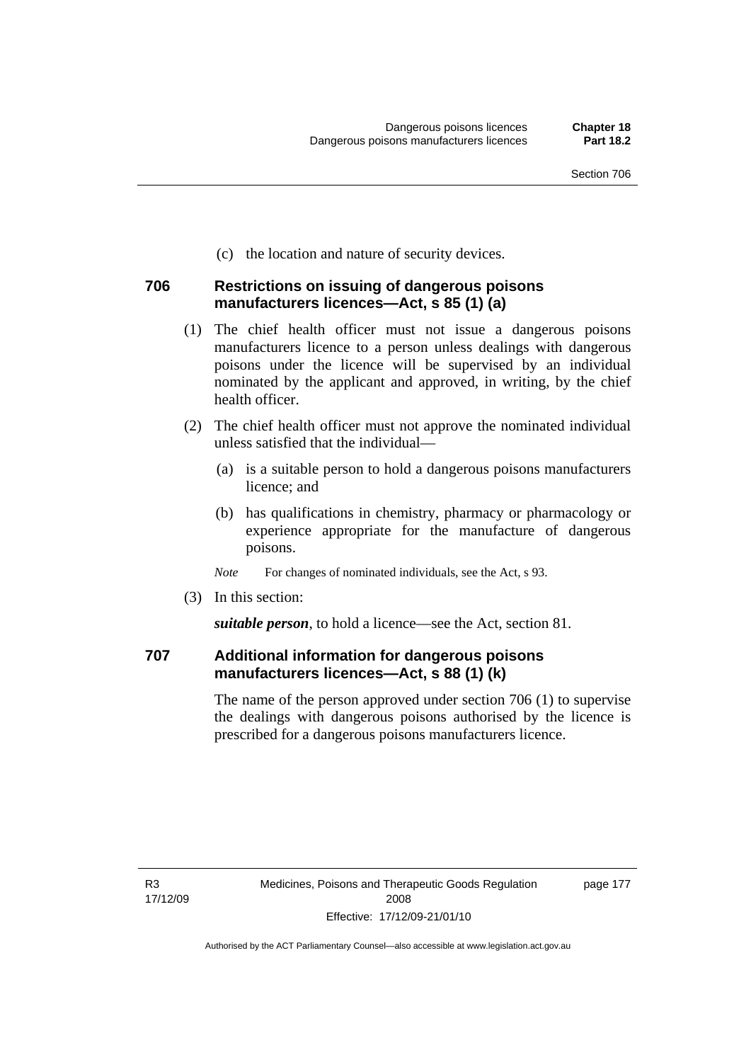(c) the location and nature of security devices.

### 706 Restrictions on issuing of dangerous poisons manufacturers licences—Act, s 85 (1) (a)

(1) The chief health officer must not issue a dangerous poisons manufacturers licence to a person unless dealings with dangerous poisons under the licence will be supervised by an individual nominated by the applicant and approved, in writing, by the chief health officer.

(2) The chief health officer must not approve the nominated individual unless satisfied that the individual—

(a) is a suitable person to hold a dangerous poisons manufacturers licence; and

(b) has qualifications in chemistry, pharmacy or pharmacology or experience appropriate for the manufacture of dangerous poisons.

*Note* For changes of nominated individuals, see the Act, s 93.

(3) In this section:

***suitable person***, to hold a licence—see the Act, section 81.

### 707 Additional information for dangerous poisons manufacturers licences—Act, s 88 (1) (k)

The name of the person approved under section 706 (1) to supervise the dealings with dangerous poisons authorised by the licence is prescribed for a dangerous poisons manufacturers licence.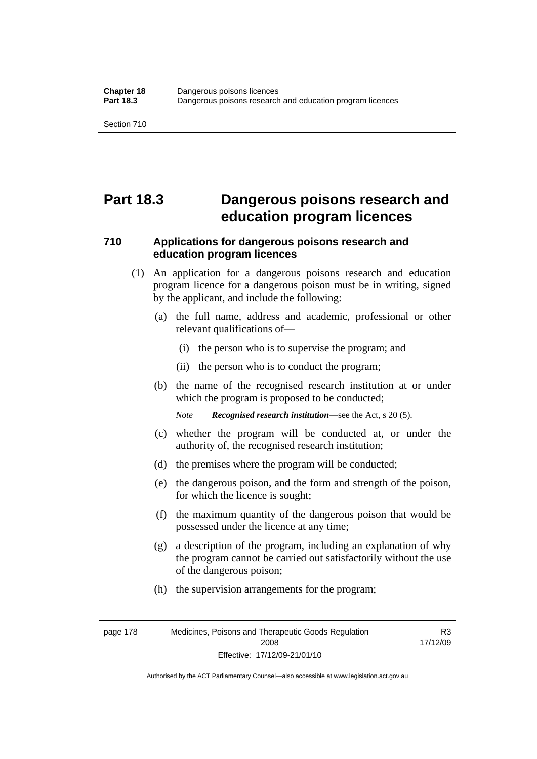# Part 18.3 Dangerous poisons research and education program licences

### 710 Applications for dangerous poisons research and education program licences

(1) An application for a dangerous poisons research and education program licence for a dangerous poison must be in writing, signed by the applicant, and include the following:

(a) the full name, address and academic, professional or other relevant qualifications of—

(i) the person who is to supervise the program; and

(ii) the person who is to conduct the program;

(b) the name of the recognised research institution at or under which the program is proposed to be conducted;

*Note* ***Recognised research institution***—see the Act, s 20 (5).

(c) whether the program will be conducted at, or under the authority of, the recognised research institution;

(d) the premises where the program will be conducted;

(e) the dangerous poison, and the form and strength of the poison, for which the licence is sought;

(f) the maximum quantity of the dangerous poison that would be possessed under the licence at any time;

(g) a description of the program, including an explanation of why the program cannot be carried out satisfactorily without the use of the dangerous poison;

(h) the supervision arrangements for the program;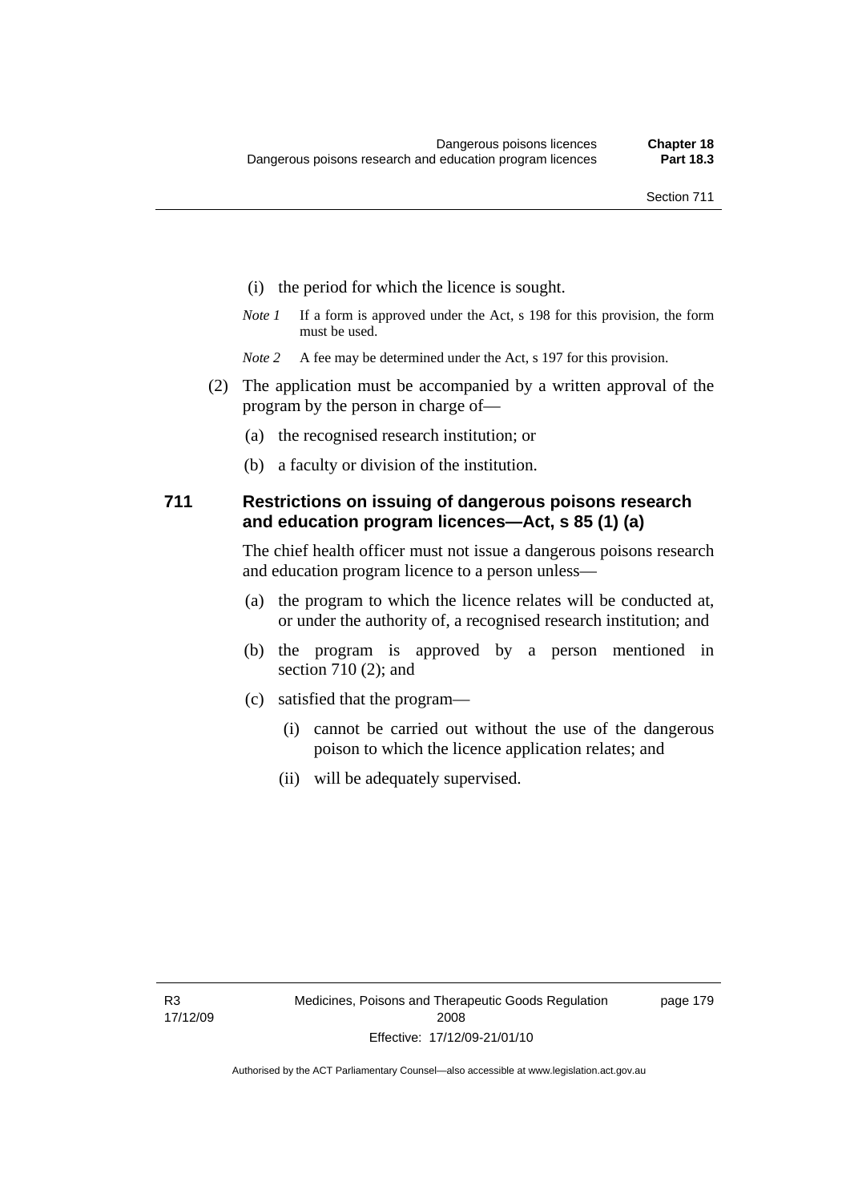(i) the period for which the licence is sought.

*Note 1* If a form is approved under the Act, s 198 for this provision, the form must be used.

*Note 2* A fee may be determined under the Act, s 197 for this provision.

(2) The application must be accompanied by a written approval of the program by the person in charge of—

(a) the recognised research institution; or

(b) a faculty or division of the institution.

### 711 Restrictions on issuing of dangerous poisons research and education program licences—Act, s 85 (1) (a)

The chief health officer must not issue a dangerous poisons research and education program licence to a person unless—

(a) the program to which the licence relates will be conducted at, or under the authority of, a recognised research institution; and

(b) the program is approved by a person mentioned in section 710 (2); and

(c) satisfied that the program—

(i) cannot be carried out without the use of the dangerous poison to which the licence application relates; and

(ii) will be adequately supervised.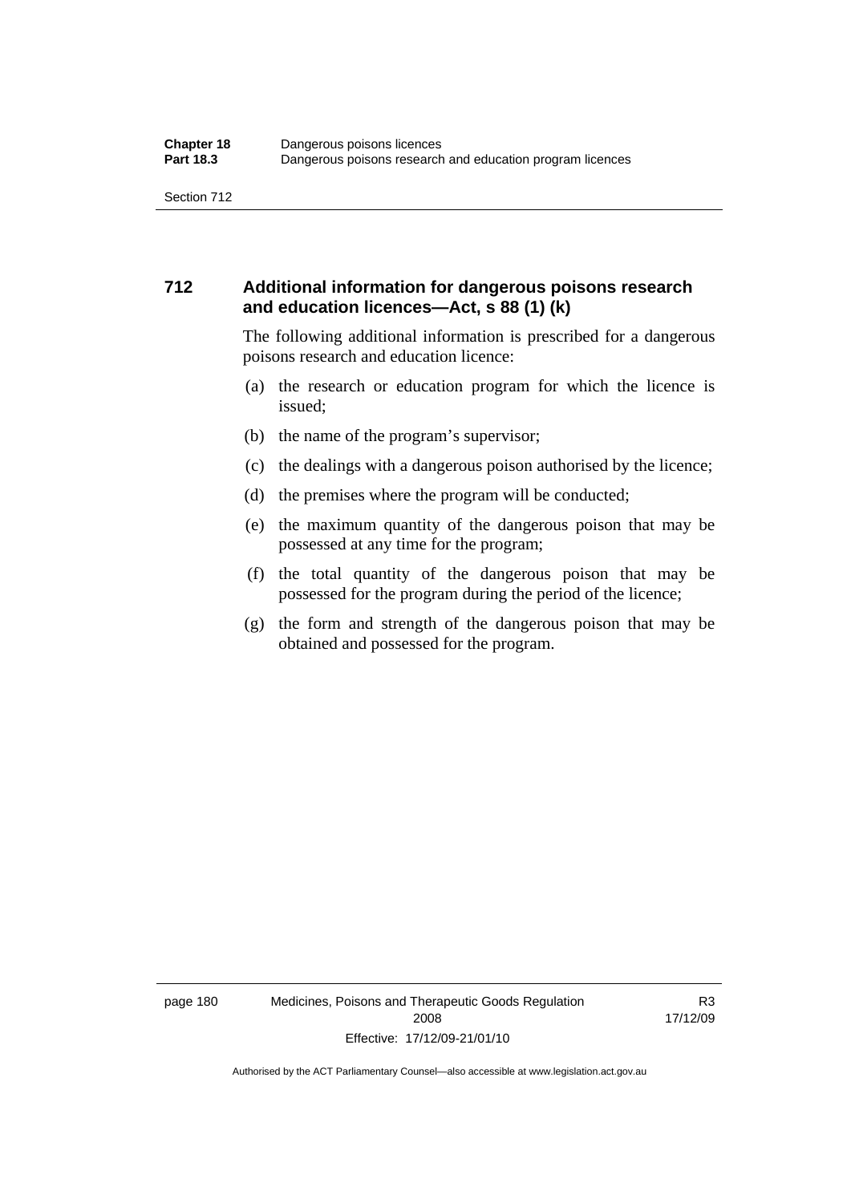## 712 Additional information for dangerous poisons research and education licences—Act, s 88 (1) (k)

The following additional information is prescribed for a dangerous poisons research and education licence:

(a) the research or education program for which the licence is issued;

(b) the name of the program's supervisor;

(c) the dealings with a dangerous poison authorised by the licence;

(d) the premises where the program will be conducted;

(e) the maximum quantity of the dangerous poison that may be possessed at any time for the program;

(f) the total quantity of the dangerous poison that may be possessed for the program during the period of the licence;

(g) the form and strength of the dangerous poison that may be obtained and possessed for the program.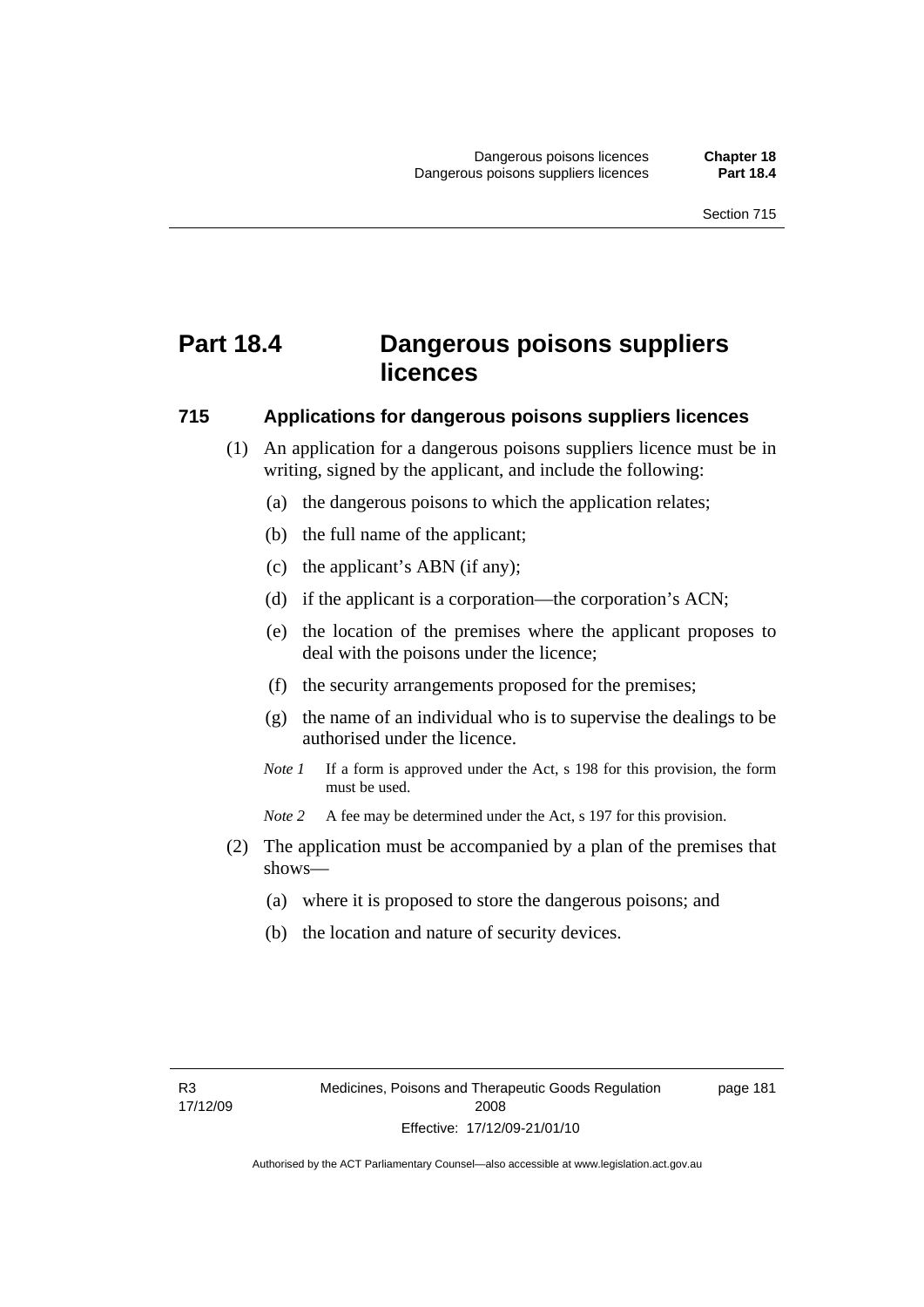# Part 18.4 Dangerous poisons suppliers licences

## 715 Applications for dangerous poisons suppliers licences

(1) An application for a dangerous poisons suppliers licence must be in writing, signed by the applicant, and include the following:

(a) the dangerous poisons to which the application relates;

(b) the full name of the applicant;

(c) the applicant's ABN (if any);

(d) if the applicant is a corporation—the corporation's ACN;

(e) the location of the premises where the applicant proposes to deal with the poisons under the licence;

(f) the security arrangements proposed for the premises;

(g) the name of an individual who is to supervise the dealings to be authorised under the licence.

*Note 1* If a form is approved under the Act, s 198 for this provision, the form must be used.

*Note 2* A fee may be determined under the Act, s 197 for this provision.

(2) The application must be accompanied by a plan of the premises that shows—

(a) where it is proposed to store the dangerous poisons; and

(b) the location and nature of security devices.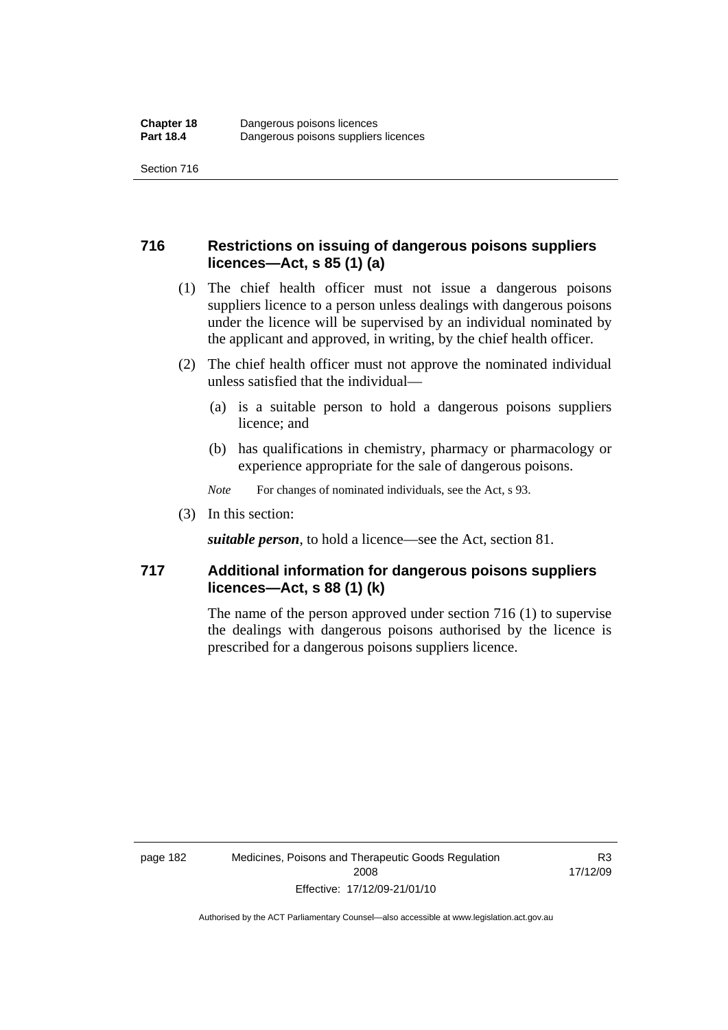## 716 Restrictions on issuing of dangerous poisons suppliers licences—Act, s 85 (1) (a)

(1) The chief health officer must not issue a dangerous poisons suppliers licence to a person unless dealings with dangerous poisons under the licence will be supervised by an individual nominated by the applicant and approved, in writing, by the chief health officer.

(2) The chief health officer must not approve the nominated individual unless satisfied that the individual—

(a) is a suitable person to hold a dangerous poisons suppliers licence; and

(b) has qualifications in chemistry, pharmacy or pharmacology or experience appropriate for the sale of dangerous poisons.

*Note* For changes of nominated individuals, see the Act, s 93.

(3) In this section:

***suitable person***, to hold a licence—see the Act, section 81.

## 717 Additional information for dangerous poisons suppliers licences—Act, s 88 (1) (k)

The name of the person approved under section 716 (1) to supervise the dealings with dangerous poisons authorised by the licence is prescribed for a dangerous poisons suppliers licence.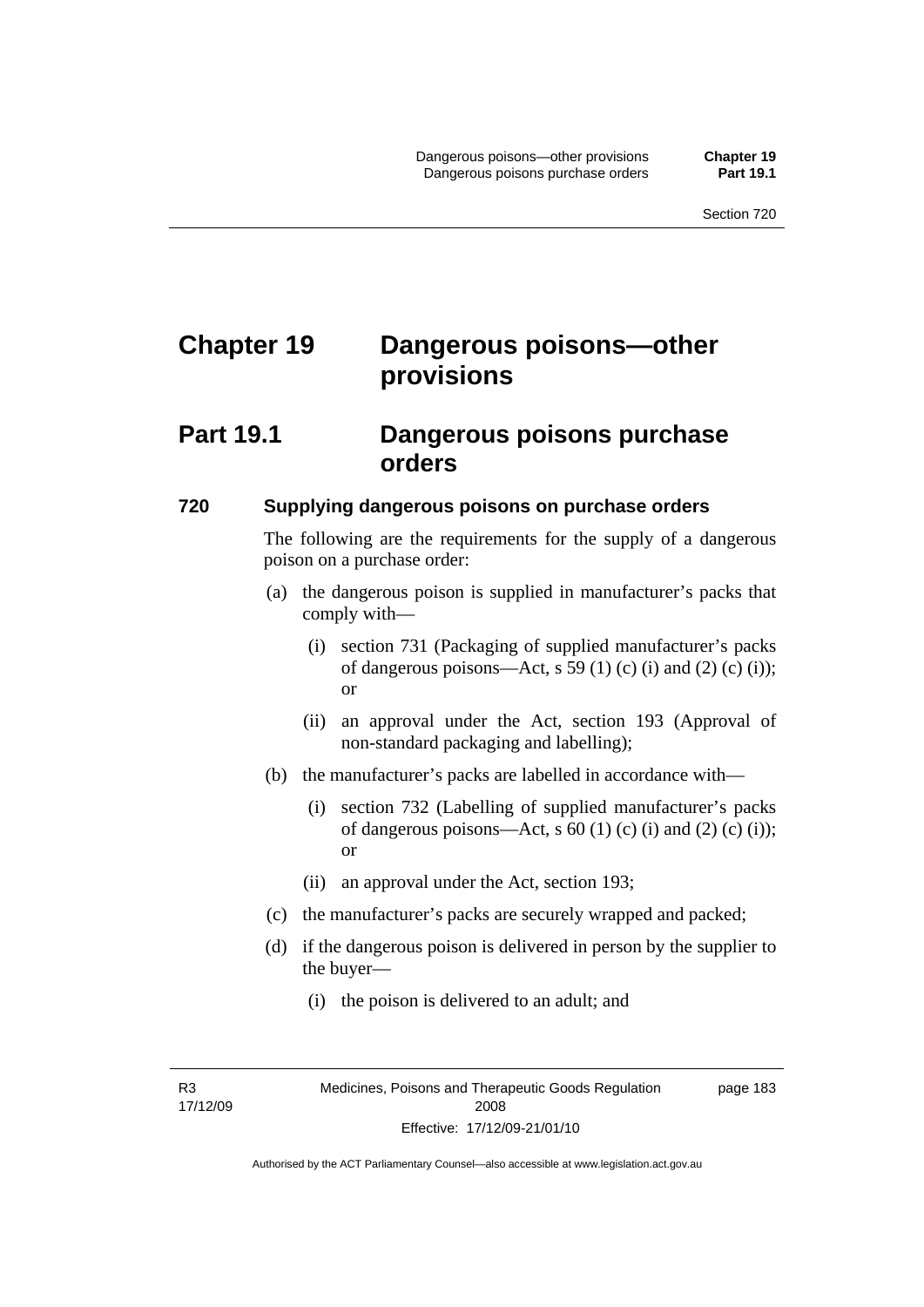# Chapter 19 Dangerous poisons—other provisions

## Part 19.1 Dangerous poisons purchase orders

### 720 Supplying dangerous poisons on purchase orders

The following are the requirements for the supply of a dangerous poison on a purchase order:

(a) the dangerous poison is supplied in manufacturer's packs that comply with—

(i) section 731 (Packaging of supplied manufacturer's packs of dangerous poisons—Act, s 59 (1) (c) (i) and (2) (c) (i)); or

(ii) an approval under the Act, section 193 (Approval of non-standard packaging and labelling);

(b) the manufacturer's packs are labelled in accordance with—

(i) section 732 (Labelling of supplied manufacturer's packs of dangerous poisons—Act, s 60 (1) (c) (i) and (2) (c) (i)); or

(ii) an approval under the Act, section 193;

(c) the manufacturer's packs are securely wrapped and packed;

(d) if the dangerous poison is delivered in person by the supplier to the buyer—

(i) the poison is delivered to an adult; and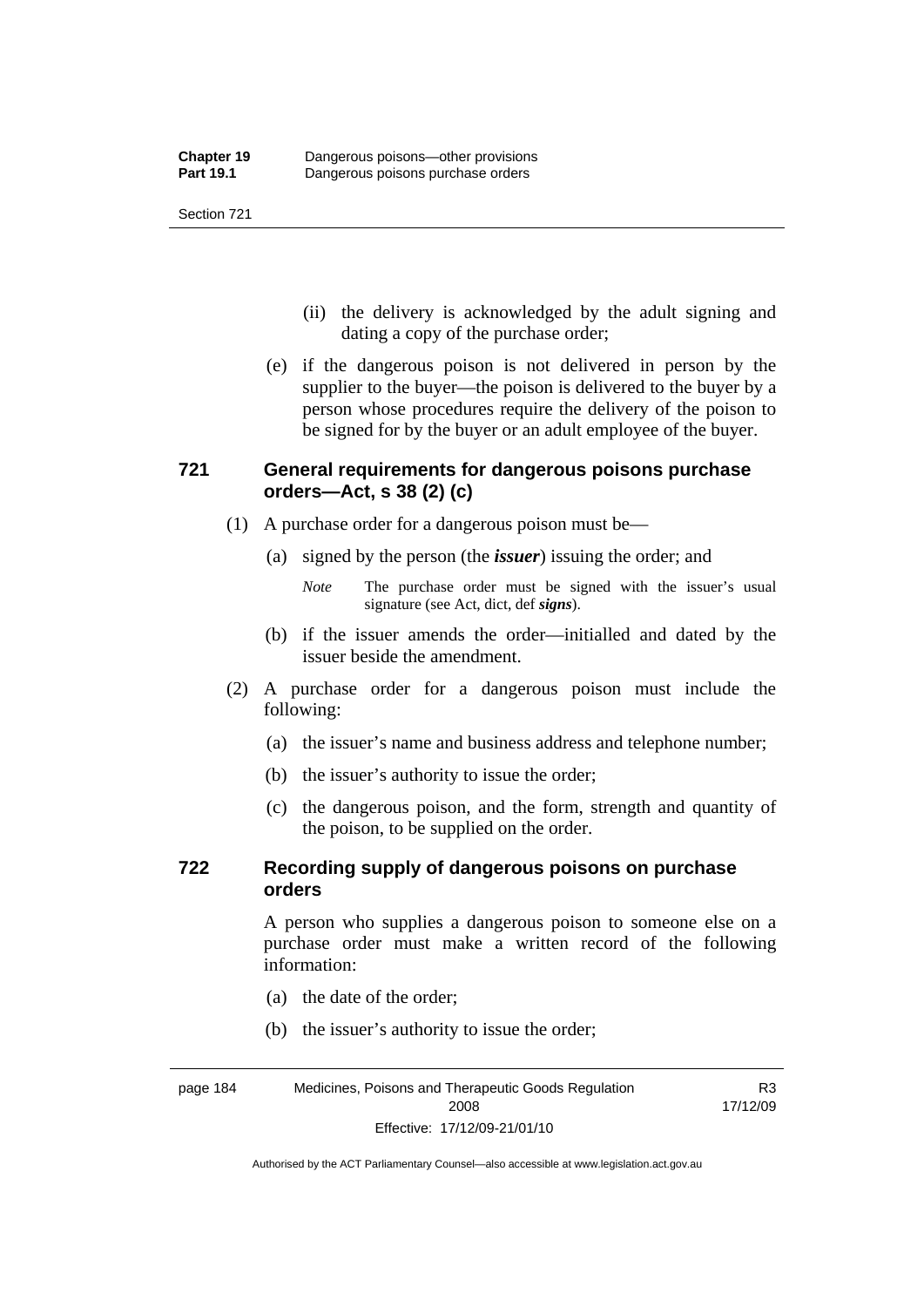(ii) the delivery is acknowledged by the adult signing and dating a copy of the purchase order;

(e) if the dangerous poison is not delivered in person by the supplier to the buyer—the poison is delivered to the buyer by a person whose procedures require the delivery of the poison to be signed for by the buyer or an adult employee of the buyer.

### 721 General requirements for dangerous poisons purchase orders—Act, s 38 (2) (c)

(1) A purchase order for a dangerous poison must be—

(a) signed by the person (the ***issuer***) issuing the order; and

*Note* The purchase order must be signed with the issuer's usual signature (see Act, dict, def ***signs***).

(b) if the issuer amends the order—initialled and dated by the issuer beside the amendment.

(2) A purchase order for a dangerous poison must include the following:

(a) the issuer's name and business address and telephone number;

(b) the issuer's authority to issue the order;

(c) the dangerous poison, and the form, strength and quantity of the poison, to be supplied on the order.

### 722 Recording supply of dangerous poisons on purchase orders

A person who supplies a dangerous poison to someone else on a purchase order must make a written record of the following information:

(a) the date of the order;

(b) the issuer's authority to issue the order;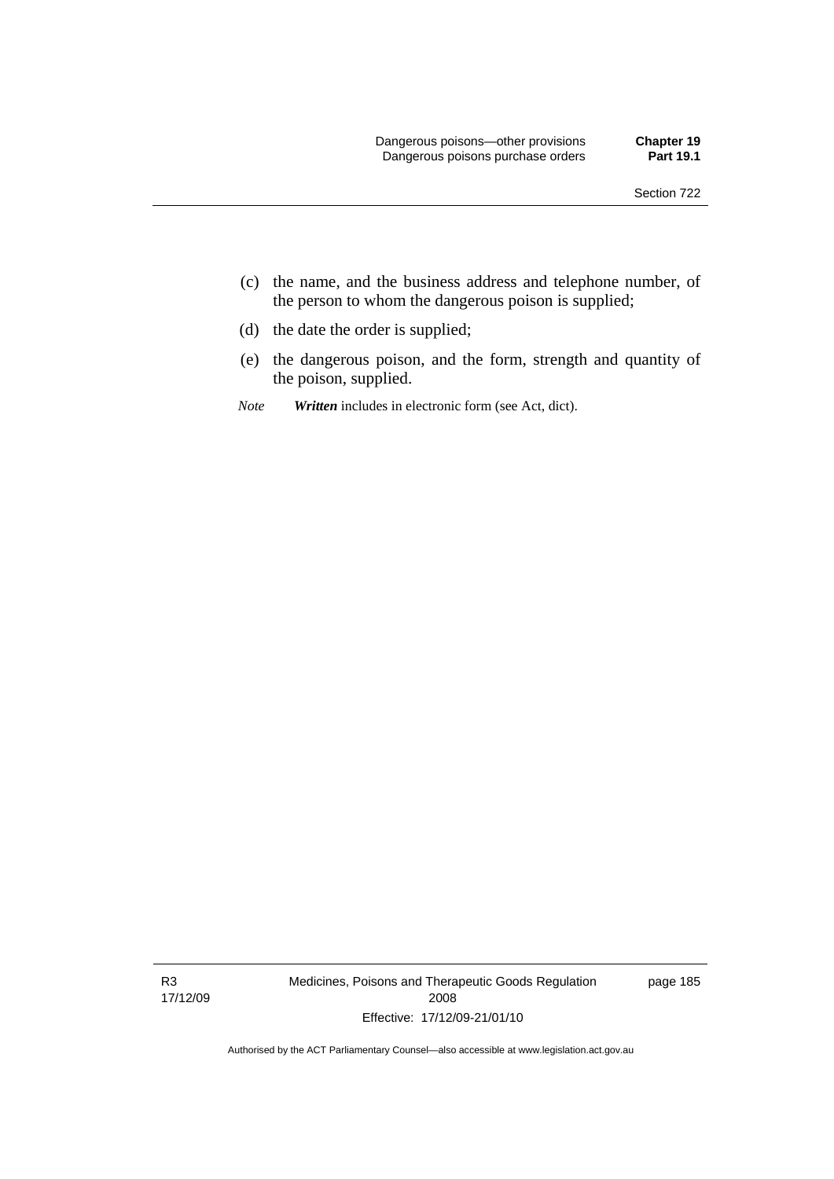(c) the name, and the business address and telephone number, of the person to whom the dangerous poison is supplied;

(d) the date the order is supplied;

(e) the dangerous poison, and the form, strength and quantity of the poison, supplied.

*Note* ***Written*** includes in electronic form (see Act, dict).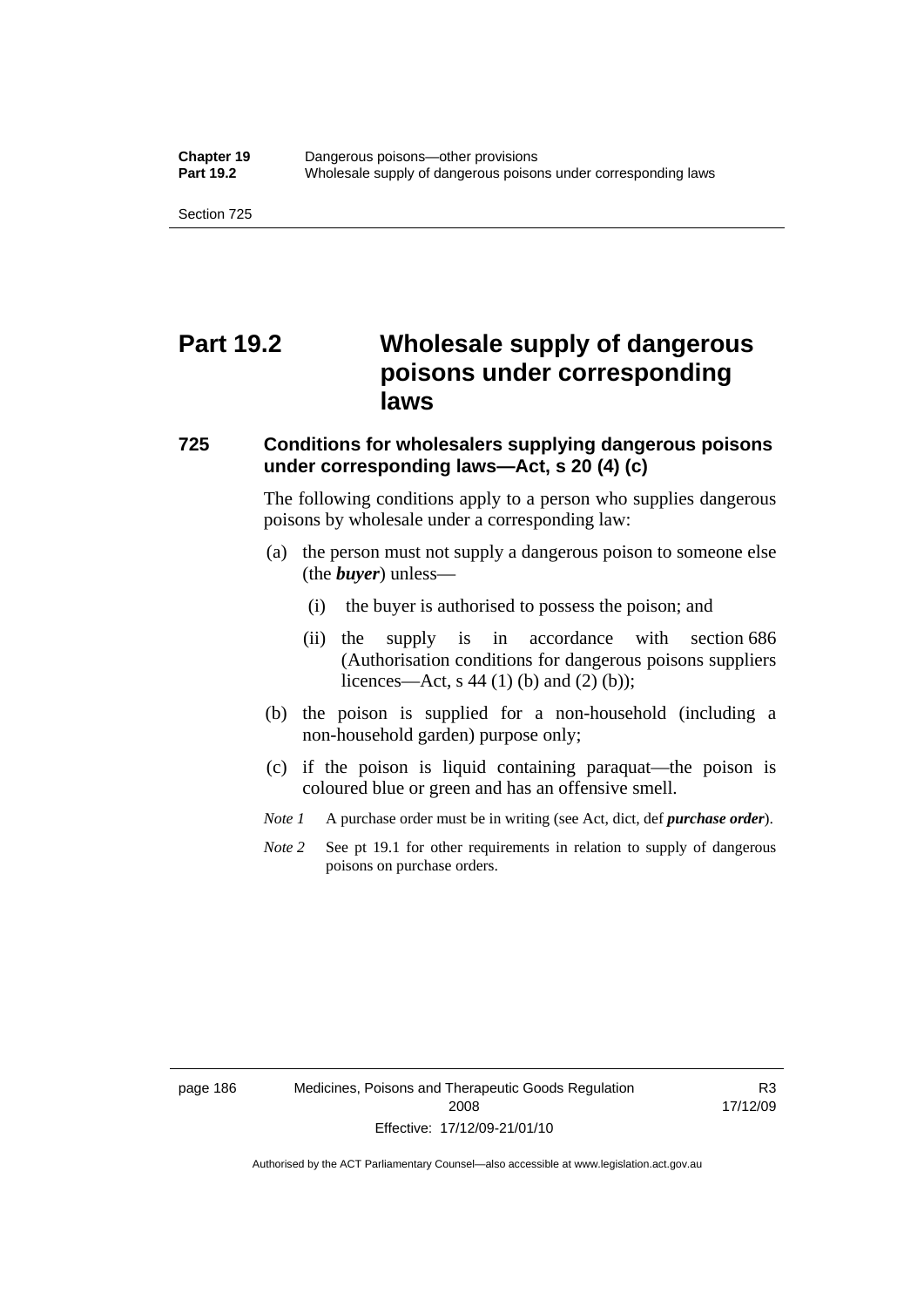# Part 19.2 Wholesale supply of dangerous poisons under corresponding laws

## 725 Conditions for wholesalers supplying dangerous poisons under corresponding laws—Act, s 20 (4) (c)

The following conditions apply to a person who supplies dangerous poisons by wholesale under a corresponding law:

(a) the person must not supply a dangerous poison to someone else (the ***buyer***) unless—

  (i) the buyer is authorised to possess the poison; and

  (ii) the supply is in accordance with section 686 (Authorisation conditions for dangerous poisons suppliers licences—Act, s 44 (1) (b) and (2) (b));

(b) the poison is supplied for a non-household (including a non-household garden) purpose only;

(c) if the poison is liquid containing paraquat—the poison is coloured blue or green and has an offensive smell.

*Note 1* A purchase order must be in writing (see Act, dict, def ***purchase order***).

*Note 2* See pt 19.1 for other requirements in relation to supply of dangerous poisons on purchase orders.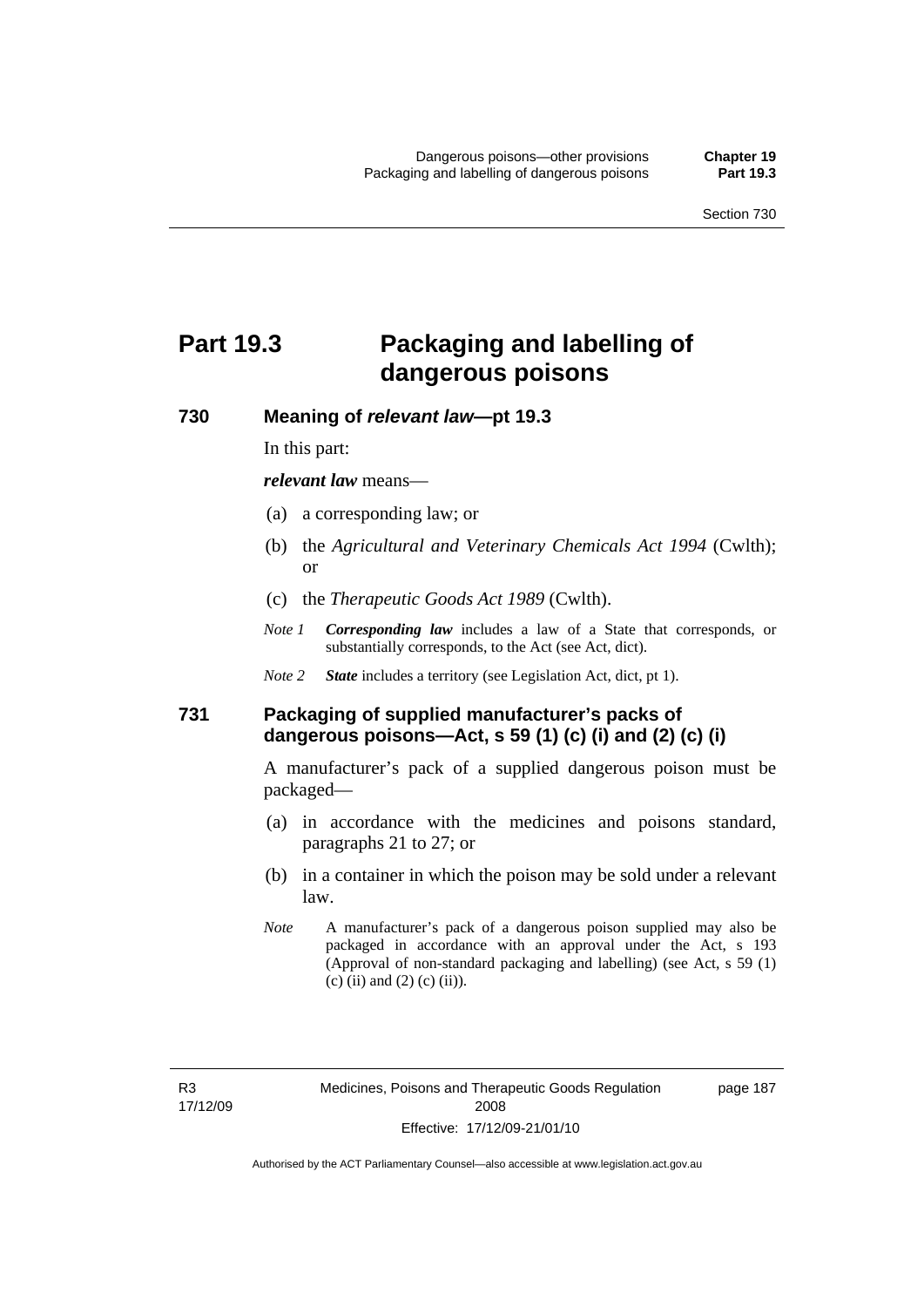# Part 19.3 Packaging and labelling of dangerous poisons

### 730 Meaning of *relevant law*—pt 19.3

In this part:

***relevant law*** means—

(a) a corresponding law; or

(b) the *Agricultural and Veterinary Chemicals Act 1994* (Cwlth); or

(c) the *Therapeutic Goods Act 1989* (Cwlth).

*Note 1* ***Corresponding law*** includes a law of a State that corresponds, or substantially corresponds, to the Act (see Act, dict).

*Note 2* ***State*** includes a territory (see Legislation Act, dict, pt 1).

### 731 Packaging of supplied manufacturer's packs of dangerous poisons—Act, s 59 (1) (c) (i) and (2) (c) (i)

A manufacturer's pack of a supplied dangerous poison must be packaged—

(a) in accordance with the medicines and poisons standard, paragraphs 21 to 27; or

(b) in a container in which the poison may be sold under a relevant law.

*Note* A manufacturer's pack of a dangerous poison supplied may also be packaged in accordance with an approval under the Act, s 193 (Approval of non-standard packaging and labelling) (see Act, s 59 (1) (c) (ii) and (2) (c) (ii)).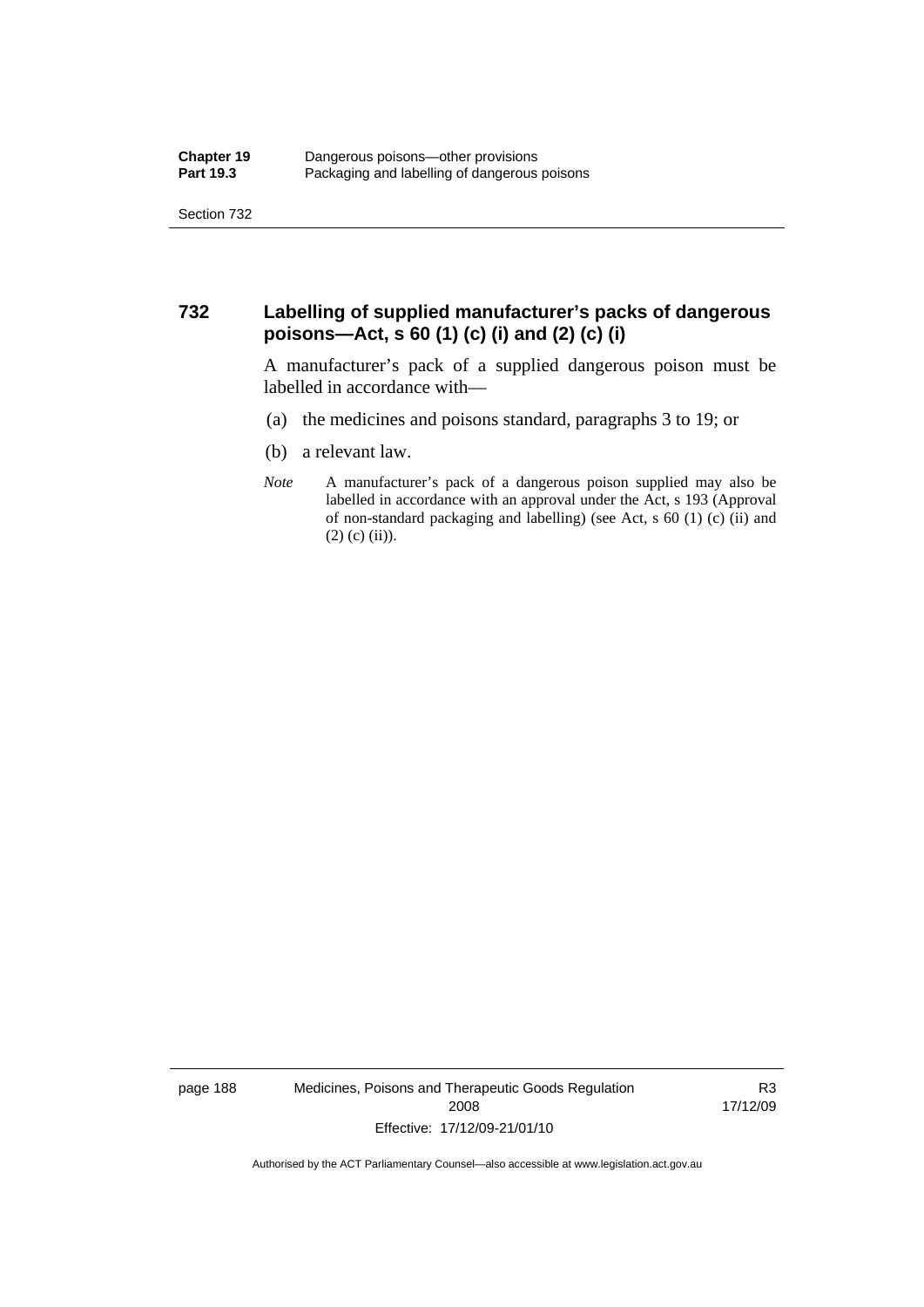### 732 Labelling of supplied manufacturer's packs of dangerous poisons—Act, s 60 (1) (c) (i) and (2) (c) (i)

A manufacturer's pack of a supplied dangerous poison must be labelled in accordance with—

(a) the medicines and poisons standard, paragraphs 3 to 19; or

(b) a relevant law.

*Note* A manufacturer's pack of a dangerous poison supplied may also be labelled in accordance with an approval under the Act, s 193 (Approval of non-standard packaging and labelling) (see Act, s 60 (1) (c) (ii) and (2) (c) (ii)).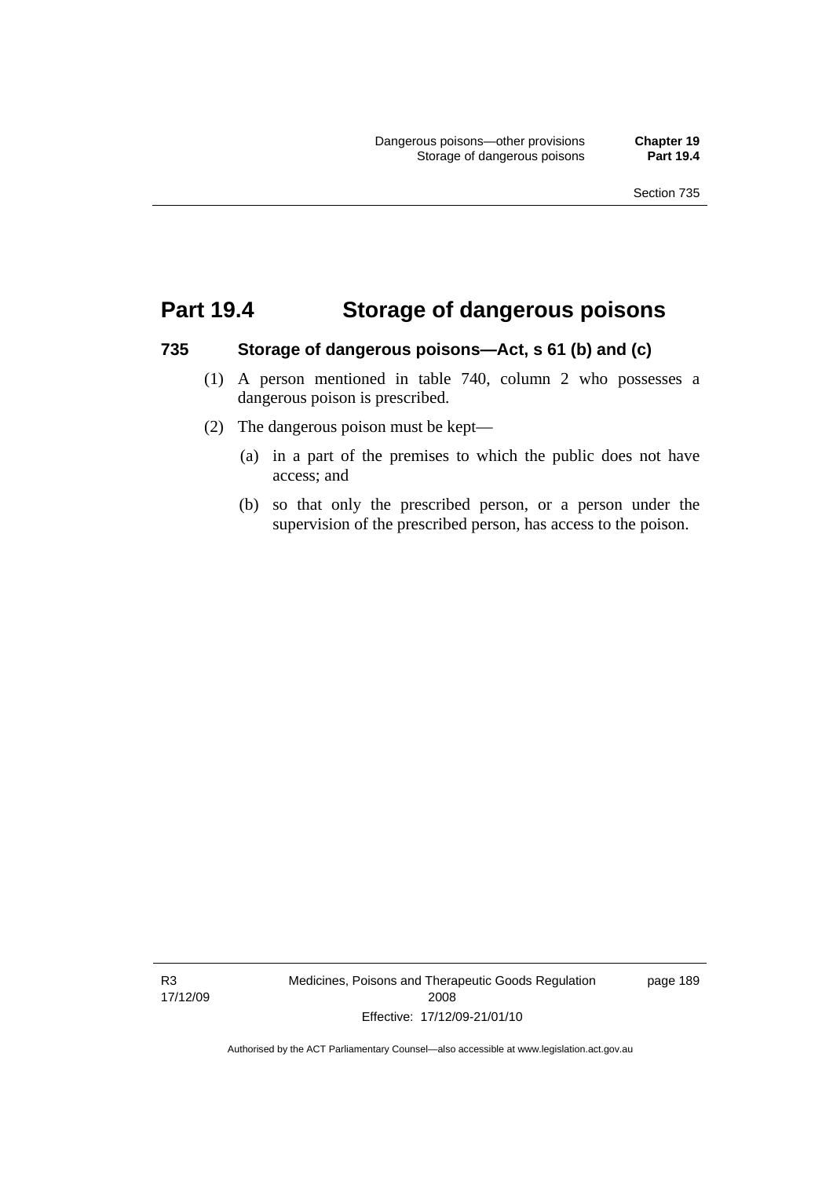# Part 19.4 Storage of dangerous poisons

### 735 Storage of dangerous poisons—Act, s 61 (b) and (c)

(1) A person mentioned in table 740, column 2 who possesses a dangerous poison is prescribed.

(2) The dangerous poison must be kept—

(a) in a part of the premises to which the public does not have access; and

(b) so that only the prescribed person, or a person under the supervision of the prescribed person, has access to the poison.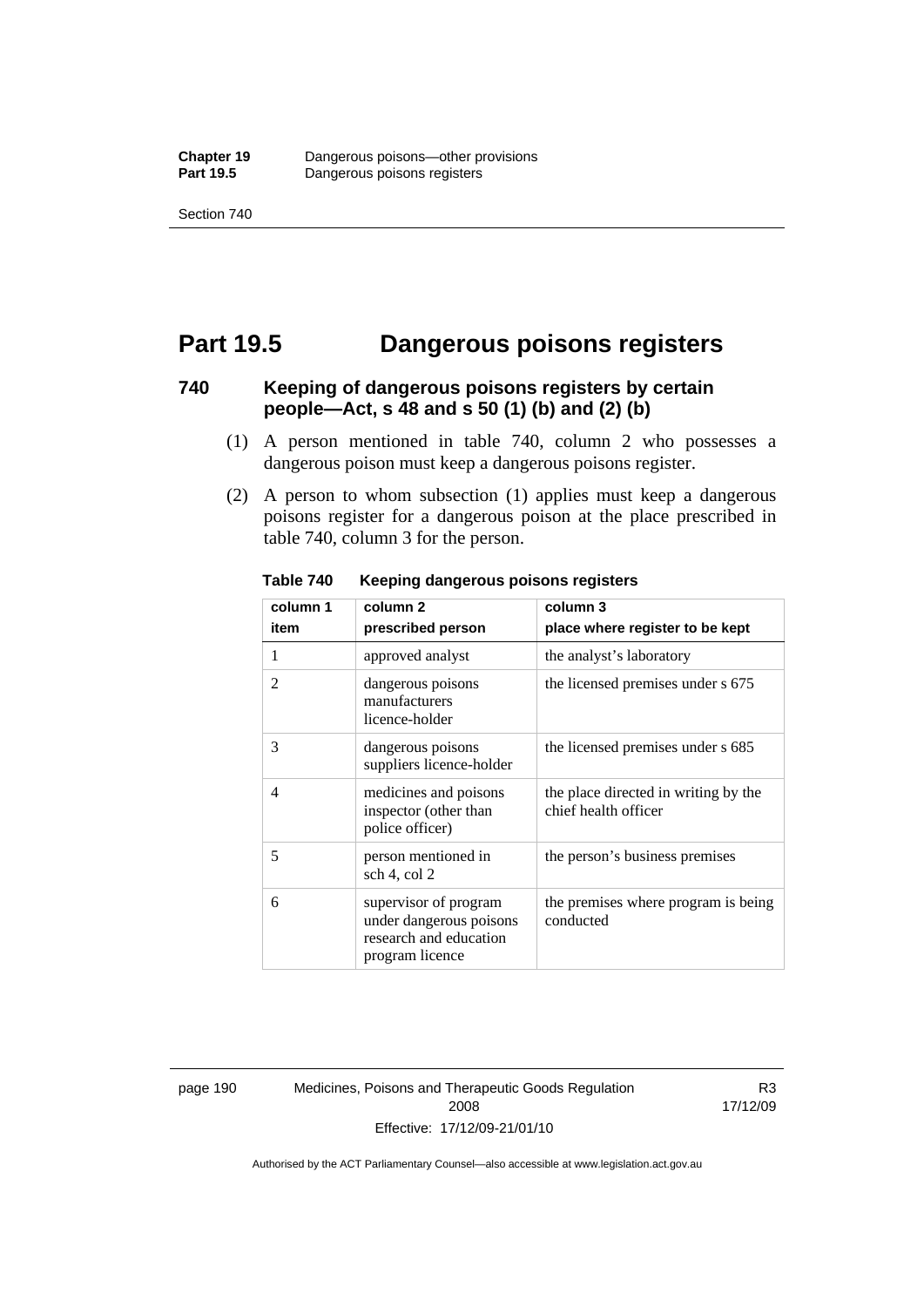# Part 19.5 Dangerous poisons registers

## 740 Keeping of dangerous poisons registers by certain people—Act, s 48 and s 50 (1) (b) and (2) (b)

(1) A person mentioned in table 740, column 2 who possesses a dangerous poison must keep a dangerous poisons register.

(2) A person to whom subsection (1) applies must keep a dangerous poisons register for a dangerous poison at the place prescribed in table 740, column 3 for the person.

**Table 740 Keeping dangerous poisons registers**

| column 1 item | column 2 prescribed person | column 3 place where register to be kept |
|---|---|---|
| 1 | approved analyst | the analyst's laboratory |
| 2 | dangerous poisons manufacturers licence-holder | the licensed premises under s 675 |
| 3 | dangerous poisons suppliers licence-holder | the licensed premises under s 685 |
| 4 | medicines and poisons inspector (other than police officer) | the place directed in writing by the chief health officer |
| 5 | person mentioned in sch 4, col 2 | the person's business premises |
| 6 | supervisor of program under dangerous poisons research and education program licence | the premises where program is being conducted |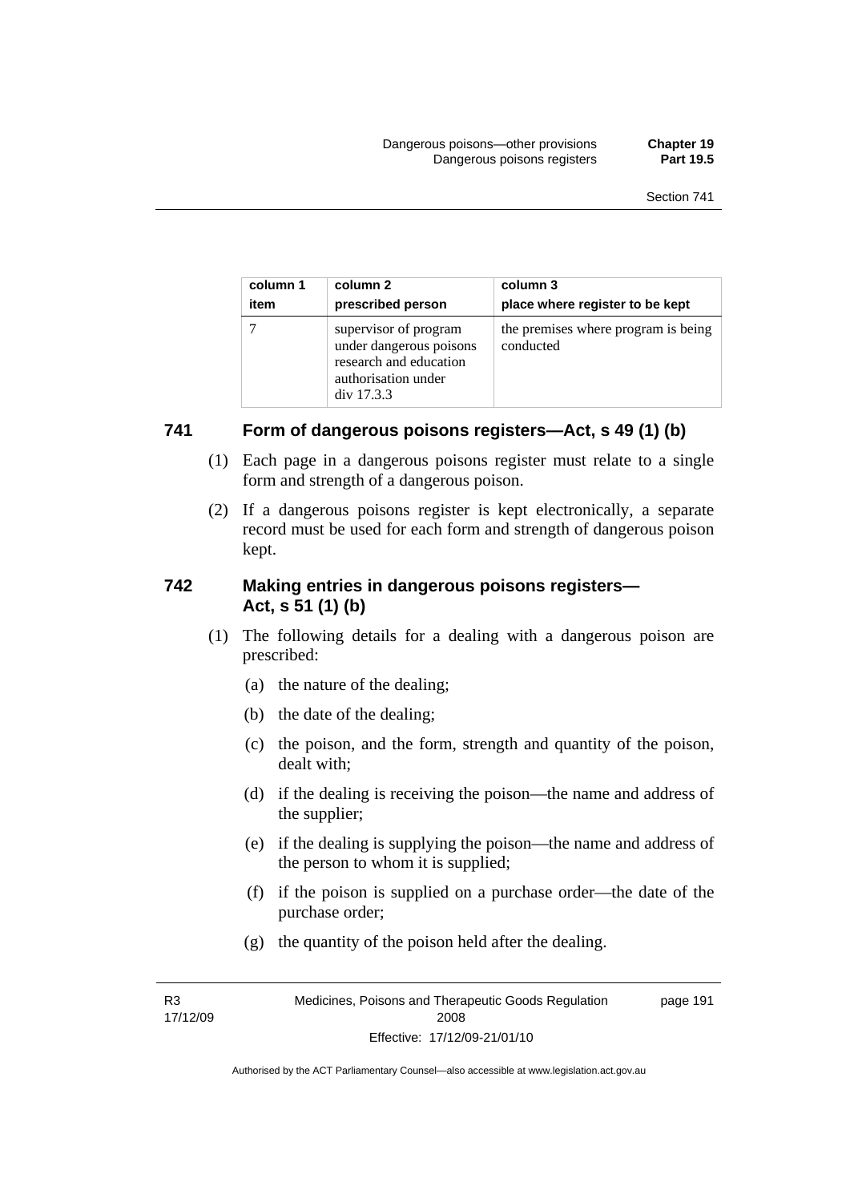| column 1 item | column 2 prescribed person | column 3 place where register to be kept |
|---|---|---|
| 7 | supervisor of program under dangerous poisons research and education authorisation under div 17.3.3 | the premises where program is being conducted |

## 741 Form of dangerous poisons registers—Act, s 49 (1) (b)

(1) Each page in a dangerous poisons register must relate to a single form and strength of a dangerous poison.

(2) If a dangerous poisons register is kept electronically, a separate record must be used for each form and strength of dangerous poison kept.

## 742 Making entries in dangerous poisons registers—Act, s 51 (1) (b)

(1) The following details for a dealing with a dangerous poison are prescribed:

(a) the nature of the dealing;

(b) the date of the dealing;

(c) the poison, and the form, strength and quantity of the poison, dealt with;

(d) if the dealing is receiving the poison—the name and address of the supplier;

(e) if the dealing is supplying the poison—the name and address of the person to whom it is supplied;

(f) if the poison is supplied on a purchase order—the date of the purchase order;

(g) the quantity of the poison held after the dealing.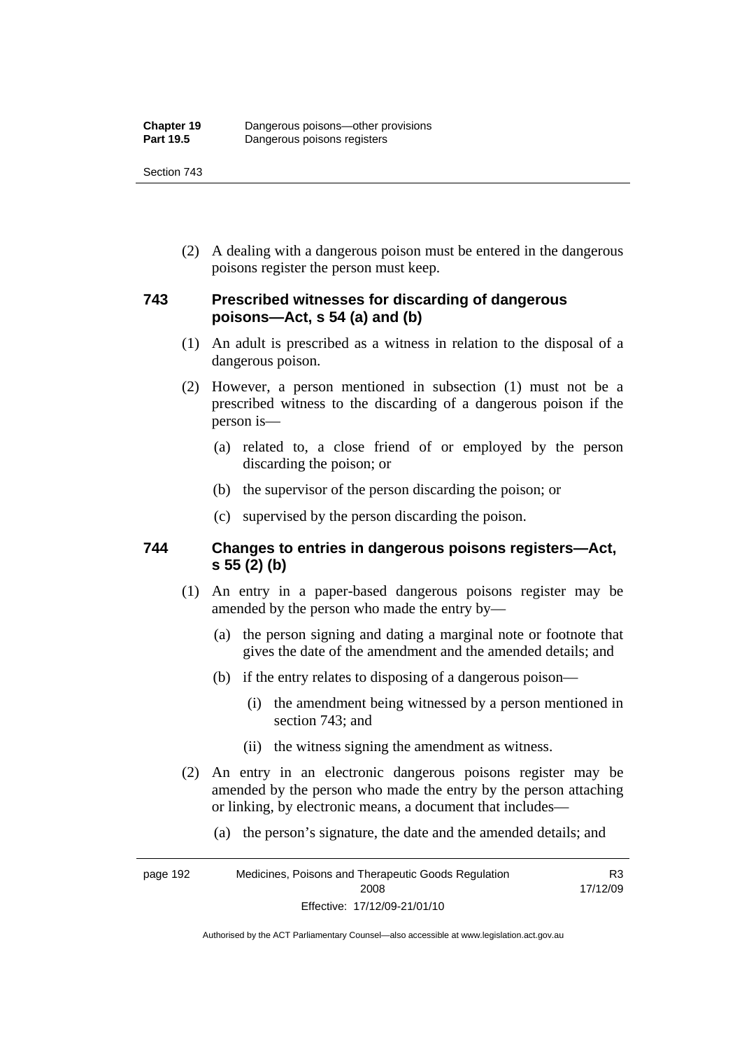(2) A dealing with a dangerous poison must be entered in the dangerous poisons register the person must keep.

### 743 Prescribed witnesses for discarding of dangerous poisons—Act, s 54 (a) and (b)

(1) An adult is prescribed as a witness in relation to the disposal of a dangerous poison.

(2) However, a person mentioned in subsection (1) must not be a prescribed witness to the discarding of a dangerous poison if the person is—

(a) related to, a close friend of or employed by the person discarding the poison; or

(b) the supervisor of the person discarding the poison; or

(c) supervised by the person discarding the poison.

### 744 Changes to entries in dangerous poisons registers—Act, s 55 (2) (b)

(1) An entry in a paper-based dangerous poisons register may be amended by the person who made the entry by—

(a) the person signing and dating a marginal note or footnote that gives the date of the amendment and the amended details; and

(b) if the entry relates to disposing of a dangerous poison—

(i) the amendment being witnessed by a person mentioned in section 743; and

(ii) the witness signing the amendment as witness.

(2) An entry in an electronic dangerous poisons register may be amended by the person who made the entry by the person attaching or linking, by electronic means, a document that includes—

(a) the person's signature, the date and the amended details; and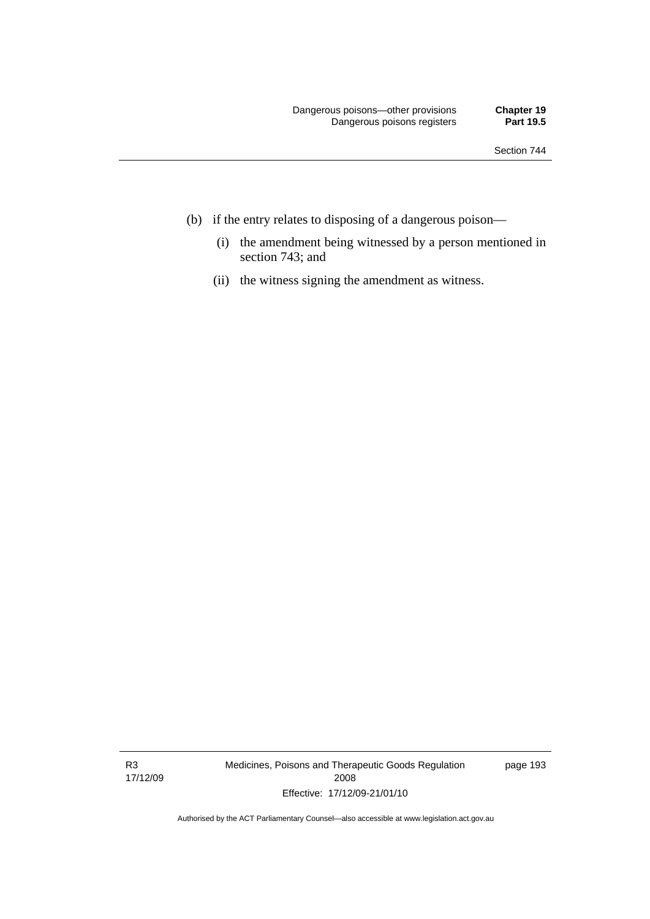(b) if the entry relates to disposing of a dangerous poison—

  (i) the amendment being witnessed by a person mentioned in section 743; and

  (ii) the witness signing the amendment as witness.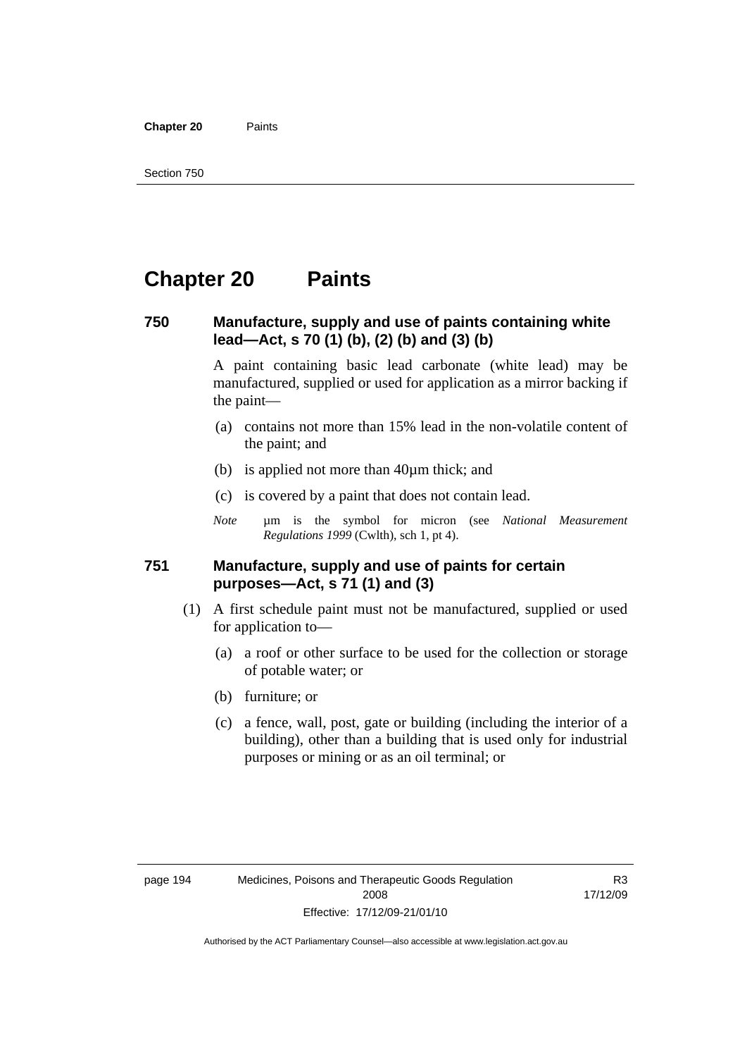# Chapter 20 Paints

## 750 Manufacture, supply and use of paints containing white lead—Act, s 70 (1) (b), (2) (b) and (3) (b)

A paint containing basic lead carbonate (white lead) may be manufactured, supplied or used for application as a mirror backing if the paint—

(a) contains not more than 15% lead in the non-volatile content of the paint; and

(b) is applied not more than 40µm thick; and

(c) is covered by a paint that does not contain lead.

*Note* µm is the symbol for micron (see *National Measurement Regulations 1999* (Cwlth), sch 1, pt 4).

## 751 Manufacture, supply and use of paints for certain purposes—Act, s 71 (1) and (3)

(1) A first schedule paint must not be manufactured, supplied or used for application to—

(a) a roof or other surface to be used for the collection or storage of potable water; or

(b) furniture; or

(c) a fence, wall, post, gate or building (including the interior of a building), other than a building that is used only for industrial purposes or mining or as an oil terminal; or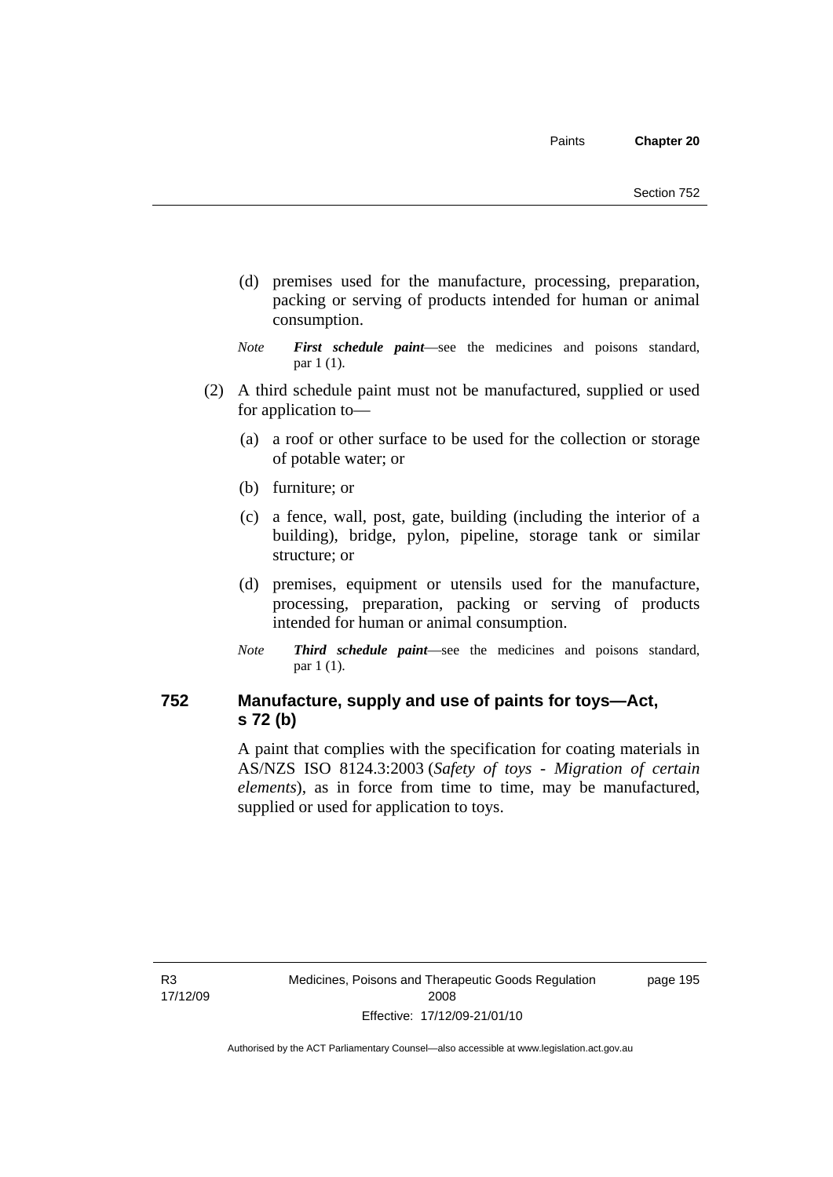(d) premises used for the manufacture, processing, preparation, packing or serving of products intended for human or animal consumption.

*Note* ***First schedule paint***—see the medicines and poisons standard, par 1 (1).

(2) A third schedule paint must not be manufactured, supplied or used for application to—

(a) a roof or other surface to be used for the collection or storage of potable water; or

(b) furniture; or

(c) a fence, wall, post, gate, building (including the interior of a building), bridge, pylon, pipeline, storage tank or similar structure; or

(d) premises, equipment or utensils used for the manufacture, processing, preparation, packing or serving of products intended for human or animal consumption.

*Note* ***Third schedule paint***—see the medicines and poisons standard, par 1 (1).

## 752 Manufacture, supply and use of paints for toys—Act, s 72 (b)

A paint that complies with the specification for coating materials in AS/NZS ISO 8124.3:2003 (*Safety of toys - Migration of certain elements*), as in force from time to time, may be manufactured, supplied or used for application to toys.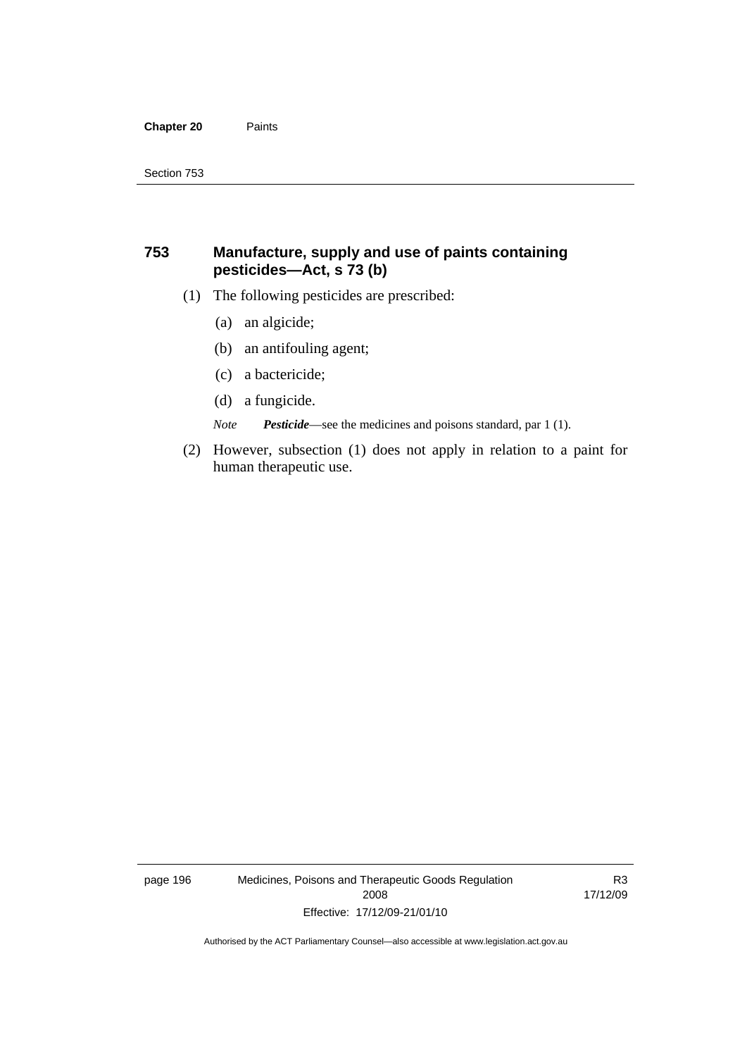## 753 Manufacture, supply and use of paints containing pesticides—Act, s 73 (b)

(1) The following pesticides are prescribed:

(a) an algicide;

(b) an antifouling agent;

(c) a bactericide;

(d) a fungicide.

*Note* ***Pesticide***—see the medicines and poisons standard, par 1 (1).

(2) However, subsection (1) does not apply in relation to a paint for human therapeutic use.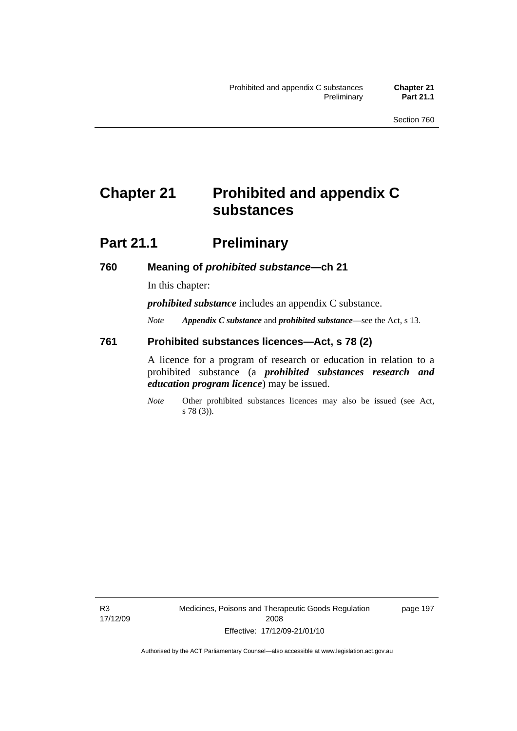# Chapter 21 Prohibited and appendix C substances

## Part 21.1 Preliminary

### 760 Meaning of *prohibited substance*—ch 21

In this chapter:

***prohibited substance*** includes an appendix C substance.

*Note* ***Appendix C substance*** and ***prohibited substance***—see the Act, s 13.

### 761 Prohibited substances licences—Act, s 78 (2)

A licence for a program of research or education in relation to a prohibited substance (a ***prohibited substances research and education program licence***) may be issued.

*Note* Other prohibited substances licences may also be issued (see Act, s 78 (3)).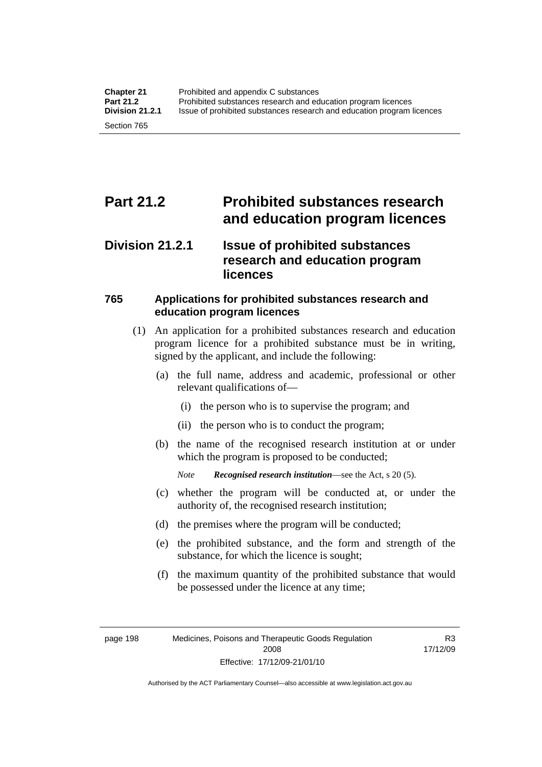# Part 21.2 Prohibited substances research and education program licences

## Division 21.2.1 Issue of prohibited substances research and education program licences

### 765 Applications for prohibited substances research and education program licences

(1) An application for a prohibited substances research and education program licence for a prohibited substance must be in writing, signed by the applicant, and include the following:

(a) the full name, address and academic, professional or other relevant qualifications of—

(i) the person who is to supervise the program; and

(ii) the person who is to conduct the program;

(b) the name of the recognised research institution at or under which the program is proposed to be conducted;

*Note* ***Recognised research institution***—see the Act, s 20 (5).

(c) whether the program will be conducted at, or under the authority of, the recognised research institution;

(d) the premises where the program will be conducted;

(e) the prohibited substance, and the form and strength of the substance, for which the licence is sought;

(f) the maximum quantity of the prohibited substance that would be possessed under the licence at any time;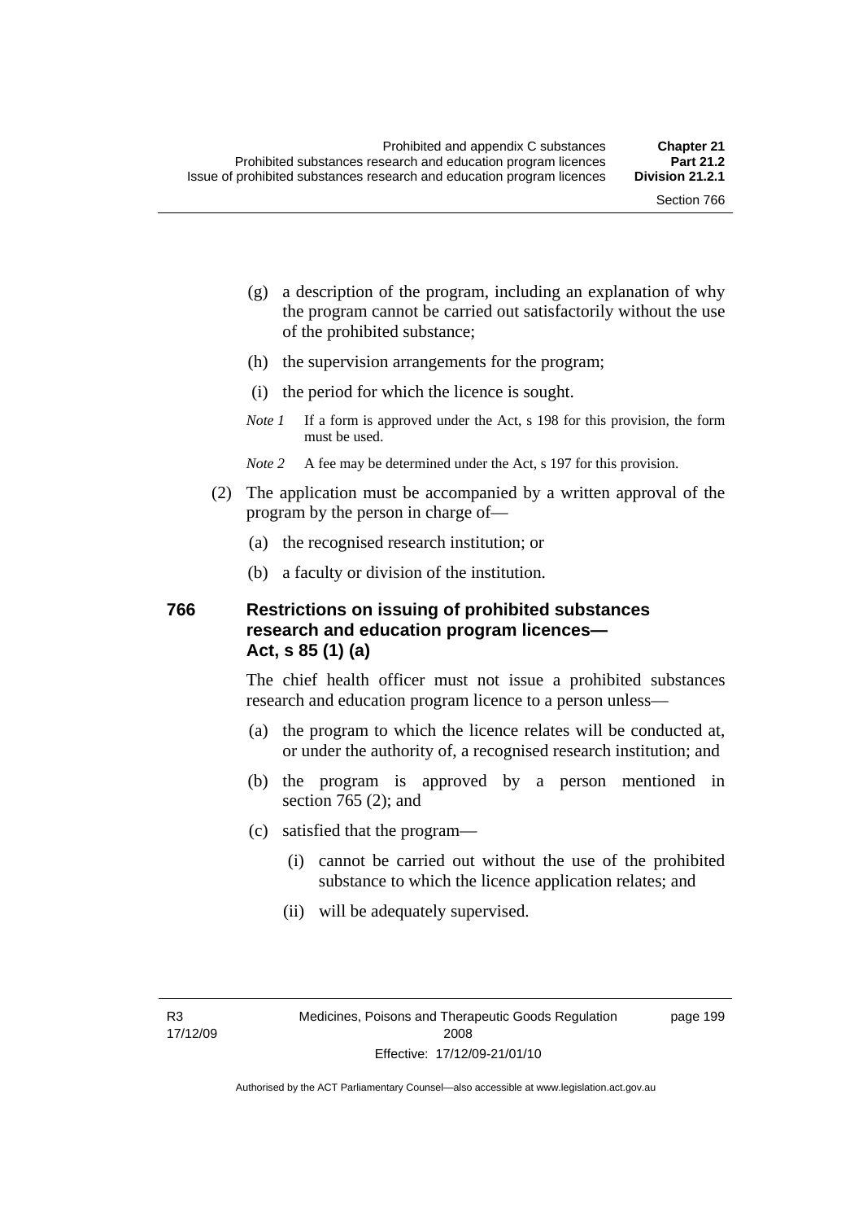(g) a description of the program, including an explanation of why the program cannot be carried out satisfactorily without the use of the prohibited substance;

(h) the supervision arrangements for the program;

(i) the period for which the licence is sought.

*Note 1* If a form is approved under the Act, s 198 for this provision, the form must be used.

*Note 2* A fee may be determined under the Act, s 197 for this provision.

(2) The application must be accompanied by a written approval of the program by the person in charge of—

(a) the recognised research institution; or

(b) a faculty or division of the institution.

### 766 Restrictions on issuing of prohibited substances research and education program licences—Act, s 85 (1) (a)

The chief health officer must not issue a prohibited substances research and education program licence to a person unless—

(a) the program to which the licence relates will be conducted at, or under the authority of, a recognised research institution; and

(b) the program is approved by a person mentioned in section 765 (2); and

(c) satisfied that the program—

(i) cannot be carried out without the use of the prohibited substance to which the licence application relates; and

(ii) will be adequately supervised.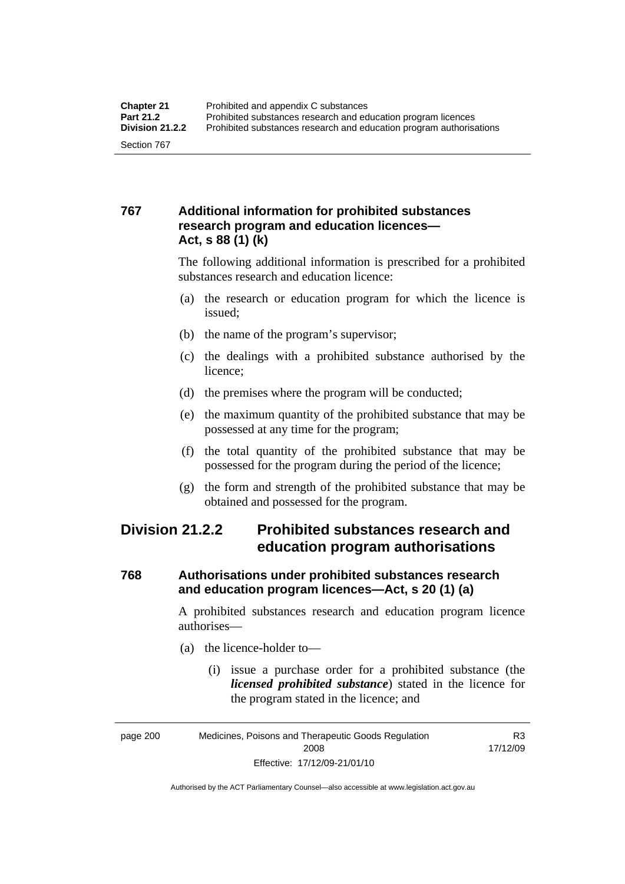## 767 Additional information for prohibited substances research program and education licences—Act, s 88 (1) (k)

The following additional information is prescribed for a prohibited substances research and education licence:

(a) the research or education program for which the licence is issued;

(b) the name of the program's supervisor;

(c) the dealings with a prohibited substance authorised by the licence;

(d) the premises where the program will be conducted;

(e) the maximum quantity of the prohibited substance that may be possessed at any time for the program;

(f) the total quantity of the prohibited substance that may be possessed for the program during the period of the licence;

(g) the form and strength of the prohibited substance that may be obtained and possessed for the program.

# Division 21.2.2 Prohibited substances research and education program authorisations

## 768 Authorisations under prohibited substances research and education program licences—Act, s 20 (1) (a)

A prohibited substances research and education program licence authorises—

(a) the licence-holder to—

(i) issue a purchase order for a prohibited substance (the ***licensed prohibited substance***) stated in the licence for the program stated in the licence; and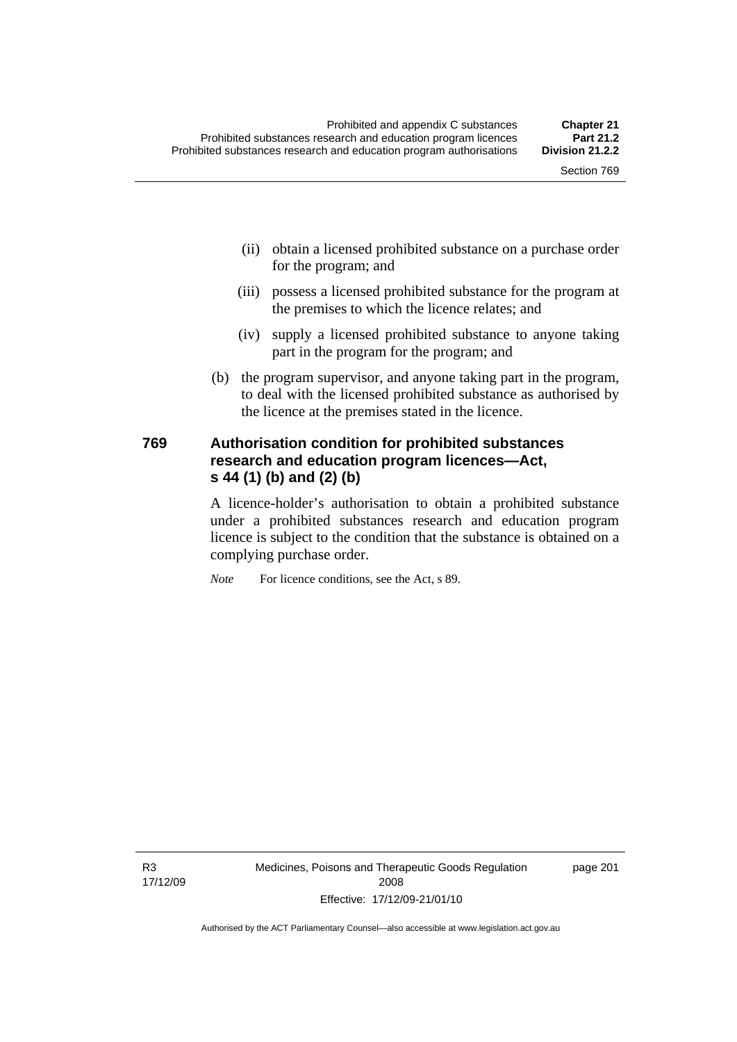(ii) obtain a licensed prohibited substance on a purchase order for the program; and

(iii) possess a licensed prohibited substance for the program at the premises to which the licence relates; and

(iv) supply a licensed prohibited substance to anyone taking part in the program for the program; and

(b) the program supervisor, and anyone taking part in the program, to deal with the licensed prohibited substance as authorised by the licence at the premises stated in the licence.

### 769 Authorisation condition for prohibited substances research and education program licences—Act, s 44 (1) (b) and (2) (b)

A licence-holder's authorisation to obtain a prohibited substance under a prohibited substances research and education program licence is subject to the condition that the substance is obtained on a complying purchase order.

*Note* For licence conditions, see the Act, s 89.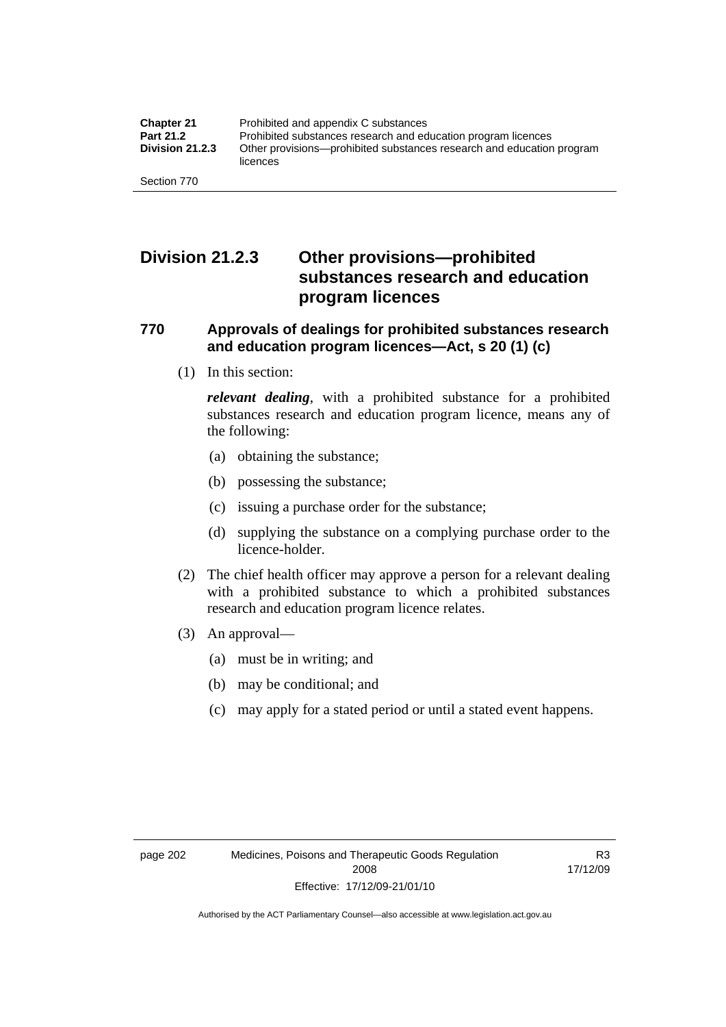## Division 21.2.3 Other provisions—prohibited substances research and education program licences

### 770 Approvals of dealings for prohibited substances research and education program licences—Act, s 20 (1) (c)

(1) In this section:

***relevant dealing***, with a prohibited substance for a prohibited substances research and education program licence, means any of the following:

(a) obtaining the substance;

(b) possessing the substance;

(c) issuing a purchase order for the substance;

(d) supplying the substance on a complying purchase order to the licence-holder.

(2) The chief health officer may approve a person for a relevant dealing with a prohibited substance to which a prohibited substances research and education program licence relates.

(3) An approval—

(a) must be in writing; and

(b) may be conditional; and

(c) may apply for a stated period or until a stated event happens.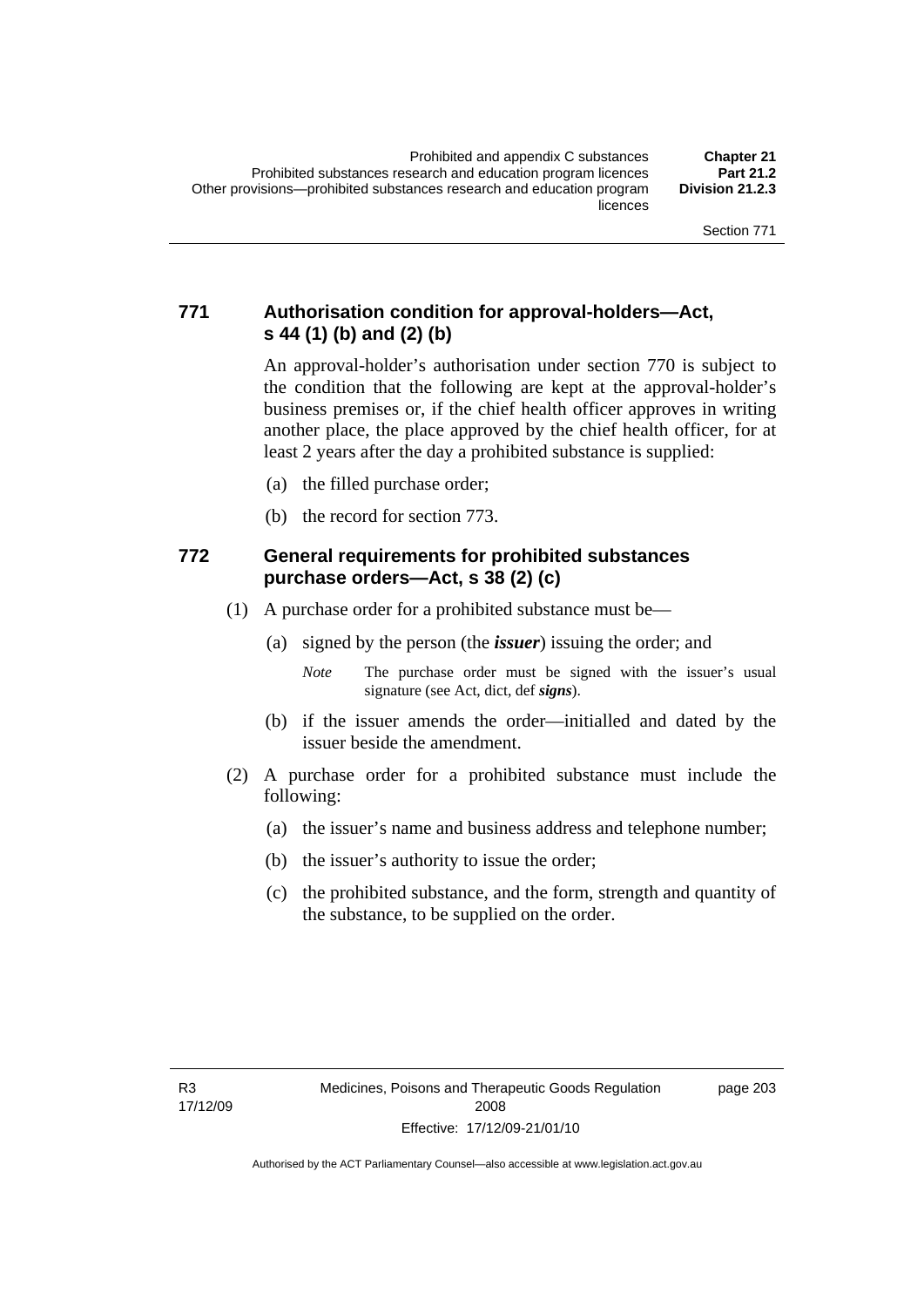### 771 Authorisation condition for approval-holders—Act, s 44 (1) (b) and (2) (b)

An approval-holder's authorisation under section 770 is subject to the condition that the following are kept at the approval-holder's business premises or, if the chief health officer approves in writing another place, the place approved by the chief health officer, for at least 2 years after the day a prohibited substance is supplied:

(a) the filled purchase order;

(b) the record for section 773.

### 772 General requirements for prohibited substances purchase orders—Act, s 38 (2) (c)

(1) A purchase order for a prohibited substance must be—

(a) signed by the person (the ***issuer***) issuing the order; and

*Note* The purchase order must be signed with the issuer's usual signature (see Act, dict, def ***signs***).

(b) if the issuer amends the order—initialled and dated by the issuer beside the amendment.

(2) A purchase order for a prohibited substance must include the following:

(a) the issuer's name and business address and telephone number;

(b) the issuer's authority to issue the order;

(c) the prohibited substance, and the form, strength and quantity of the substance, to be supplied on the order.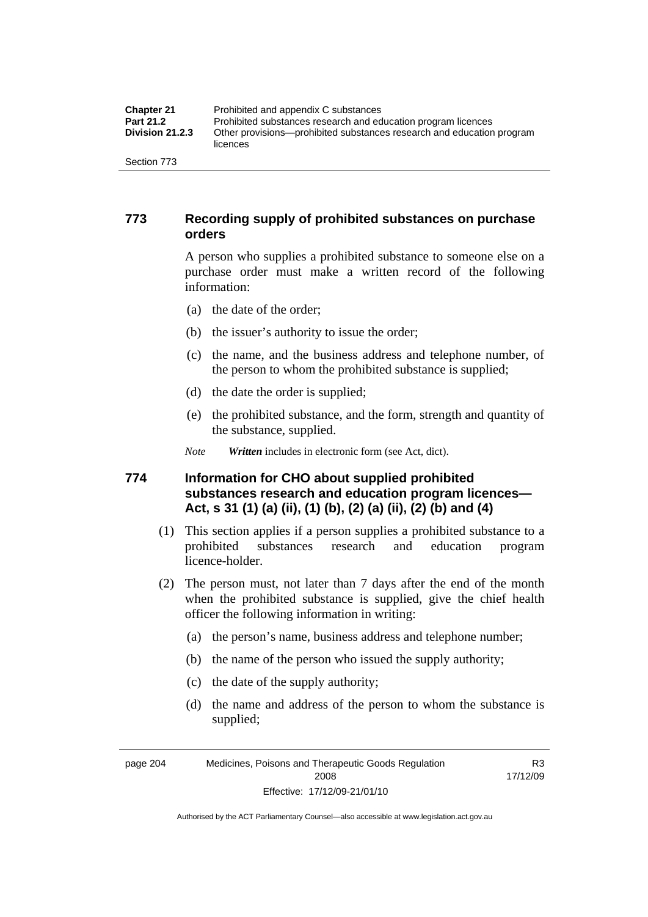## 773 Recording supply of prohibited substances on purchase orders

A person who supplies a prohibited substance to someone else on a purchase order must make a written record of the following information:

(a) the date of the order;

(b) the issuer's authority to issue the order;

(c) the name, and the business address and telephone number, of the person to whom the prohibited substance is supplied;

(d) the date the order is supplied;

(e) the prohibited substance, and the form, strength and quantity of the substance, supplied.

*Note* ***Written*** includes in electronic form (see Act, dict).

## 774 Information for CHO about supplied prohibited substances research and education program licences—Act, s 31 (1) (a) (ii), (1) (b), (2) (a) (ii), (2) (b) and (4)

(1) This section applies if a person supplies a prohibited substance to a prohibited substances research and education program licence-holder.

(2) The person must, not later than 7 days after the end of the month when the prohibited substance is supplied, give the chief health officer the following information in writing:

(a) the person's name, business address and telephone number;

(b) the name of the person who issued the supply authority;

(c) the date of the supply authority;

(d) the name and address of the person to whom the substance is supplied;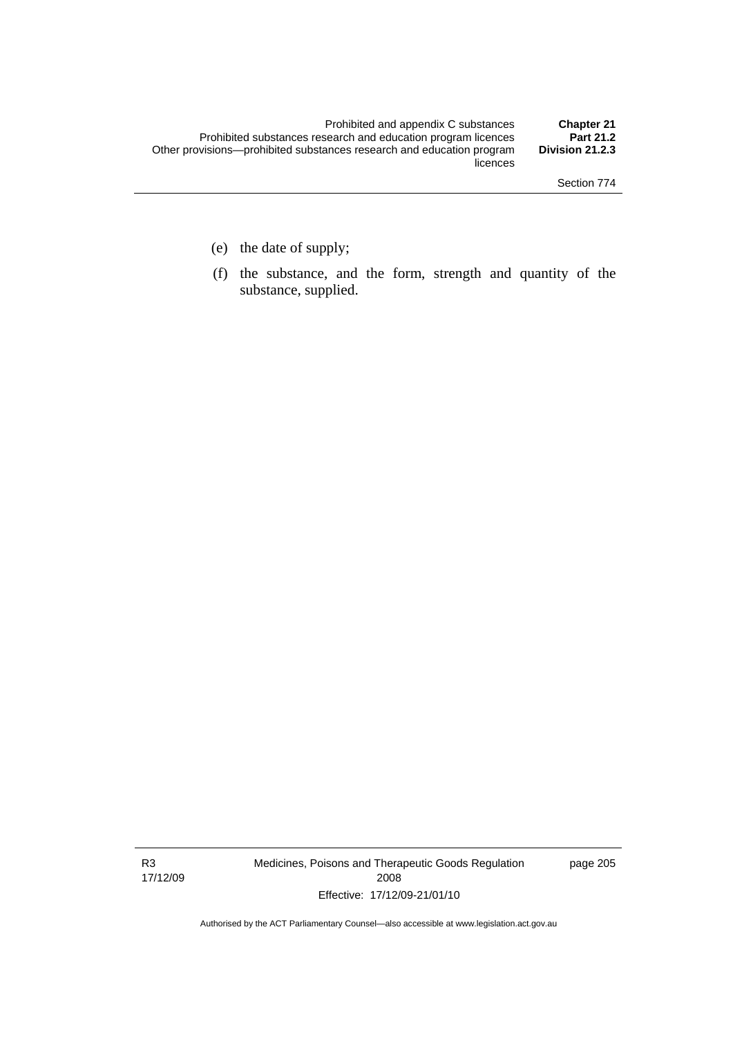(e) the date of supply;

(f) the substance, and the form, strength and quantity of the substance, supplied.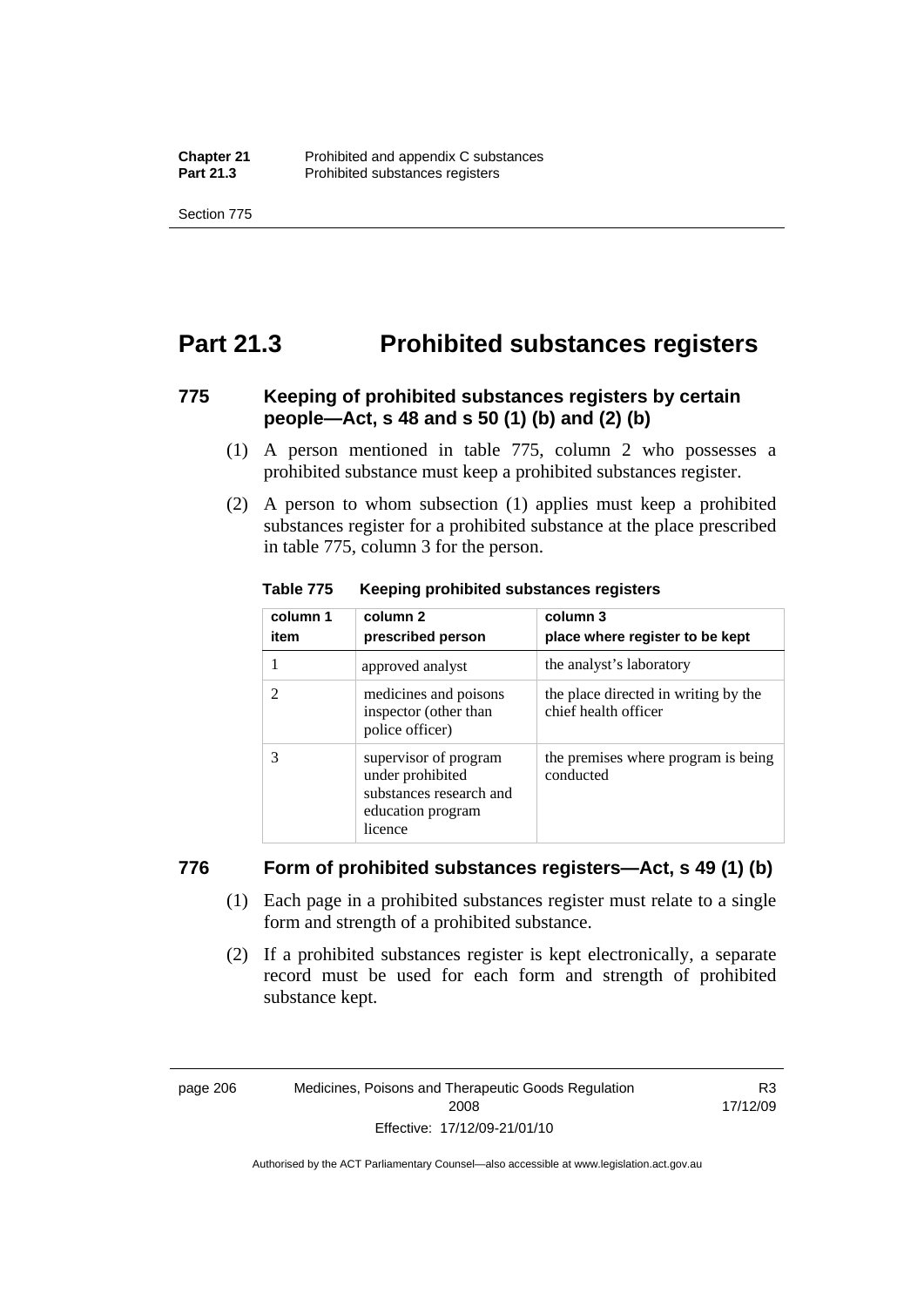# Part 21.3 Prohibited substances registers

### 775 Keeping of prohibited substances registers by certain people—Act, s 48 and s 50 (1) (b) and (2) (b)

(1) A person mentioned in table 775, column 2 who possesses a prohibited substance must keep a prohibited substances register.

(2) A person to whom subsection (1) applies must keep a prohibited substances register for a prohibited substance at the place prescribed in table 775, column 3 for the person.

**Table 775 Keeping prohibited substances registers**

| column 1<br>item | column 2<br>prescribed person | column 3<br>place where register to be kept |
|---|---|---|
| 1 | approved analyst | the analyst's laboratory |
| 2 | medicines and poisons inspector (other than police officer) | the place directed in writing by the chief health officer |
| 3 | supervisor of program under prohibited substances research and education program licence | the premises where program is being conducted |

### 776 Form of prohibited substances registers—Act, s 49 (1) (b)

(1) Each page in a prohibited substances register must relate to a single form and strength of a prohibited substance.

(2) If a prohibited substances register is kept electronically, a separate record must be used for each form and strength of prohibited substance kept.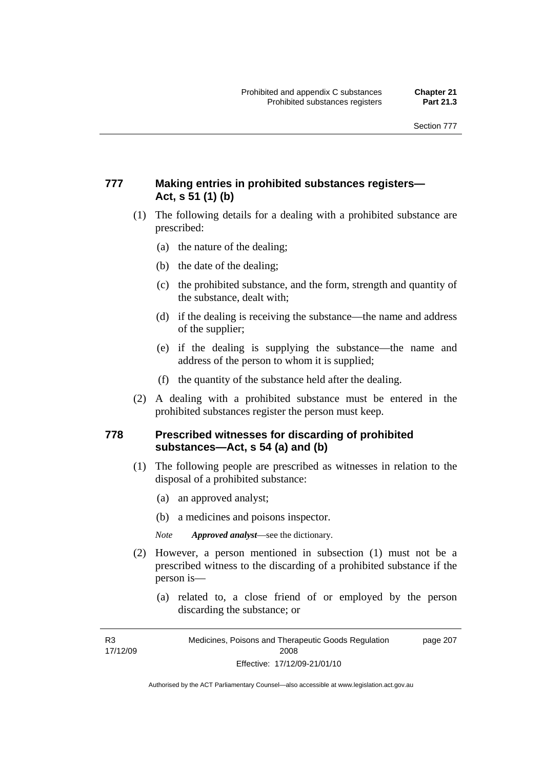### 777 Making entries in prohibited substances registers—Act, s 51 (1) (b)

(1) The following details for a dealing with a prohibited substance are prescribed:

(a) the nature of the dealing;

(b) the date of the dealing;

(c) the prohibited substance, and the form, strength and quantity of the substance, dealt with;

(d) if the dealing is receiving the substance—the name and address of the supplier;

(e) if the dealing is supplying the substance—the name and address of the person to whom it is supplied;

(f) the quantity of the substance held after the dealing.

(2) A dealing with a prohibited substance must be entered in the prohibited substances register the person must keep.

### 778 Prescribed witnesses for discarding of prohibited substances—Act, s 54 (a) and (b)

(1) The following people are prescribed as witnesses in relation to the disposal of a prohibited substance:

(a) an approved analyst;

(b) a medicines and poisons inspector.

*Note* ***Approved analyst***—see the dictionary.

(2) However, a person mentioned in subsection (1) must not be a prescribed witness to the discarding of a prohibited substance if the person is—

(a) related to, a close friend of or employed by the person discarding the substance; or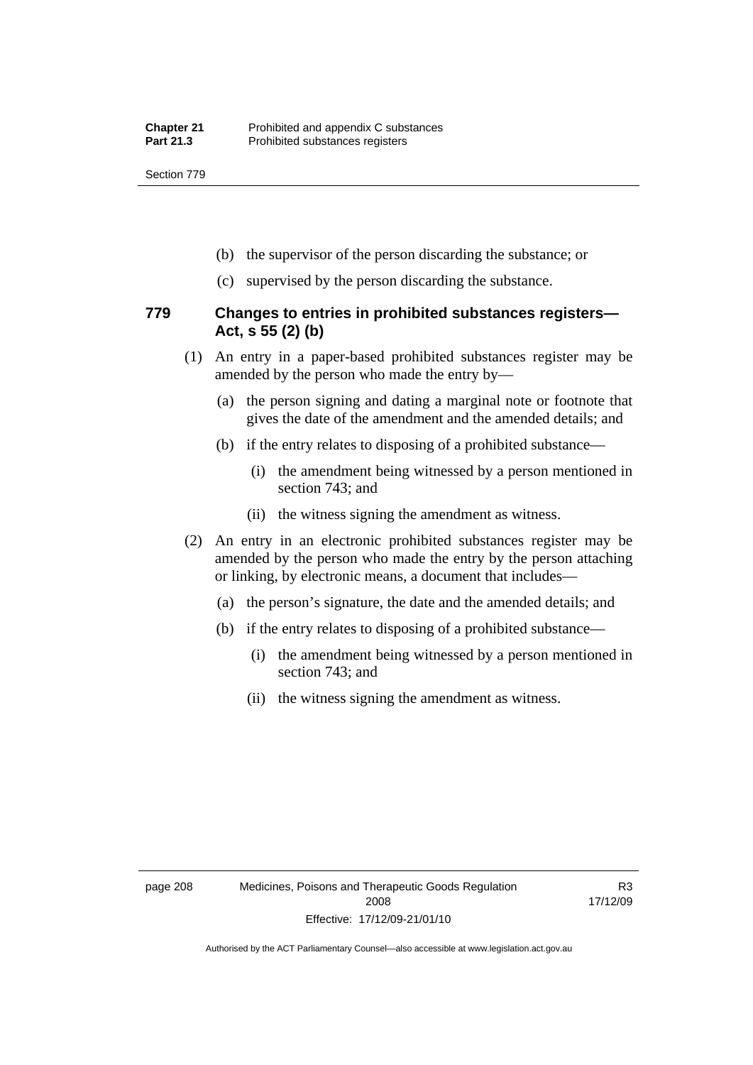(b) the supervisor of the person discarding the substance; or

(c) supervised by the person discarding the substance.

### 779 Changes to entries in prohibited substances registers—Act, s 55 (2) (b)

(1) An entry in a paper-based prohibited substances register may be amended by the person who made the entry by—

(a) the person signing and dating a marginal note or footnote that gives the date of the amendment and the amended details; and

(b) if the entry relates to disposing of a prohibited substance—

(i) the amendment being witnessed by a person mentioned in section 743; and

(ii) the witness signing the amendment as witness.

(2) An entry in an electronic prohibited substances register may be amended by the person who made the entry by the person attaching or linking, by electronic means, a document that includes—

(a) the person's signature, the date and the amended details; and

(b) if the entry relates to disposing of a prohibited substance—

(i) the amendment being witnessed by a person mentioned in section 743; and

(ii) the witness signing the amendment as witness.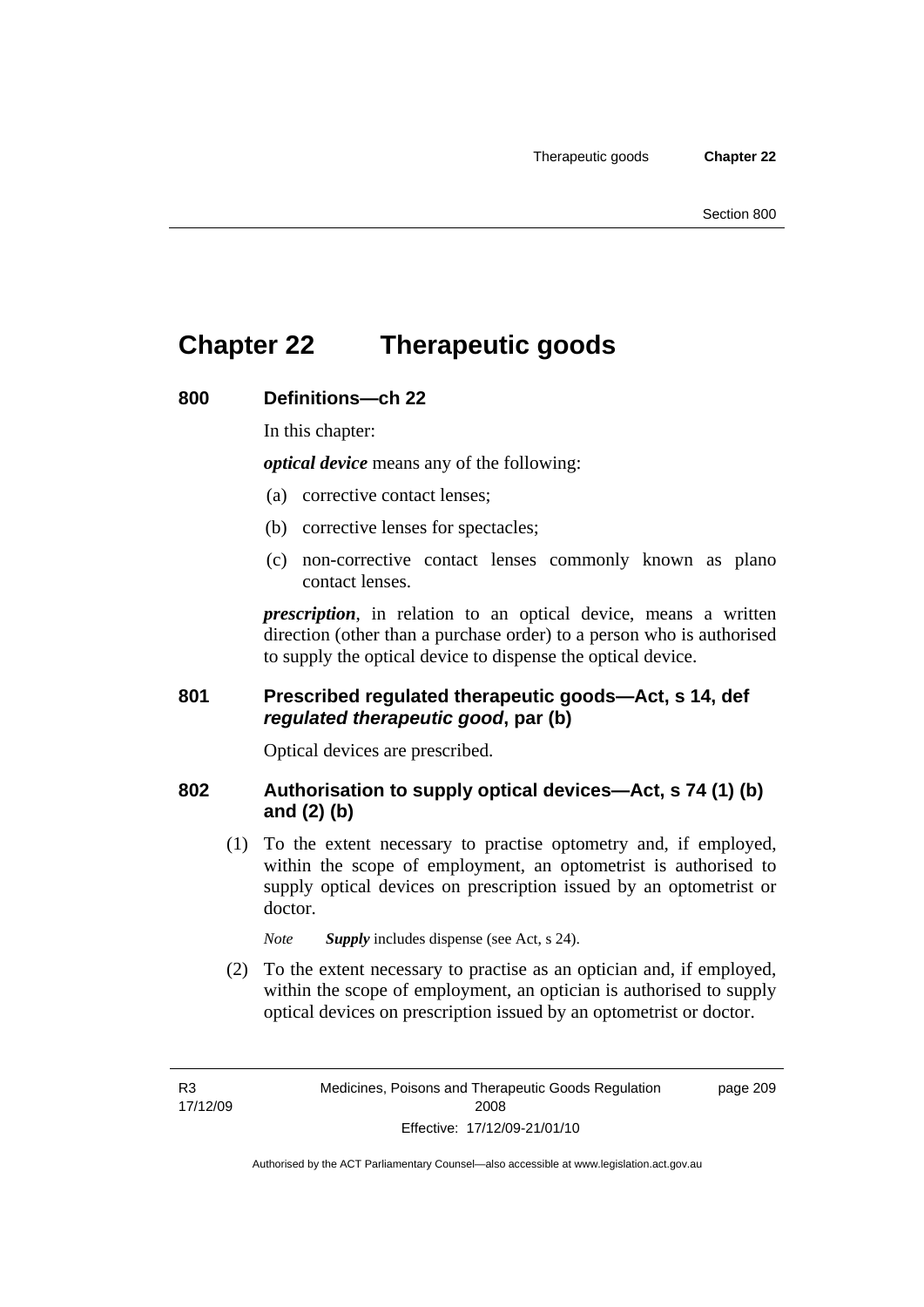# Chapter 22 Therapeutic goods

## 800 Definitions—ch 22

In this chapter:

***optical device*** means any of the following:

(a) corrective contact lenses;

(b) corrective lenses for spectacles;

(c) non-corrective contact lenses commonly known as plano contact lenses.

***prescription***, in relation to an optical device, means a written direction (other than a purchase order) to a person who is authorised to supply the optical device to dispense the optical device.

## 801 Prescribed regulated therapeutic goods—Act, s 14, def *regulated therapeutic good*, par (b)

Optical devices are prescribed.

## 802 Authorisation to supply optical devices—Act, s 74 (1) (b) and (2) (b)

(1) To the extent necessary to practise optometry and, if employed, within the scope of employment, an optometrist is authorised to supply optical devices on prescription issued by an optometrist or doctor.

*Note* ***Supply*** includes dispense (see Act, s 24).

(2) To the extent necessary to practise as an optician and, if employed, within the scope of employment, an optician is authorised to supply optical devices on prescription issued by an optometrist or doctor.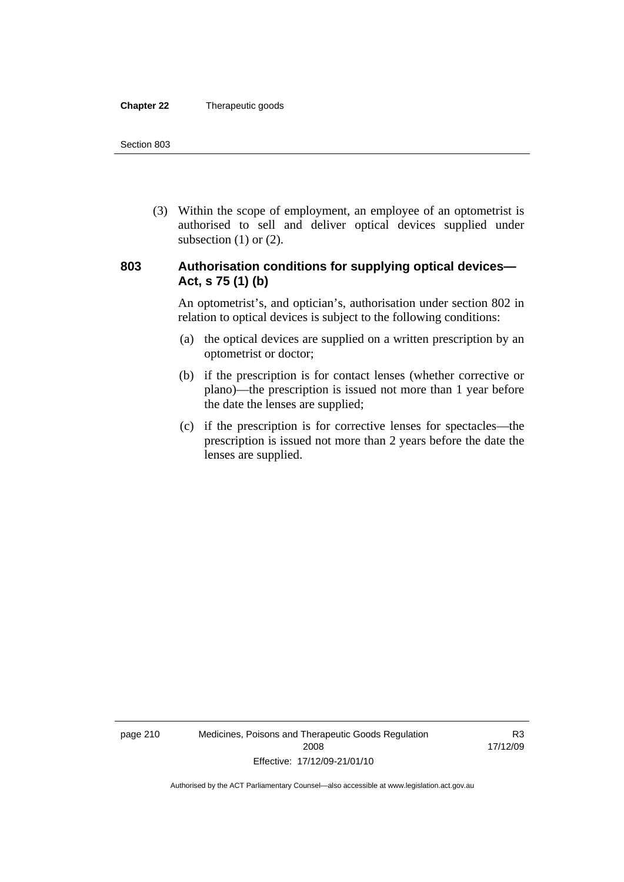(3) Within the scope of employment, an employee of an optometrist is authorised to sell and deliver optical devices supplied under subsection (1) or (2).

### 803 Authorisation conditions for supplying optical devices—Act, s 75 (1) (b)

An optometrist's, and optician's, authorisation under section 802 in relation to optical devices is subject to the following conditions:

(a) the optical devices are supplied on a written prescription by an optometrist or doctor;

(b) if the prescription is for contact lenses (whether corrective or plano)—the prescription is issued not more than 1 year before the date the lenses are supplied;

(c) if the prescription is for corrective lenses for spectacles—the prescription is issued not more than 2 years before the date the lenses are supplied.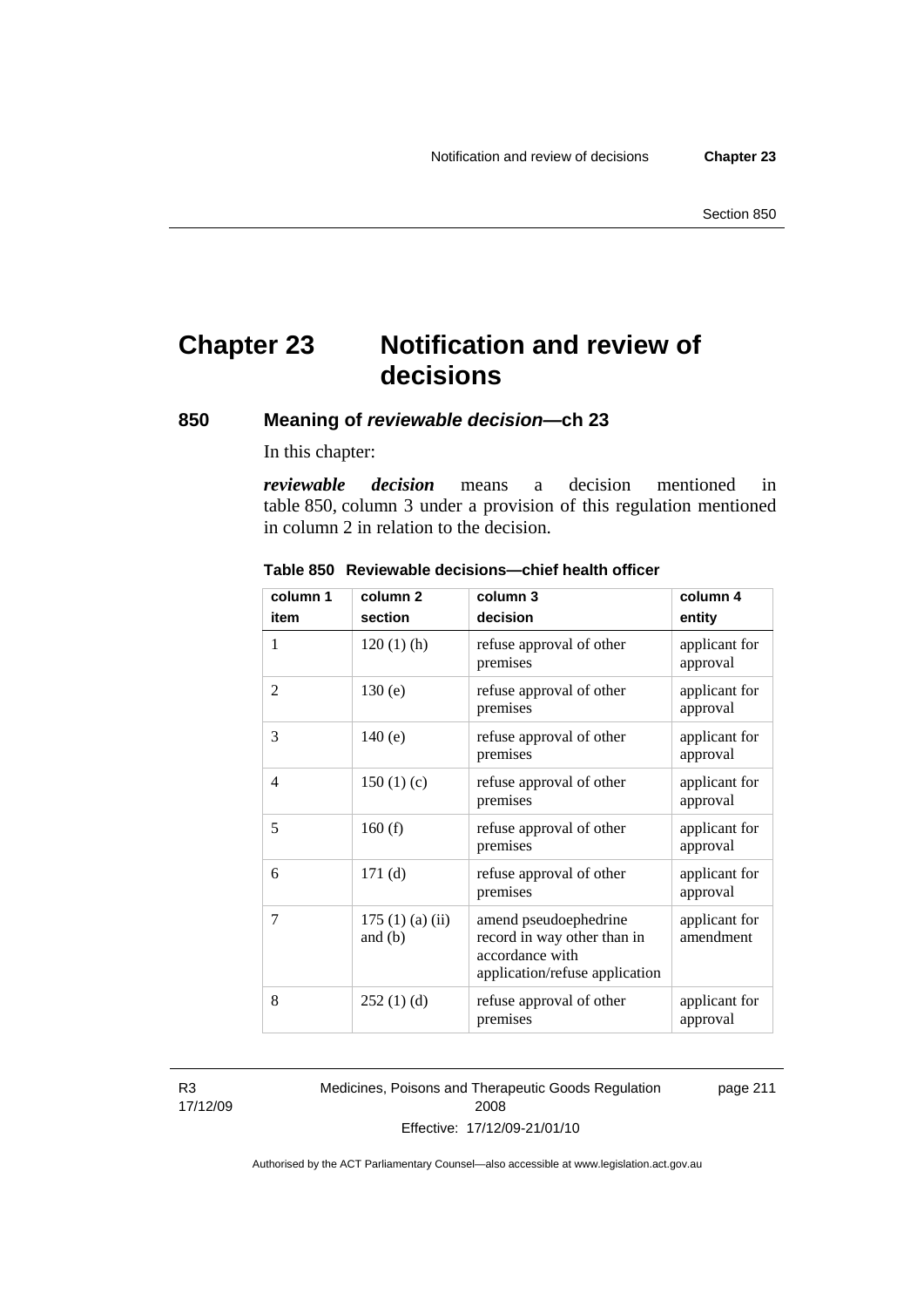# Chapter 23 Notification and review of decisions

## 850 Meaning of *reviewable decision*—ch 23

In this chapter:

***reviewable decision*** means a decision mentioned in table 850, column 3 under a provision of this regulation mentioned in column 2 in relation to the decision.

**Table 850 Reviewable decisions—chief health officer**

| column 1<br>item | column 2<br>section | column 3<br>decision | column 4<br>entity |
|---|---|---|---|
| 1 | 120 (1) (h) | refuse approval of other premises | applicant for approval |
| 2 | 130 (e) | refuse approval of other premises | applicant for approval |
| 3 | 140 (e) | refuse approval of other premises | applicant for approval |
| 4 | 150 (1) (c) | refuse approval of other premises | applicant for approval |
| 5 | 160 (f) | refuse approval of other premises | applicant for approval |
| 6 | 171 (d) | refuse approval of other premises | applicant for approval |
| 7 | 175 (1) (a) (ii) and (b) | amend pseudoephedrine record in way other than in accordance with application/refuse application | applicant for amendment |
| 8 | 252 (1) (d) | refuse approval of other premises | applicant for approval |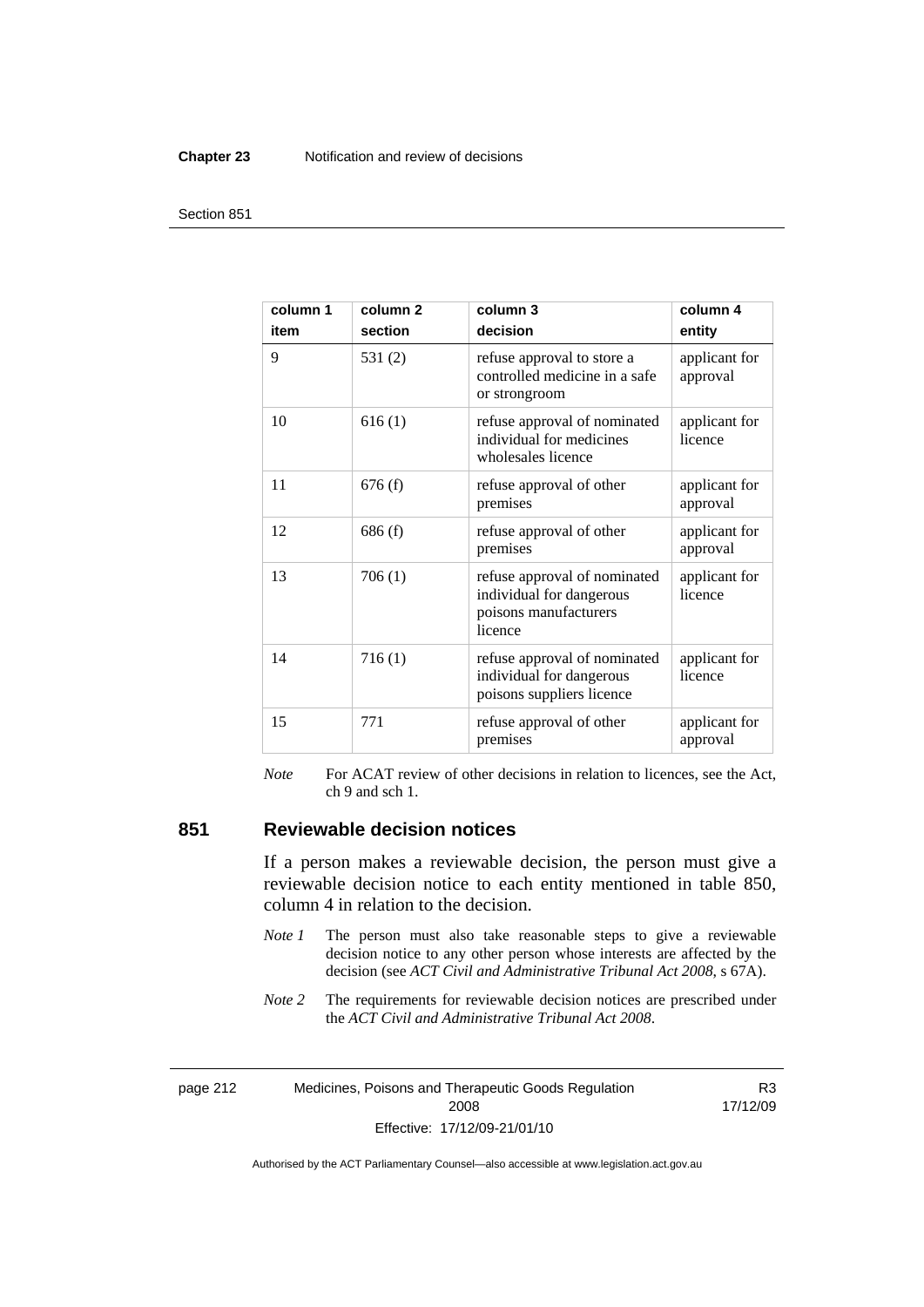| column 1<br>item | column 2<br>section | column 3<br>decision | column 4<br>entity |
|---|---|---|---|
| 9 | 531 (2) | refuse approval to store a controlled medicine in a safe or strongroom | applicant for approval |
| 10 | 616 (1) | refuse approval of nominated individual for medicines wholesales licence | applicant for licence |
| 11 | 676 (f) | refuse approval of other premises | applicant for approval |
| 12 | 686 (f) | refuse approval of other premises | applicant for approval |
| 13 | 706 (1) | refuse approval of nominated individual for dangerous poisons manufacturers licence | applicant for licence |
| 14 | 716 (1) | refuse approval of nominated individual for dangerous poisons suppliers licence | applicant for licence |
| 15 | 771 | refuse approval of other premises | applicant for approval |

*Note* For ACAT review of other decisions in relation to licences, see the Act, ch 9 and sch 1.

## 851 Reviewable decision notices

If a person makes a reviewable decision, the person must give a reviewable decision notice to each entity mentioned in table 850, column 4 in relation to the decision.

*Note 1* The person must also take reasonable steps to give a reviewable decision notice to any other person whose interests are affected by the decision (see *ACT Civil and Administrative Tribunal Act 2008*, s 67A).

*Note 2* The requirements for reviewable decision notices are prescribed under the *ACT Civil and Administrative Tribunal Act 2008*.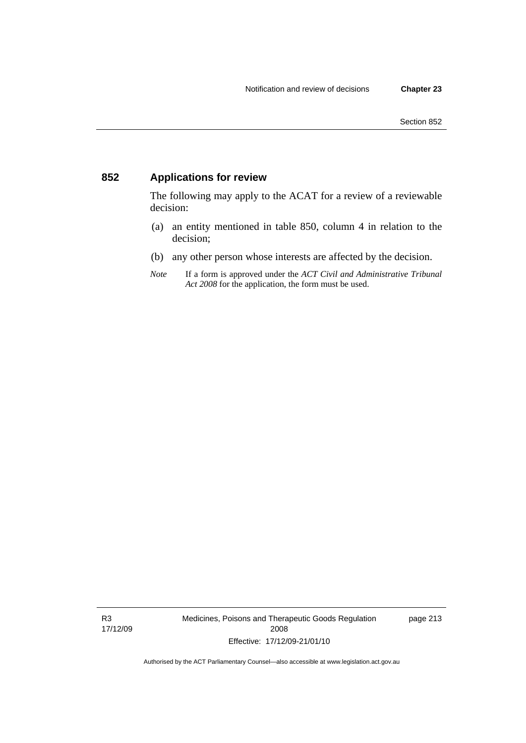## 852 Applications for review

The following may apply to the ACAT for a review of a reviewable decision:

(a) an entity mentioned in table 850, column 4 in relation to the decision;

(b) any other person whose interests are affected by the decision.

*Note* If a form is approved under the *ACT Civil and Administrative Tribunal Act 2008* for the application, the form must be used.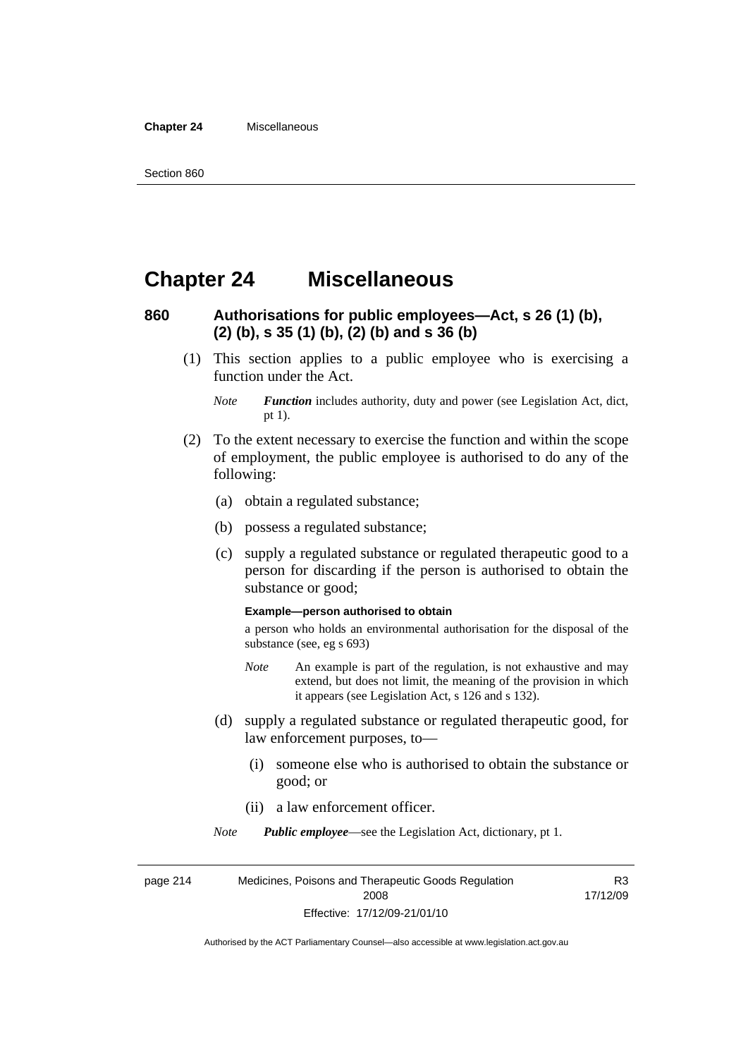# Chapter 24 Miscellaneous

### 860 Authorisations for public employees—Act, s 26 (1) (b), (2) (b), s 35 (1) (b), (2) (b) and s 36 (b)

(1) This section applies to a public employee who is exercising a function under the Act.

*Note* ***Function*** includes authority, duty and power (see Legislation Act, dict, pt 1).

(2) To the extent necessary to exercise the function and within the scope of employment, the public employee is authorised to do any of the following:

(a) obtain a regulated substance;

(b) possess a regulated substance;

(c) supply a regulated substance or regulated therapeutic good to a person for discarding if the person is authorised to obtain the substance or good;

**Example—person authorised to obtain**

a person who holds an environmental authorisation for the disposal of the substance (see, eg s 693)

*Note* An example is part of the regulation, is not exhaustive and may extend, but does not limit, the meaning of the provision in which it appears (see Legislation Act, s 126 and s 132).

(d) supply a regulated substance or regulated therapeutic good, for law enforcement purposes, to—

(i) someone else who is authorised to obtain the substance or good; or

(ii) a law enforcement officer.

*Note* ***Public employee***—see the Legislation Act, dictionary, pt 1.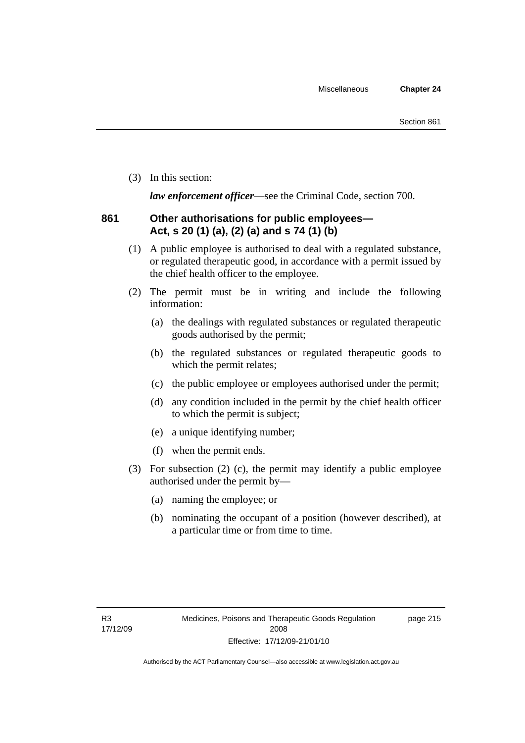(3) In this section:

***law enforcement officer***—see the Criminal Code, section 700.

### 861 Other authorisations for public employees—Act, s 20 (1) (a), (2) (a) and s 74 (1) (b)

(1) A public employee is authorised to deal with a regulated substance, or regulated therapeutic good, in accordance with a permit issued by the chief health officer to the employee.

(2) The permit must be in writing and include the following information:

- (a) the dealings with regulated substances or regulated therapeutic goods authorised by the permit;
- (b) the regulated substances or regulated therapeutic goods to which the permit relates;
- (c) the public employee or employees authorised under the permit;
- (d) any condition included in the permit by the chief health officer to which the permit is subject;
- (e) a unique identifying number;
- (f) when the permit ends.

(3) For subsection (2) (c), the permit may identify a public employee authorised under the permit by—

- (a) naming the employee; or
- (b) nominating the occupant of a position (however described), at a particular time or from time to time.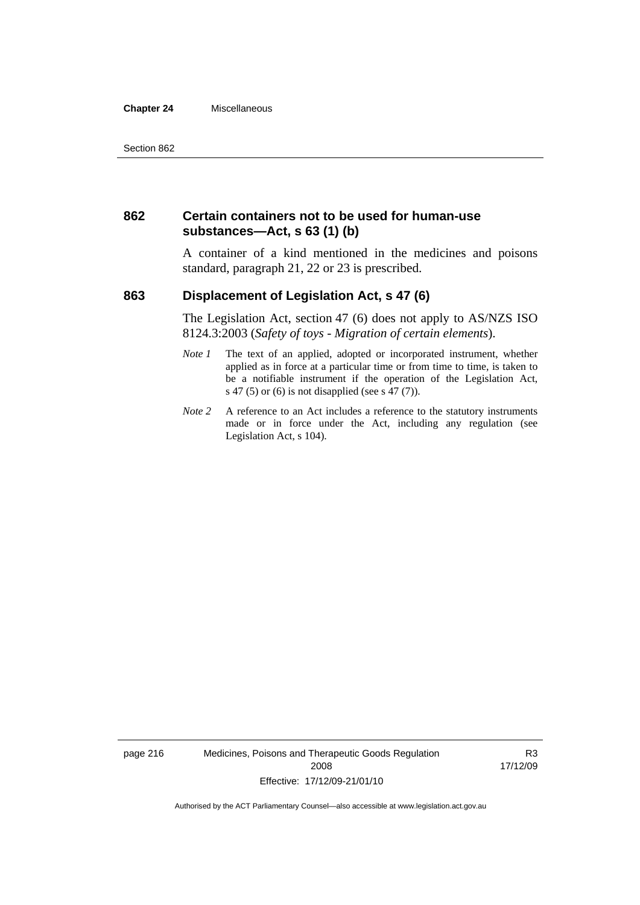### 862 Certain containers not to be used for human-use substances—Act, s 63 (1) (b)

A container of a kind mentioned in the medicines and poisons standard, paragraph 21, 22 or 23 is prescribed.

### 863 Displacement of Legislation Act, s 47 (6)

The Legislation Act, section 47 (6) does not apply to AS/NZS ISO 8124.3:2003 (*Safety of toys - Migration of certain elements*).

*Note 1* The text of an applied, adopted or incorporated instrument, whether applied as in force at a particular time or from time to time, is taken to be a notifiable instrument if the operation of the Legislation Act, s 47 (5) or (6) is not disapplied (see s 47 (7)).

*Note 2* A reference to an Act includes a reference to the statutory instruments made or in force under the Act, including any regulation (see Legislation Act, s 104).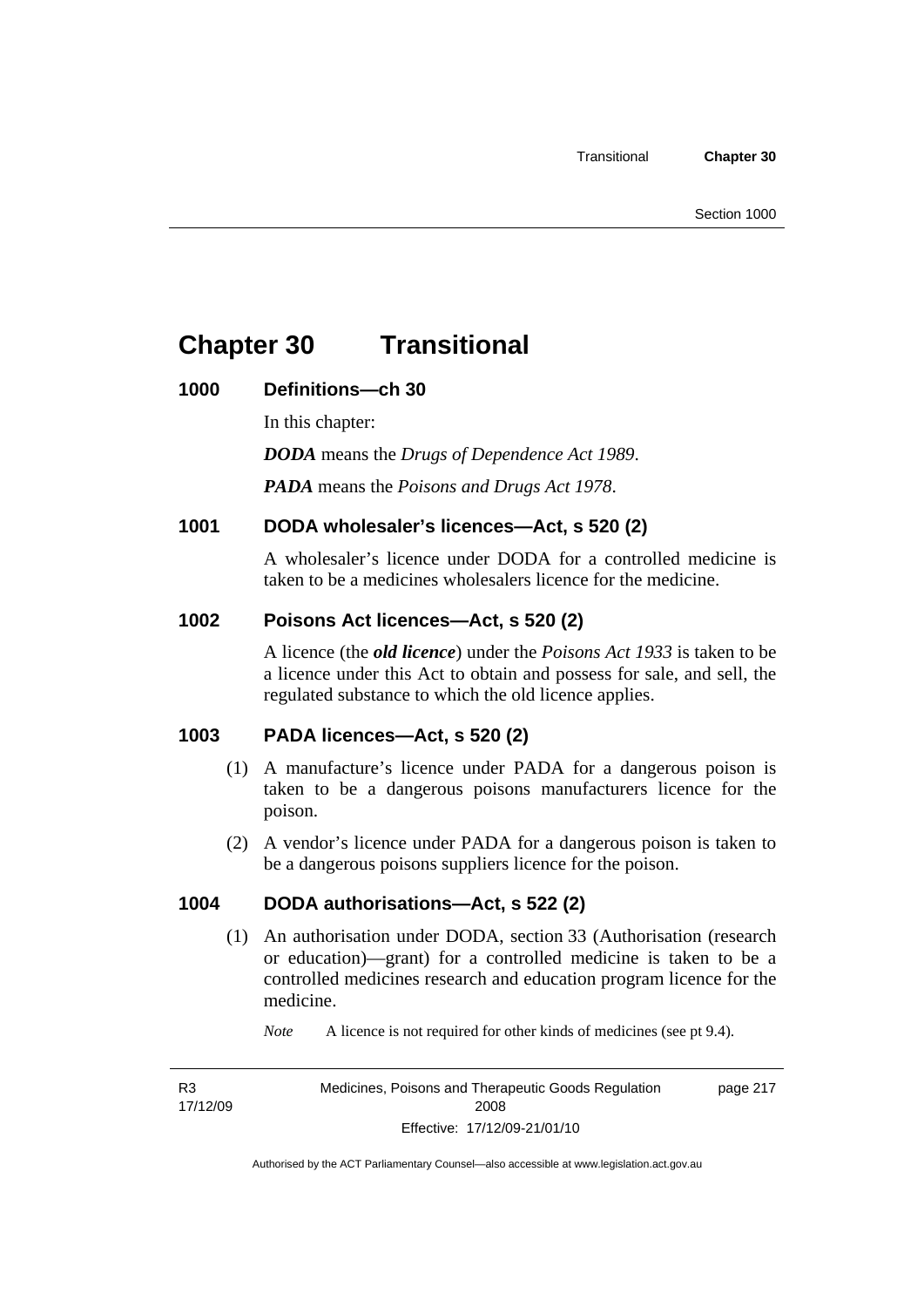# Chapter 30 Transitional

## 1000 Definitions—ch 30

In this chapter:

***DODA*** means the *Drugs of Dependence Act 1989*.

***PADA*** means the *Poisons and Drugs Act 1978*.

## 1001 DODA wholesaler's licences—Act, s 520 (2)

A wholesaler's licence under DODA for a controlled medicine is taken to be a medicines wholesalers licence for the medicine.

## 1002 Poisons Act licences—Act, s 520 (2)

A licence (the ***old licence***) under the *Poisons Act 1933* is taken to be a licence under this Act to obtain and possess for sale, and sell, the regulated substance to which the old licence applies.

## 1003 PADA licences—Act, s 520 (2)

(1) A manufacture's licence under PADA for a dangerous poison is taken to be a dangerous poisons manufacturers licence for the poison.

(2) A vendor's licence under PADA for a dangerous poison is taken to be a dangerous poisons suppliers licence for the poison.

## 1004 DODA authorisations—Act, s 522 (2)

(1) An authorisation under DODA, section 33 (Authorisation (research or education)—grant) for a controlled medicine is taken to be a controlled medicines research and education program licence for the medicine.

*Note* A licence is not required for other kinds of medicines (see pt 9.4).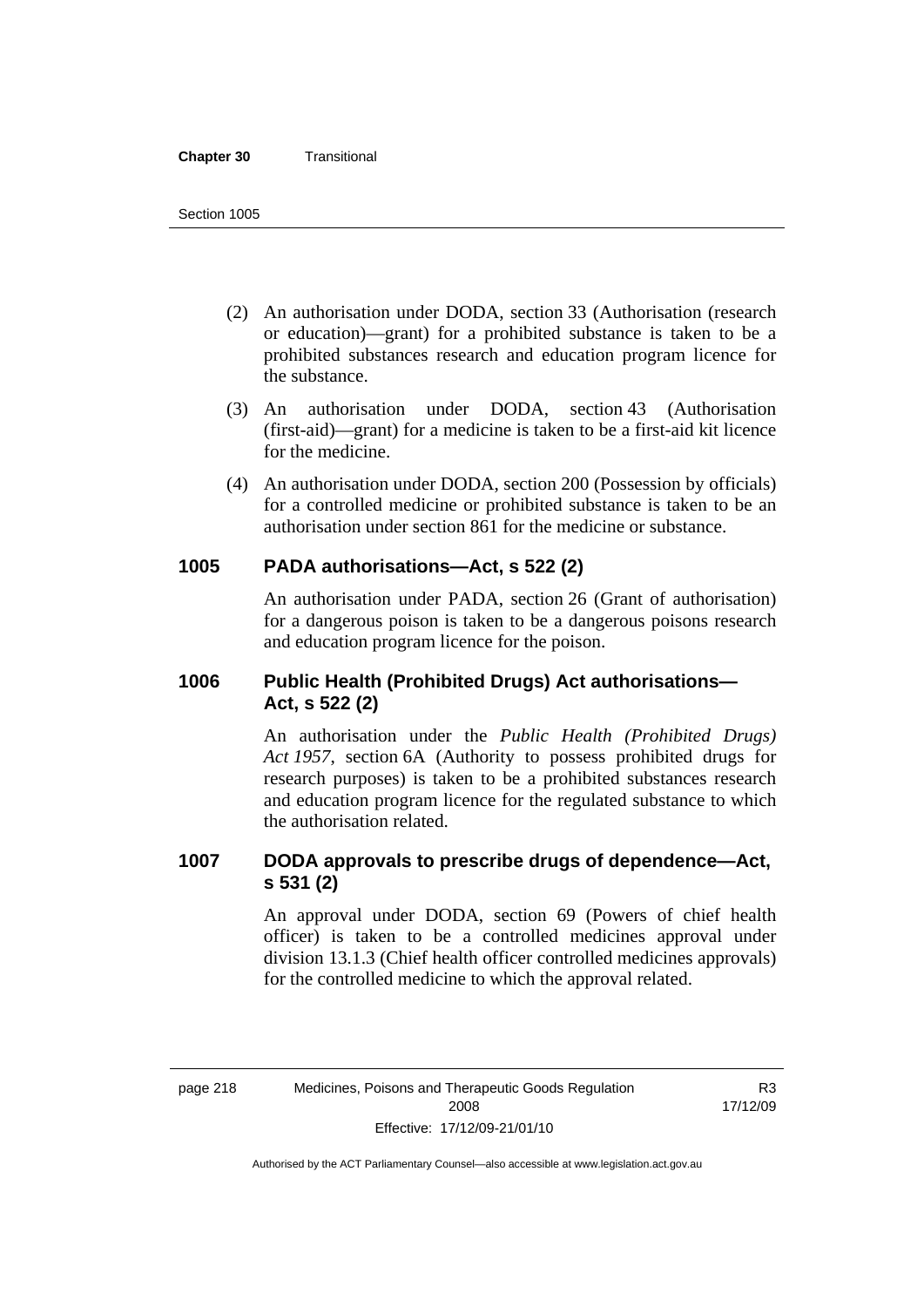(2) An authorisation under DODA, section 33 (Authorisation (research or education)—grant) for a prohibited substance is taken to be a prohibited substances research and education program licence for the substance.

(3) An authorisation under DODA, section 43 (Authorisation (first-aid)—grant) for a medicine is taken to be a first-aid kit licence for the medicine.

(4) An authorisation under DODA, section 200 (Possession by officials) for a controlled medicine or prohibited substance is taken to be an authorisation under section 861 for the medicine or substance.

### 1005 PADA authorisations—Act, s 522 (2)

An authorisation under PADA, section 26 (Grant of authorisation) for a dangerous poison is taken to be a dangerous poisons research and education program licence for the poison.

### 1006 Public Health (Prohibited Drugs) Act authorisations—Act, s 522 (2)

An authorisation under the *Public Health (Prohibited Drugs) Act 1957*, section 6A (Authority to possess prohibited drugs for research purposes) is taken to be a prohibited substances research and education program licence for the regulated substance to which the authorisation related.

### 1007 DODA approvals to prescribe drugs of dependence—Act, s 531 (2)

An approval under DODA, section 69 (Powers of chief health officer) is taken to be a controlled medicines approval under division 13.1.3 (Chief health officer controlled medicines approvals) for the controlled medicine to which the approval related.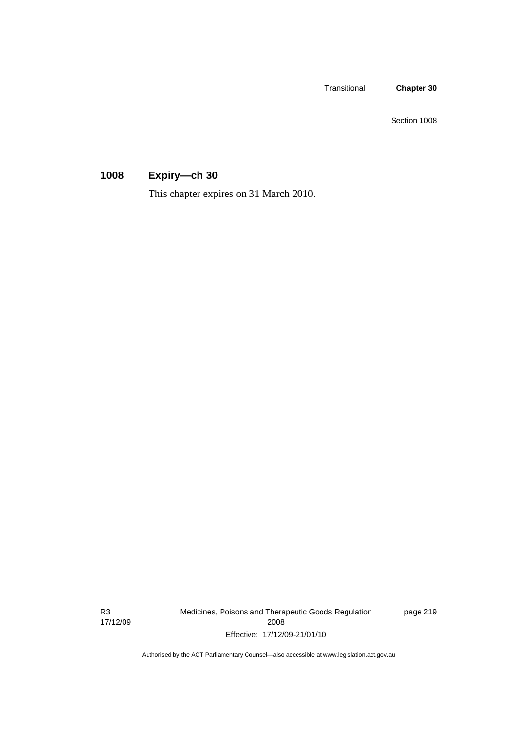## 1008 Expiry—ch 30

This chapter expires on 31 March 2010.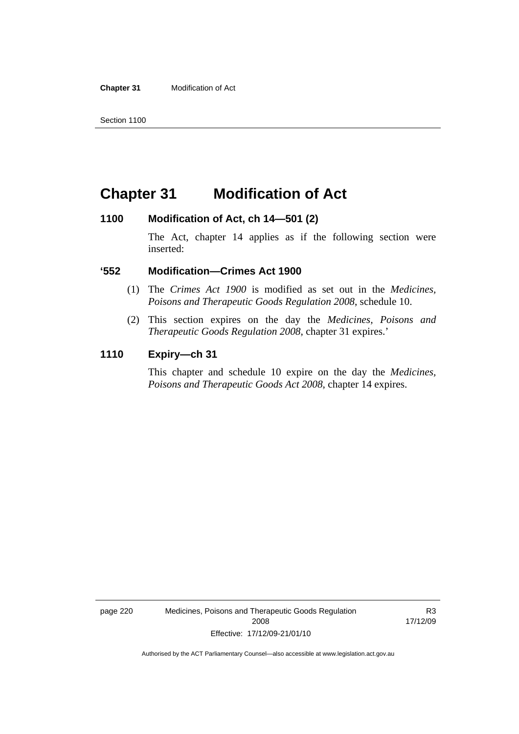# Chapter 31 Modification of Act

### 1100 Modification of Act, ch 14—501 (2)

The Act, chapter 14 applies as if the following section were inserted:

### '552 Modification—Crimes Act 1900

(1) The *Crimes Act 1900* is modified as set out in the *Medicines, Poisons and Therapeutic Goods Regulation 2008*, schedule 10.

(2) This section expires on the day the *Medicines, Poisons and Therapeutic Goods Regulation 2008*, chapter 31 expires.'

### 1110 Expiry—ch 31

This chapter and schedule 10 expire on the day the *Medicines, Poisons and Therapeutic Goods Act 2008*, chapter 14 expires.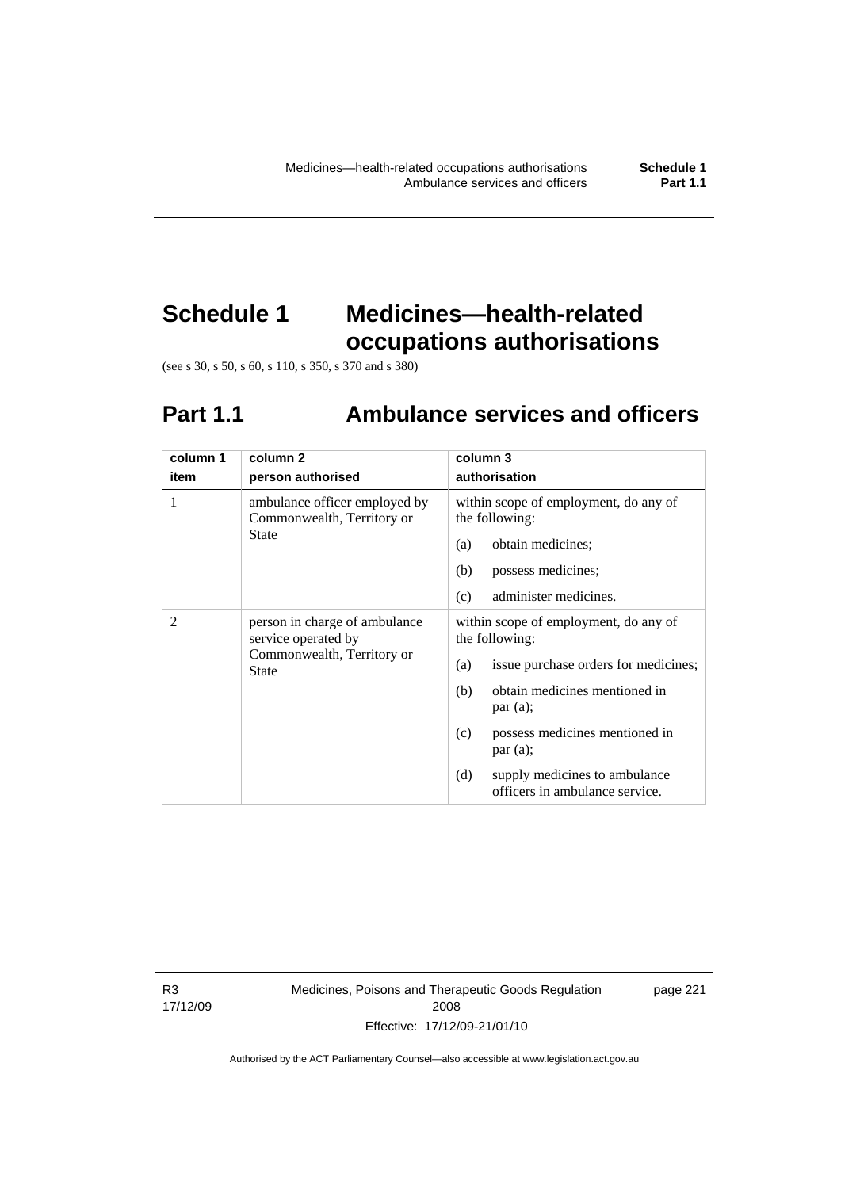# Schedule 1 Medicines—health-related occupations authorisations

(see s 30, s 50, s 60, s 110, s 350, s 370 and s 380)

## Part 1.1 Ambulance services and officers

| column 1<br>item | column 2<br>person authorised | column 3<br>authorisation |
|---|---|---|
| 1 | ambulance officer employed by Commonwealth, Territory or State | within scope of employment, do any of the following:<br>(a) obtain medicines;<br>(b) possess medicines;<br>(c) administer medicines. |
| 2 | person in charge of ambulance service operated by Commonwealth, Territory or State | within scope of employment, do any of the following:<br>(a) issue purchase orders for medicines;<br>(b) obtain medicines mentioned in par (a);<br>(c) possess medicines mentioned in par (a);<br>(d) supply medicines to ambulance officers in ambulance service. |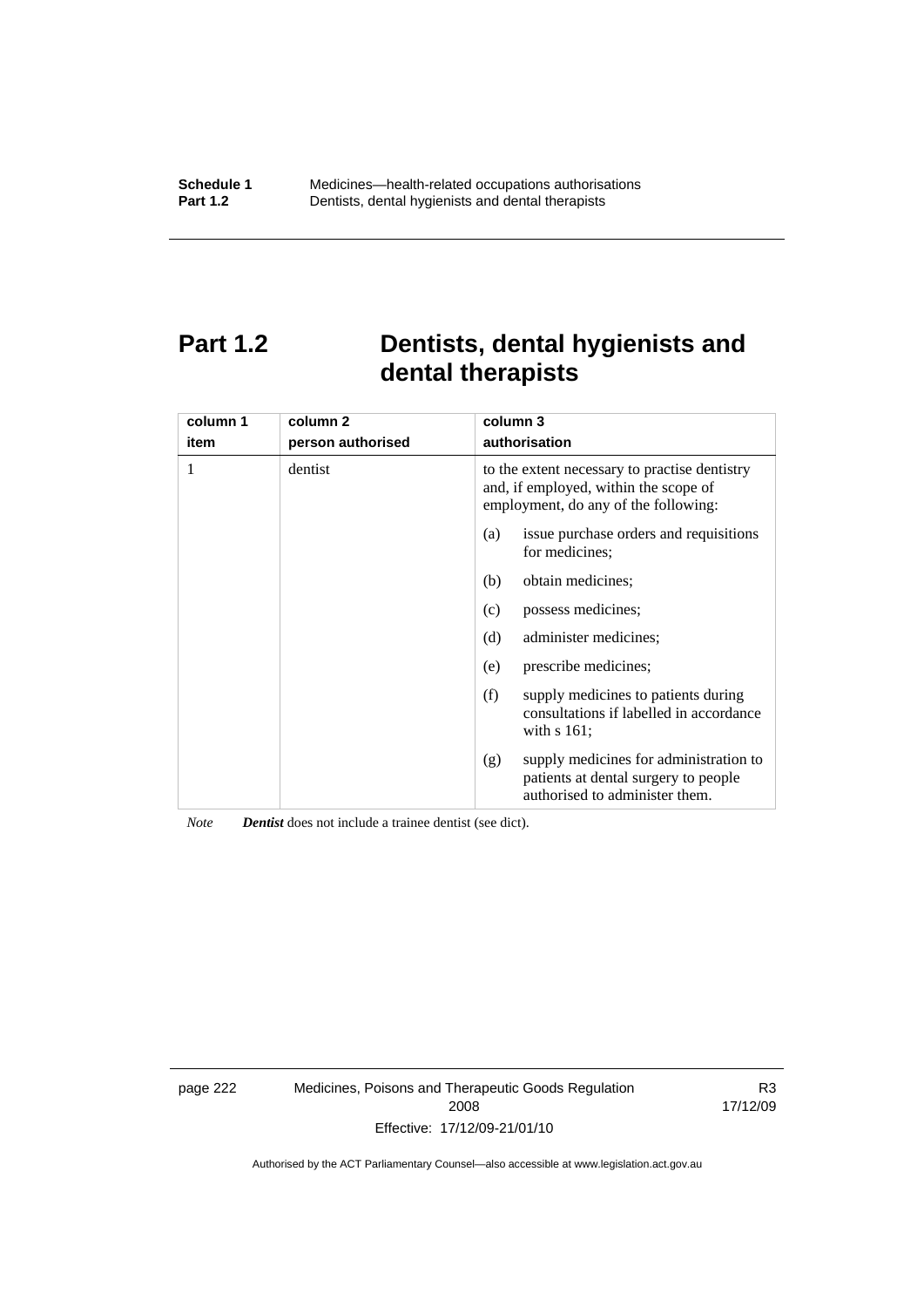# Part 1.2 Dentists, dental hygienists and dental therapists

| column 1<br>item | column 2<br>person authorised | column 3<br>authorisation |
|---|---|---|
| 1 | dentist | to the extent necessary to practise dentistry and, if employed, within the scope of employment, do any of the following:<br>(a) issue purchase orders and requisitions for medicines;<br>(b) obtain medicines;<br>(c) possess medicines;<br>(d) administer medicines;<br>(e) prescribe medicines;<br>(f) supply medicines to patients during consultations if labelled in accordance with s 161;<br>(g) supply medicines for administration to patients at dental surgery to people authorised to administer them. |

*Note* ***Dentist*** does not include a trainee dentist (see dict).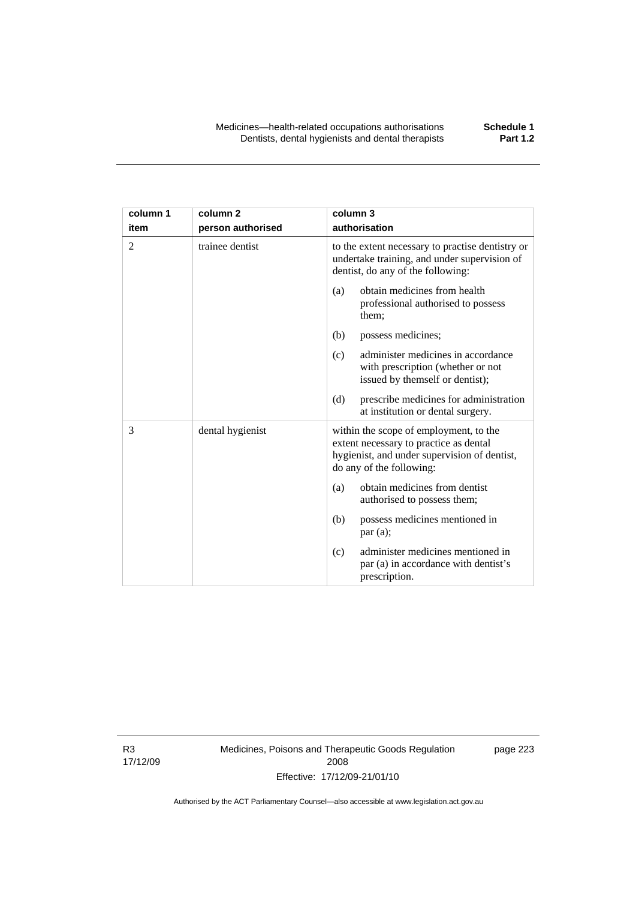| column 1<br>item | column 2<br>person authorised | column 3<br>authorisation |
|---|---|---|
| 2 | trainee dentist | to the extent necessary to practise dentistry or undertake training, and under supervision of dentist, do any of the following:<br>(a) obtain medicines from health professional authorised to possess them;<br>(b) possess medicines;<br>(c) administer medicines in accordance with prescription (whether or not issued by themself or dentist);<br>(d) prescribe medicines for administration at institution or dental surgery. |
| 3 | dental hygienist | within the scope of employment, to the extent necessary to practice as dental hygienist, and under supervision of dentist, do any of the following:<br>(a) obtain medicines from dentist authorised to possess them;<br>(b) possess medicines mentioned in par (a);<br>(c) administer medicines mentioned in par (a) in accordance with dentist's prescription. |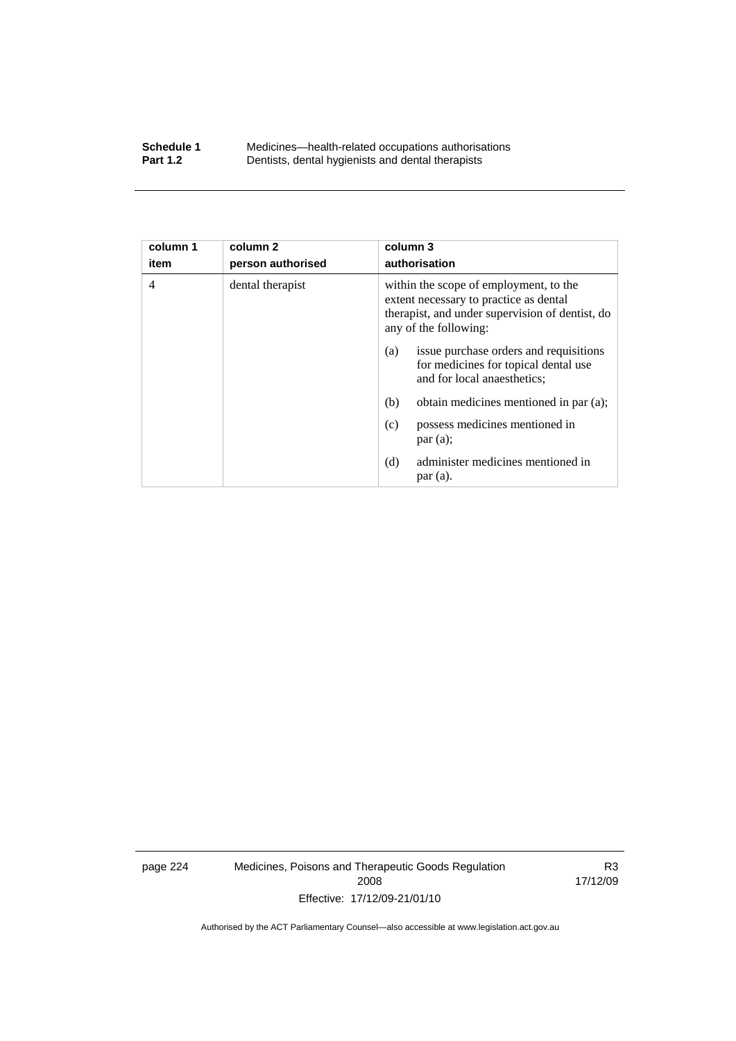| column 1<br>item | column 2<br>person authorised | column 3<br>authorisation |
|---|---|---|
| 4 | dental therapist | within the scope of employment, to the extent necessary to practice as dental therapist, and under supervision of dentist, do any of the following:<br>(a) issue purchase orders and requisitions for medicines for topical dental use and for local anaesthetics;<br>(b) obtain medicines mentioned in par (a);<br>(c) possess medicines mentioned in par (a);<br>(d) administer medicines mentioned in par (a). |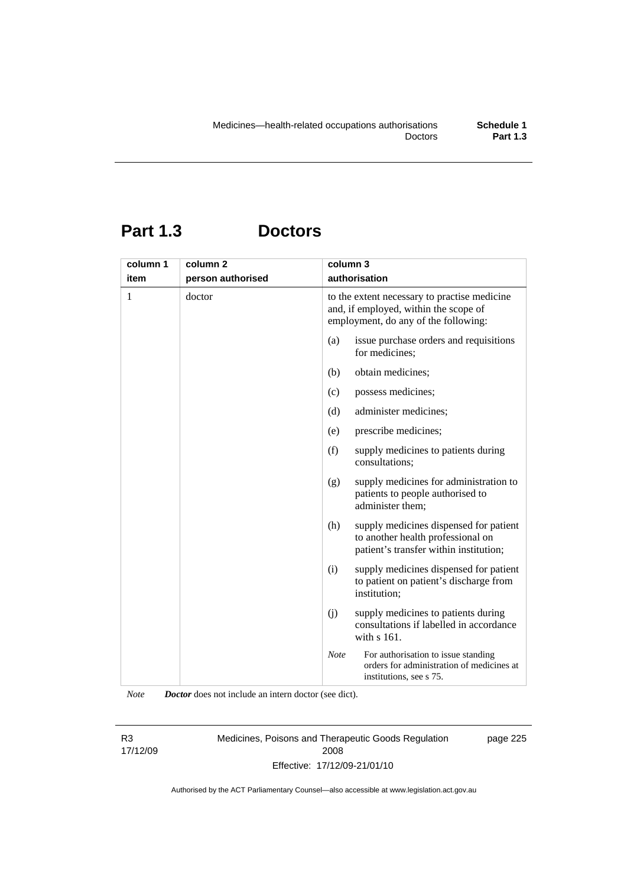# Part 1.3 Doctors

| column 1 item | column 2 person authorised | column 3 authorisation |
|---|---|---|
| 1 | doctor | to the extent necessary to practise medicine and, if employed, within the scope of employment, do any of the following:<br>(a) issue purchase orders and requisitions for medicines;<br>(b) obtain medicines;<br>(c) possess medicines;<br>(d) administer medicines;<br>(e) prescribe medicines;<br>(f) supply medicines to patients during consultations;<br>(g) supply medicines for administration to patients to people authorised to administer them;<br>(h) supply medicines dispensed for patient to another health professional on patient's transfer within institution;<br>(i) supply medicines dispensed for patient to patient on patient's discharge from institution;<br>(j) supply medicines to patients during consultations if labelled in accordance with s 161.<br>*Note* For authorisation to issue standing orders for administration of medicines at institutions, see s 75. |

*Note* ***Doctor*** does not include an intern doctor (see dict).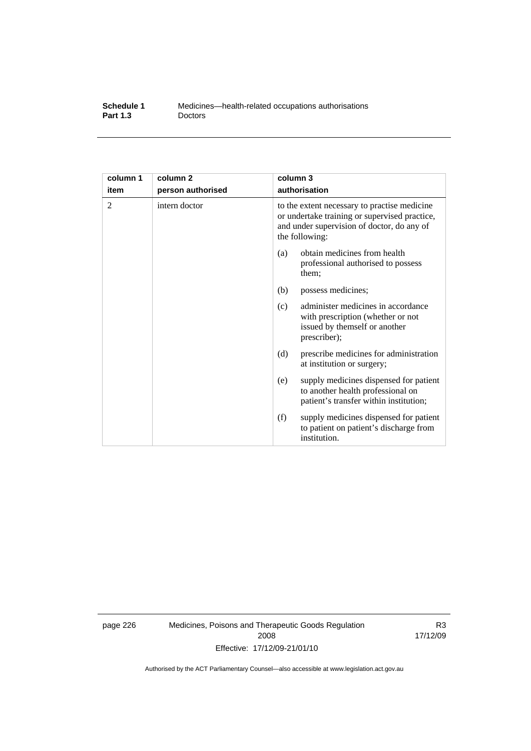| column 1 item | column 2 person authorised | column 3 authorisation |
| --- | --- | --- |
| 2 | intern doctor | to the extent necessary to practise medicine or undertake training or supervised practice, and under supervision of doctor, do any of the following:<br>(a) obtain medicines from health professional authorised to possess them;<br>(b) possess medicines;<br>(c) administer medicines in accordance with prescription (whether or not issued by themself or another prescriber);<br>(d) prescribe medicines for administration at institution or surgery;<br>(e) supply medicines dispensed for patient to another health professional on patient's transfer within institution;<br>(f) supply medicines dispensed for patient to patient on patient's discharge from institution. |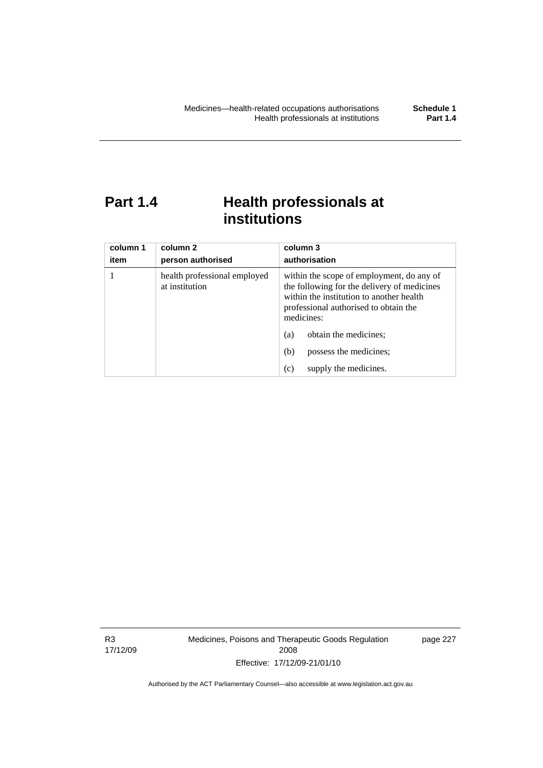# Part 1.4 Health professionals at institutions

| column 1<br>item | column 2<br>person authorised | column 3<br>authorisation |
|---|---|---|
| 1 | health professional employed at institution | within the scope of employment, do any of the following for the delivery of medicines within the institution to another health professional authorised to obtain the medicines:<br>(a) obtain the medicines;<br>(b) possess the medicines;<br>(c) supply the medicines. |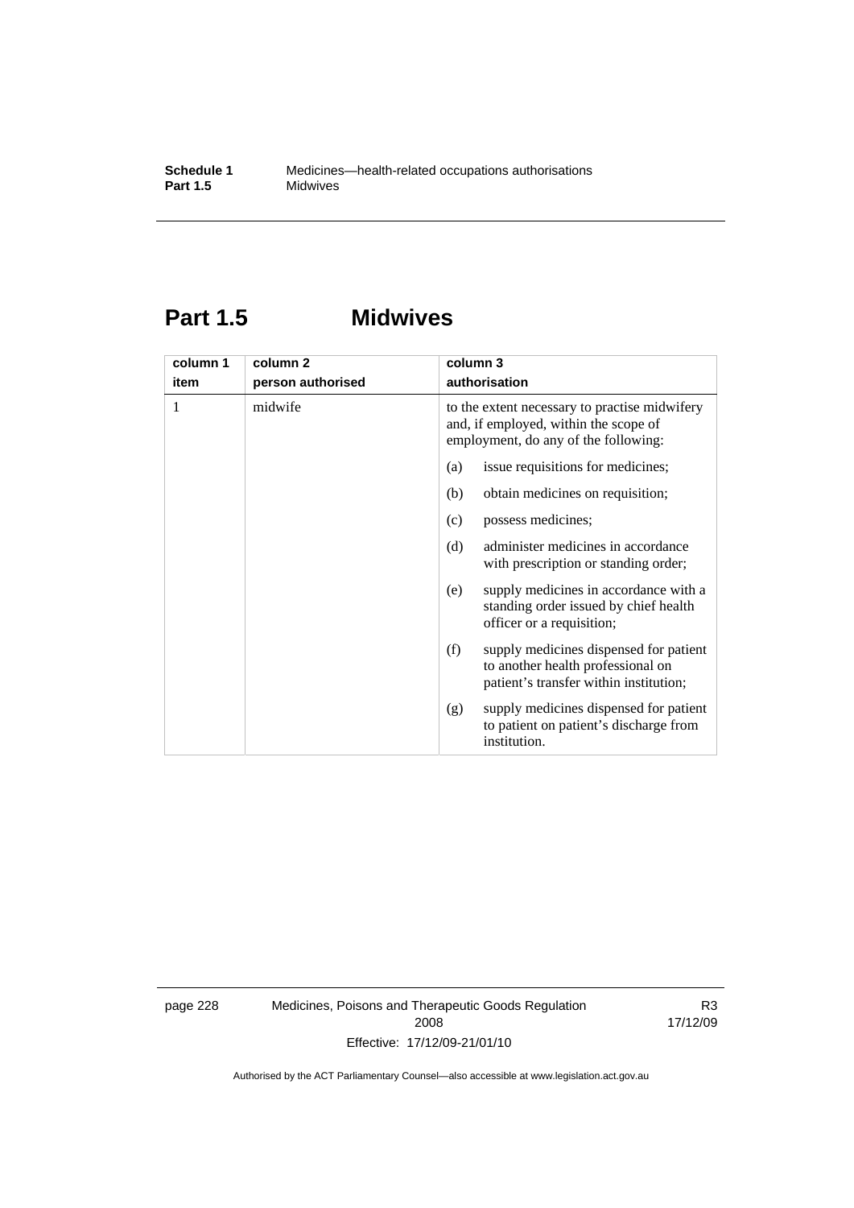# Part 1.5 Midwives

| column 1<br>item | column 2<br>person authorised | column 3<br>authorisation |
|---|---|---|
| 1 | midwife | to the extent necessary to practise midwifery and, if employed, within the scope of employment, do any of the following:<br>(a) issue requisitions for medicines;<br>(b) obtain medicines on requisition;<br>(c) possess medicines;<br>(d) administer medicines in accordance with prescription or standing order;<br>(e) supply medicines in accordance with a standing order issued by chief health officer or a requisition;<br>(f) supply medicines dispensed for patient to another health professional on patient's transfer within institution;<br>(g) supply medicines dispensed for patient to patient on patient's discharge from institution. |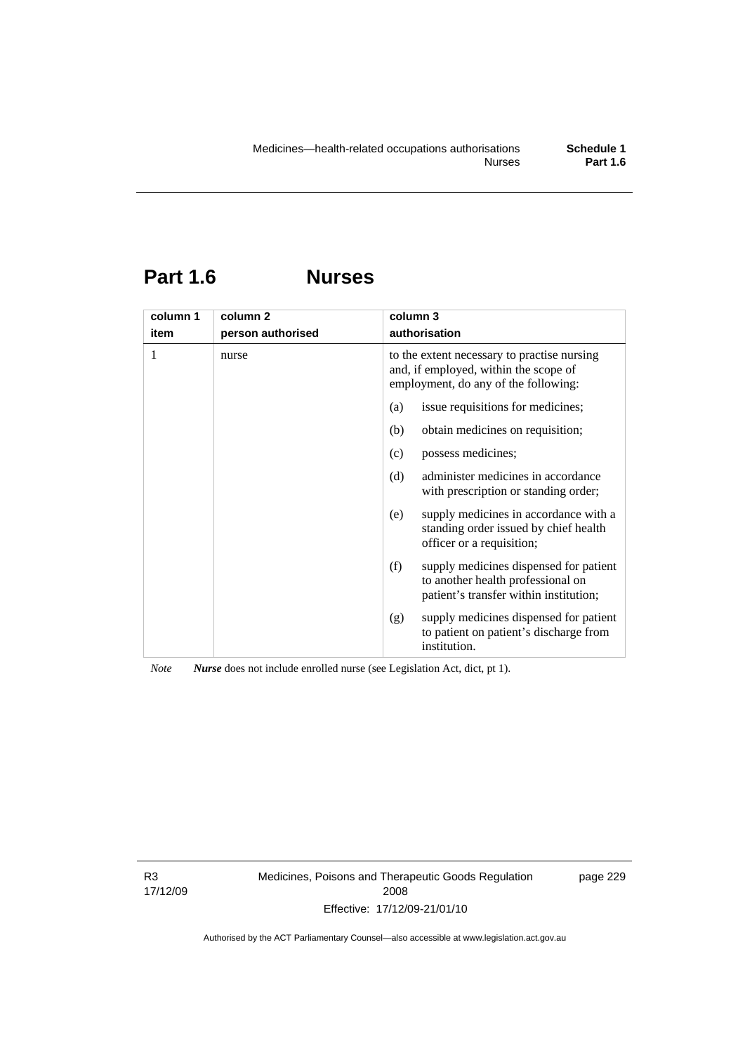# Part 1.6 Nurses

| column 1<br>item | column 2<br>person authorised | column 3<br>authorisation |
|---|---|---|
| 1 | nurse | to the extent necessary to practise nursing and, if employed, within the scope of employment, do any of the following:<br>(a) issue requisitions for medicines;<br>(b) obtain medicines on requisition;<br>(c) possess medicines;<br>(d) administer medicines in accordance with prescription or standing order;<br>(e) supply medicines in accordance with a standing order issued by chief health officer or a requisition;<br>(f) supply medicines dispensed for patient to another health professional on patient's transfer within institution;<br>(g) supply medicines dispensed for patient to patient on patient's discharge from institution. |

*Note* ***Nurse*** does not include enrolled nurse (see Legislation Act, dict, pt 1).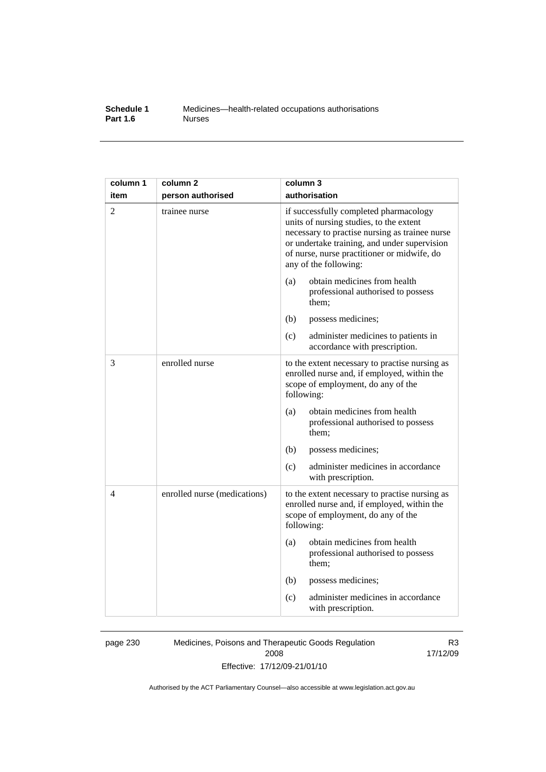| column 1 item | column 2 person authorised | column 3 authorisation |
|---|---|---|
| 2 | trainee nurse | if successfully completed pharmacology units of nursing studies, to the extent necessary to practise nursing as trainee nurse or undertake training, and under supervision of nurse, nurse practitioner or midwife, do any of the following: |
| | | (a) obtain medicines from health professional authorised to possess them; |
| | | (b) possess medicines; |
| | | (c) administer medicines to patients in accordance with prescription. |
| 3 | enrolled nurse | to the extent necessary to practise nursing as enrolled nurse and, if employed, within the scope of employment, do any of the following: |
| | | (a) obtain medicines from health professional authorised to possess them; |
| | | (b) possess medicines; |
| | | (c) administer medicines in accordance with prescription. |
| 4 | enrolled nurse (medications) | to the extent necessary to practise nursing as enrolled nurse and, if employed, within the scope of employment, do any of the following: |
| | | (a) obtain medicines from health professional authorised to possess them; |
| | | (b) possess medicines; |
| | | (c) administer medicines in accordance with prescription. |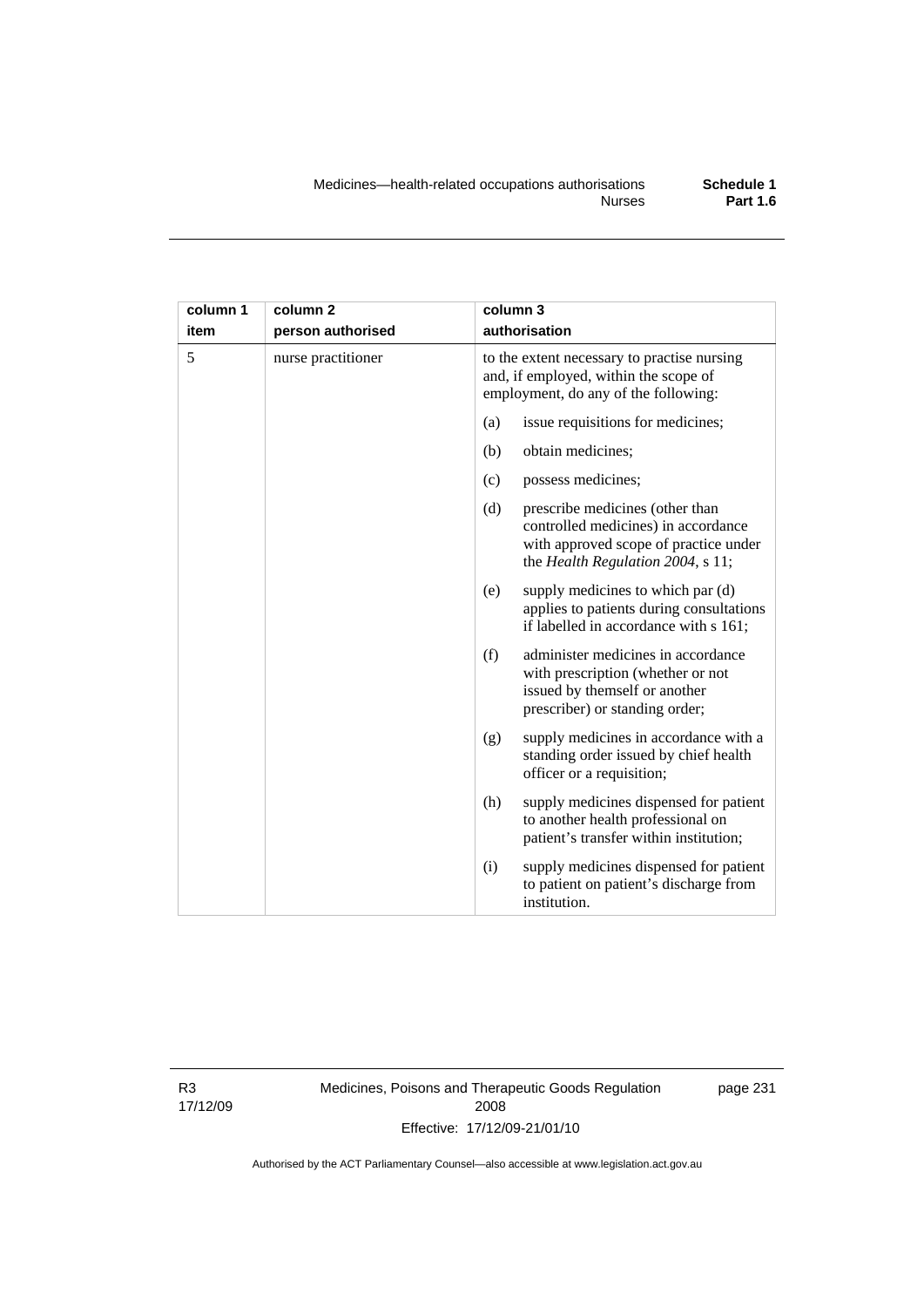| column 1 item | column 2 person authorised | column 3 authorisation |
|---|---|---|
| 5 | nurse practitioner | to the extent necessary to practise nursing and, if employed, within the scope of employment, do any of the following: |
| | | (a) issue requisitions for medicines; |
| | | (b) obtain medicines; |
| | | (c) possess medicines; |
| | | (d) prescribe medicines (other than controlled medicines) in accordance with approved scope of practice under the *Health Regulation 2004*, s 11; |
| | | (e) supply medicines to which par (d) applies to patients during consultations if labelled in accordance with s 161; |
| | | (f) administer medicines in accordance with prescription (whether or not issued by themself or another prescriber) or standing order; |
| | | (g) supply medicines in accordance with a standing order issued by chief health officer or a requisition; |
| | | (h) supply medicines dispensed for patient to another health professional on patient's transfer within institution; |
| | | (i) supply medicines dispensed for patient to patient on patient's discharge from institution. |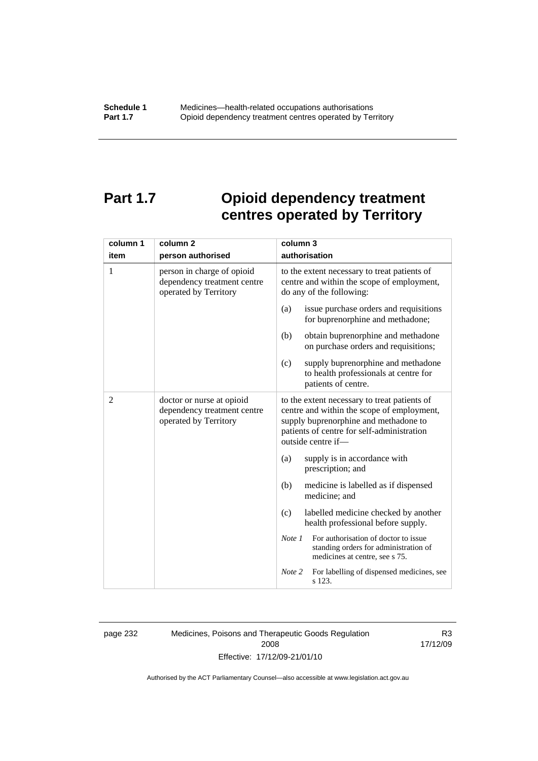# Part 1.7 Opioid dependency treatment centres operated by Territory

| column 1<br>item | column 2<br>person authorised | column 3<br>authorisation |
|---|---|---|
| 1 | person in charge of opioid dependency treatment centre operated by Territory | to the extent necessary to treat patients of centre and within the scope of employment, do any of the following:<br>(a) issue purchase orders and requisitions for buprenorphine and methadone;<br>(b) obtain buprenorphine and methadone on purchase orders and requisitions;<br>(c) supply buprenorphine and methadone to health professionals at centre for patients of centre. |
| 2 | doctor or nurse at opioid dependency treatment centre operated by Territory | to the extent necessary to treat patients of centre and within the scope of employment, supply buprenorphine and methadone to patients of centre for self-administration outside centre if—<br>(a) supply is in accordance with prescription; and<br>(b) medicine is labelled as if dispensed medicine; and<br>(c) labelled medicine checked by another health professional before supply.<br>*Note 1* For authorisation of doctor to issue standing orders for administration of medicines at centre, see s 75.<br>*Note 2* For labelling of dispensed medicines, see s 123. |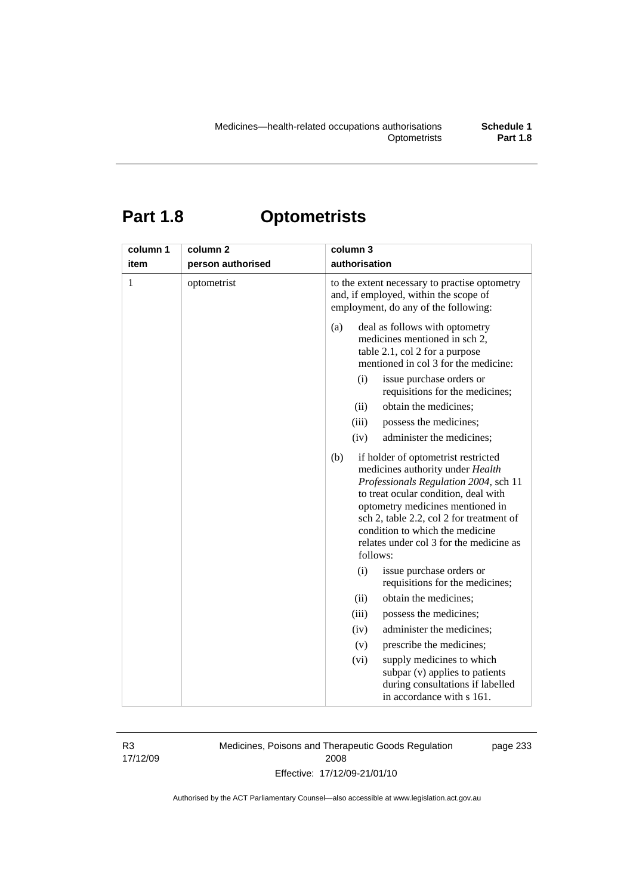# Part 1.8 Optometrists

| column 1<br>item | column 2<br>person authorised | column 3<br>authorisation |
|---|---|---|
| 1 | optometrist | to the extent necessary to practise optometry and, if employed, within the scope of employment, do any of the following:<br>(a) deal as follows with optometry medicines mentioned in sch 2, table 2.1, col 2 for a purpose mentioned in col 3 for the medicine:<br>(i) issue purchase orders or requisitions for the medicines;<br>(ii) obtain the medicines;<br>(iii) possess the medicines;<br>(iv) administer the medicines;<br>(b) if holder of optometrist restricted medicines authority under *Health Professionals Regulation 2004*, sch 11 to treat ocular condition, deal with optometry medicines mentioned in sch 2, table 2.2, col 2 for treatment of condition to which the medicine relates under col 3 for the medicine as follows:<br>(i) issue purchase orders or requisitions for the medicines;<br>(ii) obtain the medicines;<br>(iii) possess the medicines;<br>(iv) administer the medicines;<br>(v) prescribe the medicines;<br>(vi) supply medicines to which subpar (v) applies to patients during consultations if labelled in accordance with s 161. |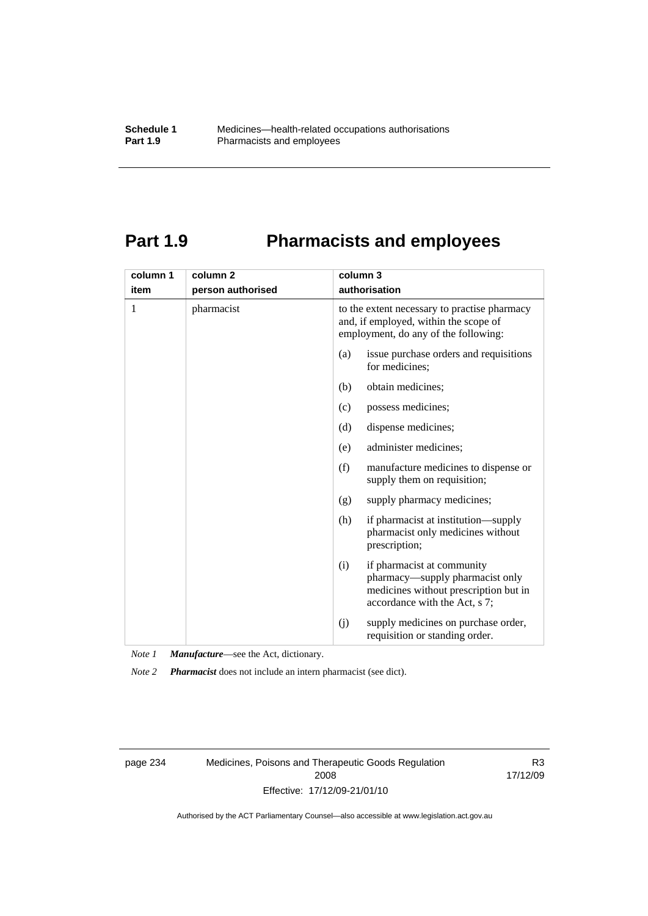# Part 1.9 Pharmacists and employees

| column 1 item | column 2 person authorised | column 3 authorisation |
|---|---|---|
| 1 | pharmacist | to the extent necessary to practise pharmacy and, if employed, within the scope of employment, do any of the following: |
| | | (a) issue purchase orders and requisitions for medicines; |
| | | (b) obtain medicines; |
| | | (c) possess medicines; |
| | | (d) dispense medicines; |
| | | (e) administer medicines; |
| | | (f) manufacture medicines to dispense or supply them on requisition; |
| | | (g) supply pharmacy medicines; |
| | | (h) if pharmacist at institution—supply pharmacist only medicines without prescription; |
| | | (i) if pharmacist at community pharmacy—supply pharmacist only medicines without prescription but in accordance with the Act, s 7; |
| | | (j) supply medicines on purchase order, requisition or standing order. |

*Note 1* ***Manufacture***—see the Act, dictionary.

*Note 2* ***Pharmacist*** does not include an intern pharmacist (see dict).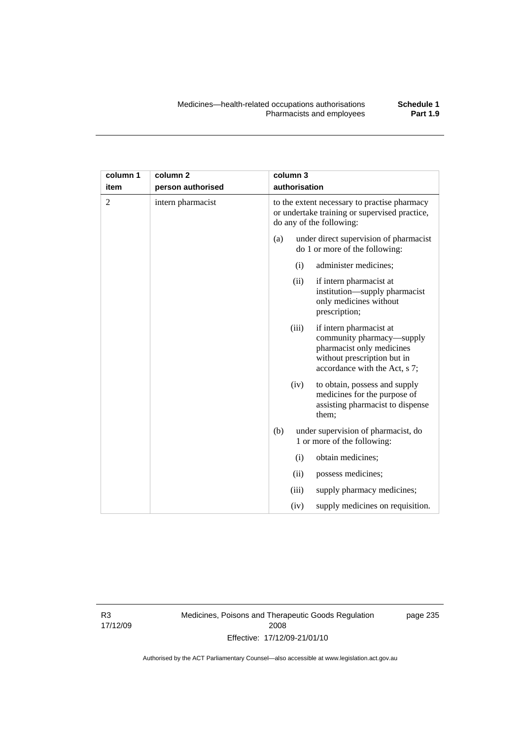| column 1<br>item | column 2<br>person authorised | column 3<br>authorisation |
|---|---|---|
| 2 | intern pharmacist | to the extent necessary to practise pharmacy or undertake training or supervised practice, do any of the following:<br>(a) under direct supervision of pharmacist do 1 or more of the following:<br>(i) administer medicines;<br>(ii) if intern pharmacist at institution—supply pharmacist only medicines without prescription;<br>(iii) if intern pharmacist at community pharmacy—supply pharmacist only medicines without prescription but in accordance with the Act, s 7;<br>(iv) to obtain, possess and supply medicines for the purpose of assisting pharmacist to dispense them;<br>(b) under supervision of pharmacist, do 1 or more of the following:<br>(i) obtain medicines;<br>(ii) possess medicines;<br>(iii) supply pharmacy medicines;<br>(iv) supply medicines on requisition. |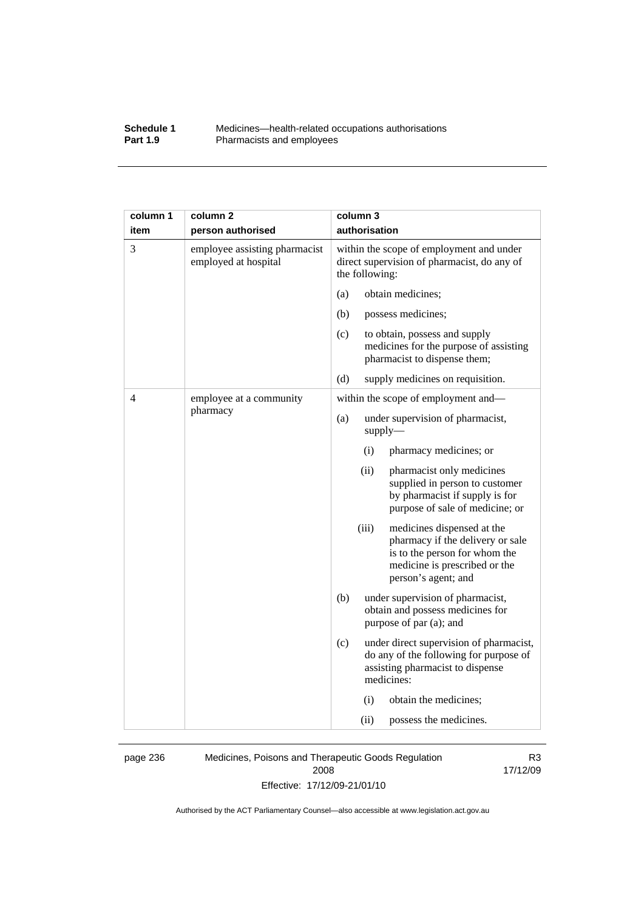| column 1 item | column 2 person authorised | column 3 authorisation |
|---|---|---|
| 3 | employee assisting pharmacist employed at hospital | within the scope of employment and under direct supervision of pharmacist, do any of the following: |
| | | (a) obtain medicines; |
| | | (b) possess medicines; |
| | | (c) to obtain, possess and supply medicines for the purpose of assisting pharmacist to dispense them; |
| | | (d) supply medicines on requisition. |
| 4 | employee at a community pharmacy | within the scope of employment and— |
| | | (a) under supervision of pharmacist, supply— |
| | | (i) pharmacy medicines; or |
| | | (ii) pharmacist only medicines supplied in person to customer by pharmacist if supply is for purpose of sale of medicine; or |
| | | (iii) medicines dispensed at the pharmacy if the delivery or sale is to the person for whom the medicine is prescribed or the person's agent; and |
| | | (b) under supervision of pharmacist, obtain and possess medicines for purpose of par (a); and |
| | | (c) under direct supervision of pharmacist, do any of the following for purpose of assisting pharmacist to dispense medicines: |
| | | (i) obtain the medicines; |
| | | (ii) possess the medicines. |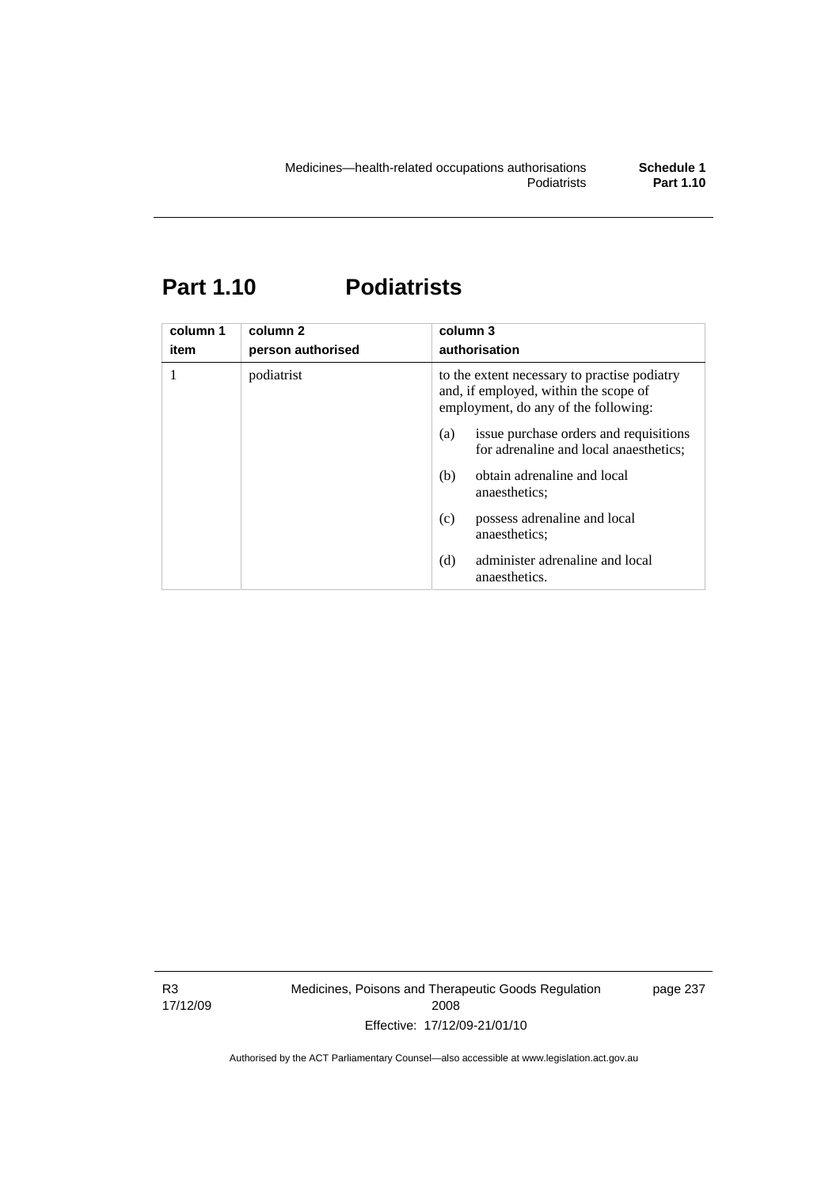# Part 1.10 Podiatrists

| column 1<br>item | column 2<br>person authorised | column 3<br>authorisation |
|---|---|---|
| 1 | podiatrist | to the extent necessary to practise podiatry and, if employed, within the scope of employment, do any of the following:<br>(a) issue purchase orders and requisitions for adrenaline and local anaesthetics;<br>(b) obtain adrenaline and local anaesthetics;<br>(c) possess adrenaline and local anaesthetics;<br>(d) administer adrenaline and local anaesthetics. |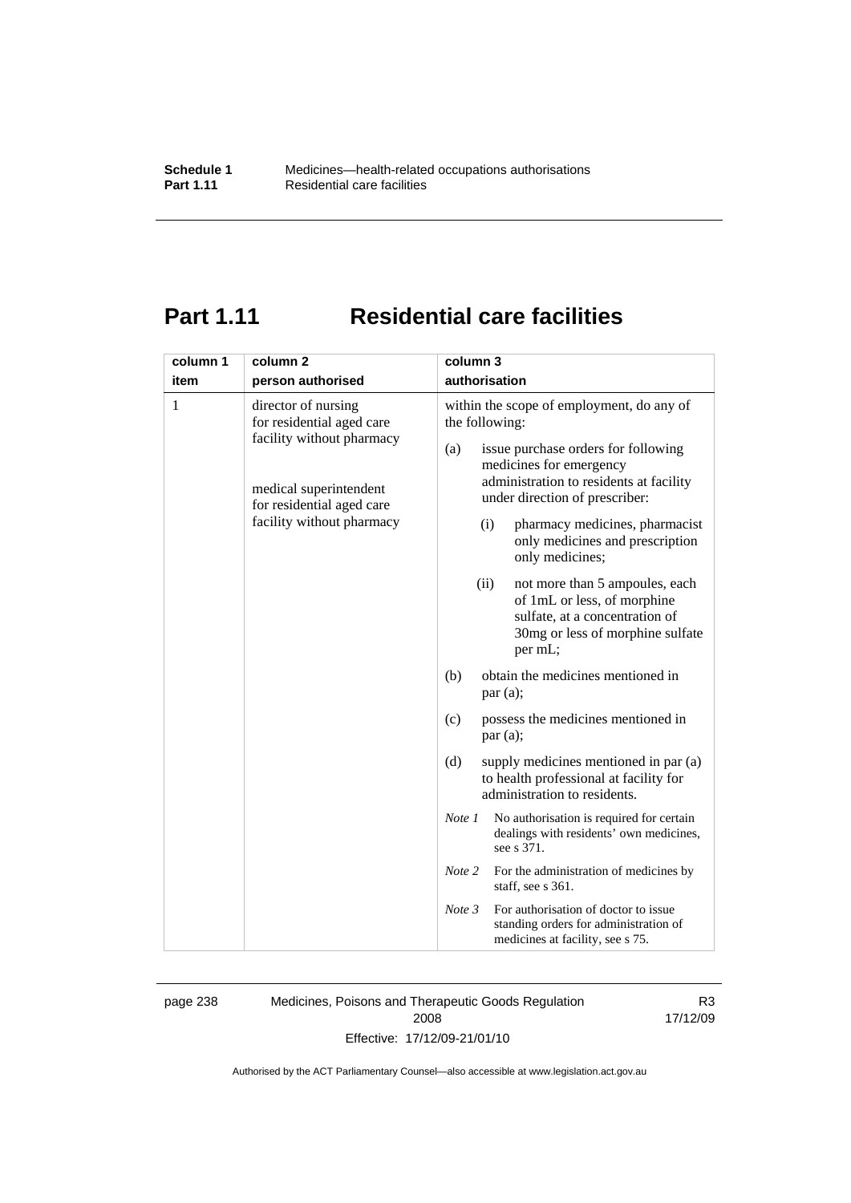# Part 1.11 Residential care facilities

| column 1<br>item | column 2<br>person authorised | column 3<br>authorisation |
|---|---|---|
| 1 | director of nursing for residential aged care facility without pharmacy<br><br>medical superintendent for residential aged care facility without pharmacy | within the scope of employment, do any of the following:<br>(a) issue purchase orders for following medicines for emergency administration to residents at facility under direction of prescriber:<br>(i) pharmacy medicines, pharmacist only medicines and prescription only medicines;<br>(ii) not more than 5 ampoules, each of 1mL or less, of morphine sulfate, at a concentration of 30mg or less of morphine sulfate per mL;<br>(b) obtain the medicines mentioned in par (a);<br>(c) possess the medicines mentioned in par (a);<br>(d) supply medicines mentioned in par (a) to health professional at facility for administration to residents.<br>*Note 1* No authorisation is required for certain dealings with residents' own medicines, see s 371.<br>*Note 2* For the administration of medicines by staff, see s 361.<br>*Note 3* For authorisation of doctor to issue standing orders for administration of medicines at facility, see s 75. |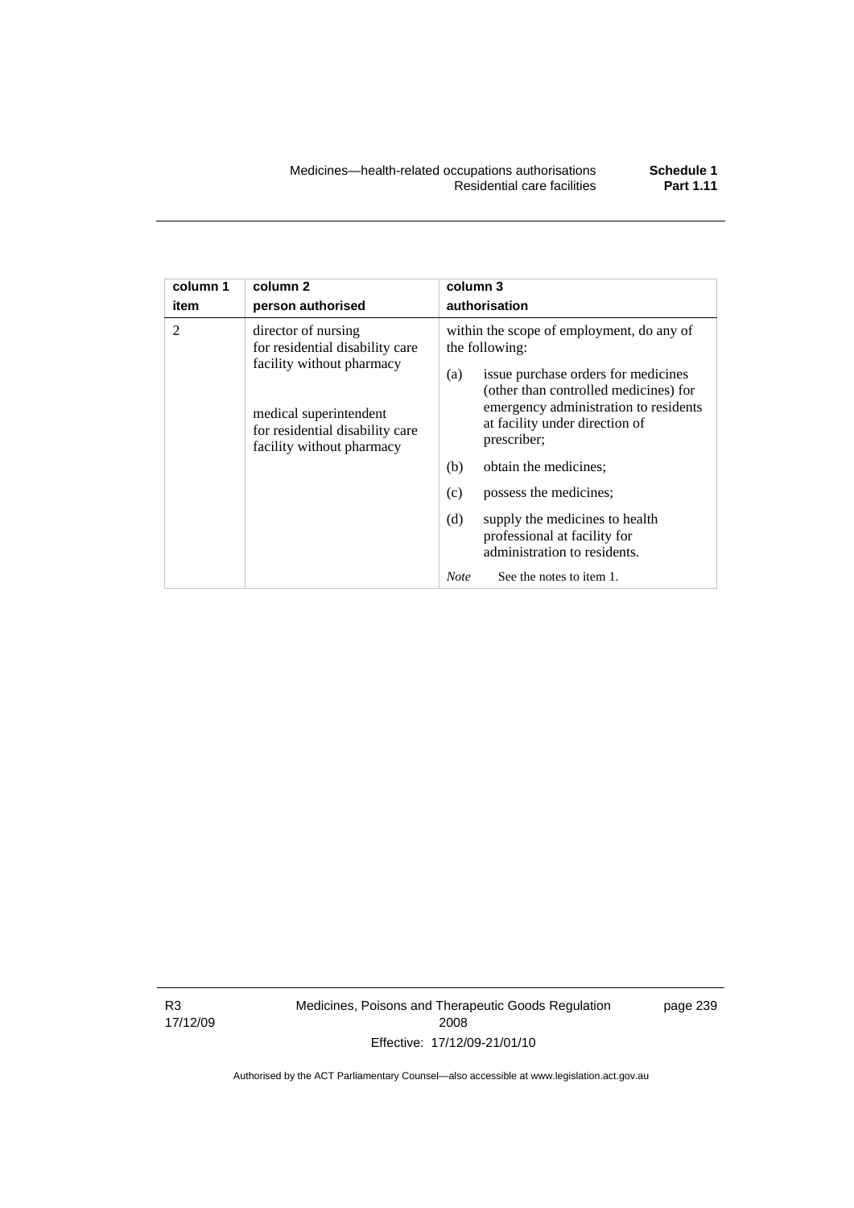| column 1 item | column 2 person authorised | column 3 authorisation |
|---|---|---|
| 2 | director of nursing for residential disability care facility without pharmacy<br><br>medical superintendent for residential disability care facility without pharmacy | within the scope of employment, do any of the following:<br>(a) issue purchase orders for medicines (other than controlled medicines) for emergency administration to residents at facility under direction of prescriber;<br>(b) obtain the medicines;<br>(c) possess the medicines;<br>(d) supply the medicines to health professional at facility for administration to residents.<br>*Note* See the notes to item 1. |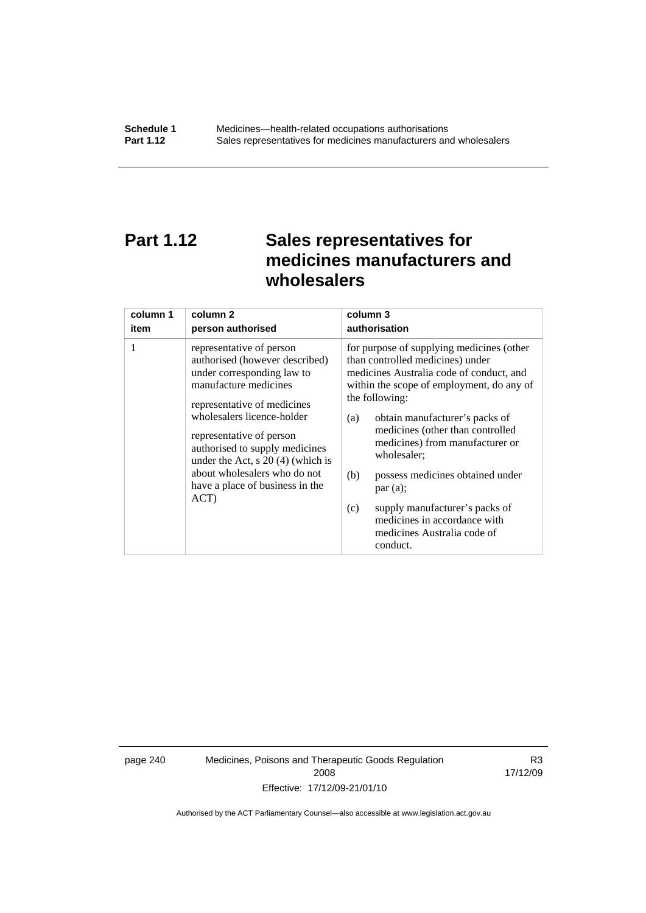# Part 1.12 Sales representatives for medicines manufacturers and wholesalers

| column 1<br>item | column 2<br>person authorised | column 3<br>authorisation |
|---|---|---|
| 1 | representative of person authorised (however described) under corresponding law to manufacture medicines<br><br>representative of medicines wholesalers licence-holder<br><br>representative of person authorised to supply medicines under the Act, s 20 (4) (which is about wholesalers who do not have a place of business in the ACT) | for purpose of supplying medicines (other than controlled medicines) under medicines Australia code of conduct, and within the scope of employment, do any of the following:<br><br>(a) obtain manufacturer's packs of medicines (other than controlled medicines) from manufacturer or wholesaler;<br><br>(b) possess medicines obtained under par (a);<br><br>(c) supply manufacturer's packs of medicines in accordance with medicines Australia code of conduct. |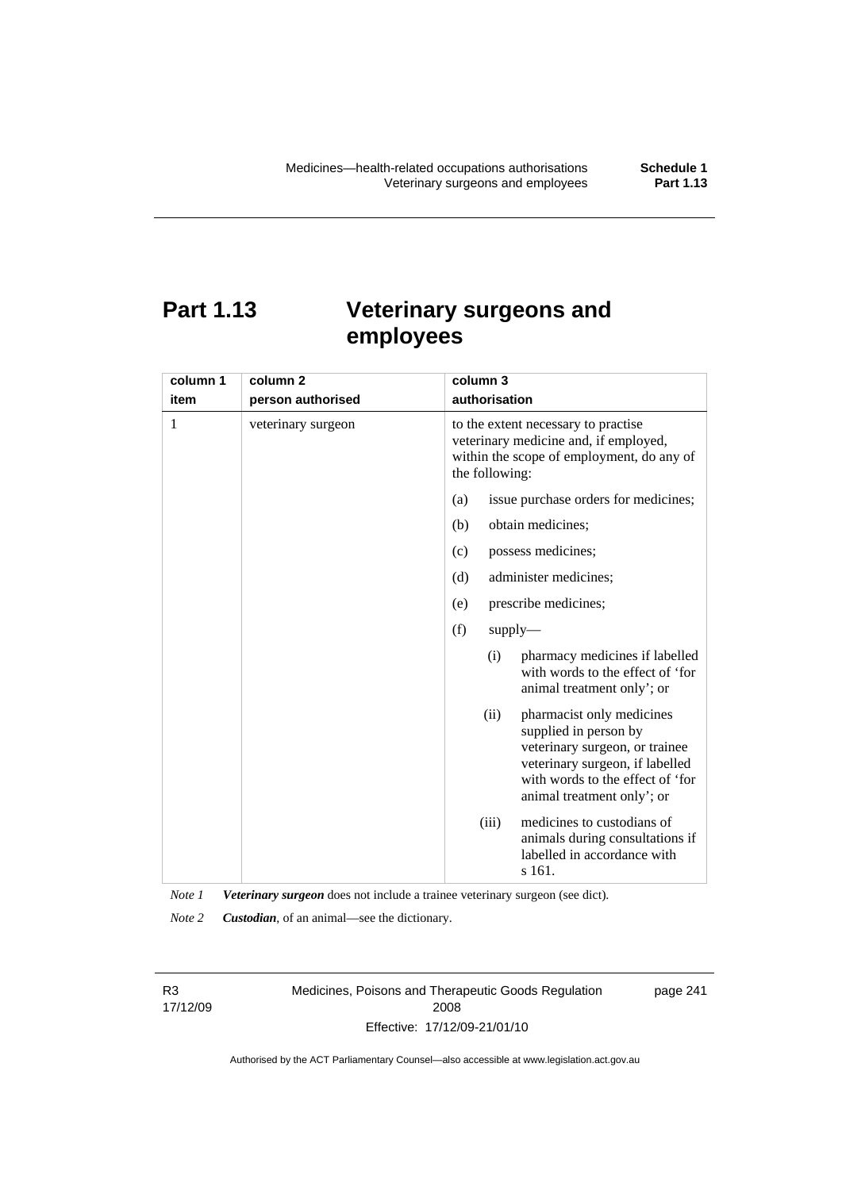# Part 1.13 Veterinary surgeons and employees

| column 1<br>item | column 2<br>person authorised | column 3<br>authorisation |
|---|---|---|
| 1 | veterinary surgeon | to the extent necessary to practise veterinary medicine and, if employed, within the scope of employment, do any of the following:<br>(a) issue purchase orders for medicines;<br>(b) obtain medicines;<br>(c) possess medicines;<br>(d) administer medicines;<br>(e) prescribe medicines;<br>(f) supply—<br>(i) pharmacy medicines if labelled with words to the effect of 'for animal treatment only'; or<br>(ii) pharmacist only medicines supplied in person by veterinary surgeon, or trainee veterinary surgeon, if labelled with words to the effect of 'for animal treatment only'; or<br>(iii) medicines to custodians of animals during consultations if labelled in accordance with s 161. |

*Note 1* ***Veterinary surgeon*** does not include a trainee veterinary surgeon (see dict).

*Note 2* ***Custodian***, of an animal—see the dictionary.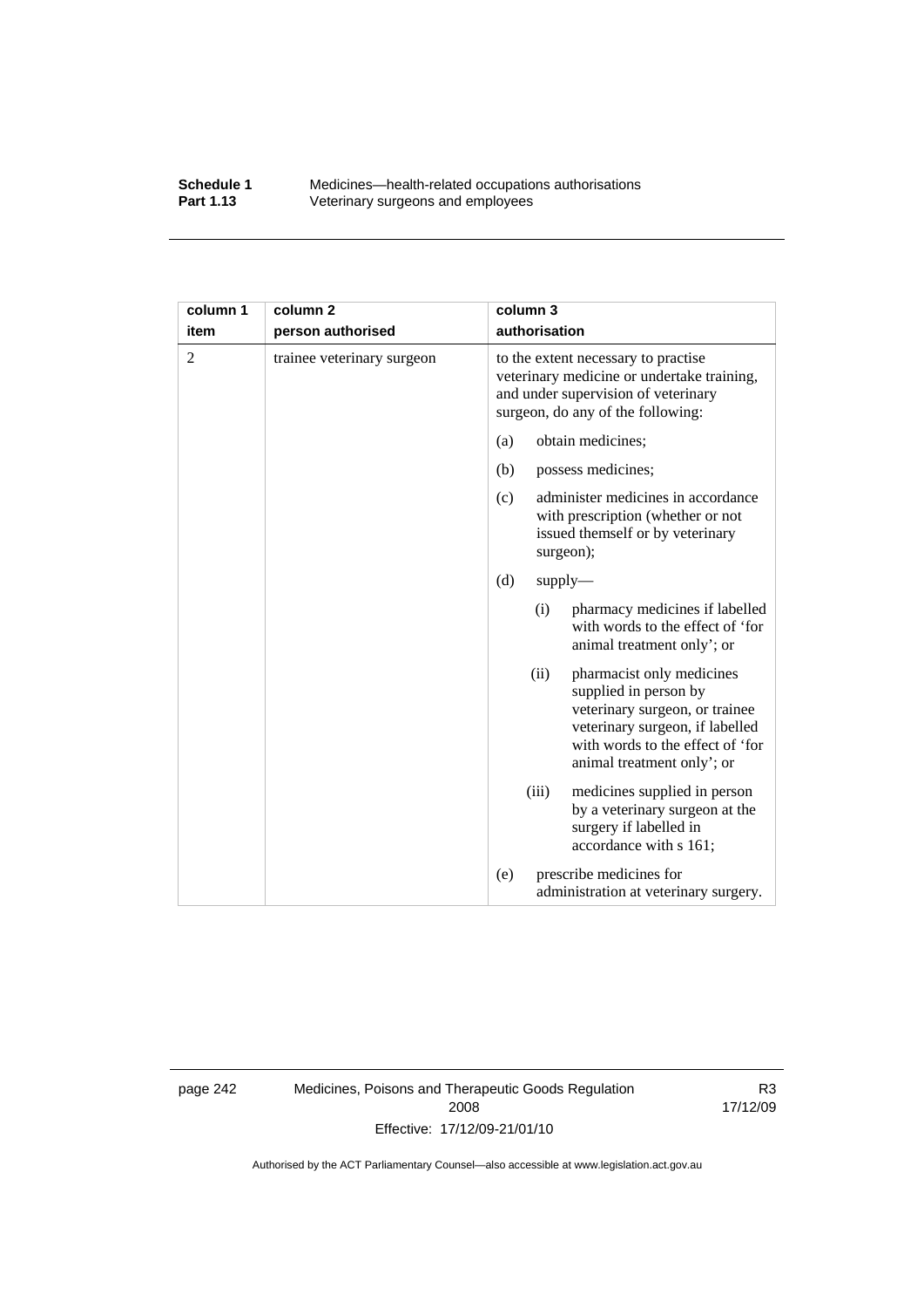| column 1<br>item | column 2<br>person authorised | column 3<br>authorisation |
|---|---|---|
| 2 | trainee veterinary surgeon | to the extent necessary to practise veterinary medicine or undertake training, and under supervision of veterinary surgeon, do any of the following:<br>(a) obtain medicines;<br>(b) possess medicines;<br>(c) administer medicines in accordance with prescription (whether or not issued themself or by veterinary surgeon);<br>(d) supply—<br>(i) pharmacy medicines if labelled with words to the effect of 'for animal treatment only'; or<br>(ii) pharmacist only medicines supplied in person by veterinary surgeon, or trainee veterinary surgeon, if labelled with words to the effect of 'for animal treatment only'; or<br>(iii) medicines supplied in person by a veterinary surgeon at the surgery if labelled in accordance with s 161;<br>(e) prescribe medicines for administration at veterinary surgery. |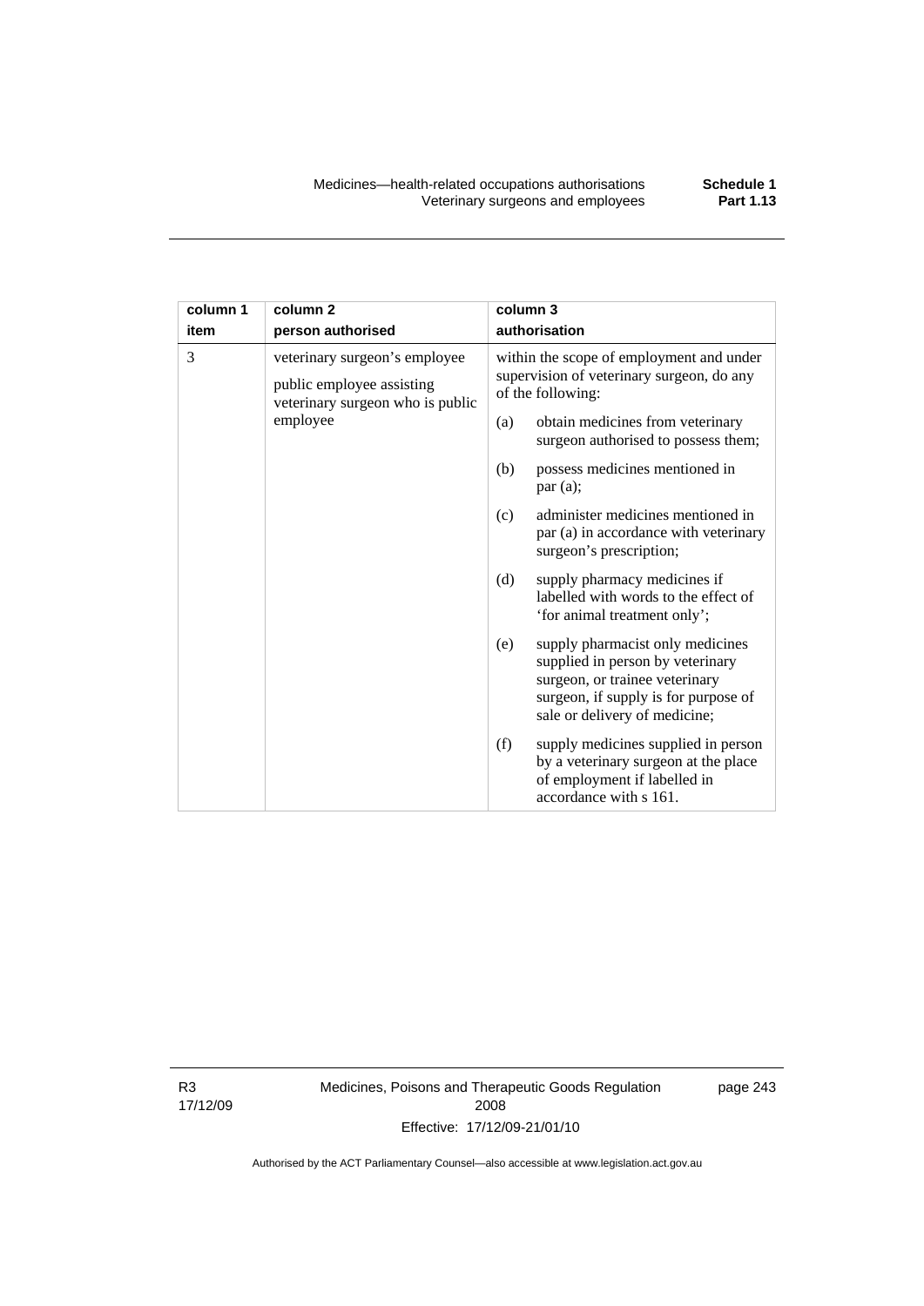| column 1 item | column 2 person authorised | column 3 authorisation |
|---|---|---|
| 3 | veterinary surgeon's employee<br><br>public employee assisting veterinary surgeon who is public employee | within the scope of employment and under supervision of veterinary surgeon, do any of the following:<br><br>(a) obtain medicines from veterinary surgeon authorised to possess them;<br><br>(b) possess medicines mentioned in par (a);<br><br>(c) administer medicines mentioned in par (a) in accordance with veterinary surgeon's prescription;<br><br>(d) supply pharmacy medicines if labelled with words to the effect of 'for animal treatment only';<br><br>(e) supply pharmacist only medicines supplied in person by veterinary surgeon, or trainee veterinary surgeon, if supply is for purpose of sale or delivery of medicine;<br><br>(f) supply medicines supplied in person by a veterinary surgeon at the place of employment if labelled in accordance with s 161. |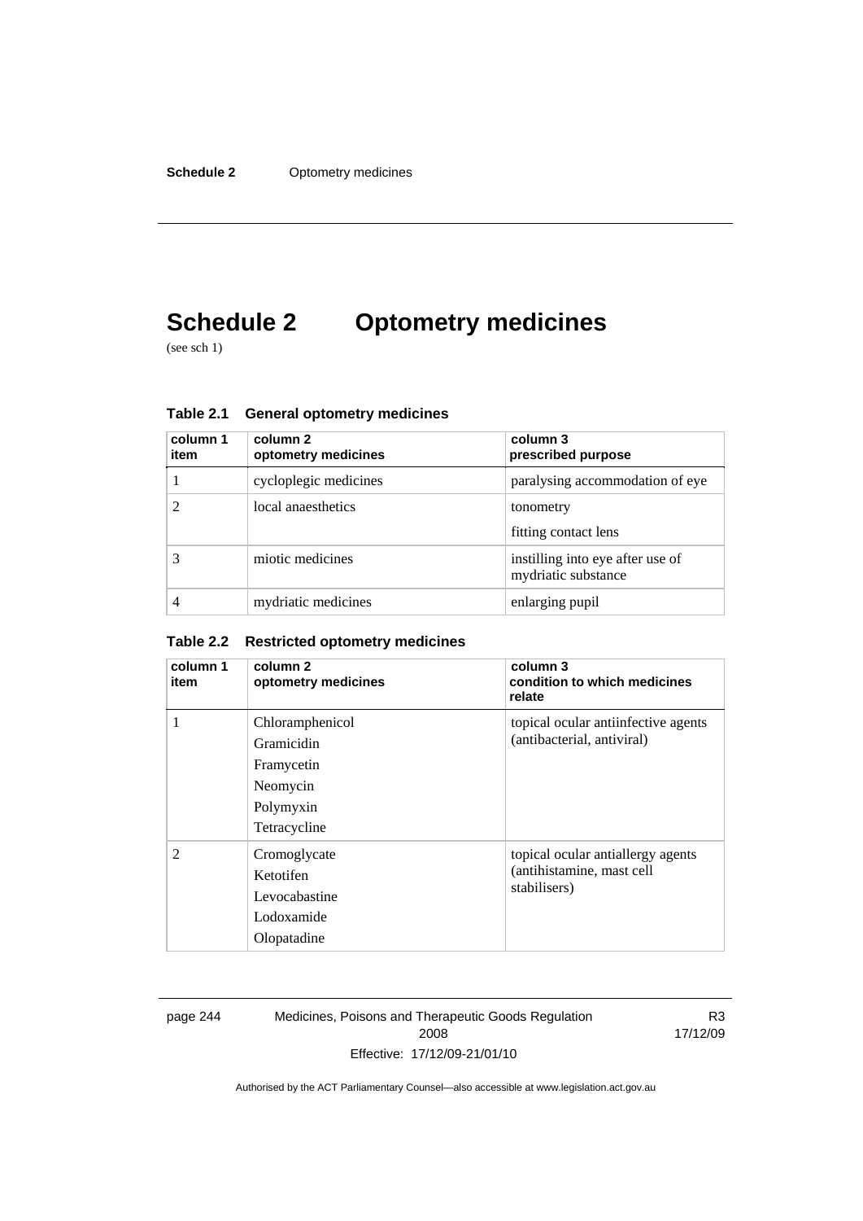# Schedule 2 Optometry medicines

(see sch 1)

### Table 2.1 General optometry medicines

| column 1 item | column 2 optometry medicines | column 3 prescribed purpose |
|---|---|---|
| 1 | cycloplegic medicines | paralysing accommodation of eye |
| 2 | local anaesthetics | tonometry<br>fitting contact lens |
| 3 | miotic medicines | instilling into eye after use of mydriatic substance |
| 4 | mydriatic medicines | enlarging pupil |

### Table 2.2 Restricted optometry medicines

| column 1 item | column 2 optometry medicines | column 3 condition to which medicines relate |
|---|---|---|
| 1 | Chloramphenicol<br>Gramicidin<br>Framycetin<br>Neomycin<br>Polymyxin<br>Tetracycline | topical ocular antiinfective agents (antibacterial, antiviral) |
| 2 | Cromoglycate<br>Ketotifen<br>Levocabastine<br>Lodoxamide<br>Olopatadine | topical ocular antiallergy agents (antihistamine, mast cell stabilisers) |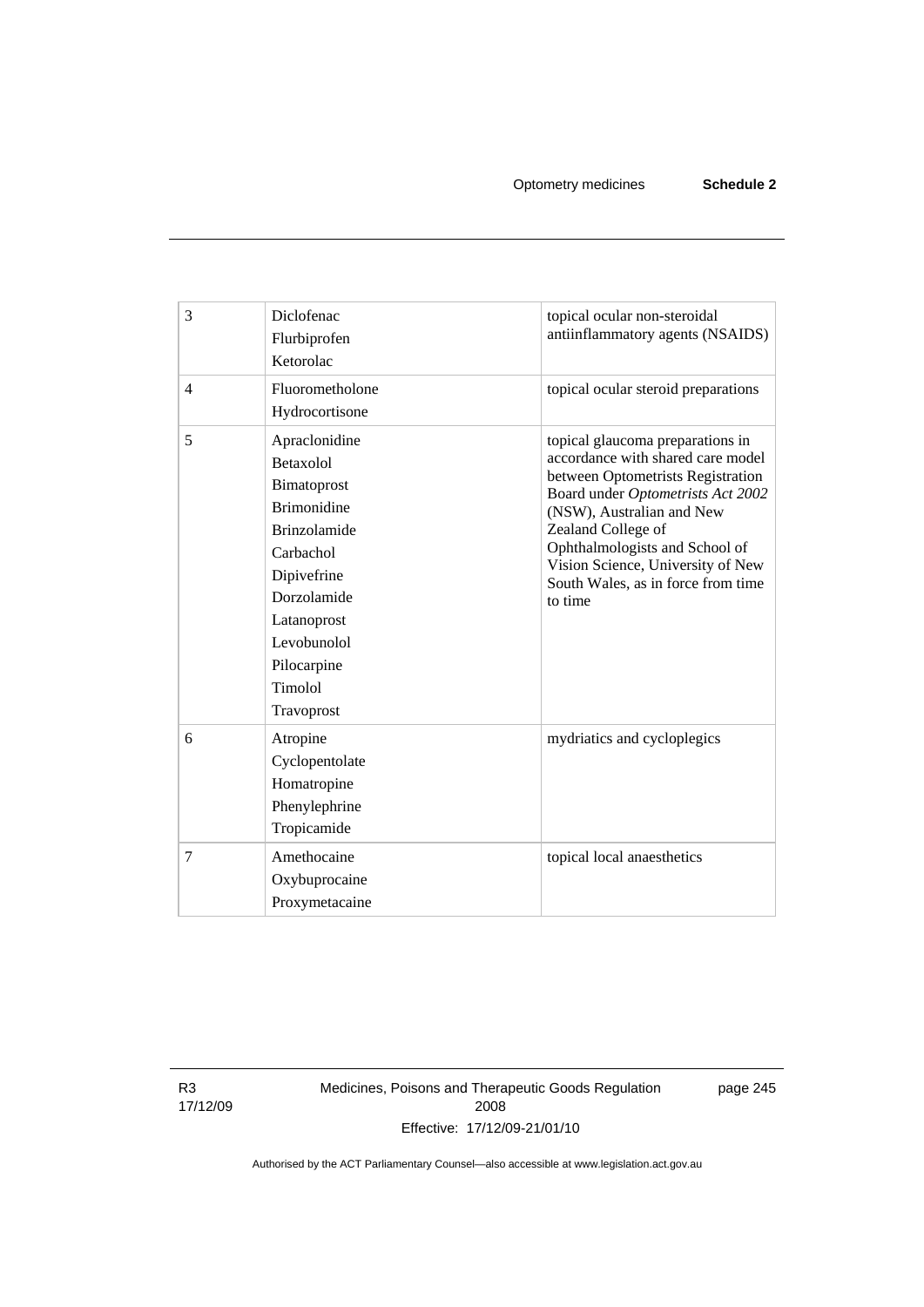| 3 | Diclofenac<br>Flurbiprofen<br>Ketorolac | topical ocular non-steroidal antiinflammatory agents (NSAIDS) |
|---|---|---|
| 4 | Fluorometholone<br>Hydrocortisone | topical ocular steroid preparations |
| 5 | Apraclonidine<br>Betaxolol<br>Bimatoprost<br>Brimonidine<br>Brinzolamide<br>Carbachol<br>Dipivefrine<br>Dorzolamide<br>Latanoprost<br>Levobunolol<br>Pilocarpine<br>Timolol<br>Travoprost | topical glaucoma preparations in accordance with shared care model between Optometrists Registration Board under *Optometrists Act 2002* (NSW), Australian and New Zealand College of Ophthalmologists and School of Vision Science, University of New South Wales, as in force from time to time |
| 6 | Atropine<br>Cyclopentolate<br>Homatropine<br>Phenylephrine<br>Tropicamide | mydriatics and cycloplegics |
| 7 | Amethocaine<br>Oxybuprocaine<br>Proxymetacaine | topical local anaesthetics |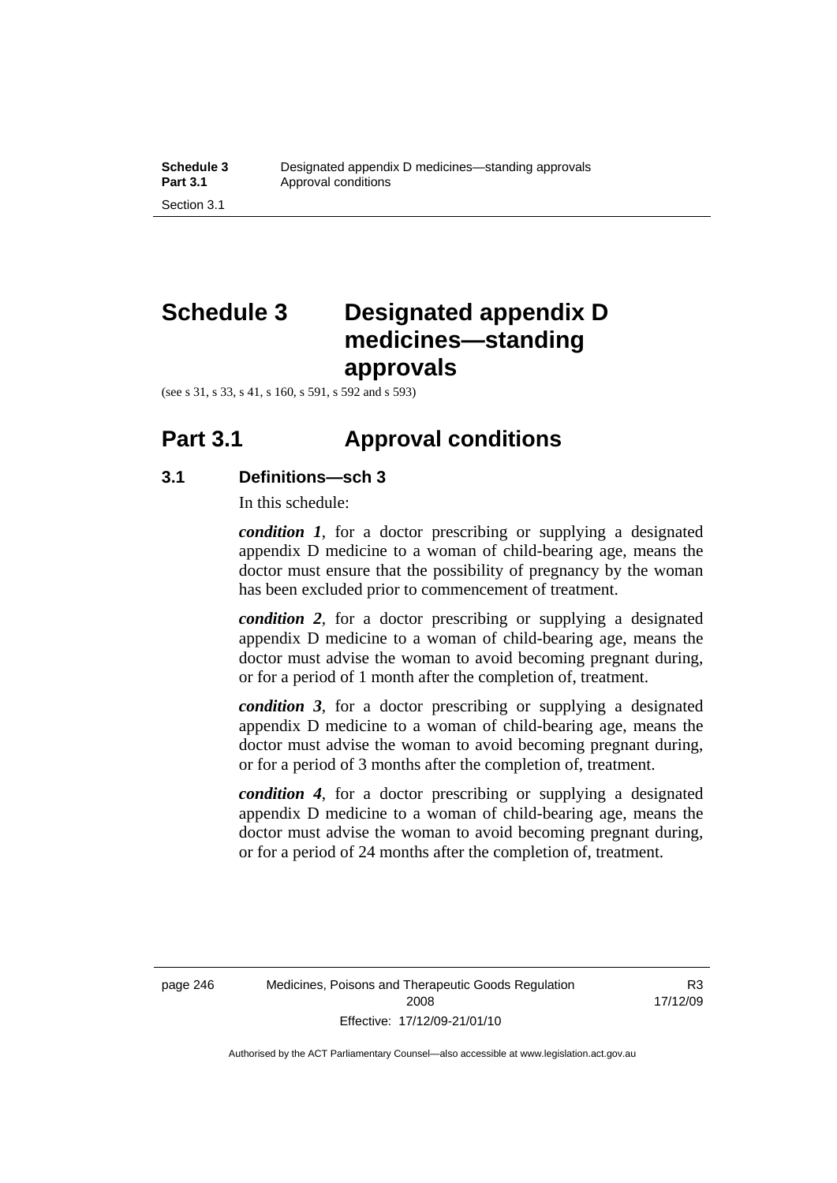# Schedule 3 Designated appendix D medicines—standing approvals

(see s 31, s 33, s 41, s 160, s 591, s 592 and s 593)

## Part 3.1 Approval conditions

### 3.1 Definitions—sch 3

In this schedule:

***condition 1***, for a doctor prescribing or supplying a designated appendix D medicine to a woman of child-bearing age, means the doctor must ensure that the possibility of pregnancy by the woman has been excluded prior to commencement of treatment.

***condition 2***, for a doctor prescribing or supplying a designated appendix D medicine to a woman of child-bearing age, means the doctor must advise the woman to avoid becoming pregnant during, or for a period of 1 month after the completion of, treatment.

***condition 3***, for a doctor prescribing or supplying a designated appendix D medicine to a woman of child-bearing age, means the doctor must advise the woman to avoid becoming pregnant during, or for a period of 3 months after the completion of, treatment.

***condition 4***, for a doctor prescribing or supplying a designated appendix D medicine to a woman of child-bearing age, means the doctor must advise the woman to avoid becoming pregnant during, or for a period of 24 months after the completion of, treatment.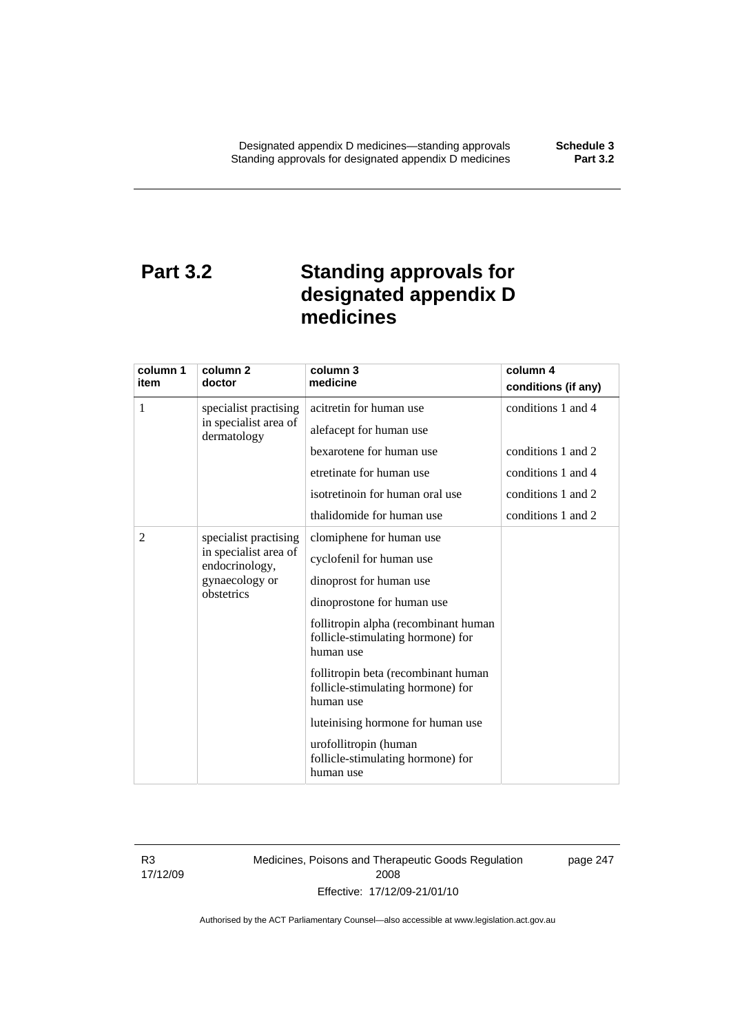# Part 3.2 Standing approvals for designated appendix D medicines

| column 1 item | column 2 doctor | column 3 medicine | column 4 conditions (if any) |
|---|---|---|---|
| 1 | specialist practising in specialist area of dermatology | acitretin for human use | conditions 1 and 4 |
| | | alefacept for human use | |
| | | bexarotene for human use | conditions 1 and 2 |
| | | etretinate for human use | conditions 1 and 4 |
| | | isotretinoin for human oral use | conditions 1 and 2 |
| | | thalidomide for human use | conditions 1 and 2 |
| 2 | specialist practising in specialist area of endocrinology, gynaecology or obstetrics | clomiphene for human use | |
| | | cyclofenil for human use | |
| | | dinoprost for human use | |
| | | dinoprostone for human use | |
| | | follitropin alpha (recombinant human follicle-stimulating hormone) for human use | |
| | | follitropin beta (recombinant human follicle-stimulating hormone) for human use | |
| | | luteinising hormone for human use | |
| | | urofollitropin (human follicle-stimulating hormone) for human use | |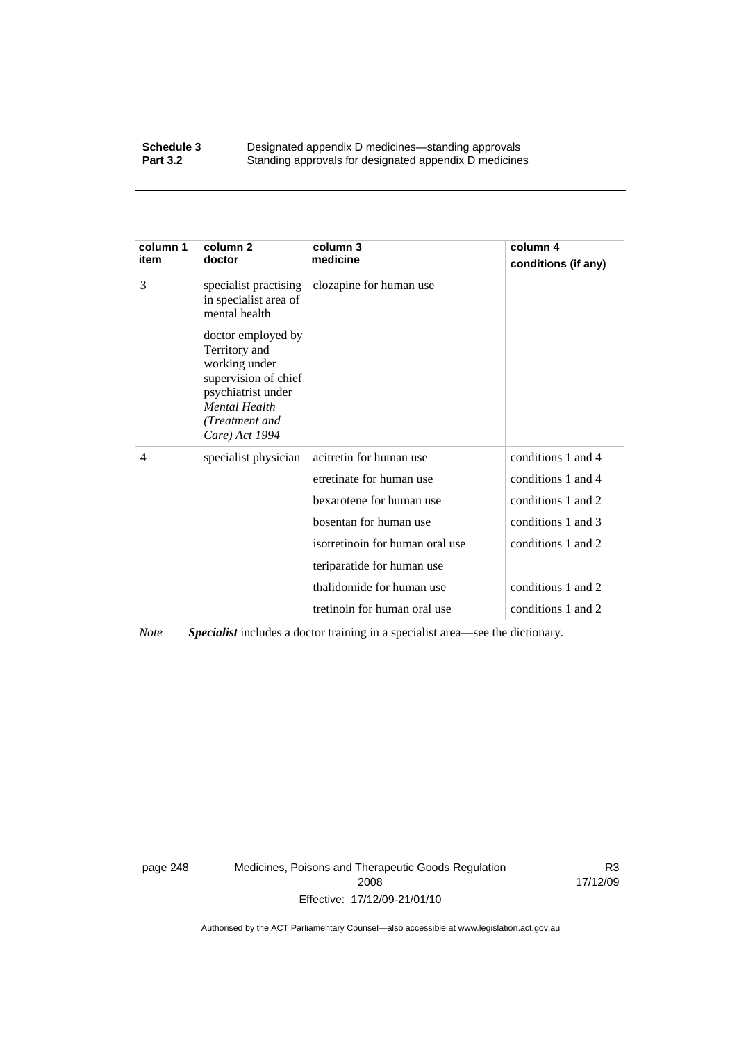| column 1 item | column 2 doctor | column 3 medicine | column 4 conditions (if any) |
|---|---|---|---|
| 3 | specialist practising in specialist area of mental health<br><br>doctor employed by Territory and working under supervision of chief psychiatrist under *Mental Health (Treatment and Care) Act 1994* | clozapine for human use | |
| 4 | specialist physician | acitretin for human use | conditions 1 and 4 |
| | | etretinate for human use | conditions 1 and 4 |
| | | bexarotene for human use | conditions 1 and 2 |
| | | bosentan for human use | conditions 1 and 3 |
| | | isotretinoin for human oral use | conditions 1 and 2 |
| | | teriparatide for human use | |
| | | thalidomide for human use | conditions 1 and 2 |
| | | tretinoin for human oral use | conditions 1 and 2 |

*Note* ***Specialist*** includes a doctor training in a specialist area—see the dictionary.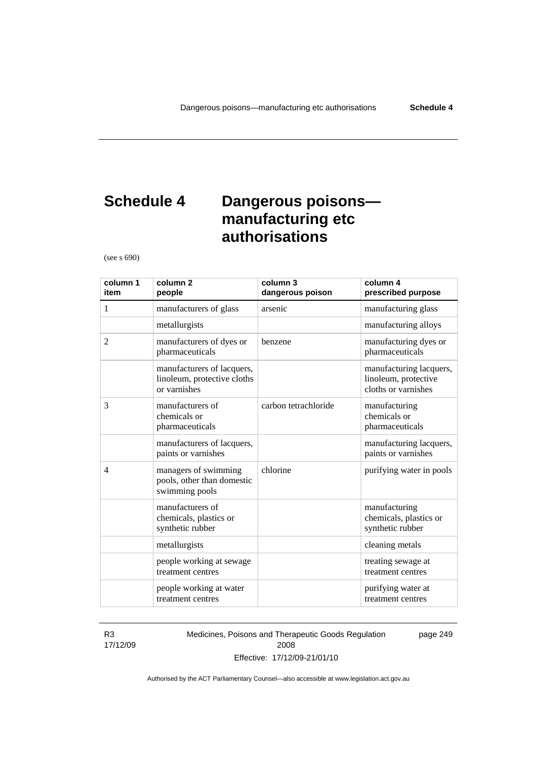# Schedule 4 Dangerous poisons—manufacturing etc authorisations

(see s 690)

| column 1 item | column 2 people | column 3 dangerous poison | column 4 prescribed purpose |
|---|---|---|---|
| 1 | manufacturers of glass | arsenic | manufacturing glass |
| | metallurgists | | manufacturing alloys |
| 2 | manufacturers of dyes or pharmaceuticals | benzene | manufacturing dyes or pharmaceuticals |
| | manufacturers of lacquers, linoleum, protective cloths or varnishes | | manufacturing lacquers, linoleum, protective cloths or varnishes |
| 3 | manufacturers of chemicals or pharmaceuticals | carbon tetrachloride | manufacturing chemicals or pharmaceuticals |
| | manufacturers of lacquers, paints or varnishes | | manufacturing lacquers, paints or varnishes |
| 4 | managers of swimming pools, other than domestic swimming pools | chlorine | purifying water in pools |
| | manufacturers of chemicals, plastics or synthetic rubber | | manufacturing chemicals, plastics or synthetic rubber |
| | metallurgists | | cleaning metals |
| | people working at sewage treatment centres | | treating sewage at treatment centres |
| | people working at water treatment centres | | purifying water at treatment centres |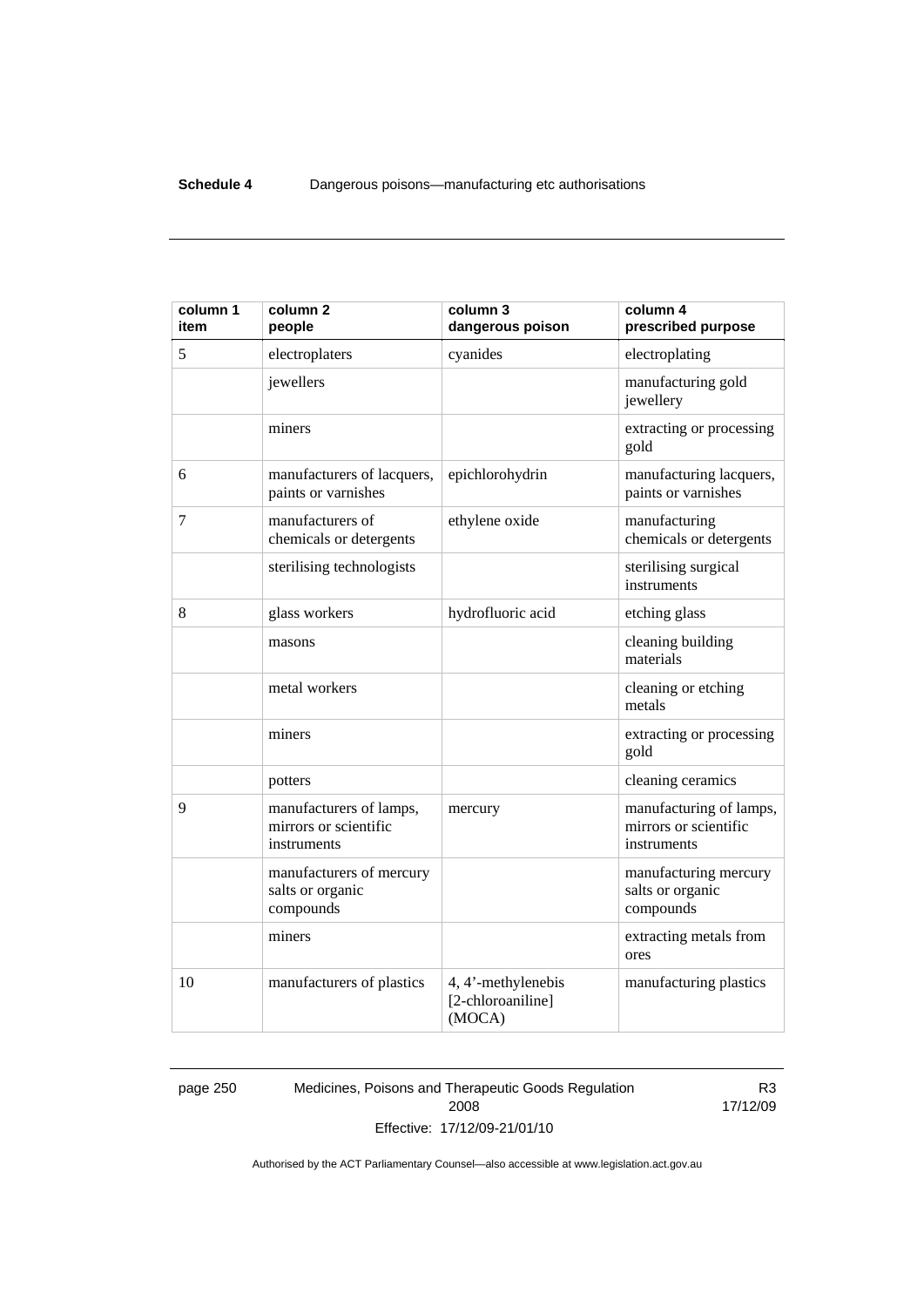| column 1 item | column 2 people | column 3 dangerous poison | column 4 prescribed purpose |
|---|---|---|---|
| 5 | electroplaters | cyanides | electroplating |
| | jewellers | | manufacturing gold jewellery |
| | miners | | extracting or processing gold |
| 6 | manufacturers of lacquers, paints or varnishes | epichlorohydrin | manufacturing lacquers, paints or varnishes |
| 7 | manufacturers of chemicals or detergents | ethylene oxide | manufacturing chemicals or detergents |
| | sterilising technologists | | sterilising surgical instruments |
| 8 | glass workers | hydrofluoric acid | etching glass |
| | masons | | cleaning building materials |
| | metal workers | | cleaning or etching metals |
| | miners | | extracting or processing gold |
| | potters | | cleaning ceramics |
| 9 | manufacturers of lamps, mirrors or scientific instruments | mercury | manufacturing of lamps, mirrors or scientific instruments |
| | manufacturers of mercury salts or organic compounds | | manufacturing mercury salts or organic compounds |
| | miners | | extracting metals from ores |
| 10 | manufacturers of plastics | 4, 4'-methylenebis [2-chloroaniline] (MOCA) | manufacturing plastics |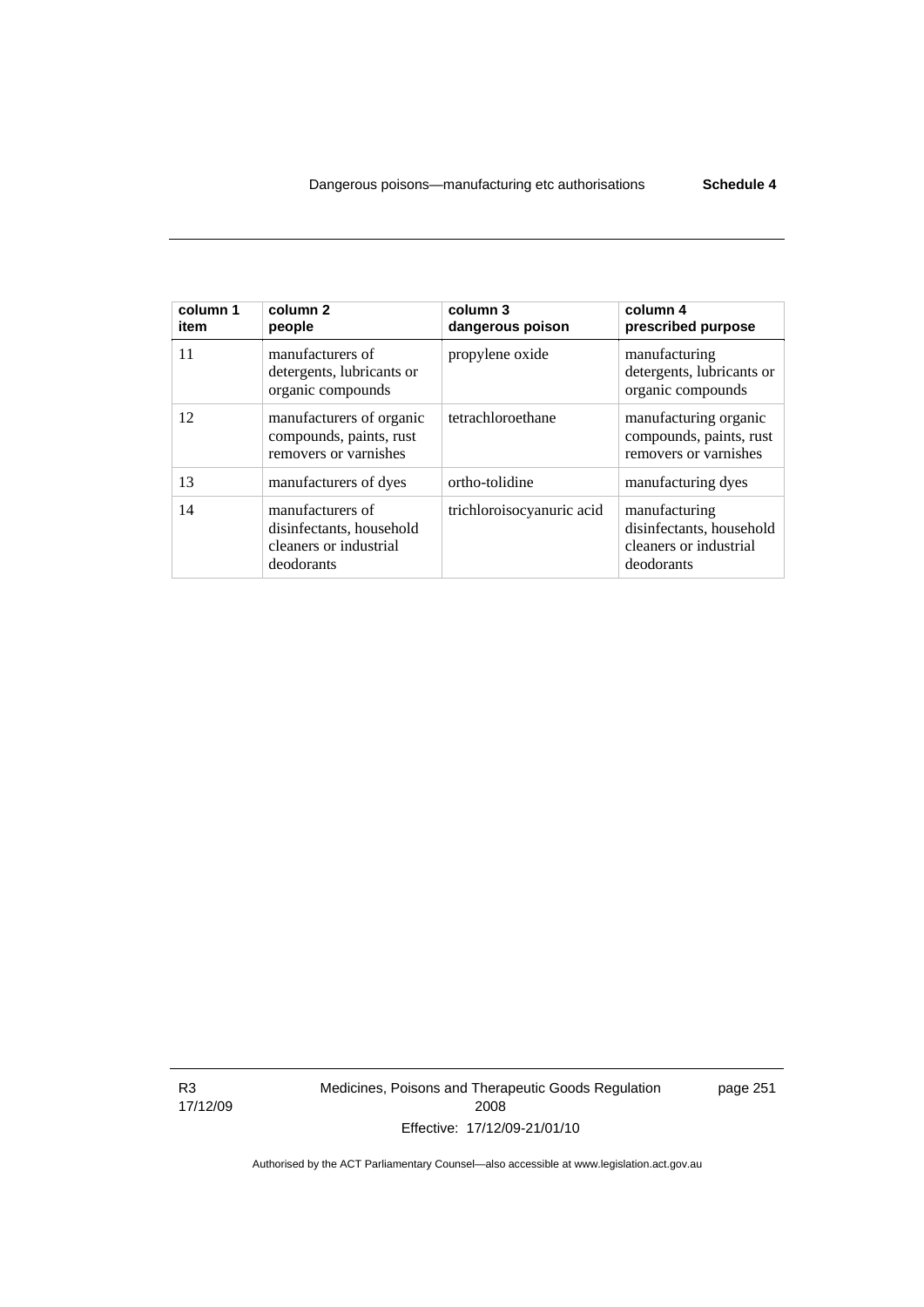| column 1 item | column 2 people | column 3 dangerous poison | column 4 prescribed purpose |
| --- | --- | --- | --- |
| 11 | manufacturers of detergents, lubricants or organic compounds | propylene oxide | manufacturing detergents, lubricants or organic compounds |
| 12 | manufacturers of organic compounds, paints, rust removers or varnishes | tetrachloroethane | manufacturing organic compounds, paints, rust removers or varnishes |
| 13 | manufacturers of dyes | ortho-tolidine | manufacturing dyes |
| 14 | manufacturers of disinfectants, household cleaners or industrial deodorants | trichloroisocyanuric acid | manufacturing disinfectants, household cleaners or industrial deodorants |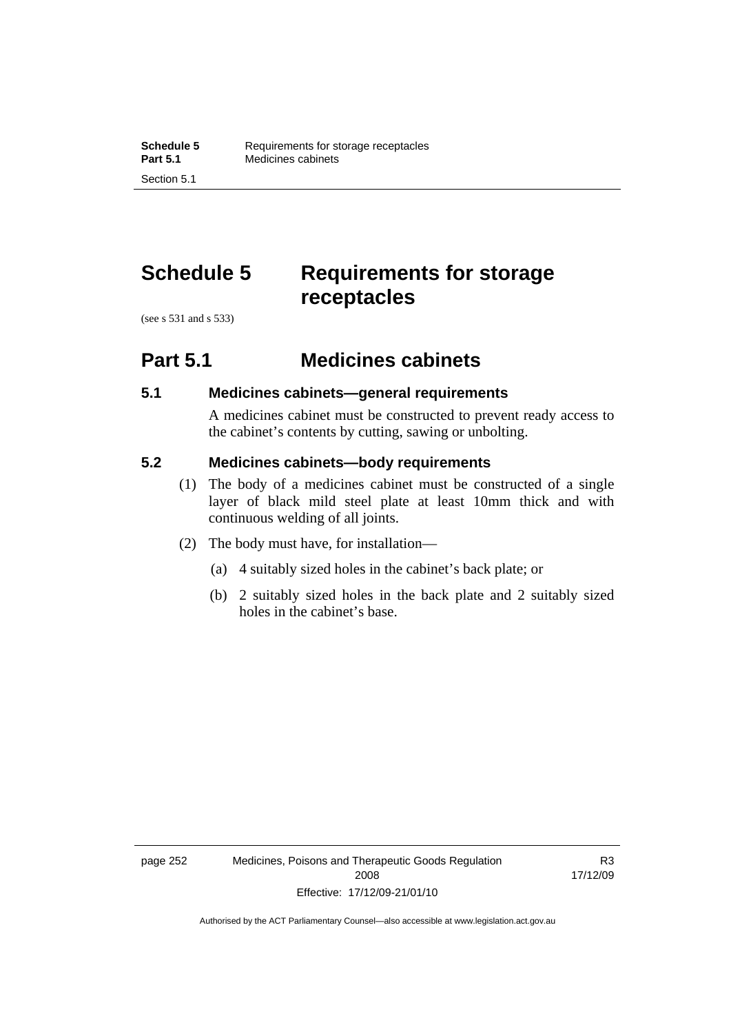# Schedule 5 Requirements for storage receptacles

(see s 531 and s 533)

## Part 5.1 Medicines cabinets

### 5.1 Medicines cabinets—general requirements

A medicines cabinet must be constructed to prevent ready access to the cabinet's contents by cutting, sawing or unbolting.

### 5.2 Medicines cabinets—body requirements

(1) The body of a medicines cabinet must be constructed of a single layer of black mild steel plate at least 10mm thick and with continuous welding of all joints.

(2) The body must have, for installation—

(a) 4 suitably sized holes in the cabinet's back plate; or

(b) 2 suitably sized holes in the back plate and 2 suitably sized holes in the cabinet's base.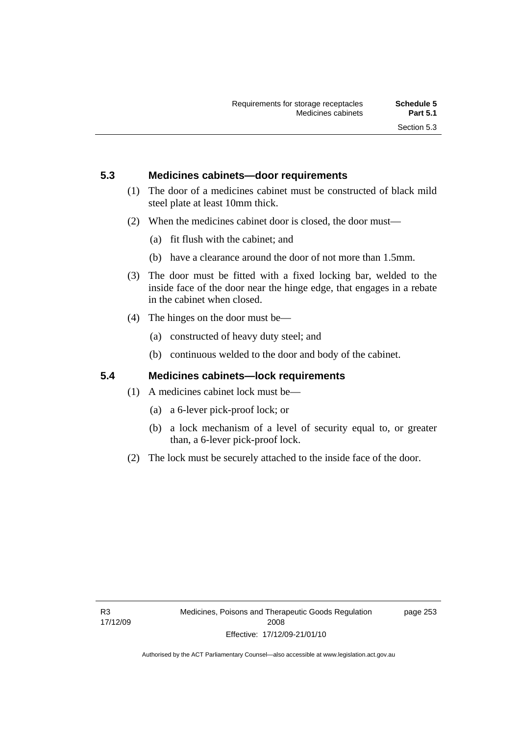### 5.3 Medicines cabinets—door requirements

(1) The door of a medicines cabinet must be constructed of black mild steel plate at least 10mm thick.

(2) When the medicines cabinet door is closed, the door must—

(a) fit flush with the cabinet; and

(b) have a clearance around the door of not more than 1.5mm.

(3) The door must be fitted with a fixed locking bar, welded to the inside face of the door near the hinge edge, that engages in a rebate in the cabinet when closed.

(4) The hinges on the door must be—

(a) constructed of heavy duty steel; and

(b) continuous welded to the door and body of the cabinet.

### 5.4 Medicines cabinets—lock requirements

(1) A medicines cabinet lock must be—

(a) a 6-lever pick-proof lock; or

(b) a lock mechanism of a level of security equal to, or greater than, a 6-lever pick-proof lock.

(2) The lock must be securely attached to the inside face of the door.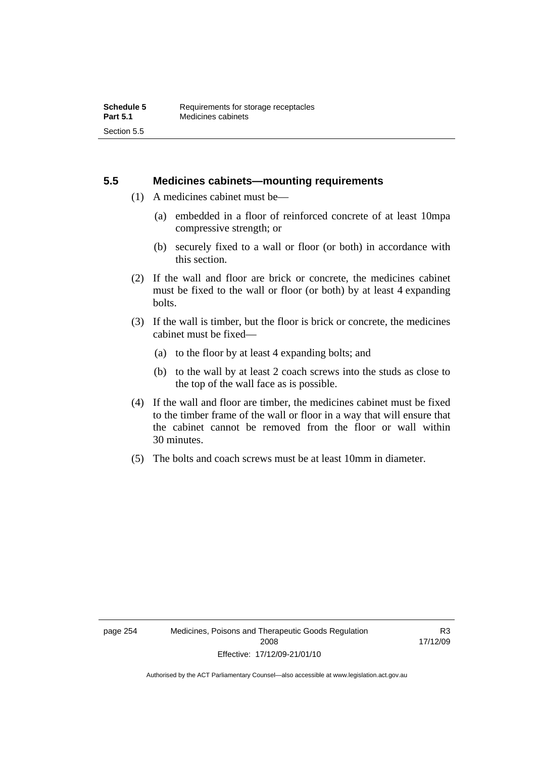## 5.5 Medicines cabinets—mounting requirements

(1) A medicines cabinet must be—

(a) embedded in a floor of reinforced concrete of at least 10mpa compressive strength; or

(b) securely fixed to a wall or floor (or both) in accordance with this section.

(2) If the wall and floor are brick or concrete, the medicines cabinet must be fixed to the wall or floor (or both) by at least 4 expanding bolts.

(3) If the wall is timber, but the floor is brick or concrete, the medicines cabinet must be fixed—

(a) to the floor by at least 4 expanding bolts; and

(b) to the wall by at least 2 coach screws into the studs as close to the top of the wall face as is possible.

(4) If the wall and floor are timber, the medicines cabinet must be fixed to the timber frame of the wall or floor in a way that will ensure that the cabinet cannot be removed from the floor or wall within 30 minutes.

(5) The bolts and coach screws must be at least 10mm in diameter.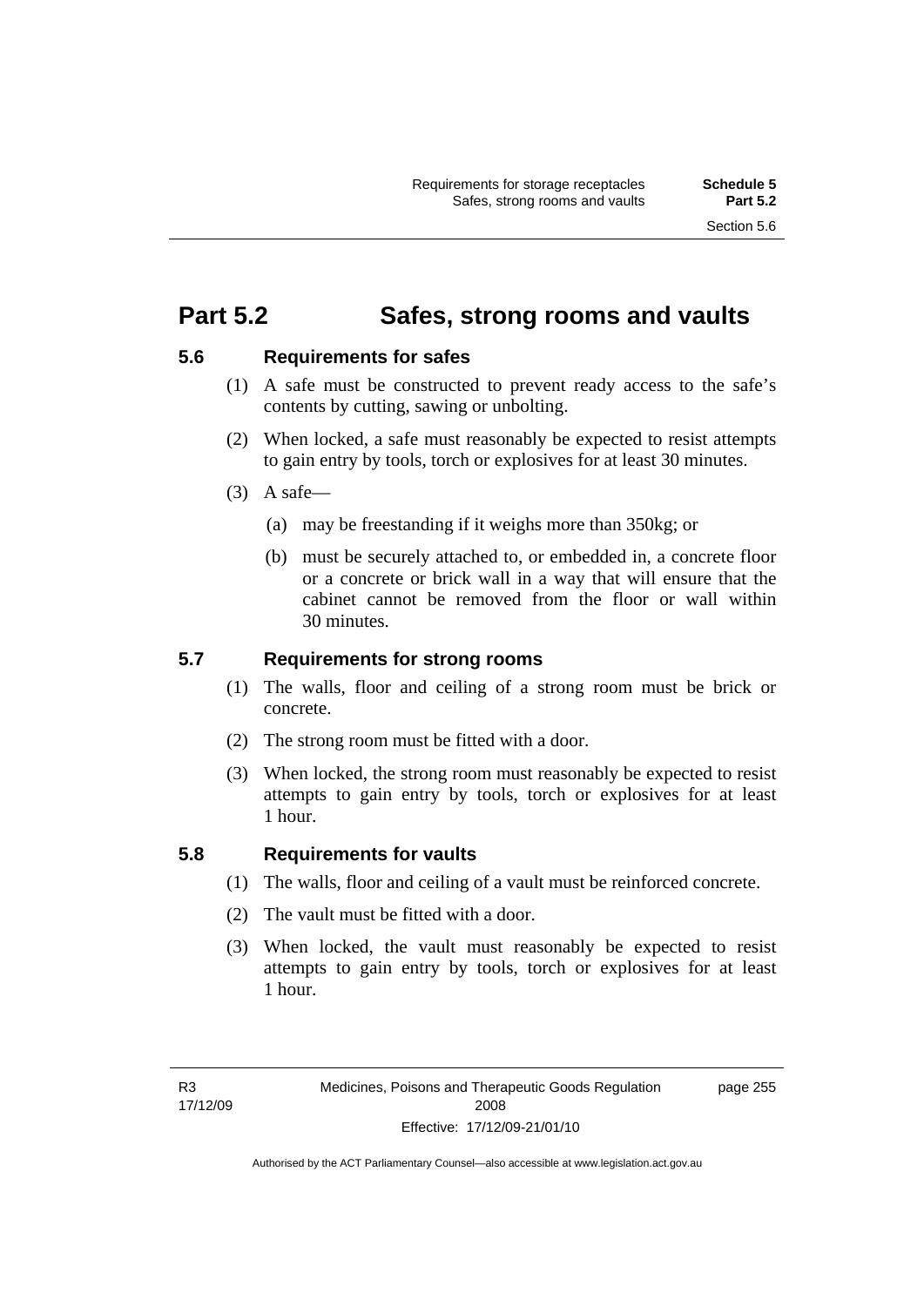# Part 5.2 Safes, strong rooms and vaults

## 5.6 Requirements for safes

(1) A safe must be constructed to prevent ready access to the safe's contents by cutting, sawing or unbolting.

(2) When locked, a safe must reasonably be expected to resist attempts to gain entry by tools, torch or explosives for at least 30 minutes.

(3) A safe—

(a) may be freestanding if it weighs more than 350kg; or

(b) must be securely attached to, or embedded in, a concrete floor or a concrete or brick wall in a way that will ensure that the cabinet cannot be removed from the floor or wall within 30 minutes.

## 5.7 Requirements for strong rooms

(1) The walls, floor and ceiling of a strong room must be brick or concrete.

(2) The strong room must be fitted with a door.

(3) When locked, the strong room must reasonably be expected to resist attempts to gain entry by tools, torch or explosives for at least 1 hour.

## 5.8 Requirements for vaults

(1) The walls, floor and ceiling of a vault must be reinforced concrete.

(2) The vault must be fitted with a door.

(3) When locked, the vault must reasonably be expected to resist attempts to gain entry by tools, torch or explosives for at least 1 hour.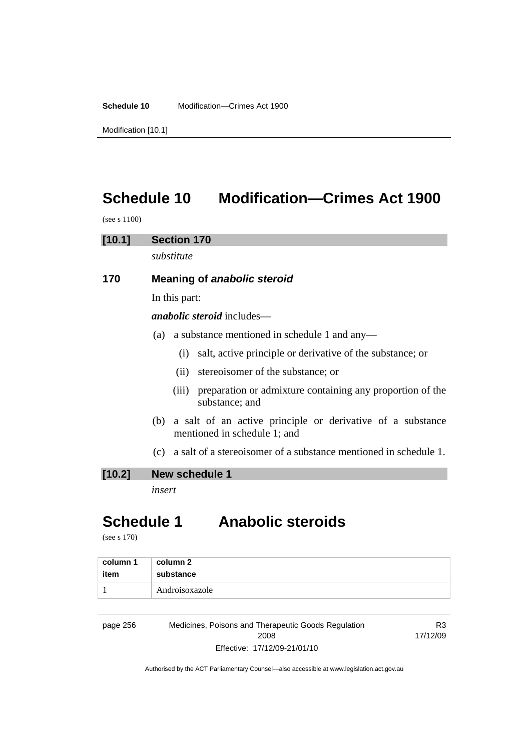# Schedule 10 Modification—Crimes Act 1900

(see s 1100)

## [10.1] Section 170

*substitute*

### 170 Meaning of *anabolic steroid*

In this part:

***anabolic steroid*** includes—

(a) a substance mentioned in schedule 1 and any—

(i) salt, active principle or derivative of the substance; or

(ii) stereoisomer of the substance; or

(iii) preparation or admixture containing any proportion of the substance; and

(b) a salt of an active principle or derivative of a substance mentioned in schedule 1; and

(c) a salt of a stereoisomer of a substance mentioned in schedule 1.

## [10.2] New schedule 1

*insert*

# Schedule 1 Anabolic steroids

(see s 170)

| column 1 item | column 2 substance |
|---|---|
| 1 | Androisoxazole |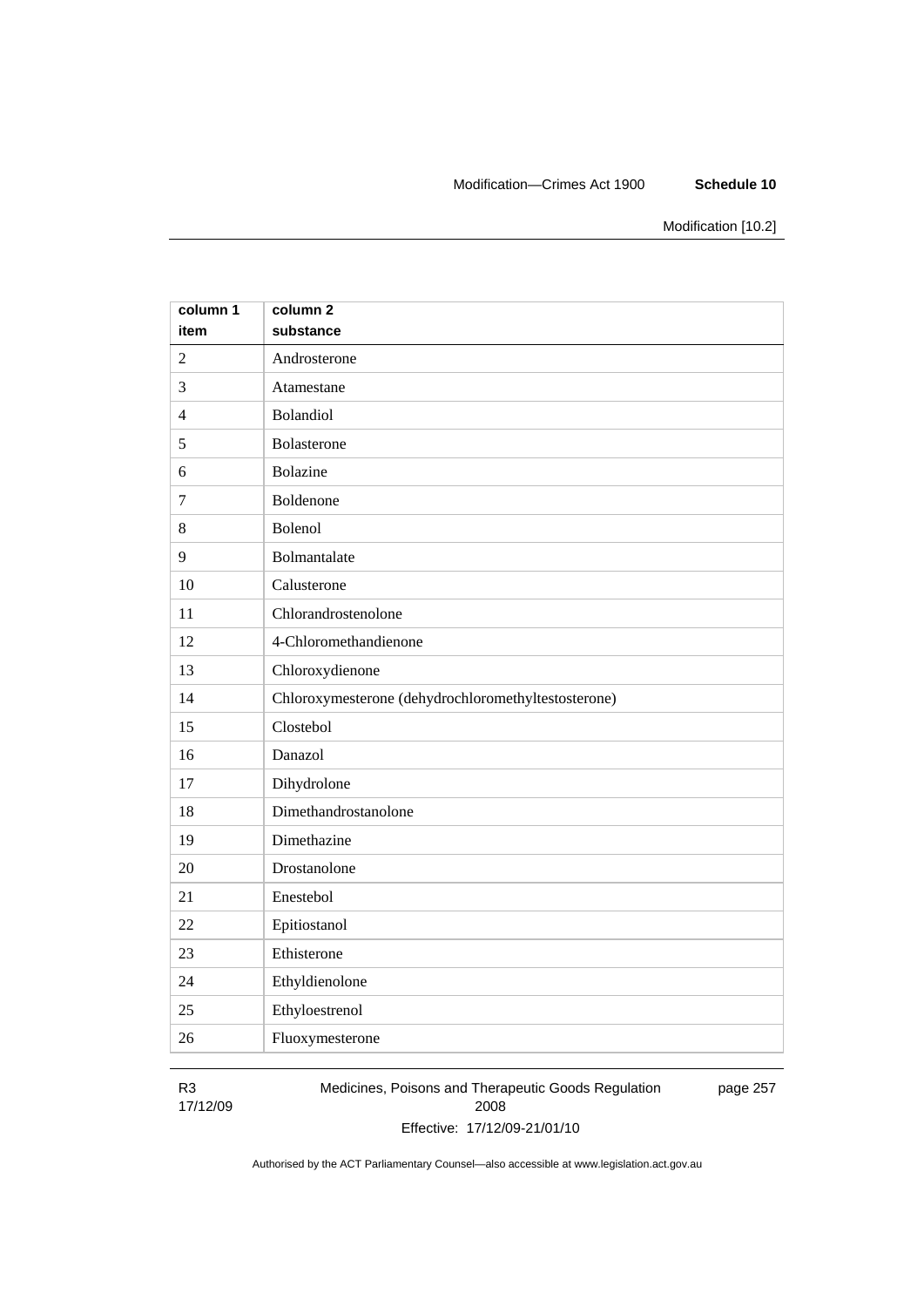| column 1 item | column 2 substance |
|---|---|
| 2 | Androsterone |
| 3 | Atamestane |
| 4 | Bolandiol |
| 5 | Bolasterone |
| 6 | Bolazine |
| 7 | Boldenone |
| 8 | Bolenol |
| 9 | Bolmantalate |
| 10 | Calusterone |
| 11 | Chlorandrostenolone |
| 12 | 4-Chloromethandienone |
| 13 | Chloroxydienone |
| 14 | Chloroxymesterone (dehydrochloromethyltestosterone) |
| 15 | Clostebol |
| 16 | Danazol |
| 17 | Dihydrolone |
| 18 | Dimethandrostanolone |
| 19 | Dimethazine |
| 20 | Drostanolone |
| 21 | Enestebol |
| 22 | Epitiostanol |
| 23 | Ethisterone |
| 24 | Ethyldienolone |
| 25 | Ethyloestrenol |
| 26 | Fluoxymesterone |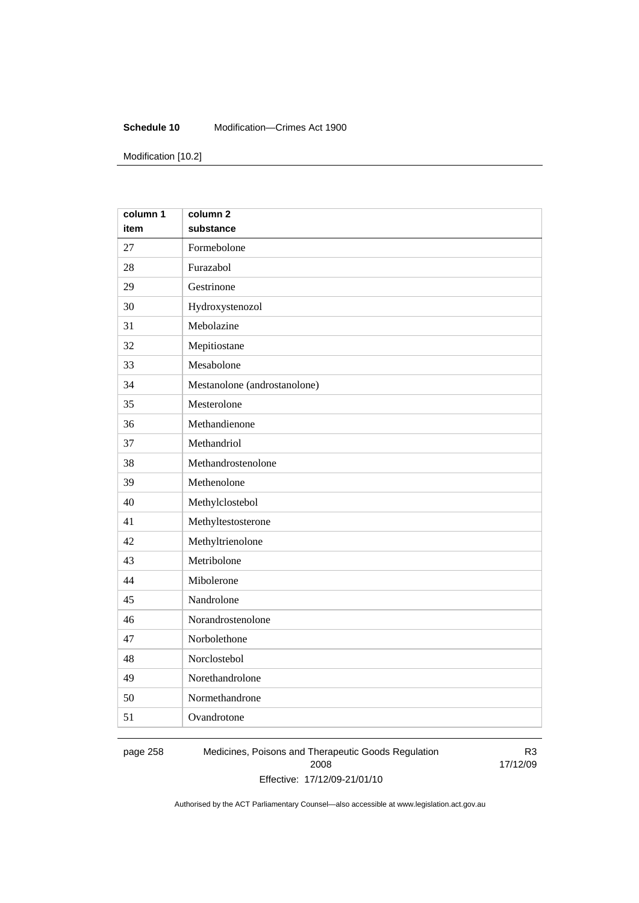| column 1<br>item | column 2<br>substance |
|---|---|
| 27 | Formebolone |
| 28 | Furazabol |
| 29 | Gestrinone |
| 30 | Hydroxystenozol |
| 31 | Mebolazine |
| 32 | Mepitiostane |
| 33 | Mesabolone |
| 34 | Mestanolone (androstanolone) |
| 35 | Mesterolone |
| 36 | Methandienone |
| 37 | Methandriol |
| 38 | Methandrostenolone |
| 39 | Methenolone |
| 40 | Methylclostebol |
| 41 | Methyltestosterone |
| 42 | Methyltrienolone |
| 43 | Metribolone |
| 44 | Mibolerone |
| 45 | Nandrolone |
| 46 | Norandrostenolone |
| 47 | Norbolethone |
| 48 | Norclostebol |
| 49 | Norethandrolone |
| 50 | Normethandrone |
| 51 | Ovandrotone |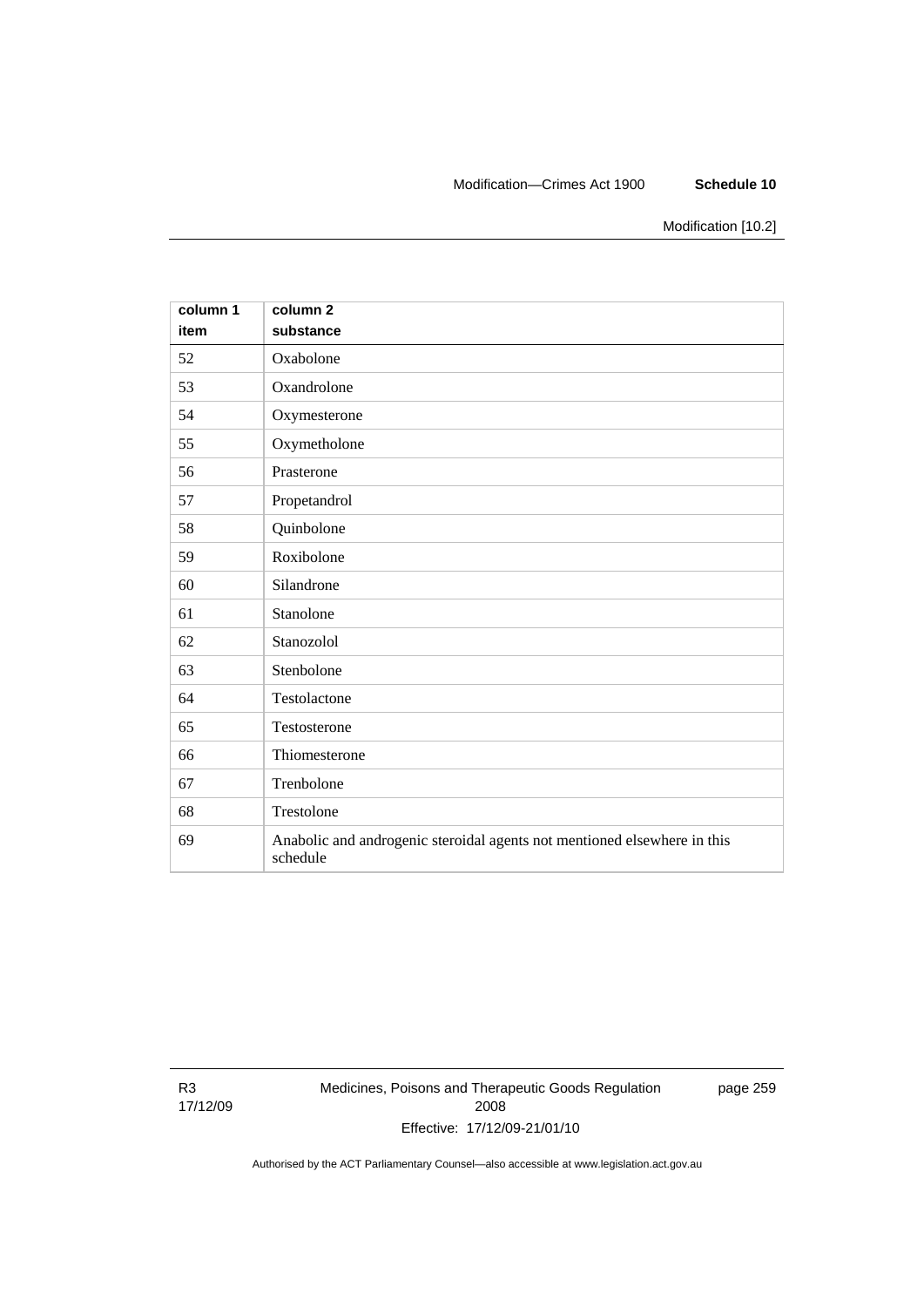| column 1<br>item | column 2<br>substance |
|---|---|
| 52 | Oxabolone |
| 53 | Oxandrolone |
| 54 | Oxymesterone |
| 55 | Oxymetholone |
| 56 | Prasterone |
| 57 | Propetandrol |
| 58 | Quinbolone |
| 59 | Roxibolone |
| 60 | Silandrone |
| 61 | Stanolone |
| 62 | Stanozolol |
| 63 | Stenbolone |
| 64 | Testolactone |
| 65 | Testosterone |
| 66 | Thiomesterone |
| 67 | Trenbolone |
| 68 | Trestolone |
| 69 | Anabolic and androgenic steroidal agents not mentioned elsewhere in this schedule |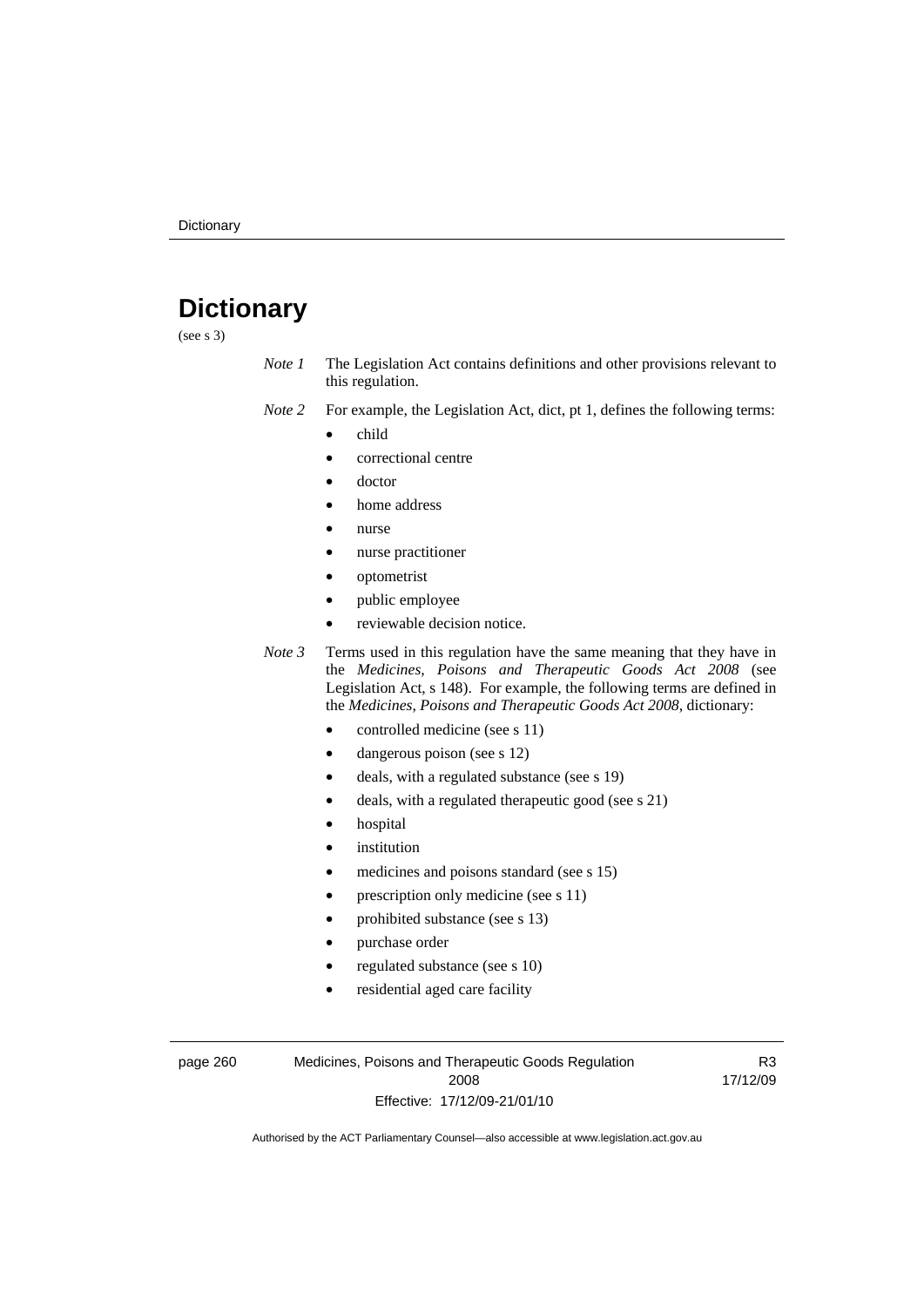# Dictionary

(see s 3)

*Note 1* The Legislation Act contains definitions and other provisions relevant to this regulation.

*Note 2* For example, the Legislation Act, dict, pt 1, defines the following terms:

- child
- correctional centre
- doctor
- home address
- nurse
- nurse practitioner
- optometrist
- public employee
- reviewable decision notice.

*Note 3* Terms used in this regulation have the same meaning that they have in the *Medicines, Poisons and Therapeutic Goods Act 2008* (see Legislation Act, s 148). For example, the following terms are defined in the *Medicines, Poisons and Therapeutic Goods Act 2008*, dictionary:

- controlled medicine (see s 11)
- dangerous poison (see s 12)
- deals, with a regulated substance (see s 19)
- deals, with a regulated therapeutic good (see s 21)
- hospital
- institution
- medicines and poisons standard (see s 15)
- prescription only medicine (see s 11)
- prohibited substance (see s 13)
- purchase order
- regulated substance (see s 10)
- residential aged care facility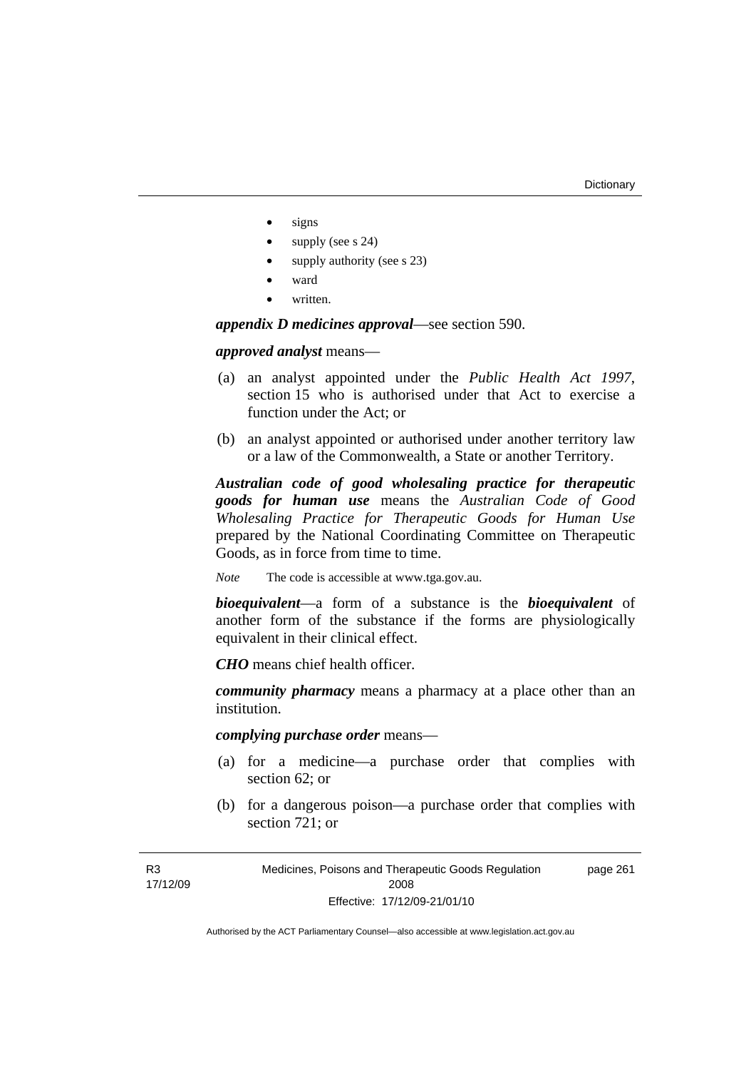- signs
- supply (see s 24)
- supply authority (see s 23)
- ward
- written.

***appendix D medicines approval***—see section 590.

***approved analyst*** means—

(a) an analyst appointed under the *Public Health Act 1997*, section 15 who is authorised under that Act to exercise a function under the Act; or

(b) an analyst appointed or authorised under another territory law or a law of the Commonwealth, a State or another Territory.

***Australian code of good wholesaling practice for therapeutic goods for human use*** means the *Australian Code of Good Wholesaling Practice for Therapeutic Goods for Human Use* prepared by the National Coordinating Committee on Therapeutic Goods, as in force from time to time.

*Note* The code is accessible at www.tga.gov.au.

***bioequivalent***—a form of a substance is the ***bioequivalent*** of another form of the substance if the forms are physiologically equivalent in their clinical effect.

***CHO*** means chief health officer.

***community pharmacy*** means a pharmacy at a place other than an institution.

***complying purchase order*** means—

(a) for a medicine—a purchase order that complies with section 62; or

(b) for a dangerous poison—a purchase order that complies with section 721; or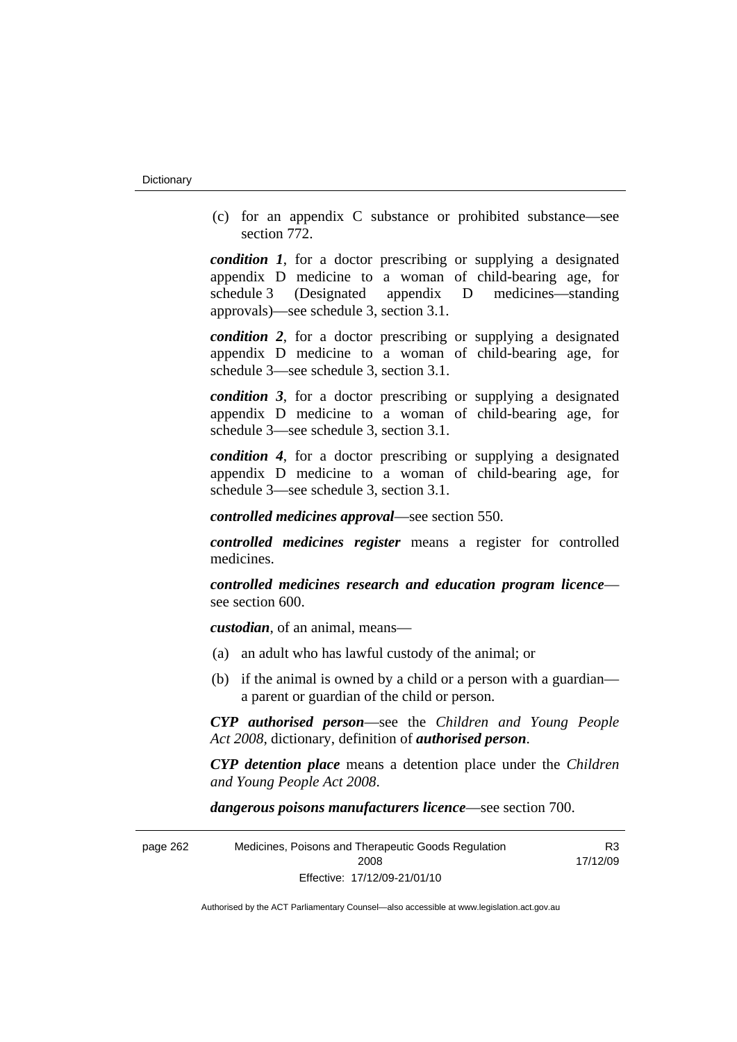(c) for an appendix C substance or prohibited substance—see section 772.

***condition 1***, for a doctor prescribing or supplying a designated appendix D medicine to a woman of child-bearing age, for schedule 3 (Designated appendix D medicines—standing approvals)—see schedule 3, section 3.1.

***condition 2***, for a doctor prescribing or supplying a designated appendix D medicine to a woman of child-bearing age, for schedule 3—see schedule 3, section 3.1.

***condition 3***, for a doctor prescribing or supplying a designated appendix D medicine to a woman of child-bearing age, for schedule 3—see schedule 3, section 3.1.

***condition 4***, for a doctor prescribing or supplying a designated appendix D medicine to a woman of child-bearing age, for schedule 3—see schedule 3, section 3.1.

***controlled medicines approval***—see section 550.

***controlled medicines register*** means a register for controlled medicines.

***controlled medicines research and education program licence***—see section 600.

***custodian***, of an animal, means—

(a) an adult who has lawful custody of the animal; or

(b) if the animal is owned by a child or a person with a guardian—a parent or guardian of the child or person.

***CYP authorised person***—see the *Children and Young People Act 2008*, dictionary, definition of ***authorised person***.

***CYP detention place*** means a detention place under the *Children and Young People Act 2008*.

***dangerous poisons manufacturers licence***—see section 700.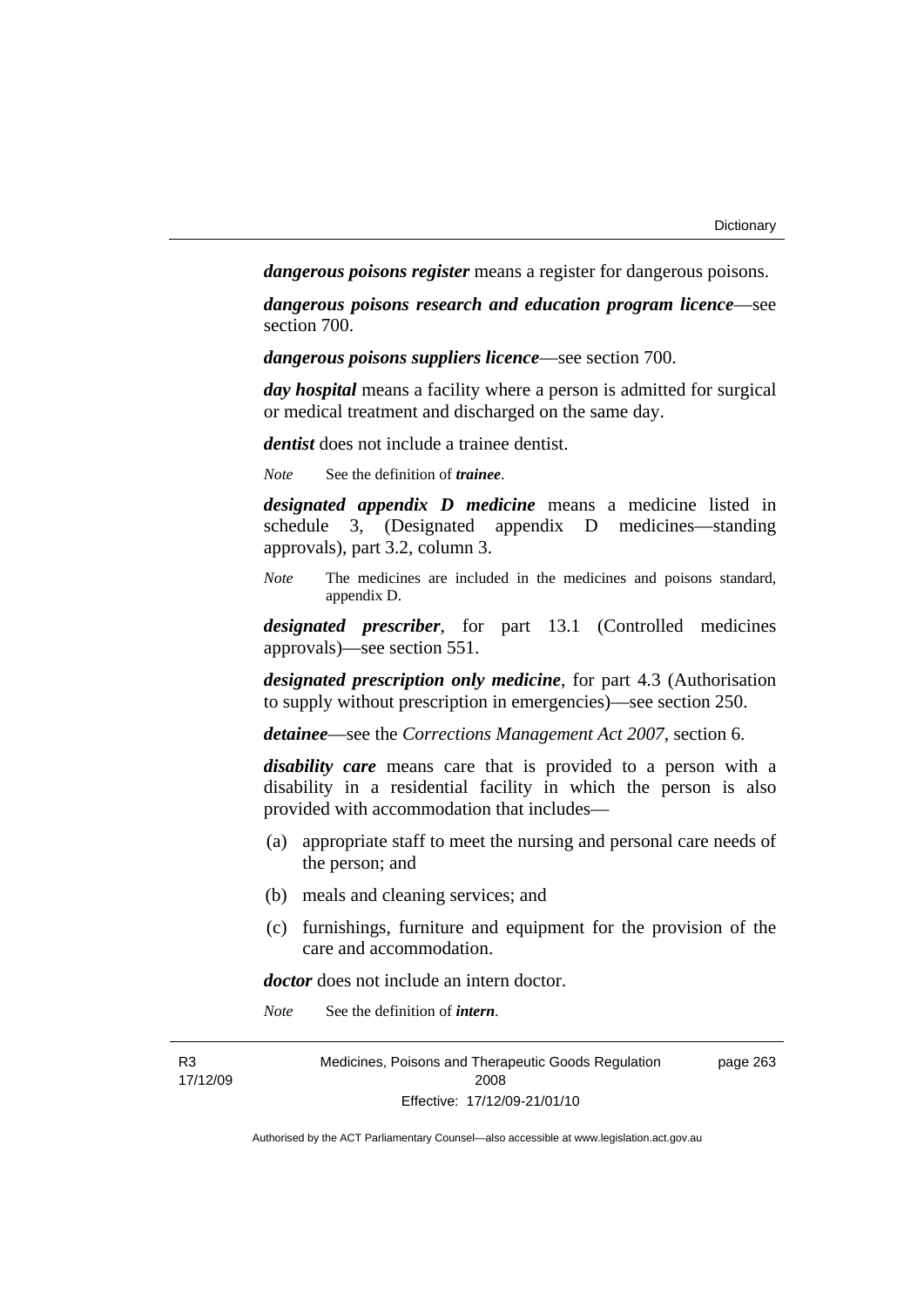***dangerous poisons register*** means a register for dangerous poisons.

***dangerous poisons research and education program licence***—see section 700.

***dangerous poisons suppliers licence***—see section 700.

***day hospital*** means a facility where a person is admitted for surgical or medical treatment and discharged on the same day.

***dentist*** does not include a trainee dentist.

*Note* See the definition of ***trainee***.

***designated appendix D medicine*** means a medicine listed in schedule 3, (Designated appendix D medicines—standing approvals), part 3.2, column 3.

*Note* The medicines are included in the medicines and poisons standard, appendix D.

***designated prescriber***, for part 13.1 (Controlled medicines approvals)—see section 551.

***designated prescription only medicine***, for part 4.3 (Authorisation to supply without prescription in emergencies)—see section 250.

***detainee***—see the *Corrections Management Act 2007*, section 6.

***disability care*** means care that is provided to a person with a disability in a residential facility in which the person is also provided with accommodation that includes—

(a) appropriate staff to meet the nursing and personal care needs of the person; and

(b) meals and cleaning services; and

(c) furnishings, furniture and equipment for the provision of the care and accommodation.

***doctor*** does not include an intern doctor.

*Note* See the definition of ***intern***.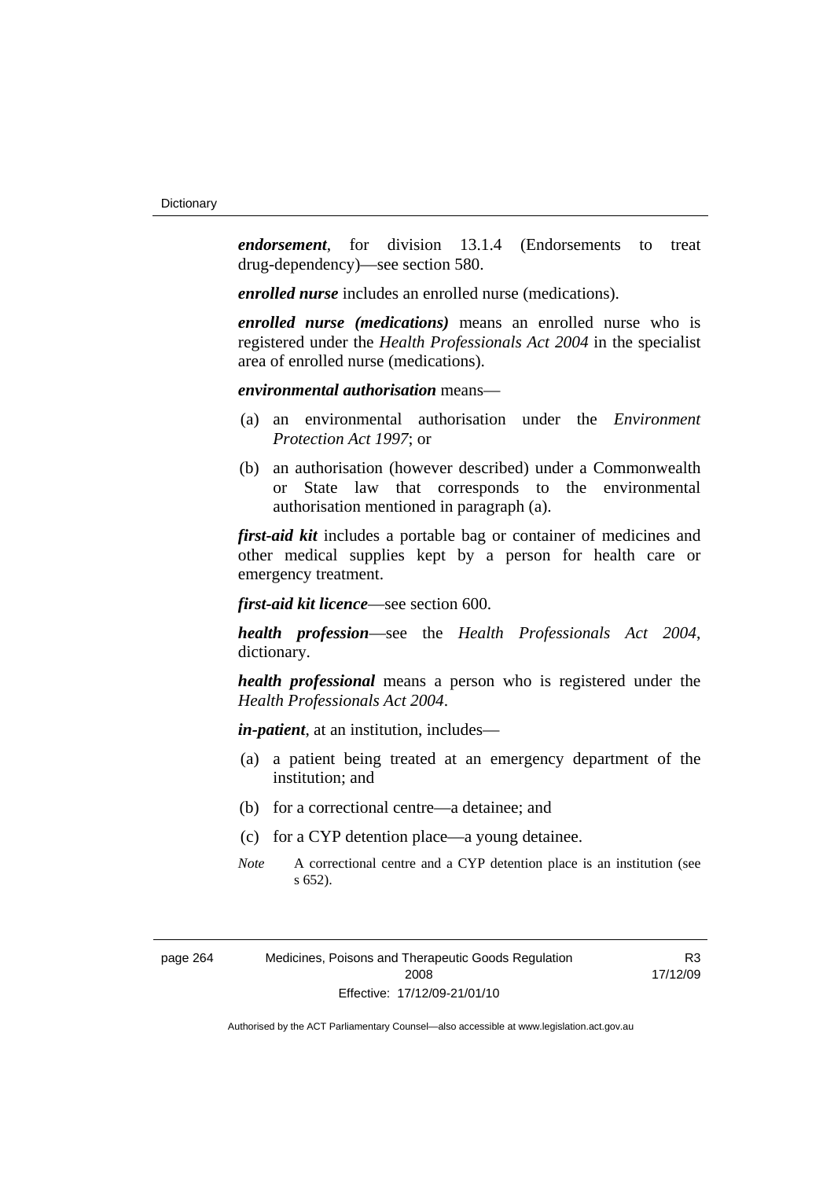***endorsement***, for division 13.1.4 (Endorsements to treat drug-dependency)—see section 580.

***enrolled nurse*** includes an enrolled nurse (medications).

***enrolled nurse (medications)*** means an enrolled nurse who is registered under the *Health Professionals Act 2004* in the specialist area of enrolled nurse (medications).

***environmental authorisation*** means—

(a) an environmental authorisation under the *Environment Protection Act 1997*; or

(b) an authorisation (however described) under a Commonwealth or State law that corresponds to the environmental authorisation mentioned in paragraph (a).

***first-aid kit*** includes a portable bag or container of medicines and other medical supplies kept by a person for health care or emergency treatment.

***first-aid kit licence***—see section 600.

***health profession***—see the *Health Professionals Act 2004*, dictionary.

***health professional*** means a person who is registered under the *Health Professionals Act 2004*.

***in-patient***, at an institution, includes—

(a) a patient being treated at an emergency department of the institution; and

(b) for a correctional centre—a detainee; and

(c) for a CYP detention place—a young detainee.

*Note* A correctional centre and a CYP detention place is an institution (see s 652).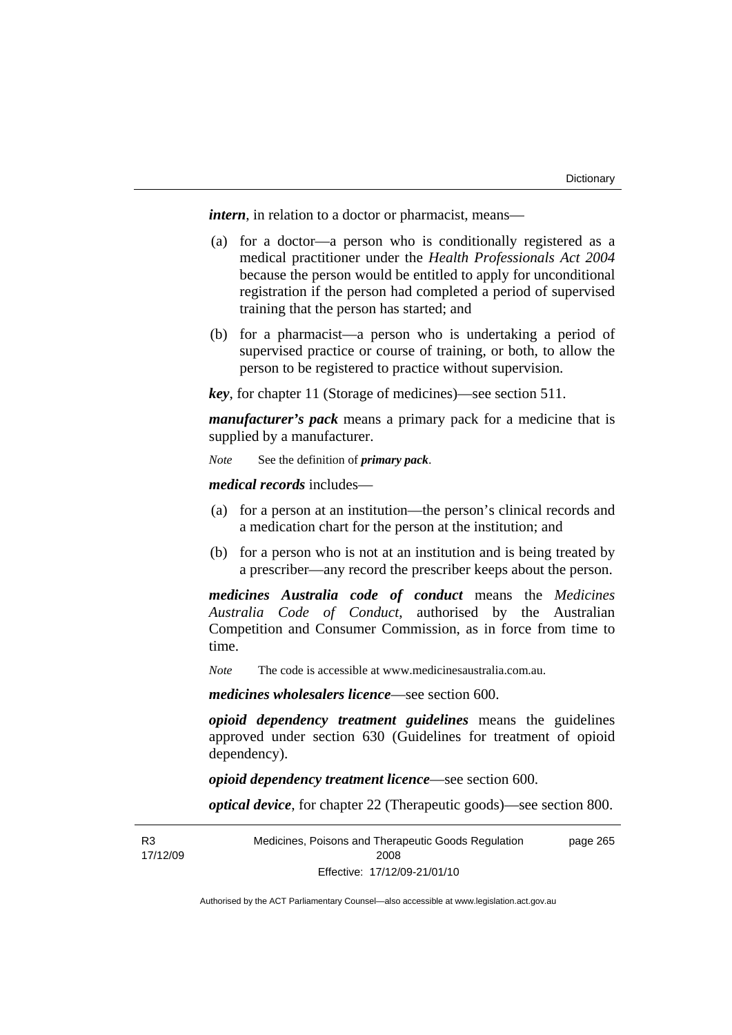***intern***, in relation to a doctor or pharmacist, means—

(a) for a doctor—a person who is conditionally registered as a medical practitioner under the *Health Professionals Act 2004* because the person would be entitled to apply for unconditional registration if the person had completed a period of supervised training that the person has started; and

(b) for a pharmacist—a person who is undertaking a period of supervised practice or course of training, or both, to allow the person to be registered to practice without supervision.

***key***, for chapter 11 (Storage of medicines)—see section 511.

***manufacturer's pack*** means a primary pack for a medicine that is supplied by a manufacturer.

*Note* See the definition of ***primary pack***.

***medical records*** includes—

(a) for a person at an institution—the person's clinical records and a medication chart for the person at the institution; and

(b) for a person who is not at an institution and is being treated by a prescriber—any record the prescriber keeps about the person.

***medicines Australia code of conduct*** means the *Medicines Australia Code of Conduct*, authorised by the Australian Competition and Consumer Commission, as in force from time to time.

*Note* The code is accessible at www.medicinesaustralia.com.au.

***medicines wholesalers licence***—see section 600.

***opioid dependency treatment guidelines*** means the guidelines approved under section 630 (Guidelines for treatment of opioid dependency).

***opioid dependency treatment licence***—see section 600.

***optical device***, for chapter 22 (Therapeutic goods)—see section 800.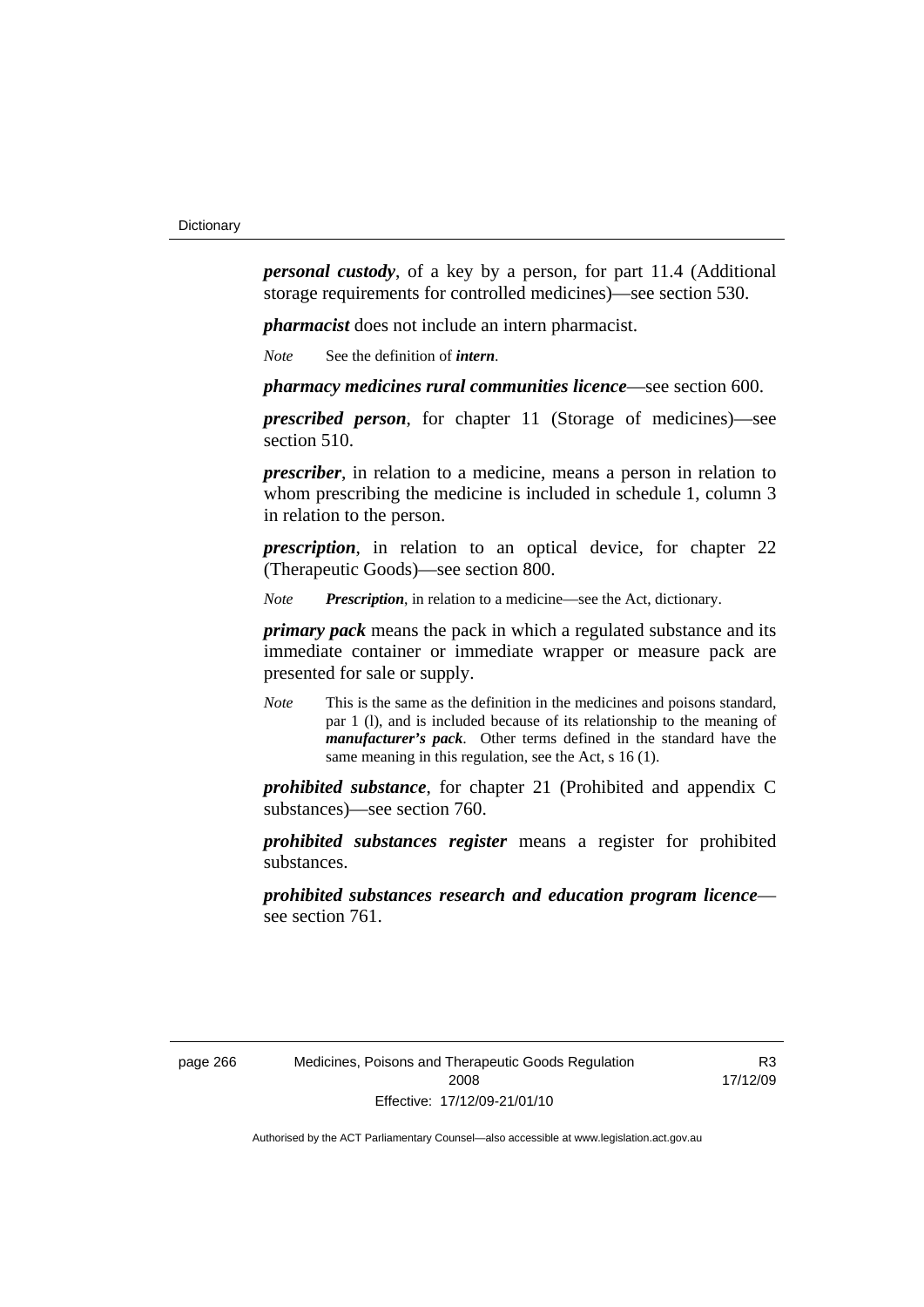***personal custody***, of a key by a person, for part 11.4 (Additional storage requirements for controlled medicines)—see section 530.

***pharmacist*** does not include an intern pharmacist.

*Note* See the definition of ***intern***.

***pharmacy medicines rural communities licence***—see section 600.

***prescribed person***, for chapter 11 (Storage of medicines)—see section 510.

***prescriber***, in relation to a medicine, means a person in relation to whom prescribing the medicine is included in schedule 1, column 3 in relation to the person.

***prescription***, in relation to an optical device, for chapter 22 (Therapeutic Goods)—see section 800.

*Note* ***Prescription***, in relation to a medicine—see the Act, dictionary.

***primary pack*** means the pack in which a regulated substance and its immediate container or immediate wrapper or measure pack are presented for sale or supply.

*Note* This is the same as the definition in the medicines and poisons standard, par 1 (l), and is included because of its relationship to the meaning of ***manufacturer's pack***. Other terms defined in the standard have the same meaning in this regulation, see the Act, s 16 (1).

***prohibited substance***, for chapter 21 (Prohibited and appendix C substances)—see section 760.

***prohibited substances register*** means a register for prohibited substances.

***prohibited substances research and education program licence***—see section 761.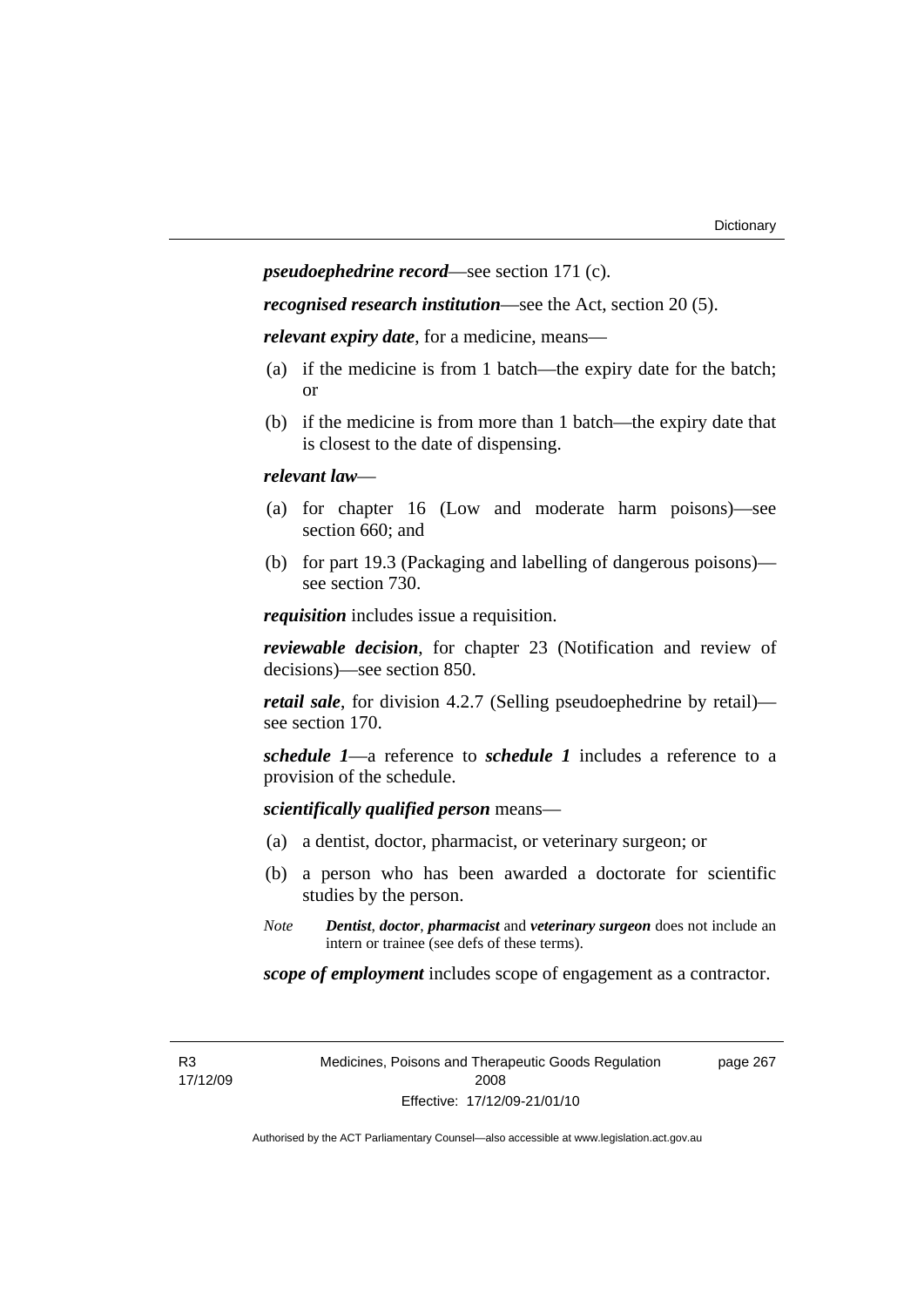***pseudoephedrine record***—see section 171 (c).

***recognised research institution***—see the Act, section 20 (5).

***relevant expiry date***, for a medicine, means—

(a) if the medicine is from 1 batch—the expiry date for the batch; or

(b) if the medicine is from more than 1 batch—the expiry date that is closest to the date of dispensing.

***relevant law***—

(a) for chapter 16 (Low and moderate harm poisons)—see section 660; and

(b) for part 19.3 (Packaging and labelling of dangerous poisons)—see section 730.

***requisition*** includes issue a requisition.

***reviewable decision***, for chapter 23 (Notification and review of decisions)—see section 850.

***retail sale***, for division 4.2.7 (Selling pseudoephedrine by retail)—see section 170.

***schedule 1***—a reference to ***schedule 1*** includes a reference to a provision of the schedule.

***scientifically qualified person*** means—

(a) a dentist, doctor, pharmacist, or veterinary surgeon; or

(b) a person who has been awarded a doctorate for scientific studies by the person.

*Note* ***Dentist***, ***doctor***, ***pharmacist*** and ***veterinary surgeon*** does not include an intern or trainee (see defs of these terms).

***scope of employment*** includes scope of engagement as a contractor.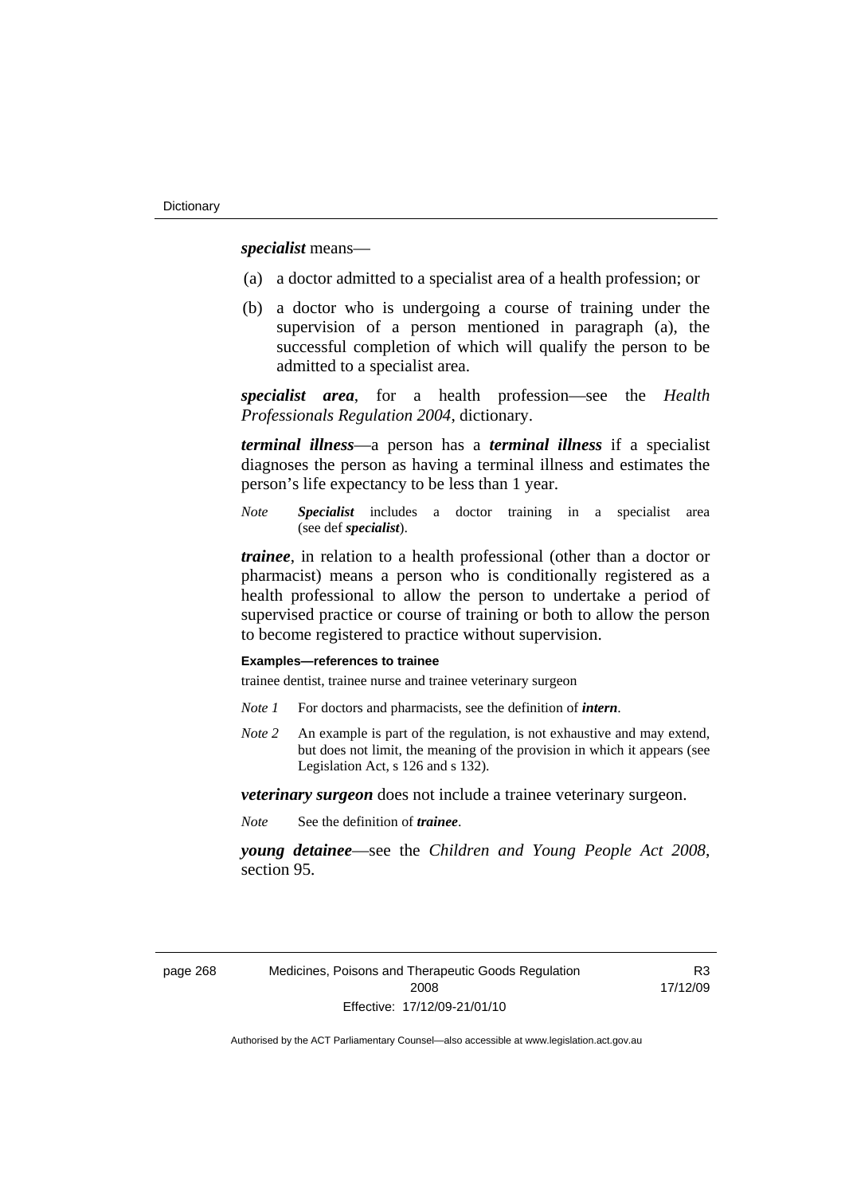***specialist*** means—

(a) a doctor admitted to a specialist area of a health profession; or

(b) a doctor who is undergoing a course of training under the supervision of a person mentioned in paragraph (a), the successful completion of which will qualify the person to be admitted to a specialist area.

***specialist area***, for a health profession—see the *Health Professionals Regulation 2004*, dictionary.

***terminal illness***—a person has a ***terminal illness*** if a specialist diagnoses the person as having a terminal illness and estimates the person's life expectancy to be less than 1 year.

*Note* ***Specialist*** includes a doctor training in a specialist area (see def ***specialist***).

***trainee***, in relation to a health professional (other than a doctor or pharmacist) means a person who is conditionally registered as a health professional to allow the person to undertake a period of supervised practice or course of training or both to allow the person to become registered to practice without supervision.

**Examples—references to trainee**

trainee dentist, trainee nurse and trainee veterinary surgeon

*Note 1* For doctors and pharmacists, see the definition of ***intern***.

*Note 2* An example is part of the regulation, is not exhaustive and may extend, but does not limit, the meaning of the provision in which it appears (see Legislation Act, s 126 and s 132).

***veterinary surgeon*** does not include a trainee veterinary surgeon.

*Note* See the definition of ***trainee***.

***young detainee***—see the *Children and Young People Act 2008*, section 95.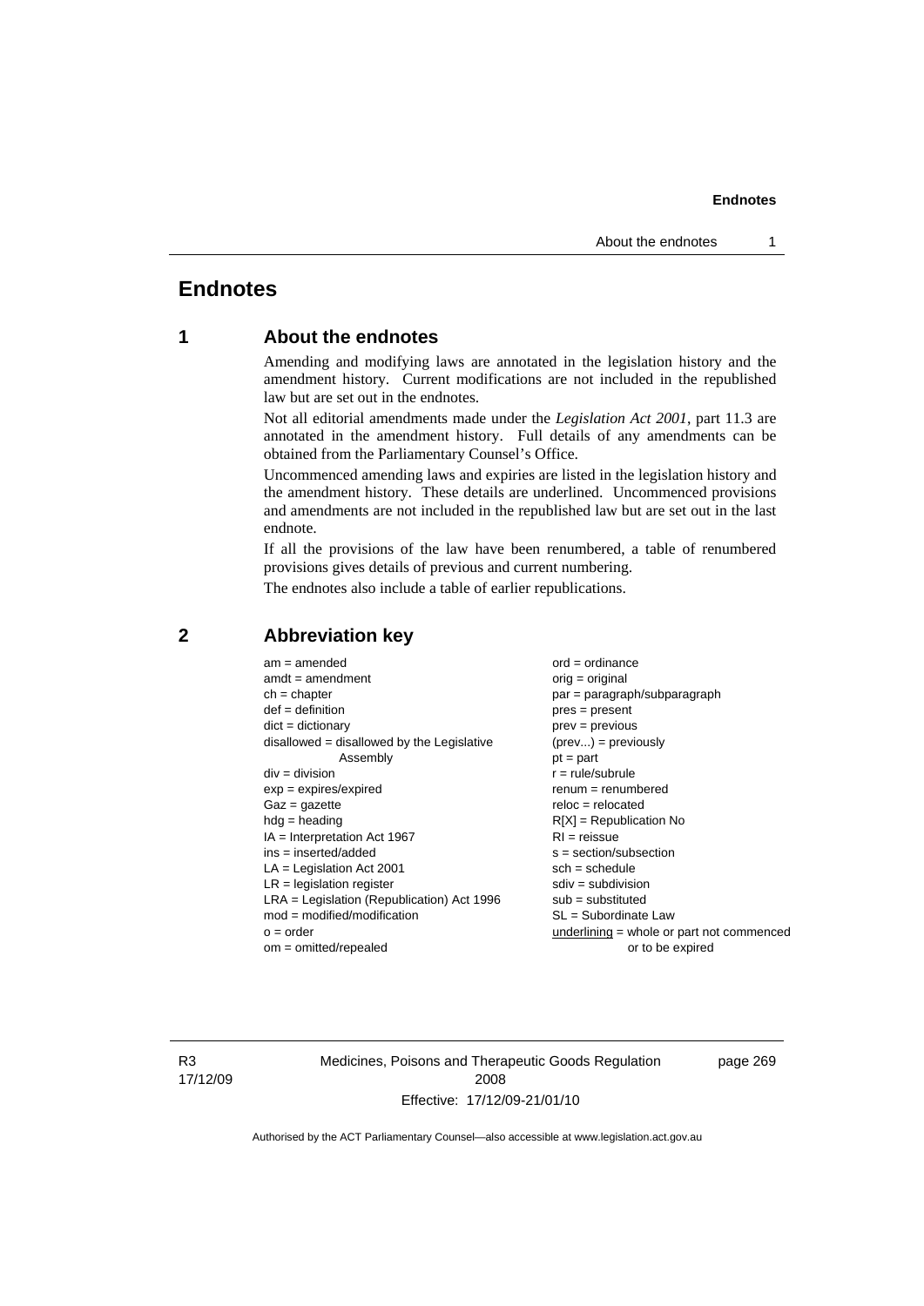# Endnotes

## 1 About the endnotes

Amending and modifying laws are annotated in the legislation history and the amendment history. Current modifications are not included in the republished law but are set out in the endnotes.

Not all editorial amendments made under the *Legislation Act 2001*, part 11.3 are annotated in the amendment history. Full details of any amendments can be obtained from the Parliamentary Counsel's Office.

Uncommenced amending laws and expiries are listed in the legislation history and the amendment history. These details are underlined. Uncommenced provisions and amendments are not included in the republished law but are set out in the last endnote.

If all the provisions of the law have been renumbered, a table of renumbered provisions gives details of previous and current numbering.

The endnotes also include a table of earlier republications.

## 2 Abbreviation key

am = amended
amdt = amendment
ch = chapter
def = definition
dict = dictionary
disallowed = disallowed by the Legislative Assembly
div = division
exp = expires/expired
Gaz = gazette
hdg = heading
IA = Interpretation Act 1967
ins = inserted/added
LA = Legislation Act 2001
LR = legislation register
LRA = Legislation (Republication) Act 1996
mod = modified/modification
o = order
om = omitted/repealed
ord = ordinance
orig = original
par = paragraph/subparagraph
pres = present
prev = previous
(prev...) = previously
pt = part
r = rule/subrule
renum = renumbered
reloc = relocated
R[X] = Republication No
RI = reissue
s = section/subsection
sch = schedule
sdiv = subdivision
sub = substituted
SL = Subordinate Law
underlining = whole or part not commenced or to be expired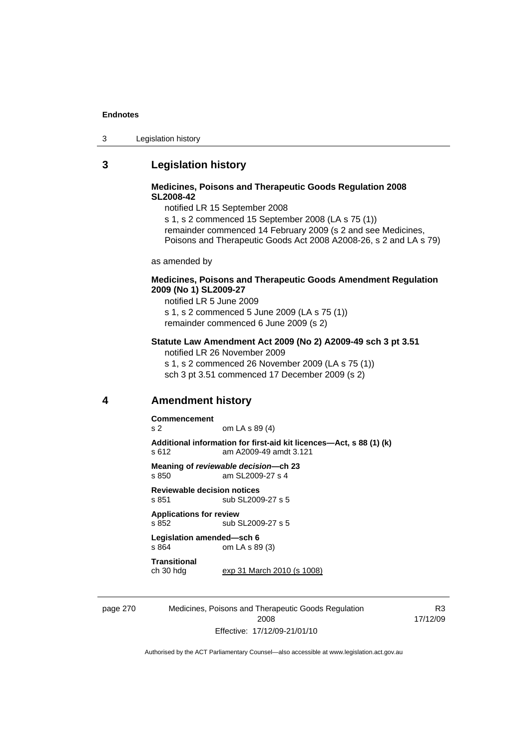## 3 Legislation history

**Medicines, Poisons and Therapeutic Goods Regulation 2008 SL2008-42**

notified LR 15 September 2008

s 1, s 2 commenced 15 September 2008 (LA s 75 (1))

remainder commenced 14 February 2009 (s 2 and see Medicines, Poisons and Therapeutic Goods Act 2008 A2008-26, s 2 and LA s 79)

as amended by

**Medicines, Poisons and Therapeutic Goods Amendment Regulation 2009 (No 1) SL2009-27**

notified LR 5 June 2009

s 1, s 2 commenced 5 June 2009 (LA s 75 (1))

remainder commenced 6 June 2009 (s 2)

**Statute Law Amendment Act 2009 (No 2) A2009-49 sch 3 pt 3.51**

notified LR 26 November 2009

s 1, s 2 commenced 26 November 2009 (LA s 75 (1))

sch 3 pt 3.51 commenced 17 December 2009 (s 2)

## 4 Amendment history

**Commencement**
s 2 om LA s 89 (4)

**Additional information for first-aid kit licences—Act, s 88 (1) (k)**
s 612 am A2009-49 amdt 3.121

**Meaning of *reviewable decision*—ch 23**
s 850 am SL2009-27 s 4

**Reviewable decision notices**
s 851 sub SL2009-27 s 5

**Applications for review**
s 852 sub SL2009-27 s 5

**Legislation amended—sch 6**
s 864 om LA s 89 (3)

**Transitional**
ch 30 hdg exp 31 March 2010 (s 1008)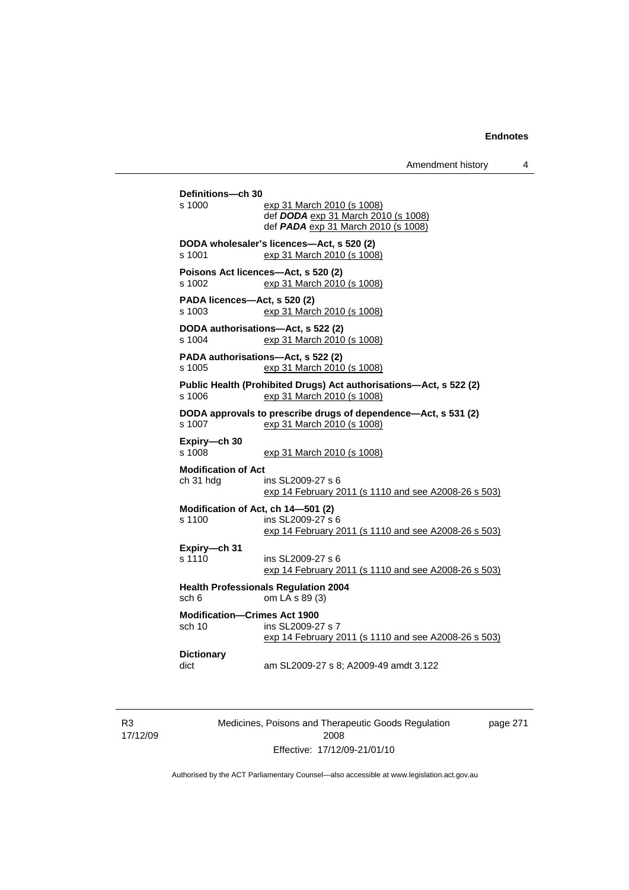**Definitions—ch 30**

s 1000 exp 31 March 2010 (s 1008)
def ***DODA*** exp 31 March 2010 (s 1008)
def ***PADA*** exp 31 March 2010 (s 1008)

**DODA wholesaler's licences—Act, s 520 (2)**

s 1001 exp 31 March 2010 (s 1008)

**Poisons Act licences—Act, s 520 (2)**

s 1002 exp 31 March 2010 (s 1008)

**PADA licences—Act, s 520 (2)**

s 1003 exp 31 March 2010 (s 1008)

**DODA authorisations—Act, s 522 (2)**

s 1004 exp 31 March 2010 (s 1008)

**PADA authorisations—Act, s 522 (2)**

s 1005 exp 31 March 2010 (s 1008)

**Public Health (Prohibited Drugs) Act authorisations—Act, s 522 (2)**

s 1006 exp 31 March 2010 (s 1008)

**DODA approvals to prescribe drugs of dependence—Act, s 531 (2)**

s 1007 exp 31 March 2010 (s 1008)

**Expiry—ch 30**

s 1008 exp 31 March 2010 (s 1008)

**Modification of Act**

ch 31 hdg ins SL2009-27 s 6
exp 14 February 2011 (s 1110 and see A2008-26 s 503)

**Modification of Act, ch 14—501 (2)**

s 1100 ins SL2009-27 s 6
exp 14 February 2011 (s 1110 and see A2008-26 s 503)

**Expiry—ch 31**

s 1110 ins SL2009-27 s 6
exp 14 February 2011 (s 1110 and see A2008-26 s 503)

**Health Professionals Regulation 2004**

sch 6 om LA s 89 (3)

**Modification—Crimes Act 1900**

sch 10 ins SL2009-27 s 7
exp 14 February 2011 (s 1110 and see A2008-26 s 503)

**Dictionary**

dict am SL2009-27 s 8; A2009-49 amdt 3.122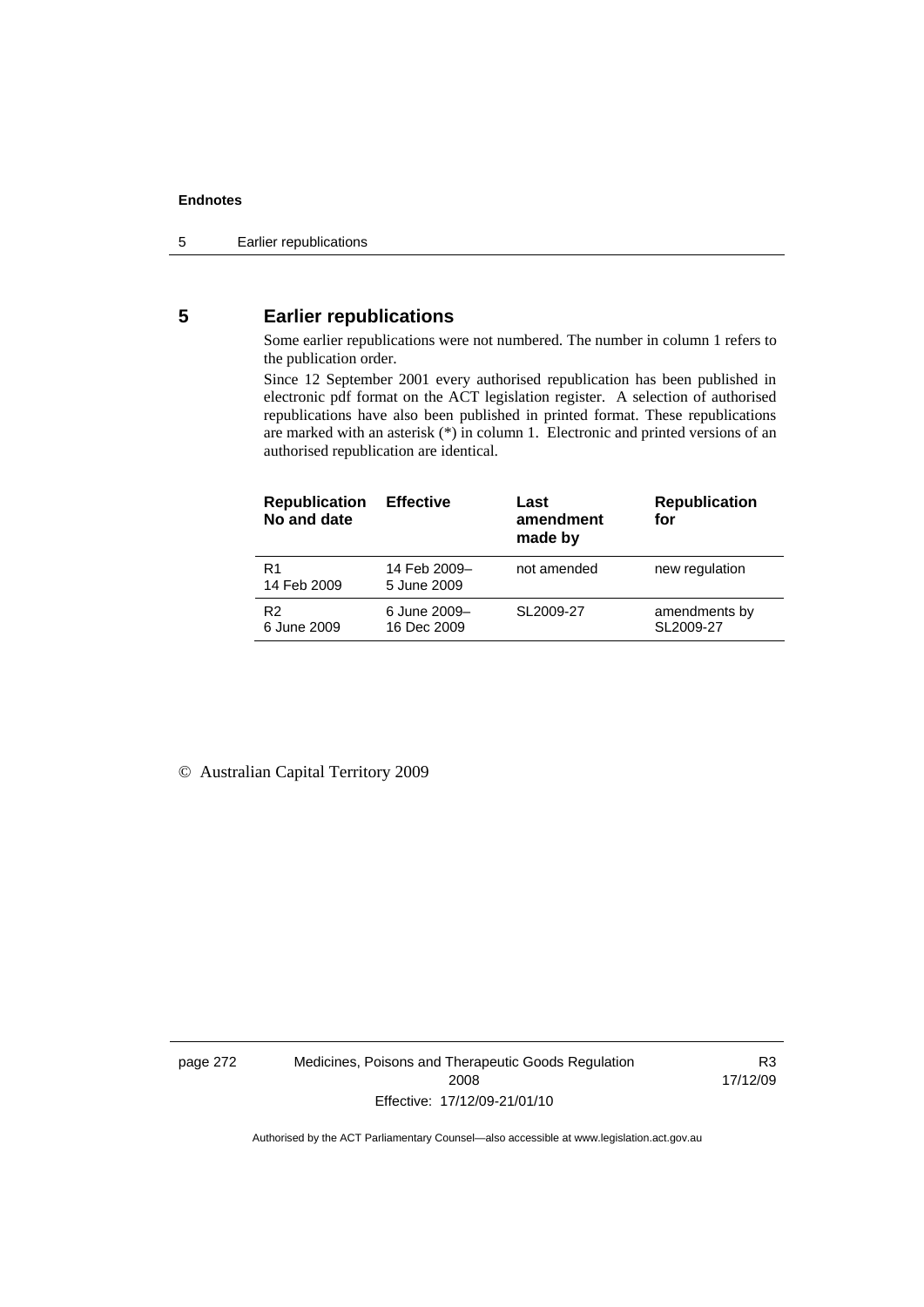## 5 Earlier republications

Some earlier republications were not numbered. The number in column 1 refers to the publication order.

Since 12 September 2001 every authorised republication has been published in electronic pdf format on the ACT legislation register. A selection of authorised republications have also been published in printed format. These republications are marked with an asterisk (*) in column 1. Electronic and printed versions of an authorised republication are identical.

| Republication No and date | Effective | Last amendment made by | Republication for |
|---|---|---|---|
| R1<br>14 Feb 2009 | 14 Feb 2009–<br>5 June 2009 | not amended | new regulation |
| R2<br>6 June 2009 | 6 June 2009–<br>16 Dec 2009 | SL2009-27 | amendments by SL2009-27 |

© Australian Capital Territory 2009